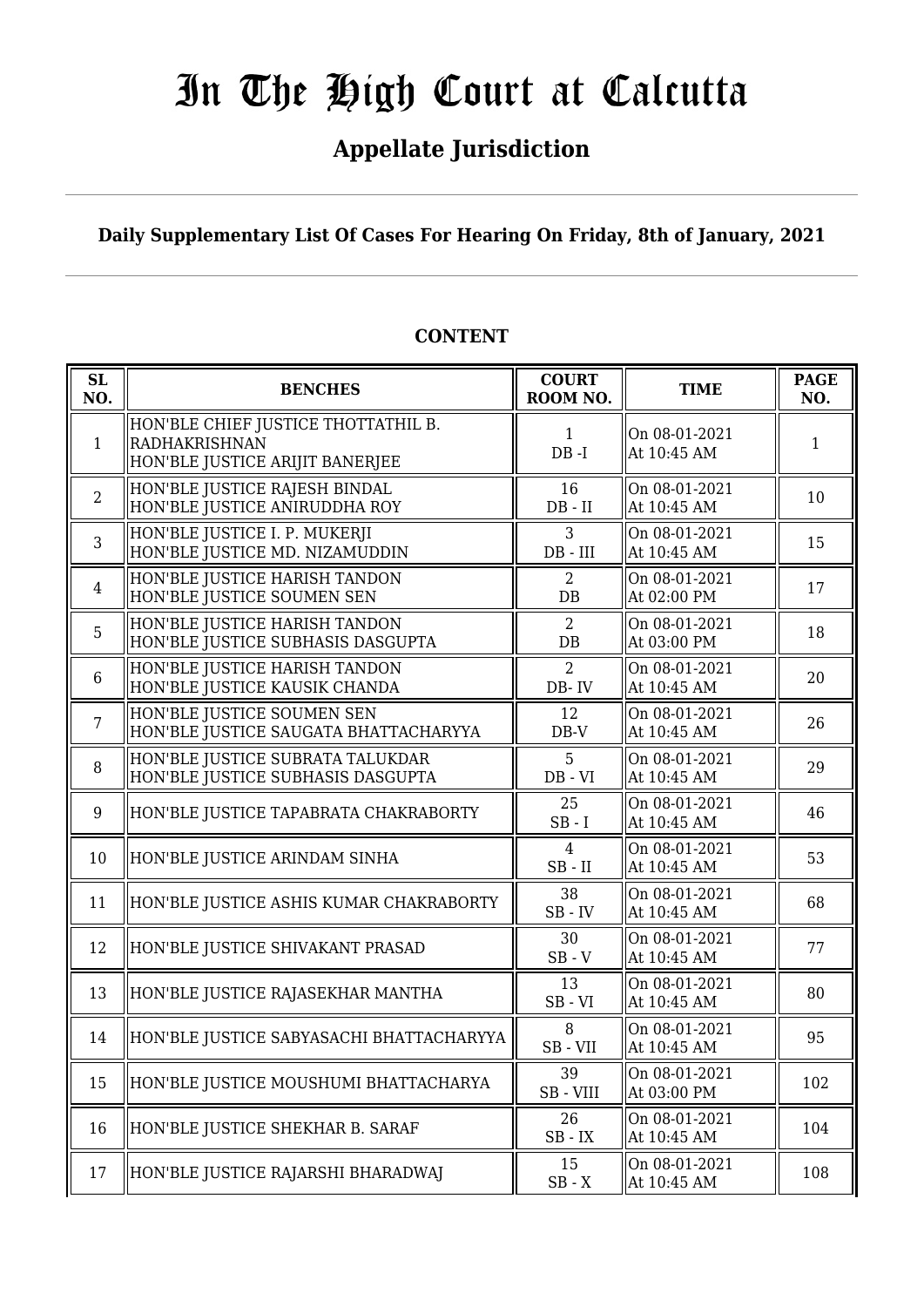# In The High Court at Calcutta

## Appellate Jurisdiction

**Daily Supplementary List Of Cases For Hearing On Friday, 8th of January, 2021**

**CONTENT**

| SL NO. | BENCHES | COURT ROOM NO. | TIME | PAGE NO. |
|---|---|---|---|---|
| 1 | HON'BLE CHIEF JUSTICE THOTTATHIL B. RADHAKRISHNAN<br>HON'BLE JUSTICE ARIJIT BANERJEE | 1<br>DB -I | On 08-01-2021<br>At 10:45 AM | 1 |
| 2 | HON'BLE JUSTICE RAJESH BINDAL<br>HON'BLE JUSTICE ANIRUDDHA ROY | 16<br>DB - II | On 08-01-2021<br>At 10:45 AM | 10 |
| 3 | HON'BLE JUSTICE I. P. MUKERJI<br>HON'BLE JUSTICE MD. NIZAMUDDIN | 3<br>DB - III | On 08-01-2021<br>At 10:45 AM | 15 |
| 4 | HON'BLE JUSTICE HARISH TANDON<br>HON'BLE JUSTICE SOUMEN SEN | 2<br>DB | On 08-01-2021<br>At 02:00 PM | 17 |
| 5 | HON'BLE JUSTICE HARISH TANDON<br>HON'BLE JUSTICE SUBHASIS DASGUPTA | 2<br>DB | On 08-01-2021<br>At 03:00 PM | 18 |
| 6 | HON'BLE JUSTICE HARISH TANDON<br>HON'BLE JUSTICE KAUSIK CHANDA | 2<br>DB- IV | On 08-01-2021<br>At 10:45 AM | 20 |
| 7 | HON'BLE JUSTICE SOUMEN SEN<br>HON'BLE JUSTICE SAUGATA BHATTACHARYYA | 12<br>DB-V | On 08-01-2021<br>At 10:45 AM | 26 |
| 8 | HON'BLE JUSTICE SUBRATA TALUKDAR<br>HON'BLE JUSTICE SUBHASIS DASGUPTA | 5<br>DB - VI | On 08-01-2021<br>At 10:45 AM | 29 |
| 9 | HON'BLE JUSTICE TAPABRATA CHAKRABORTY | 25<br>SB - I | On 08-01-2021<br>At 10:45 AM | 46 |
| 10 | HON'BLE JUSTICE ARINDAM SINHA | 4<br>SB - II | On 08-01-2021<br>At 10:45 AM | 53 |
| 11 | HON'BLE JUSTICE ASHIS KUMAR CHAKRABORTY | 38<br>SB - IV | On 08-01-2021<br>At 10:45 AM | 68 |
| 12 | HON'BLE JUSTICE SHIVAKANT PRASAD | 30<br>SB - V | On 08-01-2021<br>At 10:45 AM | 77 |
| 13 | HON'BLE JUSTICE RAJASEKHAR MANTHA | 13<br>SB - VI | On 08-01-2021<br>At 10:45 AM | 80 |
| 14 | HON'BLE JUSTICE SABYASACHI BHATTACHARYYA | 8<br>SB - VII | On 08-01-2021<br>At 10:45 AM | 95 |
| 15 | HON'BLE JUSTICE MOUSHUMI BHATTACHARYA | 39<br>SB - VIII | On 08-01-2021<br>At 03:00 PM | 102 |
| 16 | HON'BLE JUSTICE SHEKHAR B. SARAF | 26<br>SB - IX | On 08-01-2021<br>At 10:45 AM | 104 |
| 17 | HON'BLE JUSTICE RAJARSHI BHARADWAJ | 15<br>SB - X | On 08-01-2021<br>At 10:45 AM | 108 |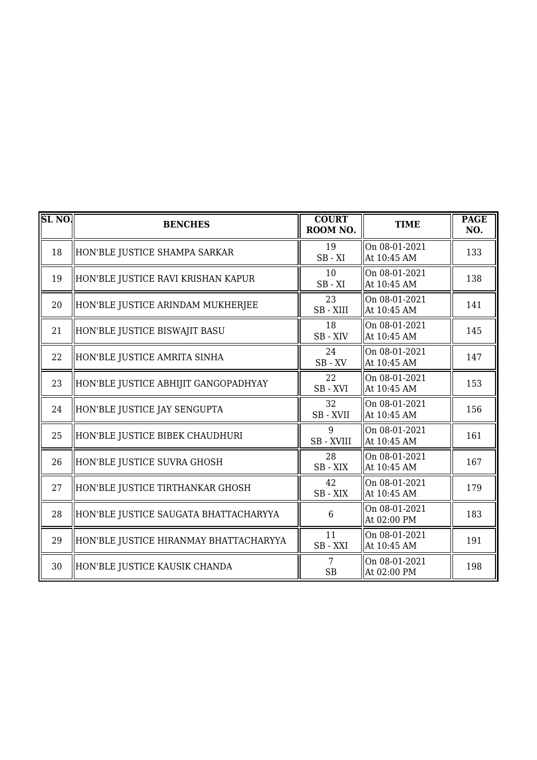| SL NO. | BENCHES | COURT ROOM NO. | TIME | PAGE NO. |
| --- | --- | --- | --- | --- |
| 18 | HON'BLE JUSTICE SHAMPA SARKAR | 19<br>SB - XI | On 08-01-2021<br>At 10:45 AM | 133 |
| 19 | HON'BLE JUSTICE RAVI KRISHAN KAPUR | 10<br>SB - XI | On 08-01-2021<br>At 10:45 AM | 138 |
| 20 | HON'BLE JUSTICE ARINDAM MUKHERJEE | 23<br>SB - XIII | On 08-01-2021<br>At 10:45 AM | 141 |
| 21 | HON'BLE JUSTICE BISWAJIT BASU | 18<br>SB - XIV | On 08-01-2021<br>At 10:45 AM | 145 |
| 22 | HON'BLE JUSTICE AMRITA SINHA | 24<br>SB - XV | On 08-01-2021<br>At 10:45 AM | 147 |
| 23 | HON'BLE JUSTICE ABHIJIT GANGOPADHYAY | 22<br>SB - XVI | On 08-01-2021<br>At 10:45 AM | 153 |
| 24 | HON'BLE JUSTICE JAY SENGUPTA | 32<br>SB - XVII | On 08-01-2021<br>At 10:45 AM | 156 |
| 25 | HON'BLE JUSTICE BIBEK CHAUDHURI | 9<br>SB - XVIII | On 08-01-2021<br>At 10:45 AM | 161 |
| 26 | HON'BLE JUSTICE SUVRA GHOSH | 28<br>SB - XIX | On 08-01-2021<br>At 10:45 AM | 167 |
| 27 | HON'BLE JUSTICE TIRTHANKAR GHOSH | 42<br>SB - XIX | On 08-01-2021<br>At 10:45 AM | 179 |
| 28 | HON'BLE JUSTICE SAUGATA BHATTACHARYYA | 6 | On 08-01-2021<br>At 02:00 PM | 183 |
| 29 | HON'BLE JUSTICE HIRANMAY BHATTACHARYYA | 11<br>SB - XXI | On 08-01-2021<br>At 10:45 AM | 191 |
| 30 | HON'BLE JUSTICE KAUSIK CHANDA | 7<br>SB | On 08-01-2021<br>At 02:00 PM | 198 |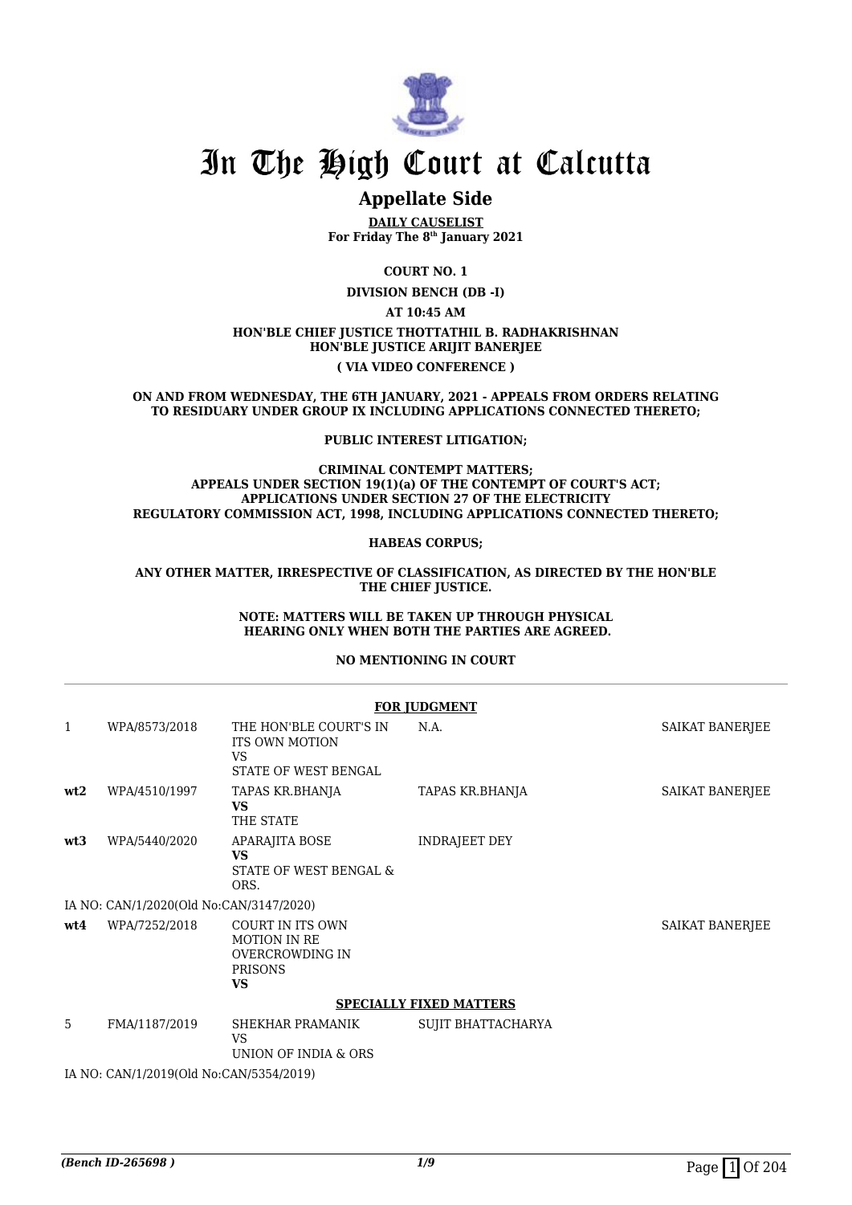# In The High Court at Calcutta

## Appellate Side

**DAILY CAUSELIST**
**For Friday The 8th January 2021**

**COURT NO. 1**

**DIVISION BENCH (DB -I)**

**AT 10:45 AM**

**HON'BLE CHIEF JUSTICE THOTTATHIL B. RADHAKRISHNAN**
**HON'BLE JUSTICE ARIJIT BANERJEE**

**( VIA VIDEO CONFERENCE )**

**ON AND FROM WEDNESDAY, THE 6TH JANUARY, 2021 - APPEALS FROM ORDERS RELATING TO RESIDUARY UNDER GROUP IX INCLUDING APPLICATIONS CONNECTED THERETO;**

**PUBLIC INTEREST LITIGATION;**

**CRIMINAL CONTEMPT MATTERS;**
**APPEALS UNDER SECTION 19(1)(a) OF THE CONTEMPT OF COURT'S ACT;**
**APPLICATIONS UNDER SECTION 27 OF THE ELECTRICITY REGULATORY COMMISSION ACT, 1998, INCLUDING APPLICATIONS CONNECTED THERETO;**

**HABEAS CORPUS;**

**ANY OTHER MATTER, IRRESPECTIVE OF CLASSIFICATION, AS DIRECTED BY THE HON'BLE THE CHIEF JUSTICE.**

**NOTE: MATTERS WILL BE TAKEN UP THROUGH PHYSICAL HEARING ONLY WHEN BOTH THE PARTIES ARE AGREED.**

**NO MENTIONING IN COURT**

**FOR JUDGMENT**

| | | | | |
|---|---|---|---|---|
| 1 | WPA/8573/2018 | THE HON'BLE COURT'S IN ITS OWN MOTION<br>VS<br>STATE OF WEST BENGAL | N.A. | SAIKAT BANERJEE |
| **wt2** | WPA/4510/1997 | TAPAS KR.BHANJA<br>**VS**<br>THE STATE | TAPAS KR.BHANJA | SAIKAT BANERJEE |
| **wt3** | WPA/5440/2020 | APARAJITA BOSE<br>**VS**<br>STATE OF WEST BENGAL & ORS. | INDRAJEET DEY | |
| | IA NO: CAN/1/2020(Old No:CAN/3147/2020) | | | |
| **wt4** | WPA/7252/2018 | COURT IN ITS OWN MOTION IN RE OVERCROWDING IN PRISONS<br>**VS** | | SAIKAT BANERJEE |

**SPECIALLY FIXED MATTERS**

| | | | | |
|---|---|---|---|---|
| 5 | FMA/1187/2019 | SHEKHAR PRAMANIK<br>VS<br>UNION OF INDIA & ORS | SUJIT BHATTACHARYA | |
| | IA NO: CAN/1/2019(Old No:CAN/5354/2019) | | | |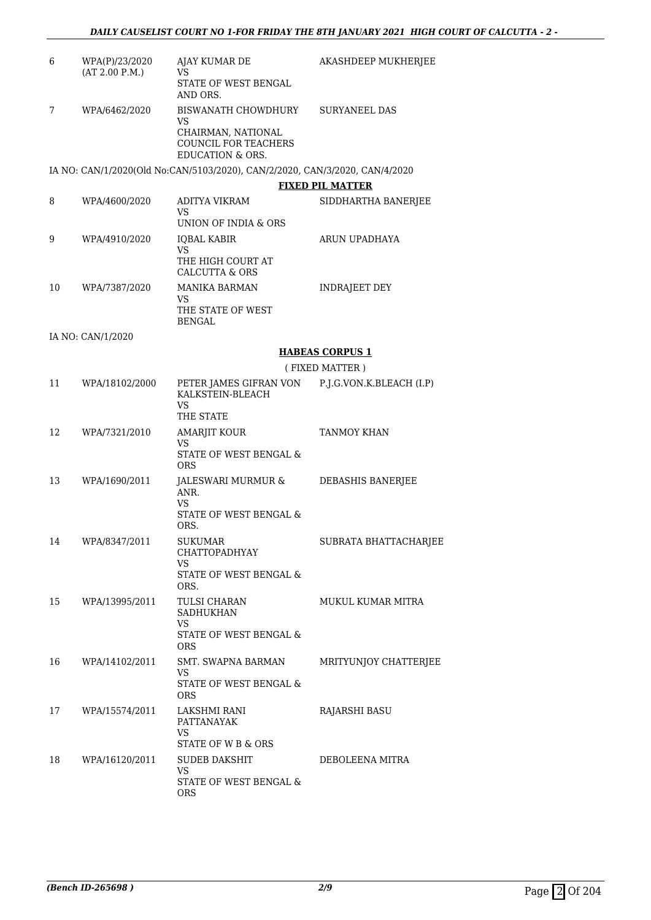| | | | |
|---|---|---|---|
| 6 | WPA(P)/23/2020 (AT 2.00 P.M.) | AJAY KUMAR DE VS STATE OF WEST BENGAL AND ORS. | AKASHDEEP MUKHERJEE |
| 7 | WPA/6462/2020 | BISWANATH CHOWDHURY VS CHAIRMAN, NATIONAL COUNCIL FOR TEACHERS EDUCATION & ORS. | SURYANEEL DAS |

IA NO: CAN/1/2020(Old No:CAN/5103/2020), CAN/2/2020, CAN/3/2020, CAN/4/2020

**FIXED PIL MATTER**

| | | | |
|---|---|---|---|
| 8 | WPA/4600/2020 | ADITYA VIKRAM VS UNION OF INDIA & ORS | SIDDHARTHA BANERJEE |
| 9 | WPA/4910/2020 | IQBAL KABIR VS THE HIGH COURT AT CALCUTTA & ORS | ARUN UPADHAYA |
| 10 | WPA/7387/2020 | MANIKA BARMAN VS THE STATE OF WEST BENGAL | INDRAJEET DEY |

IA NO: CAN/1/2020

**HABEAS CORPUS 1**

( FIXED MATTER )

| | | | |
|---|---|---|---|
| 11 | WPA/18102/2000 | PETER JAMES GIFRAN VON KALKSTEIN-BLEACH VS THE STATE | P.J.G.VON.K.BLEACH (I.P) |
| 12 | WPA/7321/2010 | AMARJIT KOUR VS STATE OF WEST BENGAL & ORS | TANMOY KHAN |
| 13 | WPA/1690/2011 | JALESWARI MURMUR & ANR. VS STATE OF WEST BENGAL & ORS. | DEBASHIS BANERJEE |
| 14 | WPA/8347/2011 | SUKUMAR CHATTOPADHYAY VS STATE OF WEST BENGAL & ORS. | SUBRATA BHATTACHARJEE |
| 15 | WPA/13995/2011 | TULSI CHARAN SADHUKHAN VS STATE OF WEST BENGAL & ORS | MUKUL KUMAR MITRA |
| 16 | WPA/14102/2011 | SMT. SWAPNA BARMAN VS STATE OF WEST BENGAL & ORS | MRITYUNJOY CHATTERJEE |
| 17 | WPA/15574/2011 | LAKSHMI RANI PATTANAYAK VS STATE OF W B & ORS | RAJARSHI BASU |
| 18 | WPA/16120/2011 | SUDEB DAKSHIT VS STATE OF WEST BENGAL & ORS | DEBOLEENA MITRA |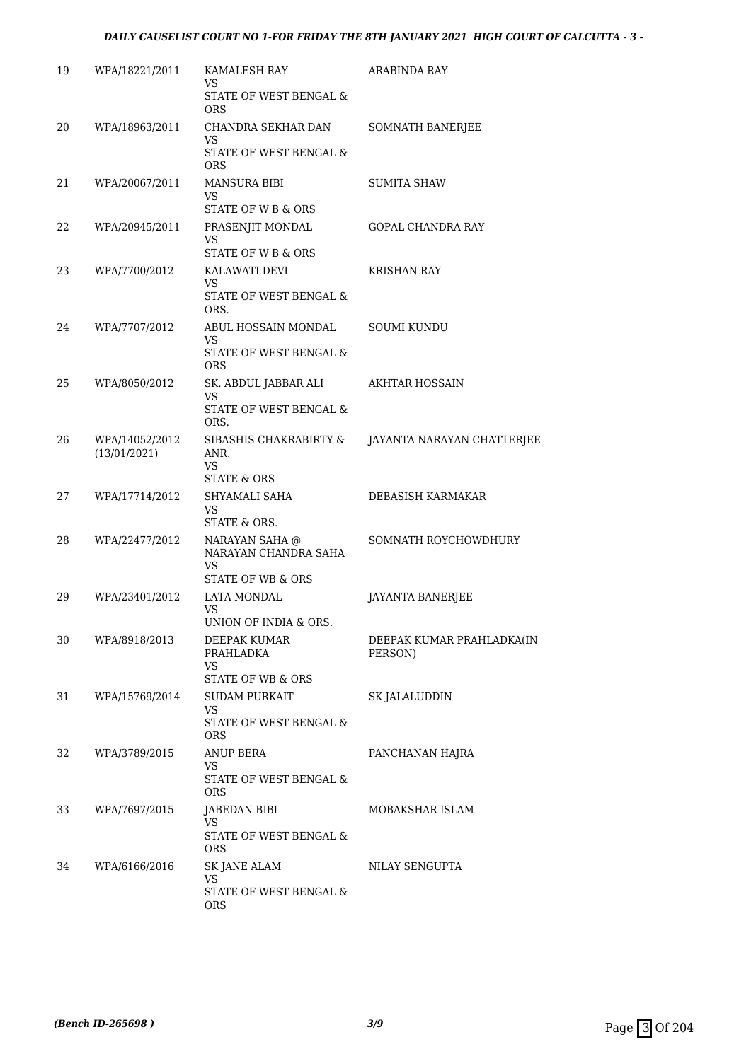| 19 | WPA/18221/2011 | KAMALESH RAY<br>VS<br>STATE OF WEST BENGAL & ORS | ARABINDA RAY |
|---|---|---|---|
| 20 | WPA/18963/2011 | CHANDRA SEKHAR DAN<br>VS<br>STATE OF WEST BENGAL & ORS | SOMNATH BANERJEE |
| 21 | WPA/20067/2011 | MANSURA BIBI<br>VS<br>STATE OF W B & ORS | SUMITA SHAW |
| 22 | WPA/20945/2011 | PRASENJIT MONDAL<br>VS<br>STATE OF W B & ORS | GOPAL CHANDRA RAY |
| 23 | WPA/7700/2012 | KALAWATI DEVI<br>VS<br>STATE OF WEST BENGAL & ORS. | KRISHAN RAY |
| 24 | WPA/7707/2012 | ABUL HOSSAIN MONDAL<br>VS<br>STATE OF WEST BENGAL & ORS | SOUMI KUNDU |
| 25 | WPA/8050/2012 | SK. ABDUL JABBAR ALI<br>VS<br>STATE OF WEST BENGAL & ORS. | AKHTAR HOSSAIN |
| 26 | WPA/14052/2012<br>(13/01/2021) | SIBASHIS CHAKRABIRTY & ANR.<br>VS<br>STATE & ORS | JAYANTA NARAYAN CHATTERJEE |
| 27 | WPA/17714/2012 | SHYAMALI SAHA<br>VS<br>STATE & ORS. | DEBASISH KARMAKAR |
| 28 | WPA/22477/2012 | NARAYAN SAHA @ NARAYAN CHANDRA SAHA<br>VS<br>STATE OF WB & ORS | SOMNATH ROYCHOWDHURY |
| 29 | WPA/23401/2012 | LATA MONDAL<br>VS<br>UNION OF INDIA & ORS. | JAYANTA BANERJEE |
| 30 | WPA/8918/2013 | DEEPAK KUMAR PRAHLADKA<br>VS<br>STATE OF WB & ORS | DEEPAK KUMAR PRAHLADKA(IN PERSON) |
| 31 | WPA/15769/2014 | SUDAM PURKAIT<br>VS<br>STATE OF WEST BENGAL & ORS | SK JALALUDDIN |
| 32 | WPA/3789/2015 | ANUP BERA<br>VS<br>STATE OF WEST BENGAL & ORS | PANCHANAN HAJRA |
| 33 | WPA/7697/2015 | JABEDAN BIBI<br>VS<br>STATE OF WEST BENGAL & ORS | MOBAKSHAR ISLAM |
| 34 | WPA/6166/2016 | SK JANE ALAM<br>VS<br>STATE OF WEST BENGAL & ORS | NILAY SENGUPTA |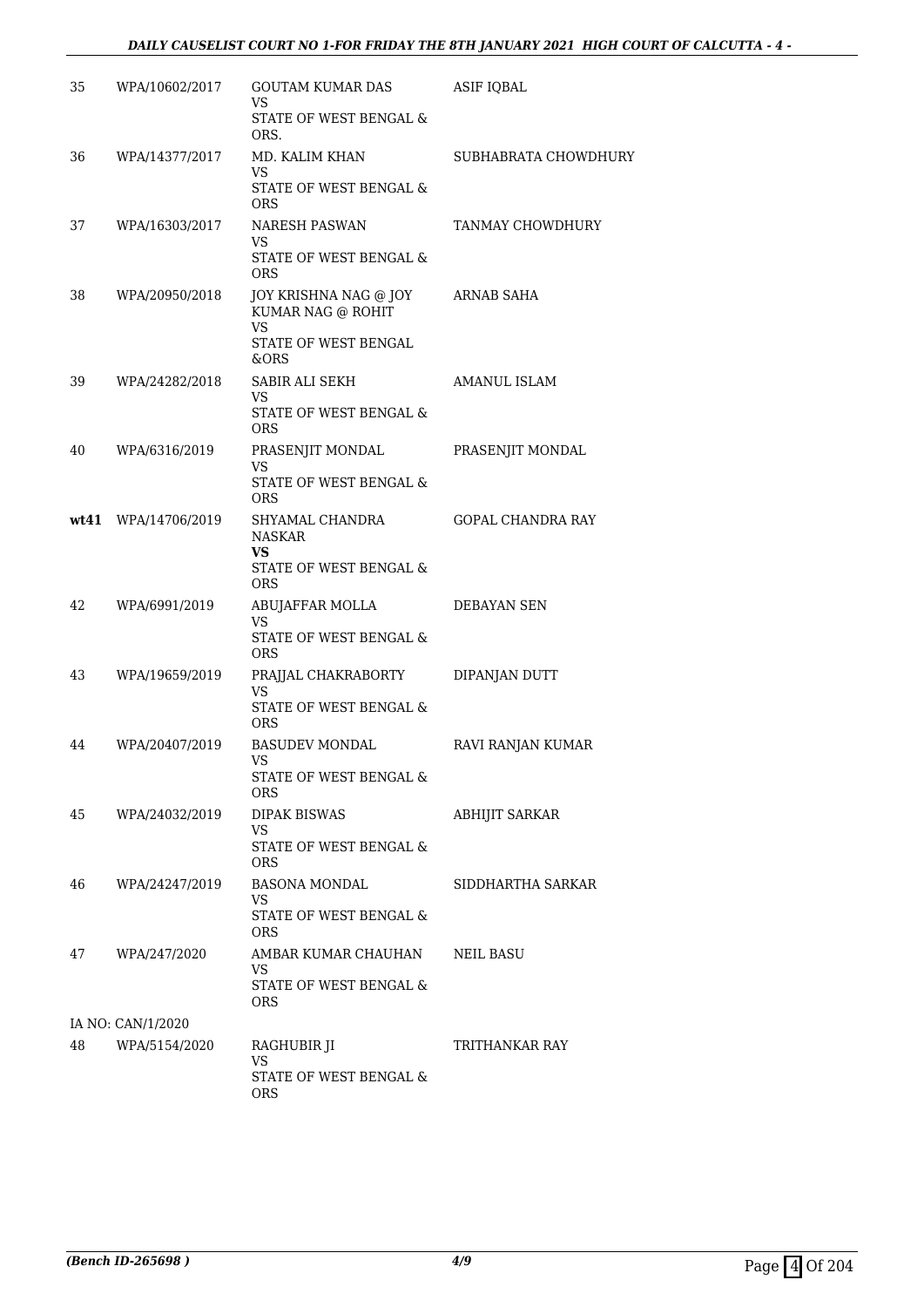| | | | |
|---|---|---|---|
| 35 | WPA/10602/2017 | GOUTAM KUMAR DAS<br>VS<br>STATE OF WEST BENGAL & ORS. | ASIF IQBAL |
| 36 | WPA/14377/2017 | MD. KALIM KHAN<br>VS<br>STATE OF WEST BENGAL & ORS | SUBHABRATA CHOWDHURY |
| 37 | WPA/16303/2017 | NARESH PASWAN<br>VS<br>STATE OF WEST BENGAL & ORS | TANMAY CHOWDHURY |
| 38 | WPA/20950/2018 | JOY KRISHNA NAG @ JOY KUMAR NAG @ ROHIT<br>VS<br>STATE OF WEST BENGAL &ORS | ARNAB SAHA |
| 39 | WPA/24282/2018 | SABIR ALI SEKH<br>VS<br>STATE OF WEST BENGAL & ORS | AMANUL ISLAM |
| 40 | WPA/6316/2019 | PRASENJIT MONDAL<br>VS<br>STATE OF WEST BENGAL & ORS | PRASENJIT MONDAL |
| **wt41** | WPA/14706/2019 | SHYAMAL CHANDRA NASKAR<br>**VS**<br>STATE OF WEST BENGAL & ORS | GOPAL CHANDRA RAY |
| 42 | WPA/6991/2019 | ABUJAFFAR MOLLA<br>VS<br>STATE OF WEST BENGAL & ORS | DEBAYAN SEN |
| 43 | WPA/19659/2019 | PRAJJAL CHAKRABORTY<br>VS<br>STATE OF WEST BENGAL & ORS | DIPANJAN DUTT |
| 44 | WPA/20407/2019 | BASUDEV MONDAL<br>VS<br>STATE OF WEST BENGAL & ORS | RAVI RANJAN KUMAR |
| 45 | WPA/24032/2019 | DIPAK BISWAS<br>VS<br>STATE OF WEST BENGAL & ORS | ABHIJIT SARKAR |
| 46 | WPA/24247/2019 | BASONA MONDAL<br>VS<br>STATE OF WEST BENGAL & ORS | SIDDHARTHA SARKAR |
| 47 | WPA/247/2020 | AMBAR KUMAR CHAUHAN<br>VS<br>STATE OF WEST BENGAL & ORS | NEIL BASU |
| | IA NO: CAN/1/2020 | | |
| 48 | WPA/5154/2020 | RAGHUBIR JI<br>VS<br>STATE OF WEST BENGAL & ORS | TRITHANKAR RAY |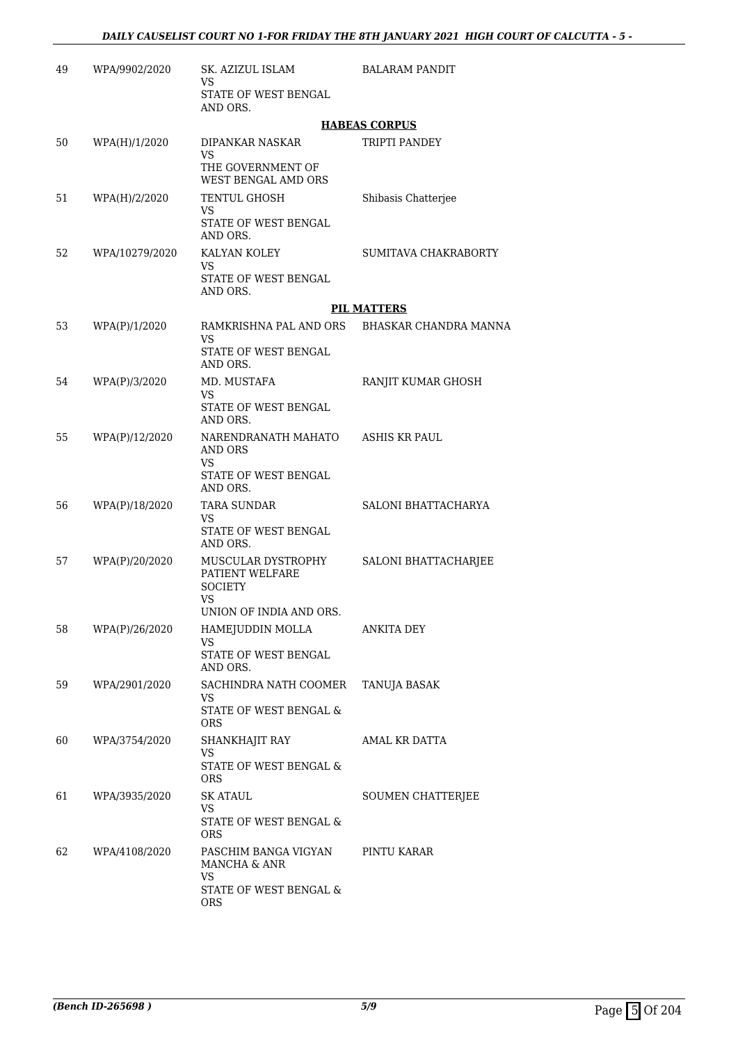| | | | |
|---|---|---|---|
| 49 | WPA/9902/2020 | SK. AZIZUL ISLAM<br>VS<br>STATE OF WEST BENGAL AND ORS. | BALARAM PANDIT |

**HABEAS CORPUS**

| | | | |
|---|---|---|---|
| 50 | WPA(H)/1/2020 | DIPANKAR NASKAR<br>VS<br>THE GOVERNMENT OF WEST BENGAL AMD ORS | TRIPTI PANDEY |
| 51 | WPA(H)/2/2020 | TENTUL GHOSH<br>VS<br>STATE OF WEST BENGAL AND ORS. | Shibasis Chatterjee |
| 52 | WPA/10279/2020 | KALYAN KOLEY<br>VS<br>STATE OF WEST BENGAL AND ORS. | SUMITAVA CHAKRABORTY |

**PIL MATTERS**

| | | | |
|---|---|---|---|
| 53 | WPA(P)/1/2020 | RAMKRISHNA PAL AND ORS<br>VS<br>STATE OF WEST BENGAL AND ORS. | BHASKAR CHANDRA MANNA |
| 54 | WPA(P)/3/2020 | MD. MUSTAFA<br>VS<br>STATE OF WEST BENGAL AND ORS. | RANJIT KUMAR GHOSH |
| 55 | WPA(P)/12/2020 | NARENDRANATH MAHATO AND ORS<br>VS<br>STATE OF WEST BENGAL AND ORS. | ASHIS KR PAUL |
| 56 | WPA(P)/18/2020 | TARA SUNDAR<br>VS<br>STATE OF WEST BENGAL AND ORS. | SALONI BHATTACHARYA |
| 57 | WPA(P)/20/2020 | MUSCULAR DYSTROPHY PATIENT WELFARE SOCIETY<br>VS<br>UNION OF INDIA AND ORS. | SALONI BHATTACHARJEE |
| 58 | WPA(P)/26/2020 | HAMEJUDDIN MOLLA<br>VS<br>STATE OF WEST BENGAL AND ORS. | ANKITA DEY |
| 59 | WPA/2901/2020 | SACHINDRA NATH COOMER<br>VS<br>STATE OF WEST BENGAL & ORS | TANUJA BASAK |
| 60 | WPA/3754/2020 | SHANKHAJIT RAY<br>VS<br>STATE OF WEST BENGAL & ORS | AMAL KR DATTA |
| 61 | WPA/3935/2020 | SK ATAUL<br>VS<br>STATE OF WEST BENGAL & ORS | SOUMEN CHATTERJEE |
| 62 | WPA/4108/2020 | PASCHIM BANGA VIGYAN MANCHA & ANR<br>VS<br>STATE OF WEST BENGAL & ORS | PINTU KARAR |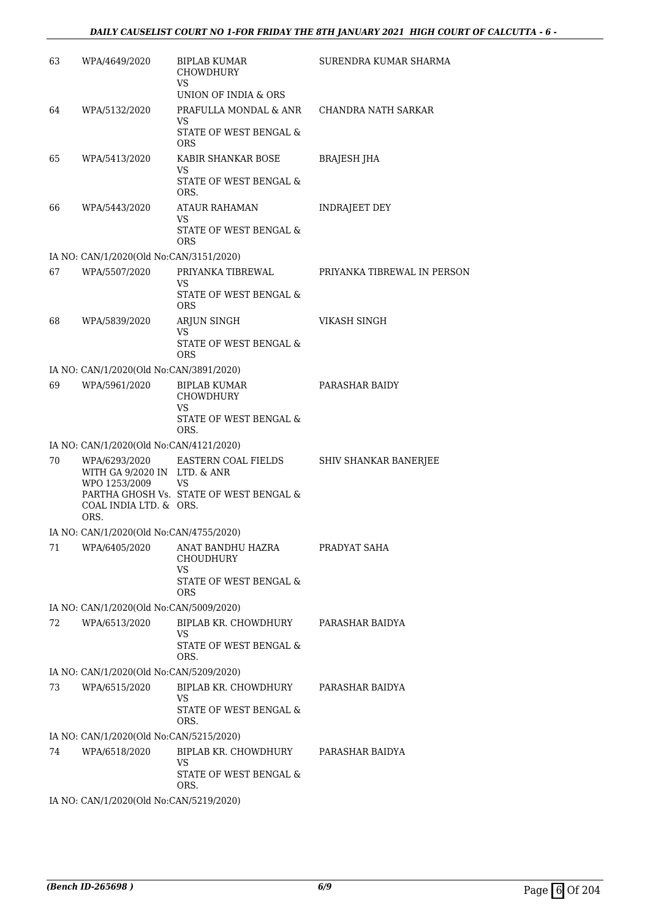| | | | |
|---|---|---|---|
| 63 | WPA/4649/2020 | BIPLAB KUMAR CHOWDHURY<br>VS<br>UNION OF INDIA & ORS | SURENDRA KUMAR SHARMA |
| 64 | WPA/5132/2020 | PRAFULLA MONDAL & ANR<br>VS<br>STATE OF WEST BENGAL & ORS | CHANDRA NATH SARKAR |
| 65 | WPA/5413/2020 | KABIR SHANKAR BOSE<br>VS<br>STATE OF WEST BENGAL & ORS. | BRAJESH JHA |
| 66 | WPA/5443/2020 | ATAUR RAHAMAN<br>VS<br>STATE OF WEST BENGAL & ORS | INDRAJEET DEY |
| | IA NO: CAN/1/2020(Old No:CAN/3151/2020) | | |
| 67 | WPA/5507/2020 | PRIYANKA TIBREWAL<br>VS<br>STATE OF WEST BENGAL & ORS | PRIYANKA TIBREWAL IN PERSON |
| 68 | WPA/5839/2020 | ARJUN SINGH<br>VS<br>STATE OF WEST BENGAL & ORS | VIKASH SINGH |
| | IA NO: CAN/1/2020(Old No:CAN/3891/2020) | | |
| 69 | WPA/5961/2020 | BIPLAB KUMAR CHOWDHURY<br>VS<br>STATE OF WEST BENGAL & ORS. | PARASHAR BAIDY |
| | IA NO: CAN/1/2020(Old No:CAN/4121/2020) | | |
| 70 | WPA/6293/2020<br>WITH GA 9/2020 IN WPO 1253/2009<br>PARTHA GHOSH Vs. COAL INDIA LTD. & ORS. | EASTERN COAL FIELDS LTD. & ANR<br>VS<br>STATE OF WEST BENGAL & ORS. | SHIV SHANKAR BANERJEE |
| | IA NO: CAN/1/2020(Old No:CAN/4755/2020) | | |
| 71 | WPA/6405/2020 | ANAT BANDHU HAZRA CHOUDHURY<br>VS<br>STATE OF WEST BENGAL & ORS | PRADYAT SAHA |
| | IA NO: CAN/1/2020(Old No:CAN/5009/2020) | | |
| 72 | WPA/6513/2020 | BIPLAB KR. CHOWDHURY<br>VS<br>STATE OF WEST BENGAL & ORS. | PARASHAR BAIDYA |
| | IA NO: CAN/1/2020(Old No:CAN/5209/2020) | | |
| 73 | WPA/6515/2020 | BIPLAB KR. CHOWDHURY<br>VS<br>STATE OF WEST BENGAL & ORS. | PARASHAR BAIDYA |
| | IA NO: CAN/1/2020(Old No:CAN/5215/2020) | | |
| 74 | WPA/6518/2020 | BIPLAB KR. CHOWDHURY<br>VS<br>STATE OF WEST BENGAL & ORS. | PARASHAR BAIDYA |
| | IA NO: CAN/1/2020(Old No:CAN/5219/2020) | | |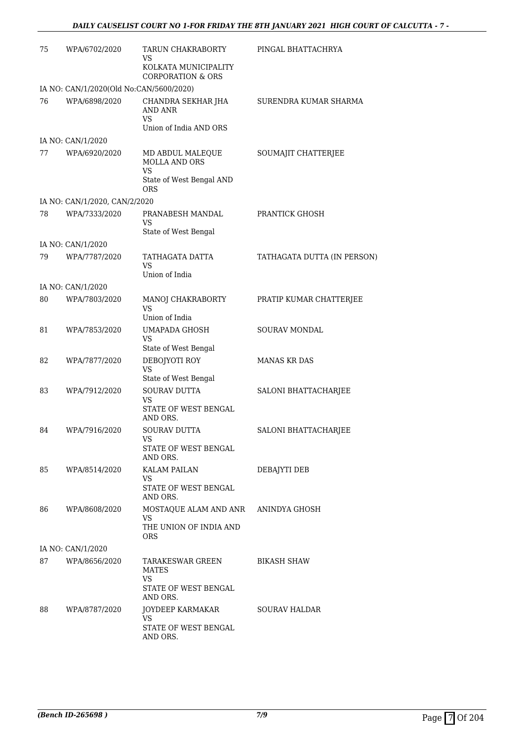| | | | |
|---|---|---|---|
| 75 | WPA/6702/2020 | TARUN CHAKRABORTY<br>VS<br>KOLKATA MUNICIPALITY CORPORATION & ORS | PINGAL BHATTACHRYA |
| IA NO: CAN/1/2020(Old No:CAN/5600/2020) | | | |
| 76 | WPA/6898/2020 | CHANDRA SEKHAR JHA AND ANR<br>VS<br>Union of India AND ORS | SURENDRA KUMAR SHARMA |
| IA NO: CAN/1/2020 | | | |
| 77 | WPA/6920/2020 | MD ABDUL MALEQUE MOLLA AND ORS<br>VS<br>State of West Bengal AND ORS | SOUMAJIT CHATTERJEE |
| IA NO: CAN/1/2020, CAN/2/2020 | | | |
| 78 | WPA/7333/2020 | PRANABESH MANDAL<br>VS<br>State of West Bengal | PRANTICK GHOSH |
| IA NO: CAN/1/2020 | | | |
| 79 | WPA/7787/2020 | TATHAGATA DATTA<br>VS<br>Union of India | TATHAGATA DUTTA (IN PERSON) |
| IA NO: CAN/1/2020 | | | |
| 80 | WPA/7803/2020 | MANOJ CHAKRABORTY<br>VS<br>Union of India | PRATIP KUMAR CHATTERJEE |
| 81 | WPA/7853/2020 | UMAPADA GHOSH<br>VS<br>State of West Bengal | SOURAV MONDAL |
| 82 | WPA/7877/2020 | DEBOJYOTI ROY<br>VS<br>State of West Bengal | MANAS KR DAS |
| 83 | WPA/7912/2020 | SOURAV DUTTA<br>VS<br>STATE OF WEST BENGAL AND ORS. | SALONI BHATTACHARJEE |
| 84 | WPA/7916/2020 | SOURAV DUTTA<br>VS<br>STATE OF WEST BENGAL AND ORS. | SALONI BHATTACHARJEE |
| 85 | WPA/8514/2020 | KALAM PAILAN<br>VS<br>STATE OF WEST BENGAL AND ORS. | DEBAJYTI DEB |
| 86 | WPA/8608/2020 | MOSTAQUE ALAM AND ANR<br>VS<br>THE UNION OF INDIA AND ORS | ANINDYA GHOSH |
| IA NO: CAN/1/2020 | | | |
| 87 | WPA/8656/2020 | TARAKESWAR GREEN MATES<br>VS<br>STATE OF WEST BENGAL AND ORS. | BIKASH SHAW |
| 88 | WPA/8787/2020 | JOYDEEP KARMAKAR<br>VS<br>STATE OF WEST BENGAL AND ORS. | SOURAV HALDAR |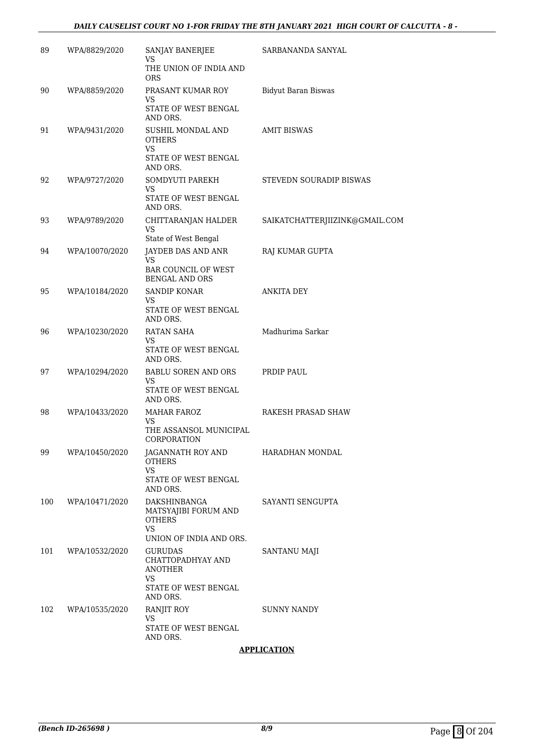| | | | |
|---|---|---|---|
| 89 | WPA/8829/2020 | SANJAY BANERJEE<br>VS<br>THE UNION OF INDIA AND ORS | SARBANANDA SANYAL |
| 90 | WPA/8859/2020 | PRASANT KUMAR ROY<br>VS<br>STATE OF WEST BENGAL AND ORS. | Bidyut Baran Biswas |
| 91 | WPA/9431/2020 | SUSHIL MONDAL AND OTHERS<br>VS<br>STATE OF WEST BENGAL AND ORS. | AMIT BISWAS |
| 92 | WPA/9727/2020 | SOMDYUTI PAREKH<br>VS<br>STATE OF WEST BENGAL AND ORS. | STEVEDN SOURADIP BISWAS |
| 93 | WPA/9789/2020 | CHITTARANJAN HALDER<br>VS<br>State of West Bengal | SAIKATCHATTERJIIZINK@GMAIL.COM |
| 94 | WPA/10070/2020 | JAYDEB DAS AND ANR<br>VS<br>BAR COUNCIL OF WEST BENGAL AND ORS | RAJ KUMAR GUPTA |
| 95 | WPA/10184/2020 | SANDIP KONAR<br>VS<br>STATE OF WEST BENGAL AND ORS. | ANKITA DEY |
| 96 | WPA/10230/2020 | RATAN SAHA<br>VS<br>STATE OF WEST BENGAL AND ORS. | Madhurima Sarkar |
| 97 | WPA/10294/2020 | BABLU SOREN AND ORS<br>VS<br>STATE OF WEST BENGAL AND ORS. | PRDIP PAUL |
| 98 | WPA/10433/2020 | MAHAR FAROZ<br>VS<br>THE ASSANSOL MUNICIPAL CORPORATION | RAKESH PRASAD SHAW |
| 99 | WPA/10450/2020 | JAGANNATH ROY AND OTHERS<br>VS<br>STATE OF WEST BENGAL AND ORS. | HARADHAN MONDAL |
| 100 | WPA/10471/2020 | DAKSHINBANGA MATSYAJIBI FORUM AND OTHERS<br>VS<br>UNION OF INDIA AND ORS. | SAYANTI SENGUPTA |
| 101 | WPA/10532/2020 | GURUDAS CHATTOPADHYAY AND ANOTHER<br>VS<br>STATE OF WEST BENGAL AND ORS. | SANTANU MAJI |
| 102 | WPA/10535/2020 | RANJIT ROY<br>VS<br>STATE OF WEST BENGAL AND ORS. | SUNNY NANDY |

**APPLICATION**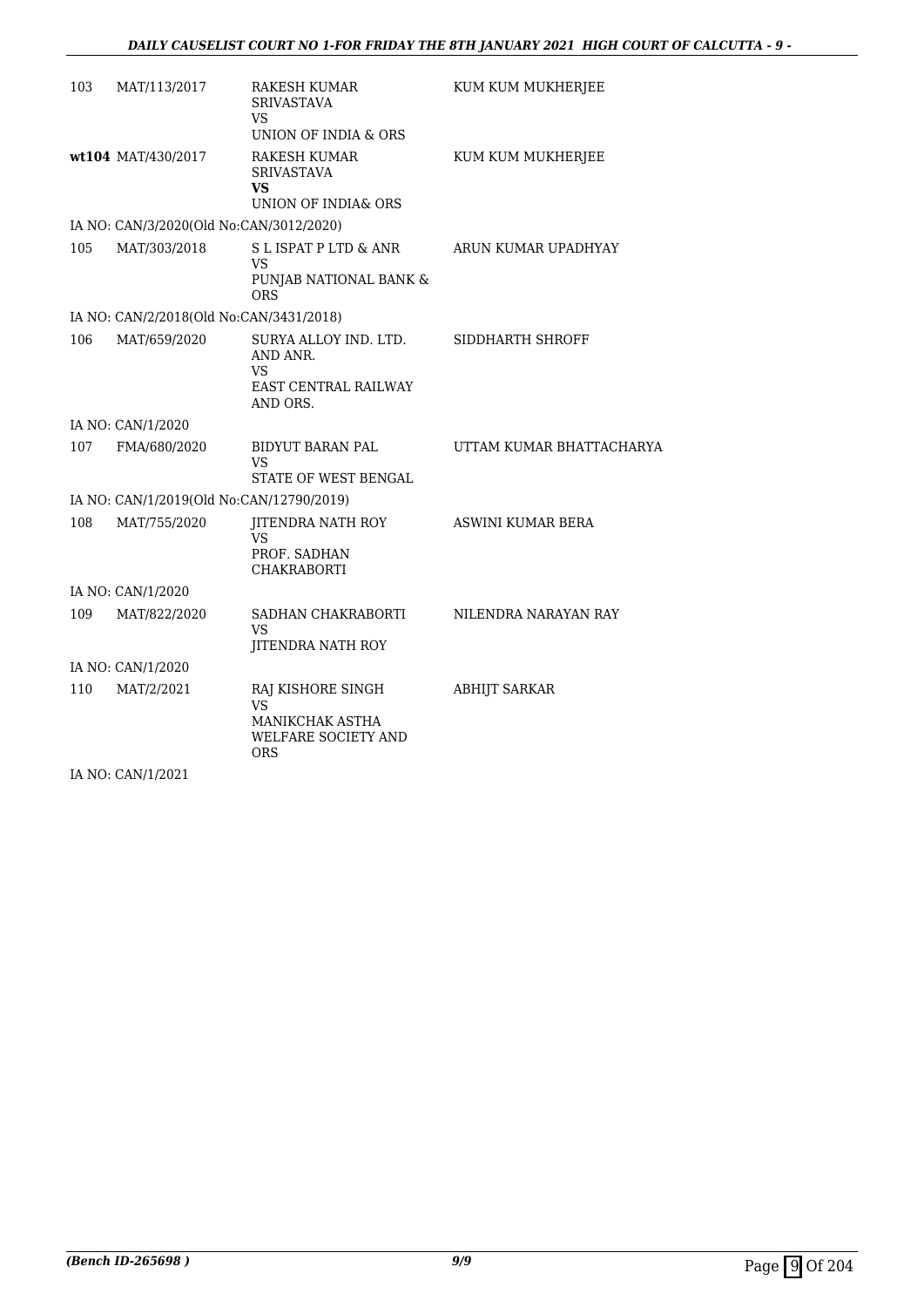| | | | |
|---|---|---|---|
| 103 | MAT/113/2017 | RAKESH KUMAR SRIVASTAVA VS UNION OF INDIA & ORS | KUM KUM MUKHERJEE |
| **wt104** | MAT/430/2017 | RAKESH KUMAR SRIVASTAVA **VS** UNION OF INDIA& ORS | KUM KUM MUKHERJEE |
| IA NO: CAN/3/2020(Old No:CAN/3012/2020) | | | |
| 105 | MAT/303/2018 | S L ISPAT P LTD & ANR VS PUNJAB NATIONAL BANK & ORS | ARUN KUMAR UPADHYAY |
| IA NO: CAN/2/2018(Old No:CAN/3431/2018) | | | |
| 106 | MAT/659/2020 | SURYA ALLOY IND. LTD. AND ANR. VS EAST CENTRAL RAILWAY AND ORS. | SIDDHARTH SHROFF |
| IA NO: CAN/1/2020 | | | |
| 107 | FMA/680/2020 | BIDYUT BARAN PAL VS STATE OF WEST BENGAL | UTTAM KUMAR BHATTACHARYA |
| IA NO: CAN/1/2019(Old No:CAN/12790/2019) | | | |
| 108 | MAT/755/2020 | JITENDRA NATH ROY VS PROF. SADHAN CHAKRABORTI | ASWINI KUMAR BERA |
| IA NO: CAN/1/2020 | | | |
| 109 | MAT/822/2020 | SADHAN CHAKRABORTI VS JITENDRA NATH ROY | NILENDRA NARAYAN RAY |
| IA NO: CAN/1/2020 | | | |
| 110 | MAT/2/2021 | RAJ KISHORE SINGH VS MANIKCHAK ASTHA WELFARE SOCIETY AND ORS | ABHIJT SARKAR |
| IA NO: CAN/1/2021 | | | |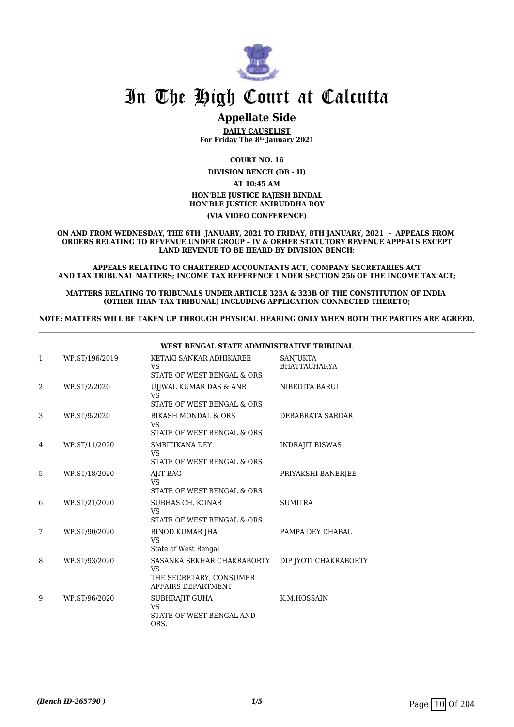# In The High Court at Calcutta

## Appellate Side

**DAILY CAUSELIST**
**For Friday The 8th January 2021**

**COURT NO. 16**

**DIVISION BENCH (DB - II)**

**AT 10:45 AM**

**HON'BLE JUSTICE RAJESH BINDAL**
**HON'BLE JUSTICE ANIRUDDHA ROY**

**(VIA VIDEO CONFERENCE)**

**ON AND FROM WEDNESDAY, THE 6TH JANUARY, 2021 TO FRIDAY, 8TH JANUARY, 2021 – APPEALS FROM ORDERS RELATING TO REVENUE UNDER GROUP – IV & ORHER STATUTORY REVENUE APPEALS EXCEPT LAND REVENUE TO BE HEARD BY DIVISION BENCH;**

**APPEALS RELATING TO CHARTERED ACCOUNTANTS ACT, COMPANY SECRETARIES ACT AND TAX TRIBUNAL MATTERS; INCOME TAX REFERENCE UNDER SECTION 256 OF THE INCOME TAX ACT;**

**MATTERS RELATING TO TRIBUNALS UNDER ARTICLE 323A & 323B OF THE CONSTITUTION OF INDIA (OTHER THAN TAX TRIBUNAL) INCLUDING APPLICATION CONNECTED THERETO;**

**NOTE: MATTERS WILL BE TAKEN UP THROUGH PHYSICAL HEARING ONLY WHEN BOTH THE PARTIES ARE AGREED.**

**WEST BENGAL STATE ADMINISTRATIVE TRIBUNAL**

| | | | |
|---|---|---|---|
| 1 | WP.ST/196/2019 | KETAKI SANKAR ADHIKAREE VS STATE OF WEST BENGAL & ORS | SANJUKTA BHATTACHARYA |
| 2 | WP.ST/2/2020 | UJJWAL KUMAR DAS & ANR VS STATE OF WEST BENGAL & ORS | NIBEDITA BARUI |
| 3 | WP.ST/9/2020 | BIKASH MONDAL & ORS VS STATE OF WEST BENGAL & ORS | DEBABRATA SARDAR |
| 4 | WP.ST/11/2020 | SMRITIKANA DEY VS STATE OF WEST BENGAL & ORS | INDRAJIT BISWAS |
| 5 | WP.ST/18/2020 | AJIT BAG VS STATE OF WEST BENGAL & ORS | PRIYAKSHI BANERJEE |
| 6 | WP.ST/21/2020 | SUBHAS CH. KONAR VS STATE OF WEST BENGAL & ORS. | SUMITRA |
| 7 | WP.ST/90/2020 | BINOD KUMAR JHA VS State of West Bengal | PAMPA DEY DHABAL |
| 8 | WP.ST/93/2020 | SASANKA SEKHAR CHAKRABORTY VS THE SECRETARY, CONSUMER AFFAIRS DEPARTMENT | DIP JYOTI CHAKRABORTY |
| 9 | WP.ST/96/2020 | SUBHRAJIT GUHA VS STATE OF WEST BENGAL AND ORS. | K.M.HOSSAIN |

*(Bench ID-265790 )*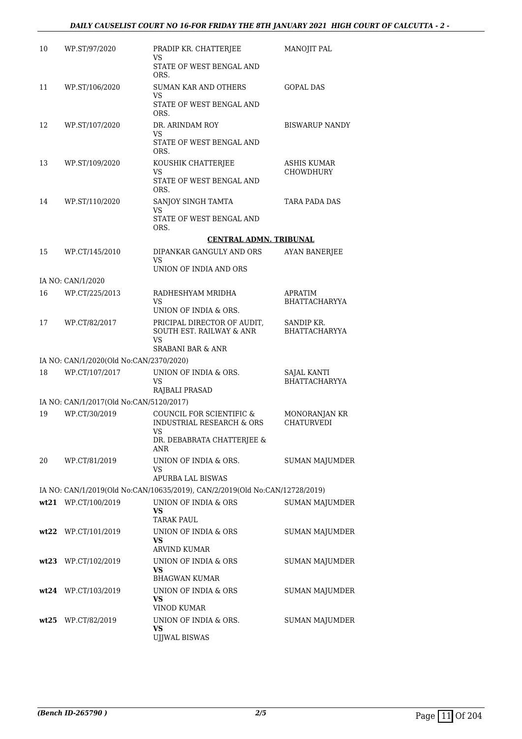| | | | |
|---|---|---|---|
| 10 | WP.ST/97/2020 | PRADIP KR. CHATTERJEE<br>VS<br>STATE OF WEST BENGAL AND ORS. | MANOJIT PAL |
| 11 | WP.ST/106/2020 | SUMAN KAR AND OTHERS<br>VS<br>STATE OF WEST BENGAL AND ORS. | GOPAL DAS |
| 12 | WP.ST/107/2020 | DR. ARINDAM ROY<br>VS<br>STATE OF WEST BENGAL AND ORS. | BISWARUP NANDY |
| 13 | WP.ST/109/2020 | KOUSHIK CHATTERJEE<br>VS<br>STATE OF WEST BENGAL AND ORS. | ASHIS KUMAR CHOWDHURY |
| 14 | WP.ST/110/2020 | SANJOY SINGH TAMTA<br>VS<br>STATE OF WEST BENGAL AND ORS. | TARA PADA DAS |

**CENTRAL ADMN. TRIBUNAL**

| | | | |
|---|---|---|---|
| 15 | WP.CT/145/2010 | DIPANKAR GANGULY AND ORS<br>VS<br>UNION OF INDIA AND ORS | AYAN BANERJEE |
| | IA NO: CAN/1/2020 | | |
| 16 | WP.CT/225/2013 | RADHESHYAM MRIDHA<br>VS<br>UNION OF INDIA & ORS. | APRATIM BHATTACHARYYA |
| 17 | WP.CT/82/2017 | PRICIPAL DIRECTOR OF AUDIT, SOUTH EST. RAILWAY & ANR<br>VS<br>SRABANI BAR & ANR | SANDIP KR. BHATTACHARYYA |
| | IA NO: CAN/1/2020(Old No:CAN/2370/2020) | | |
| 18 | WP.CT/107/2017 | UNION OF INDIA & ORS.<br>VS<br>RAJBALI PRASAD | SAJAL KANTI BHATTACHARYYA |
| | IA NO: CAN/1/2017(Old No:CAN/5120/2017) | | |
| 19 | WP.CT/30/2019 | COUNCIL FOR SCIENTIFIC & INDUSTRIAL RESEARCH & ORS<br>VS<br>DR. DEBABRATA CHATTERJEE & ANR | MONORANJAN KR CHATURVEDI |
| 20 | WP.CT/81/2019 | UNION OF INDIA & ORS.<br>VS<br>APURBA LAL BISWAS | SUMAN MAJUMDER |
| | IA NO: CAN/1/2019(Old No:CAN/10635/2019), CAN/2/2019(Old No:CAN/12728/2019) | | |
| **wt21** | WP.CT/100/2019 | UNION OF INDIA & ORS<br>**VS**<br>TARAK PAUL | SUMAN MAJUMDER |
| **wt22** | WP.CT/101/2019 | UNION OF INDIA & ORS<br>**VS**<br>ARVIND KUMAR | SUMAN MAJUMDER |
| **wt23** | WP.CT/102/2019 | UNION OF INDIA & ORS<br>**VS**<br>BHAGWAN KUMAR | SUMAN MAJUMDER |
| **wt24** | WP.CT/103/2019 | UNION OF INDIA & ORS<br>**VS**<br>VINOD KUMAR | SUMAN MAJUMDER |
| **wt25** | WP.CT/82/2019 | UNION OF INDIA & ORS.<br>**VS**<br>UJJWAL BISWAS | SUMAN MAJUMDER |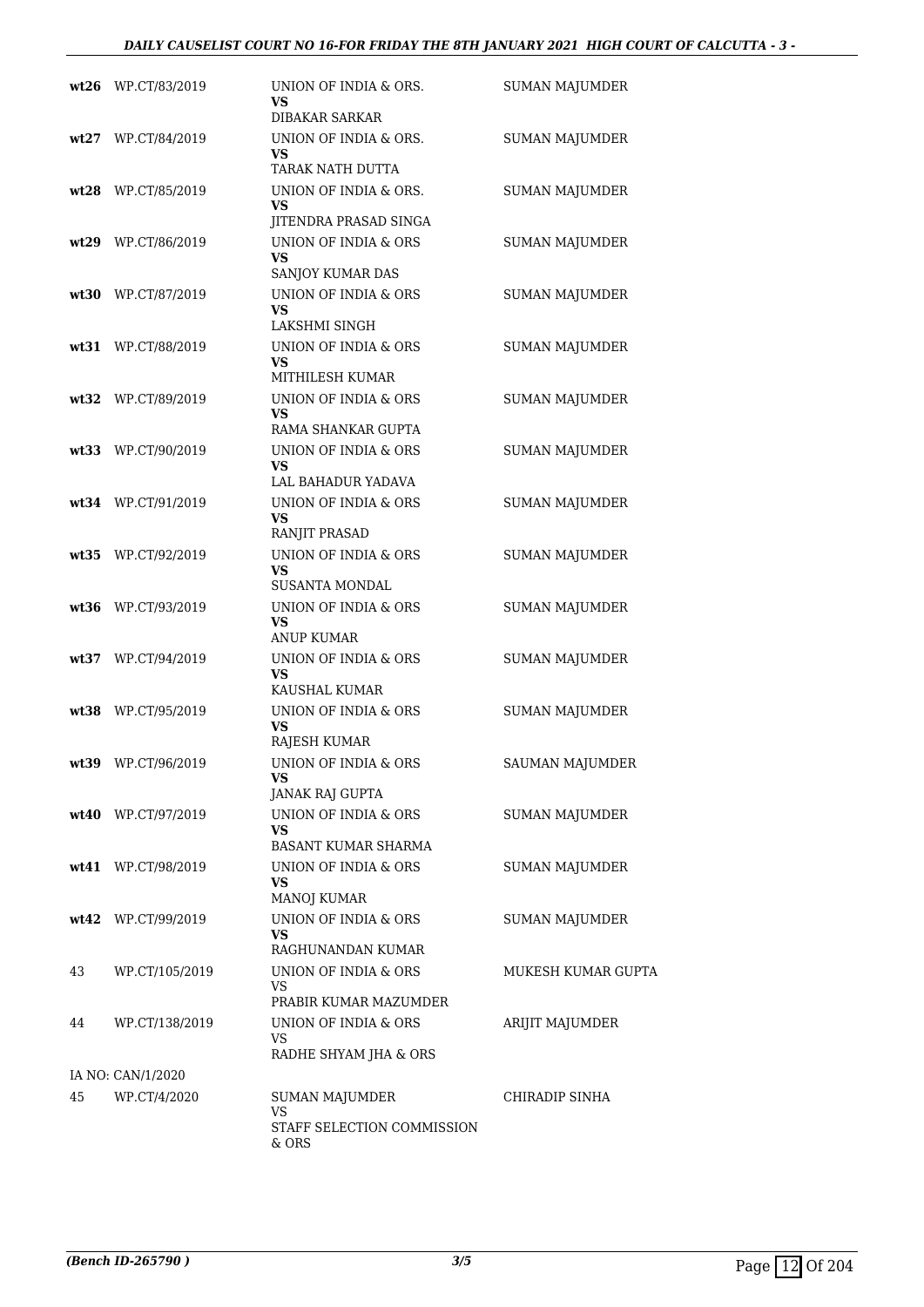| | | | |
|---|---|---|---|
| **wt26** | WP.CT/83/2019 | UNION OF INDIA & ORS.<br>**VS**<br>DIBAKAR SARKAR | SUMAN MAJUMDER |
| **wt27** | WP.CT/84/2019 | UNION OF INDIA & ORS.<br>**VS**<br>TARAK NATH DUTTA | SUMAN MAJUMDER |
| **wt28** | WP.CT/85/2019 | UNION OF INDIA & ORS.<br>**VS**<br>JITENDRA PRASAD SINGA | SUMAN MAJUMDER |
| **wt29** | WP.CT/86/2019 | UNION OF INDIA & ORS<br>**VS**<br>SANJOY KUMAR DAS | SUMAN MAJUMDER |
| **wt30** | WP.CT/87/2019 | UNION OF INDIA & ORS<br>**VS**<br>LAKSHMI SINGH | SUMAN MAJUMDER |
| **wt31** | WP.CT/88/2019 | UNION OF INDIA & ORS<br>**VS**<br>MITHILESH KUMAR | SUMAN MAJUMDER |
| **wt32** | WP.CT/89/2019 | UNION OF INDIA & ORS<br>**VS**<br>RAMA SHANKAR GUPTA | SUMAN MAJUMDER |
| **wt33** | WP.CT/90/2019 | UNION OF INDIA & ORS<br>**VS**<br>LAL BAHADUR YADAVA | SUMAN MAJUMDER |
| **wt34** | WP.CT/91/2019 | UNION OF INDIA & ORS<br>**VS**<br>RANJIT PRASAD | SUMAN MAJUMDER |
| **wt35** | WP.CT/92/2019 | UNION OF INDIA & ORS<br>**VS**<br>SUSANTA MONDAL | SUMAN MAJUMDER |
| **wt36** | WP.CT/93/2019 | UNION OF INDIA & ORS<br>**VS**<br>ANUP KUMAR | SUMAN MAJUMDER |
| **wt37** | WP.CT/94/2019 | UNION OF INDIA & ORS<br>**VS**<br>KAUSHAL KUMAR | SUMAN MAJUMDER |
| **wt38** | WP.CT/95/2019 | UNION OF INDIA & ORS<br>**VS**<br>RAJESH KUMAR | SUMAN MAJUMDER |
| **wt39** | WP.CT/96/2019 | UNION OF INDIA & ORS<br>**VS**<br>JANAK RAJ GUPTA | SAUMAN MAJUMDER |
| **wt40** | WP.CT/97/2019 | UNION OF INDIA & ORS<br>**VS**<br>BASANT KUMAR SHARMA | SUMAN MAJUMDER |
| **wt41** | WP.CT/98/2019 | UNION OF INDIA & ORS<br>**VS**<br>MANOJ KUMAR | SUMAN MAJUMDER |
| **wt42** | WP.CT/99/2019 | UNION OF INDIA & ORS<br>**VS**<br>RAGHUNANDAN KUMAR | SUMAN MAJUMDER |
| 43 | WP.CT/105/2019 | UNION OF INDIA & ORS<br>VS<br>PRABIR KUMAR MAZUMDER | MUKESH KUMAR GUPTA |
| 44 | WP.CT/138/2019 | UNION OF INDIA & ORS<br>VS<br>RADHE SHYAM JHA & ORS | ARIJIT MAJUMDER |
| IA NO: CAN/1/2020 | | | |
| 45 | WP.CT/4/2020 | SUMAN MAJUMDER<br>VS<br>STAFF SELECTION COMMISSION & ORS | CHIRADIP SINHA |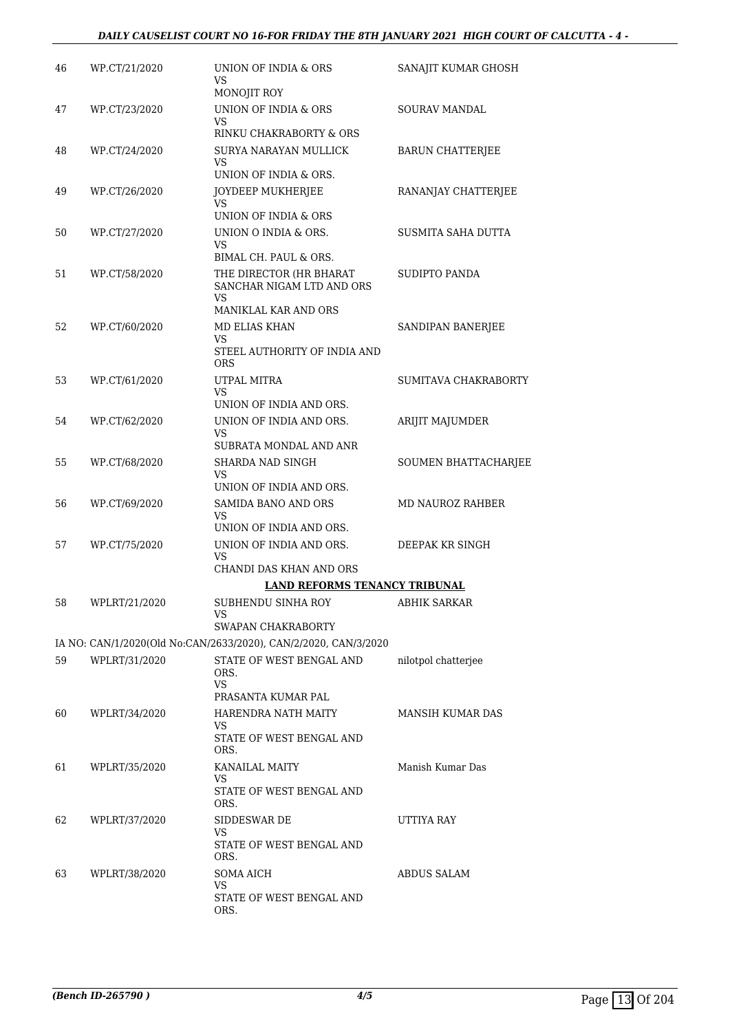| | | | |
|---|---|---|---|
| 46 | WP.CT/21/2020 | UNION OF INDIA & ORS<br>VS<br>MONOJIT ROY | SANAJIT KUMAR GHOSH |
| 47 | WP.CT/23/2020 | UNION OF INDIA & ORS<br>VS<br>RINKU CHAKRABORTY & ORS | SOURAV MANDAL |
| 48 | WP.CT/24/2020 | SURYA NARAYAN MULLICK<br>VS<br>UNION OF INDIA & ORS. | BARUN CHATTERJEE |
| 49 | WP.CT/26/2020 | JOYDEEP MUKHERJEE<br>VS<br>UNION OF INDIA & ORS | RANANJAY CHATTERJEE |
| 50 | WP.CT/27/2020 | UNION O INDIA & ORS.<br>VS<br>BIMAL CH. PAUL & ORS. | SUSMITA SAHA DUTTA |
| 51 | WP.CT/58/2020 | THE DIRECTOR (HR BHARAT SANCHAR NIGAM LTD AND ORS<br>VS<br>MANIKLAL KAR AND ORS | SUDIPTO PANDA |
| 52 | WP.CT/60/2020 | MD ELIAS KHAN<br>VS<br>STEEL AUTHORITY OF INDIA AND ORS | SANDIPAN BANERJEE |
| 53 | WP.CT/61/2020 | UTPAL MITRA<br>VS<br>UNION OF INDIA AND ORS. | SUMITAVA CHAKRABORTY |
| 54 | WP.CT/62/2020 | UNION OF INDIA AND ORS.<br>VS<br>SUBRATA MONDAL AND ANR | ARIJIT MAJUMDER |
| 55 | WP.CT/68/2020 | SHARDA NAD SINGH<br>VS<br>UNION OF INDIA AND ORS. | SOUMEN BHATTACHARJEE |
| 56 | WP.CT/69/2020 | SAMIDA BANO AND ORS<br>VS<br>UNION OF INDIA AND ORS. | MD NAUROZ RAHBER |
| 57 | WP.CT/75/2020 | UNION OF INDIA AND ORS.<br>VS<br>CHANDI DAS KHAN AND ORS | DEEPAK KR SINGH |

**LAND REFORMS TENANCY TRIBUNAL**

| | | | |
|---|---|---|---|
| 58 | WPLRT/21/2020 | SUBHENDU SINHA ROY<br>VS<br>SWAPAN CHAKRABORTY | ABHIK SARKAR |

IA NO: CAN/1/2020(Old No:CAN/2633/2020), CAN/2/2020, CAN/3/2020

| | | | |
|---|---|---|---|
| 59 | WPLRT/31/2020 | STATE OF WEST BENGAL AND ORS.<br>VS<br>PRASANTA KUMAR PAL | nilotpol chatterjee |
| 60 | WPLRT/34/2020 | HARENDRA NATH MAITY<br>VS<br>STATE OF WEST BENGAL AND ORS. | MANSIH KUMAR DAS |
| 61 | WPLRT/35/2020 | KANAILAL MAITY<br>VS<br>STATE OF WEST BENGAL AND ORS. | Manish Kumar Das |
| 62 | WPLRT/37/2020 | SIDDESWAR DE<br>VS<br>STATE OF WEST BENGAL AND ORS. | UTTIYA RAY |
| 63 | WPLRT/38/2020 | SOMA AICH<br>VS<br>STATE OF WEST BENGAL AND ORS. | ABDUS SALAM |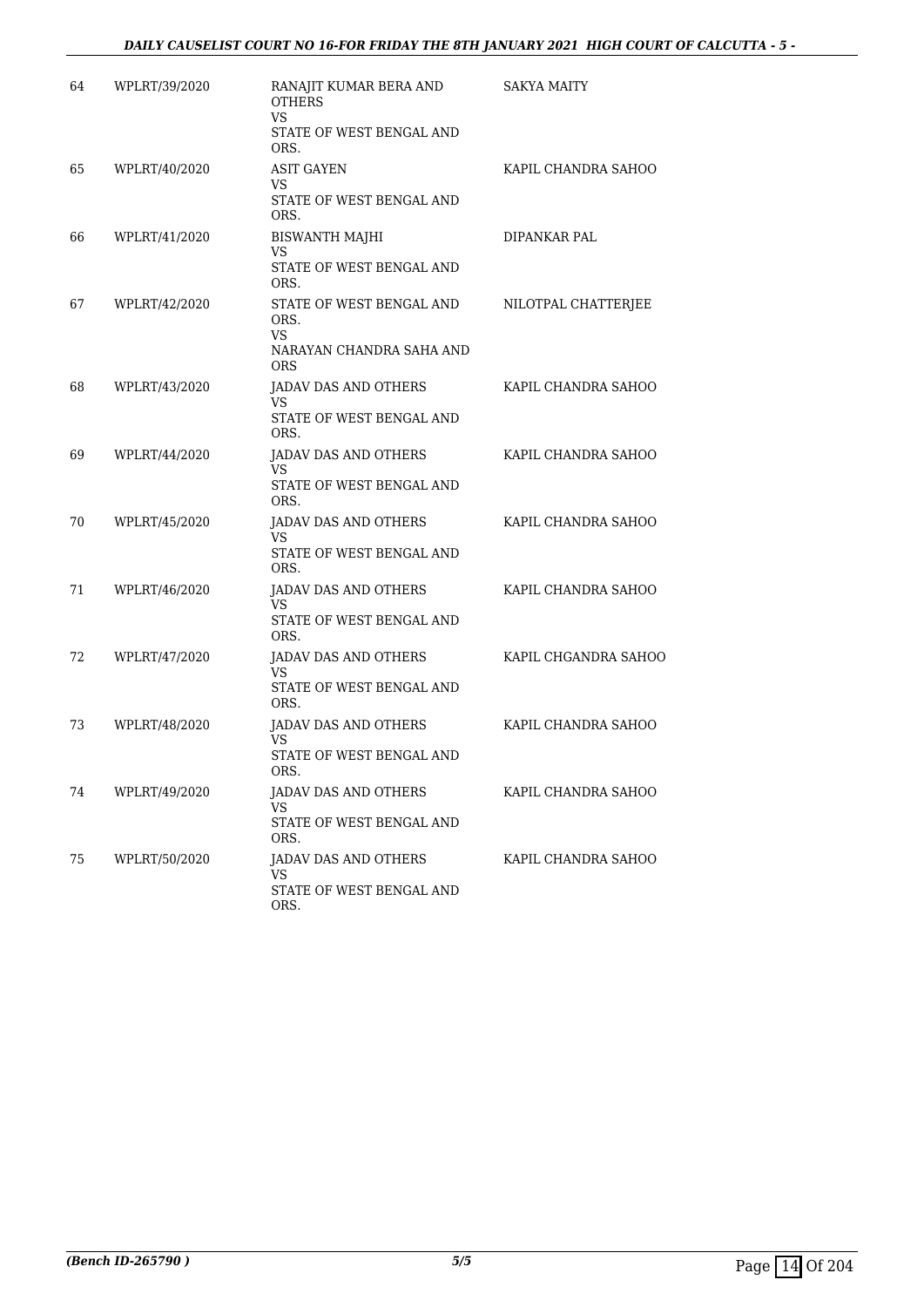| | | | |
|---|---|---|---|
| 64 | WPLRT/39/2020 | RANAJIT KUMAR BERA AND OTHERS<br>VS<br>STATE OF WEST BENGAL AND ORS. | SAKYA MAITY |
| 65 | WPLRT/40/2020 | ASIT GAYEN<br>VS<br>STATE OF WEST BENGAL AND ORS. | KAPIL CHANDRA SAHOO |
| 66 | WPLRT/41/2020 | BISWANTH MAJHI<br>VS<br>STATE OF WEST BENGAL AND ORS. | DIPANKAR PAL |
| 67 | WPLRT/42/2020 | STATE OF WEST BENGAL AND ORS.<br>VS<br>NARAYAN CHANDRA SAHA AND ORS | NILOTPAL CHATTERJEE |
| 68 | WPLRT/43/2020 | JADAV DAS AND OTHERS<br>VS<br>STATE OF WEST BENGAL AND ORS. | KAPIL CHANDRA SAHOO |
| 69 | WPLRT/44/2020 | JADAV DAS AND OTHERS<br>VS<br>STATE OF WEST BENGAL AND ORS. | KAPIL CHANDRA SAHOO |
| 70 | WPLRT/45/2020 | JADAV DAS AND OTHERS<br>VS<br>STATE OF WEST BENGAL AND ORS. | KAPIL CHANDRA SAHOO |
| 71 | WPLRT/46/2020 | JADAV DAS AND OTHERS<br>VS<br>STATE OF WEST BENGAL AND ORS. | KAPIL CHANDRA SAHOO |
| 72 | WPLRT/47/2020 | JADAV DAS AND OTHERS<br>VS<br>STATE OF WEST BENGAL AND ORS. | KAPIL CHGANDRA SAHOO |
| 73 | WPLRT/48/2020 | JADAV DAS AND OTHERS<br>VS<br>STATE OF WEST BENGAL AND ORS. | KAPIL CHANDRA SAHOO |
| 74 | WPLRT/49/2020 | JADAV DAS AND OTHERS<br>VS<br>STATE OF WEST BENGAL AND ORS. | KAPIL CHANDRA SAHOO |
| 75 | WPLRT/50/2020 | JADAV DAS AND OTHERS<br>VS<br>STATE OF WEST BENGAL AND ORS. | KAPIL CHANDRA SAHOO |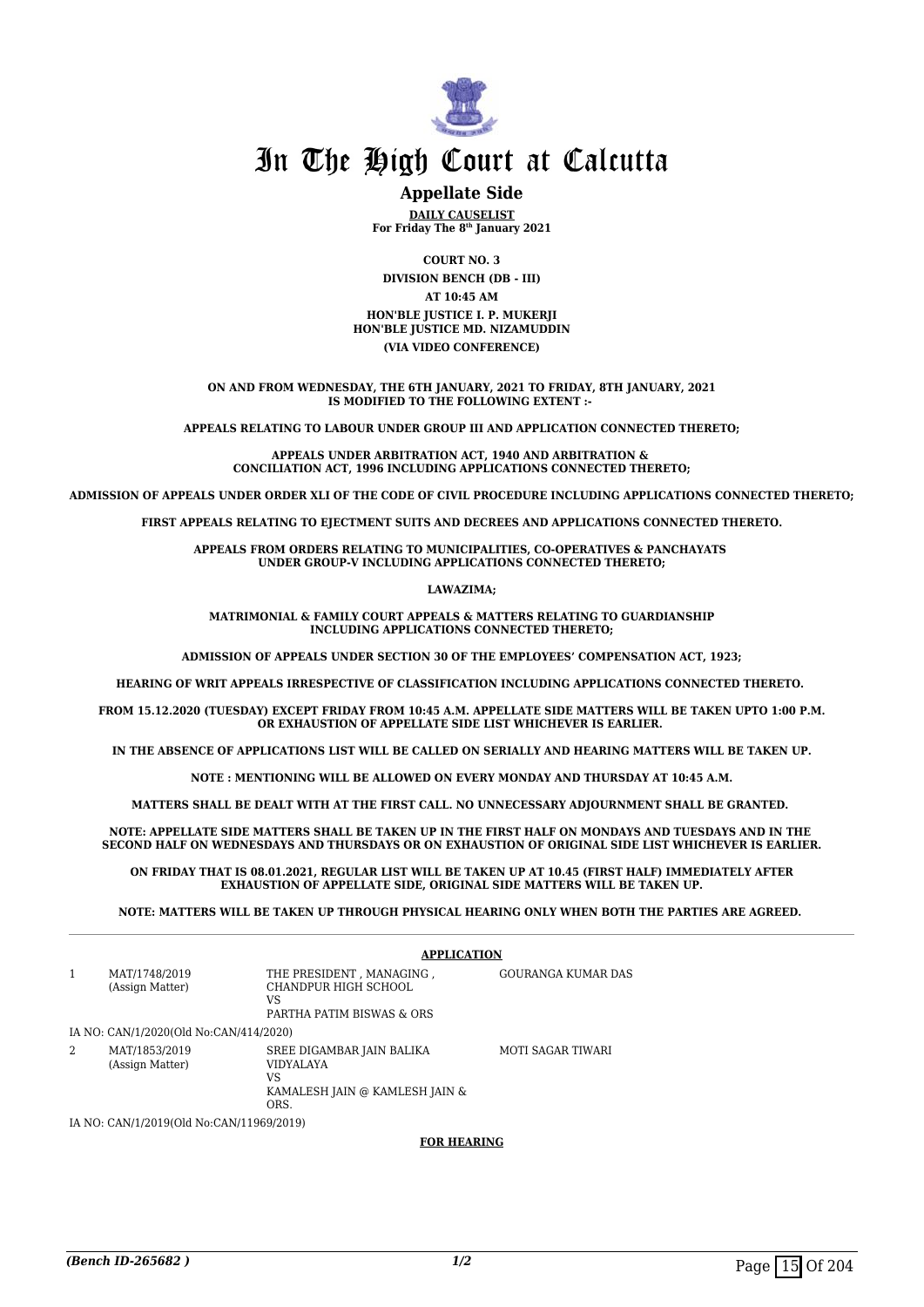# In The High Court at Calcutta

## Appellate Side

**DAILY CAUSELIST**
**For Friday The 8th January 2021**

**COURT NO. 3**

**DIVISION BENCH (DB - III)**

**AT 10:45 AM**

**HON'BLE JUSTICE I. P. MUKERJI**
**HON'BLE JUSTICE MD. NIZAMUDDIN**

**(VIA VIDEO CONFERENCE)**

**ON AND FROM WEDNESDAY, THE 6TH JANUARY, 2021 TO FRIDAY, 8TH JANUARY, 2021 IS MODIFIED TO THE FOLLOWING EXTENT :-**

**APPEALS RELATING TO LABOUR UNDER GROUP III AND APPLICATION CONNECTED THERETO;**

**APPEALS UNDER ARBITRATION ACT, 1940 AND ARBITRATION & CONCILIATION ACT, 1996 INCLUDING APPLICATIONS CONNECTED THERETO;**

**ADMISSION OF APPEALS UNDER ORDER XLI OF THE CODE OF CIVIL PROCEDURE INCLUDING APPLICATIONS CONNECTED THERETO;**

**FIRST APPEALS RELATING TO EJECTMENT SUITS AND DECREES AND APPLICATIONS CONNECTED THERETO.**

**APPEALS FROM ORDERS RELATING TO MUNICIPALITIES, CO-OPERATIVES & PANCHAYATS UNDER GROUP-V INCLUDING APPLICATIONS CONNECTED THERETO;**

**LAWAZIMA;**

**MATRIMONIAL & FAMILY COURT APPEALS & MATTERS RELATING TO GUARDIANSHIP INCLUDING APPLICATIONS CONNECTED THERETO;**

**ADMISSION OF APPEALS UNDER SECTION 30 OF THE EMPLOYEES' COMPENSATION ACT, 1923;**

**HEARING OF WRIT APPEALS IRRESPECTIVE OF CLASSIFICATION INCLUDING APPLICATIONS CONNECTED THERETO.**

**FROM 15.12.2020 (TUESDAY) EXCEPT FRIDAY FROM 10:45 A.M. APPELLATE SIDE MATTERS WILL BE TAKEN UPTO 1:00 P.M. OR EXHAUSTION OF APPELLATE SIDE LIST WHICHEVER IS EARLIER.**

**IN THE ABSENCE OF APPLICATIONS LIST WILL BE CALLED ON SERIALLY AND HEARING MATTERS WILL BE TAKEN UP.**

**NOTE : MENTIONING WILL BE ALLOWED ON EVERY MONDAY AND THURSDAY AT 10:45 A.M.**

**MATTERS SHALL BE DEALT WITH AT THE FIRST CALL. NO UNNECESSARY ADJOURNMENT SHALL BE GRANTED.**

**NOTE: APPELLATE SIDE MATTERS SHALL BE TAKEN UP IN THE FIRST HALF ON MONDAYS AND TUESDAYS AND IN THE SECOND HALF ON WEDNESDAYS AND THURSDAYS OR ON EXHAUSTION OF ORIGINAL SIDE LIST WHICHEVER IS EARLIER.**

**ON FRIDAY THAT IS 08.01.2021, REGULAR LIST WILL BE TAKEN UP AT 10.45 (FIRST HALF) IMMEDIATELY AFTER EXHAUSTION OF APPELLATE SIDE, ORIGINAL SIDE MATTERS WILL BE TAKEN UP.**

**NOTE: MATTERS WILL BE TAKEN UP THROUGH PHYSICAL HEARING ONLY WHEN BOTH THE PARTIES ARE AGREED.**

**APPLICATION**

| | | | |
|---|---|---|---|
| 1 | MAT/1748/2019 (Assign Matter) | THE PRESIDENT , MANAGING , CHANDPUR HIGH SCHOOL VS PARTHA PATIM BISWAS & ORS | GOURANGA KUMAR DAS |
| | IA NO: CAN/1/2020(Old No:CAN/414/2020) | | |
| 2 | MAT/1853/2019 (Assign Matter) | SREE DIGAMBAR JAIN BALIKA VIDYALAYA VS KAMALESH JAIN @ KAMLESH JAIN & ORS. | MOTI SAGAR TIWARI |
| | IA NO: CAN/1/2019(Old No:CAN/11969/2019) | | |

**FOR HEARING**

*(Bench ID-265682 )*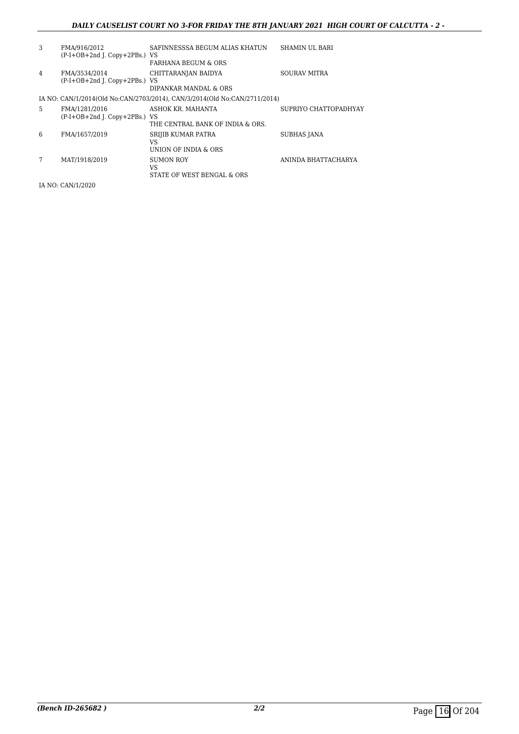| | | | |
|---|---|---|---|
| 3 | FMA/916/2012<br>(P-I+OB+2nd J. Copy+2PBs.) | SAFINNESSSA BEGUM ALIAS KHATUN<br>VS<br>FARHANA BEGUM & ORS | SHAMIN UL BARI |
| 4 | FMA/3534/2014<br>(P-I+OB+2nd J. Copy+2PBs.) | CHITTARANJAN BAIDYA<br>VS<br>DIPANKAR MANDAL & ORS | SOURAV MITRA |

IA NO: CAN/1/2014(Old No:CAN/2703/2014), CAN/3/2014(Old No:CAN/2711/2014)

| | | | |
|---|---|---|---|
| 5 | FMA/1281/2016<br>(P-I+OB+2nd J. Copy+2PBs.) | ASHOK KR. MAHANTA<br>VS<br>THE CENTRAL BANK OF INDIA & ORS. | SUPRIYO CHATTOPADHYAY |
| 6 | FMA/1657/2019 | SRIJIB KUMAR PATRA<br>VS<br>UNION OF INDIA & ORS | SUBHAS JANA |
| 7 | MAT/1918/2019 | SUMON ROY<br>VS<br>STATE OF WEST BENGAL & ORS | ANINDA BHATTACHARYA |

IA NO: CAN/1/2020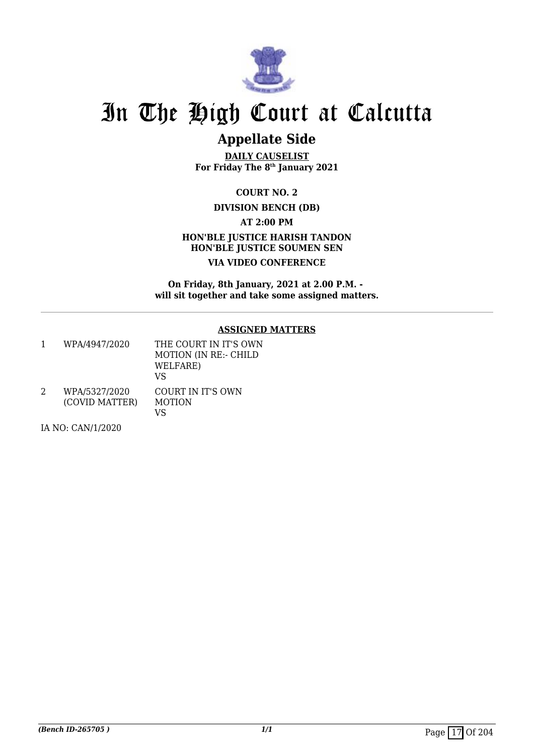# In The High Court at Calcutta

## Appellate Side

**DAILY CAUSELIST**
**For Friday The 8th January 2021**

**COURT NO. 2**

**DIVISION BENCH (DB)**

**AT 2:00 PM**

**HON'BLE JUSTICE HARISH TANDON**
**HON'BLE JUSTICE SOUMEN SEN**

**VIA VIDEO CONFERENCE**

**On Friday, 8th January, 2021 at 2.00 P.M. - will sit together and take some assigned matters.**

---

**ASSIGNED MATTERS**

| | | |
|---|---|---|
| 1 | WPA/4947/2020 | THE COURT IN IT'S OWN MOTION (IN RE:- CHILD WELFARE) VS |
| 2 | WPA/5327/2020 (COVID MATTER) | COURT IN IT'S OWN MOTION VS |

IA NO: CAN/1/2020

*(Bench ID-265705 )*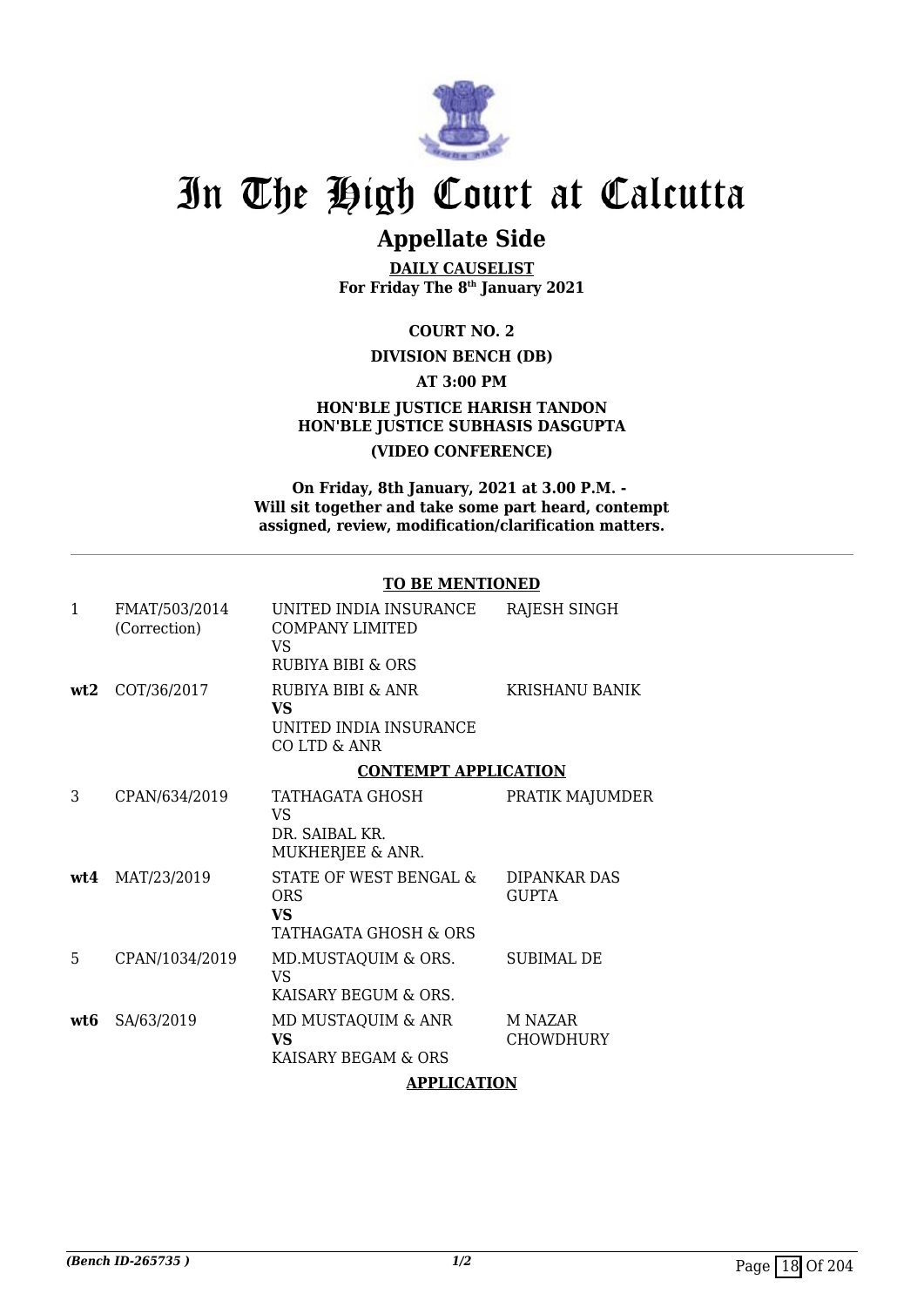# In The High Court at Calcutta

## Appellate Side

**DAILY CAUSELIST**
**For Friday The 8th January 2021**

**COURT NO. 2**

**DIVISION BENCH (DB)**

**AT 3:00 PM**

**HON'BLE JUSTICE HARISH TANDON**
**HON'BLE JUSTICE SUBHASIS DASGUPTA**

**(VIDEO CONFERENCE)**

**On Friday, 8th January, 2021 at 3.00 P.M. - Will sit together and take some part heard, contempt assigned, review, modification/clarification matters.**

**TO BE MENTIONED**

| | | | |
|---|---|---|---|
| 1 | FMAT/503/2014 (Correction) | UNITED INDIA INSURANCE COMPANY LIMITED VS RUBIYA BIBI & ORS | RAJESH SINGH |
| **wt2** | COT/36/2017 | RUBIYA BIBI & ANR **VS** UNITED INDIA INSURANCE CO LTD & ANR | KRISHANU BANIK |

**CONTEMPT APPLICATION**

| | | | |
|---|---|---|---|
| 3 | CPAN/634/2019 | TATHAGATA GHOSH VS DR. SAIBAL KR. MUKHERJEE & ANR. | PRATIK MAJUMDER |
| **wt4** | MAT/23/2019 | STATE OF WEST BENGAL & ORS **VS** TATHAGATA GHOSH & ORS | DIPANKAR DAS GUPTA |
| 5 | CPAN/1034/2019 | MD.MUSTAQUIM & ORS. VS KAISARY BEGUM & ORS. | SUBIMAL DE |
| **wt6** | SA/63/2019 | MD MUSTAQUIM & ANR **VS** KAISARY BEGAM & ORS | M NAZAR CHOWDHURY |

**APPLICATION**

*(Bench ID-265735 )* 1/2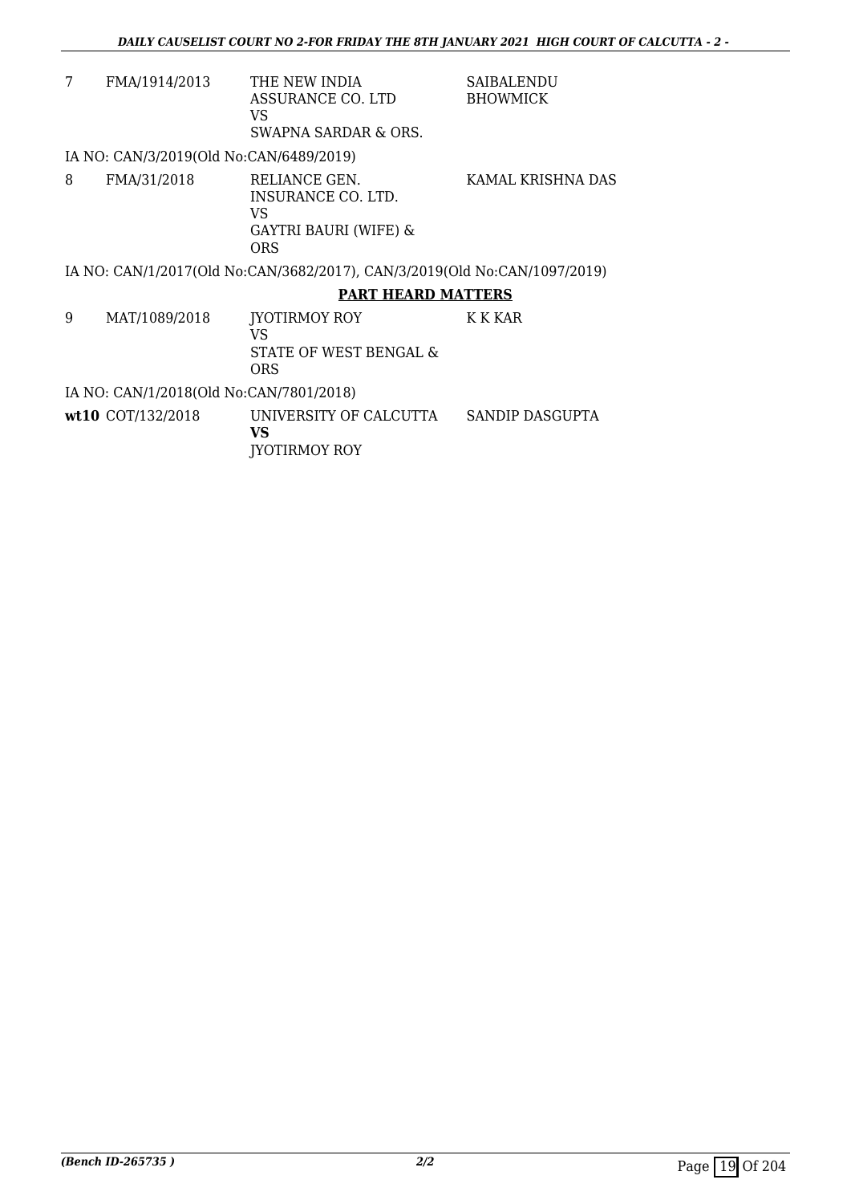| | | | |
|---|---|---|---|
| 7 | FMA/1914/2013 | THE NEW INDIA ASSURANCE CO. LTD<br>VS<br>SWAPNA SARDAR & ORS. | SAIBALENDU BHOWMICK |

IA NO: CAN/3/2019(Old No:CAN/6489/2019)

| | | | |
|---|---|---|---|
| 8 | FMA/31/2018 | RELIANCE GEN. INSURANCE CO. LTD.<br>VS<br>GAYTRI BAURI (WIFE) & ORS | KAMAL KRISHNA DAS |

IA NO: CAN/1/2017(Old No:CAN/3682/2017), CAN/3/2019(Old No:CAN/1097/2019)

**PART HEARD MATTERS**

| | | | |
|---|---|---|---|
| 9 | MAT/1089/2018 | JYOTIRMOY ROY<br>VS<br>STATE OF WEST BENGAL & ORS | K K KAR |

IA NO: CAN/1/2018(Old No:CAN/7801/2018)

| | | | |
|---|---|---|---|
| **wt10** | COT/132/2018 | UNIVERSITY OF CALCUTTA<br>**VS**<br>JYOTIRMOY ROY | SANDIP DASGUPTA |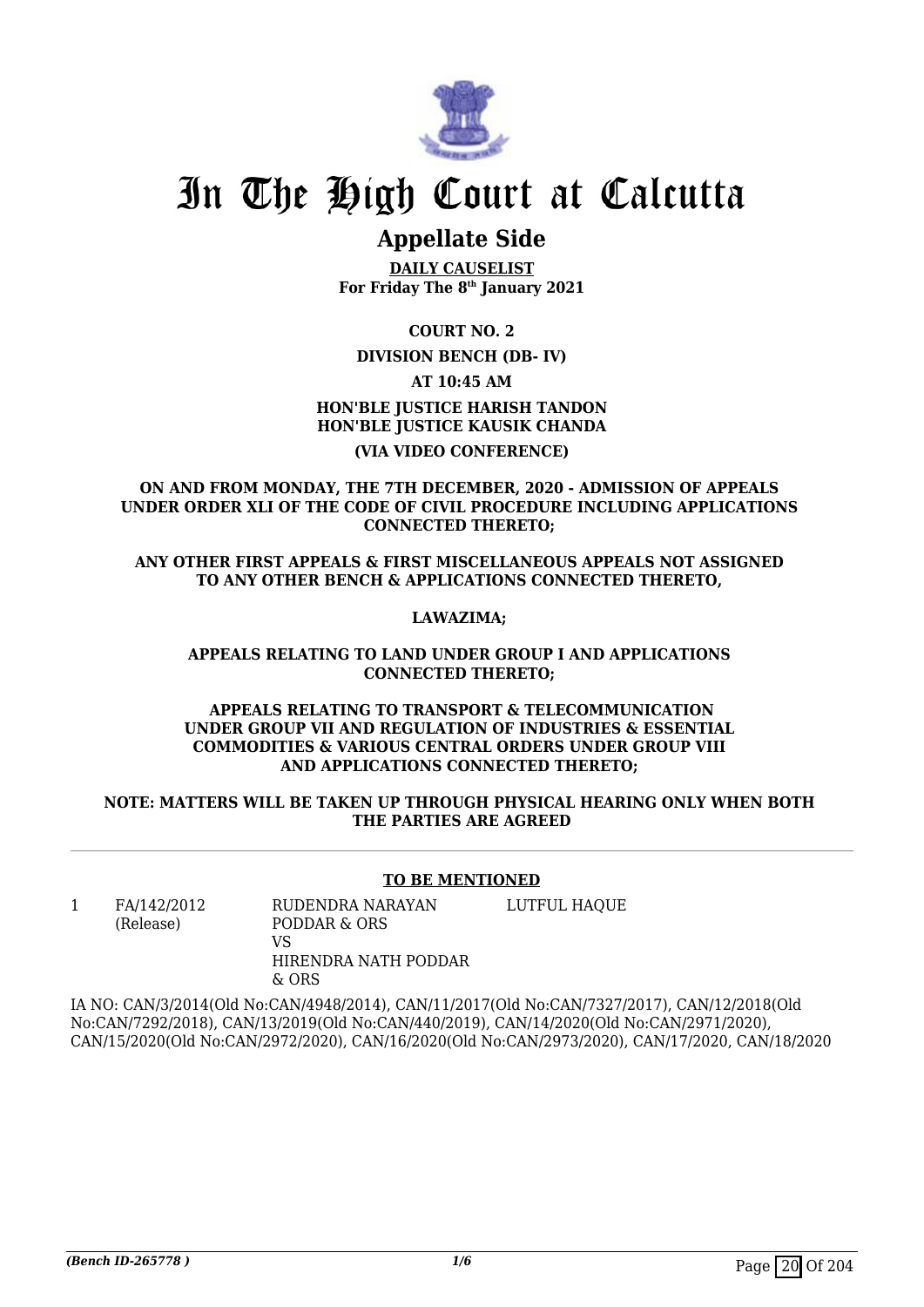# In The High Court at Calcutta

## Appellate Side

**DAILY CAUSELIST**
**For Friday The 8th January 2021**

**COURT NO. 2**

**DIVISION BENCH (DB- IV)**

**AT 10:45 AM**

**HON'BLE JUSTICE HARISH TANDON**
**HON'BLE JUSTICE KAUSIK CHANDA**

**(VIA VIDEO CONFERENCE)**

**ON AND FROM MONDAY, THE 7TH DECEMBER, 2020 - ADMISSION OF APPEALS UNDER ORDER XLI OF THE CODE OF CIVIL PROCEDURE INCLUDING APPLICATIONS CONNECTED THERETO;**

**ANY OTHER FIRST APPEALS & FIRST MISCELLANEOUS APPEALS NOT ASSIGNED TO ANY OTHER BENCH & APPLICATIONS CONNECTED THERETO,**

**LAWAZIMA;**

**APPEALS RELATING TO LAND UNDER GROUP I AND APPLICATIONS CONNECTED THERETO;**

**APPEALS RELATING TO TRANSPORT & TELECOMMUNICATION UNDER GROUP VII AND REGULATION OF INDUSTRIES & ESSENTIAL COMMODITIES & VARIOUS CENTRAL ORDERS UNDER GROUP VIII AND APPLICATIONS CONNECTED THERETO;**

**NOTE: MATTERS WILL BE TAKEN UP THROUGH PHYSICAL HEARING ONLY WHEN BOTH THE PARTIES ARE AGREED**

---

**TO BE MENTIONED**

| | | | |
|---|---|---|---|
| 1 | FA/142/2012 (Release) | RUDENDRA NARAYAN PODDAR & ORS VS HIRENDRA NATH PODDAR & ORS | LUTFUL HAQUE |

IA NO: CAN/3/2014(Old No:CAN/4948/2014), CAN/11/2017(Old No:CAN/7327/2017), CAN/12/2018(Old No:CAN/7292/2018), CAN/13/2019(Old No:CAN/440/2019), CAN/14/2020(Old No:CAN/2971/2020), CAN/15/2020(Old No:CAN/2972/2020), CAN/16/2020(Old No:CAN/2973/2020), CAN/17/2020, CAN/18/2020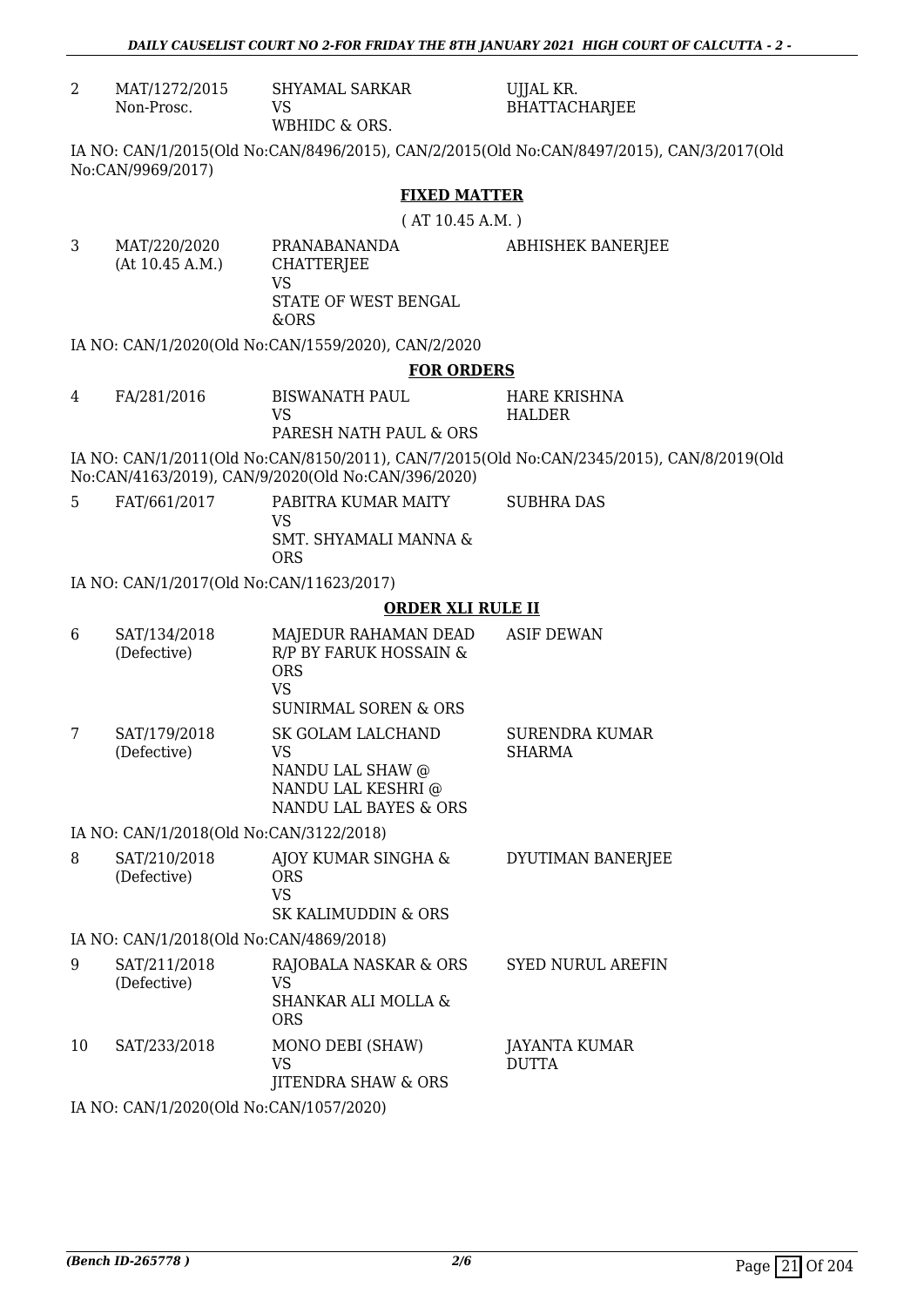| 2 | MAT/1272/2015<br>Non-Prosc. | SHYAMAL SARKAR<br>VS<br>WBHIDC & ORS. | UJJAL KR.<br>BHATTACHARJEE |
|---|---|---|---|

IA NO: CAN/1/2015(Old No:CAN/8496/2015), CAN/2/2015(Old No:CAN/8497/2015), CAN/3/2017(Old No:CAN/9969/2017)

**FIXED MATTER**

( AT 10.45 A.M. )

| 3 | MAT/220/2020<br>(At 10.45 A.M.) | PRANABANANDA CHATTERJEE<br>VS<br>STATE OF WEST BENGAL &ORS | ABHISHEK BANERJEE |
|---|---|---|---|

IA NO: CAN/1/2020(Old No:CAN/1559/2020), CAN/2/2020

**FOR ORDERS**

| 4 | FA/281/2016 | BISWANATH PAUL<br>VS<br>PARESH NATH PAUL & ORS | HARE KRISHNA HALDER |
|---|---|---|---|

IA NO: CAN/1/2011(Old No:CAN/8150/2011), CAN/7/2015(Old No:CAN/2345/2015), CAN/8/2019(Old No:CAN/4163/2019), CAN/9/2020(Old No:CAN/396/2020)

| 5 | FAT/661/2017 | PABITRA KUMAR MAITY<br>VS<br>SMT. SHYAMALI MANNA & ORS | SUBHRA DAS |
|---|---|---|---|

IA NO: CAN/1/2017(Old No:CAN/11623/2017)

**ORDER XLI RULE II**

| 6 | SAT/134/2018<br>(Defective) | MAJEDUR RAHAMAN DEAD R/P BY FARUK HOSSAIN & ORS<br>VS<br>SUNIRMAL SOREN & ORS | ASIF DEWAN |
|---|---|---|---|
| 7 | SAT/179/2018<br>(Defective) | SK GOLAM LALCHAND<br>VS<br>NANDU LAL SHAW @ NANDU LAL KESHRI @ NANDU LAL BAYES & ORS | SURENDRA KUMAR SHARMA |

IA NO: CAN/1/2018(Old No:CAN/3122/2018)

| 8 | SAT/210/2018<br>(Defective) | AJOY KUMAR SINGHA & ORS<br>VS<br>SK KALIMUDDIN & ORS | DYUTIMAN BANERJEE |
|---|---|---|---|

IA NO: CAN/1/2018(Old No:CAN/4869/2018)

| 9 | SAT/211/2018<br>(Defective) | RAJOBALA NASKAR & ORS<br>VS<br>SHANKAR ALI MOLLA & ORS | SYED NURUL AREFIN |
|---|---|---|---|
| 10 | SAT/233/2018 | MONO DEBI (SHAW)<br>VS<br>JITENDRA SHAW & ORS | JAYANTA KUMAR DUTTA |

IA NO: CAN/1/2020(Old No:CAN/1057/2020)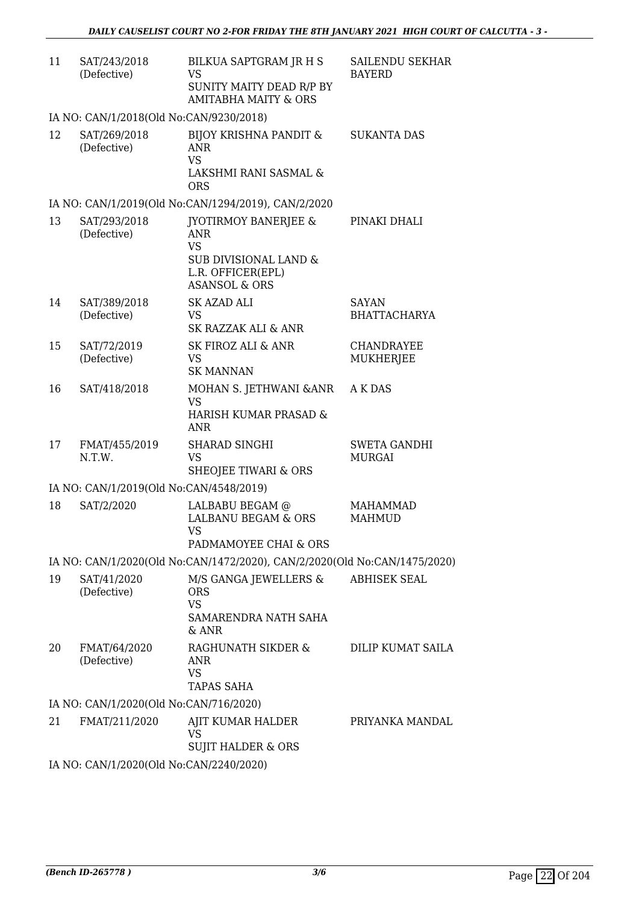| | | | |
|---|---|---|---|
| 11 | SAT/243/2018 (Defective) | BILKUA SAPTGRAM JR H S VS SUNITY MAITY DEAD R/P BY AMITABHA MAITY & ORS | SAILENDU SEKHAR BAYERD |
| IA NO: CAN/1/2018(Old No:CAN/9230/2018) | | | |
| 12 | SAT/269/2018 (Defective) | BIJOY KRISHNA PANDIT & ANR VS LAKSHMI RANI SASMAL & ORS | SUKANTA DAS |
| IA NO: CAN/1/2019(Old No:CAN/1294/2019), CAN/2/2020 | | | |
| 13 | SAT/293/2018 (Defective) | JYOTIRMOY BANERJEE & ANR VS SUB DIVISIONAL LAND & L.R. OFFICER(EPL) ASANSOL & ORS | PINAKI DHALI |
| 14 | SAT/389/2018 (Defective) | SK AZAD ALI VS SK RAZZAK ALI & ANR | SAYAN BHATTACHARYA |
| 15 | SAT/72/2019 (Defective) | SK FIROZ ALI & ANR VS SK MANNAN | CHANDRAYEE MUKHERJEE |
| 16 | SAT/418/2018 | MOHAN S. JETHWANI &ANR VS HARISH KUMAR PRASAD & ANR | A K DAS |
| 17 | FMAT/455/2019 N.T.W. | SHARAD SINGHI VS SHEOJEE TIWARI & ORS | SWETA GANDHI MURGAI |
| IA NO: CAN/1/2019(Old No:CAN/4548/2019) | | | |
| 18 | SAT/2/2020 | LALBABU BEGAM @ LALBANU BEGAM & ORS VS PADMAMOYEE CHAI & ORS | MAHAMMAD MAHMUD |
| IA NO: CAN/1/2020(Old No:CAN/1472/2020), CAN/2/2020(Old No:CAN/1475/2020) | | | |
| 19 | SAT/41/2020 (Defective) | M/S GANGA JEWELLERS & ORS VS SAMARENDRA NATH SAHA & ANR | ABHISEK SEAL |
| 20 | FMAT/64/2020 (Defective) | RAGHUNATH SIKDER & ANR VS TAPAS SAHA | DILIP KUMAT SAILA |
| IA NO: CAN/1/2020(Old No:CAN/716/2020) | | | |
| 21 | FMAT/211/2020 | AJIT KUMAR HALDER VS SUJIT HALDER & ORS | PRIYANKA MANDAL |
| IA NO: CAN/1/2020(Old No:CAN/2240/2020) | | | |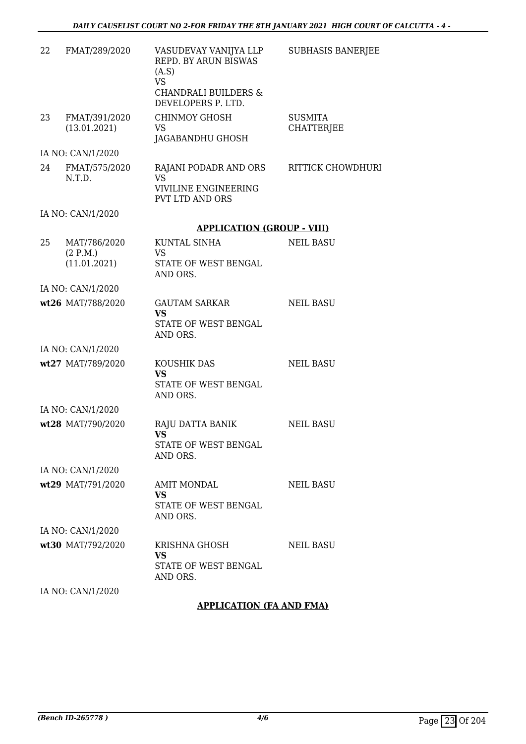| | | | |
|---|---|---|---|
| 22 | FMAT/289/2020 | VASUDEVAY VANIJYA LLP REPD. BY ARUN BISWAS (A.S)<br>VS<br>CHANDRALI BUILDERS & DEVELOPERS P. LTD. | SUBHASIS BANERJEE |
| 23 | FMAT/391/2020<br>(13.01.2021) | CHINMOY GHOSH<br>VS<br>JAGABANDHU GHOSH | SUSMITA CHATTERJEE |
| | IA NO: CAN/1/2020 | | |
| 24 | FMAT/575/2020<br>N.T.D. | RAJANI PODADR AND ORS<br>VS<br>VIVILINE ENGINEERING PVT LTD AND ORS | RITTICK CHOWDHURI |
| | IA NO: CAN/1/2020 | | |

**APPLICATION (GROUP - VIII)**

| | | | |
|---|---|---|---|
| 25 | MAT/786/2020<br>(2 P.M.)<br>(11.01.2021) | KUNTAL SINHA<br>VS<br>STATE OF WEST BENGAL AND ORS. | NEIL BASU |
| | IA NO: CAN/1/2020 | | |
| wt26 | MAT/788/2020 | GAUTAM SARKAR<br>**VS**<br>STATE OF WEST BENGAL AND ORS. | NEIL BASU |
| | IA NO: CAN/1/2020 | | |
| wt27 | MAT/789/2020 | KOUSHIK DAS<br>**VS**<br>STATE OF WEST BENGAL AND ORS. | NEIL BASU |
| | IA NO: CAN/1/2020 | | |
| wt28 | MAT/790/2020 | RAJU DATTA BANIK<br>**VS**<br>STATE OF WEST BENGAL AND ORS. | NEIL BASU |
| | IA NO: CAN/1/2020 | | |
| wt29 | MAT/791/2020 | AMIT MONDAL<br>**VS**<br>STATE OF WEST BENGAL AND ORS. | NEIL BASU |
| | IA NO: CAN/1/2020 | | |
| wt30 | MAT/792/2020 | KRISHNA GHOSH<br>**VS**<br>STATE OF WEST BENGAL AND ORS. | NEIL BASU |
| | IA NO: CAN/1/2020 | | |

**APPLICATION (FA AND FMA)**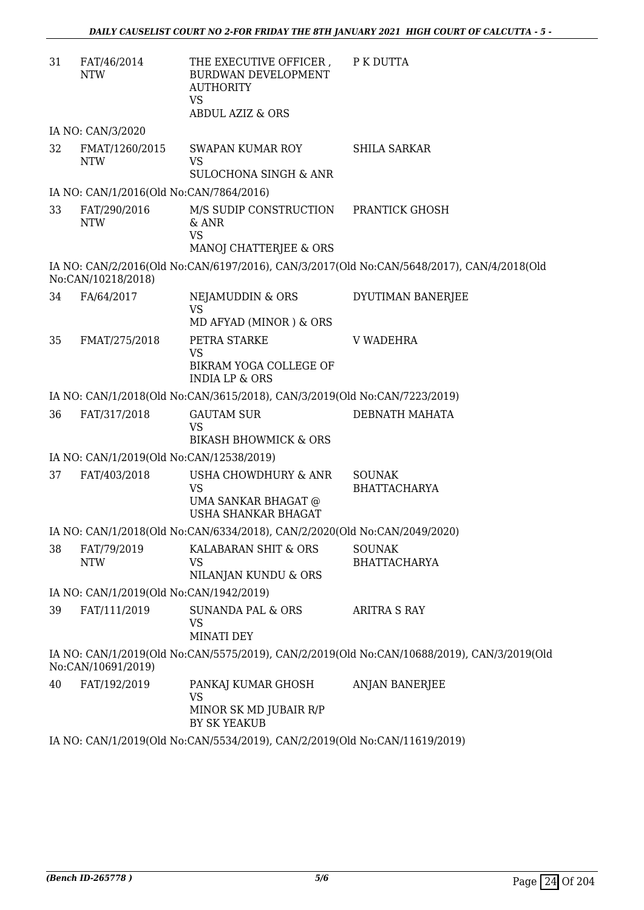| | | | |
|---|---|---|---|
| 31 | FAT/46/2014<br>NTW | THE EXECUTIVE OFFICER , BURDWAN DEVELOPMENT AUTHORITY<br>VS<br>ABDUL AZIZ & ORS | P K DUTTA |
| | IA NO: CAN/3/2020 | | |
| 32 | FMAT/1260/2015<br>NTW | SWAPAN KUMAR ROY<br>VS<br>SULOCHONA SINGH & ANR | SHILA SARKAR |
| | IA NO: CAN/1/2016(Old No:CAN/7864/2016) | | |
| 33 | FAT/290/2016<br>NTW | M/S SUDIP CONSTRUCTION & ANR<br>VS<br>MANOJ CHATTERJEE & ORS | PRANTICK GHOSH |
| | IA NO: CAN/2/2016(Old No:CAN/6197/2016), CAN/3/2017(Old No:CAN/5648/2017), CAN/4/2018(Old No:CAN/10218/2018) | | |
| 34 | FA/64/2017 | NEJAMUDDIN & ORS<br>VS<br>MD AFYAD (MINOR ) & ORS | DYUTIMAN BANERJEE |
| 35 | FMAT/275/2018 | PETRA STARKE<br>VS<br>BIKRAM YOGA COLLEGE OF INDIA LP & ORS | V WADEHRA |
| | IA NO: CAN/1/2018(Old No:CAN/3615/2018), CAN/3/2019(Old No:CAN/7223/2019) | | |
| 36 | FAT/317/2018 | GAUTAM SUR<br>VS<br>BIKASH BHOWMICK & ORS | DEBNATH MAHATA |
| | IA NO: CAN/1/2019(Old No:CAN/12538/2019) | | |
| 37 | FAT/403/2018 | USHA CHOWDHURY & ANR<br>VS<br>UMA SANKAR BHAGAT @ USHA SHANKAR BHAGAT | SOUNAK BHATTACHARYA |
| | IA NO: CAN/1/2018(Old No:CAN/6334/2018), CAN/2/2020(Old No:CAN/2049/2020) | | |
| 38 | FAT/79/2019<br>NTW | KALABARAN SHIT & ORS<br>VS<br>NILANJAN KUNDU & ORS | SOUNAK BHATTACHARYA |
| | IA NO: CAN/1/2019(Old No:CAN/1942/2019) | | |
| 39 | FAT/111/2019 | SUNANDA PAL & ORS<br>VS<br>MINATI DEY | ARITRA S RAY |
| | IA NO: CAN/1/2019(Old No:CAN/5575/2019), CAN/2/2019(Old No:CAN/10688/2019), CAN/3/2019(Old No:CAN/10691/2019) | | |
| 40 | FAT/192/2019 | PANKAJ KUMAR GHOSH<br>VS<br>MINOR SK MD JUBAIR R/P BY SK YEAKUB | ANJAN BANERJEE |
| | IA NO: CAN/1/2019(Old No:CAN/5534/2019), CAN/2/2019(Old No:CAN/11619/2019) | | |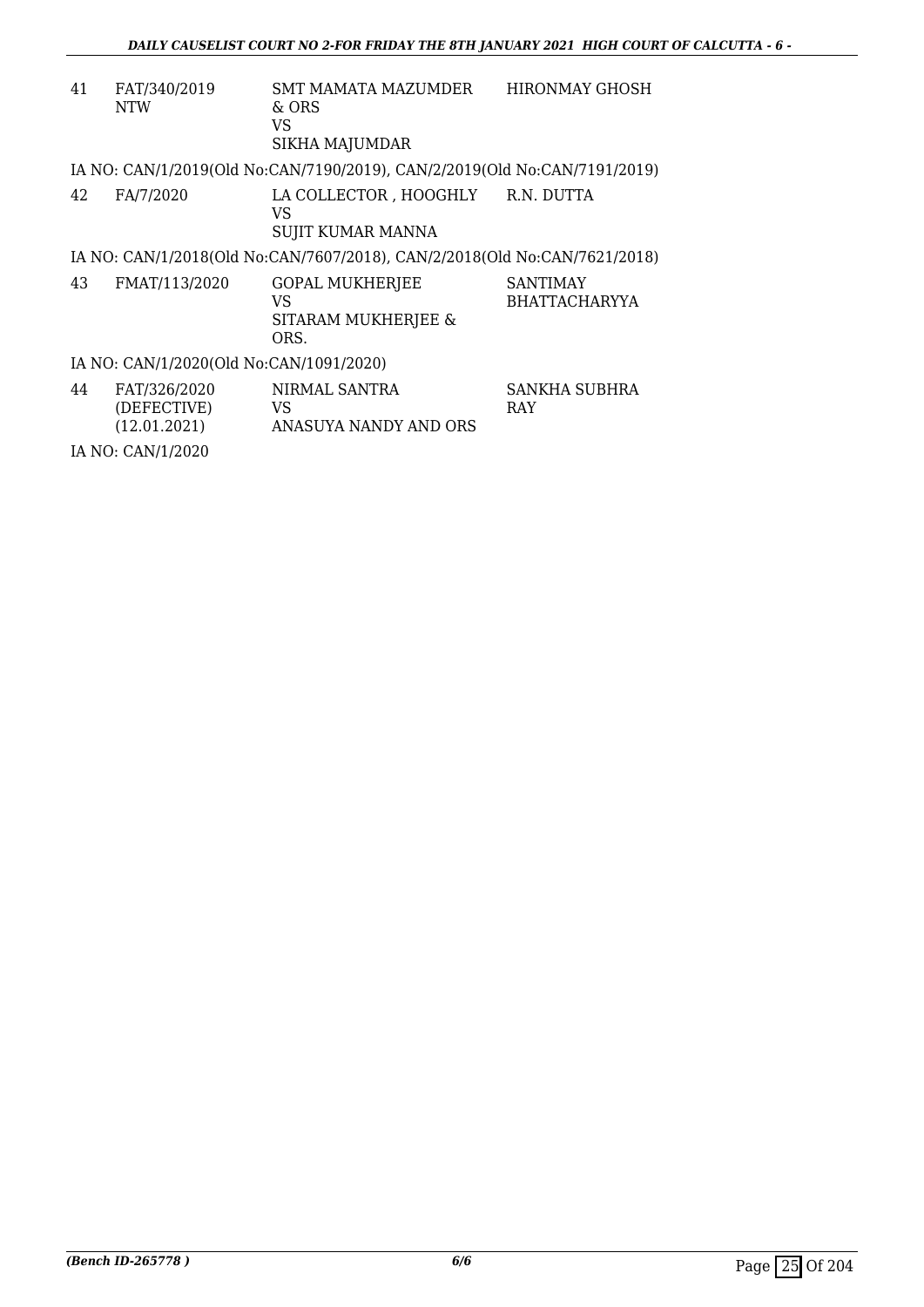| | | | |
|---|---|---|---|
| 41 | FAT/340/2019 NTW | SMT MAMATA MAZUMDER & ORS VS SIKHA MAJUMDAR | HIRONMAY GHOSH |

IA NO: CAN/1/2019(Old No:CAN/7190/2019), CAN/2/2019(Old No:CAN/7191/2019)

| | | | |
|---|---|---|---|
| 42 | FA/7/2020 | LA COLLECTOR , HOOGHLY VS SUJIT KUMAR MANNA | R.N. DUTTA |

IA NO: CAN/1/2018(Old No:CAN/7607/2018), CAN/2/2018(Old No:CAN/7621/2018)

| | | | |
|---|---|---|---|
| 43 | FMAT/113/2020 | GOPAL MUKHERJEE VS SITARAM MUKHERJEE & ORS. | SANTIMAY BHATTACHARYYA |

IA NO: CAN/1/2020(Old No:CAN/1091/2020)

| | | | |
|---|---|---|---|
| 44 | FAT/326/2020 (DEFECTIVE) (12.01.2021) | NIRMAL SANTRA VS ANASUYA NANDY AND ORS | SANKHA SUBHRA RAY |

IA NO: CAN/1/2020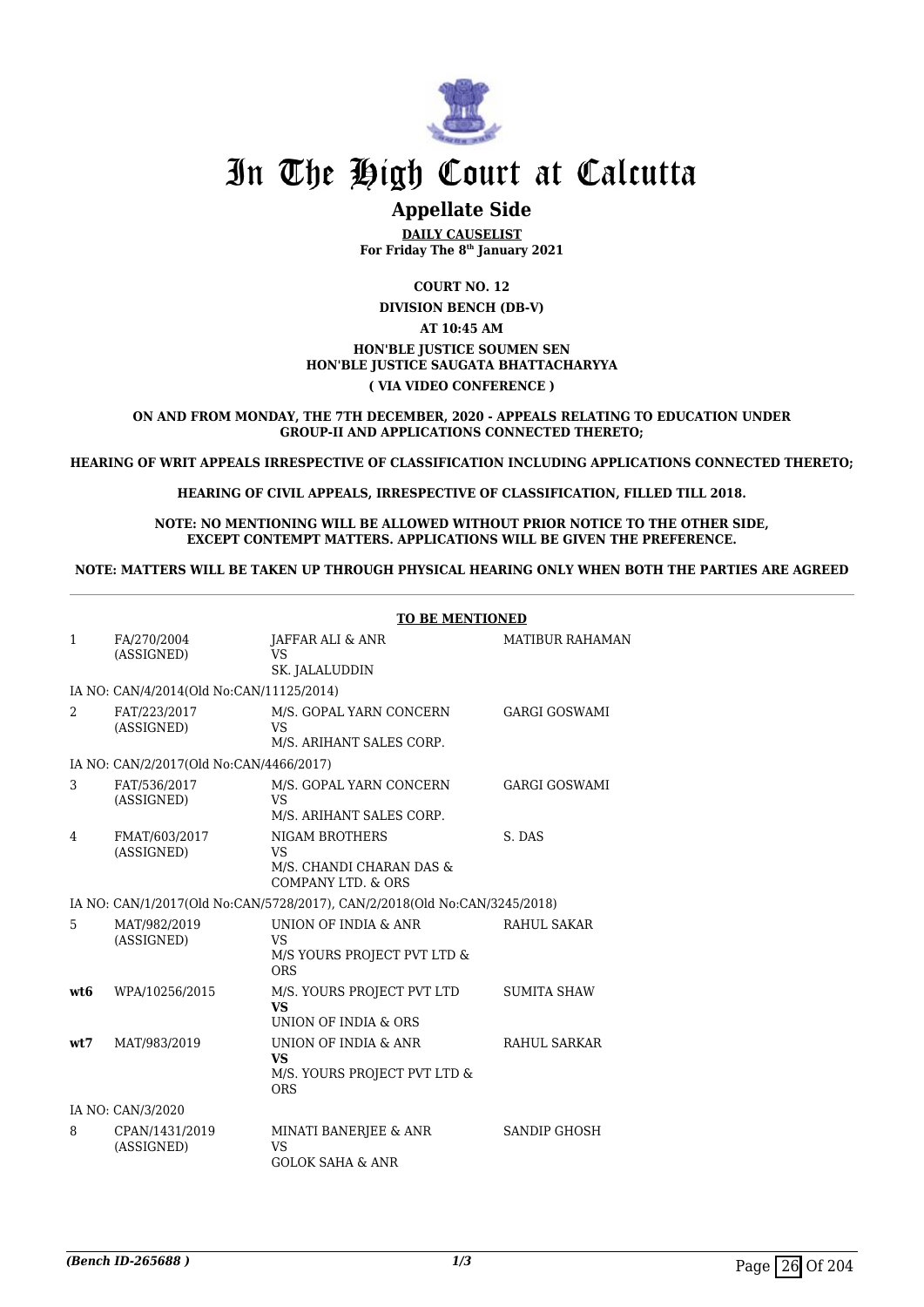# In The High Court at Calcutta

## Appellate Side

**DAILY CAUSELIST**
**For Friday The 8th January 2021**

**COURT NO. 12**

**DIVISION BENCH (DB-V)**

**AT 10:45 AM**

**HON'BLE JUSTICE SOUMEN SEN**
**HON'BLE JUSTICE SAUGATA BHATTACHARYYA**

**( VIA VIDEO CONFERENCE )**

**ON AND FROM MONDAY, THE 7TH DECEMBER, 2020 - APPEALS RELATING TO EDUCATION UNDER GROUP-II AND APPLICATIONS CONNECTED THERETO;**

**HEARING OF WRIT APPEALS IRRESPECTIVE OF CLASSIFICATION INCLUDING APPLICATIONS CONNECTED THERETO;**

**HEARING OF CIVIL APPEALS, IRRESPECTIVE OF CLASSIFICATION, FILLED TILL 2018.**

**NOTE: NO MENTIONING WILL BE ALLOWED WITHOUT PRIOR NOTICE TO THE OTHER SIDE, EXCEPT CONTEMPT MATTERS. APPLICATIONS WILL BE GIVEN THE PREFERENCE.**

**NOTE: MATTERS WILL BE TAKEN UP THROUGH PHYSICAL HEARING ONLY WHEN BOTH THE PARTIES ARE AGREED**

**TO BE MENTIONED**

| | | | |
|---|---|---|---|
| 1 | FA/270/2004 (ASSIGNED) | JAFFAR ALI & ANR VS SK. JALALUDDIN | MATIBUR RAHAMAN |
| | IA NO: CAN/4/2014(Old No:CAN/11125/2014) | | |
| 2 | FAT/223/2017 (ASSIGNED) | M/S. GOPAL YARN CONCERN VS M/S. ARIHANT SALES CORP. | GARGI GOSWAMI |
| | IA NO: CAN/2/2017(Old No:CAN/4466/2017) | | |
| 3 | FAT/536/2017 (ASSIGNED) | M/S. GOPAL YARN CONCERN VS M/S. ARIHANT SALES CORP. | GARGI GOSWAMI |
| 4 | FMAT/603/2017 (ASSIGNED) | NIGAM BROTHERS VS M/S. CHANDI CHARAN DAS & COMPANY LTD. & ORS | S. DAS |
| | IA NO: CAN/1/2017(Old No:CAN/5728/2017), CAN/2/2018(Old No:CAN/3245/2018) | | |
| 5 | MAT/982/2019 (ASSIGNED) | UNION OF INDIA & ANR VS M/S YOURS PROJECT PVT LTD & ORS | RAHUL SAKAR |
| **wt6** | WPA/10256/2015 | M/S. YOURS PROJECT PVT LTD **VS** UNION OF INDIA & ORS | SUMITA SHAW |
| **wt7** | MAT/983/2019 | UNION OF INDIA & ANR **VS** M/S. YOURS PROJECT PVT LTD & ORS | RAHUL SARKAR |
| | IA NO: CAN/3/2020 | | |
| 8 | CPAN/1431/2019 (ASSIGNED) | MINATI BANERJEE & ANR VS GOLOK SAHA & ANR | SANDIP GHOSH |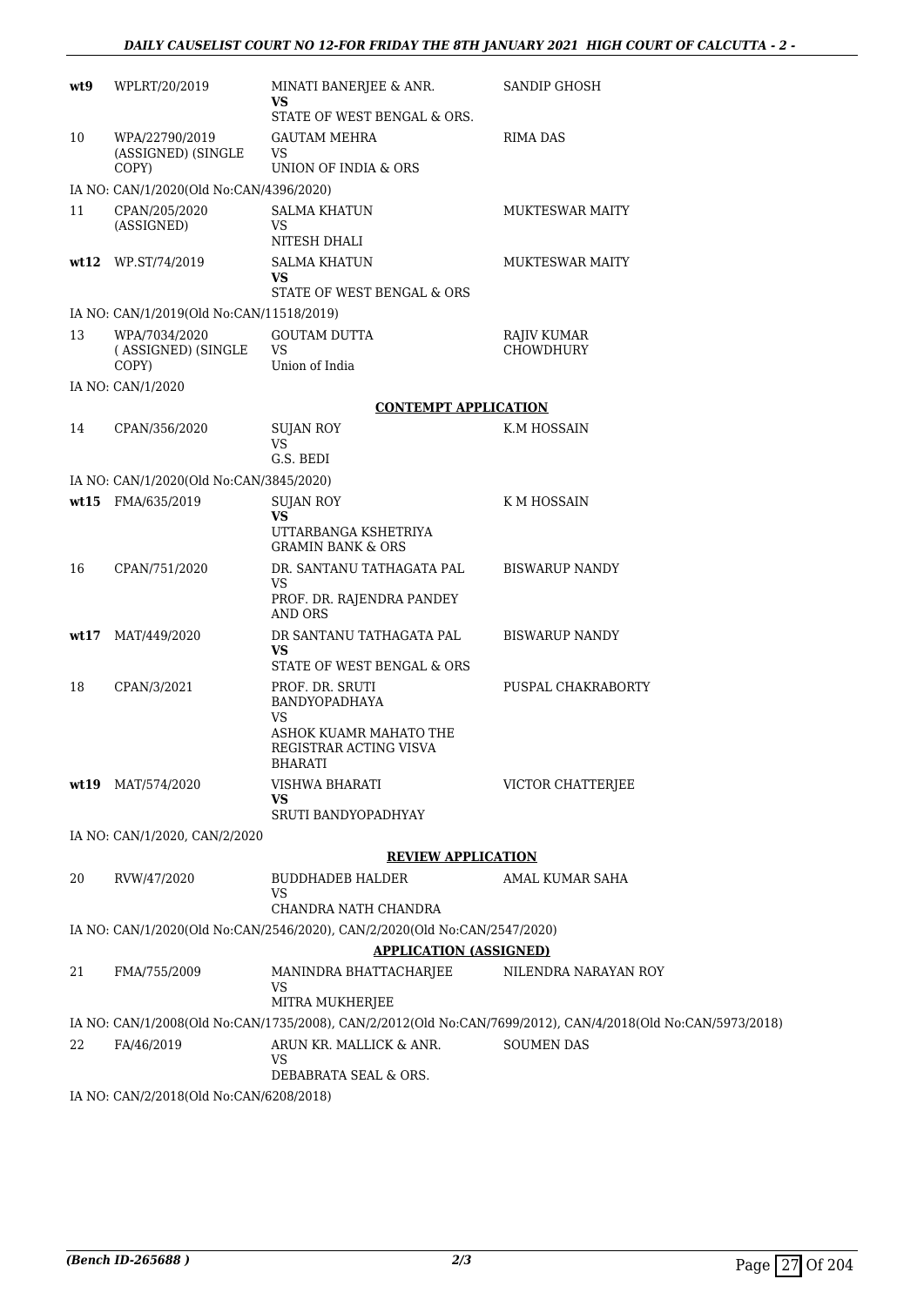| | | | |
|---|---|---|---|
| **wt9** | WPLRT/20/2019 | MINATI BANERJEE & ANR.<br>**VS**<br>STATE OF WEST BENGAL & ORS. | SANDIP GHOSH |
| 10 | WPA/22790/2019 (ASSIGNED) (SINGLE COPY) | GAUTAM MEHRA<br>VS<br>UNION OF INDIA & ORS | RIMA DAS |
| | IA NO: CAN/1/2020(Old No:CAN/4396/2020) | | |
| 11 | CPAN/205/2020 (ASSIGNED) | SALMA KHATUN<br>VS<br>NITESH DHALI | MUKTESWAR MAITY |
| **wt12** | WP.ST/74/2019 | SALMA KHATUN<br>**VS**<br>STATE OF WEST BENGAL & ORS | MUKTESWAR MAITY |
| | IA NO: CAN/1/2019(Old No:CAN/11518/2019) | | |
| 13 | WPA/7034/2020 ( ASSIGNED) (SINGLE COPY) | GOUTAM DUTTA<br>VS<br>Union of India | RAJIV KUMAR CHOWDHURY |
| | IA NO: CAN/1/2020 | | |
| | | **CONTEMPT APPLICATION** | |
| 14 | CPAN/356/2020 | SUJAN ROY<br>VS<br>G.S. BEDI | K.M HOSSAIN |
| | IA NO: CAN/1/2020(Old No:CAN/3845/2020) | | |
| **wt15** | FMA/635/2019 | SUJAN ROY<br>**VS**<br>UTTARBANGA KSHETRIYA GRAMIN BANK & ORS | K M HOSSAIN |
| 16 | CPAN/751/2020 | DR. SANTANU TATHAGATA PAL<br>VS<br>PROF. DR. RAJENDRA PANDEY AND ORS | BISWARUP NANDY |
| **wt17** | MAT/449/2020 | DR SANTANU TATHAGATA PAL<br>**VS**<br>STATE OF WEST BENGAL & ORS | BISWARUP NANDY |
| 18 | CPAN/3/2021 | PROF. DR. SRUTI BANDYOPADHAYA<br>VS<br>ASHOK KUAMR MAHATO THE REGISTRAR ACTING VISVA BHARATI | PUSPAL CHAKRABORTY |
| **wt19** | MAT/574/2020 | VISHWA BHARATI<br>**VS**<br>SRUTI BANDYOPADHYAY | VICTOR CHATTERJEE |
| | IA NO: CAN/1/2020, CAN/2/2020 | | |
| | | **REVIEW APPLICATION** | |
| 20 | RVW/47/2020 | BUDDHADEB HALDER<br>VS<br>CHANDRA NATH CHANDRA | AMAL KUMAR SAHA |
| | IA NO: CAN/1/2020(Old No:CAN/2546/2020), CAN/2/2020(Old No:CAN/2547/2020) | | |
| | | **APPLICATION (ASSIGNED)** | |
| 21 | FMA/755/2009 | MANINDRA BHATTACHARJEE<br>VS<br>MITRA MUKHERJEE | NILENDRA NARAYAN ROY |
| | IA NO: CAN/1/2008(Old No:CAN/1735/2008), CAN/2/2012(Old No:CAN/7699/2012), CAN/4/2018(Old No:CAN/5973/2018) | | |
| 22 | FA/46/2019 | ARUN KR. MALLICK & ANR.<br>VS<br>DEBABRATA SEAL & ORS. | SOUMEN DAS |
| | IA NO: CAN/2/2018(Old No:CAN/6208/2018) | | |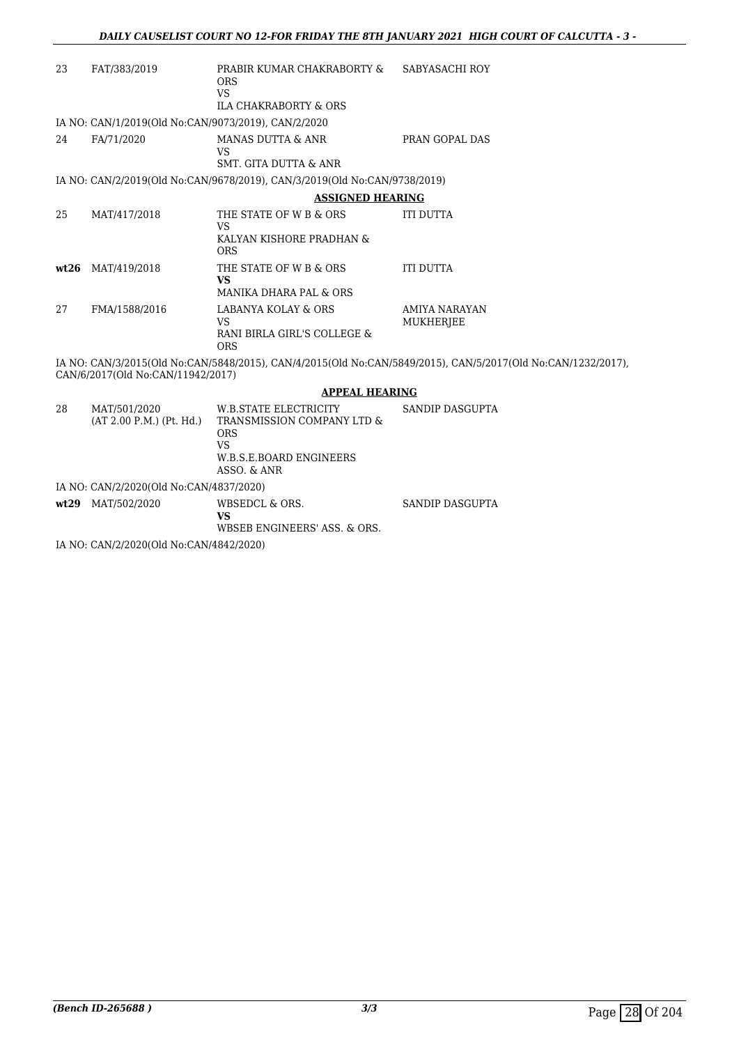| | | | |
|---|---|---|---|
| 23 | FAT/383/2019 | PRABIR KUMAR CHAKRABORTY & ORS<br>VS<br>ILA CHAKRABORTY & ORS | SABYASACHI ROY |

IA NO: CAN/1/2019(Old No:CAN/9073/2019), CAN/2/2020

| | | | |
|---|---|---|---|
| 24 | FA/71/2020 | MANAS DUTTA & ANR<br>VS<br>SMT. GITA DUTTA & ANR | PRAN GOPAL DAS |

IA NO: CAN/2/2019(Old No:CAN/9678/2019), CAN/3/2019(Old No:CAN/9738/2019)

## ASSIGNED HEARING

| | | | |
|---|---|---|---|
| 25 | MAT/417/2018 | THE STATE OF W B & ORS<br>VS<br>KALYAN KISHORE PRADHAN & ORS | ITI DUTTA |
| **wt26** | MAT/419/2018 | THE STATE OF W B & ORS<br>**VS**<br>MANIKA DHARA PAL & ORS | ITI DUTTA |
| 27 | FMA/1588/2016 | LABANYA KOLAY & ORS<br>VS<br>RANI BIRLA GIRL'S COLLEGE & ORS | AMIYA NARAYAN MUKHERJEE |

IA NO: CAN/3/2015(Old No:CAN/5848/2015), CAN/4/2015(Old No:CAN/5849/2015), CAN/5/2017(Old No:CAN/1232/2017), CAN/6/2017(Old No:CAN/11942/2017)

## APPEAL HEARING

| | | | |
|---|---|---|---|
| 28 | MAT/501/2020<br>(AT 2.00 P.M.) (Pt. Hd.) | W.B.STATE ELECTRICITY TRANSMISSION COMPANY LTD & ORS<br>VS<br>W.B.S.E.BOARD ENGINEERS ASSO. & ANR | SANDIP DASGUPTA |

IA NO: CAN/2/2020(Old No:CAN/4837/2020)

| | | | |
|---|---|---|---|
| **wt29** | MAT/502/2020 | WBSEDCL & ORS.<br>**VS**<br>WBSEB ENGINEERS' ASS. & ORS. | SANDIP DASGUPTA |

IA NO: CAN/2/2020(Old No:CAN/4842/2020)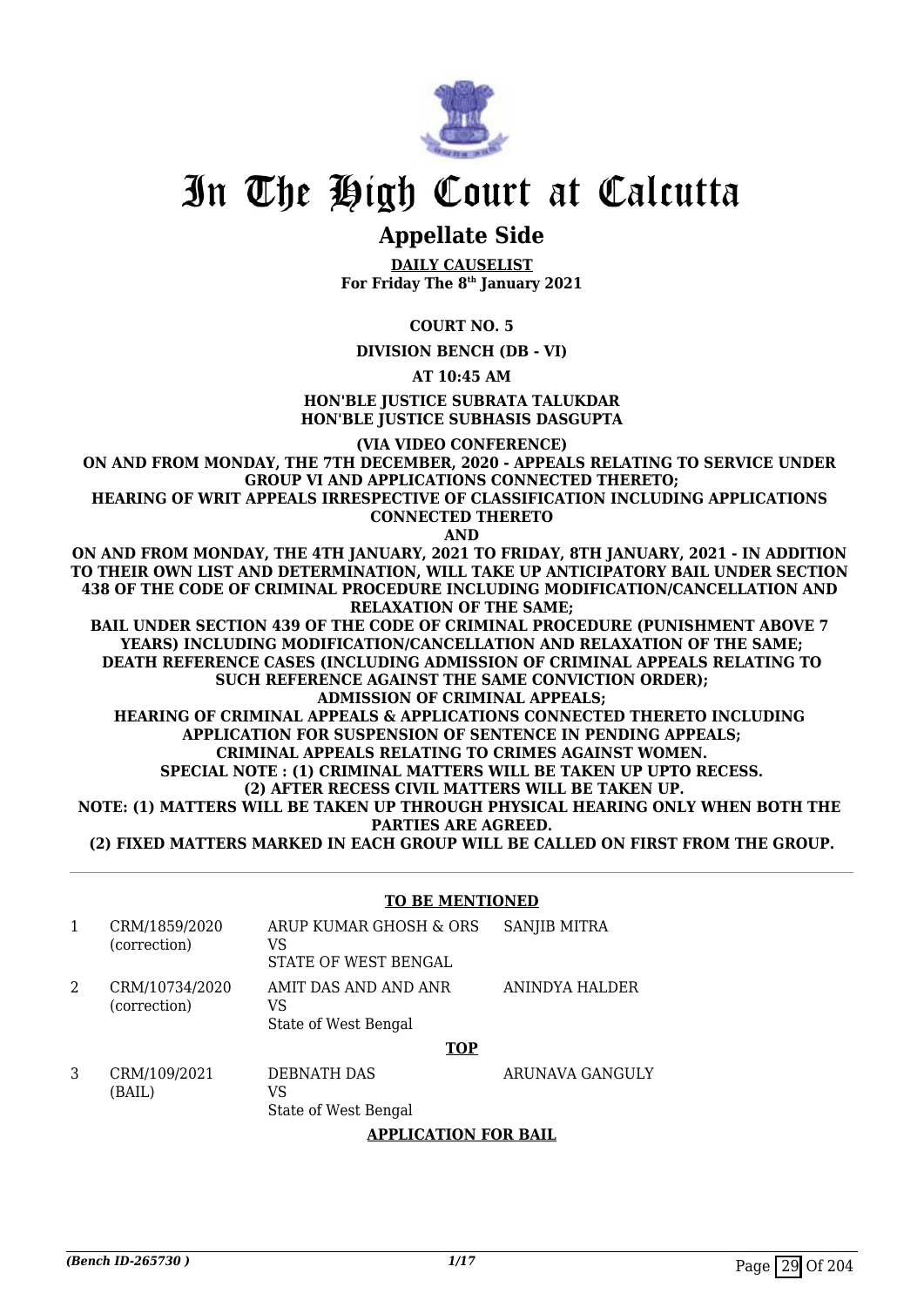# In The High Court at Calcutta

## Appellate Side

**DAILY CAUSELIST**
**For Friday The 8th January 2021**

**COURT NO. 5**

**DIVISION BENCH (DB - VI)**

**AT 10:45 AM**

**HON'BLE JUSTICE SUBRATA TALUKDAR**
**HON'BLE JUSTICE SUBHASIS DASGUPTA**

**(VIA VIDEO CONFERENCE)**

**ON AND FROM MONDAY, THE 7TH DECEMBER, 2020 - APPEALS RELATING TO SERVICE UNDER GROUP VI AND APPLICATIONS CONNECTED THERETO;**
**HEARING OF WRIT APPEALS IRRESPECTIVE OF CLASSIFICATION INCLUDING APPLICATIONS CONNECTED THERETO**
**AND**
**ON AND FROM MONDAY, THE 4TH JANUARY, 2021 TO FRIDAY, 8TH JANUARY, 2021 - IN ADDITION TO THEIR OWN LIST AND DETERMINATION, WILL TAKE UP ANTICIPATORY BAIL UNDER SECTION 438 OF THE CODE OF CRIMINAL PROCEDURE INCLUDING MODIFICATION/CANCELLATION AND RELAXATION OF THE SAME;**
**BAIL UNDER SECTION 439 OF THE CODE OF CRIMINAL PROCEDURE (PUNISHMENT ABOVE 7 YEARS) INCLUDING MODIFICATION/CANCELLATION AND RELAXATION OF THE SAME;**
**DEATH REFERENCE CASES (INCLUDING ADMISSION OF CRIMINAL APPEALS RELATING TO SUCH REFERENCE AGAINST THE SAME CONVICTION ORDER);**
**ADMISSION OF CRIMINAL APPEALS;**
**HEARING OF CRIMINAL APPEALS & APPLICATIONS CONNECTED THERETO INCLUDING APPLICATION FOR SUSPENSION OF SENTENCE IN PENDING APPEALS;**
**CRIMINAL APPEALS RELATING TO CRIMES AGAINST WOMEN.**
**SPECIAL NOTE : (1) CRIMINAL MATTERS WILL BE TAKEN UP UPTO RECESS.**
**(2) AFTER RECESS CIVIL MATTERS WILL BE TAKEN UP.**
**NOTE: (1) MATTERS WILL BE TAKEN UP THROUGH PHYSICAL HEARING ONLY WHEN BOTH THE PARTIES ARE AGREED.**
**(2) FIXED MATTERS MARKED IN EACH GROUP WILL BE CALLED ON FIRST FROM THE GROUP.**

---

**TO BE MENTIONED**

| | | | |
|---|---|---|---|
| 1 | CRM/1859/2020 (correction) | ARUP KUMAR GHOSH & ORS VS STATE OF WEST BENGAL | SANJIB MITRA |
| 2 | CRM/10734/2020 (correction) | AMIT DAS AND AND ANR VS State of West Bengal | ANINDYA HALDER |

**TOP**

| | | | |
|---|---|---|---|
| 3 | CRM/109/2021 (BAIL) | DEBNATH DAS VS State of West Bengal | ARUNAVA GANGULY |

**APPLICATION FOR BAIL**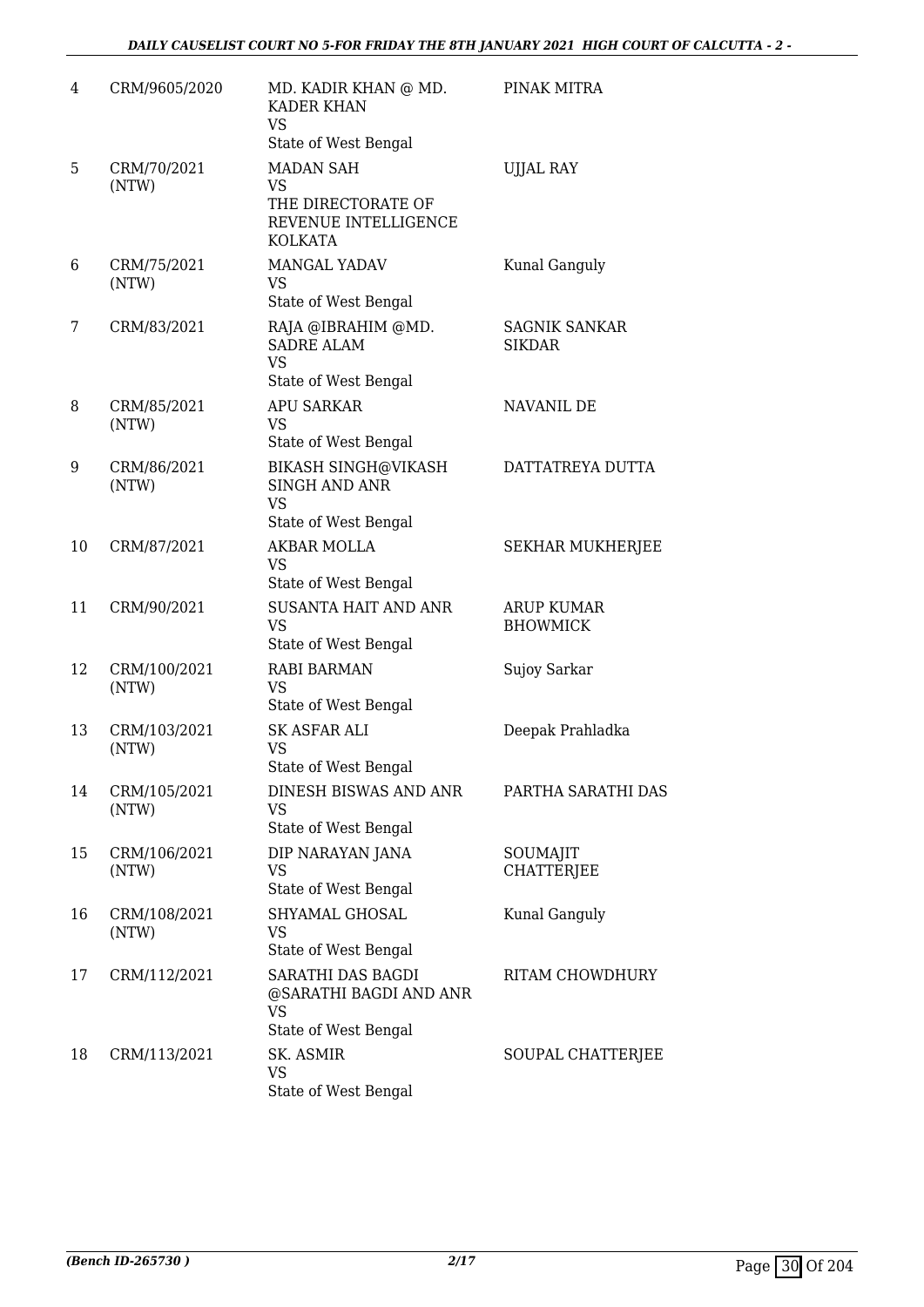| | | | |
|---|---|---|---|
| 4 | CRM/9605/2020 | MD. KADIR KHAN @ MD. KADER KHAN<br>VS<br>State of West Bengal | PINAK MITRA |
| 5 | CRM/70/2021 (NTW) | MADAN SAH<br>VS<br>THE DIRECTORATE OF REVENUE INTELLIGENCE KOLKATA | UJJAL RAY |
| 6 | CRM/75/2021 (NTW) | MANGAL YADAV<br>VS<br>State of West Bengal | Kunal Ganguly |
| 7 | CRM/83/2021 | RAJA @IBRAHIM @MD. SADRE ALAM<br>VS<br>State of West Bengal | SAGNIK SANKAR SIKDAR |
| 8 | CRM/85/2021 (NTW) | APU SARKAR<br>VS<br>State of West Bengal | NAVANIL DE |
| 9 | CRM/86/2021 (NTW) | BIKASH SINGH@VIKASH SINGH AND ANR<br>VS<br>State of West Bengal | DATTATREYA DUTTA |
| 10 | CRM/87/2021 | AKBAR MOLLA<br>VS<br>State of West Bengal | SEKHAR MUKHERJEE |
| 11 | CRM/90/2021 | SUSANTA HAIT AND ANR<br>VS<br>State of West Bengal | ARUP KUMAR BHOWMICK |
| 12 | CRM/100/2021 (NTW) | RABI BARMAN<br>VS<br>State of West Bengal | Sujoy Sarkar |
| 13 | CRM/103/2021 (NTW) | SK ASFAR ALI<br>VS<br>State of West Bengal | Deepak Prahladka |
| 14 | CRM/105/2021 (NTW) | DINESH BISWAS AND ANR<br>VS<br>State of West Bengal | PARTHA SARATHI DAS |
| 15 | CRM/106/2021 (NTW) | DIP NARAYAN JANA<br>VS<br>State of West Bengal | SOUMAJIT CHATTERJEE |
| 16 | CRM/108/2021 (NTW) | SHYAMAL GHOSAL<br>VS<br>State of West Bengal | Kunal Ganguly |
| 17 | CRM/112/2021 | SARATHI DAS BAGDI @SARATHI BAGDI AND ANR<br>VS<br>State of West Bengal | RITAM CHOWDHURY |
| 18 | CRM/113/2021 | SK. ASMIR<br>VS<br>State of West Bengal | SOUPAL CHATTERJEE |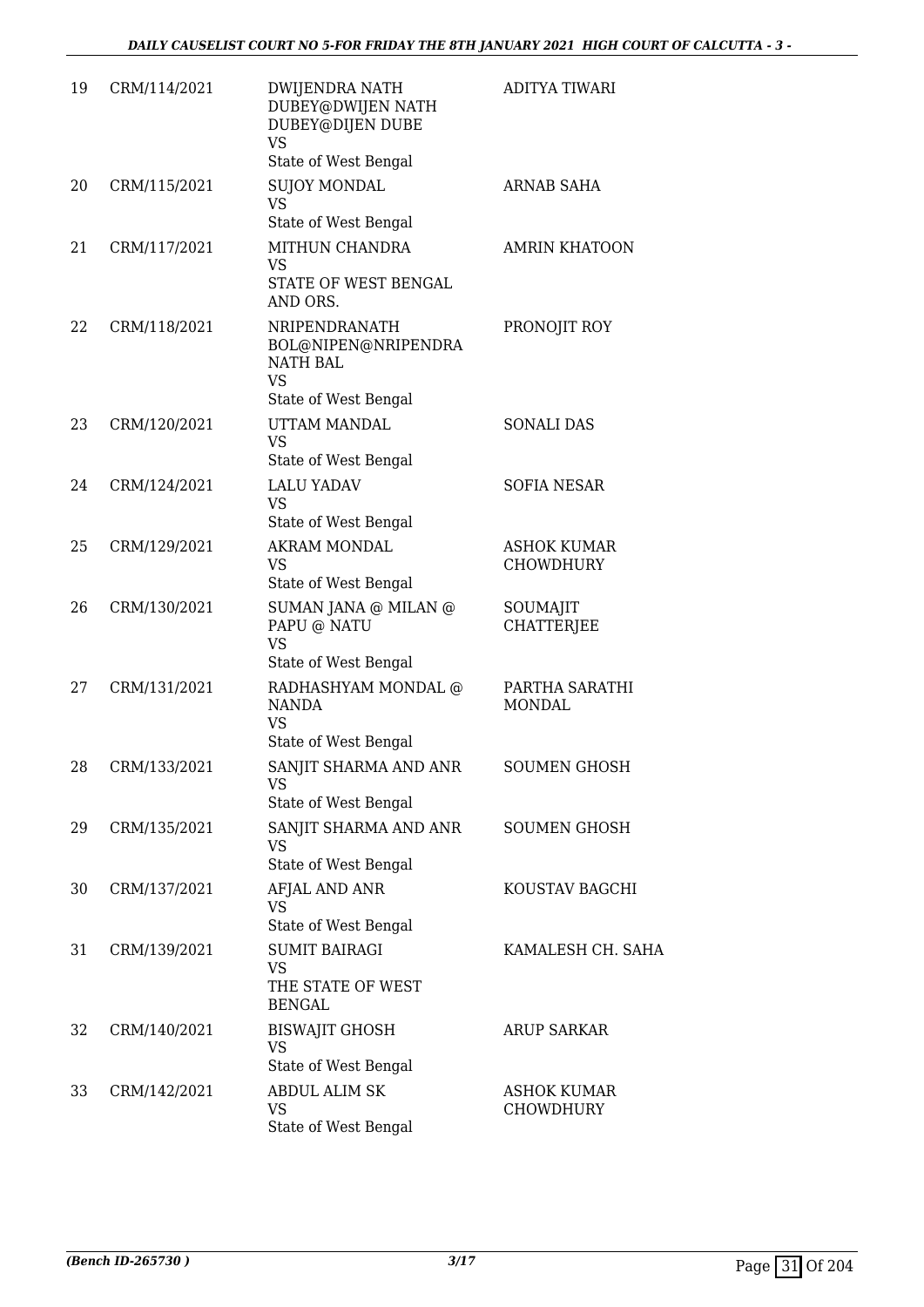| | | | |
|---|---|---|---|
| 19 | CRM/114/2021 | DWIJENDRA NATH DUBEY@DWIJEN NATH DUBEY@DIJEN DUBE<br>VS<br>State of West Bengal | ADITYA TIWARI |
| 20 | CRM/115/2021 | SUJOY MONDAL<br>VS<br>State of West Bengal | ARNAB SAHA |
| 21 | CRM/117/2021 | MITHUN CHANDRA<br>VS<br>STATE OF WEST BENGAL AND ORS. | AMRIN KHATOON |
| 22 | CRM/118/2021 | NRIPENDRANATH BOL@NIPEN@NRIPENDRA NATH BAL<br>VS<br>State of West Bengal | PRONOJIT ROY |
| 23 | CRM/120/2021 | UTTAM MANDAL<br>VS<br>State of West Bengal | SONALI DAS |
| 24 | CRM/124/2021 | LALU YADAV<br>VS<br>State of West Bengal | SOFIA NESAR |
| 25 | CRM/129/2021 | AKRAM MONDAL<br>VS<br>State of West Bengal | ASHOK KUMAR CHOWDHURY |
| 26 | CRM/130/2021 | SUMAN JANA @ MILAN @ PAPU @ NATU<br>VS<br>State of West Bengal | SOUMAJIT CHATTERJEE |
| 27 | CRM/131/2021 | RADHASHYAM MONDAL @ NANDA<br>VS<br>State of West Bengal | PARTHA SARATHI MONDAL |
| 28 | CRM/133/2021 | SANJIT SHARMA AND ANR<br>VS<br>State of West Bengal | SOUMEN GHOSH |
| 29 | CRM/135/2021 | SANJIT SHARMA AND ANR<br>VS<br>State of West Bengal | SOUMEN GHOSH |
| 30 | CRM/137/2021 | AFJAL AND ANR<br>VS<br>State of West Bengal | KOUSTAV BAGCHI |
| 31 | CRM/139/2021 | SUMIT BAIRAGI<br>VS<br>THE STATE OF WEST BENGAL | KAMALESH CH. SAHA |
| 32 | CRM/140/2021 | BISWAJIT GHOSH<br>VS<br>State of West Bengal | ARUP SARKAR |
| 33 | CRM/142/2021 | ABDUL ALIM SK<br>VS<br>State of West Bengal | ASHOK KUMAR CHOWDHURY |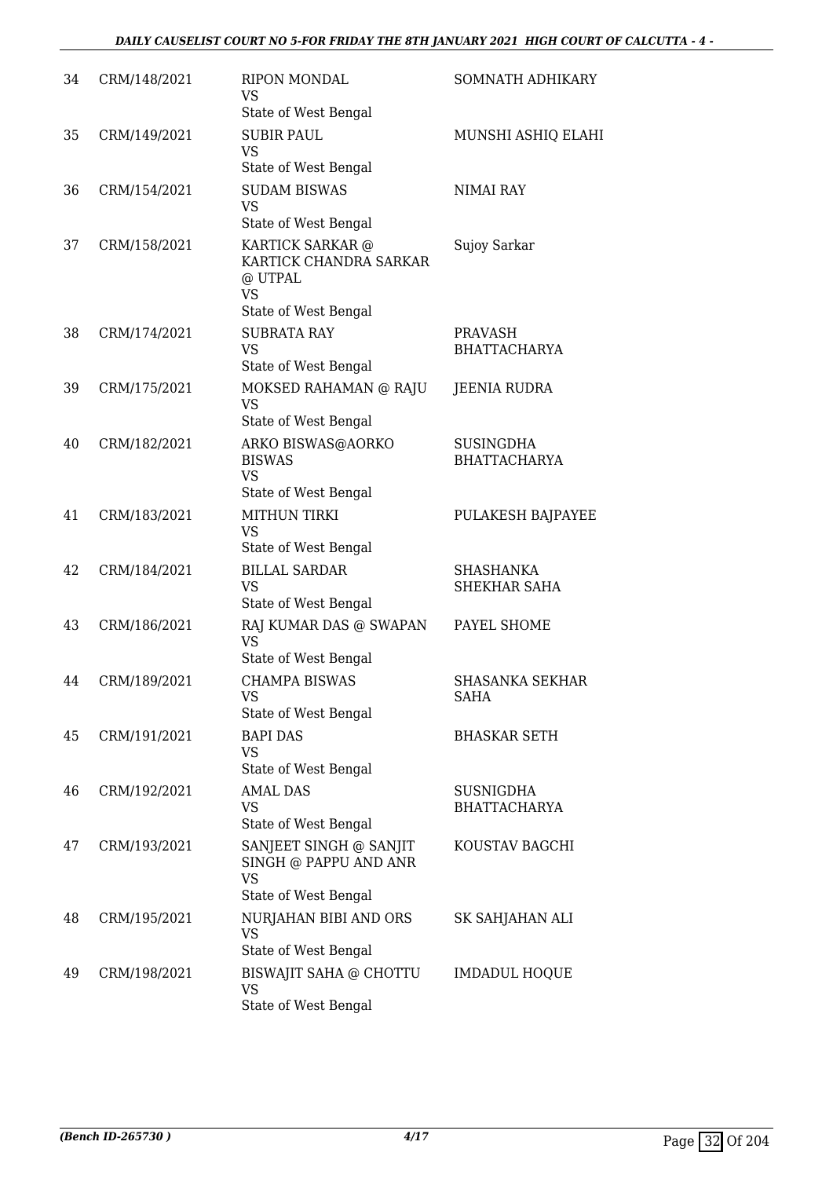| 34 | CRM/148/2021 | RIPON MONDAL<br>VS<br>State of West Bengal | SOMNATH ADHIKARY |
|---|---|---|---|
| 35 | CRM/149/2021 | SUBIR PAUL<br>VS<br>State of West Bengal | MUNSHI ASHIQ ELAHI |
| 36 | CRM/154/2021 | SUDAM BISWAS<br>VS<br>State of West Bengal | NIMAI RAY |
| 37 | CRM/158/2021 | KARTICK SARKAR @ KARTICK CHANDRA SARKAR @ UTPAL<br>VS<br>State of West Bengal | Sujoy Sarkar |
| 38 | CRM/174/2021 | SUBRATA RAY<br>VS<br>State of West Bengal | PRAVASH BHATTACHARYA |
| 39 | CRM/175/2021 | MOKSED RAHAMAN @ RAJU<br>VS<br>State of West Bengal | JEENIA RUDRA |
| 40 | CRM/182/2021 | ARKO BISWAS@AORKO BISWAS<br>VS<br>State of West Bengal | SUSINGDHA BHATTACHARYA |
| 41 | CRM/183/2021 | MITHUN TIRKI<br>VS<br>State of West Bengal | PULAKESH BAJPAYEE |
| 42 | CRM/184/2021 | BILLAL SARDAR<br>VS<br>State of West Bengal | SHASHANKA SHEKHAR SAHA |
| 43 | CRM/186/2021 | RAJ KUMAR DAS @ SWAPAN<br>VS<br>State of West Bengal | PAYEL SHOME |
| 44 | CRM/189/2021 | CHAMPA BISWAS<br>VS<br>State of West Bengal | SHASANKA SEKHAR SAHA |
| 45 | CRM/191/2021 | BAPI DAS<br>VS<br>State of West Bengal | BHASKAR SETH |
| 46 | CRM/192/2021 | AMAL DAS<br>VS<br>State of West Bengal | SUSNIGDHA BHATTACHARYA |
| 47 | CRM/193/2021 | SANJEET SINGH @ SANJIT SINGH @ PAPPU AND ANR<br>VS<br>State of West Bengal | KOUSTAV BAGCHI |
| 48 | CRM/195/2021 | NURJAHAN BIBI AND ORS<br>VS<br>State of West Bengal | SK SAHJAHAN ALI |
| 49 | CRM/198/2021 | BISWAJIT SAHA @ CHOTTU<br>VS<br>State of West Bengal | IMDADUL HOQUE |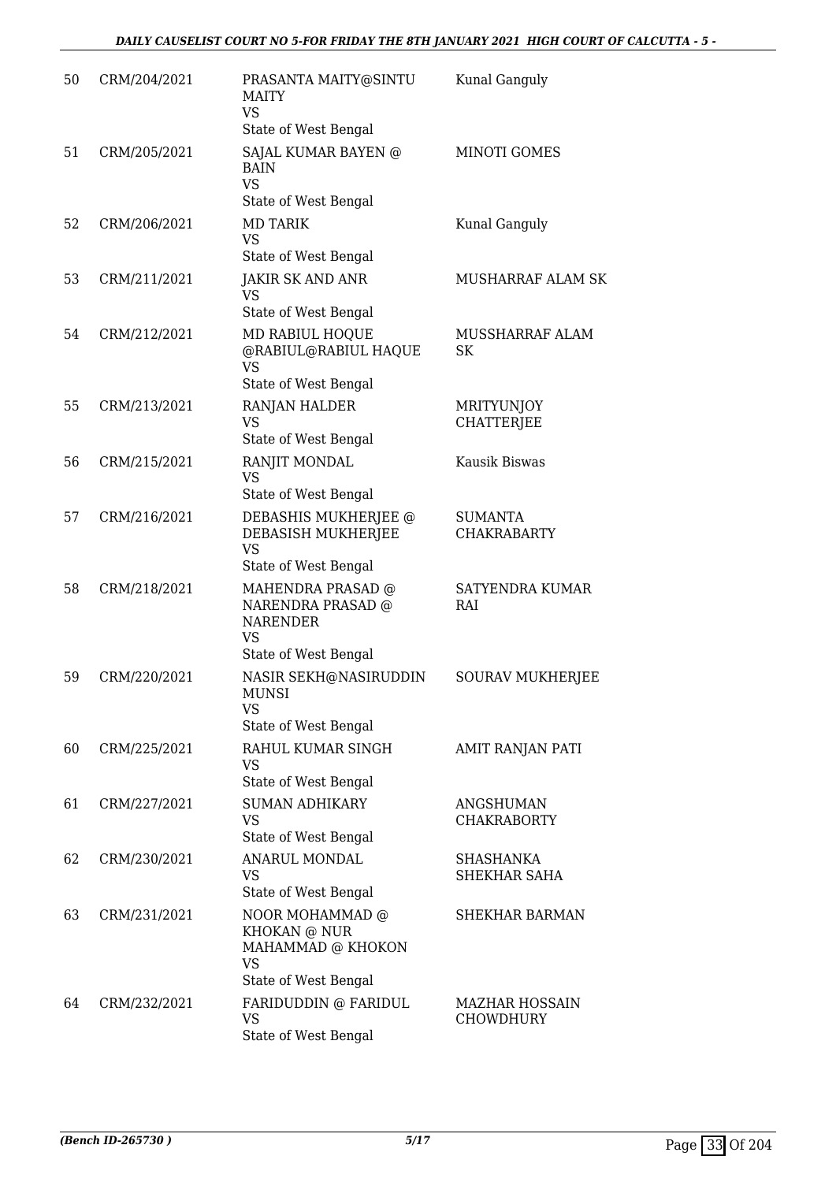| | | | |
|---|---|---|---|
| 50 | CRM/204/2021 | PRASANTA MAITY@SINTU MAITY<br>VS<br>State of West Bengal | Kunal Ganguly |
| 51 | CRM/205/2021 | SAJAL KUMAR BAYEN @ BAIN<br>VS<br>State of West Bengal | MINOTI GOMES |
| 52 | CRM/206/2021 | MD TARIK<br>VS<br>State of West Bengal | Kunal Ganguly |
| 53 | CRM/211/2021 | JAKIR SK AND ANR<br>VS<br>State of West Bengal | MUSHARRAF ALAM SK |
| 54 | CRM/212/2021 | MD RABIUL HOQUE @RABIUL@RABIUL HAQUE<br>VS<br>State of West Bengal | MUSSHARRAF ALAM SK |
| 55 | CRM/213/2021 | RANJAN HALDER<br>VS<br>State of West Bengal | MRITYUNJOY CHATTERJEE |
| 56 | CRM/215/2021 | RANJIT MONDAL<br>VS<br>State of West Bengal | Kausik Biswas |
| 57 | CRM/216/2021 | DEBASHIS MUKHERJEE @ DEBASISH MUKHERJEE<br>VS<br>State of West Bengal | SUMANTA CHAKRABARTY |
| 58 | CRM/218/2021 | MAHENDRA PRASAD @ NARENDRA PRASAD @ NARENDER<br>VS<br>State of West Bengal | SATYENDRA KUMAR RAI |
| 59 | CRM/220/2021 | NASIR SEKH@NASIRUDDIN MUNSI<br>VS<br>State of West Bengal | SOURAV MUKHERJEE |
| 60 | CRM/225/2021 | RAHUL KUMAR SINGH<br>VS<br>State of West Bengal | AMIT RANJAN PATI |
| 61 | CRM/227/2021 | SUMAN ADHIKARY<br>VS<br>State of West Bengal | ANGSHUMAN CHAKRABORTY |
| 62 | CRM/230/2021 | ANARUL MONDAL<br>VS<br>State of West Bengal | SHASHANKA SHEKHAR SAHA |
| 63 | CRM/231/2021 | NOOR MOHAMMAD @ KHOKAN @ NUR MAHAMMAD @ KHOKON<br>VS<br>State of West Bengal | SHEKHAR BARMAN |
| 64 | CRM/232/2021 | FARIDUDDIN @ FARIDUL<br>VS<br>State of West Bengal | MAZHAR HOSSAIN CHOWDHURY |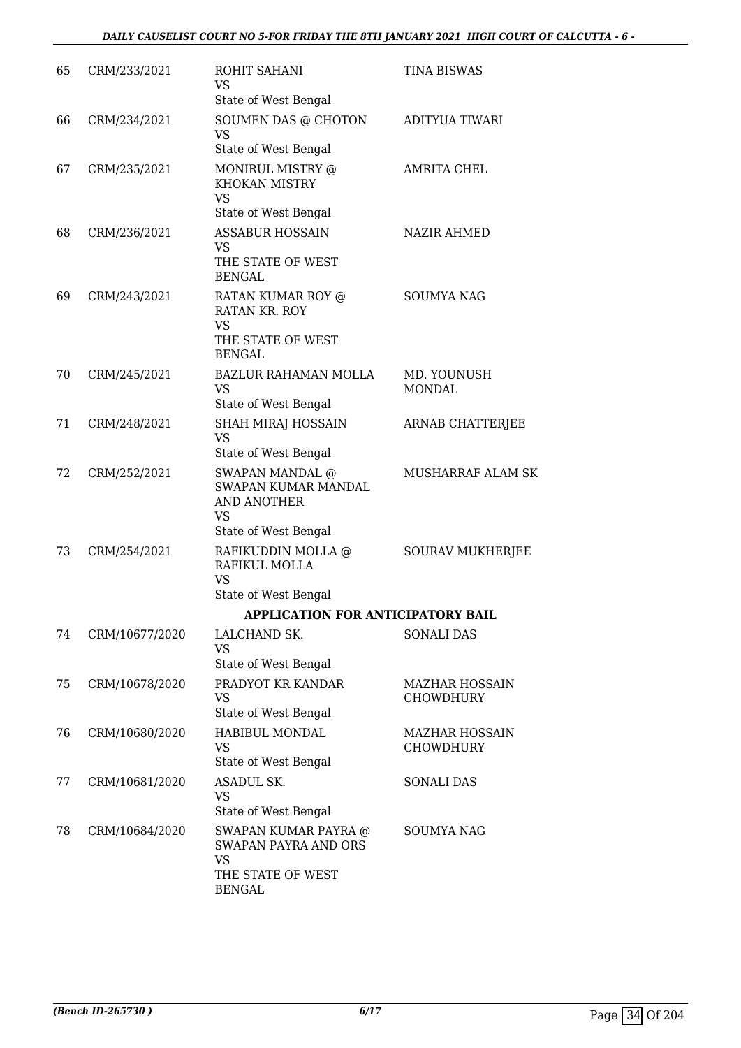| 65 | CRM/233/2021 | ROHIT SAHANI<br>VS<br>State of West Bengal | TINA BISWAS |
|---|---|---|---|
| 66 | CRM/234/2021 | SOUMEN DAS @ CHOTON<br>VS<br>State of West Bengal | ADITYUA TIWARI |
| 67 | CRM/235/2021 | MONIRUL MISTRY @<br>KHOKAN MISTRY<br>VS<br>State of West Bengal | AMRITA CHEL |
| 68 | CRM/236/2021 | ASSABUR HOSSAIN<br>VS<br>THE STATE OF WEST<br>BENGAL | NAZIR AHMED |
| 69 | CRM/243/2021 | RATAN KUMAR ROY @<br>RATAN KR. ROY<br>VS<br>THE STATE OF WEST<br>BENGAL | SOUMYA NAG |
| 70 | CRM/245/2021 | BAZLUR RAHAMAN MOLLA<br>VS<br>State of West Bengal | MD. YOUNUSH<br>MONDAL |
| 71 | CRM/248/2021 | SHAH MIRAJ HOSSAIN<br>VS<br>State of West Bengal | ARNAB CHATTERJEE |
| 72 | CRM/252/2021 | SWAPAN MANDAL @<br>SWAPAN KUMAR MANDAL<br>AND ANOTHER<br>VS<br>State of West Bengal | MUSHARRAF ALAM SK |
| 73 | CRM/254/2021 | RAFIKUDDIN MOLLA @<br>RAFIKUL MOLLA<br>VS<br>State of West Bengal | SOURAV MUKHERJEE |

**APPLICATION FOR ANTICIPATORY BAIL**

| 74 | CRM/10677/2020 | LALCHAND SK.<br>VS<br>State of West Bengal | SONALI DAS |
|---|---|---|---|
| 75 | CRM/10678/2020 | PRADYOT KR KANDAR<br>VS<br>State of West Bengal | MAZHAR HOSSAIN<br>CHOWDHURY |
| 76 | CRM/10680/2020 | HABIBUL MONDAL<br>VS<br>State of West Bengal | MAZHAR HOSSAIN<br>CHOWDHURY |
| 77 | CRM/10681/2020 | ASADUL SK.<br>VS<br>State of West Bengal | SONALI DAS |
| 78 | CRM/10684/2020 | SWAPAN KUMAR PAYRA @<br>SWAPAN PAYRA AND ORS<br>VS<br>THE STATE OF WEST<br>BENGAL | SOUMYA NAG |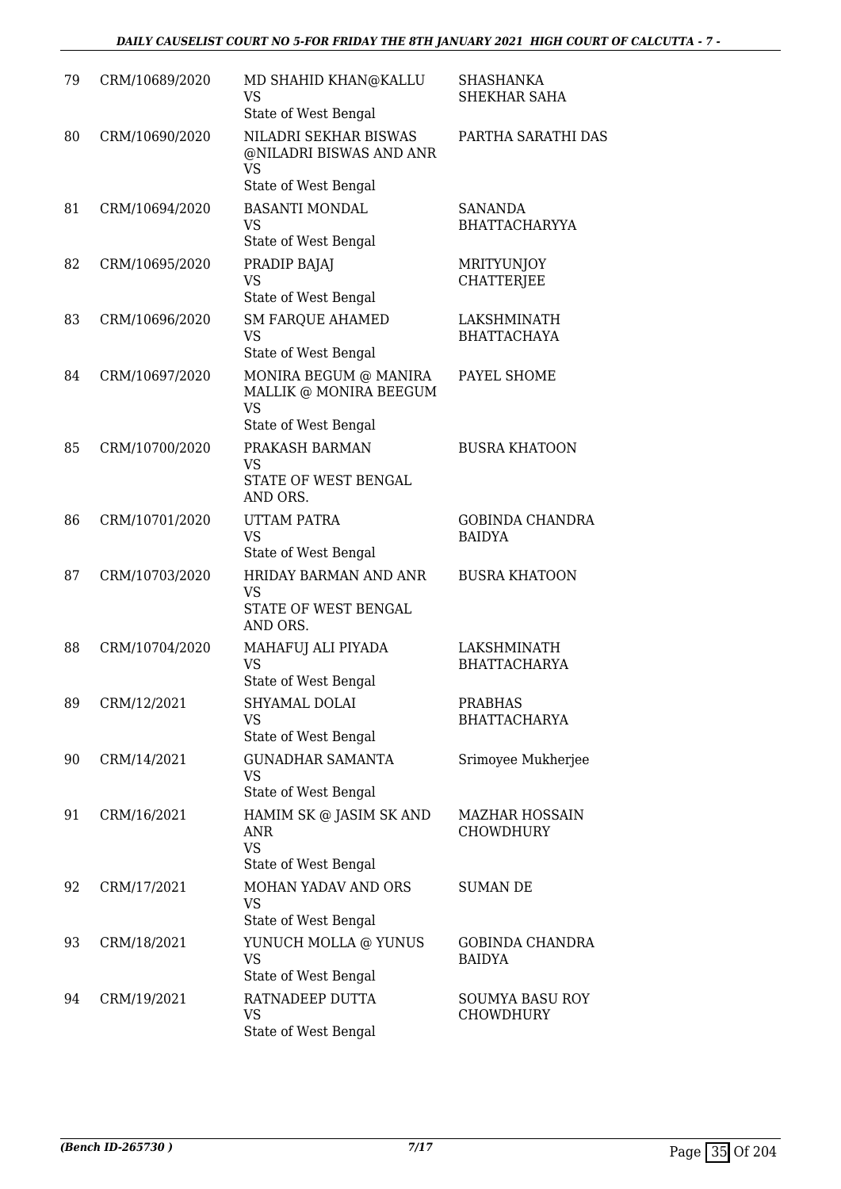| 79 | CRM/10689/2020 | MD SHAHID KHAN@KALLU<br>VS<br>State of West Bengal | SHASHANKA SHEKHAR SAHA |
|---|---|---|---|
| 80 | CRM/10690/2020 | NILADRI SEKHAR BISWAS @NILADRI BISWAS AND ANR<br>VS<br>State of West Bengal | PARTHA SARATHI DAS |
| 81 | CRM/10694/2020 | BASANTI MONDAL<br>VS<br>State of West Bengal | SANANDA BHATTACHARYYA |
| 82 | CRM/10695/2020 | PRADIP BAJAJ<br>VS<br>State of West Bengal | MRITYUNJOY CHATTERJEE |
| 83 | CRM/10696/2020 | SM FARQUE AHAMED<br>VS<br>State of West Bengal | LAKSHMINATH BHATTACHAYA |
| 84 | CRM/10697/2020 | MONIRA BEGUM @ MANIRA MALLIK @ MONIRA BEEGUM<br>VS<br>State of West Bengal | PAYEL SHOME |
| 85 | CRM/10700/2020 | PRAKASH BARMAN<br>VS<br>STATE OF WEST BENGAL AND ORS. | BUSRA KHATOON |
| 86 | CRM/10701/2020 | UTTAM PATRA<br>VS<br>State of West Bengal | GOBINDA CHANDRA BAIDYA |
| 87 | CRM/10703/2020 | HRIDAY BARMAN AND ANR<br>VS<br>STATE OF WEST BENGAL AND ORS. | BUSRA KHATOON |
| 88 | CRM/10704/2020 | MAHAFUJ ALI PIYADA<br>VS<br>State of West Bengal | LAKSHMINATH BHATTACHARYA |
| 89 | CRM/12/2021 | SHYAMAL DOLAI<br>VS<br>State of West Bengal | PRABHAS BHATTACHARYA |
| 90 | CRM/14/2021 | GUNADHAR SAMANTA<br>VS<br>State of West Bengal | Srimoyee Mukherjee |
| 91 | CRM/16/2021 | HAMIM SK @ JASIM SK AND ANR<br>VS<br>State of West Bengal | MAZHAR HOSSAIN CHOWDHURY |
| 92 | CRM/17/2021 | MOHAN YADAV AND ORS<br>VS<br>State of West Bengal | SUMAN DE |
| 93 | CRM/18/2021 | YUNUCH MOLLA @ YUNUS<br>VS<br>State of West Bengal | GOBINDA CHANDRA BAIDYA |
| 94 | CRM/19/2021 | RATNADEEP DUTTA<br>VS<br>State of West Bengal | SOUMYA BASU ROY CHOWDHURY |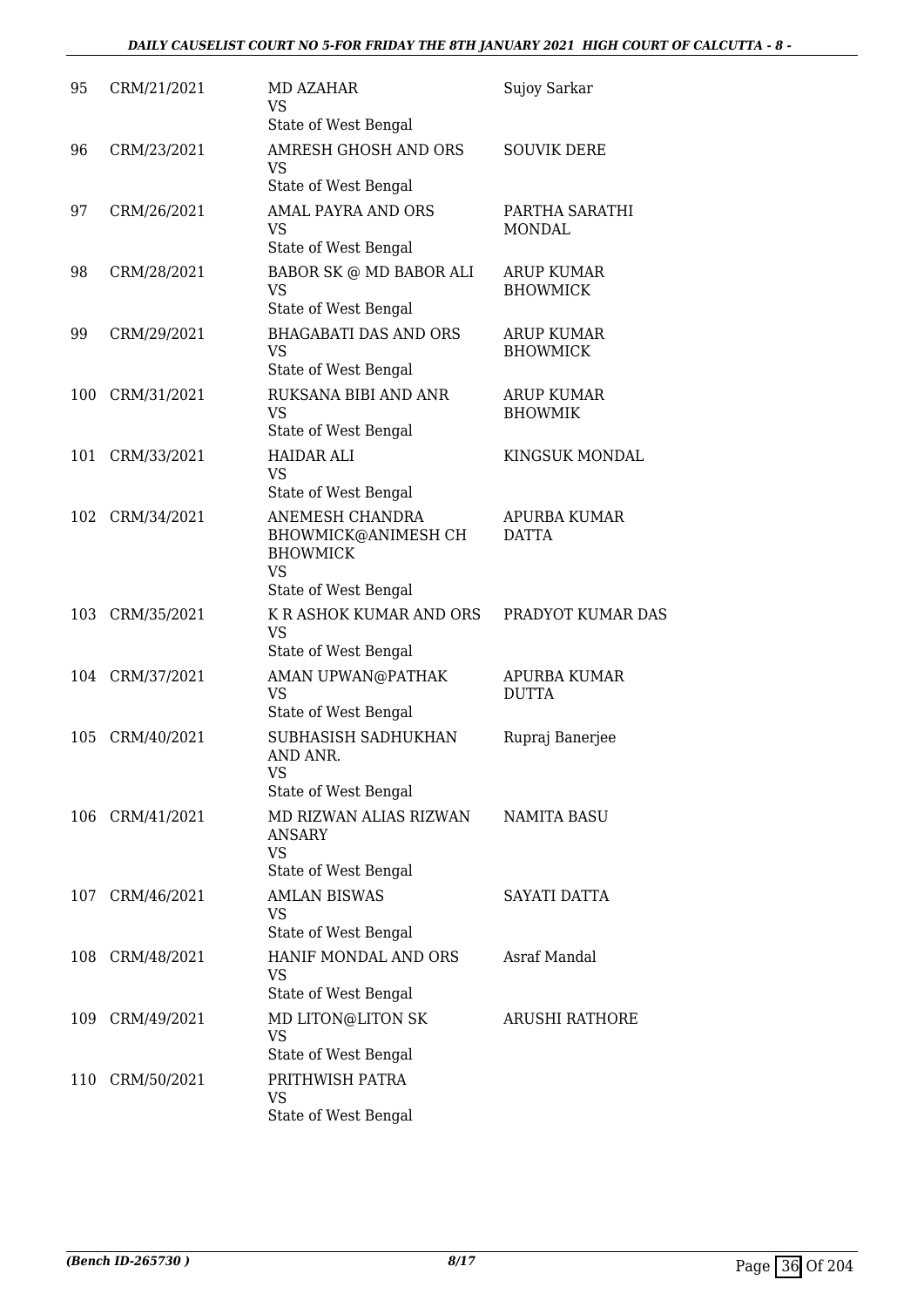| 95 | CRM/21/2021 | MD AZAHAR<br>VS<br>State of West Bengal | Sujoy Sarkar |
|---|---|---|---|
| 96 | CRM/23/2021 | AMRESH GHOSH AND ORS<br>VS<br>State of West Bengal | SOUVIK DERE |
| 97 | CRM/26/2021 | AMAL PAYRA AND ORS<br>VS<br>State of West Bengal | PARTHA SARATHI MONDAL |
| 98 | CRM/28/2021 | BABOR SK @ MD BABOR ALI<br>VS<br>State of West Bengal | ARUP KUMAR BHOWMICK |
| 99 | CRM/29/2021 | BHAGABATI DAS AND ORS<br>VS<br>State of West Bengal | ARUP KUMAR BHOWMICK |
| 100 | CRM/31/2021 | RUKSANA BIBI AND ANR<br>VS<br>State of West Bengal | ARUP KUMAR BHOWMIK |
| 101 | CRM/33/2021 | HAIDAR ALI<br>VS<br>State of West Bengal | KINGSUK MONDAL |
| 102 | CRM/34/2021 | ANEMESH CHANDRA BHOWMICK@ANIMESH CH BHOWMICK<br>VS<br>State of West Bengal | APURBA KUMAR DATTA |
| 103 | CRM/35/2021 | K R ASHOK KUMAR AND ORS<br>VS<br>State of West Bengal | PRADYOT KUMAR DAS |
| 104 | CRM/37/2021 | AMAN UPWAN@PATHAK<br>VS<br>State of West Bengal | APURBA KUMAR DUTTA |
| 105 | CRM/40/2021 | SUBHASISH SADHUKHAN AND ANR.<br>VS<br>State of West Bengal | Rupraj Banerjee |
| 106 | CRM/41/2021 | MD RIZWAN ALIAS RIZWAN ANSARY<br>VS<br>State of West Bengal | NAMITA BASU |
| 107 | CRM/46/2021 | AMLAN BISWAS<br>VS<br>State of West Bengal | SAYATI DATTA |
| 108 | CRM/48/2021 | HANIF MONDAL AND ORS<br>VS<br>State of West Bengal | Asraf Mandal |
| 109 | CRM/49/2021 | MD LITON@LITON SK<br>VS<br>State of West Bengal | ARUSHI RATHORE |
| 110 | CRM/50/2021 | PRITHWISH PATRA<br>VS<br>State of West Bengal | |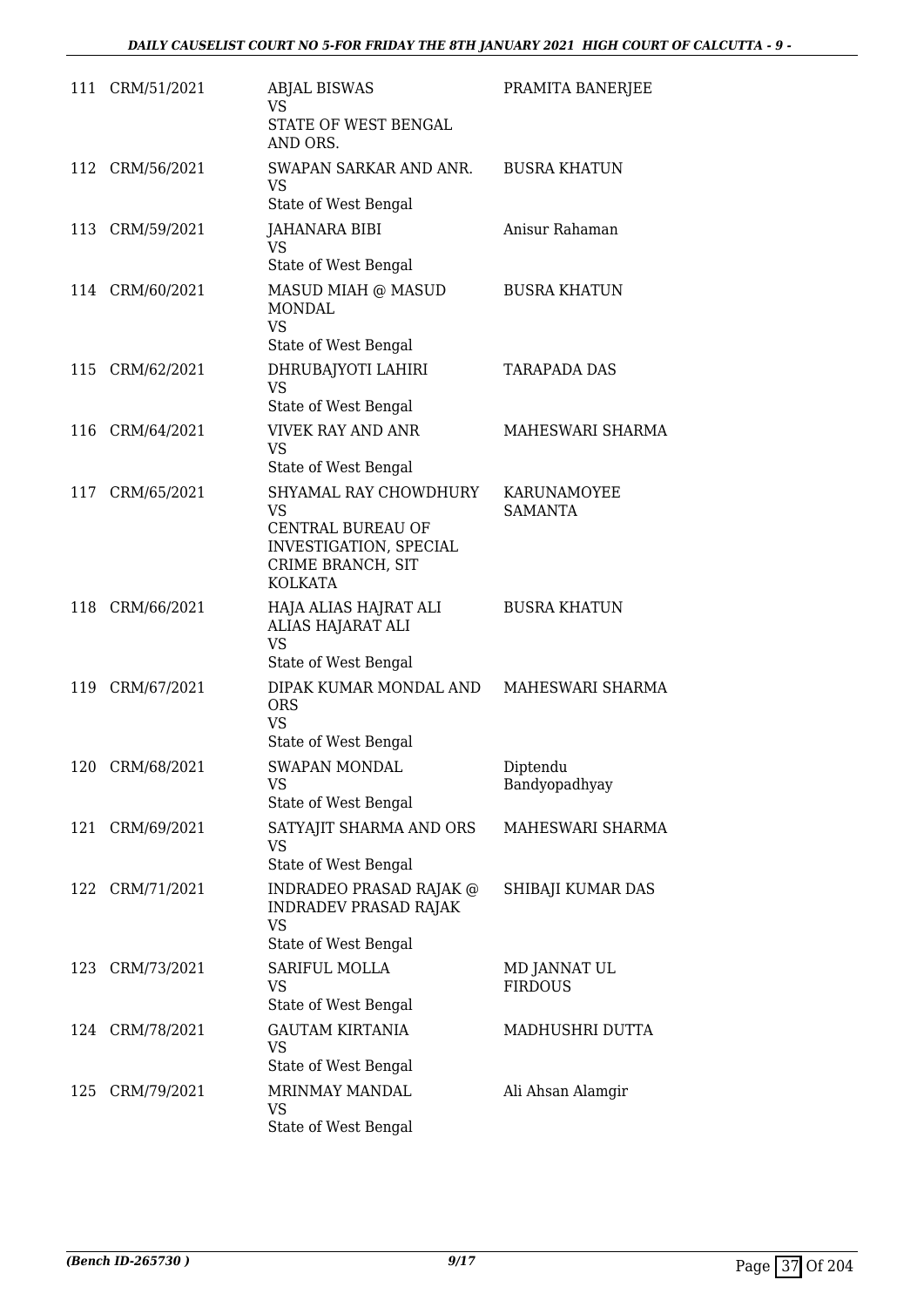| | | | |
|---|---|---|---|
| 111 | CRM/51/2021 | ABJAL BISWAS<br>VS<br>STATE OF WEST BENGAL AND ORS. | PRAMITA BANERJEE |
| 112 | CRM/56/2021 | SWAPAN SARKAR AND ANR.<br>VS<br>State of West Bengal | BUSRA KHATUN |
| 113 | CRM/59/2021 | JAHANARA BIBI<br>VS<br>State of West Bengal | Anisur Rahaman |
| 114 | CRM/60/2021 | MASUD MIAH @ MASUD MONDAL<br>VS<br>State of West Bengal | BUSRA KHATUN |
| 115 | CRM/62/2021 | DHRUBAJYOTI LAHIRI<br>VS<br>State of West Bengal | TARAPADA DAS |
| 116 | CRM/64/2021 | VIVEK RAY AND ANR<br>VS<br>State of West Bengal | MAHESWARI SHARMA |
| 117 | CRM/65/2021 | SHYAMAL RAY CHOWDHURY<br>VS<br>CENTRAL BUREAU OF INVESTIGATION, SPECIAL CRIME BRANCH, SIT KOLKATA | KARUNAMOYEE SAMANTA |
| 118 | CRM/66/2021 | HAJA ALIAS HAJRAT ALI ALIAS HAJARAT ALI<br>VS<br>State of West Bengal | BUSRA KHATUN |
| 119 | CRM/67/2021 | DIPAK KUMAR MONDAL AND ORS<br>VS<br>State of West Bengal | MAHESWARI SHARMA |
| 120 | CRM/68/2021 | SWAPAN MONDAL<br>VS<br>State of West Bengal | Diptendu Bandyopadhyay |
| 121 | CRM/69/2021 | SATYAJIT SHARMA AND ORS<br>VS<br>State of West Bengal | MAHESWARI SHARMA |
| 122 | CRM/71/2021 | INDRADEO PRASAD RAJAK @ INDRADEV PRASAD RAJAK<br>VS<br>State of West Bengal | SHIBAJI KUMAR DAS |
| 123 | CRM/73/2021 | SARIFUL MOLLA<br>VS<br>State of West Bengal | MD JANNAT UL FIRDOUS |
| 124 | CRM/78/2021 | GAUTAM KIRTANIA<br>VS<br>State of West Bengal | MADHUSHRI DUTTA |
| 125 | CRM/79/2021 | MRINMAY MANDAL<br>VS<br>State of West Bengal | Ali Ahsan Alamgir |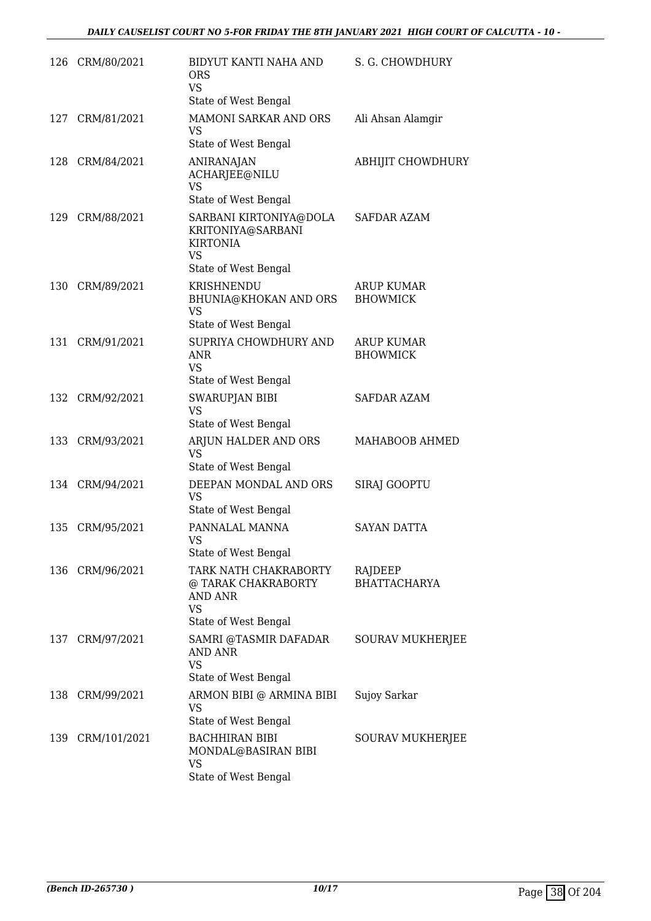| | | | |
|---|---|---|---|
| 126 | CRM/80/2021 | BIDYUT KANTI NAHA AND ORS<br>VS<br>State of West Bengal | S. G. CHOWDHURY |
| 127 | CRM/81/2021 | MAMONI SARKAR AND ORS<br>VS<br>State of West Bengal | Ali Ahsan Alamgir |
| 128 | CRM/84/2021 | ANIRANAJAN ACHARJEE@NILU<br>VS<br>State of West Bengal | ABHIJIT CHOWDHURY |
| 129 | CRM/88/2021 | SARBANI KIRTONIYA@DOLA KRITONIYA@SARBANI KIRTONIA<br>VS<br>State of West Bengal | SAFDAR AZAM |
| 130 | CRM/89/2021 | KRISHNENDU BHUNIA@KHOKAN AND ORS<br>VS<br>State of West Bengal | ARUP KUMAR BHOWMICK |
| 131 | CRM/91/2021 | SUPRIYA CHOWDHURY AND ANR<br>VS<br>State of West Bengal | ARUP KUMAR BHOWMICK |
| 132 | CRM/92/2021 | SWARUPJAN BIBI<br>VS<br>State of West Bengal | SAFDAR AZAM |
| 133 | CRM/93/2021 | ARJUN HALDER AND ORS<br>VS<br>State of West Bengal | MAHABOOB AHMED |
| 134 | CRM/94/2021 | DEEPAN MONDAL AND ORS<br>VS<br>State of West Bengal | SIRAJ GOOPTU |
| 135 | CRM/95/2021 | PANNALAL MANNA<br>VS<br>State of West Bengal | SAYAN DATTA |
| 136 | CRM/96/2021 | TARK NATH CHAKRABORTY @ TARAK CHAKRABORTY AND ANR<br>VS<br>State of West Bengal | RAJDEEP BHATTACHARYA |
| 137 | CRM/97/2021 | SAMRI @TASMIR DAFADAR AND ANR<br>VS<br>State of West Bengal | SOURAV MUKHERJEE |
| 138 | CRM/99/2021 | ARMON BIBI @ ARMINA BIBI<br>VS<br>State of West Bengal | Sujoy Sarkar |
| 139 | CRM/101/2021 | BACHHIRAN BIBI MONDAL@BASIRAN BIBI<br>VS<br>State of West Bengal | SOURAV MUKHERJEE |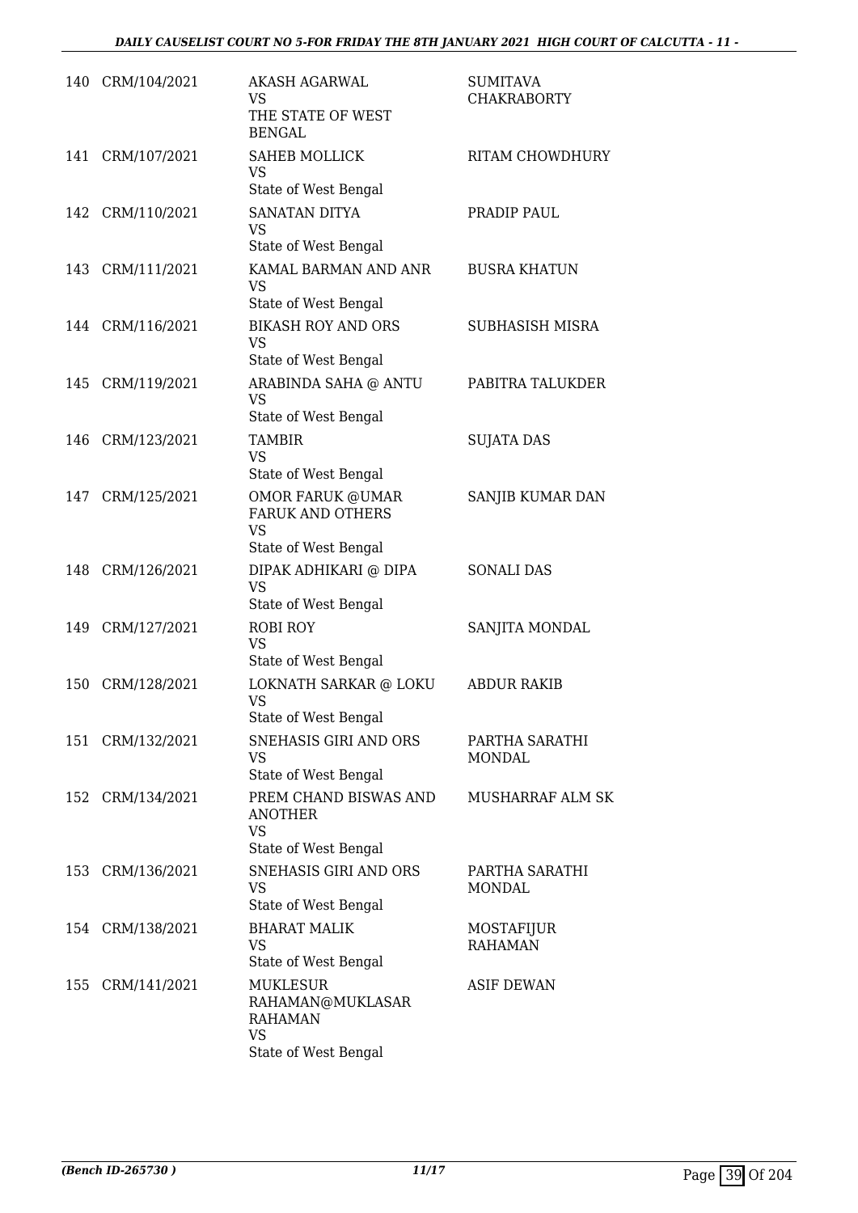| | | | |
|---|---|---|---|
| 140 | CRM/104/2021 | AKASH AGARWAL<br>VS<br>THE STATE OF WEST BENGAL | SUMITAVA CHAKRABORTY |
| 141 | CRM/107/2021 | SAHEB MOLLICK<br>VS<br>State of West Bengal | RITAM CHOWDHURY |
| 142 | CRM/110/2021 | SANATAN DITYA<br>VS<br>State of West Bengal | PRADIP PAUL |
| 143 | CRM/111/2021 | KAMAL BARMAN AND ANR<br>VS<br>State of West Bengal | BUSRA KHATUN |
| 144 | CRM/116/2021 | BIKASH ROY AND ORS<br>VS<br>State of West Bengal | SUBHASISH MISRA |
| 145 | CRM/119/2021 | ARABINDA SAHA @ ANTU<br>VS<br>State of West Bengal | PABITRA TALUKDER |
| 146 | CRM/123/2021 | TAMBIR<br>VS<br>State of West Bengal | SUJATA DAS |
| 147 | CRM/125/2021 | OMOR FARUK @UMAR FARUK AND OTHERS<br>VS<br>State of West Bengal | SANJIB KUMAR DAN |
| 148 | CRM/126/2021 | DIPAK ADHIKARI @ DIPA<br>VS<br>State of West Bengal | SONALI DAS |
| 149 | CRM/127/2021 | ROBI ROY<br>VS<br>State of West Bengal | SANJITA MONDAL |
| 150 | CRM/128/2021 | LOKNATH SARKAR @ LOKU<br>VS<br>State of West Bengal | ABDUR RAKIB |
| 151 | CRM/132/2021 | SNEHASIS GIRI AND ORS<br>VS<br>State of West Bengal | PARTHA SARATHI MONDAL |
| 152 | CRM/134/2021 | PREM CHAND BISWAS AND ANOTHER<br>VS<br>State of West Bengal | MUSHARRAF ALM SK |
| 153 | CRM/136/2021 | SNEHASIS GIRI AND ORS<br>VS<br>State of West Bengal | PARTHA SARATHI MONDAL |
| 154 | CRM/138/2021 | BHARAT MALIK<br>VS<br>State of West Bengal | MOSTAFIJUR RAHAMAN |
| 155 | CRM/141/2021 | MUKLESUR RAHAMAN@MUKLASAR RAHAMAN<br>VS<br>State of West Bengal | ASIF DEWAN |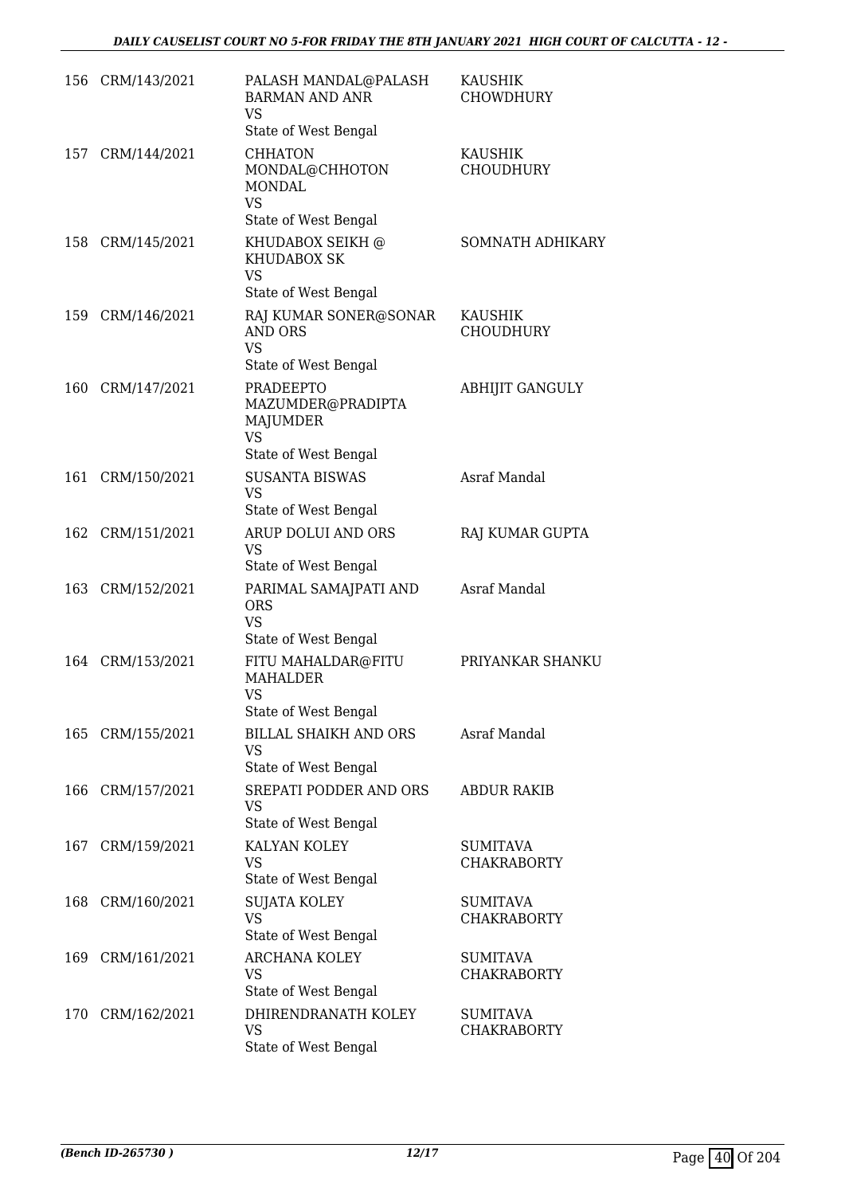| | | | |
|---|---|---|---|
| 156 | CRM/143/2021 | PALASH MANDAL@PALASH BARMAN AND ANR<br>VS<br>State of West Bengal | KAUSHIK CHOWDHURY |
| 157 | CRM/144/2021 | CHHATON MONDAL@CHHOTON MONDAL<br>VS<br>State of West Bengal | KAUSHIK CHOUDHURY |
| 158 | CRM/145/2021 | KHUDABOX SEIKH @ KHUDABOX SK<br>VS<br>State of West Bengal | SOMNATH ADHIKARY |
| 159 | CRM/146/2021 | RAJ KUMAR SONER@SONAR AND ORS<br>VS<br>State of West Bengal | KAUSHIK CHOUDHURY |
| 160 | CRM/147/2021 | PRADEEPTO MAZUMDER@PRADIPTA MAJUMDER<br>VS<br>State of West Bengal | ABHIJIT GANGULY |
| 161 | CRM/150/2021 | SUSANTA BISWAS<br>VS<br>State of West Bengal | Asraf Mandal |
| 162 | CRM/151/2021 | ARUP DOLUI AND ORS<br>VS<br>State of West Bengal | RAJ KUMAR GUPTA |
| 163 | CRM/152/2021 | PARIMAL SAMAJPATI AND ORS<br>VS<br>State of West Bengal | Asraf Mandal |
| 164 | CRM/153/2021 | FITU MAHALDAR@FITU MAHALDER<br>VS<br>State of West Bengal | PRIYANKAR SHANKU |
| 165 | CRM/155/2021 | BILLAL SHAIKH AND ORS<br>VS<br>State of West Bengal | Asraf Mandal |
| 166 | CRM/157/2021 | SREPATI PODDER AND ORS<br>VS<br>State of West Bengal | ABDUR RAKIB |
| 167 | CRM/159/2021 | KALYAN KOLEY<br>VS<br>State of West Bengal | SUMITAVA CHAKRABORTY |
| 168 | CRM/160/2021 | SUJATA KOLEY<br>VS<br>State of West Bengal | SUMITAVA CHAKRABORTY |
| 169 | CRM/161/2021 | ARCHANA KOLEY<br>VS<br>State of West Bengal | SUMITAVA CHAKRABORTY |
| 170 | CRM/162/2021 | DHIRENDRANATH KOLEY<br>VS<br>State of West Bengal | SUMITAVA CHAKRABORTY |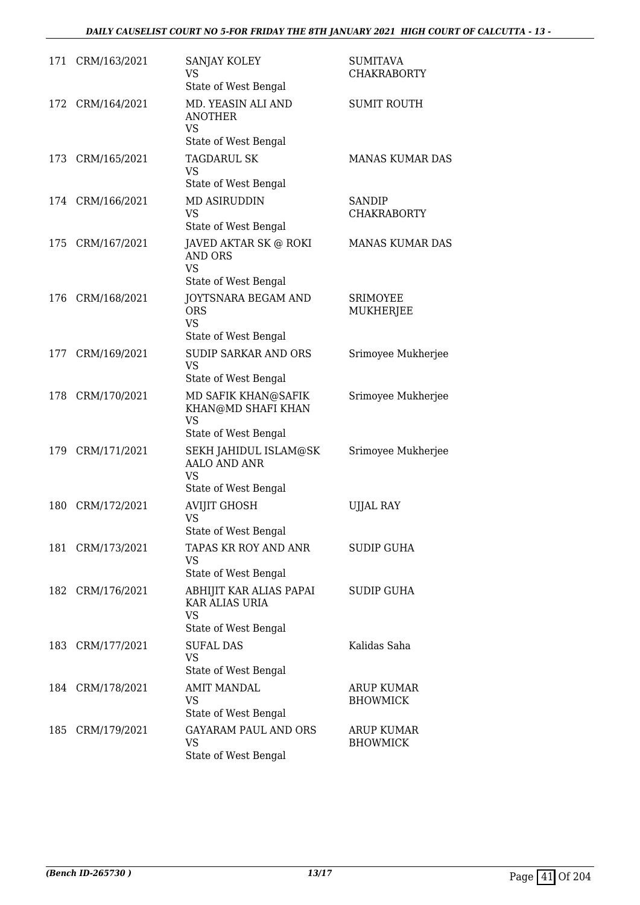| | | | |
|---|---|---|---|
| 171 | CRM/163/2021 | SANJAY KOLEY<br>VS<br>State of West Bengal | SUMITAVA CHAKRABORTY |
| 172 | CRM/164/2021 | MD. YEASIN ALI AND ANOTHER<br>VS<br>State of West Bengal | SUMIT ROUTH |
| 173 | CRM/165/2021 | TAGDARUL SK<br>VS<br>State of West Bengal | MANAS KUMAR DAS |
| 174 | CRM/166/2021 | MD ASIRUDDIN<br>VS<br>State of West Bengal | SANDIP CHAKRABORTY |
| 175 | CRM/167/2021 | JAVED AKTAR SK @ ROKI AND ORS<br>VS<br>State of West Bengal | MANAS KUMAR DAS |
| 176 | CRM/168/2021 | JOYTSNARA BEGAM AND ORS<br>VS<br>State of West Bengal | SRIMOYEE MUKHERJEE |
| 177 | CRM/169/2021 | SUDIP SARKAR AND ORS<br>VS<br>State of West Bengal | Srimoyee Mukherjee |
| 178 | CRM/170/2021 | MD SAFIK KHAN@SAFIK KHAN@MD SHAFI KHAN<br>VS<br>State of West Bengal | Srimoyee Mukherjee |
| 179 | CRM/171/2021 | SEKH JAHIDUL ISLAM@SK AALO AND ANR<br>VS<br>State of West Bengal | Srimoyee Mukherjee |
| 180 | CRM/172/2021 | AVIJIT GHOSH<br>VS<br>State of West Bengal | UJJAL RAY |
| 181 | CRM/173/2021 | TAPAS KR ROY AND ANR<br>VS<br>State of West Bengal | SUDIP GUHA |
| 182 | CRM/176/2021 | ABHIJIT KAR ALIAS PAPAI KAR ALIAS URIA<br>VS<br>State of West Bengal | SUDIP GUHA |
| 183 | CRM/177/2021 | SUFAL DAS<br>VS<br>State of West Bengal | Kalidas Saha |
| 184 | CRM/178/2021 | AMIT MANDAL<br>VS<br>State of West Bengal | ARUP KUMAR BHOWMICK |
| 185 | CRM/179/2021 | GAYARAM PAUL AND ORS<br>VS<br>State of West Bengal | ARUP KUMAR BHOWMICK |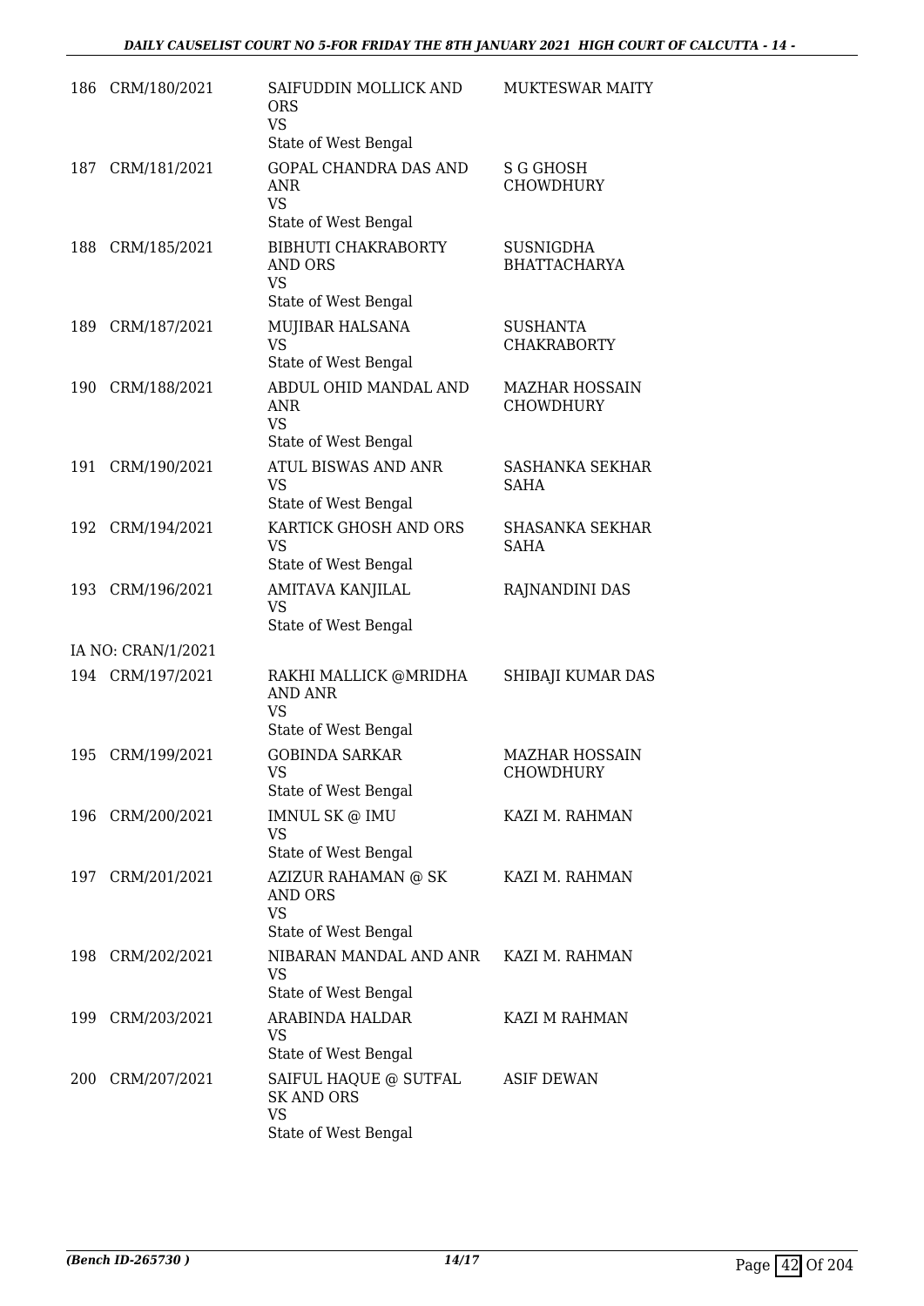| | | | |
|---|---|---|---|
| 186 | CRM/180/2021 | SAIFUDDIN MOLLICK AND ORS<br>VS<br>State of West Bengal | MUKTESWAR MAITY |
| 187 | CRM/181/2021 | GOPAL CHANDRA DAS AND ANR<br>VS<br>State of West Bengal | S G GHOSH CHOWDHURY |
| 188 | CRM/185/2021 | BIBHUTI CHAKRABORTY AND ORS<br>VS<br>State of West Bengal | SUSNIGDHA BHATTACHARYA |
| 189 | CRM/187/2021 | MUJIBAR HALSANA<br>VS<br>State of West Bengal | SUSHANTA CHAKRABORTY |
| 190 | CRM/188/2021 | ABDUL OHID MANDAL AND ANR<br>VS<br>State of West Bengal | MAZHAR HOSSAIN CHOWDHURY |
| 191 | CRM/190/2021 | ATUL BISWAS AND ANR<br>VS<br>State of West Bengal | SASHANKA SEKHAR SAHA |
| 192 | CRM/194/2021 | KARTICK GHOSH AND ORS<br>VS<br>State of West Bengal | SHASANKA SEKHAR SAHA |
| 193 | CRM/196/2021 | AMITAVA KANJILAL<br>VS<br>State of West Bengal | RAJNANDINI DAS |
| | IA NO: CRAN/1/2021 | | |
| 194 | CRM/197/2021 | RAKHI MALLICK @MRIDHA AND ANR<br>VS<br>State of West Bengal | SHIBAJI KUMAR DAS |
| 195 | CRM/199/2021 | GOBINDA SARKAR<br>VS<br>State of West Bengal | MAZHAR HOSSAIN CHOWDHURY |
| 196 | CRM/200/2021 | IMNUL SK @ IMU<br>VS<br>State of West Bengal | KAZI M. RAHMAN |
| 197 | CRM/201/2021 | AZIZUR RAHAMAN @ SK AND ORS<br>VS<br>State of West Bengal | KAZI M. RAHMAN |
| 198 | CRM/202/2021 | NIBARAN MANDAL AND ANR<br>VS<br>State of West Bengal | KAZI M. RAHMAN |
| 199 | CRM/203/2021 | ARABINDA HALDAR<br>VS<br>State of West Bengal | KAZI M RAHMAN |
| 200 | CRM/207/2021 | SAIFUL HAQUE @ SUTFAL SK AND ORS<br>VS<br>State of West Bengal | ASIF DEWAN |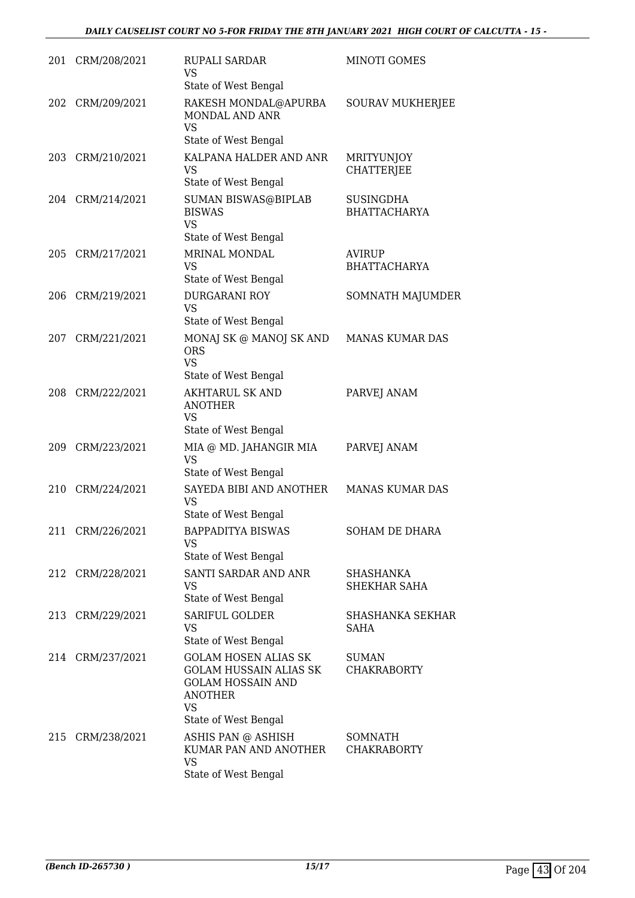| | | | |
|---|---|---|---|
| 201 | CRM/208/2021 | RUPALI SARDAR<br>VS<br>State of West Bengal | MINOTI GOMES |
| 202 | CRM/209/2021 | RAKESH MONDAL@APURBA MONDAL AND ANR<br>VS<br>State of West Bengal | SOURAV MUKHERJEE |
| 203 | CRM/210/2021 | KALPANA HALDER AND ANR<br>VS<br>State of West Bengal | MRITYUNJOY CHATTERJEE |
| 204 | CRM/214/2021 | SUMAN BISWAS@BIPLAB BISWAS<br>VS<br>State of West Bengal | SUSINGDHA BHATTACHARYA |
| 205 | CRM/217/2021 | MRINAL MONDAL<br>VS<br>State of West Bengal | AVIRUP BHATTACHARYA |
| 206 | CRM/219/2021 | DURGARANI ROY<br>VS<br>State of West Bengal | SOMNATH MAJUMDER |
| 207 | CRM/221/2021 | MONAJ SK @ MANOJ SK AND ORS<br>VS<br>State of West Bengal | MANAS KUMAR DAS |
| 208 | CRM/222/2021 | AKHTARUL SK AND ANOTHER<br>VS<br>State of West Bengal | PARVEJ ANAM |
| 209 | CRM/223/2021 | MIA @ MD. JAHANGIR MIA<br>VS<br>State of West Bengal | PARVEJ ANAM |
| 210 | CRM/224/2021 | SAYEDA BIBI AND ANOTHER<br>VS<br>State of West Bengal | MANAS KUMAR DAS |
| 211 | CRM/226/2021 | BAPPADITYA BISWAS<br>VS<br>State of West Bengal | SOHAM DE DHARA |
| 212 | CRM/228/2021 | SANTI SARDAR AND ANR<br>VS<br>State of West Bengal | SHASHANKA SHEKHAR SAHA |
| 213 | CRM/229/2021 | SARIFUL GOLDER<br>VS<br>State of West Bengal | SHASHANKA SEKHAR SAHA |
| 214 | CRM/237/2021 | GOLAM HOSEN ALIAS SK GOLAM HUSSAIN ALIAS SK GOLAM HOSSAIN AND ANOTHER<br>VS<br>State of West Bengal | SUMAN CHAKRABORTY |
| 215 | CRM/238/2021 | ASHIS PAN @ ASHISH KUMAR PAN AND ANOTHER<br>VS<br>State of West Bengal | SOMNATH CHAKRABORTY |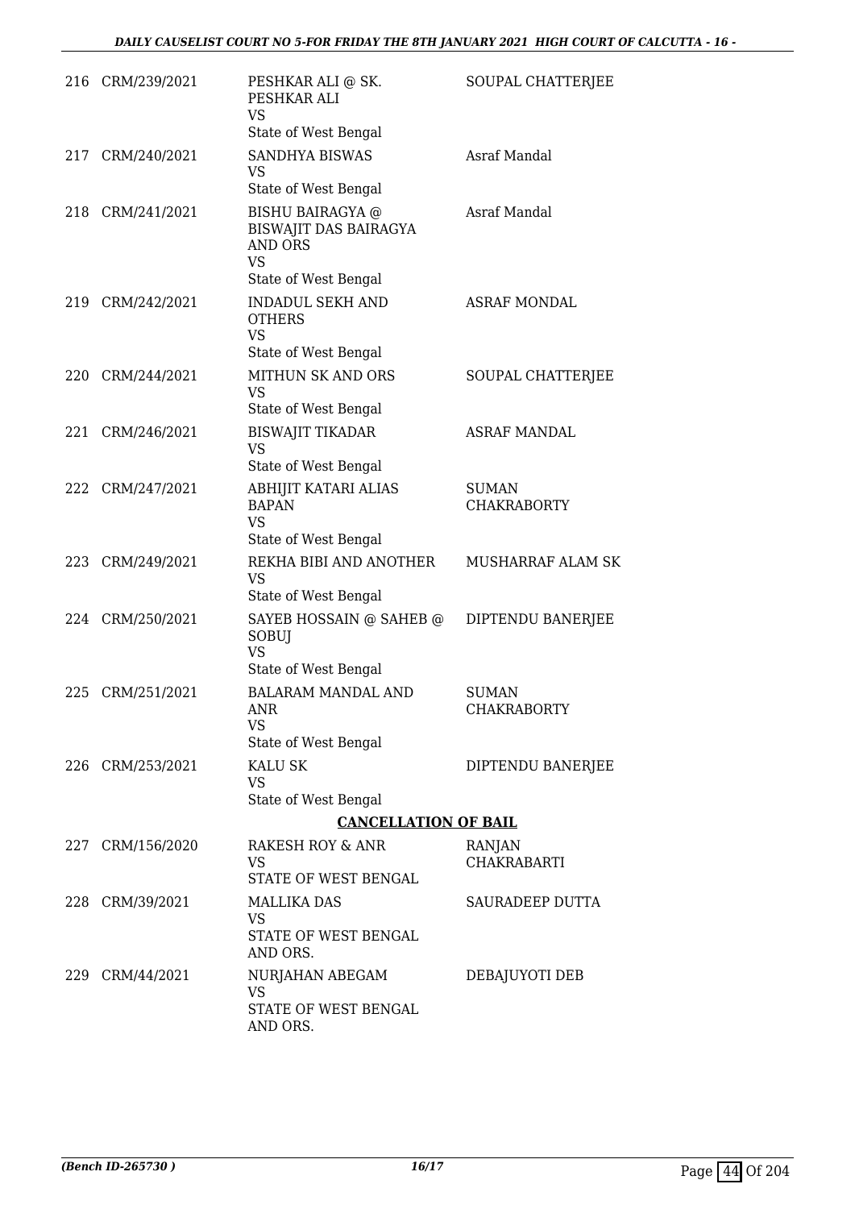| | | | |
|---|---|---|---|
| 216 | CRM/239/2021 | PESHKAR ALI @ SK. PESHKAR ALI<br>VS<br>State of West Bengal | SOUPAL CHATTERJEE |
| 217 | CRM/240/2021 | SANDHYA BISWAS<br>VS<br>State of West Bengal | Asraf Mandal |
| 218 | CRM/241/2021 | BISHU BAIRAGYA @ BISWAJIT DAS BAIRAGYA AND ORS<br>VS<br>State of West Bengal | Asraf Mandal |
| 219 | CRM/242/2021 | INDADUL SEKH AND OTHERS<br>VS<br>State of West Bengal | ASRAF MONDAL |
| 220 | CRM/244/2021 | MITHUN SK AND ORS<br>VS<br>State of West Bengal | SOUPAL CHATTERJEE |
| 221 | CRM/246/2021 | BISWAJIT TIKADAR<br>VS<br>State of West Bengal | ASRAF MANDAL |
| 222 | CRM/247/2021 | ABHIJIT KATARI ALIAS BAPAN<br>VS<br>State of West Bengal | SUMAN CHAKRABORTY |
| 223 | CRM/249/2021 | REKHA BIBI AND ANOTHER<br>VS<br>State of West Bengal | MUSHARRAF ALAM SK |
| 224 | CRM/250/2021 | SAYEB HOSSAIN @ SAHEB @ SOBUJ<br>VS<br>State of West Bengal | DIPTENDU BANERJEE |
| 225 | CRM/251/2021 | BALARAM MANDAL AND ANR<br>VS<br>State of West Bengal | SUMAN CHAKRABORTY |
| 226 | CRM/253/2021 | KALU SK<br>VS<br>State of West Bengal | DIPTENDU BANERJEE |

**CANCELLATION OF BAIL**

| | | | |
|---|---|---|---|
| 227 | CRM/156/2020 | RAKESH ROY & ANR<br>VS<br>STATE OF WEST BENGAL | RANJAN CHAKRABARTI |
| 228 | CRM/39/2021 | MALLIKA DAS<br>VS<br>STATE OF WEST BENGAL AND ORS. | SAURADEEP DUTTA |
| 229 | CRM/44/2021 | NURJAHAN ABEGAM<br>VS<br>STATE OF WEST BENGAL AND ORS. | DEBAJUYOTI DEB |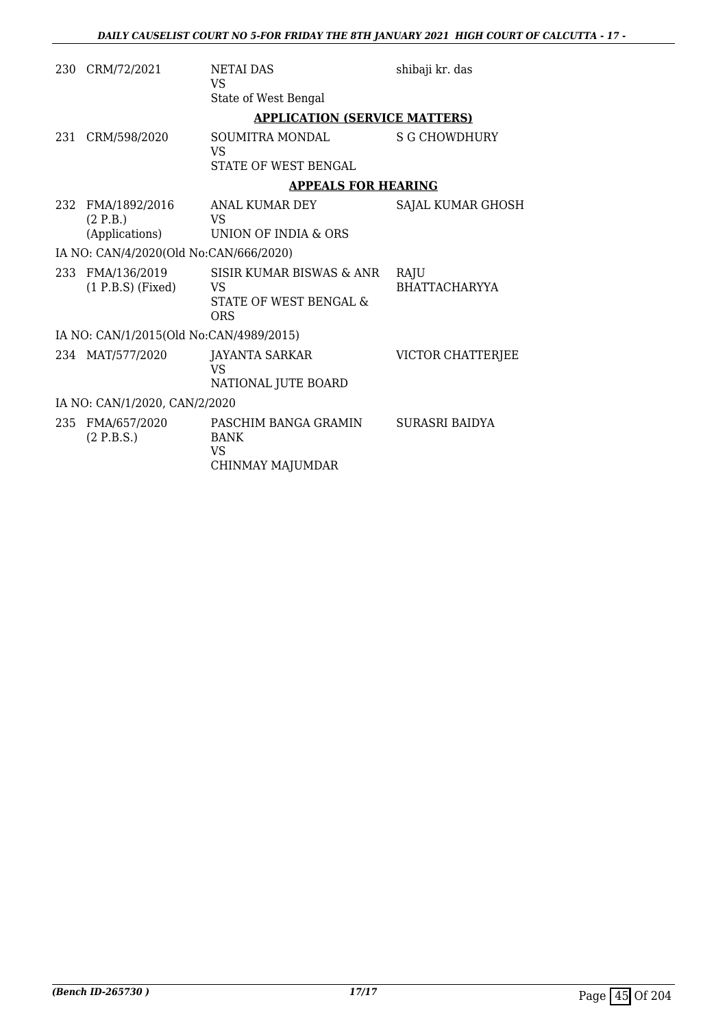| | | | |
|---|---|---|---|
| 230 | CRM/72/2021 | NETAI DAS<br>VS<br>State of West Bengal | shibaji kr. das |

**APPLICATION (SERVICE MATTERS)**

| | | | |
|---|---|---|---|
| 231 | CRM/598/2020 | SOUMITRA MONDAL<br>VS<br>STATE OF WEST BENGAL | S G CHOWDHURY |

**APPEALS FOR HEARING**

| | | | |
|---|---|---|---|
| 232 | FMA/1892/2016<br>(2 P.B.)<br>(Applications) | ANAL KUMAR DEY<br>VS<br>UNION OF INDIA & ORS | SAJAL KUMAR GHOSH |

IA NO: CAN/4/2020(Old No:CAN/666/2020)

| | | | |
|---|---|---|---|
| 233 | FMA/136/2019<br>(1 P.B.S) (Fixed) | SISIR KUMAR BISWAS & ANR<br>VS<br>STATE OF WEST BENGAL & ORS | RAJU BHATTACHARYYA |

IA NO: CAN/1/2015(Old No:CAN/4989/2015)

| | | | |
|---|---|---|---|
| 234 | MAT/577/2020 | JAYANTA SARKAR<br>VS<br>NATIONAL JUTE BOARD | VICTOR CHATTERJEE |

IA NO: CAN/1/2020, CAN/2/2020

| | | | |
|---|---|---|---|
| 235 | FMA/657/2020<br>(2 P.B.S.) | PASCHIM BANGA GRAMIN BANK<br>VS<br>CHINMAY MAJUMDAR | SURASRI BAIDYA |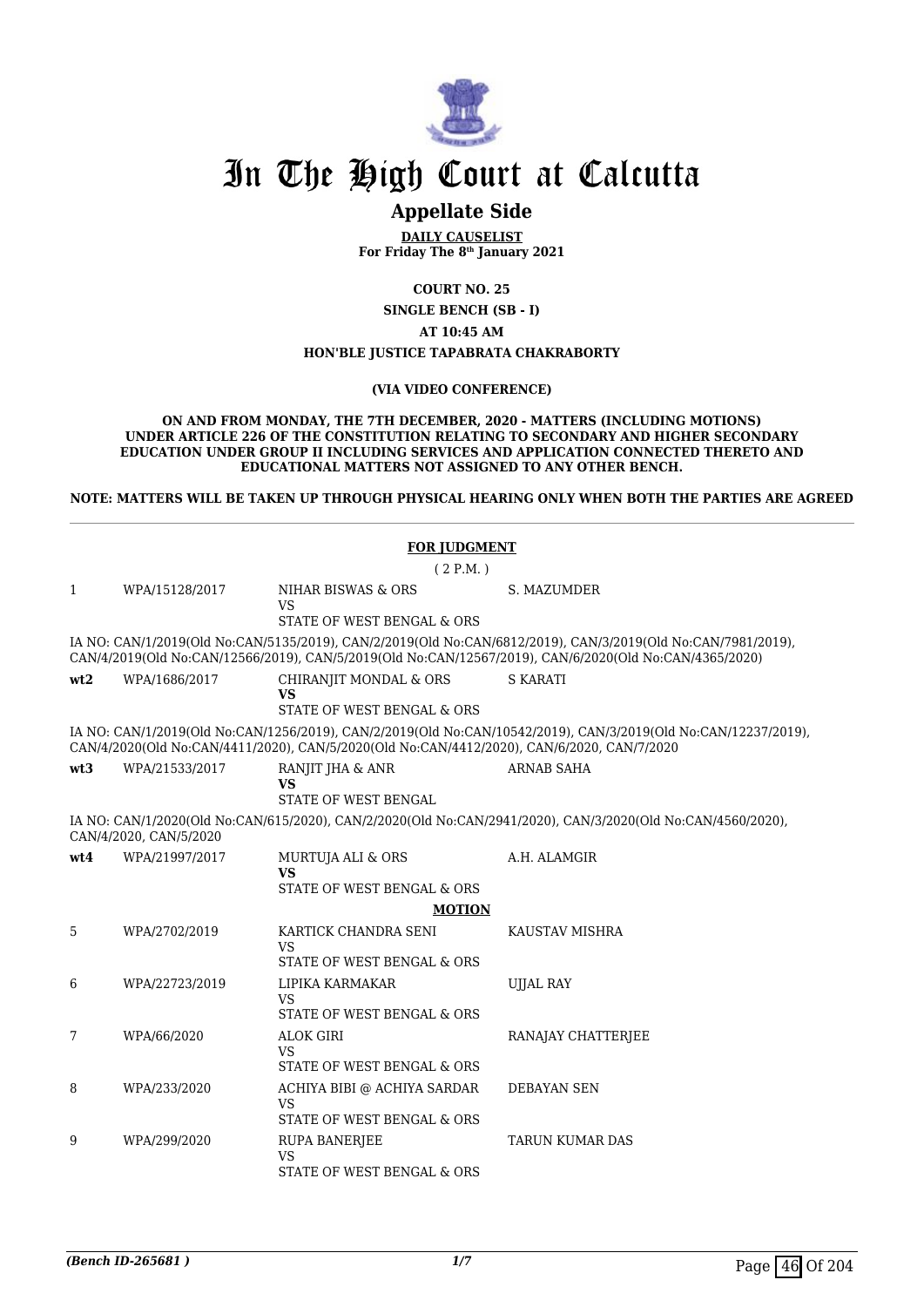# In The High Court at Calcutta

## Appellate Side

**DAILY CAUSELIST**
**For Friday The 8th January 2021**

**COURT NO. 25**
**SINGLE BENCH (SB - I)**
**AT 10:45 AM**
**HON'BLE JUSTICE TAPABRATA CHAKRABORTY**

**(VIA VIDEO CONFERENCE)**

**ON AND FROM MONDAY, THE 7TH DECEMBER, 2020 - MATTERS (INCLUDING MOTIONS) UNDER ARTICLE 226 OF THE CONSTITUTION RELATING TO SECONDARY AND HIGHER SECONDARY EDUCATION UNDER GROUP II INCLUDING SERVICES AND APPLICATION CONNECTED THERETO AND EDUCATIONAL MATTERS NOT ASSIGNED TO ANY OTHER BENCH.**

**NOTE: MATTERS WILL BE TAKEN UP THROUGH PHYSICAL HEARING ONLY WHEN BOTH THE PARTIES ARE AGREED**

**FOR JUDGMENT**

( 2 P.M. )

| | | | |
|---|---|---|---|
| 1 | WPA/15128/2017 | NIHAR BISWAS & ORS<br>VS<br>STATE OF WEST BENGAL & ORS | S. MAZUMDER |

IA NO: CAN/1/2019(Old No:CAN/5135/2019), CAN/2/2019(Old No:CAN/6812/2019), CAN/3/2019(Old No:CAN/7981/2019), CAN/4/2019(Old No:CAN/12566/2019), CAN/5/2019(Old No:CAN/12567/2019), CAN/6/2020(Old No:CAN/4365/2020)

| | | | |
|---|---|---|---|
| **wt2** | WPA/1686/2017 | CHIRANJIT MONDAL & ORS<br>**VS**<br>STATE OF WEST BENGAL & ORS | S KARATI |

IA NO: CAN/1/2019(Old No:CAN/1256/2019), CAN/2/2019(Old No:CAN/10542/2019), CAN/3/2019(Old No:CAN/12237/2019), CAN/4/2020(Old No:CAN/4411/2020), CAN/5/2020(Old No:CAN/4412/2020), CAN/6/2020, CAN/7/2020

| | | | |
|---|---|---|---|
| **wt3** | WPA/21533/2017 | RANJIT JHA & ANR<br>**VS**<br>STATE OF WEST BENGAL | ARNAB SAHA |

IA NO: CAN/1/2020(Old No:CAN/615/2020), CAN/2/2020(Old No:CAN/2941/2020), CAN/3/2020(Old No:CAN/4560/2020), CAN/4/2020, CAN/5/2020

| | | | |
|---|---|---|---|
| **wt4** | WPA/21997/2017 | MURTUJA ALI & ORS<br>**VS**<br>STATE OF WEST BENGAL & ORS | A.H. ALAMGIR |

**MOTION**

| | | | |
|---|---|---|---|
| 5 | WPA/2702/2019 | KARTICK CHANDRA SENI<br>VS<br>STATE OF WEST BENGAL & ORS | KAUSTAV MISHRA |
| 6 | WPA/22723/2019 | LIPIKA KARMAKAR<br>VS<br>STATE OF WEST BENGAL & ORS | UJJAL RAY |
| 7 | WPA/66/2020 | ALOK GIRI<br>VS<br>STATE OF WEST BENGAL & ORS | RANAJAY CHATTERJEE |
| 8 | WPA/233/2020 | ACHIYA BIBI @ ACHIYA SARDAR<br>VS<br>STATE OF WEST BENGAL & ORS | DEBAYAN SEN |
| 9 | WPA/299/2020 | RUPA BANERJEE<br>VS<br>STATE OF WEST BENGAL & ORS | TARUN KUMAR DAS |

*(Bench ID-265681 )*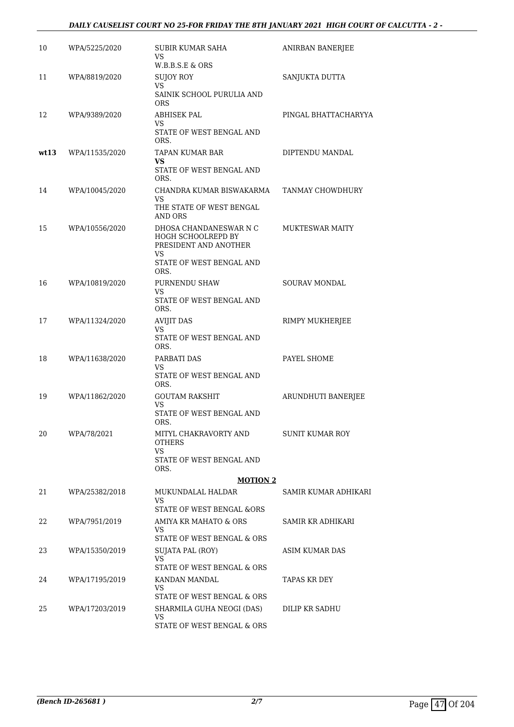| 10 | WPA/5225/2020 | SUBIR KUMAR SAHA<br>VS<br>W.B.B.S.E & ORS | ANIRBAN BANERJEE |
|---|---|---|---|
| 11 | WPA/8819/2020 | SUJOY ROY<br>VS<br>SAINIK SCHOOL PURULIA AND ORS | SANJUKTA DUTTA |
| 12 | WPA/9389/2020 | ABHISEK PAL<br>VS<br>STATE OF WEST BENGAL AND ORS. | PINGAL BHATTACHARYYA |
| **wt13** | WPA/11535/2020 | TAPAN KUMAR BAR<br>**VS**<br>STATE OF WEST BENGAL AND ORS. | DIPTENDU MANDAL |
| 14 | WPA/10045/2020 | CHANDRA KUMAR BISWAKARMA<br>VS<br>THE STATE OF WEST BENGAL AND ORS | TANMAY CHOWDHURY |
| 15 | WPA/10556/2020 | DHOSA CHANDANESWAR N C HOGH SCHOOLREPD BY PRESIDENT AND ANOTHER<br>VS<br>STATE OF WEST BENGAL AND ORS. | MUKTESWAR MAITY |
| 16 | WPA/10819/2020 | PURNENDU SHAW<br>VS<br>STATE OF WEST BENGAL AND ORS. | SOURAV MONDAL |
| 17 | WPA/11324/2020 | AVIJIT DAS<br>VS<br>STATE OF WEST BENGAL AND ORS. | RIMPY MUKHERJEE |
| 18 | WPA/11638/2020 | PARBATI DAS<br>VS<br>STATE OF WEST BENGAL AND ORS. | PAYEL SHOME |
| 19 | WPA/11862/2020 | GOUTAM RAKSHIT<br>VS<br>STATE OF WEST BENGAL AND ORS. | ARUNDHUTI BANERJEE |
| 20 | WPA/78/2021 | MITYL CHAKRAVORTY AND OTHERS<br>VS<br>STATE OF WEST BENGAL AND ORS. | SUNIT KUMAR ROY |
| | | **MOTION 2** | |
| 21 | WPA/25382/2018 | MUKUNDALAL HALDAR<br>VS<br>STATE OF WEST BENGAL &ORS | SAMIR KUMAR ADHIKARI |
| 22 | WPA/7951/2019 | AMIYA KR MAHATO & ORS<br>VS<br>STATE OF WEST BENGAL & ORS | SAMIR KR ADHIKARI |
| 23 | WPA/15350/2019 | SUJATA PAL (ROY)<br>VS<br>STATE OF WEST BENGAL & ORS | ASIM KUMAR DAS |
| 24 | WPA/17195/2019 | KANDAN MANDAL<br>VS<br>STATE OF WEST BENGAL & ORS | TAPAS KR DEY |
| 25 | WPA/17203/2019 | SHARMILA GUHA NEOGI (DAS)<br>VS<br>STATE OF WEST BENGAL & ORS | DILIP KR SADHU |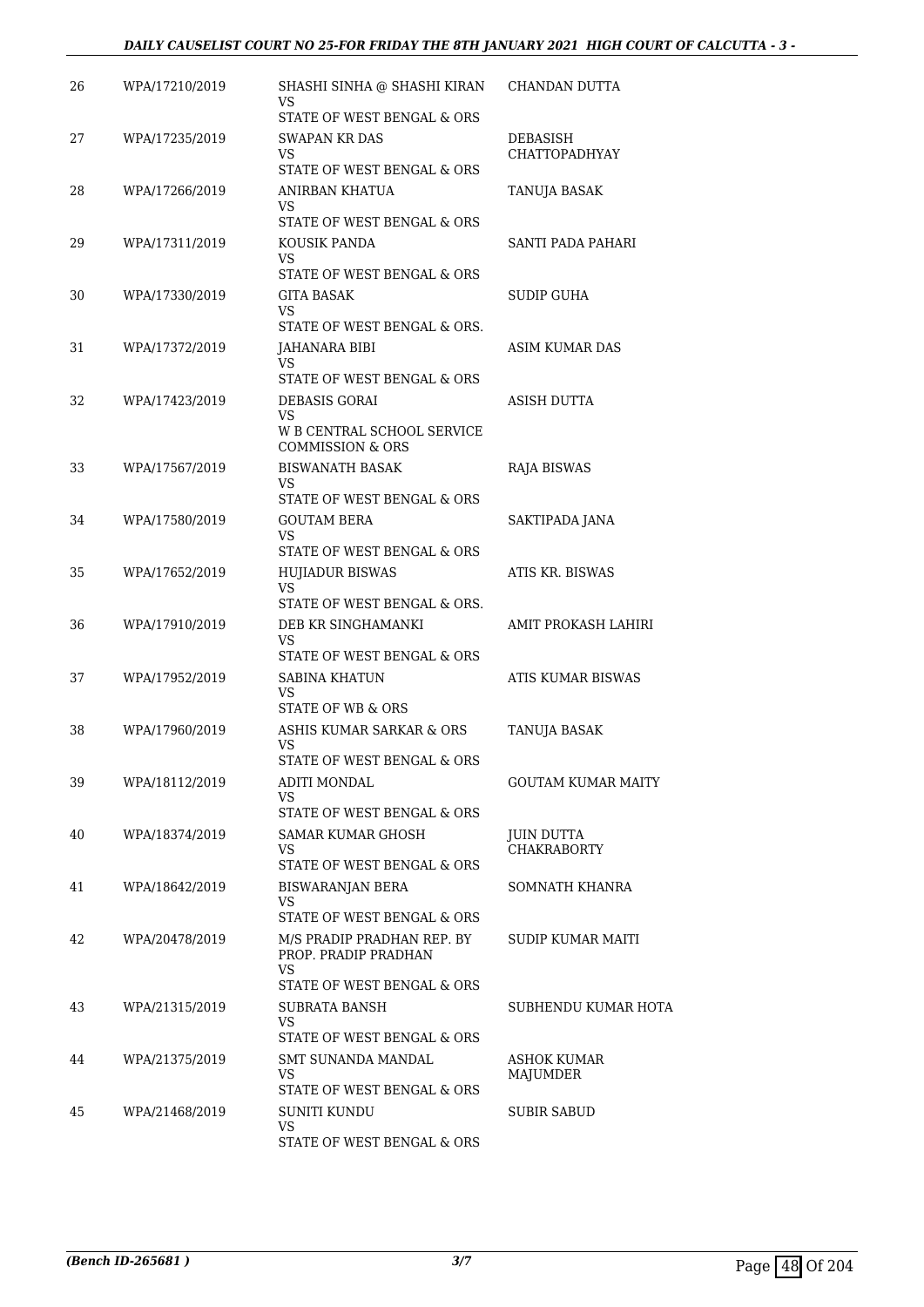| | | | |
|---|---|---|---|
| 26 | WPA/17210/2019 | SHASHI SINHA @ SHASHI KIRAN<br>VS<br>STATE OF WEST BENGAL & ORS | CHANDAN DUTTA |
| 27 | WPA/17235/2019 | SWAPAN KR DAS<br>VS<br>STATE OF WEST BENGAL & ORS | DEBASISH CHATTOPADHYAY |
| 28 | WPA/17266/2019 | ANIRBAN KHATUA<br>VS<br>STATE OF WEST BENGAL & ORS | TANUJA BASAK |
| 29 | WPA/17311/2019 | KOUSIK PANDA<br>VS<br>STATE OF WEST BENGAL & ORS | SANTI PADA PAHARI |
| 30 | WPA/17330/2019 | GITA BASAK<br>VS<br>STATE OF WEST BENGAL & ORS. | SUDIP GUHA |
| 31 | WPA/17372/2019 | JAHANARA BIBI<br>VS<br>STATE OF WEST BENGAL & ORS | ASIM KUMAR DAS |
| 32 | WPA/17423/2019 | DEBASIS GORAI<br>VS<br>W B CENTRAL SCHOOL SERVICE COMMISSION & ORS | ASISH DUTTA |
| 33 | WPA/17567/2019 | BISWANATH BASAK<br>VS<br>STATE OF WEST BENGAL & ORS | RAJA BISWAS |
| 34 | WPA/17580/2019 | GOUTAM BERA<br>VS<br>STATE OF WEST BENGAL & ORS | SAKTIPADA JANA |
| 35 | WPA/17652/2019 | HUJIADUR BISWAS<br>VS<br>STATE OF WEST BENGAL & ORS. | ATIS KR. BISWAS |
| 36 | WPA/17910/2019 | DEB KR SINGHAMANKI<br>VS<br>STATE OF WEST BENGAL & ORS | AMIT PROKASH LAHIRI |
| 37 | WPA/17952/2019 | SABINA KHATUN<br>VS<br>STATE OF WB & ORS | ATIS KUMAR BISWAS |
| 38 | WPA/17960/2019 | ASHIS KUMAR SARKAR & ORS<br>VS<br>STATE OF WEST BENGAL & ORS | TANUJA BASAK |
| 39 | WPA/18112/2019 | ADITI MONDAL<br>VS<br>STATE OF WEST BENGAL & ORS | GOUTAM KUMAR MAITY |
| 40 | WPA/18374/2019 | SAMAR KUMAR GHOSH<br>VS<br>STATE OF WEST BENGAL & ORS | JUIN DUTTA CHAKRABORTY |
| 41 | WPA/18642/2019 | BISWARANJAN BERA<br>VS<br>STATE OF WEST BENGAL & ORS | SOMNATH KHANRA |
| 42 | WPA/20478/2019 | M/S PRADIP PRADHAN REP. BY PROP. PRADIP PRADHAN<br>VS<br>STATE OF WEST BENGAL & ORS | SUDIP KUMAR MAITI |
| 43 | WPA/21315/2019 | SUBRATA BANSH<br>VS<br>STATE OF WEST BENGAL & ORS | SUBHENDU KUMAR HOTA |
| 44 | WPA/21375/2019 | SMT SUNANDA MANDAL<br>VS<br>STATE OF WEST BENGAL & ORS | ASHOK KUMAR MAJUMDER |
| 45 | WPA/21468/2019 | SUNITI KUNDU<br>VS<br>STATE OF WEST BENGAL & ORS | SUBIR SABUD |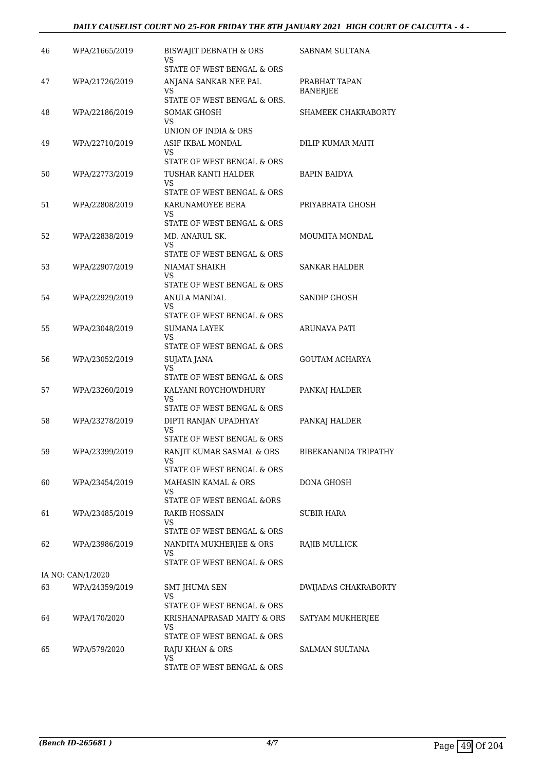| | | | |
|---|---|---|---|
| 46 | WPA/21665/2019 | BISWAJIT DEBNATH & ORS<br>VS<br>STATE OF WEST BENGAL & ORS | SABNAM SULTANA |
| 47 | WPA/21726/2019 | ANJANA SANKAR NEE PAL<br>VS<br>STATE OF WEST BENGAL & ORS. | PRABHAT TAPAN BANERJEE |
| 48 | WPA/22186/2019 | SOMAK GHOSH<br>VS<br>UNION OF INDIA & ORS | SHAMEEK CHAKRABORTY |
| 49 | WPA/22710/2019 | ASIF IKBAL MONDAL<br>VS<br>STATE OF WEST BENGAL & ORS | DILIP KUMAR MAITI |
| 50 | WPA/22773/2019 | TUSHAR KANTI HALDER<br>VS<br>STATE OF WEST BENGAL & ORS | BAPIN BAIDYA |
| 51 | WPA/22808/2019 | KARUNAMOYEE BERA<br>VS<br>STATE OF WEST BENGAL & ORS | PRIYABRATA GHOSH |
| 52 | WPA/22838/2019 | MD. ANARUL SK.<br>VS<br>STATE OF WEST BENGAL & ORS | MOUMITA MONDAL |
| 53 | WPA/22907/2019 | NIAMAT SHAIKH<br>VS<br>STATE OF WEST BENGAL & ORS | SANKAR HALDER |
| 54 | WPA/22929/2019 | ANULA MANDAL<br>VS<br>STATE OF WEST BENGAL & ORS | SANDIP GHOSH |
| 55 | WPA/23048/2019 | SUMANA LAYEK<br>VS<br>STATE OF WEST BENGAL & ORS | ARUNAVA PATI |
| 56 | WPA/23052/2019 | SUJATA JANA<br>VS<br>STATE OF WEST BENGAL & ORS | GOUTAM ACHARYA |
| 57 | WPA/23260/2019 | KALYANI ROYCHOWDHURY<br>VS<br>STATE OF WEST BENGAL & ORS | PANKAJ HALDER |
| 58 | WPA/23278/2019 | DIPTI RANJAN UPADHYAY<br>VS<br>STATE OF WEST BENGAL & ORS | PANKAJ HALDER |
| 59 | WPA/23399/2019 | RANJIT KUMAR SASMAL & ORS<br>VS<br>STATE OF WEST BENGAL & ORS | BIBEKANANDA TRIPATHY |
| 60 | WPA/23454/2019 | MAHASIN KAMAL & ORS<br>VS<br>STATE OF WEST BENGAL &ORS | DONA GHOSH |
| 61 | WPA/23485/2019 | RAKIB HOSSAIN<br>VS<br>STATE OF WEST BENGAL & ORS | SUBIR HARA |
| 62 | WPA/23986/2019 | NANDITA MUKHERJEE & ORS<br>VS<br>STATE OF WEST BENGAL & ORS | RAJIB MULLICK |
| IA NO: CAN/1/2020 | | | |
| 63 | WPA/24359/2019 | SMT JHUMA SEN<br>VS<br>STATE OF WEST BENGAL & ORS | DWIJADAS CHAKRABORTY |
| 64 | WPA/170/2020 | KRISHANAPRASAD MAITY & ORS<br>VS<br>STATE OF WEST BENGAL & ORS | SATYAM MUKHERJEE |
| 65 | WPA/579/2020 | RAJU KHAN & ORS<br>VS<br>STATE OF WEST BENGAL & ORS | SALMAN SULTANA |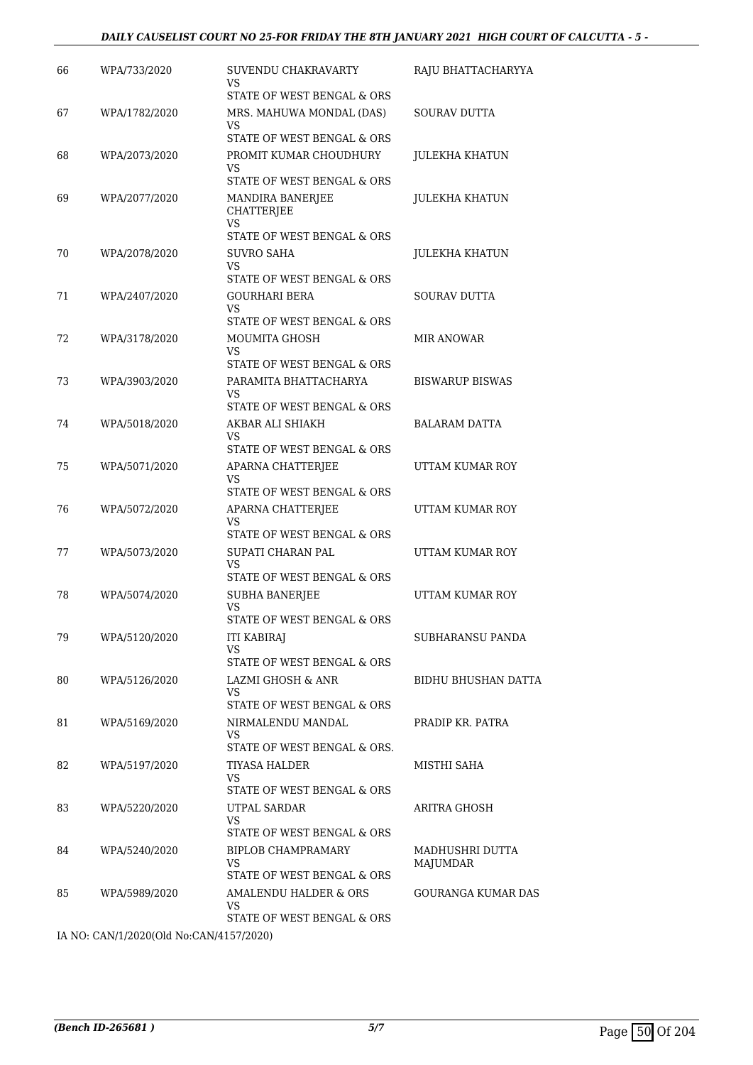| 66 | WPA/733/2020 | SUVENDU CHAKRAVARTY<br>VS<br>STATE OF WEST BENGAL & ORS | RAJU BHATTACHARYYA |
|---|---|---|---|
| 67 | WPA/1782/2020 | MRS. MAHUWA MONDAL (DAS)<br>VS<br>STATE OF WEST BENGAL & ORS | SOURAV DUTTA |
| 68 | WPA/2073/2020 | PROMIT KUMAR CHOUDHURY<br>VS<br>STATE OF WEST BENGAL & ORS | JULEKHA KHATUN |
| 69 | WPA/2077/2020 | MANDIRA BANERJEE CHATTERJEE<br>VS<br>STATE OF WEST BENGAL & ORS | JULEKHA KHATUN |
| 70 | WPA/2078/2020 | SUVRO SAHA<br>VS<br>STATE OF WEST BENGAL & ORS | JULEKHA KHATUN |
| 71 | WPA/2407/2020 | GOURHARI BERA<br>VS<br>STATE OF WEST BENGAL & ORS | SOURAV DUTTA |
| 72 | WPA/3178/2020 | MOUMITA GHOSH<br>VS<br>STATE OF WEST BENGAL & ORS | MIR ANOWAR |
| 73 | WPA/3903/2020 | PARAMITA BHATTACHARYA<br>VS<br>STATE OF WEST BENGAL & ORS | BISWARUP BISWAS |
| 74 | WPA/5018/2020 | AKBAR ALI SHIAKH<br>VS<br>STATE OF WEST BENGAL & ORS | BALARAM DATTA |
| 75 | WPA/5071/2020 | APARNA CHATTERJEE<br>VS<br>STATE OF WEST BENGAL & ORS | UTTAM KUMAR ROY |
| 76 | WPA/5072/2020 | APARNA CHATTERJEE<br>VS<br>STATE OF WEST BENGAL & ORS | UTTAM KUMAR ROY |
| 77 | WPA/5073/2020 | SUPATI CHARAN PAL<br>VS<br>STATE OF WEST BENGAL & ORS | UTTAM KUMAR ROY |
| 78 | WPA/5074/2020 | SUBHA BANERJEE<br>VS<br>STATE OF WEST BENGAL & ORS | UTTAM KUMAR ROY |
| 79 | WPA/5120/2020 | ITI KABIRAJ<br>VS<br>STATE OF WEST BENGAL & ORS | SUBHARANSU PANDA |
| 80 | WPA/5126/2020 | LAZMI GHOSH & ANR<br>VS<br>STATE OF WEST BENGAL & ORS | BIDHU BHUSHAN DATTA |
| 81 | WPA/5169/2020 | NIRMALENDU MANDAL<br>VS<br>STATE OF WEST BENGAL & ORS. | PRADIP KR. PATRA |
| 82 | WPA/5197/2020 | TIYASA HALDER<br>VS<br>STATE OF WEST BENGAL & ORS | MISTHI SAHA |
| 83 | WPA/5220/2020 | UTPAL SARDAR<br>VS<br>STATE OF WEST BENGAL & ORS | ARITRA GHOSH |
| 84 | WPA/5240/2020 | BIPLOB CHAMPRAMARY<br>VS<br>STATE OF WEST BENGAL & ORS | MADHUSHRI DUTTA MAJUMDAR |
| 85 | WPA/5989/2020 | AMALENDU HALDER & ORS<br>VS<br>STATE OF WEST BENGAL & ORS | GOURANGA KUMAR DAS |

IA NO: CAN/1/2020(Old No:CAN/4157/2020)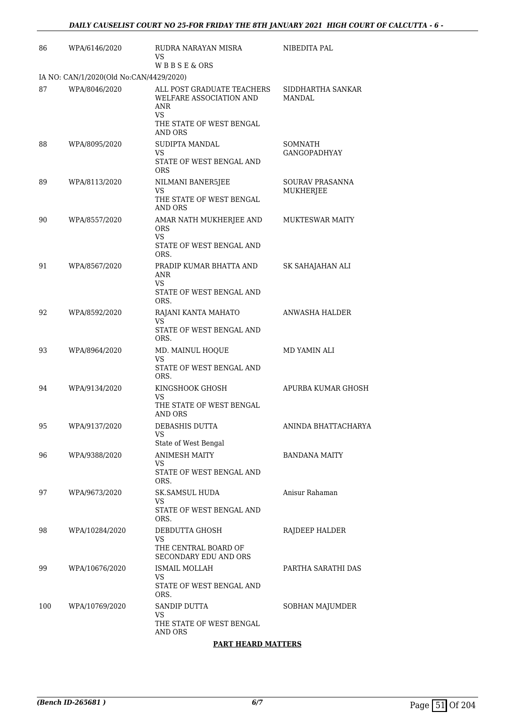| 86 | WPA/6146/2020 | RUDRA NARAYAN MISRA<br>VS<br>W B B S E & ORS | NIBEDITA PAL |
|---|---|---|---|
| IA NO: CAN/1/2020(Old No:CAN/4429/2020) | | | |
| 87 | WPA/8046/2020 | ALL POST GRADUATE TEACHERS WELFARE ASSOCIATION AND ANR<br>VS<br>THE STATE OF WEST BENGAL AND ORS | SIDDHARTHA SANKAR MANDAL |
| 88 | WPA/8095/2020 | SUDIPTA MANDAL<br>VS<br>STATE OF WEST BENGAL AND ORS | SOMNATH GANGOPADHYAY |
| 89 | WPA/8113/2020 | NILMANI BANER5JEE<br>VS<br>THE STATE OF WEST BENGAL AND ORS | SOURAV PRASANNA MUKHERJEE |
| 90 | WPA/8557/2020 | AMAR NATH MUKHERJEE AND ORS<br>VS<br>STATE OF WEST BENGAL AND ORS. | MUKTESWAR MAITY |
| 91 | WPA/8567/2020 | PRADIP KUMAR BHATTA AND ANR<br>VS<br>STATE OF WEST BENGAL AND ORS. | SK SAHAJAHAN ALI |
| 92 | WPA/8592/2020 | RAJANI KANTA MAHATO<br>VS<br>STATE OF WEST BENGAL AND ORS. | ANWASHA HALDER |
| 93 | WPA/8964/2020 | MD. MAINUL HOQUE<br>VS<br>STATE OF WEST BENGAL AND ORS. | MD YAMIN ALI |
| 94 | WPA/9134/2020 | KINGSHOOK GHOSH<br>VS<br>THE STATE OF WEST BENGAL AND ORS | APURBA KUMAR GHOSH |
| 95 | WPA/9137/2020 | DEBASHIS DUTTA<br>VS<br>State of West Bengal | ANINDA BHATTACHARYA |
| 96 | WPA/9388/2020 | ANIMESH MAITY<br>VS<br>STATE OF WEST BENGAL AND ORS. | BANDANA MAITY |
| 97 | WPA/9673/2020 | SK.SAMSUL HUDA<br>VS<br>STATE OF WEST BENGAL AND ORS. | Anisur Rahaman |
| 98 | WPA/10284/2020 | DEBDUTTA GHOSH<br>VS<br>THE CENTRAL BOARD OF SECONDARY EDU AND ORS | RAJDEEP HALDER |
| 99 | WPA/10676/2020 | ISMAIL MOLLAH<br>VS<br>STATE OF WEST BENGAL AND ORS. | PARTHA SARATHI DAS |
| 100 | WPA/10769/2020 | SANDIP DUTTA<br>VS<br>THE STATE OF WEST BENGAL AND ORS | SOBHAN MAJUMDER |

**PART HEARD MATTERS**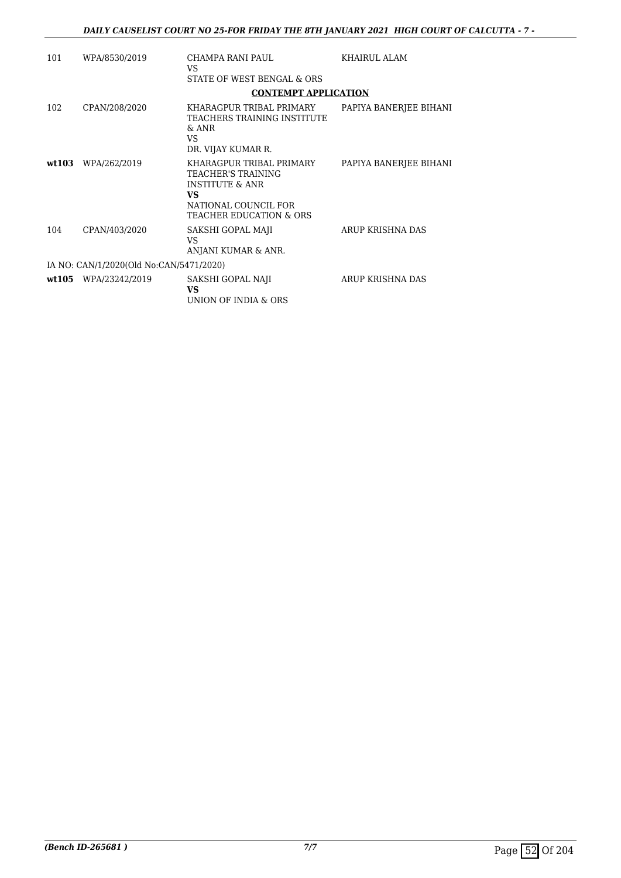| | | | |
|---|---|---|---|
| 101 | WPA/8530/2019 | CHAMPA RANI PAUL<br>VS<br>STATE OF WEST BENGAL & ORS | KHAIRUL ALAM |

**CONTEMPT APPLICATION**

| | | | |
|---|---|---|---|
| 102 | CPAN/208/2020 | KHARAGPUR TRIBAL PRIMARY TEACHERS TRAINING INSTITUTE & ANR<br>VS<br>DR. VIJAY KUMAR R. | PAPIYA BANERJEE BIHANI |
| **wt103** | WPA/262/2019 | KHARAGPUR TRIBAL PRIMARY TEACHER'S TRAINING INSTITUTE & ANR<br>**VS**<br>NATIONAL COUNCIL FOR TEACHER EDUCATION & ORS | PAPIYA BANERJEE BIHANI |
| 104 | CPAN/403/2020 | SAKSHI GOPAL MAJI<br>VS<br>ANJANI KUMAR & ANR. | ARUP KRISHNA DAS |

IA NO: CAN/1/2020(Old No:CAN/5471/2020)

| | | | |
|---|---|---|---|
| **wt105** | WPA/23242/2019 | SAKSHI GOPAL NAJI<br>**VS**<br>UNION OF INDIA & ORS | ARUP KRISHNA DAS |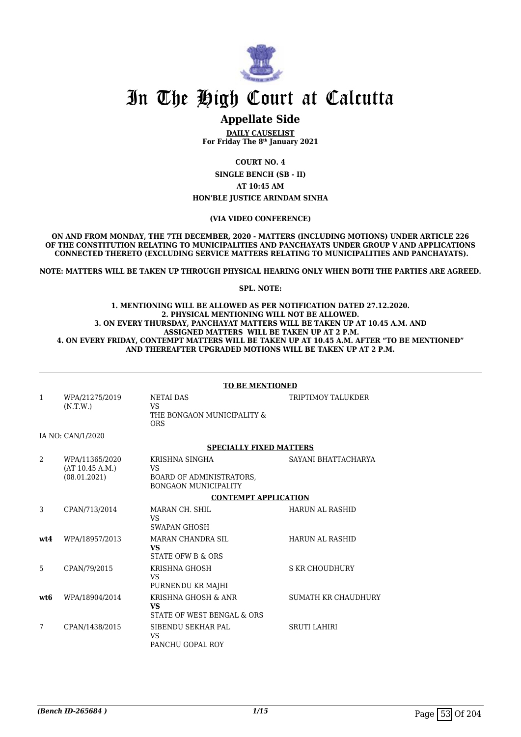# In The High Court at Calcutta

## Appellate Side

**DAILY CAUSELIST**
**For Friday The 8th January 2021**

**COURT NO. 4**

**SINGLE BENCH (SB - II)**

**AT 10:45 AM**

**HON'BLE JUSTICE ARINDAM SINHA**

**(VIA VIDEO CONFERENCE)**

**ON AND FROM MONDAY, THE 7TH DECEMBER, 2020 - MATTERS (INCLUDING MOTIONS) UNDER ARTICLE 226 OF THE CONSTITUTION RELATING TO MUNICIPALITIES AND PANCHAYATS UNDER GROUP V AND APPLICATIONS CONNECTED THERETO (EXCLUDING SERVICE MATTERS RELATING TO MUNICIPALITIES AND PANCHAYATS).**

**NOTE: MATTERS WILL BE TAKEN UP THROUGH PHYSICAL HEARING ONLY WHEN BOTH THE PARTIES ARE AGREED.**

**SPL. NOTE:**

**1. MENTIONING WILL BE ALLOWED AS PER NOTIFICATION DATED 27.12.2020.**
**2. PHYSICAL MENTIONING WILL NOT BE ALLOWED.**
**3. ON EVERY THURSDAY, PANCHAYAT MATTERS WILL BE TAKEN UP AT 10.45 A.M. AND ASSIGNED MATTERS WILL BE TAKEN UP AT 2 P.M.**
**4. ON EVERY FRIDAY, CONTEMPT MATTERS WILL BE TAKEN UP AT 10.45 A.M. AFTER "TO BE MENTIONED" AND THEREAFTER UPGRADED MOTIONS WILL BE TAKEN UP AT 2 P.M.**

**TO BE MENTIONED**

| | | | |
|---|---|---|---|
| 1 | WPA/21275/2019 (N.T.W.) | NETAI DAS<br>VS<br>THE BONGAON MUNICIPALITY & ORS | TRIPTIMOY TALUKDER |
| | IA NO: CAN/1/2020 | | |

**SPECIALLY FIXED MATTERS**

| | | | |
|---|---|---|---|
| 2 | WPA/11365/2020 (AT 10.45 A.M.) (08.01.2021) | KRISHNA SINGHA<br>VS<br>BOARD OF ADMINISTRATORS, BONGAON MUNICIPALITY | SAYANI BHATTACHARYA |

**CONTEMPT APPLICATION**

| | | | |
|---|---|---|---|
| 3 | CPAN/713/2014 | MARAN CH. SHIL<br>VS<br>SWAPAN GHOSH | HARUN AL RASHID |
| **wt4** | WPA/18957/2013 | MARAN CHANDRA SIL<br>**VS**<br>STATE OFW B & ORS | HARUN AL RASHID |
| 5 | CPAN/79/2015 | KRISHNA GHOSH<br>VS<br>PURNENDU KR MAJHI | S KR CHOUDHURY |
| **wt6** | WPA/18904/2014 | KRISHNA GHOSH & ANR<br>**VS**<br>STATE OF WEST BENGAL & ORS | SUMATH KR CHAUDHURY |
| 7 | CPAN/1438/2015 | SIBENDU SEKHAR PAL<br>VS<br>PANCHU GOPAL ROY | SRUTI LAHIRI |

*(Bench ID-265684 )*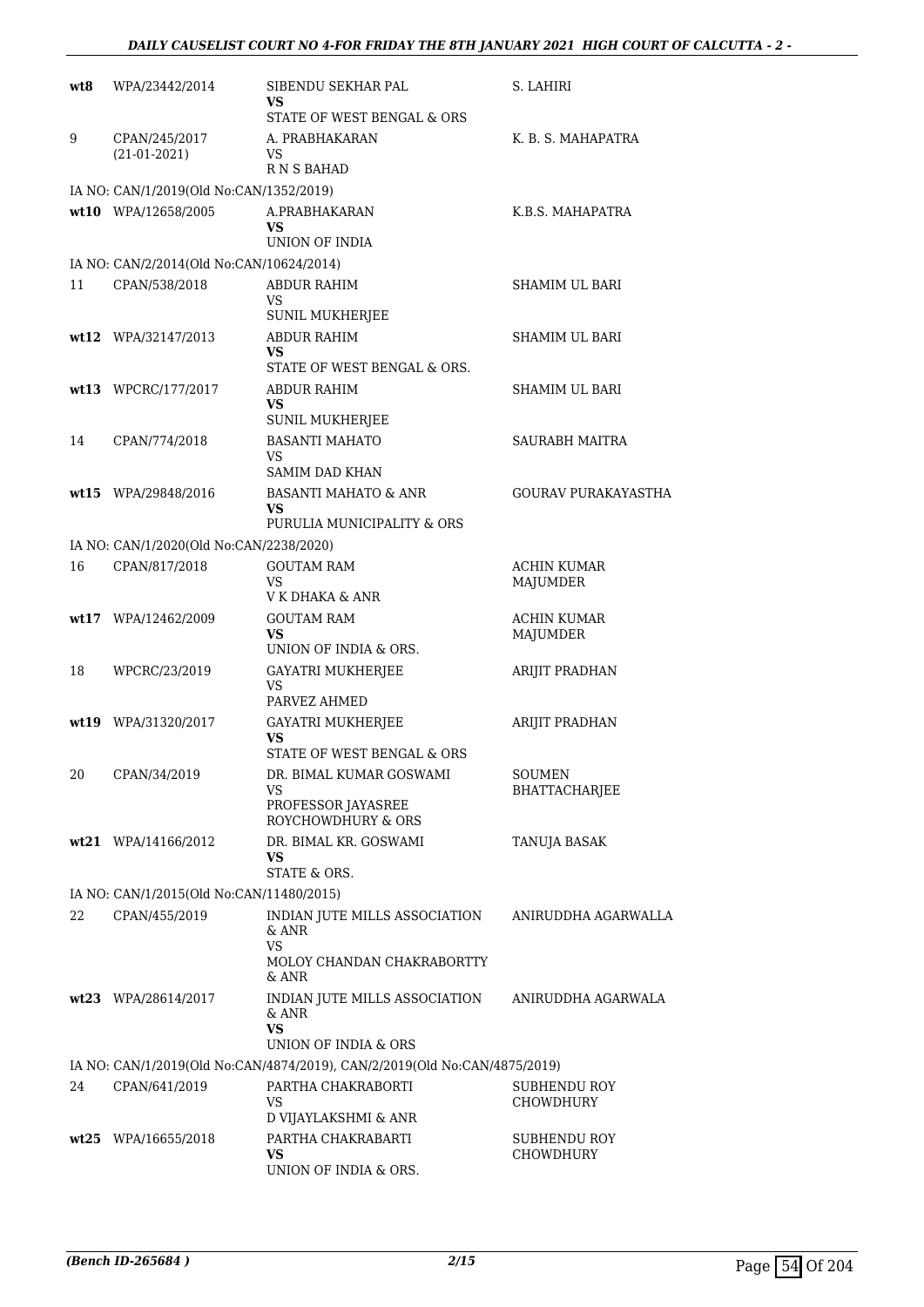| | | | |
|---|---|---|---|
| **wt8** | WPA/23442/2014 | SIBENDU SEKHAR PAL<br>**VS**<br>STATE OF WEST BENGAL & ORS | S. LAHIRI |
| 9 | CPAN/245/2017<br>(21-01-2021) | A. PRABHAKARAN<br>VS<br>R N S BAHAD | K. B. S. MAHAPATRA |
| IA NO: CAN/1/2019(Old No:CAN/1352/2019) | | | |
| **wt10** | WPA/12658/2005 | A.PRABHAKARAN<br>**VS**<br>UNION OF INDIA | K.B.S. MAHAPATRA |
| IA NO: CAN/2/2014(Old No:CAN/10624/2014) | | | |
| 11 | CPAN/538/2018 | ABDUR RAHIM<br>VS<br>SUNIL MUKHERJEE | SHAMIM UL BARI |
| **wt12** | WPA/32147/2013 | ABDUR RAHIM<br>**VS**<br>STATE OF WEST BENGAL & ORS. | SHAMIM UL BARI |
| **wt13** | WPCRC/177/2017 | ABDUR RAHIM<br>**VS**<br>SUNIL MUKHERJEE | SHAMIM UL BARI |
| 14 | CPAN/774/2018 | BASANTI MAHATO<br>VS<br>SAMIM DAD KHAN | SAURABH MAITRA |
| **wt15** | WPA/29848/2016 | BASANTI MAHATO & ANR<br>**VS**<br>PURULIA MUNICIPALITY & ORS | GOURAV PURAKAYASTHA |
| IA NO: CAN/1/2020(Old No:CAN/2238/2020) | | | |
| 16 | CPAN/817/2018 | GOUTAM RAM<br>VS<br>V K DHAKA & ANR | ACHIN KUMAR MAJUMDER |
| **wt17** | WPA/12462/2009 | GOUTAM RAM<br>**VS**<br>UNION OF INDIA & ORS. | ACHIN KUMAR MAJUMDER |
| 18 | WPCRC/23/2019 | GAYATRI MUKHERJEE<br>VS<br>PARVEZ AHMED | ARIJIT PRADHAN |
| **wt19** | WPA/31320/2017 | GAYATRI MUKHERJEE<br>**VS**<br>STATE OF WEST BENGAL & ORS | ARIJIT PRADHAN |
| 20 | CPAN/34/2019 | DR. BIMAL KUMAR GOSWAMI<br>VS<br>PROFESSOR JAYASREE ROYCHOWDHURY & ORS | SOUMEN BHATTACHARJEE |
| **wt21** | WPA/14166/2012 | DR. BIMAL KR. GOSWAMI<br>**VS**<br>STATE & ORS. | TANUJA BASAK |
| IA NO: CAN/1/2015(Old No:CAN/11480/2015) | | | |
| 22 | CPAN/455/2019 | INDIAN JUTE MILLS ASSOCIATION & ANR<br>VS<br>MOLOY CHANDAN CHAKRABORTTY & ANR | ANIRUDDHA AGARWALLA |
| **wt23** | WPA/28614/2017 | INDIAN JUTE MILLS ASSOCIATION & ANR<br>**VS**<br>UNION OF INDIA & ORS | ANIRUDDHA AGARWALA |
| IA NO: CAN/1/2019(Old No:CAN/4874/2019), CAN/2/2019(Old No:CAN/4875/2019) | | | |
| 24 | CPAN/641/2019 | PARTHA CHAKRABORTI<br>VS<br>D VIJAYLAKSHMI & ANR | SUBHENDU ROY CHOWDHURY |
| **wt25** | WPA/16655/2018 | PARTHA CHAKRABARTI<br>**VS**<br>UNION OF INDIA & ORS. | SUBHENDU ROY CHOWDHURY |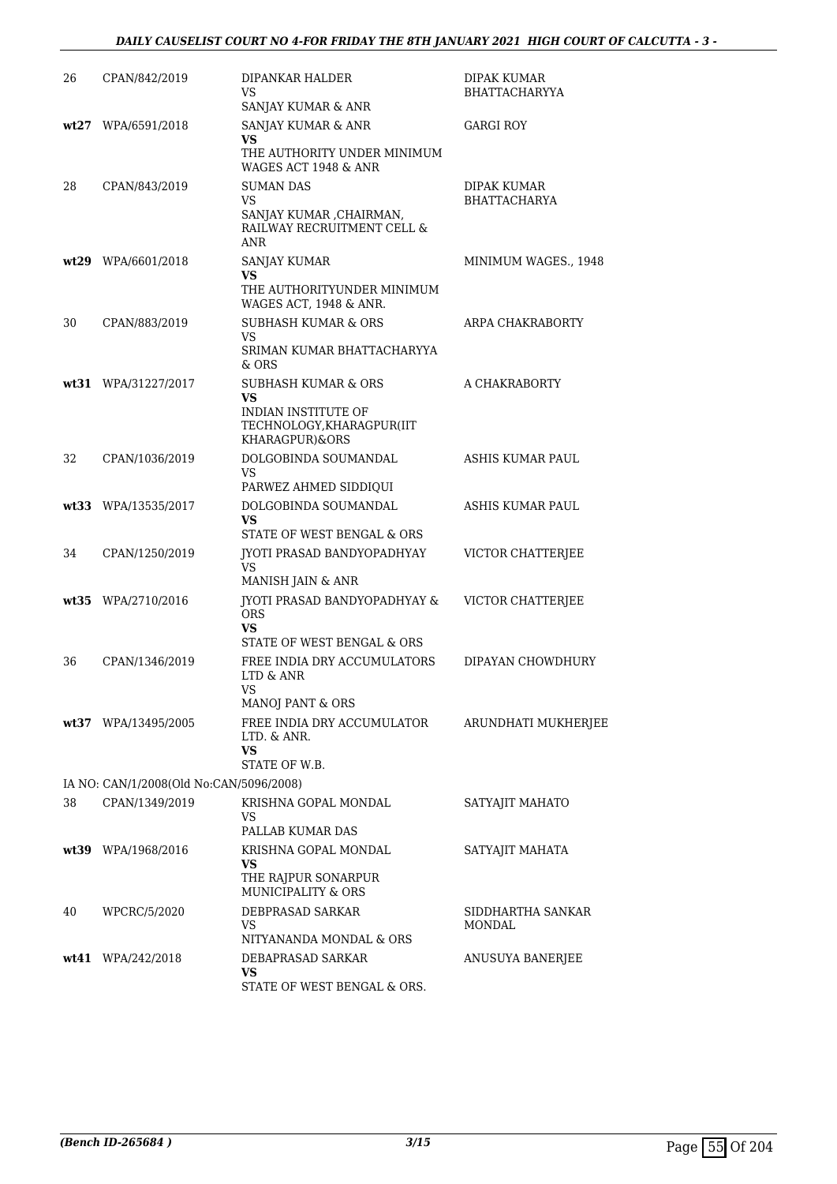| | | | |
|---|---|---|---|
| 26 | CPAN/842/2019 | DIPANKAR HALDER<br>VS<br>SANJAY KUMAR & ANR | DIPAK KUMAR BHATTACHARYYA |
| **wt27** | WPA/6591/2018 | SANJAY KUMAR & ANR<br>**VS**<br>THE AUTHORITY UNDER MINIMUM WAGES ACT 1948 & ANR | GARGI ROY |
| 28 | CPAN/843/2019 | SUMAN DAS<br>VS<br>SANJAY KUMAR ,CHAIRMAN, RAILWAY RECRUITMENT CELL & ANR | DIPAK KUMAR BHATTACHARYA |
| **wt29** | WPA/6601/2018 | SANJAY KUMAR<br>**VS**<br>THE AUTHORITYUNDER MINIMUM WAGES ACT, 1948 & ANR. | MINIMUM WAGES., 1948 |
| 30 | CPAN/883/2019 | SUBHASH KUMAR & ORS<br>VS<br>SRIMAN KUMAR BHATTACHARYYA & ORS | ARPA CHAKRABORTY |
| **wt31** | WPA/31227/2017 | SUBHASH KUMAR & ORS<br>**VS**<br>INDIAN INSTITUTE OF TECHNOLOGY,KHARAGPUR(IIT KHARAGPUR)&ORS | A CHAKRABORTY |
| 32 | CPAN/1036/2019 | DOLGOBINDA SOUMANDAL<br>VS<br>PARWEZ AHMED SIDDIQUI | ASHIS KUMAR PAUL |
| **wt33** | WPA/13535/2017 | DOLGOBINDA SOUMANDAL<br>**VS**<br>STATE OF WEST BENGAL & ORS | ASHIS KUMAR PAUL |
| 34 | CPAN/1250/2019 | JYOTI PRASAD BANDYOPADHYAY<br>VS<br>MANISH JAIN & ANR | VICTOR CHATTERJEE |
| **wt35** | WPA/2710/2016 | JYOTI PRASAD BANDYOPADHYAY & ORS<br>**VS**<br>STATE OF WEST BENGAL & ORS | VICTOR CHATTERJEE |
| 36 | CPAN/1346/2019 | FREE INDIA DRY ACCUMULATORS LTD & ANR<br>VS<br>MANOJ PANT & ORS | DIPAYAN CHOWDHURY |
| **wt37** | WPA/13495/2005 | FREE INDIA DRY ACCUMULATOR LTD. & ANR.<br>**VS**<br>STATE OF W.B. | ARUNDHATI MUKHERJEE |
| | IA NO: CAN/1/2008(Old No:CAN/5096/2008) | | |
| 38 | CPAN/1349/2019 | KRISHNA GOPAL MONDAL<br>VS<br>PALLAB KUMAR DAS | SATYAJIT MAHATO |
| **wt39** | WPA/1968/2016 | KRISHNA GOPAL MONDAL<br>**VS**<br>THE RAJPUR SONARPUR MUNICIPALITY & ORS | SATYAJIT MAHATA |
| 40 | WPCRC/5/2020 | DEBPRASAD SARKAR<br>VS<br>NITYANANDA MONDAL & ORS | SIDDHARTHA SANKAR MONDAL |
| **wt41** | WPA/242/2018 | DEBAPRASAD SARKAR<br>**VS**<br>STATE OF WEST BENGAL & ORS. | ANUSUYA BANERJEE |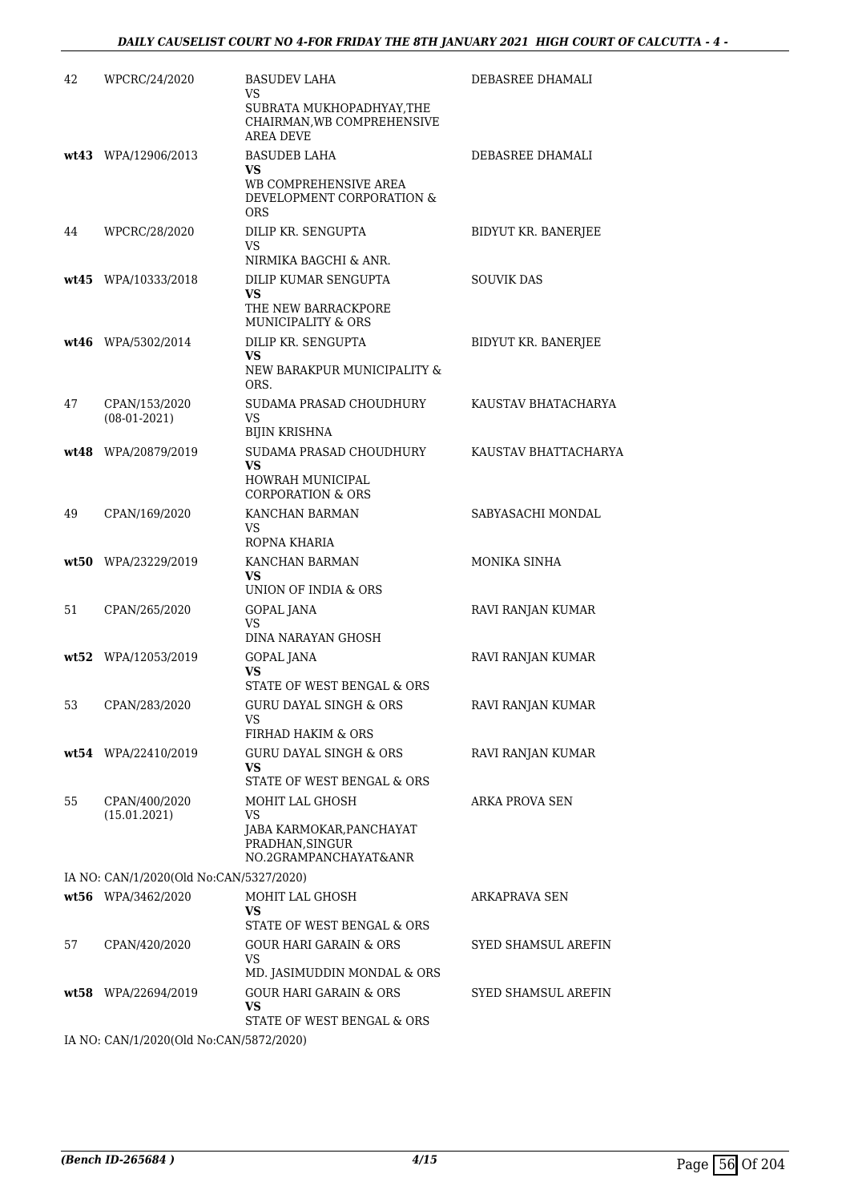| | | | |
|---|---|---|---|
| 42 | WPCRC/24/2020 | BASUDEV LAHA<br>VS<br>SUBRATA MUKHOPADHYAY,THE CHAIRMAN,WB COMPREHENSIVE AREA DEVE | DEBASREE DHAMALI |
| wt43 | WPA/12906/2013 | BASUDEB LAHA<br>**VS**<br>WB COMPREHENSIVE AREA DEVELOPMENT CORPORATION & ORS | DEBASREE DHAMALI |
| 44 | WPCRC/28/2020 | DILIP KR. SENGUPTA<br>VS<br>NIRMIKA BAGCHI & ANR. | BIDYUT KR. BANERJEE |
| wt45 | WPA/10333/2018 | DILIP KUMAR SENGUPTA<br>**VS**<br>THE NEW BARRACKPORE MUNICIPALITY & ORS | SOUVIK DAS |
| wt46 | WPA/5302/2014 | DILIP KR. SENGUPTA<br>**VS**<br>NEW BARAKPUR MUNICIPALITY & ORS. | BIDYUT KR. BANERJEE |
| 47 | CPAN/153/2020<br>(08-01-2021) | SUDAMA PRASAD CHOUDHURY<br>VS<br>BIJIN KRISHNA | KAUSTAV BHATACHARYA |
| wt48 | WPA/20879/2019 | SUDAMA PRASAD CHOUDHURY<br>**VS**<br>HOWRAH MUNICIPAL CORPORATION & ORS | KAUSTAV BHATTACHARYA |
| 49 | CPAN/169/2020 | KANCHAN BARMAN<br>VS<br>ROPNA KHARIA | SABYASACHI MONDAL |
| wt50 | WPA/23229/2019 | KANCHAN BARMAN<br>**VS**<br>UNION OF INDIA & ORS | MONIKA SINHA |
| 51 | CPAN/265/2020 | GOPAL JANA<br>VS<br>DINA NARAYAN GHOSH | RAVI RANJAN KUMAR |
| wt52 | WPA/12053/2019 | GOPAL JANA<br>**VS**<br>STATE OF WEST BENGAL & ORS | RAVI RANJAN KUMAR |
| 53 | CPAN/283/2020 | GURU DAYAL SINGH & ORS<br>VS<br>FIRHAD HAKIM & ORS | RAVI RANJAN KUMAR |
| wt54 | WPA/22410/2019 | GURU DAYAL SINGH & ORS<br>**VS**<br>STATE OF WEST BENGAL & ORS | RAVI RANJAN KUMAR |
| 55 | CPAN/400/2020<br>(15.01.2021) | MOHIT LAL GHOSH<br>VS<br>JABA KARMOKAR,PANCHAYAT PRADHAN,SINGUR NO.2GRAMPANCHAYAT&ANR | ARKA PROVA SEN |
| | IA NO: CAN/1/2020(Old No:CAN/5327/2020) | | |
| wt56 | WPA/3462/2020 | MOHIT LAL GHOSH<br>**VS**<br>STATE OF WEST BENGAL & ORS | ARKAPRAVA SEN |
| 57 | CPAN/420/2020 | GOUR HARI GARAIN & ORS<br>VS<br>MD. JASIMUDDIN MONDAL & ORS | SYED SHAMSUL AREFIN |
| wt58 | WPA/22694/2019 | GOUR HARI GARAIN & ORS<br>**VS**<br>STATE OF WEST BENGAL & ORS | SYED SHAMSUL AREFIN |
| | IA NO: CAN/1/2020(Old No:CAN/5872/2020) | | |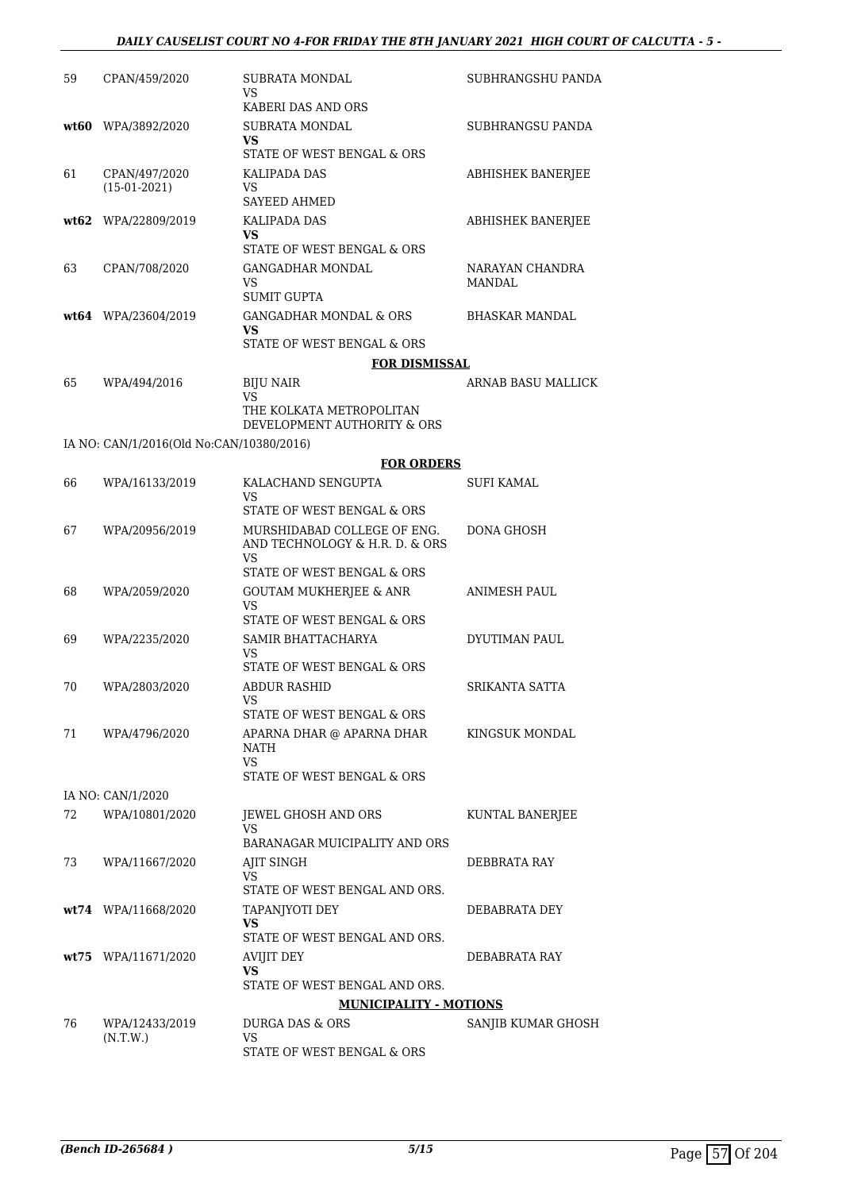| | | | |
|---|---|---|---|
| 59 | CPAN/459/2020 | SUBRATA MONDAL<br>VS<br>KABERI DAS AND ORS | SUBHRANGSHU PANDA |
| **wt60** | WPA/3892/2020 | SUBRATA MONDAL<br>**VS**<br>STATE OF WEST BENGAL & ORS | SUBHRANGSU PANDA |
| 61 | CPAN/497/2020<br>(15-01-2021) | KALIPADA DAS<br>VS<br>SAYEED AHMED | ABHISHEK BANERJEE |
| **wt62** | WPA/22809/2019 | KALIPADA DAS<br>**VS**<br>STATE OF WEST BENGAL & ORS | ABHISHEK BANERJEE |
| 63 | CPAN/708/2020 | GANGADHAR MONDAL<br>VS<br>SUMIT GUPTA | NARAYAN CHANDRA MANDAL |
| **wt64** | WPA/23604/2019 | GANGADHAR MONDAL & ORS<br>**VS**<br>STATE OF WEST BENGAL & ORS | BHASKAR MANDAL |

**FOR DISMISSAL**

| | | | |
|---|---|---|---|
| 65 | WPA/494/2016 | BIJU NAIR<br>VS<br>THE KOLKATA METROPOLITAN DEVELOPMENT AUTHORITY & ORS | ARNAB BASU MALLICK |

IA NO: CAN/1/2016(Old No:CAN/10380/2016)

**FOR ORDERS**

| | | | |
|---|---|---|---|
| 66 | WPA/16133/2019 | KALACHAND SENGUPTA<br>VS<br>STATE OF WEST BENGAL & ORS | SUFI KAMAL |
| 67 | WPA/20956/2019 | MURSHIDABAD COLLEGE OF ENG. AND TECHNOLOGY & H.R. D. & ORS<br>VS<br>STATE OF WEST BENGAL & ORS | DONA GHOSH |
| 68 | WPA/2059/2020 | GOUTAM MUKHERJEE & ANR<br>VS<br>STATE OF WEST BENGAL & ORS | ANIMESH PAUL |
| 69 | WPA/2235/2020 | SAMIR BHATTACHARYA<br>VS<br>STATE OF WEST BENGAL & ORS | DYUTIMAN PAUL |
| 70 | WPA/2803/2020 | ABDUR RASHID<br>VS<br>STATE OF WEST BENGAL & ORS | SRIKANTA SATTA |
| 71 | WPA/4796/2020 | APARNA DHAR @ APARNA DHAR NATH<br>VS<br>STATE OF WEST BENGAL & ORS | KINGSUK MONDAL |

IA NO: CAN/1/2020

| | | | |
|---|---|---|---|
| 72 | WPA/10801/2020 | JEWEL GHOSH AND ORS<br>VS<br>BARANAGAR MUICIPALITY AND ORS | KUNTAL BANERJEE |
| 73 | WPA/11667/2020 | AJIT SINGH<br>VS<br>STATE OF WEST BENGAL AND ORS. | DEBBRATA RAY |
| **wt74** | WPA/11668/2020 | TAPANJYOTI DEY<br>**VS**<br>STATE OF WEST BENGAL AND ORS. | DEBABRATA DEY |
| **wt75** | WPA/11671/2020 | AVIJIT DEY<br>**VS**<br>STATE OF WEST BENGAL AND ORS. | DEBABRATA RAY |

**MUNICIPALITY - MOTIONS**

| | | | |
|---|---|---|---|
| 76 | WPA/12433/2019<br>(N.T.W.) | DURGA DAS & ORS<br>VS<br>STATE OF WEST BENGAL & ORS | SANJIB KUMAR GHOSH |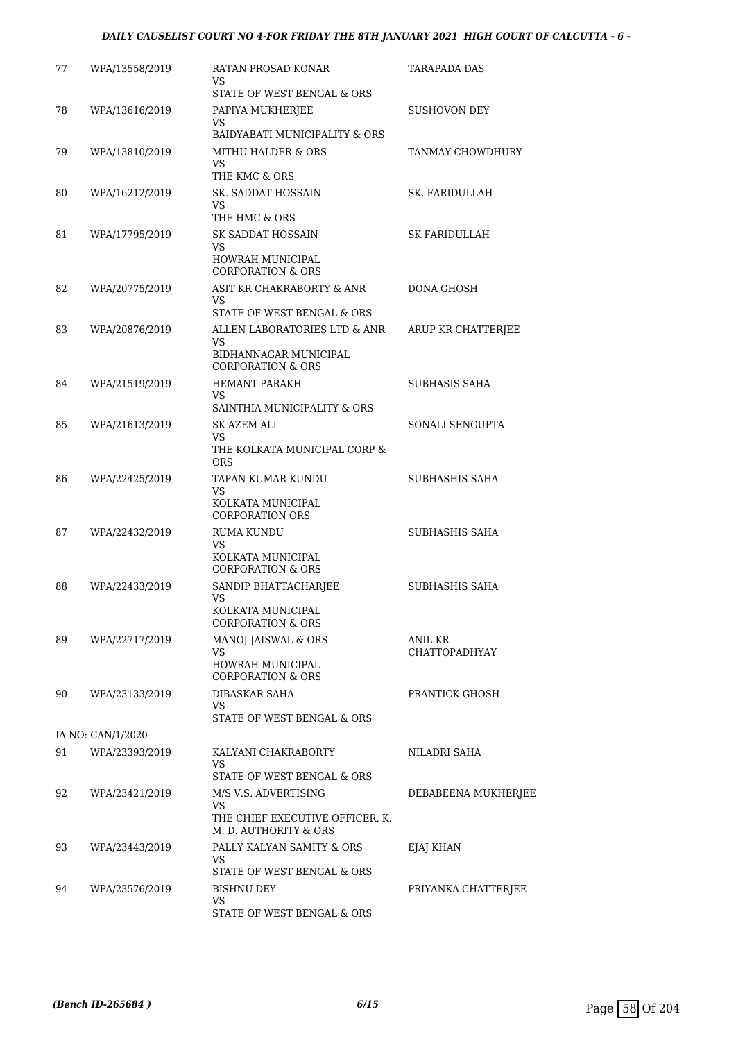| | | | |
|---|---|---|---|
| 77 | WPA/13558/2019 | RATAN PROSAD KONAR<br>VS<br>STATE OF WEST BENGAL & ORS | TARAPADA DAS |
| 78 | WPA/13616/2019 | PAPIYA MUKHERJEE<br>VS<br>BAIDYABATI MUNICIPALITY & ORS | SUSHOVON DEY |
| 79 | WPA/13810/2019 | MITHU HALDER & ORS<br>VS<br>THE KMC & ORS | TANMAY CHOWDHURY |
| 80 | WPA/16212/2019 | SK. SADDAT HOSSAIN<br>VS<br>THE HMC & ORS | SK. FARIDULLAH |
| 81 | WPA/17795/2019 | SK SADDAT HOSSAIN<br>VS<br>HOWRAH MUNICIPAL CORPORATION & ORS | SK FARIDULLAH |
| 82 | WPA/20775/2019 | ASIT KR CHAKRABORTY & ANR<br>VS<br>STATE OF WEST BENGAL & ORS | DONA GHOSH |
| 83 | WPA/20876/2019 | ALLEN LABORATORIES LTD & ANR<br>VS<br>BIDHANNAGAR MUNICIPAL CORPORATION & ORS | ARUP KR CHATTERJEE |
| 84 | WPA/21519/2019 | HEMANT PARAKH<br>VS<br>SAINTHIA MUNICIPALITY & ORS | SUBHASIS SAHA |
| 85 | WPA/21613/2019 | SK AZEM ALI<br>VS<br>THE KOLKATA MUNICIPAL CORP & ORS | SONALI SENGUPTA |
| 86 | WPA/22425/2019 | TAPAN KUMAR KUNDU<br>VS<br>KOLKATA MUNICIPAL CORPORATION ORS | SUBHASHIS SAHA |
| 87 | WPA/22432/2019 | RUMA KUNDU<br>VS<br>KOLKATA MUNICIPAL CORPORATION & ORS | SUBHASHIS SAHA |
| 88 | WPA/22433/2019 | SANDIP BHATTACHARJEE<br>VS<br>KOLKATA MUNICIPAL CORPORATION & ORS | SUBHASHIS SAHA |
| 89 | WPA/22717/2019 | MANOJ JAISWAL & ORS<br>VS<br>HOWRAH MUNICIPAL CORPORATION & ORS | ANIL KR CHATTOPADHYAY |
| 90 | WPA/23133/2019 | DIBASKAR SAHA<br>VS<br>STATE OF WEST BENGAL & ORS | PRANTICK GHOSH |
| | IA NO: CAN/1/2020 | | |
| 91 | WPA/23393/2019 | KALYANI CHAKRABORTY<br>VS<br>STATE OF WEST BENGAL & ORS | NILADRI SAHA |
| 92 | WPA/23421/2019 | M/S V.S. ADVERTISING<br>VS<br>THE CHIEF EXECUTIVE OFFICER, K. M. D. AUTHORITY & ORS | DEBABEENA MUKHERJEE |
| 93 | WPA/23443/2019 | PALLY KALYAN SAMITY & ORS<br>VS<br>STATE OF WEST BENGAL & ORS | EJAJ KHAN |
| 94 | WPA/23576/2019 | BISHNU DEY<br>VS<br>STATE OF WEST BENGAL & ORS | PRIYANKA CHATTERJEE |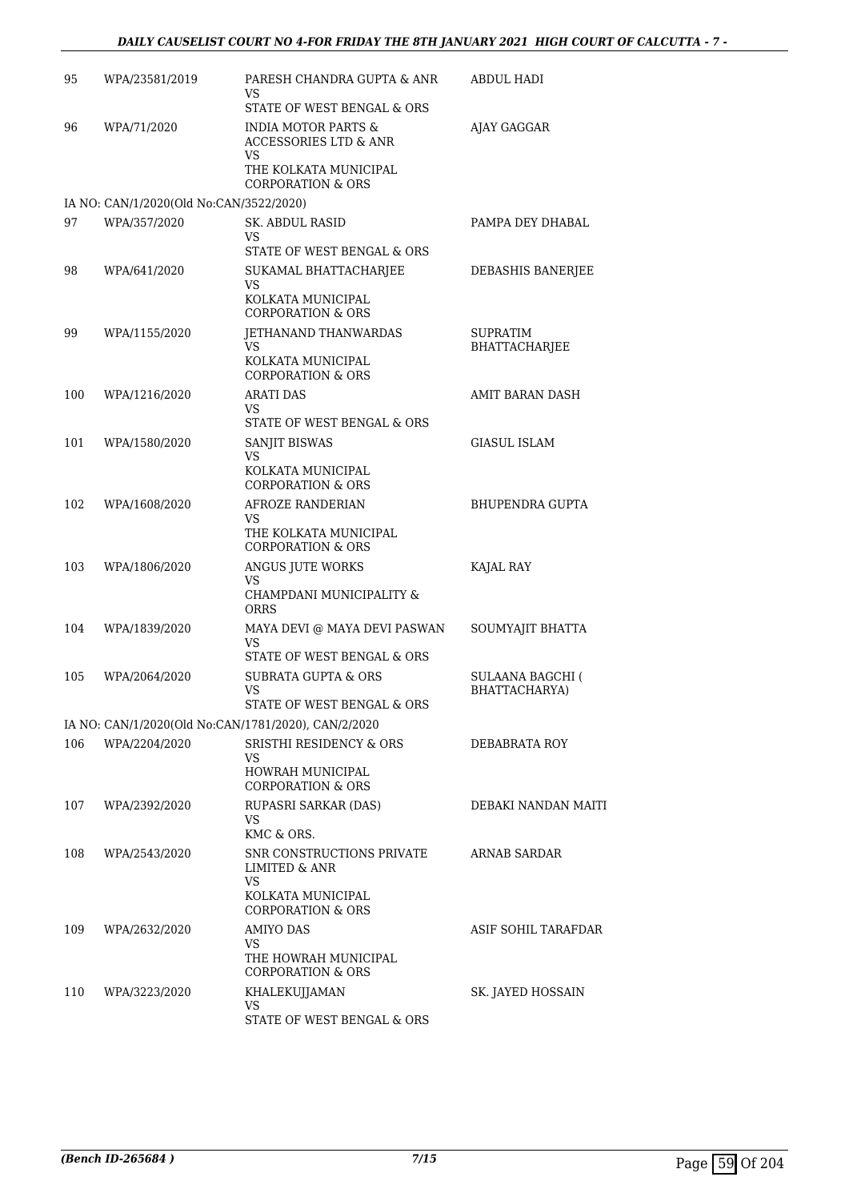| | | | |
|---|---|---|---|
| 95 | WPA/23581/2019 | PARESH CHANDRA GUPTA & ANR<br>VS<br>STATE OF WEST BENGAL & ORS | ABDUL HADI |
| 96 | WPA/71/2020 | INDIA MOTOR PARTS & ACCESSORIES LTD & ANR<br>VS<br>THE KOLKATA MUNICIPAL CORPORATION & ORS | AJAY GAGGAR |
| | IA NO: CAN/1/2020(Old No:CAN/3522/2020) | | |
| 97 | WPA/357/2020 | SK. ABDUL RASID<br>VS<br>STATE OF WEST BENGAL & ORS | PAMPA DEY DHABAL |
| 98 | WPA/641/2020 | SUKAMAL BHATTACHARJEE<br>VS<br>KOLKATA MUNICIPAL CORPORATION & ORS | DEBASHIS BANERJEE |
| 99 | WPA/1155/2020 | JETHANAND THANWARDAS<br>VS<br>KOLKATA MUNICIPAL CORPORATION & ORS | SUPRATIM BHATTACHARJEE |
| 100 | WPA/1216/2020 | ARATI DAS<br>VS<br>STATE OF WEST BENGAL & ORS | AMIT BARAN DASH |
| 101 | WPA/1580/2020 | SANJIT BISWAS<br>VS<br>KOLKATA MUNICIPAL CORPORATION & ORS | GIASUL ISLAM |
| 102 | WPA/1608/2020 | AFROZE RANDERIAN<br>VS<br>THE KOLKATA MUNICIPAL CORPORATION & ORS | BHUPENDRA GUPTA |
| 103 | WPA/1806/2020 | ANGUS JUTE WORKS<br>VS<br>CHAMPDANI MUNICIPALITY & ORRS | KAJAL RAY |
| 104 | WPA/1839/2020 | MAYA DEVI @ MAYA DEVI PASWAN<br>VS<br>STATE OF WEST BENGAL & ORS | SOUMYAJIT BHATTA |
| 105 | WPA/2064/2020 | SUBRATA GUPTA & ORS<br>VS<br>STATE OF WEST BENGAL & ORS | SULAANA BAGCHI ( BHATTACHARYA) |
| | IA NO: CAN/1/2020(Old No:CAN/1781/2020), CAN/2/2020 | | |
| 106 | WPA/2204/2020 | SRISTHI RESIDENCY & ORS<br>VS<br>HOWRAH MUNICIPAL CORPORATION & ORS | DEBABRATA ROY |
| 107 | WPA/2392/2020 | RUPASRI SARKAR (DAS)<br>VS<br>KMC & ORS. | DEBAKI NANDAN MAITI |
| 108 | WPA/2543/2020 | SNR CONSTRUCTIONS PRIVATE LIMITED & ANR<br>VS<br>KOLKATA MUNICIPAL CORPORATION & ORS | ARNAB SARDAR |
| 109 | WPA/2632/2020 | AMIYO DAS<br>VS<br>THE HOWRAH MUNICIPAL CORPORATION & ORS | ASIF SOHIL TARAFDAR |
| 110 | WPA/3223/2020 | KHALEKUJJAMAN<br>VS<br>STATE OF WEST BENGAL & ORS | SK. JAYED HOSSAIN |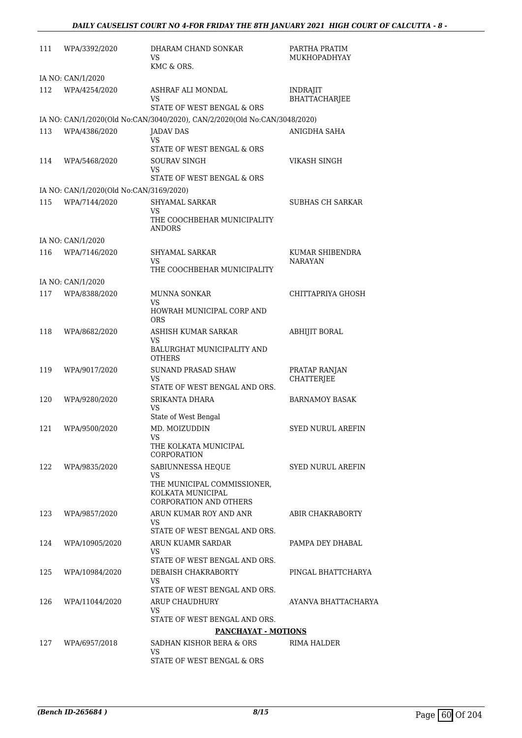| | | | |
|---|---|---|---|
| 111 | WPA/3392/2020 | DHARAM CHAND SONKAR<br>VS<br>KMC & ORS. | PARTHA PRATIM MUKHOPADHYAY |
| | IA NO: CAN/1/2020 | | |
| 112 | WPA/4254/2020 | ASHRAF ALI MONDAL<br>VS<br>STATE OF WEST BENGAL & ORS | INDRAJIT BHATTACHARJEE |
| | IA NO: CAN/1/2020(Old No:CAN/3040/2020), CAN/2/2020(Old No:CAN/3048/2020) | | |
| 113 | WPA/4386/2020 | JADAV DAS<br>VS<br>STATE OF WEST BENGAL & ORS | ANIGDHA SAHA |
| 114 | WPA/5468/2020 | SOURAV SINGH<br>VS<br>STATE OF WEST BENGAL & ORS | VIKASH SINGH |
| | IA NO: CAN/1/2020(Old No:CAN/3169/2020) | | |
| 115 | WPA/7144/2020 | SHYAMAL SARKAR<br>VS<br>THE COOCHBEHAR MUNICIPALITY ANDORS | SUBHAS CH SARKAR |
| | IA NO: CAN/1/2020 | | |
| 116 | WPA/7146/2020 | SHYAMAL SARKAR<br>VS<br>THE COOCHBEHAR MUNICIPALITY | KUMAR SHIBENDRA NARAYAN |
| | IA NO: CAN/1/2020 | | |
| 117 | WPA/8388/2020 | MUNNA SONKAR<br>VS<br>HOWRAH MUNICIPAL CORP AND ORS | CHITTAPRIYA GHOSH |
| 118 | WPA/8682/2020 | ASHISH KUMAR SARKAR<br>VS<br>BALURGHAT MUNICIPALITY AND OTHERS | ABHIJIT BORAL |
| 119 | WPA/9017/2020 | SUNAND PRASAD SHAW<br>VS<br>STATE OF WEST BENGAL AND ORS. | PRATAP RANJAN CHATTERJEE |
| 120 | WPA/9280/2020 | SRIKANTA DHARA<br>VS<br>State of West Bengal | BARNAMOY BASAK |
| 121 | WPA/9500/2020 | MD. MOIZUDDIN<br>VS<br>THE KOLKATA MUNICIPAL CORPORATION | SYED NURUL AREFIN |
| 122 | WPA/9835/2020 | SABIUNNESSA HEQUE<br>VS<br>THE MUNICIPAL COMMISSIONER, KOLKATA MUNICIPAL CORPORATION AND OTHERS | SYED NURUL AREFIN |
| 123 | WPA/9857/2020 | ARUN KUMAR ROY AND ANR<br>VS<br>STATE OF WEST BENGAL AND ORS. | ABIR CHAKRABORTY |
| 124 | WPA/10905/2020 | ARUN KUAMR SARDAR<br>VS<br>STATE OF WEST BENGAL AND ORS. | PAMPA DEY DHABAL |
| 125 | WPA/10984/2020 | DEBAISH CHAKRABORTY<br>VS<br>STATE OF WEST BENGAL AND ORS. | PINGAL BHATTCHARYA |
| 126 | WPA/11044/2020 | ARUP CHAUDHURY<br>VS<br>STATE OF WEST BENGAL AND ORS. | AYANVA BHATTACHARYA |
| | | **PANCHAYAT - MOTIONS** | |
| 127 | WPA/6957/2018 | SADHAN KISHOR BERA & ORS<br>VS<br>STATE OF WEST BENGAL & ORS | RIMA HALDER |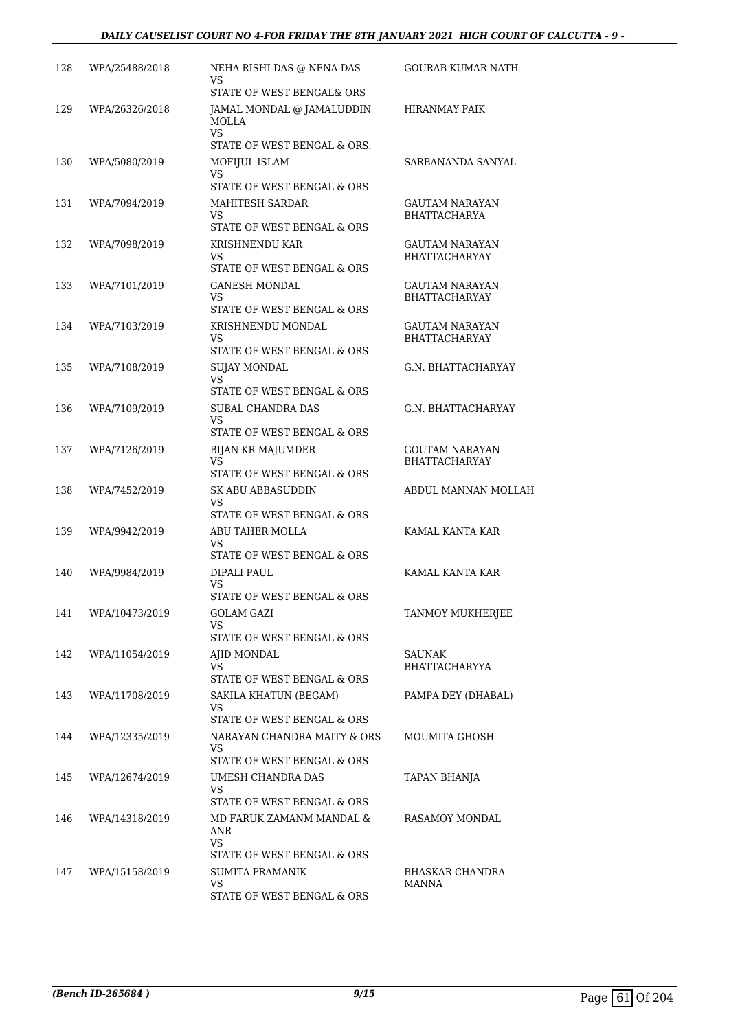| 128 | WPA/25488/2018 | NEHA RISHI DAS @ NENA DAS<br>VS<br>STATE OF WEST BENGAL& ORS | GOURAB KUMAR NATH |
|---|---|---|---|
| 129 | WPA/26326/2018 | JAMAL MONDAL @ JAMALUDDIN MOLLA<br>VS<br>STATE OF WEST BENGAL & ORS. | HIRANMAY PAIK |
| 130 | WPA/5080/2019 | MOFIJUL ISLAM<br>VS<br>STATE OF WEST BENGAL & ORS | SARBANANDA SANYAL |
| 131 | WPA/7094/2019 | MAHITESH SARDAR<br>VS<br>STATE OF WEST BENGAL & ORS | GAUTAM NARAYAN BHATTACHARYA |
| 132 | WPA/7098/2019 | KRISHNENDU KAR<br>VS<br>STATE OF WEST BENGAL & ORS | GAUTAM NARAYAN BHATTACHARYAY |
| 133 | WPA/7101/2019 | GANESH MONDAL<br>VS<br>STATE OF WEST BENGAL & ORS | GAUTAM NARAYAN BHATTACHARYAY |
| 134 | WPA/7103/2019 | KRISHNENDU MONDAL<br>VS<br>STATE OF WEST BENGAL & ORS | GAUTAM NARAYAN BHATTACHARYAY |
| 135 | WPA/7108/2019 | SUJAY MONDAL<br>VS<br>STATE OF WEST BENGAL & ORS | G.N. BHATTACHARYAY |
| 136 | WPA/7109/2019 | SUBAL CHANDRA DAS<br>VS<br>STATE OF WEST BENGAL & ORS | G.N. BHATTACHARYAY |
| 137 | WPA/7126/2019 | BIJAN KR MAJUMDER<br>VS<br>STATE OF WEST BENGAL & ORS | GOUTAM NARAYAN BHATTACHARYAY |
| 138 | WPA/7452/2019 | SK ABU ABBASUDDIN<br>VS<br>STATE OF WEST BENGAL & ORS | ABDUL MANNAN MOLLAH |
| 139 | WPA/9942/2019 | ABU TAHER MOLLA<br>VS<br>STATE OF WEST BENGAL & ORS | KAMAL KANTA KAR |
| 140 | WPA/9984/2019 | DIPALI PAUL<br>VS<br>STATE OF WEST BENGAL & ORS | KAMAL KANTA KAR |
| 141 | WPA/10473/2019 | GOLAM GAZI<br>VS<br>STATE OF WEST BENGAL & ORS | TANMOY MUKHERJEE |
| 142 | WPA/11054/2019 | AJID MONDAL<br>VS<br>STATE OF WEST BENGAL & ORS | SAUNAK BHATTACHARYYA |
| 143 | WPA/11708/2019 | SAKILA KHATUN (BEGAM)<br>VS<br>STATE OF WEST BENGAL & ORS | PAMPA DEY (DHABAL) |
| 144 | WPA/12335/2019 | NARAYAN CHANDRA MAITY & ORS<br>VS<br>STATE OF WEST BENGAL & ORS | MOUMITA GHOSH |
| 145 | WPA/12674/2019 | UMESH CHANDRA DAS<br>VS<br>STATE OF WEST BENGAL & ORS | TAPAN BHANJA |
| 146 | WPA/14318/2019 | MD FARUK ZAMANM MANDAL & ANR<br>VS<br>STATE OF WEST BENGAL & ORS | RASAMOY MONDAL |
| 147 | WPA/15158/2019 | SUMITA PRAMANIK<br>VS<br>STATE OF WEST BENGAL & ORS | BHASKAR CHANDRA MANNA |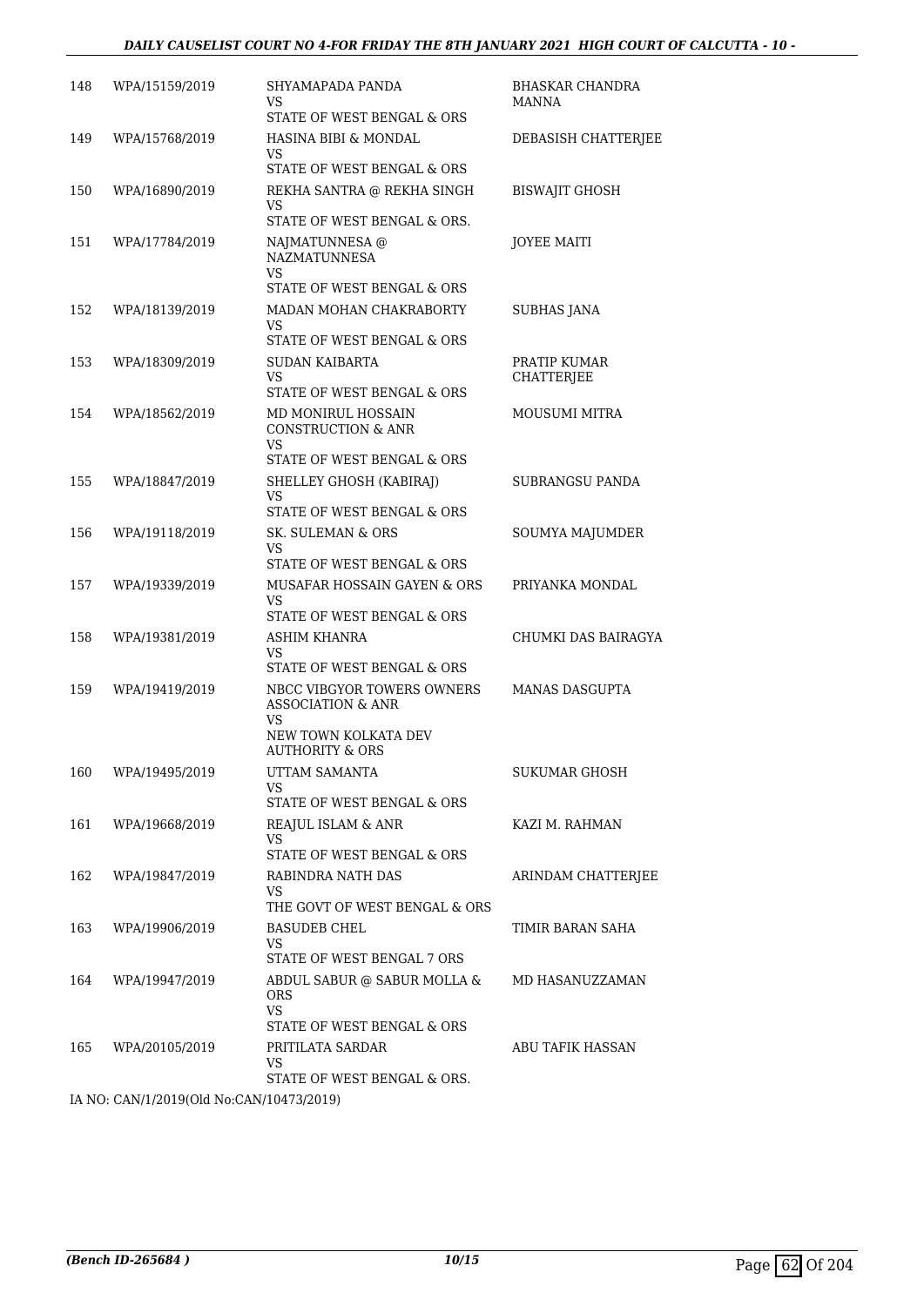| | | | |
|---|---|---|---|
| 148 | WPA/15159/2019 | SHYAMAPADA PANDA<br>VS<br>STATE OF WEST BENGAL & ORS | BHASKAR CHANDRA MANNA |
| 149 | WPA/15768/2019 | HASINA BIBI & MONDAL<br>VS<br>STATE OF WEST BENGAL & ORS | DEBASISH CHATTERJEE |
| 150 | WPA/16890/2019 | REKHA SANTRA @ REKHA SINGH<br>VS<br>STATE OF WEST BENGAL & ORS. | BISWAJIT GHOSH |
| 151 | WPA/17784/2019 | NAJMATUNNESA @ NAZMATUNNESA<br>VS<br>STATE OF WEST BENGAL & ORS | JOYEE MAITI |
| 152 | WPA/18139/2019 | MADAN MOHAN CHAKRABORTY<br>VS<br>STATE OF WEST BENGAL & ORS | SUBHAS JANA |
| 153 | WPA/18309/2019 | SUDAN KAIBARTA<br>VS<br>STATE OF WEST BENGAL & ORS | PRATIP KUMAR CHATTERJEE |
| 154 | WPA/18562/2019 | MD MONIRUL HOSSAIN CONSTRUCTION & ANR<br>VS<br>STATE OF WEST BENGAL & ORS | MOUSUMI MITRA |
| 155 | WPA/18847/2019 | SHELLEY GHOSH (KABIRAJ)<br>VS<br>STATE OF WEST BENGAL & ORS | SUBRANGSU PANDA |
| 156 | WPA/19118/2019 | SK. SULEMAN & ORS<br>VS<br>STATE OF WEST BENGAL & ORS | SOUMYA MAJUMDER |
| 157 | WPA/19339/2019 | MUSAFAR HOSSAIN GAYEN & ORS<br>VS<br>STATE OF WEST BENGAL & ORS | PRIYANKA MONDAL |
| 158 | WPA/19381/2019 | ASHIM KHANRA<br>VS<br>STATE OF WEST BENGAL & ORS | CHUMKI DAS BAIRAGYA |
| 159 | WPA/19419/2019 | NBCC VIBGYOR TOWERS OWNERS ASSOCIATION & ANR<br>VS<br>NEW TOWN KOLKATA DEV AUTHORITY & ORS | MANAS DASGUPTA |
| 160 | WPA/19495/2019 | UTTAM SAMANTA<br>VS<br>STATE OF WEST BENGAL & ORS | SUKUMAR GHOSH |
| 161 | WPA/19668/2019 | REAJUL ISLAM & ANR<br>VS<br>STATE OF WEST BENGAL & ORS | KAZI M. RAHMAN |
| 162 | WPA/19847/2019 | RABINDRA NATH DAS<br>VS<br>THE GOVT OF WEST BENGAL & ORS | ARINDAM CHATTERJEE |
| 163 | WPA/19906/2019 | BASUDEB CHEL<br>VS<br>STATE OF WEST BENGAL 7 ORS | TIMIR BARAN SAHA |
| 164 | WPA/19947/2019 | ABDUL SABUR @ SABUR MOLLA & ORS<br>VS<br>STATE OF WEST BENGAL & ORS | MD HASANUZZAMAN |
| 165 | WPA/20105/2019 | PRITILATA SARDAR<br>VS<br>STATE OF WEST BENGAL & ORS. | ABU TAFIK HASSAN |

IA NO: CAN/1/2019(Old No:CAN/10473/2019)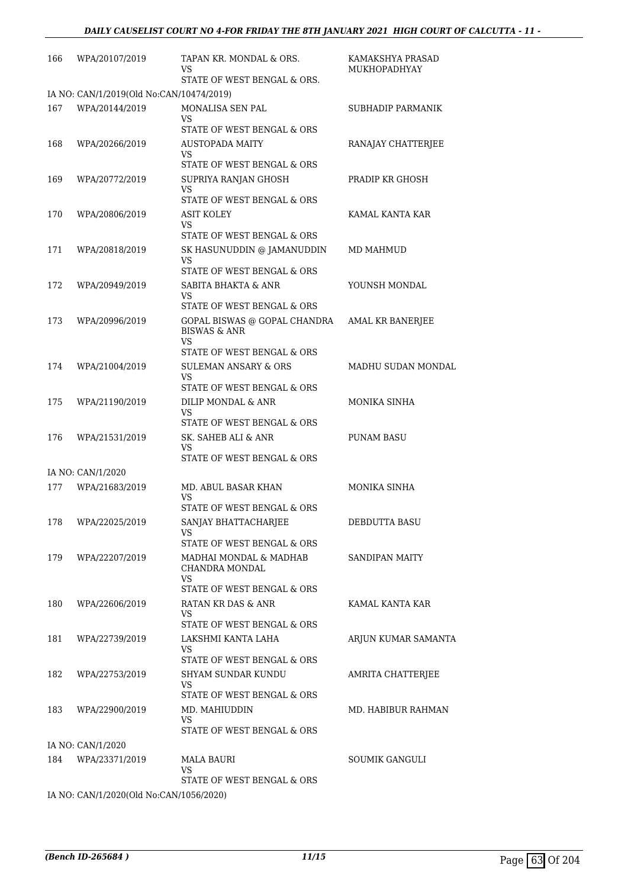| | | | |
|---|---|---|---|
| 166 | WPA/20107/2019 | TAPAN KR. MONDAL & ORS.<br>VS<br>STATE OF WEST BENGAL & ORS. | KAMAKSHYA PRASAD MUKHOPADHYAY |
| IA NO: CAN/1/2019(Old No:CAN/10474/2019) | | | |
| 167 | WPA/20144/2019 | MONALISA SEN PAL<br>VS<br>STATE OF WEST BENGAL & ORS | SUBHADIP PARMANIK |
| 168 | WPA/20266/2019 | AUSTOPADA MAITY<br>VS<br>STATE OF WEST BENGAL & ORS | RANAJAY CHATTERJEE |
| 169 | WPA/20772/2019 | SUPRIYA RANJAN GHOSH<br>VS<br>STATE OF WEST BENGAL & ORS | PRADIP KR GHOSH |
| 170 | WPA/20806/2019 | ASIT KOLEY<br>VS<br>STATE OF WEST BENGAL & ORS | KAMAL KANTA KAR |
| 171 | WPA/20818/2019 | SK HASUNUDDIN @ JAMANUDDIN<br>VS<br>STATE OF WEST BENGAL & ORS | MD MAHMUD |
| 172 | WPA/20949/2019 | SABITA BHAKTA & ANR<br>VS<br>STATE OF WEST BENGAL & ORS | YOUNSH MONDAL |
| 173 | WPA/20996/2019 | GOPAL BISWAS @ GOPAL CHANDRA BISWAS & ANR<br>VS<br>STATE OF WEST BENGAL & ORS | AMAL KR BANERJEE |
| 174 | WPA/21004/2019 | SULEMAN ANSARY & ORS<br>VS<br>STATE OF WEST BENGAL & ORS | MADHU SUDAN MONDAL |
| 175 | WPA/21190/2019 | DILIP MONDAL & ANR<br>VS<br>STATE OF WEST BENGAL & ORS | MONIKA SINHA |
| 176 | WPA/21531/2019 | SK. SAHEB ALI & ANR<br>VS<br>STATE OF WEST BENGAL & ORS | PUNAM BASU |
| IA NO: CAN/1/2020 | | | |
| 177 | WPA/21683/2019 | MD. ABUL BASAR KHAN<br>VS<br>STATE OF WEST BENGAL & ORS | MONIKA SINHA |
| 178 | WPA/22025/2019 | SANJAY BHATTACHARJEE<br>VS<br>STATE OF WEST BENGAL & ORS | DEBDUTTA BASU |
| 179 | WPA/22207/2019 | MADHAI MONDAL & MADHAB CHANDRA MONDAL<br>VS<br>STATE OF WEST BENGAL & ORS | SANDIPAN MAITY |
| 180 | WPA/22606/2019 | RATAN KR DAS & ANR<br>VS<br>STATE OF WEST BENGAL & ORS | KAMAL KANTA KAR |
| 181 | WPA/22739/2019 | LAKSHMI KANTA LAHA<br>VS<br>STATE OF WEST BENGAL & ORS | ARJUN KUMAR SAMANTA |
| 182 | WPA/22753/2019 | SHYAM SUNDAR KUNDU<br>VS<br>STATE OF WEST BENGAL & ORS | AMRITA CHATTERJEE |
| 183 | WPA/22900/2019 | MD. MAHIUDDIN<br>VS<br>STATE OF WEST BENGAL & ORS | MD. HABIBUR RAHMAN |
| IA NO: CAN/1/2020 | | | |
| 184 | WPA/23371/2019 | MALA BAURI<br>VS<br>STATE OF WEST BENGAL & ORS | SOUMIK GANGULI |
| IA NO: CAN/1/2020(Old No:CAN/1056/2020) | | | |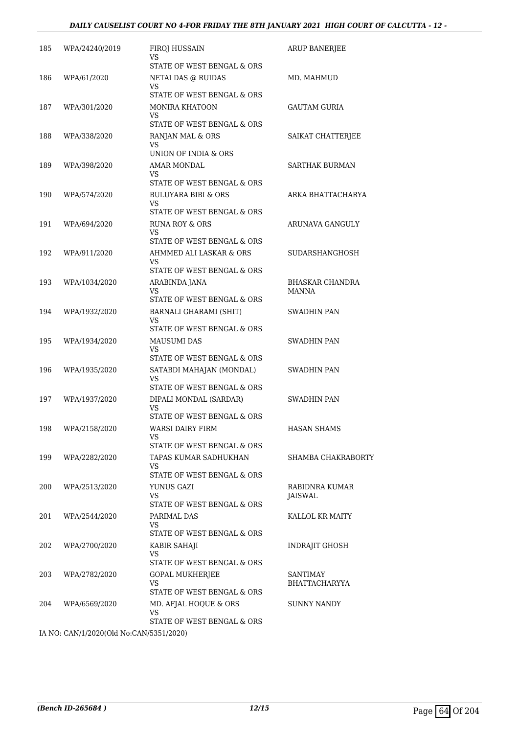| 185 | WPA/24240/2019 | FIROJ HUSSAIN<br>VS<br>STATE OF WEST BENGAL & ORS | ARUP BANERJEE |
|---|---|---|---|
| 186 | WPA/61/2020 | NETAI DAS @ RUIDAS<br>VS<br>STATE OF WEST BENGAL & ORS | MD. MAHMUD |
| 187 | WPA/301/2020 | MONIRA KHATOON<br>VS<br>STATE OF WEST BENGAL & ORS | GAUTAM GURIA |
| 188 | WPA/338/2020 | RANJAN MAL & ORS<br>VS<br>UNION OF INDIA & ORS | SAIKAT CHATTERJEE |
| 189 | WPA/398/2020 | AMAR MONDAL<br>VS<br>STATE OF WEST BENGAL & ORS | SARTHAK BURMAN |
| 190 | WPA/574/2020 | BULUYARA BIBI & ORS<br>VS<br>STATE OF WEST BENGAL & ORS | ARKA BHATTACHARYA |
| 191 | WPA/694/2020 | RUNA ROY & ORS<br>VS<br>STATE OF WEST BENGAL & ORS | ARUNAVA GANGULY |
| 192 | WPA/911/2020 | AHMMED ALI LASKAR & ORS<br>VS<br>STATE OF WEST BENGAL & ORS | SUDARSHANGHOSH |
| 193 | WPA/1034/2020 | ARABINDA JANA<br>VS<br>STATE OF WEST BENGAL & ORS | BHASKAR CHANDRA MANNA |
| 194 | WPA/1932/2020 | BARNALI GHARAMI (SHIT)<br>VS<br>STATE OF WEST BENGAL & ORS | SWADHIN PAN |
| 195 | WPA/1934/2020 | MAUSUMI DAS<br>VS<br>STATE OF WEST BENGAL & ORS | SWADHIN PAN |
| 196 | WPA/1935/2020 | SATABDI MAHAJAN (MONDAL)<br>VS<br>STATE OF WEST BENGAL & ORS | SWADHIN PAN |
| 197 | WPA/1937/2020 | DIPALI MONDAL (SARDAR)<br>VS<br>STATE OF WEST BENGAL & ORS | SWADHIN PAN |
| 198 | WPA/2158/2020 | WARSI DAIRY FIRM<br>VS<br>STATE OF WEST BENGAL & ORS | HASAN SHAMS |
| 199 | WPA/2282/2020 | TAPAS KUMAR SADHUKHAN<br>VS<br>STATE OF WEST BENGAL & ORS | SHAMBA CHAKRABORTY |
| 200 | WPA/2513/2020 | YUNUS GAZI<br>VS<br>STATE OF WEST BENGAL & ORS | RABIDNRA KUMAR JAISWAL |
| 201 | WPA/2544/2020 | PARIMAL DAS<br>VS<br>STATE OF WEST BENGAL & ORS | KALLOL KR MAITY |
| 202 | WPA/2700/2020 | KABIR SAHAJI<br>VS<br>STATE OF WEST BENGAL & ORS | INDRAJIT GHOSH |
| 203 | WPA/2782/2020 | GOPAL MUKHERJEE<br>VS<br>STATE OF WEST BENGAL & ORS | SANTIMAY BHATTACHARYYA |
| 204 | WPA/6569/2020 | MD. AFJAL HOQUE & ORS<br>VS<br>STATE OF WEST BENGAL & ORS | SUNNY NANDY |

IA NO: CAN/1/2020(Old No:CAN/5351/2020)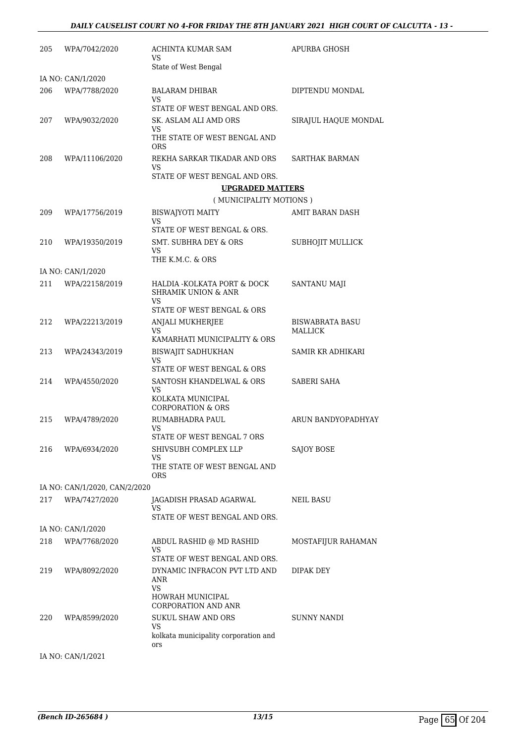| | | | |
|---|---|---|---|
| 205 | WPA/7042/2020 | ACHINTA KUMAR SAM<br>VS<br>State of West Bengal | APURBA GHOSH |
| IA NO: CAN/1/2020 | | | |
| 206 | WPA/7788/2020 | BALARAM DHIBAR<br>VS<br>STATE OF WEST BENGAL AND ORS. | DIPTENDU MONDAL |
| 207 | WPA/9032/2020 | SK. ASLAM ALI AMD ORS<br>VS<br>THE STATE OF WEST BENGAL AND ORS | SIRAJUL HAQUE MONDAL |
| 208 | WPA/11106/2020 | REKHA SARKAR TIKADAR AND ORS<br>VS<br>STATE OF WEST BENGAL AND ORS. | SARTHAK BARMAN |

**UPGRADED MATTERS**

( MUNICIPALITY MOTIONS )

| | | | |
|---|---|---|---|
| 209 | WPA/17756/2019 | BISWAJYOTI MAITY<br>VS<br>STATE OF WEST BENGAL & ORS. | AMIT BARAN DASH |
| 210 | WPA/19350/2019 | SMT. SUBHRA DEY & ORS<br>VS<br>THE K.M.C. & ORS | SUBHOJIT MULLICK |
| IA NO: CAN/1/2020 | | | |
| 211 | WPA/22158/2019 | HALDIA -KOLKATA PORT & DOCK SHRAMIK UNION & ANR<br>VS<br>STATE OF WEST BENGAL & ORS | SANTANU MAJI |
| 212 | WPA/22213/2019 | ANJALI MUKHERJEE<br>VS<br>KAMARHATI MUNICIPALITY & ORS | BISWABRATA BASU MALLICK |
| 213 | WPA/24343/2019 | BISWAJIT SADHUKHAN<br>VS<br>STATE OF WEST BENGAL & ORS | SAMIR KR ADHIKARI |
| 214 | WPA/4550/2020 | SANTOSH KHANDELWAL & ORS<br>VS<br>KOLKATA MUNICIPAL CORPORATION & ORS | SABERI SAHA |
| 215 | WPA/4789/2020 | RUMABHADRA PAUL<br>VS<br>STATE OF WEST BENGAL 7 ORS | ARUN BANDYOPADHYAY |
| 216 | WPA/6934/2020 | SHIVSUBH COMPLEX LLP<br>VS<br>THE STATE OF WEST BENGAL AND ORS | SAJOY BOSE |
| IA NO: CAN/1/2020, CAN/2/2020 | | | |
| 217 | WPA/7427/2020 | JAGADISH PRASAD AGARWAL<br>VS<br>STATE OF WEST BENGAL AND ORS. | NEIL BASU |
| IA NO: CAN/1/2020 | | | |
| 218 | WPA/7768/2020 | ABDUL RASHID @ MD RASHID<br>VS<br>STATE OF WEST BENGAL AND ORS. | MOSTAFIJUR RAHAMAN |
| 219 | WPA/8092/2020 | DYNAMIC INFRACON PVT LTD AND ANR<br>VS<br>HOWRAH MUNICIPAL CORPORATION AND ANR | DIPAK DEY |
| 220 | WPA/8599/2020 | SUKUL SHAW AND ORS<br>VS<br>kolkata municipality corporation and ors | SUNNY NANDI |
| IA NO: CAN/1/2021 | | | |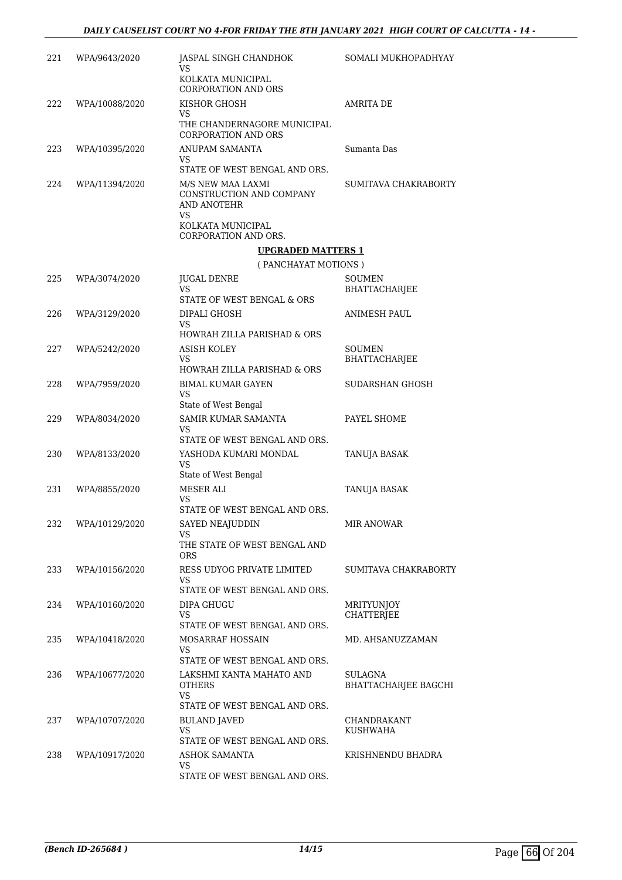| | | | |
|---|---|---|---|
| 221 | WPA/9643/2020 | JASPAL SINGH CHANDHOK<br>VS<br>KOLKATA MUNICIPAL CORPORATION AND ORS | SOMALI MUKHOPADHYAY |
| 222 | WPA/10088/2020 | KISHOR GHOSH<br>VS<br>THE CHANDERNAGORE MUNICIPAL CORPORATION AND ORS | AMRITA DE |
| 223 | WPA/10395/2020 | ANUPAM SAMANTA<br>VS<br>STATE OF WEST BENGAL AND ORS. | Sumanta Das |
| 224 | WPA/11394/2020 | M/S NEW MAA LAXMI CONSTRUCTION AND COMPANY AND ANOTEHR<br>VS<br>KOLKATA MUNICIPAL CORPORATION AND ORS. | SUMITAVA CHAKRABORTY |

**UPGRADED MATTERS 1**

( PANCHAYAT MOTIONS )

| | | | |
|---|---|---|---|
| 225 | WPA/3074/2020 | JUGAL DENRE<br>VS<br>STATE OF WEST BENGAL & ORS | SOUMEN BHATTACHARJEE |
| 226 | WPA/3129/2020 | DIPALI GHOSH<br>VS<br>HOWRAH ZILLA PARISHAD & ORS | ANIMESH PAUL |
| 227 | WPA/5242/2020 | ASISH KOLEY<br>VS<br>HOWRAH ZILLA PARISHAD & ORS | SOUMEN BHATTACHARJEE |
| 228 | WPA/7959/2020 | BIMAL KUMAR GAYEN<br>VS<br>State of West Bengal | SUDARSHAN GHOSH |
| 229 | WPA/8034/2020 | SAMIR KUMAR SAMANTA<br>VS<br>STATE OF WEST BENGAL AND ORS. | PAYEL SHOME |
| 230 | WPA/8133/2020 | YASHODA KUMARI MONDAL<br>VS<br>State of West Bengal | TANUJA BASAK |
| 231 | WPA/8855/2020 | MESER ALI<br>VS<br>STATE OF WEST BENGAL AND ORS. | TANUJA BASAK |
| 232 | WPA/10129/2020 | SAYED NEAJUDDIN<br>VS<br>THE STATE OF WEST BENGAL AND ORS | MIR ANOWAR |
| 233 | WPA/10156/2020 | RESS UDYOG PRIVATE LIMITED<br>VS<br>STATE OF WEST BENGAL AND ORS. | SUMITAVA CHAKRABORTY |
| 234 | WPA/10160/2020 | DIPA GHUGU<br>VS<br>STATE OF WEST BENGAL AND ORS. | MRITYUNJOY CHATTERJEE |
| 235 | WPA/10418/2020 | MOSARRAF HOSSAIN<br>VS<br>STATE OF WEST BENGAL AND ORS. | MD. AHSANUZZAMAN |
| 236 | WPA/10677/2020 | LAKSHMI KANTA MAHATO AND OTHERS<br>VS<br>STATE OF WEST BENGAL AND ORS. | SULAGNA BHATTACHARJEE BAGCHI |
| 237 | WPA/10707/2020 | BULAND JAVED<br>VS<br>STATE OF WEST BENGAL AND ORS. | CHANDRAKANT KUSHWAHA |
| 238 | WPA/10917/2020 | ASHOK SAMANTA<br>VS<br>STATE OF WEST BENGAL AND ORS. | KRISHNENDU BHADRA |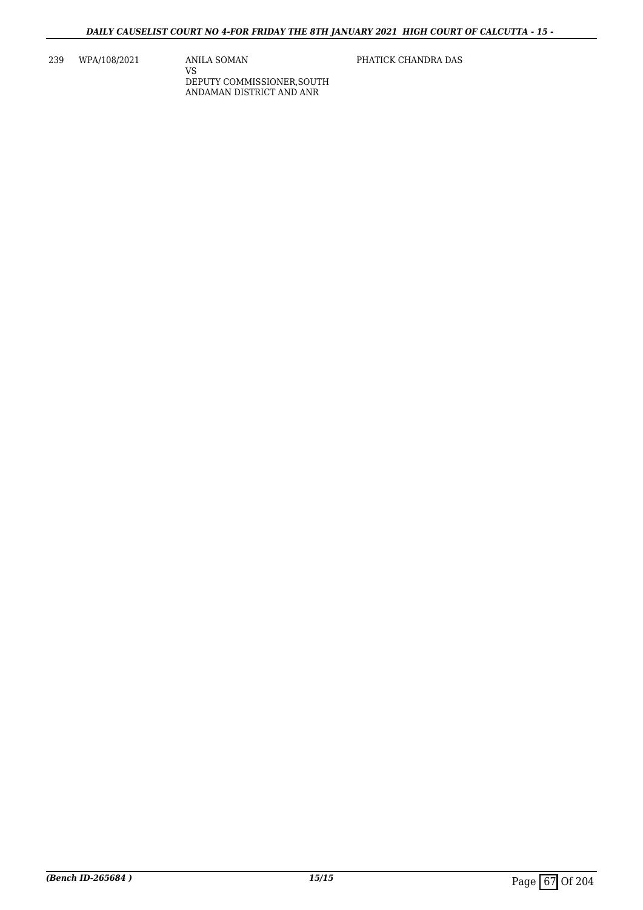| 239 | WPA/108/2021 | ANILA SOMAN<br>VS<br>DEPUTY COMMISSIONER,SOUTH ANDAMAN DISTRICT AND ANR | PHATICK CHANDRA DAS |
|---|---|---|---|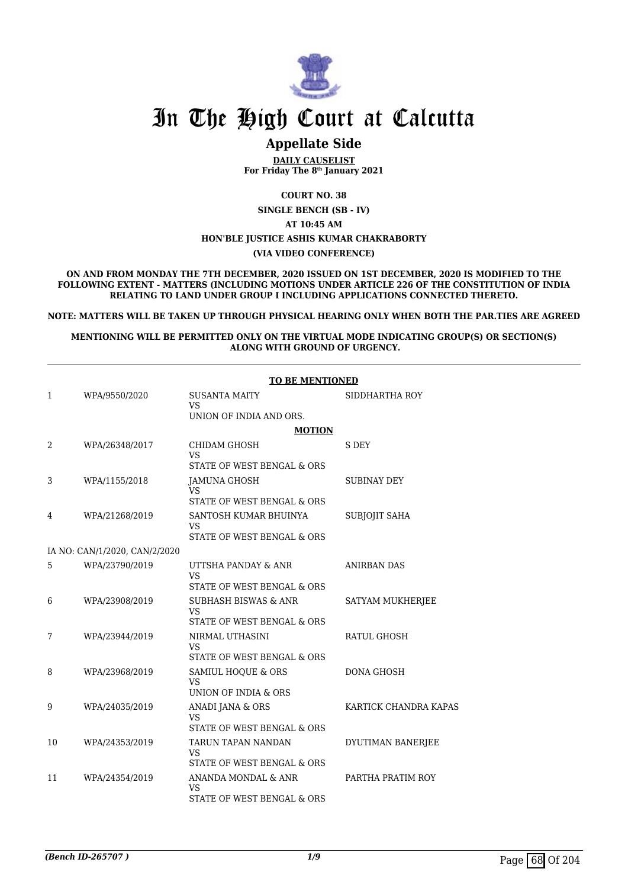# In The High Court at Calcutta

## Appellate Side

**DAILY CAUSELIST**
**For Friday The 8th January 2021**

**COURT NO. 38**

**SINGLE BENCH (SB - IV)**

**AT 10:45 AM**

**HON'BLE JUSTICE ASHIS KUMAR CHAKRABORTY**

**(VIA VIDEO CONFERENCE)**

**ON AND FROM MONDAY THE 7TH DECEMBER, 2020 ISSUED ON 1ST DECEMBER, 2020 IS MODIFIED TO THE FOLLOWING EXTENT - MATTERS (INCLUDING MOTIONS UNDER ARTICLE 226 OF THE CONSTITUTION OF INDIA RELATING TO LAND UNDER GROUP I INCLUDING APPLICATIONS CONNECTED THERETO.**

**NOTE: MATTERS WILL BE TAKEN UP THROUGH PHYSICAL HEARING ONLY WHEN BOTH THE PAR.TIES ARE AGREED**

**MENTIONING WILL BE PERMITTED ONLY ON THE VIRTUAL MODE INDICATING GROUP(S) OR SECTION(S) ALONG WITH GROUND OF URGENCY.**

**TO BE MENTIONED**

| | | | |
|---|---|---|---|
| 1 | WPA/9550/2020 | SUSANTA MAITY<br>VS<br>UNION OF INDIA AND ORS. | SIDDHARTHA ROY |

**MOTION**

| | | | |
|---|---|---|---|
| 2 | WPA/26348/2017 | CHIDAM GHOSH<br>VS<br>STATE OF WEST BENGAL & ORS | S DEY |
| 3 | WPA/1155/2018 | JAMUNA GHOSH<br>VS<br>STATE OF WEST BENGAL & ORS | SUBINAY DEY |
| 4 | WPA/21268/2019 | SANTOSH KUMAR BHUINYA<br>VS<br>STATE OF WEST BENGAL & ORS | SUBJOJIT SAHA |
| | IA NO: CAN/1/2020, CAN/2/2020 | | |
| 5 | WPA/23790/2019 | UTTSHA PANDAY & ANR<br>VS<br>STATE OF WEST BENGAL & ORS | ANIRBAN DAS |
| 6 | WPA/23908/2019 | SUBHASH BISWAS & ANR<br>VS<br>STATE OF WEST BENGAL & ORS | SATYAM MUKHERJEE |
| 7 | WPA/23944/2019 | NIRMAL UTHASINI<br>VS<br>STATE OF WEST BENGAL & ORS | RATUL GHOSH |
| 8 | WPA/23968/2019 | SAMIUL HOQUE & ORS<br>VS<br>UNION OF INDIA & ORS | DONA GHOSH |
| 9 | WPA/24035/2019 | ANADI JANA & ORS<br>VS<br>STATE OF WEST BENGAL & ORS | KARTICK CHANDRA KAPAS |
| 10 | WPA/24353/2019 | TARUN TAPAN NANDAN<br>VS<br>STATE OF WEST BENGAL & ORS | DYUTIMAN BANERJEE |
| 11 | WPA/24354/2019 | ANANDA MONDAL & ANR<br>VS<br>STATE OF WEST BENGAL & ORS | PARTHA PRATIM ROY |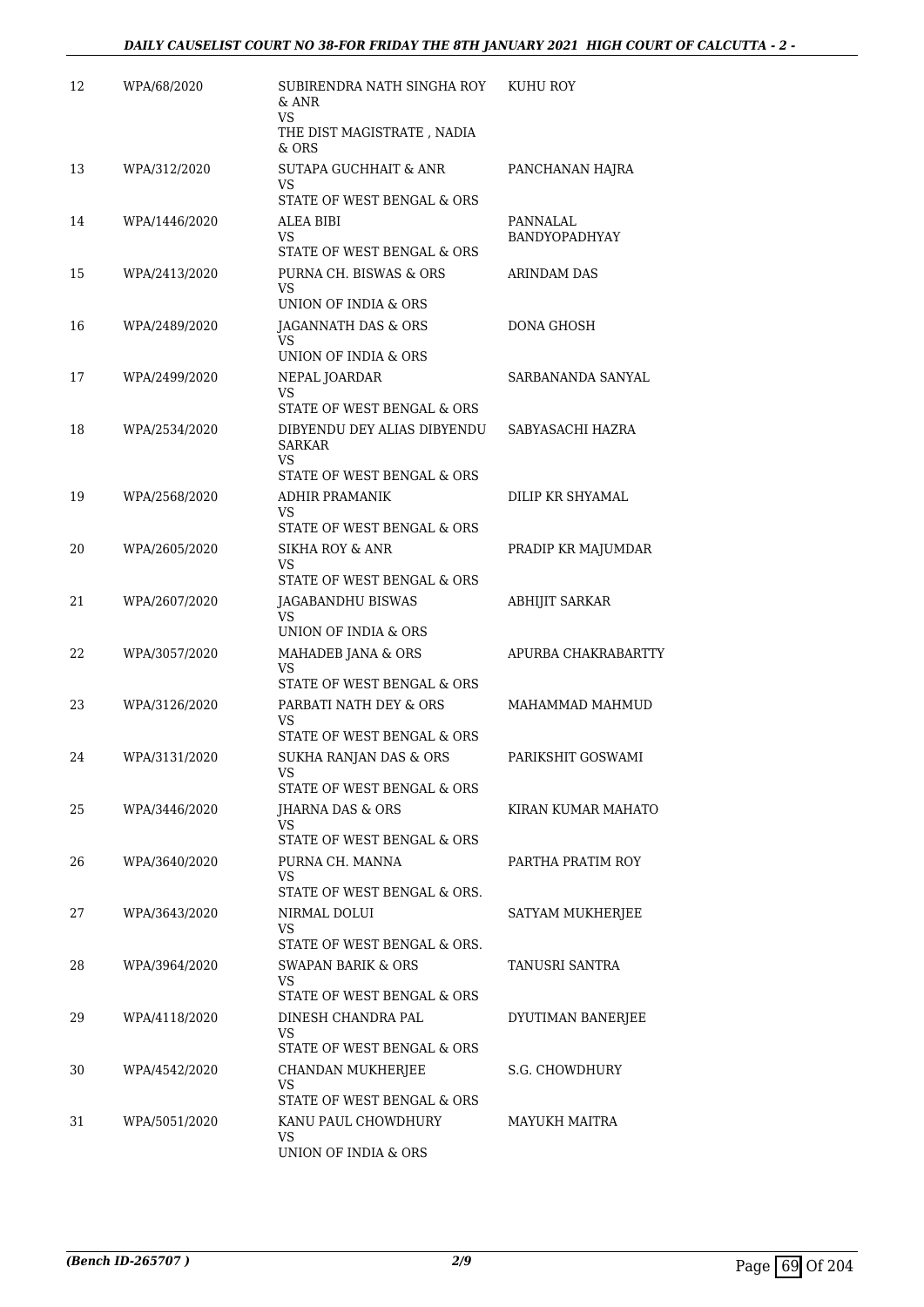| | | | |
|---|---|---|---|
| 12 | WPA/68/2020 | SUBIRENDRA NATH SINGHA ROY & ANR<br>VS<br>THE DIST MAGISTRATE , NADIA & ORS | KUHU ROY |
| 13 | WPA/312/2020 | SUTAPA GUCHHAIT & ANR<br>VS<br>STATE OF WEST BENGAL & ORS | PANCHANAN HAJRA |
| 14 | WPA/1446/2020 | ALEA BIBI<br>VS<br>STATE OF WEST BENGAL & ORS | PANNALAL BANDYOPADHYAY |
| 15 | WPA/2413/2020 | PURNA CH. BISWAS & ORS<br>VS<br>UNION OF INDIA & ORS | ARINDAM DAS |
| 16 | WPA/2489/2020 | JAGANNATH DAS & ORS<br>VS<br>UNION OF INDIA & ORS | DONA GHOSH |
| 17 | WPA/2499/2020 | NEPAL JOARDAR<br>VS<br>STATE OF WEST BENGAL & ORS | SARBANANDA SANYAL |
| 18 | WPA/2534/2020 | DIBYENDU DEY ALIAS DIBYENDU SARKAR<br>VS<br>STATE OF WEST BENGAL & ORS | SABYASACHI HAZRA |
| 19 | WPA/2568/2020 | ADHIR PRAMANIK<br>VS<br>STATE OF WEST BENGAL & ORS | DILIP KR SHYAMAL |
| 20 | WPA/2605/2020 | SIKHA ROY & ANR<br>VS<br>STATE OF WEST BENGAL & ORS | PRADIP KR MAJUMDAR |
| 21 | WPA/2607/2020 | JAGABANDHU BISWAS<br>VS<br>UNION OF INDIA & ORS | ABHIJIT SARKAR |
| 22 | WPA/3057/2020 | MAHADEB JANA & ORS<br>VS<br>STATE OF WEST BENGAL & ORS | APURBA CHAKRABARTTY |
| 23 | WPA/3126/2020 | PARBATI NATH DEY & ORS<br>VS<br>STATE OF WEST BENGAL & ORS | MAHAMMAD MAHMUD |
| 24 | WPA/3131/2020 | SUKHA RANJAN DAS & ORS<br>VS<br>STATE OF WEST BENGAL & ORS | PARIKSHIT GOSWAMI |
| 25 | WPA/3446/2020 | JHARNA DAS & ORS<br>VS<br>STATE OF WEST BENGAL & ORS | KIRAN KUMAR MAHATO |
| 26 | WPA/3640/2020 | PURNA CH. MANNA<br>VS<br>STATE OF WEST BENGAL & ORS. | PARTHA PRATIM ROY |
| 27 | WPA/3643/2020 | NIRMAL DOLUI<br>VS<br>STATE OF WEST BENGAL & ORS. | SATYAM MUKHERJEE |
| 28 | WPA/3964/2020 | SWAPAN BARIK & ORS<br>VS<br>STATE OF WEST BENGAL & ORS | TANUSRI SANTRA |
| 29 | WPA/4118/2020 | DINESH CHANDRA PAL<br>VS<br>STATE OF WEST BENGAL & ORS | DYUTIMAN BANERJEE |
| 30 | WPA/4542/2020 | CHANDAN MUKHERJEE<br>VS<br>STATE OF WEST BENGAL & ORS | S.G. CHOWDHURY |
| 31 | WPA/5051/2020 | KANU PAUL CHOWDHURY<br>VS<br>UNION OF INDIA & ORS | MAYUKH MAITRA |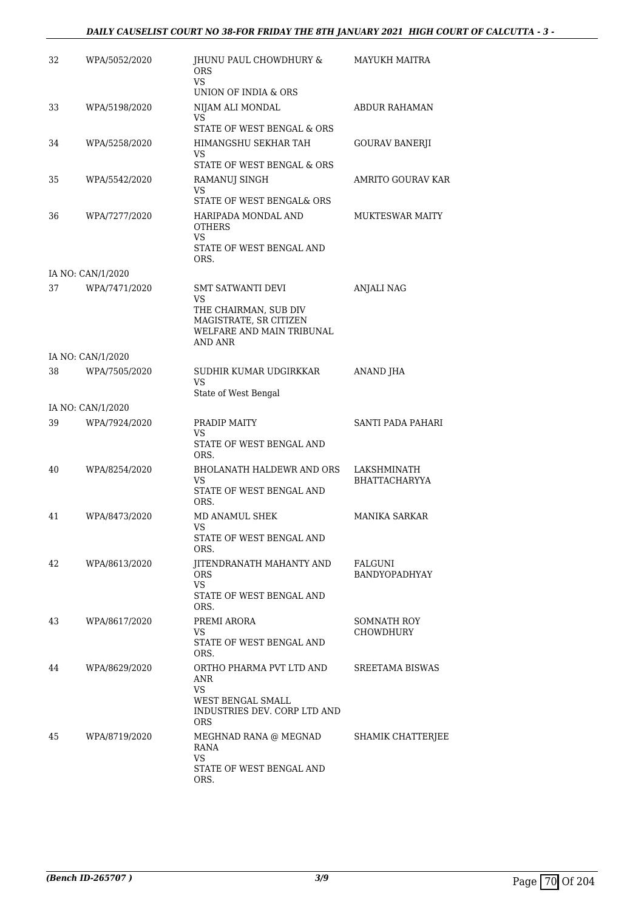| | | | |
|---|---|---|---|
| 32 | WPA/5052/2020 | JHUNU PAUL CHOWDHURY & ORS<br>VS<br>UNION OF INDIA & ORS | MAYUKH MAITRA |
| 33 | WPA/5198/2020 | NIJAM ALI MONDAL<br>VS<br>STATE OF WEST BENGAL & ORS | ABDUR RAHAMAN |
| 34 | WPA/5258/2020 | HIMANGSHU SEKHAR TAH<br>VS<br>STATE OF WEST BENGAL & ORS | GOURAV BANERJI |
| 35 | WPA/5542/2020 | RAMANUJ SINGH<br>VS<br>STATE OF WEST BENGAL& ORS | AMRITO GOURAV KAR |
| 36 | WPA/7277/2020 | HARIPADA MONDAL AND OTHERS<br>VS<br>STATE OF WEST BENGAL AND ORS. | MUKTESWAR MAITY |
| IA NO: CAN/1/2020 | | | |
| 37 | WPA/7471/2020 | SMT SATWANTI DEVI<br>VS<br>THE CHAIRMAN, SUB DIV MAGISTRATE, SR CITIZEN WELFARE AND MAIN TRIBUNAL AND ANR | ANJALI NAG |
| IA NO: CAN/1/2020 | | | |
| 38 | WPA/7505/2020 | SUDHIR KUMAR UDGIRKKAR<br>VS<br>State of West Bengal | ANAND JHA |
| IA NO: CAN/1/2020 | | | |
| 39 | WPA/7924/2020 | PRADIP MAITY<br>VS<br>STATE OF WEST BENGAL AND ORS. | SANTI PADA PAHARI |
| 40 | WPA/8254/2020 | BHOLANATH HALDEWR AND ORS<br>VS<br>STATE OF WEST BENGAL AND ORS. | LAKSHMINATH BHATTACHARYYA |
| 41 | WPA/8473/2020 | MD ANAMUL SHEK<br>VS<br>STATE OF WEST BENGAL AND ORS. | MANIKA SARKAR |
| 42 | WPA/8613/2020 | JITENDRANATH MAHANTY AND ORS<br>VS<br>STATE OF WEST BENGAL AND ORS. | FALGUNI BANDYOPADHYAY |
| 43 | WPA/8617/2020 | PREMI ARORA<br>VS<br>STATE OF WEST BENGAL AND ORS. | SOMNATH ROY CHOWDHURY |
| 44 | WPA/8629/2020 | ORTHO PHARMA PVT LTD AND ANR<br>VS<br>WEST BENGAL SMALL INDUSTRIES DEV. CORP LTD AND ORS | SREETAMA BISWAS |
| 45 | WPA/8719/2020 | MEGHNAD RANA @ MEGNAD RANA<br>VS<br>STATE OF WEST BENGAL AND ORS. | SHAMIK CHATTERJEE |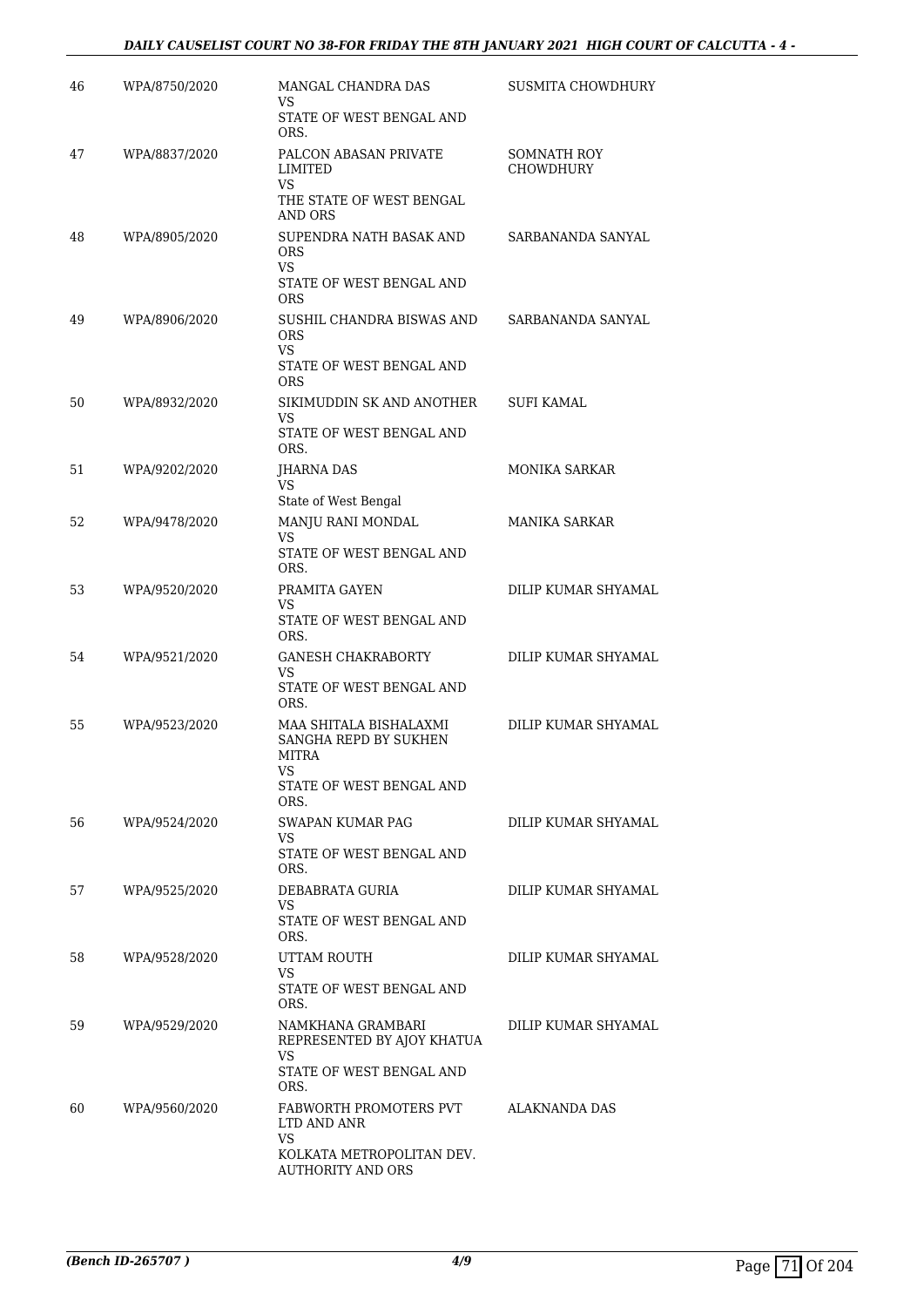| 46 | WPA/8750/2020 | MANGAL CHANDRA DAS<br>VS<br>STATE OF WEST BENGAL AND ORS. | SUSMITA CHOWDHURY |
|---|---|---|---|
| 47 | WPA/8837/2020 | PALCON ABASAN PRIVATE LIMITED<br>VS<br>THE STATE OF WEST BENGAL AND ORS | SOMNATH ROY CHOWDHURY |
| 48 | WPA/8905/2020 | SUPENDRA NATH BASAK AND ORS<br>VS<br>STATE OF WEST BENGAL AND ORS | SARBANANDA SANYAL |
| 49 | WPA/8906/2020 | SUSHIL CHANDRA BISWAS AND ORS<br>VS<br>STATE OF WEST BENGAL AND ORS | SARBANANDA SANYAL |
| 50 | WPA/8932/2020 | SIKIMUDDIN SK AND ANOTHER<br>VS<br>STATE OF WEST BENGAL AND ORS. | SUFI KAMAL |
| 51 | WPA/9202/2020 | JHARNA DAS<br>VS<br>State of West Bengal | MONIKA SARKAR |
| 52 | WPA/9478/2020 | MANJU RANI MONDAL<br>VS<br>STATE OF WEST BENGAL AND ORS. | MANIKA SARKAR |
| 53 | WPA/9520/2020 | PRAMITA GAYEN<br>VS<br>STATE OF WEST BENGAL AND ORS. | DILIP KUMAR SHYAMAL |
| 54 | WPA/9521/2020 | GANESH CHAKRABORTY<br>VS<br>STATE OF WEST BENGAL AND ORS. | DILIP KUMAR SHYAMAL |
| 55 | WPA/9523/2020 | MAA SHITALA BISHALAXMI SANGHA REPD BY SUKHEN MITRA<br>VS<br>STATE OF WEST BENGAL AND ORS. | DILIP KUMAR SHYAMAL |
| 56 | WPA/9524/2020 | SWAPAN KUMAR PAG<br>VS<br>STATE OF WEST BENGAL AND ORS. | DILIP KUMAR SHYAMAL |
| 57 | WPA/9525/2020 | DEBABRATA GURIA<br>VS<br>STATE OF WEST BENGAL AND ORS. | DILIP KUMAR SHYAMAL |
| 58 | WPA/9528/2020 | UTTAM ROUTH<br>VS<br>STATE OF WEST BENGAL AND ORS. | DILIP KUMAR SHYAMAL |
| 59 | WPA/9529/2020 | NAMKHANA GRAMBARI REPRESENTED BY AJOY KHATUA<br>VS<br>STATE OF WEST BENGAL AND ORS. | DILIP KUMAR SHYAMAL |
| 60 | WPA/9560/2020 | FABWORTH PROMOTERS PVT LTD AND ANR<br>VS<br>KOLKATA METROPOLITAN DEV. AUTHORITY AND ORS | ALAKNANDA DAS |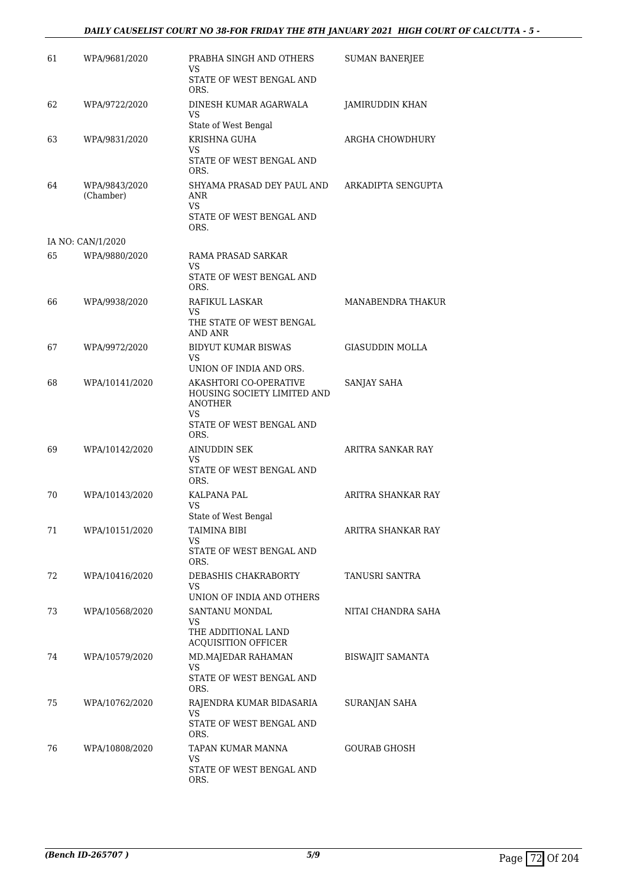| | | | |
|---|---|---|---|
| 61 | WPA/9681/2020 | PRABHA SINGH AND OTHERS<br>VS<br>STATE OF WEST BENGAL AND ORS. | SUMAN BANERJEE |
| 62 | WPA/9722/2020 | DINESH KUMAR AGARWALA<br>VS<br>State of West Bengal | JAMIRUDDIN KHAN |
| 63 | WPA/9831/2020 | KRISHNA GUHA<br>VS<br>STATE OF WEST BENGAL AND ORS. | ARGHA CHOWDHURY |
| 64 | WPA/9843/2020 (Chamber) | SHYAMA PRASAD DEY PAUL AND ANR<br>VS<br>STATE OF WEST BENGAL AND ORS. | ARKADIPTA SENGUPTA |
| | IA NO: CAN/1/2020 | | |
| 65 | WPA/9880/2020 | RAMA PRASAD SARKAR<br>VS<br>STATE OF WEST BENGAL AND ORS. | |
| 66 | WPA/9938/2020 | RAFIKUL LASKAR<br>VS<br>THE STATE OF WEST BENGAL AND ANR | MANABENDRA THAKUR |
| 67 | WPA/9972/2020 | BIDYUT KUMAR BISWAS<br>VS<br>UNION OF INDIA AND ORS. | GIASUDDIN MOLLA |
| 68 | WPA/10141/2020 | AKASHTORI CO-OPERATIVE HOUSING SOCIETY LIMITED AND ANOTHER<br>VS<br>STATE OF WEST BENGAL AND ORS. | SANJAY SAHA |
| 69 | WPA/10142/2020 | AINUDDIN SEK<br>VS<br>STATE OF WEST BENGAL AND ORS. | ARITRA SANKAR RAY |
| 70 | WPA/10143/2020 | KALPANA PAL<br>VS<br>State of West Bengal | ARITRA SHANKAR RAY |
| 71 | WPA/10151/2020 | TAIMINA BIBI<br>VS<br>STATE OF WEST BENGAL AND ORS. | ARITRA SHANKAR RAY |
| 72 | WPA/10416/2020 | DEBASHIS CHAKRABORTY<br>VS<br>UNION OF INDIA AND OTHERS | TANUSRI SANTRA |
| 73 | WPA/10568/2020 | SANTANU MONDAL<br>VS<br>THE ADDITIONAL LAND ACQUISITION OFFICER | NITAI CHANDRA SAHA |
| 74 | WPA/10579/2020 | MD.MAJEDAR RAHAMAN<br>VS<br>STATE OF WEST BENGAL AND ORS. | BISWAJIT SAMANTA |
| 75 | WPA/10762/2020 | RAJENDRA KUMAR BIDASARIA<br>VS<br>STATE OF WEST BENGAL AND ORS. | SURANJAN SAHA |
| 76 | WPA/10808/2020 | TAPAN KUMAR MANNA<br>VS<br>STATE OF WEST BENGAL AND ORS. | GOURAB GHOSH |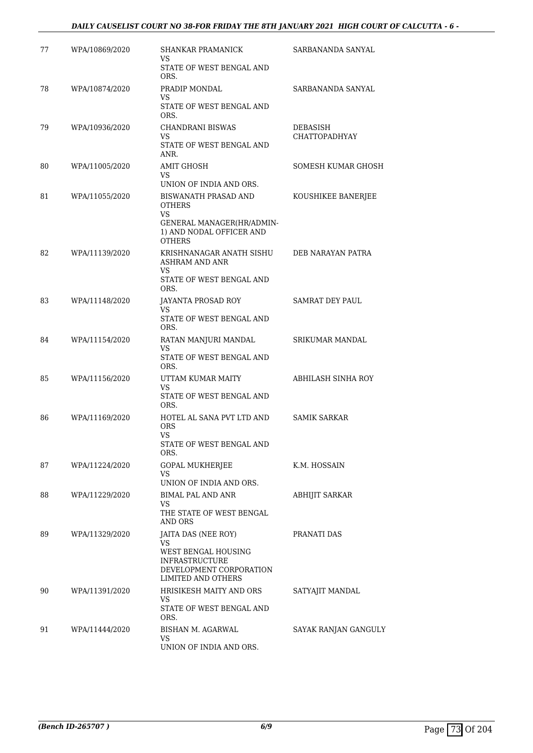| | | | |
|---|---|---|---|
| 77 | WPA/10869/2020 | SHANKAR PRAMANICK<br>VS<br>STATE OF WEST BENGAL AND ORS. | SARBANANDA SANYAL |
| 78 | WPA/10874/2020 | PRADIP MONDAL<br>VS<br>STATE OF WEST BENGAL AND ORS. | SARBANANDA SANYAL |
| 79 | WPA/10936/2020 | CHANDRANI BISWAS<br>VS<br>STATE OF WEST BENGAL AND ANR. | DEBASISH CHATTOPADHYAY |
| 80 | WPA/11005/2020 | AMIT GHOSH<br>VS<br>UNION OF INDIA AND ORS. | SOMESH KUMAR GHOSH |
| 81 | WPA/11055/2020 | BISWANATH PRASAD AND OTHERS<br>VS<br>GENERAL MANAGER(HR/ADMIN-1) AND NODAL OFFICER AND OTHERS | KOUSHIKEE BANERJEE |
| 82 | WPA/11139/2020 | KRISHNANAGAR ANATH SISHU ASHRAM AND ANR<br>VS<br>STATE OF WEST BENGAL AND ORS. | DEB NARAYAN PATRA |
| 83 | WPA/11148/2020 | JAYANTA PROSAD ROY<br>VS<br>STATE OF WEST BENGAL AND ORS. | SAMRAT DEY PAUL |
| 84 | WPA/11154/2020 | RATAN MANJURI MANDAL<br>VS<br>STATE OF WEST BENGAL AND ORS. | SRIKUMAR MANDAL |
| 85 | WPA/11156/2020 | UTTAM KUMAR MAITY<br>VS<br>STATE OF WEST BENGAL AND ORS. | ABHILASH SINHA ROY |
| 86 | WPA/11169/2020 | HOTEL AL SANA PVT LTD AND ORS<br>VS<br>STATE OF WEST BENGAL AND ORS. | SAMIK SARKAR |
| 87 | WPA/11224/2020 | GOPAL MUKHERJEE<br>VS<br>UNION OF INDIA AND ORS. | K.M. HOSSAIN |
| 88 | WPA/11229/2020 | BIMAL PAL AND ANR<br>VS<br>THE STATE OF WEST BENGAL AND ORS | ABHIJIT SARKAR |
| 89 | WPA/11329/2020 | JAITA DAS (NEE ROY)<br>VS<br>WEST BENGAL HOUSING INFRASTRUCTURE DEVELOPMENT CORPORATION LIMITED AND OTHERS | PRANATI DAS |
| 90 | WPA/11391/2020 | HRISIKESH MAITY AND ORS<br>VS<br>STATE OF WEST BENGAL AND ORS. | SATYAJIT MANDAL |
| 91 | WPA/11444/2020 | BISHAN M. AGARWAL<br>VS<br>UNION OF INDIA AND ORS. | SAYAK RANJAN GANGULY |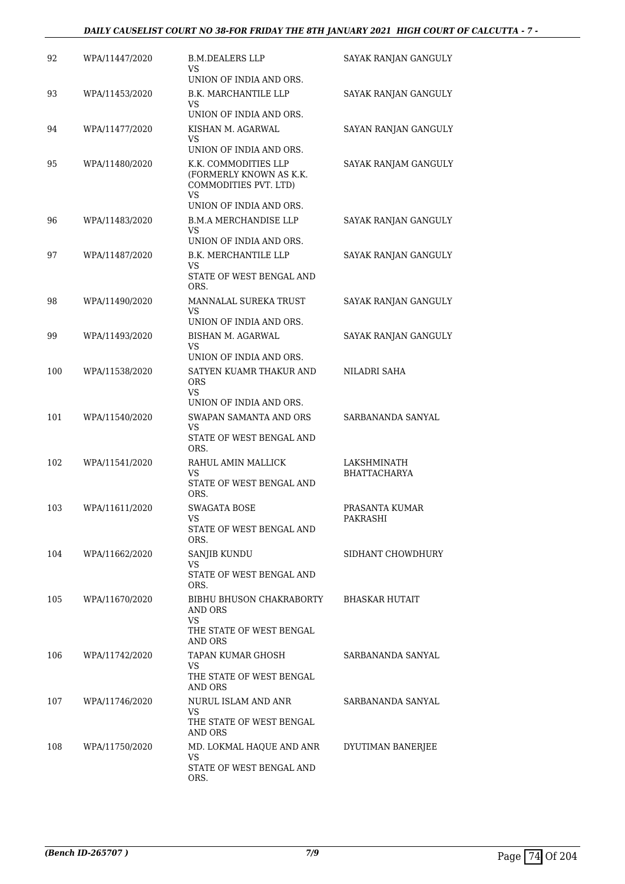| 92 | WPA/11447/2020 | B.M.DEALERS LLP<br>VS<br>UNION OF INDIA AND ORS. | SAYAK RANJAN GANGULY |
|---|---|---|---|
| 93 | WPA/11453/2020 | B.K. MARCHANTILE LLP<br>VS<br>UNION OF INDIA AND ORS. | SAYAK RANJAN GANGULY |
| 94 | WPA/11477/2020 | KISHAN M. AGARWAL<br>VS<br>UNION OF INDIA AND ORS. | SAYAN RANJAN GANGULY |
| 95 | WPA/11480/2020 | K.K. COMMODITIES LLP (FORMERLY KNOWN AS K.K. COMMODITIES PVT. LTD)<br>VS<br>UNION OF INDIA AND ORS. | SAYAK RANJAM GANGULY |
| 96 | WPA/11483/2020 | B.M.A MERCHANDISE LLP<br>VS<br>UNION OF INDIA AND ORS. | SAYAK RANJAN GANGULY |
| 97 | WPA/11487/2020 | B.K. MERCHANTILE LLP<br>VS<br>STATE OF WEST BENGAL AND ORS. | SAYAK RANJAN GANGULY |
| 98 | WPA/11490/2020 | MANNALAL SUREKA TRUST<br>VS<br>UNION OF INDIA AND ORS. | SAYAK RANJAN GANGULY |
| 99 | WPA/11493/2020 | BISHAN M. AGARWAL<br>VS<br>UNION OF INDIA AND ORS. | SAYAK RANJAN GANGULY |
| 100 | WPA/11538/2020 | SATYEN KUAMR THAKUR AND ORS<br>VS<br>UNION OF INDIA AND ORS. | NILADRI SAHA |
| 101 | WPA/11540/2020 | SWAPAN SAMANTA AND ORS<br>VS<br>STATE OF WEST BENGAL AND ORS. | SARBANANDA SANYAL |
| 102 | WPA/11541/2020 | RAHUL AMIN MALLICK<br>VS<br>STATE OF WEST BENGAL AND ORS. | LAKSHMINATH BHATTACHARYA |
| 103 | WPA/11611/2020 | SWAGATA BOSE<br>VS<br>STATE OF WEST BENGAL AND ORS. | PRASANTA KUMAR PAKRASHI |
| 104 | WPA/11662/2020 | SANJIB KUNDU<br>VS<br>STATE OF WEST BENGAL AND ORS. | SIDHANT CHOWDHURY |
| 105 | WPA/11670/2020 | BIBHU BHUSON CHAKRABORTY AND ORS<br>VS<br>THE STATE OF WEST BENGAL AND ORS | BHASKAR HUTAIT |
| 106 | WPA/11742/2020 | TAPAN KUMAR GHOSH<br>VS<br>THE STATE OF WEST BENGAL AND ORS | SARBANANDA SANYAL |
| 107 | WPA/11746/2020 | NURUL ISLAM AND ANR<br>VS<br>THE STATE OF WEST BENGAL AND ORS | SARBANANDA SANYAL |
| 108 | WPA/11750/2020 | MD. LOKMAL HAQUE AND ANR<br>VS<br>STATE OF WEST BENGAL AND ORS. | DYUTIMAN BANERJEE |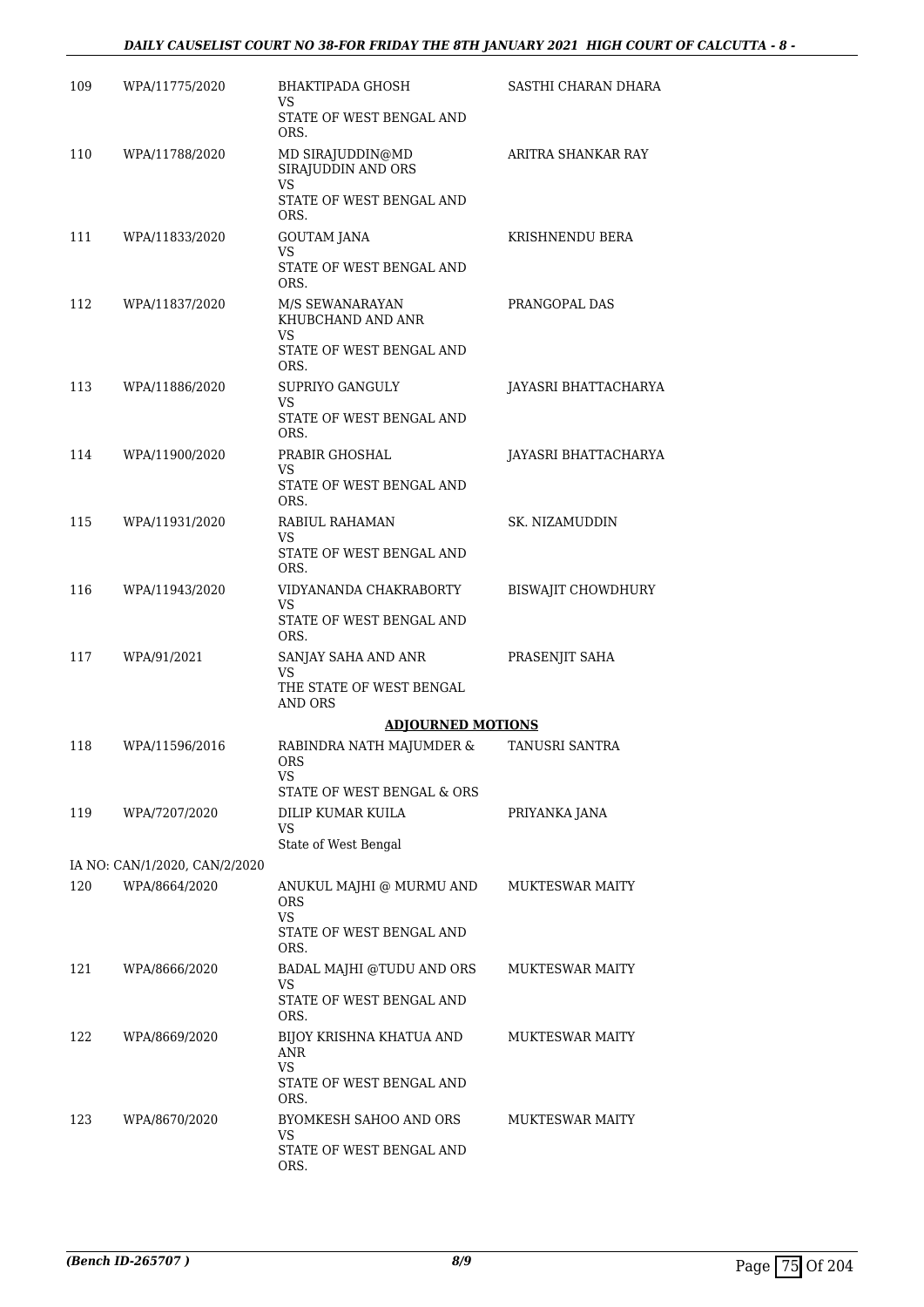| 109 | WPA/11775/2020 | BHAKTIPADA GHOSH<br>VS<br>STATE OF WEST BENGAL AND ORS. | SASTHI CHARAN DHARA |
|---|---|---|---|
| 110 | WPA/11788/2020 | MD SIRAJUDDIN@MD SIRAJUDDIN AND ORS<br>VS<br>STATE OF WEST BENGAL AND ORS. | ARITRA SHANKAR RAY |
| 111 | WPA/11833/2020 | GOUTAM JANA<br>VS<br>STATE OF WEST BENGAL AND ORS. | KRISHNENDU BERA |
| 112 | WPA/11837/2020 | M/S SEWANARAYAN KHUBCHAND AND ANR<br>VS<br>STATE OF WEST BENGAL AND ORS. | PRANGOPAL DAS |
| 113 | WPA/11886/2020 | SUPRIYO GANGULY<br>VS<br>STATE OF WEST BENGAL AND ORS. | JAYASRI BHATTACHARYA |
| 114 | WPA/11900/2020 | PRABIR GHOSHAL<br>VS<br>STATE OF WEST BENGAL AND ORS. | JAYASRI BHATTACHARYA |
| 115 | WPA/11931/2020 | RABIUL RAHAMAN<br>VS<br>STATE OF WEST BENGAL AND ORS. | SK. NIZAMUDDIN |
| 116 | WPA/11943/2020 | VIDYANANDA CHAKRABORTY<br>VS<br>STATE OF WEST BENGAL AND ORS. | BISWAJIT CHOWDHURY |
| 117 | WPA/91/2021 | SANJAY SAHA AND ANR<br>VS<br>THE STATE OF WEST BENGAL AND ORS | PRASENJIT SAHA |

**ADJOURNED MOTIONS**

| 118 | WPA/11596/2016 | RABINDRA NATH MAJUMDER & ORS<br>VS<br>STATE OF WEST BENGAL & ORS | TANUSRI SANTRA |
|---|---|---|---|
| 119 | WPA/7207/2020 | DILIP KUMAR KUILA<br>VS<br>State of West Bengal | PRIYANKA JANA |
| | IA NO: CAN/1/2020, CAN/2/2020 | | |
| 120 | WPA/8664/2020 | ANUKUL MAJHI @ MURMU AND ORS<br>VS<br>STATE OF WEST BENGAL AND ORS. | MUKTESWAR MAITY |
| 121 | WPA/8666/2020 | BADAL MAJHI @TUDU AND ORS<br>VS<br>STATE OF WEST BENGAL AND ORS. | MUKTESWAR MAITY |
| 122 | WPA/8669/2020 | BIJOY KRISHNA KHATUA AND ANR<br>VS<br>STATE OF WEST BENGAL AND ORS. | MUKTESWAR MAITY |
| 123 | WPA/8670/2020 | BYOMKESH SAHOO AND ORS<br>VS<br>STATE OF WEST BENGAL AND ORS. | MUKTESWAR MAITY |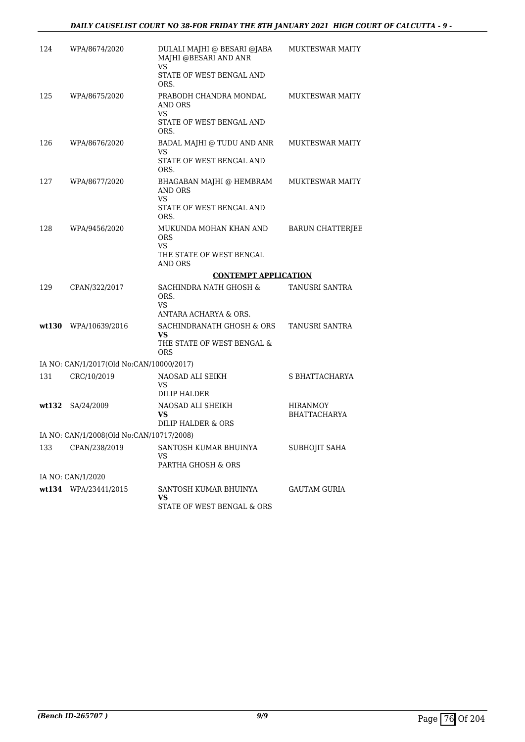| | | | |
|---|---|---|---|
| 124 | WPA/8674/2020 | DULALI MAJHI @ BESARI @JABA MAJHI @BESARI AND ANR<br>VS<br>STATE OF WEST BENGAL AND ORS. | MUKTESWAR MAITY |
| 125 | WPA/8675/2020 | PRABODH CHANDRA MONDAL AND ORS<br>VS<br>STATE OF WEST BENGAL AND ORS. | MUKTESWAR MAITY |
| 126 | WPA/8676/2020 | BADAL MAJHI @ TUDU AND ANR<br>VS<br>STATE OF WEST BENGAL AND ORS. | MUKTESWAR MAITY |
| 127 | WPA/8677/2020 | BHAGABAN MAJHI @ HEMBRAM AND ORS<br>VS<br>STATE OF WEST BENGAL AND ORS. | MUKTESWAR MAITY |
| 128 | WPA/9456/2020 | MUKUNDA MOHAN KHAN AND ORS<br>VS<br>THE STATE OF WEST BENGAL AND ORS | BARUN CHATTERJEE |
| | | **CONTEMPT APPLICATION** | |
| 129 | CPAN/322/2017 | SACHINDRA NATH GHOSH & ORS.<br>VS<br>ANTARA ACHARYA & ORS. | TANUSRI SANTRA |
| **wt130** | WPA/10639/2016 | SACHINDRANATH GHOSH & ORS<br>**VS**<br>THE STATE OF WEST BENGAL & ORS | TANUSRI SANTRA |
| IA NO: CAN/1/2017(Old No:CAN/10000/2017) | | | |
| 131 | CRC/10/2019 | NAOSAD ALI SEIKH<br>VS<br>DILIP HALDER | S BHATTACHARYA |
| **wt132** | SA/24/2009 | NAOSAD ALI SHEIKH<br>**VS**<br>DILIP HALDER & ORS | HIRANMOY BHATTACHARYA |
| IA NO: CAN/1/2008(Old No:CAN/10717/2008) | | | |
| 133 | CPAN/238/2019 | SANTOSH KUMAR BHUINYA<br>VS<br>PARTHA GHOSH & ORS | SUBHOJIT SAHA |
| IA NO: CAN/1/2020 | | | |
| **wt134** | WPA/23441/2015 | SANTOSH KUMAR BHUINYA<br>**VS**<br>STATE OF WEST BENGAL & ORS | GAUTAM GURIA |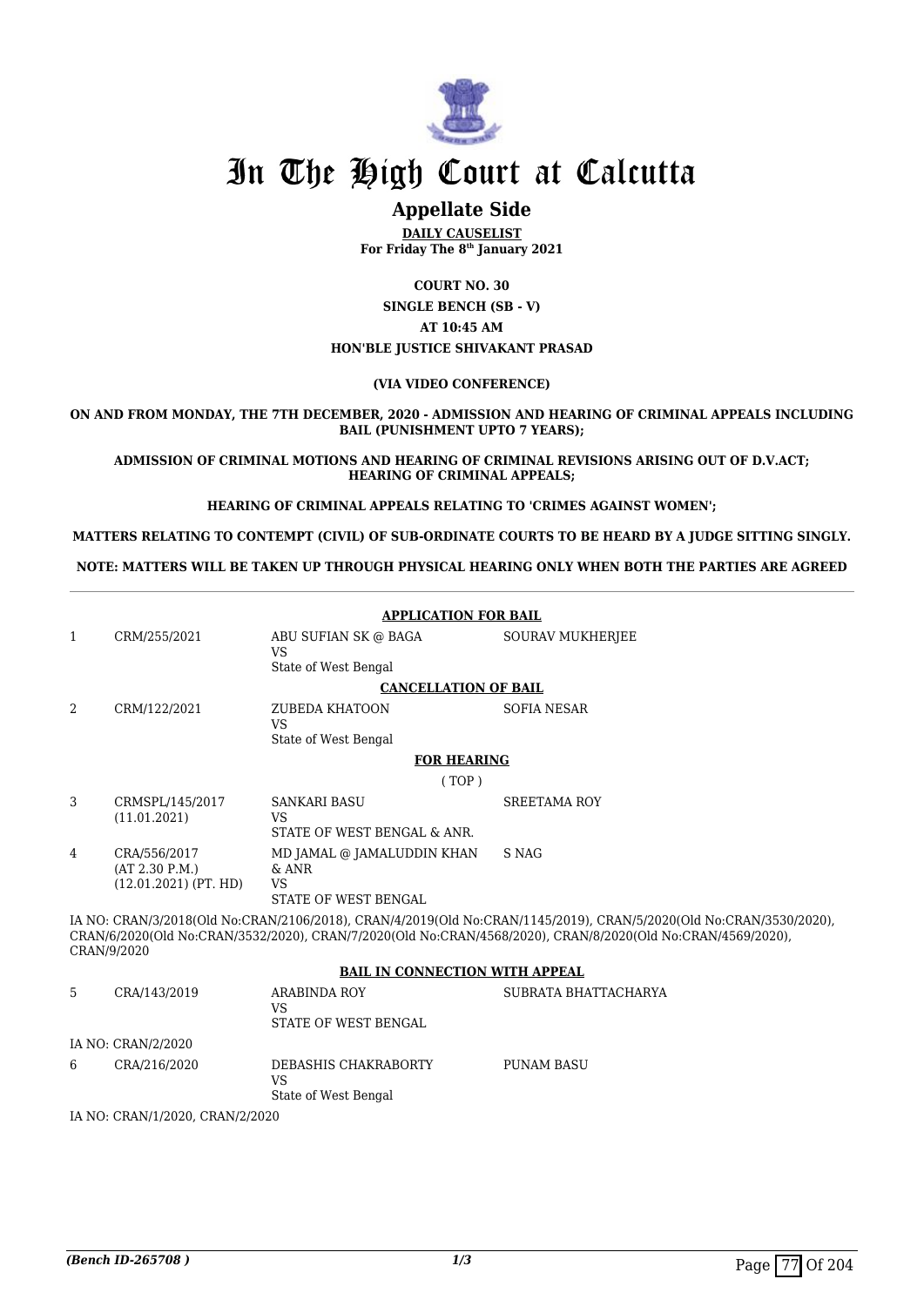# In The High Court at Calcutta

## Appellate Side

**DAILY CAUSELIST**
**For Friday The 8th January 2021**

**COURT NO. 30**
**SINGLE BENCH (SB - V)**
**AT 10:45 AM**
**HON'BLE JUSTICE SHIVAKANT PRASAD**

**(VIA VIDEO CONFERENCE)**

**ON AND FROM MONDAY, THE 7TH DECEMBER, 2020 - ADMISSION AND HEARING OF CRIMINAL APPEALS INCLUDING BAIL (PUNISHMENT UPTO 7 YEARS);**

**ADMISSION OF CRIMINAL MOTIONS AND HEARING OF CRIMINAL REVISIONS ARISING OUT OF D.V.ACT; HEARING OF CRIMINAL APPEALS;**

**HEARING OF CRIMINAL APPEALS RELATING TO 'CRIMES AGAINST WOMEN';**

**MATTERS RELATING TO CONTEMPT (CIVIL) OF SUB-ORDINATE COURTS TO BE HEARD BY A JUDGE SITTING SINGLY.**

**NOTE: MATTERS WILL BE TAKEN UP THROUGH PHYSICAL HEARING ONLY WHEN BOTH THE PARTIES ARE AGREED**

**APPLICATION FOR BAIL**

| | | | |
|---|---|---|---|
| 1 | CRM/255/2021 | ABU SUFIAN SK @ BAGA<br>VS<br>State of West Bengal | SOURAV MUKHERJEE |

**CANCELLATION OF BAIL**

| | | | |
|---|---|---|---|
| 2 | CRM/122/2021 | ZUBEDA KHATOON<br>VS<br>State of West Bengal | SOFIA NESAR |

**FOR HEARING**

( TOP )

| | | | |
|---|---|---|---|
| 3 | CRMSPL/145/2017<br>(11.01.2021) | SANKARI BASU<br>VS<br>STATE OF WEST BENGAL & ANR. | SREETAMA ROY |
| 4 | CRA/556/2017<br>(AT 2.30 P.M.)<br>(12.01.2021) (PT. HD) | MD JAMAL @ JAMALUDDIN KHAN & ANR<br>VS<br>STATE OF WEST BENGAL | S NAG |

IA NO: CRAN/3/2018(Old No:CRAN/2106/2018), CRAN/4/2019(Old No:CRAN/1145/2019), CRAN/5/2020(Old No:CRAN/3530/2020), CRAN/6/2020(Old No:CRAN/3532/2020), CRAN/7/2020(Old No:CRAN/4568/2020), CRAN/8/2020(Old No:CRAN/4569/2020), CRAN/9/2020

**BAIL IN CONNECTION WITH APPEAL**

| | | | |
|---|---|---|---|
| 5 | CRA/143/2019 | ARABINDA ROY<br>VS<br>STATE OF WEST BENGAL | SUBRATA BHATTACHARYA |

IA NO: CRAN/2/2020

| | | | |
|---|---|---|---|
| 6 | CRA/216/2020 | DEBASHIS CHAKRABORTY<br>VS<br>State of West Bengal | PUNAM BASU |

IA NO: CRAN/1/2020, CRAN/2/2020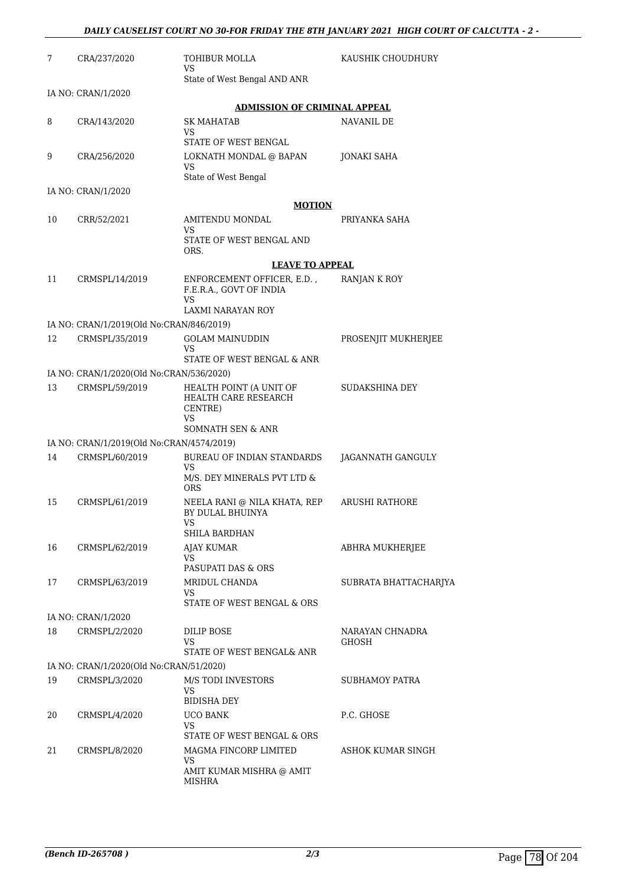| | | | |
|---|---|---|---|
| 7 | CRA/237/2020 | TOHIBUR MOLLA<br>VS<br>State of West Bengal AND ANR | KAUSHIK CHOUDHURY |
| | IA NO: CRAN/1/2020 | | |

**ADMISSION OF CRIMINAL APPEAL**

| | | | |
|---|---|---|---|
| 8 | CRA/143/2020 | SK MAHATAB<br>VS<br>STATE OF WEST BENGAL | NAVANIL DE |
| 9 | CRA/256/2020 | LOKNATH MONDAL @ BAPAN<br>VS<br>State of West Bengal | JONAKI SAHA |
| | IA NO: CRAN/1/2020 | | |

**MOTION**

| | | | |
|---|---|---|---|
| 10 | CRR/52/2021 | AMITENDU MONDAL<br>VS<br>STATE OF WEST BENGAL AND ORS. | PRIYANKA SAHA |

**LEAVE TO APPEAL**

| | | | |
|---|---|---|---|
| 11 | CRMSPL/14/2019 | ENFORCEMENT OFFICER, E.D. , F.E.R.A., GOVT OF INDIA<br>VS<br>LAXMI NARAYAN ROY | RANJAN K ROY |
| | IA NO: CRAN/1/2019(Old No:CRAN/846/2019) | | |
| 12 | CRMSPL/35/2019 | GOLAM MAINUDDIN<br>VS<br>STATE OF WEST BENGAL & ANR | PROSENJIT MUKHERJEE |
| | IA NO: CRAN/1/2020(Old No:CRAN/536/2020) | | |
| 13 | CRMSPL/59/2019 | HEALTH POINT (A UNIT OF HEALTH CARE RESEARCH CENTRE)<br>VS<br>SOMNATH SEN & ANR | SUDAKSHINA DEY |
| | IA NO: CRAN/1/2019(Old No:CRAN/4574/2019) | | |
| 14 | CRMSPL/60/2019 | BUREAU OF INDIAN STANDARDS<br>VS<br>M/S. DEY MINERALS PVT LTD & ORS | JAGANNATH GANGULY |
| 15 | CRMSPL/61/2019 | NEELA RANI @ NILA KHATA, REP BY DULAL BHUINYA<br>VS<br>SHILA BARDHAN | ARUSHI RATHORE |
| 16 | CRMSPL/62/2019 | AJAY KUMAR<br>VS<br>PASUPATI DAS & ORS | ABHRA MUKHERJEE |
| 17 | CRMSPL/63/2019 | MRIDUL CHANDA<br>VS<br>STATE OF WEST BENGAL & ORS | SUBRATA BHATTACHARJYA |
| | IA NO: CRAN/1/2020 | | |
| 18 | CRMSPL/2/2020 | DILIP BOSE<br>VS<br>STATE OF WEST BENGAL& ANR | NARAYAN CHNADRA GHOSH |
| | IA NO: CRAN/1/2020(Old No:CRAN/51/2020) | | |
| 19 | CRMSPL/3/2020 | M/S TODI INVESTORS<br>VS<br>BIDISHA DEY | SUBHAMOY PATRA |
| 20 | CRMSPL/4/2020 | UCO BANK<br>VS<br>STATE OF WEST BENGAL & ORS | P.C. GHOSE |
| 21 | CRMSPL/8/2020 | MAGMA FINCORP LIMITED<br>VS<br>AMIT KUMAR MISHRA @ AMIT MISHRA | ASHOK KUMAR SINGH |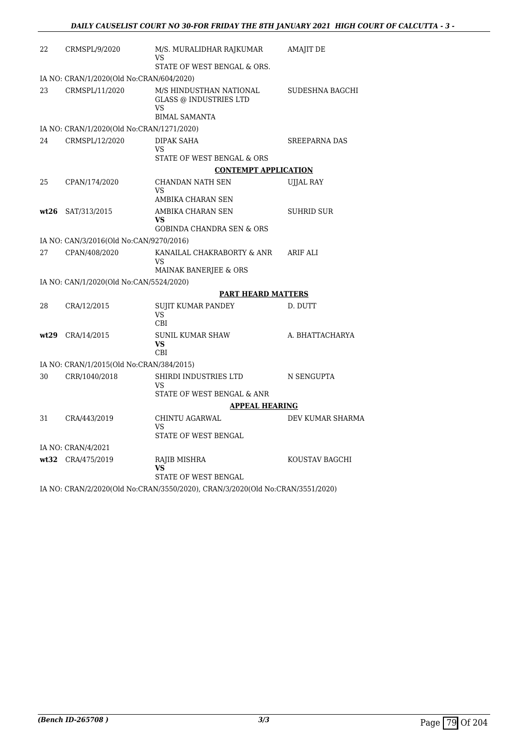| | | | |
|---|---|---|---|
| 22 | CRMSPL/9/2020 | M/S. MURALIDHAR RAJKUMAR<br>VS<br>STATE OF WEST BENGAL & ORS. | AMAJIT DE |
| IA NO: CRAN/1/2020(Old No:CRAN/604/2020) | | | |
| 23 | CRMSPL/11/2020 | M/S HINDUSTHAN NATIONAL GLASS @ INDUSTRIES LTD<br>VS<br>BIMAL SAMANTA | SUDESHNA BAGCHI |
| IA NO: CRAN/1/2020(Old No:CRAN/1271/2020) | | | |
| 24 | CRMSPL/12/2020 | DIPAK SAHA<br>VS<br>STATE OF WEST BENGAL & ORS | SREEPARNA DAS |
| | | **CONTEMPT APPLICATION** | |
| 25 | CPAN/174/2020 | CHANDAN NATH SEN<br>VS<br>AMBIKA CHARAN SEN | UJJAL RAY |
| **wt26** | SAT/313/2015 | AMBIKA CHARAN SEN<br>**VS**<br>GOBINDA CHANDRA SEN & ORS | SUHRID SUR |
| IA NO: CAN/3/2016(Old No:CAN/9270/2016) | | | |
| 27 | CPAN/408/2020 | KANAILAL CHAKRABORTY & ANR<br>VS<br>MAINAK BANERJEE & ORS | ARIF ALI |
| IA NO: CAN/1/2020(Old No:CAN/5524/2020) | | | |
| | | **PART HEARD MATTERS** | |
| 28 | CRA/12/2015 | SUJIT KUMAR PANDEY<br>VS<br>CBI | D. DUTT |
| **wt29** | CRA/14/2015 | SUNIL KUMAR SHAW<br>**VS**<br>CBI | A. BHATTACHARYA |
| IA NO: CRAN/1/2015(Old No:CRAN/384/2015) | | | |
| 30 | CRR/1040/2018 | SHIRDI INDUSTRIES LTD<br>VS<br>STATE OF WEST BENGAL & ANR | N SENGUPTA |
| | | **APPEAL HEARING** | |
| 31 | CRA/443/2019 | CHINTU AGARWAL<br>VS<br>STATE OF WEST BENGAL | DEV KUMAR SHARMA |
| IA NO: CRAN/4/2021 | | | |
| **wt32** | CRA/475/2019 | RAJIB MISHRA<br>**VS**<br>STATE OF WEST BENGAL | KOUSTAV BAGCHI |
| IA NO: CRAN/2/2020(Old No:CRAN/3550/2020), CRAN/3/2020(Old No:CRAN/3551/2020) | | | |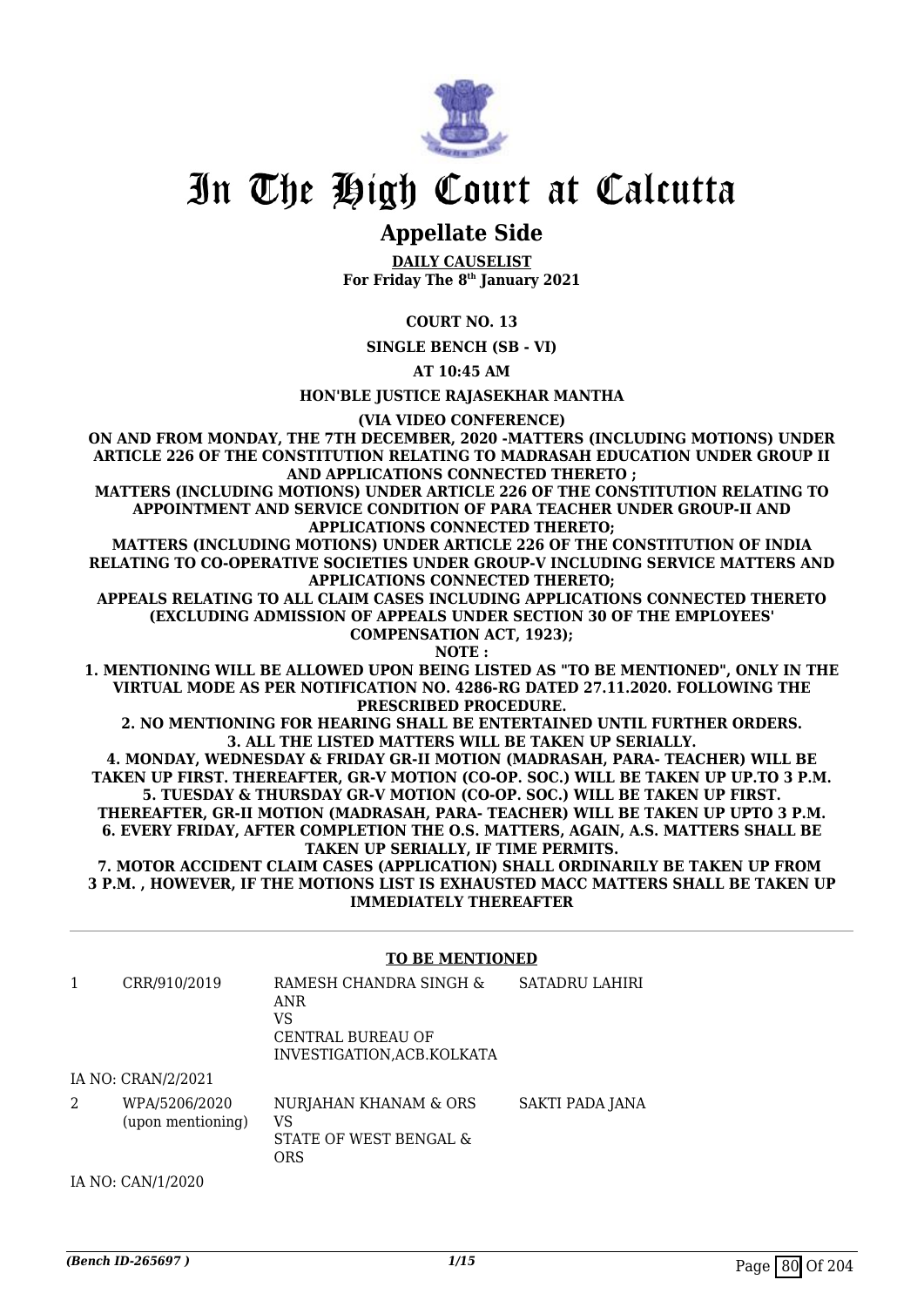# In The High Court at Calcutta

## Appellate Side

**DAILY CAUSELIST**
**For Friday The 8th January 2021**

**COURT NO. 13**

**SINGLE BENCH (SB - VI)**

**AT 10:45 AM**

**HON'BLE JUSTICE RAJASEKHAR MANTHA**

**(VIA VIDEO CONFERENCE)**

**ON AND FROM MONDAY, THE 7TH DECEMBER, 2020 -MATTERS (INCLUDING MOTIONS) UNDER ARTICLE 226 OF THE CONSTITUTION RELATING TO MADRASAH EDUCATION UNDER GROUP II AND APPLICATIONS CONNECTED THERETO ;**
**MATTERS (INCLUDING MOTIONS) UNDER ARTICLE 226 OF THE CONSTITUTION RELATING TO APPOINTMENT AND SERVICE CONDITION OF PARA TEACHER UNDER GROUP-II AND APPLICATIONS CONNECTED THERETO;**
**MATTERS (INCLUDING MOTIONS) UNDER ARTICLE 226 OF THE CONSTITUTION OF INDIA RELATING TO CO-OPERATIVE SOCIETIES UNDER GROUP-V INCLUDING SERVICE MATTERS AND APPLICATIONS CONNECTED THERETO;**
**APPEALS RELATING TO ALL CLAIM CASES INCLUDING APPLICATIONS CONNECTED THERETO (EXCLUDING ADMISSION OF APPEALS UNDER SECTION 30 OF THE EMPLOYEES' COMPENSATION ACT, 1923);**
**NOTE :**
**1. MENTIONING WILL BE ALLOWED UPON BEING LISTED AS "TO BE MENTIONED", ONLY IN THE VIRTUAL MODE AS PER NOTIFICATION NO. 4286-RG DATED 27.11.2020. FOLLOWING THE PRESCRIBED PROCEDURE.**
**2. NO MENTIONING FOR HEARING SHALL BE ENTERTAINED UNTIL FURTHER ORDERS.**
**3. ALL THE LISTED MATTERS WILL BE TAKEN UP SERIALLY.**
**4. MONDAY, WEDNESDAY & FRIDAY GR-II MOTION (MADRASAH, PARA- TEACHER) WILL BE TAKEN UP FIRST. THEREAFTER, GR-V MOTION (CO-OP. SOC.) WILL BE TAKEN UP UP.TO 3 P.M.**
**5. TUESDAY & THURSDAY GR-V MOTION (CO-OP. SOC.) WILL BE TAKEN UP FIRST. THEREAFTER, GR-II MOTION (MADRASAH, PARA- TEACHER) WILL BE TAKEN UP UPTO 3 P.M.**
**6. EVERY FRIDAY, AFTER COMPLETION THE O.S. MATTERS, AGAIN, A.S. MATTERS SHALL BE TAKEN UP SERIALLY, IF TIME PERMITS.**
**7. MOTOR ACCIDENT CLAIM CASES (APPLICATION) SHALL ORDINARILY BE TAKEN UP FROM 3 P.M. , HOWEVER, IF THE MOTIONS LIST IS EXHAUSTED MACC MATTERS SHALL BE TAKEN UP IMMEDIATELY THEREAFTER**

**TO BE MENTIONED**

| | | | |
|---|---|---|---|
| 1 | CRR/910/2019 | RAMESH CHANDRA SINGH & ANR<br>VS<br>CENTRAL BUREAU OF INVESTIGATION,ACB.KOLKATA | SATADRU LAHIRI |
| | IA NO: CRAN/2/2021 | | |
| 2 | WPA/5206/2020<br>(upon mentioning) | NURJAHAN KHANAM & ORS<br>VS<br>STATE OF WEST BENGAL & ORS | SAKTI PADA JANA |
| | IA NO: CAN/1/2020 | | |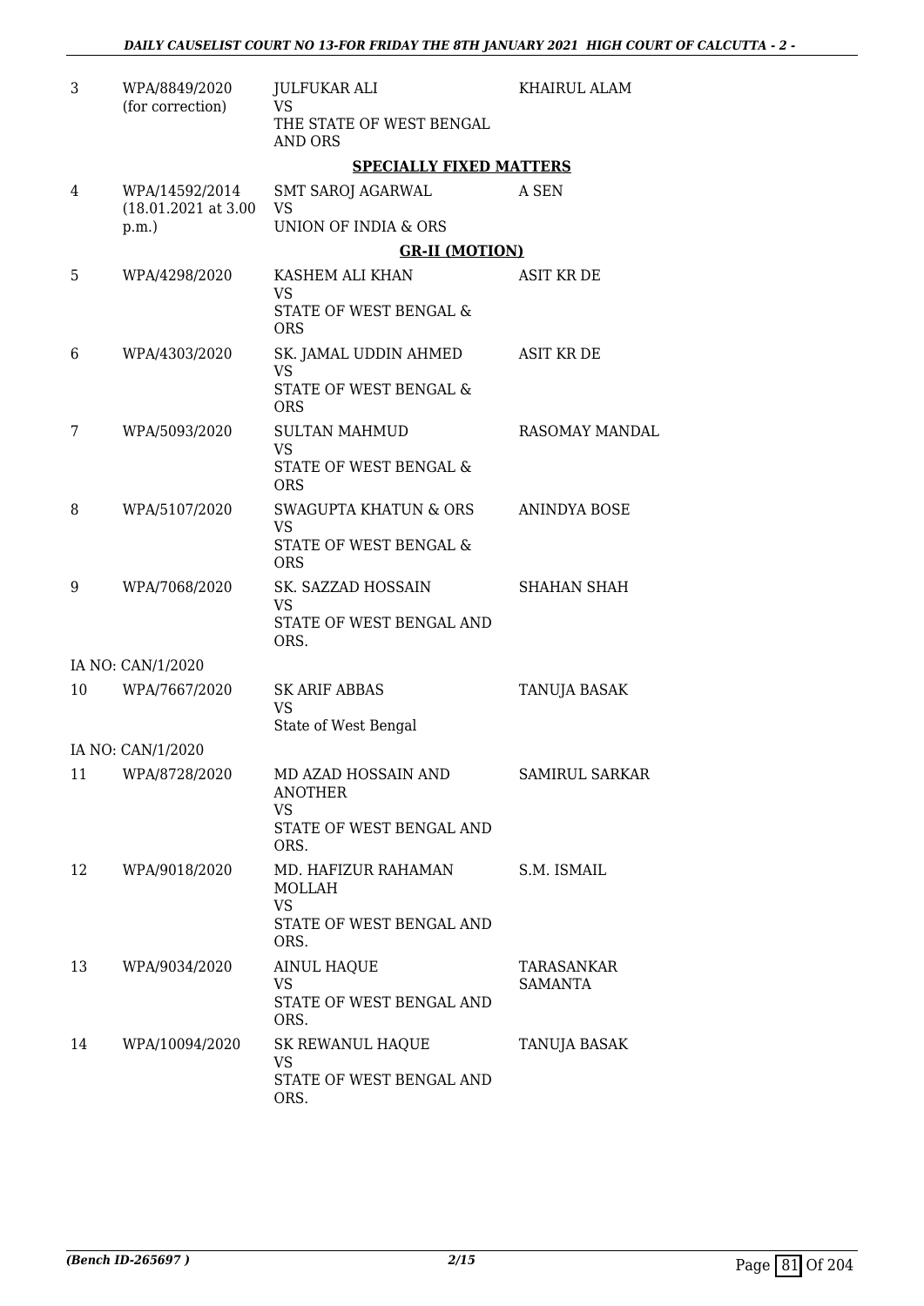| | | | |
|---|---|---|---|
| 3 | WPA/8849/2020 (for correction) | JULFUKAR ALI VS THE STATE OF WEST BENGAL AND ORS | KHAIRUL ALAM |

**SPECIALLY FIXED MATTERS**

| | | | |
|---|---|---|---|
| 4 | WPA/14592/2014 (18.01.2021 at 3.00 p.m.) | SMT SAROJ AGARWAL VS UNION OF INDIA & ORS | A SEN |

**GR-II (MOTION)**

| | | | |
|---|---|---|---|
| 5 | WPA/4298/2020 | KASHEM ALI KHAN VS STATE OF WEST BENGAL & ORS | ASIT KR DE |
| 6 | WPA/4303/2020 | SK. JAMAL UDDIN AHMED VS STATE OF WEST BENGAL & ORS | ASIT KR DE |
| 7 | WPA/5093/2020 | SULTAN MAHMUD VS STATE OF WEST BENGAL & ORS | RASOMAY MANDAL |
| 8 | WPA/5107/2020 | SWAGUPTA KHATUN & ORS VS STATE OF WEST BENGAL & ORS | ANINDYA BOSE |
| 9 | WPA/7068/2020 | SK. SAZZAD HOSSAIN VS STATE OF WEST BENGAL AND ORS. | SHAHAN SHAH |
| | IA NO: CAN/1/2020 | | |
| 10 | WPA/7667/2020 | SK ARIF ABBAS VS State of West Bengal | TANUJA BASAK |
| | IA NO: CAN/1/2020 | | |
| 11 | WPA/8728/2020 | MD AZAD HOSSAIN AND ANOTHER VS STATE OF WEST BENGAL AND ORS. | SAMIRUL SARKAR |
| 12 | WPA/9018/2020 | MD. HAFIZUR RAHAMAN MOLLAH VS STATE OF WEST BENGAL AND ORS. | S.M. ISMAIL |
| 13 | WPA/9034/2020 | AINUL HAQUE VS STATE OF WEST BENGAL AND ORS. | TARASANKAR SAMANTA |
| 14 | WPA/10094/2020 | SK REWANUL HAQUE VS STATE OF WEST BENGAL AND ORS. | TANUJA BASAK |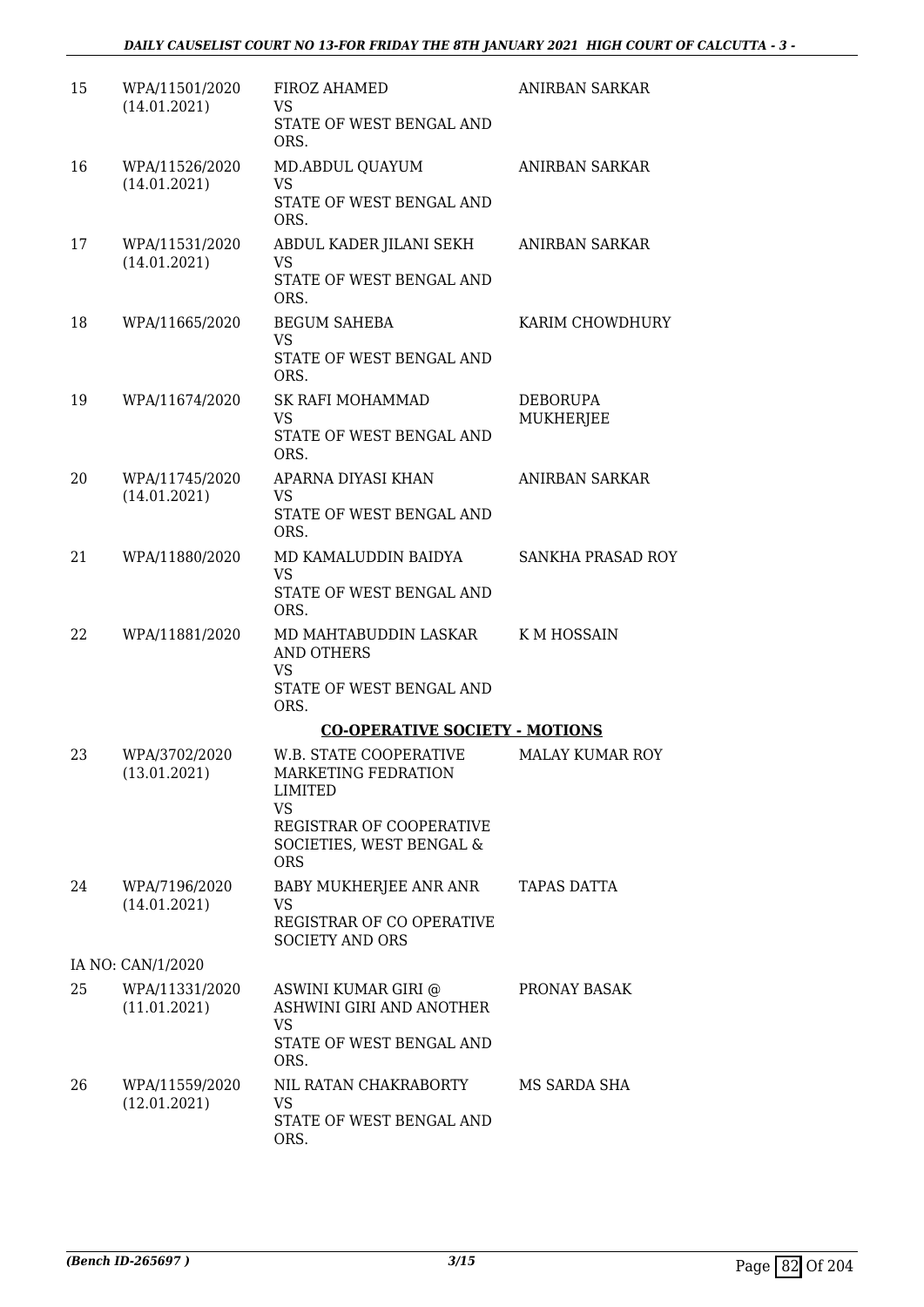| | | | |
|---|---|---|---|
| 15 | WPA/11501/2020 (14.01.2021) | FIROZ AHAMED VS STATE OF WEST BENGAL AND ORS. | ANIRBAN SARKAR |
| 16 | WPA/11526/2020 (14.01.2021) | MD.ABDUL QUAYUM VS STATE OF WEST BENGAL AND ORS. | ANIRBAN SARKAR |
| 17 | WPA/11531/2020 (14.01.2021) | ABDUL KADER JILANI SEKH VS STATE OF WEST BENGAL AND ORS. | ANIRBAN SARKAR |
| 18 | WPA/11665/2020 | BEGUM SAHEBA VS STATE OF WEST BENGAL AND ORS. | KARIM CHOWDHURY |
| 19 | WPA/11674/2020 | SK RAFI MOHAMMAD VS STATE OF WEST BENGAL AND ORS. | DEBORUPA MUKHERJEE |
| 20 | WPA/11745/2020 (14.01.2021) | APARNA DIYASI KHAN VS STATE OF WEST BENGAL AND ORS. | ANIRBAN SARKAR |
| 21 | WPA/11880/2020 | MD KAMALUDDIN BAIDYA VS STATE OF WEST BENGAL AND ORS. | SANKHA PRASAD ROY |
| 22 | WPA/11881/2020 | MD MAHTABUDDIN LASKAR AND OTHERS VS STATE OF WEST BENGAL AND ORS. | K M HOSSAIN |

**CO-OPERATIVE SOCIETY - MOTIONS**

| | | | |
|---|---|---|---|
| 23 | WPA/3702/2020 (13.01.2021) | W.B. STATE COOPERATIVE MARKETING FEDRATION LIMITED VS REGISTRAR OF COOPERATIVE SOCIETIES, WEST BENGAL & ORS | MALAY KUMAR ROY |
| 24 | WPA/7196/2020 (14.01.2021) | BABY MUKHERJEE ANR ANR VS REGISTRAR OF CO OPERATIVE SOCIETY AND ORS | TAPAS DATTA |
| | IA NO: CAN/1/2020 | | |
| 25 | WPA/11331/2020 (11.01.2021) | ASWINI KUMAR GIRI @ ASHWINI GIRI AND ANOTHER VS STATE OF WEST BENGAL AND ORS. | PRONAY BASAK |
| 26 | WPA/11559/2020 (12.01.2021) | NIL RATAN CHAKRABORTY VS STATE OF WEST BENGAL AND ORS. | MS SARDA SHA |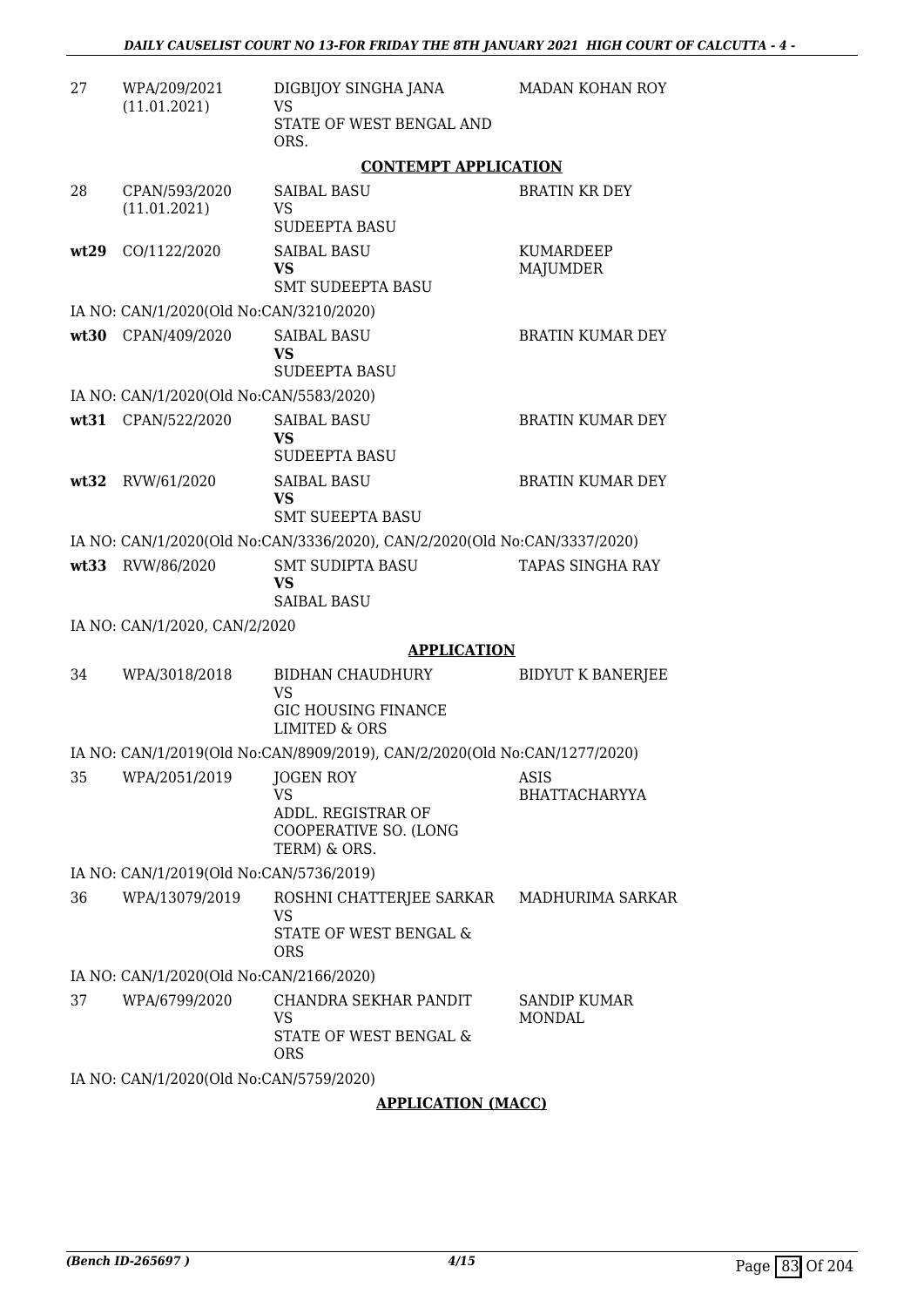| | | | |
|---|---|---|---|
| 27 | WPA/209/2021 (11.01.2021) | DIGBIJOY SINGHA JANA<br>VS<br>STATE OF WEST BENGAL AND ORS. | MADAN KOHAN ROY |

**CONTEMPT APPLICATION**

| | | | |
|---|---|---|---|
| 28 | CPAN/593/2020 (11.01.2021) | SAIBAL BASU<br>VS<br>SUDEEPTA BASU | BRATIN KR DEY |
| **wt29** | CO/1122/2020 | SAIBAL BASU<br>**VS**<br>SMT SUDEEPTA BASU | KUMARDEEP MAJUMDER |

IA NO: CAN/1/2020(Old No:CAN/3210/2020)

| | | | |
|---|---|---|---|
| **wt30** | CPAN/409/2020 | SAIBAL BASU<br>**VS**<br>SUDEEPTA BASU | BRATIN KUMAR DEY |

IA NO: CAN/1/2020(Old No:CAN/5583/2020)

| | | | |
|---|---|---|---|
| **wt31** | CPAN/522/2020 | SAIBAL BASU<br>**VS**<br>SUDEEPTA BASU | BRATIN KUMAR DEY |
| **wt32** | RVW/61/2020 | SAIBAL BASU<br>**VS**<br>SMT SUEEPTA BASU | BRATIN KUMAR DEY |

IA NO: CAN/1/2020(Old No:CAN/3336/2020), CAN/2/2020(Old No:CAN/3337/2020)

| | | | |
|---|---|---|---|
| **wt33** | RVW/86/2020 | SMT SUDIPTA BASU<br>**VS**<br>SAIBAL BASU | TAPAS SINGHA RAY |

IA NO: CAN/1/2020, CAN/2/2020

**APPLICATION**

| | | | |
|---|---|---|---|
| 34 | WPA/3018/2018 | BIDHAN CHAUDHURY<br>VS<br>GIC HOUSING FINANCE LIMITED & ORS | BIDYUT K BANERJEE |

IA NO: CAN/1/2019(Old No:CAN/8909/2019), CAN/2/2020(Old No:CAN/1277/2020)

| | | | |
|---|---|---|---|
| 35 | WPA/2051/2019 | JOGEN ROY<br>VS<br>ADDL. REGISTRAR OF COOPERATIVE SO. (LONG TERM) & ORS. | ASIS BHATTACHARYYA |

IA NO: CAN/1/2019(Old No:CAN/5736/2019)

| | | | |
|---|---|---|---|
| 36 | WPA/13079/2019 | ROSHNI CHATTERJEE SARKAR<br>VS<br>STATE OF WEST BENGAL & ORS | MADHURIMA SARKAR |

IA NO: CAN/1/2020(Old No:CAN/2166/2020)

| | | | |
|---|---|---|---|
| 37 | WPA/6799/2020 | CHANDRA SEKHAR PANDIT<br>VS<br>STATE OF WEST BENGAL & ORS | SANDIP KUMAR MONDAL |

IA NO: CAN/1/2020(Old No:CAN/5759/2020)

**APPLICATION (MACC)**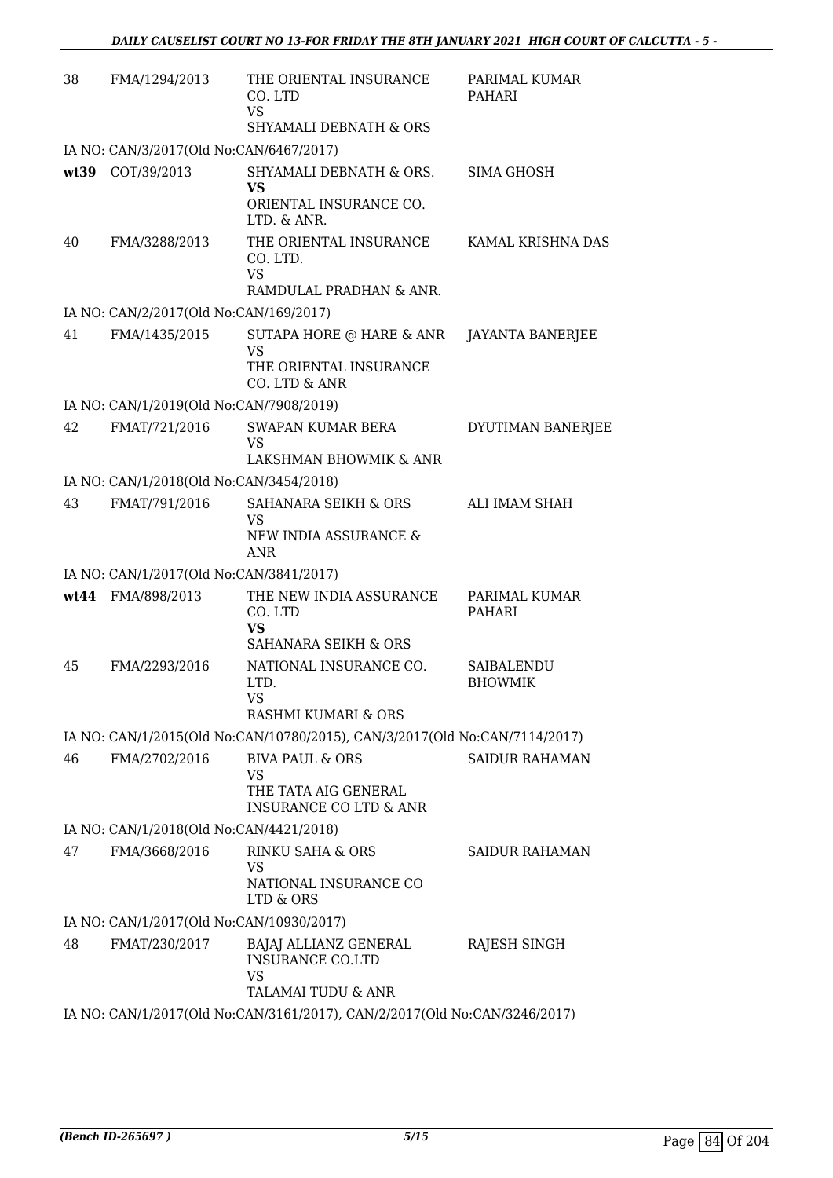| | | | |
|---|---|---|---|
| 38 | FMA/1294/2013 | THE ORIENTAL INSURANCE CO. LTD<br>VS<br>SHYAMALI DEBNATH & ORS | PARIMAL KUMAR PAHARI |

IA NO: CAN/3/2017(Old No:CAN/6467/2017)

| | | | |
|---|---|---|---|
| **wt39** | COT/39/2013 | SHYAMALI DEBNATH & ORS.<br>**VS**<br>ORIENTAL INSURANCE CO. LTD. & ANR. | SIMA GHOSH |
| 40 | FMA/3288/2013 | THE ORIENTAL INSURANCE CO. LTD.<br>VS<br>RAMDULAL PRADHAN & ANR. | KAMAL KRISHNA DAS |

IA NO: CAN/2/2017(Old No:CAN/169/2017)

| | | | |
|---|---|---|---|
| 41 | FMA/1435/2015 | SUTAPA HORE @ HARE & ANR<br>VS<br>THE ORIENTAL INSURANCE CO. LTD & ANR | JAYANTA BANERJEE |

IA NO: CAN/1/2019(Old No:CAN/7908/2019)

| | | | |
|---|---|---|---|
| 42 | FMAT/721/2016 | SWAPAN KUMAR BERA<br>VS<br>LAKSHMAN BHOWMIK & ANR | DYUTIMAN BANERJEE |

IA NO: CAN/1/2018(Old No:CAN/3454/2018)

| | | | |
|---|---|---|---|
| 43 | FMAT/791/2016 | SAHANARA SEIKH & ORS<br>VS<br>NEW INDIA ASSURANCE & ANR | ALI IMAM SHAH |

IA NO: CAN/1/2017(Old No:CAN/3841/2017)

| | | | |
|---|---|---|---|
| **wt44** | FMA/898/2013 | THE NEW INDIA ASSURANCE CO. LTD<br>**VS**<br>SAHANARA SEIKH & ORS | PARIMAL KUMAR PAHARI |
| 45 | FMA/2293/2016 | NATIONAL INSURANCE CO. LTD.<br>VS<br>RASHMI KUMARI & ORS | SAIBALENDU BHOWMIK |

IA NO: CAN/1/2015(Old No:CAN/10780/2015), CAN/3/2017(Old No:CAN/7114/2017)

| | | | |
|---|---|---|---|
| 46 | FMA/2702/2016 | BIVA PAUL & ORS<br>VS<br>THE TATA AIG GENERAL INSURANCE CO LTD & ANR | SAIDUR RAHAMAN |

IA NO: CAN/1/2018(Old No:CAN/4421/2018)

| | | | |
|---|---|---|---|
| 47 | FMA/3668/2016 | RINKU SAHA & ORS<br>VS<br>NATIONAL INSURANCE CO LTD & ORS | SAIDUR RAHAMAN |

IA NO: CAN/1/2017(Old No:CAN/10930/2017)

| | | | |
|---|---|---|---|
| 48 | FMAT/230/2017 | BAJAJ ALLIANZ GENERAL INSURANCE CO.LTD<br>VS<br>TALAMAI TUDU & ANR | RAJESH SINGH |

IA NO: CAN/1/2017(Old No:CAN/3161/2017), CAN/2/2017(Old No:CAN/3246/2017)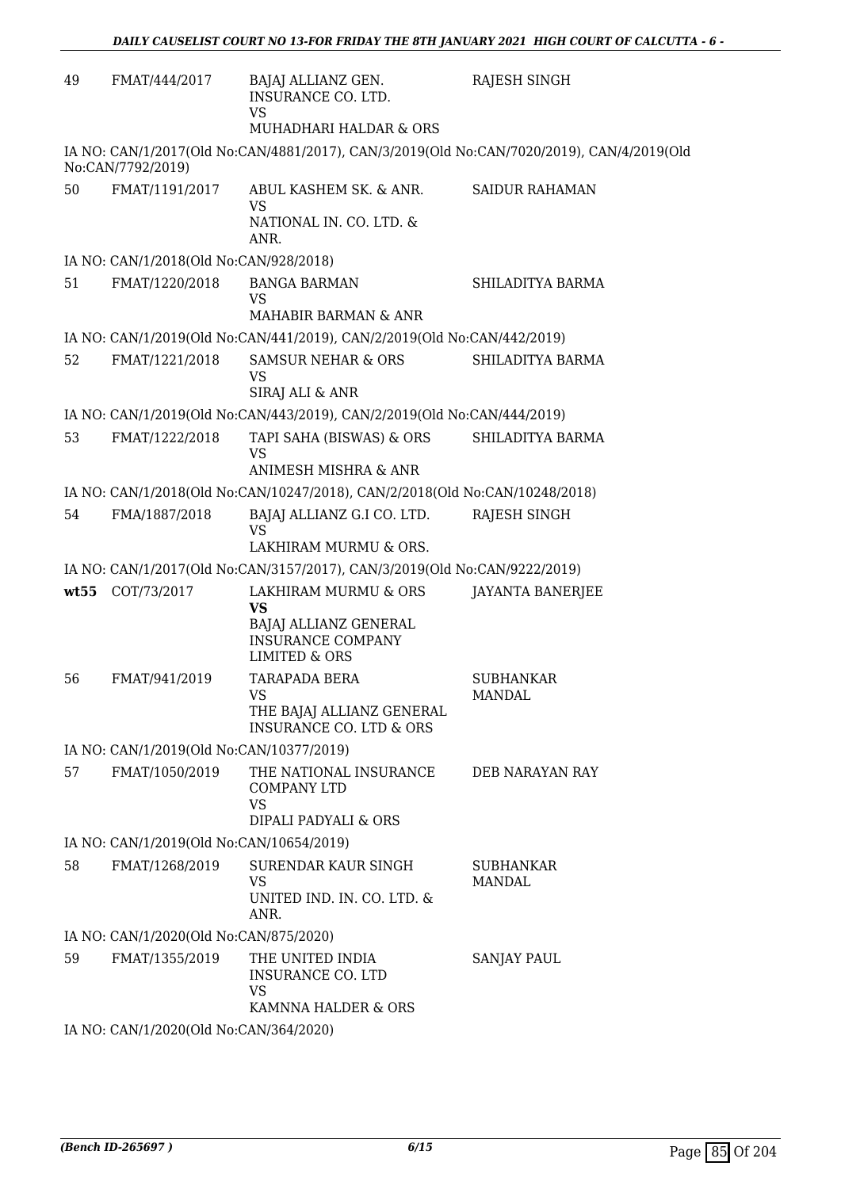| | | | |
|---|---|---|---|
| 49 | FMAT/444/2017 | BAJAJ ALLIANZ GEN. INSURANCE CO. LTD.<br>VS<br>MUHADHARI HALDAR & ORS | RAJESH SINGH |

IA NO: CAN/1/2017(Old No:CAN/4881/2017), CAN/3/2019(Old No:CAN/7020/2019), CAN/4/2019(Old No:CAN/7792/2019)

| | | | |
|---|---|---|---|
| 50 | FMAT/1191/2017 | ABUL KASHEM SK. & ANR.<br>VS<br>NATIONAL IN. CO. LTD. & ANR. | SAIDUR RAHAMAN |

IA NO: CAN/1/2018(Old No:CAN/928/2018)

| | | | |
|---|---|---|---|
| 51 | FMAT/1220/2018 | BANGA BARMAN<br>VS<br>MAHABIR BARMAN & ANR | SHILADITYA BARMA |

IA NO: CAN/1/2019(Old No:CAN/441/2019), CAN/2/2019(Old No:CAN/442/2019)

| | | | |
|---|---|---|---|
| 52 | FMAT/1221/2018 | SAMSUR NEHAR & ORS<br>VS<br>SIRAJ ALI & ANR | SHILADITYA BARMA |

IA NO: CAN/1/2019(Old No:CAN/443/2019), CAN/2/2019(Old No:CAN/444/2019)

| | | | |
|---|---|---|---|
| 53 | FMAT/1222/2018 | TAPI SAHA (BISWAS) & ORS<br>VS<br>ANIMESH MISHRA & ANR | SHILADITYA BARMA |

IA NO: CAN/1/2018(Old No:CAN/10247/2018), CAN/2/2018(Old No:CAN/10248/2018)

| | | | |
|---|---|---|---|
| 54 | FMA/1887/2018 | BAJAJ ALLIANZ G.I CO. LTD.<br>VS<br>LAKHIRAM MURMU & ORS. | RAJESH SINGH |

IA NO: CAN/1/2017(Old No:CAN/3157/2017), CAN/3/2019(Old No:CAN/9222/2019)

| | | | |
|---|---|---|---|
| **wt55** | COT/73/2017 | LAKHIRAM MURMU & ORS<br>**VS**<br>BAJAJ ALLIANZ GENERAL INSURANCE COMPANY LIMITED & ORS | JAYANTA BANERJEE |
| 56 | FMAT/941/2019 | TARAPADA BERA<br>VS<br>THE BAJAJ ALLIANZ GENERAL INSURANCE CO. LTD & ORS | SUBHANKAR MANDAL |

IA NO: CAN/1/2019(Old No:CAN/10377/2019)

| | | | |
|---|---|---|---|
| 57 | FMAT/1050/2019 | THE NATIONAL INSURANCE COMPANY LTD<br>VS<br>DIPALI PADYALI & ORS | DEB NARAYAN RAY |

IA NO: CAN/1/2019(Old No:CAN/10654/2019)

| | | | |
|---|---|---|---|
| 58 | FMAT/1268/2019 | SURENDAR KAUR SINGH<br>VS<br>UNITED IND. IN. CO. LTD. & ANR. | SUBHANKAR MANDAL |

IA NO: CAN/1/2020(Old No:CAN/875/2020)

| | | | |
|---|---|---|---|
| 59 | FMAT/1355/2019 | THE UNITED INDIA INSURANCE CO. LTD<br>VS<br>KAMNNA HALDER & ORS | SANJAY PAUL |

IA NO: CAN/1/2020(Old No:CAN/364/2020)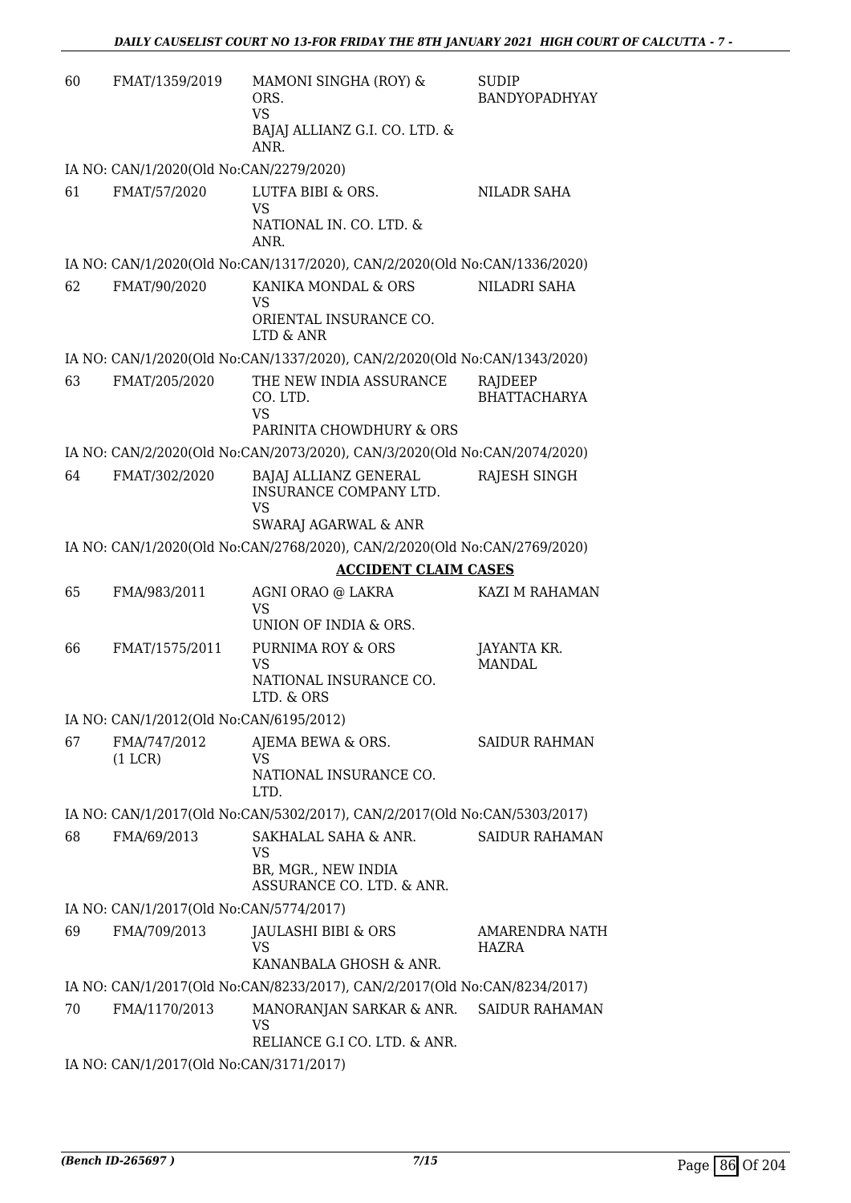| | | | |
|---|---|---|---|
| 60 | FMAT/1359/2019 | MAMONI SINGHA (ROY) & ORS.<br>VS<br>BAJAJ ALLIANZ G.I. CO. LTD. & ANR. | SUDIP BANDYOPADHYAY |

IA NO: CAN/1/2020(Old No:CAN/2279/2020)

| | | | |
|---|---|---|---|
| 61 | FMAT/57/2020 | LUTFA BIBI & ORS.<br>VS<br>NATIONAL IN. CO. LTD. & ANR. | NILADR SAHA |

IA NO: CAN/1/2020(Old No:CAN/1317/2020), CAN/2/2020(Old No:CAN/1336/2020)

| | | | |
|---|---|---|---|
| 62 | FMAT/90/2020 | KANIKA MONDAL & ORS<br>VS<br>ORIENTAL INSURANCE CO. LTD & ANR | NILADRI SAHA |

IA NO: CAN/1/2020(Old No:CAN/1337/2020), CAN/2/2020(Old No:CAN/1343/2020)

| | | | |
|---|---|---|---|
| 63 | FMAT/205/2020 | THE NEW INDIA ASSURANCE CO. LTD.<br>VS<br>PARINITA CHOWDHURY & ORS | RAJDEEP BHATTACHARYA |

IA NO: CAN/2/2020(Old No:CAN/2073/2020), CAN/3/2020(Old No:CAN/2074/2020)

| | | | |
|---|---|---|---|
| 64 | FMAT/302/2020 | BAJAJ ALLIANZ GENERAL INSURANCE COMPANY LTD.<br>VS<br>SWARAJ AGARWAL & ANR | RAJESH SINGH |

IA NO: CAN/1/2020(Old No:CAN/2768/2020), CAN/2/2020(Old No:CAN/2769/2020)

**ACCIDENT CLAIM CASES**

| | | | |
|---|---|---|---|
| 65 | FMA/983/2011 | AGNI ORAO @ LAKRA<br>VS<br>UNION OF INDIA & ORS. | KAZI M RAHAMAN |
| 66 | FMAT/1575/2011 | PURNIMA ROY & ORS<br>VS<br>NATIONAL INSURANCE CO. LTD. & ORS | JAYANTA KR. MANDAL |

IA NO: CAN/1/2012(Old No:CAN/6195/2012)

| | | | |
|---|---|---|---|
| 67 | FMA/747/2012 (1 LCR) | AJEMA BEWA & ORS.<br>VS<br>NATIONAL INSURANCE CO. LTD. | SAIDUR RAHMAN |

IA NO: CAN/1/2017(Old No:CAN/5302/2017), CAN/2/2017(Old No:CAN/5303/2017)

| | | | |
|---|---|---|---|
| 68 | FMA/69/2013 | SAKHALAL SAHA & ANR.<br>VS<br>BR, MGR., NEW INDIA ASSURANCE CO. LTD. & ANR. | SAIDUR RAHAMAN |

IA NO: CAN/1/2017(Old No:CAN/5774/2017)

| | | | |
|---|---|---|---|
| 69 | FMA/709/2013 | JAULASHI BIBI & ORS<br>VS<br>KANANBALA GHOSH & ANR. | AMARENDRA NATH HAZRA |

IA NO: CAN/1/2017(Old No:CAN/8233/2017), CAN/2/2017(Old No:CAN/8234/2017)

| | | | |
|---|---|---|---|
| 70 | FMA/1170/2013 | MANORANJAN SARKAR & ANR.<br>VS<br>RELIANCE G.I CO. LTD. & ANR. | SAIDUR RAHAMAN |

IA NO: CAN/1/2017(Old No:CAN/3171/2017)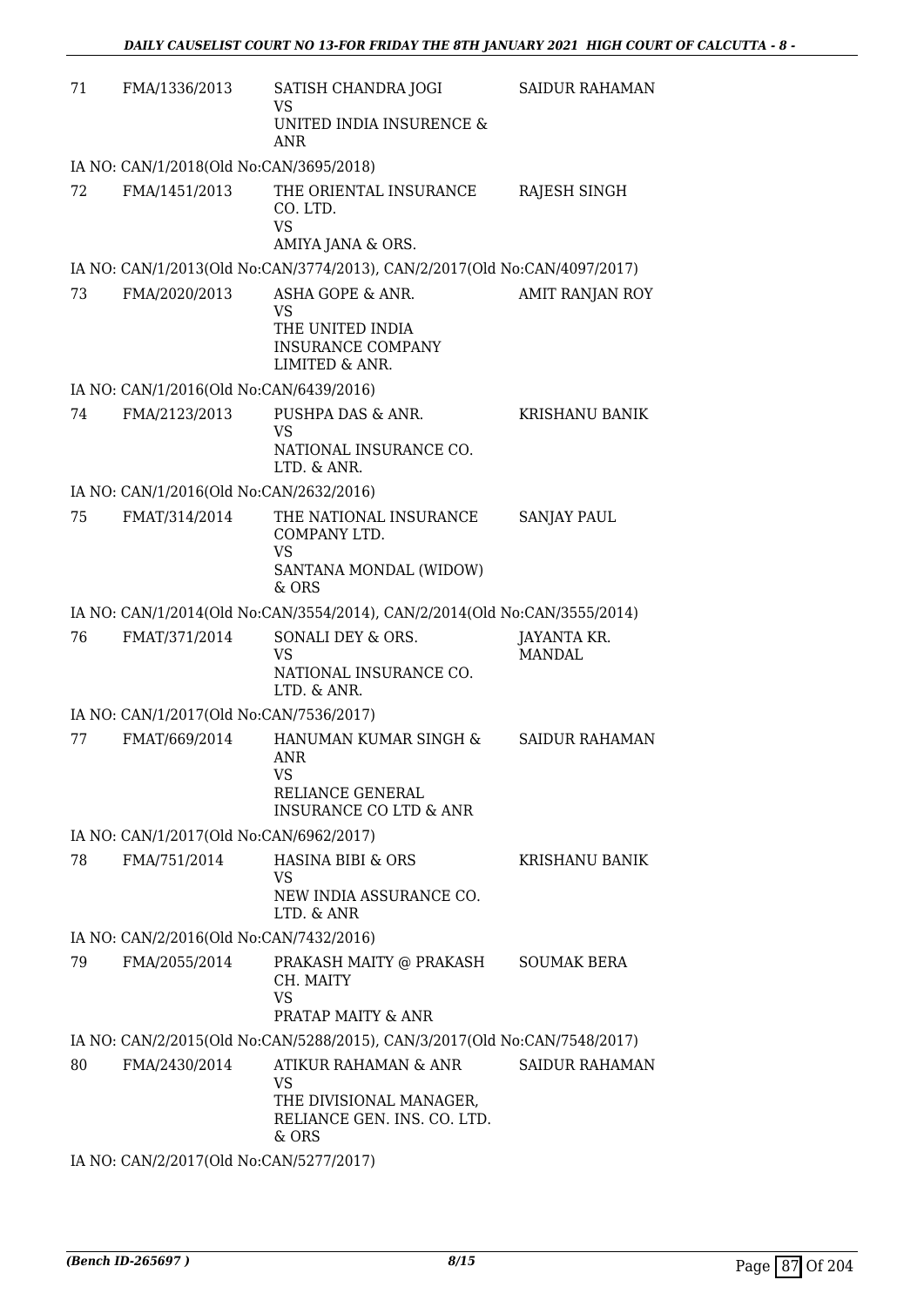| | | | |
|---|---|---|---|
| 71 | FMA/1336/2013 | SATISH CHANDRA JOGI<br>VS<br>UNITED INDIA INSURENCE & ANR | SAIDUR RAHAMAN |

IA NO: CAN/1/2018(Old No:CAN/3695/2018)

| | | | |
|---|---|---|---|
| 72 | FMA/1451/2013 | THE ORIENTAL INSURANCE CO. LTD.<br>VS<br>AMIYA JANA & ORS. | RAJESH SINGH |

IA NO: CAN/1/2013(Old No:CAN/3774/2013), CAN/2/2017(Old No:CAN/4097/2017)

| | | | |
|---|---|---|---|
| 73 | FMA/2020/2013 | ASHA GOPE & ANR.<br>VS<br>THE UNITED INDIA INSURANCE COMPANY LIMITED & ANR. | AMIT RANJAN ROY |

IA NO: CAN/1/2016(Old No:CAN/6439/2016)

| | | | |
|---|---|---|---|
| 74 | FMA/2123/2013 | PUSHPA DAS & ANR.<br>VS<br>NATIONAL INSURANCE CO. LTD. & ANR. | KRISHANU BANIK |

IA NO: CAN/1/2016(Old No:CAN/2632/2016)

| | | | |
|---|---|---|---|
| 75 | FMAT/314/2014 | THE NATIONAL INSURANCE COMPANY LTD.<br>VS<br>SANTANA MONDAL (WIDOW) & ORS | SANJAY PAUL |

IA NO: CAN/1/2014(Old No:CAN/3554/2014), CAN/2/2014(Old No:CAN/3555/2014)

| | | | |
|---|---|---|---|
| 76 | FMAT/371/2014 | SONALI DEY & ORS.<br>VS<br>NATIONAL INSURANCE CO. LTD. & ANR. | JAYANTA KR. MANDAL |

IA NO: CAN/1/2017(Old No:CAN/7536/2017)

| | | | |
|---|---|---|---|
| 77 | FMAT/669/2014 | HANUMAN KUMAR SINGH & ANR<br>VS<br>RELIANCE GENERAL INSURANCE CO LTD & ANR | SAIDUR RAHAMAN |

IA NO: CAN/1/2017(Old No:CAN/6962/2017)

| | | | |
|---|---|---|---|
| 78 | FMA/751/2014 | HASINA BIBI & ORS<br>VS<br>NEW INDIA ASSURANCE CO. LTD. & ANR | KRISHANU BANIK |

IA NO: CAN/2/2016(Old No:CAN/7432/2016)

| | | | |
|---|---|---|---|
| 79 | FMA/2055/2014 | PRAKASH MAITY @ PRAKASH CH. MAITY<br>VS<br>PRATAP MAITY & ANR | SOUMAK BERA |

IA NO: CAN/2/2015(Old No:CAN/5288/2015), CAN/3/2017(Old No:CAN/7548/2017)

| | | | |
|---|---|---|---|
| 80 | FMA/2430/2014 | ATIKUR RAHAMAN & ANR<br>VS<br>THE DIVISIONAL MANAGER, RELIANCE GEN. INS. CO. LTD. & ORS | SAIDUR RAHAMAN |

IA NO: CAN/2/2017(Old No:CAN/5277/2017)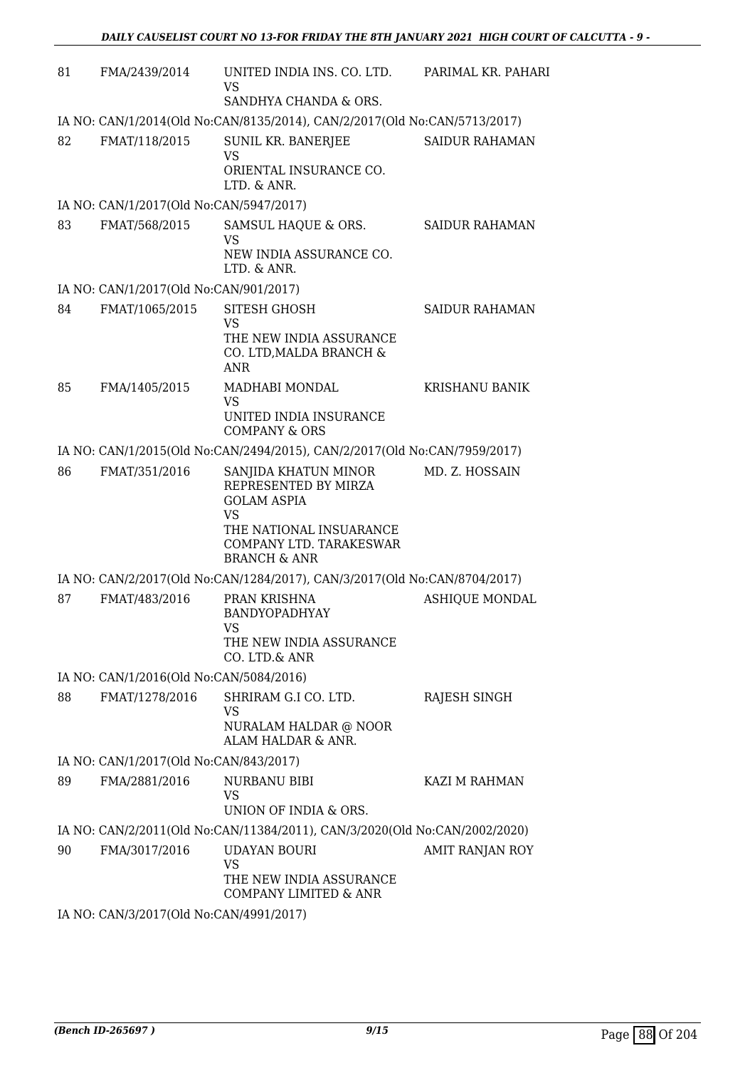| | | | |
|---|---|---|---|
| 81 | FMA/2439/2014 | UNITED INDIA INS. CO. LTD.<br>VS<br>SANDHYA CHANDA & ORS. | PARIMAL KR. PAHARI |

IA NO: CAN/1/2014(Old No:CAN/8135/2014), CAN/2/2017(Old No:CAN/5713/2017)

| | | | |
|---|---|---|---|
| 82 | FMAT/118/2015 | SUNIL KR. BANERJEE<br>VS<br>ORIENTAL INSURANCE CO. LTD. & ANR. | SAIDUR RAHAMAN |

IA NO: CAN/1/2017(Old No:CAN/5947/2017)

| | | | |
|---|---|---|---|
| 83 | FMAT/568/2015 | SAMSUL HAQUE & ORS.<br>VS<br>NEW INDIA ASSURANCE CO. LTD. & ANR. | SAIDUR RAHAMAN |

IA NO: CAN/1/2017(Old No:CAN/901/2017)

| | | | |
|---|---|---|---|
| 84 | FMAT/1065/2015 | SITESH GHOSH<br>VS<br>THE NEW INDIA ASSURANCE CO. LTD,MALDA BRANCH & ANR | SAIDUR RAHAMAN |
| 85 | FMA/1405/2015 | MADHABI MONDAL<br>VS<br>UNITED INDIA INSURANCE COMPANY & ORS | KRISHANU BANIK |

IA NO: CAN/1/2015(Old No:CAN/2494/2015), CAN/2/2017(Old No:CAN/7959/2017)

| | | | |
|---|---|---|---|
| 86 | FMAT/351/2016 | SANJIDA KHATUN MINOR REPRESENTED BY MIRZA GOLAM ASPIA<br>VS<br>THE NATIONAL INSUARANCE COMPANY LTD. TARAKESWAR BRANCH & ANR | MD. Z. HOSSAIN |

IA NO: CAN/2/2017(Old No:CAN/1284/2017), CAN/3/2017(Old No:CAN/8704/2017)

| | | | |
|---|---|---|---|
| 87 | FMAT/483/2016 | PRAN KRISHNA BANDYOPADHYAY<br>VS<br>THE NEW INDIA ASSURANCE CO. LTD.& ANR | ASHIQUE MONDAL |

IA NO: CAN/1/2016(Old No:CAN/5084/2016)

| | | | |
|---|---|---|---|
| 88 | FMAT/1278/2016 | SHRIRAM G.I CO. LTD.<br>VS<br>NURALAM HALDAR @ NOOR ALAM HALDAR & ANR. | RAJESH SINGH |

IA NO: CAN/1/2017(Old No:CAN/843/2017)

| | | | |
|---|---|---|---|
| 89 | FMA/2881/2016 | NURBANU BIBI<br>VS<br>UNION OF INDIA & ORS. | KAZI M RAHMAN |

IA NO: CAN/2/2011(Old No:CAN/11384/2011), CAN/3/2020(Old No:CAN/2002/2020)

| | | | |
|---|---|---|---|
| 90 | FMA/3017/2016 | UDAYAN BOURI<br>VS<br>THE NEW INDIA ASSURANCE COMPANY LIMITED & ANR | AMIT RANJAN ROY |

IA NO: CAN/3/2017(Old No:CAN/4991/2017)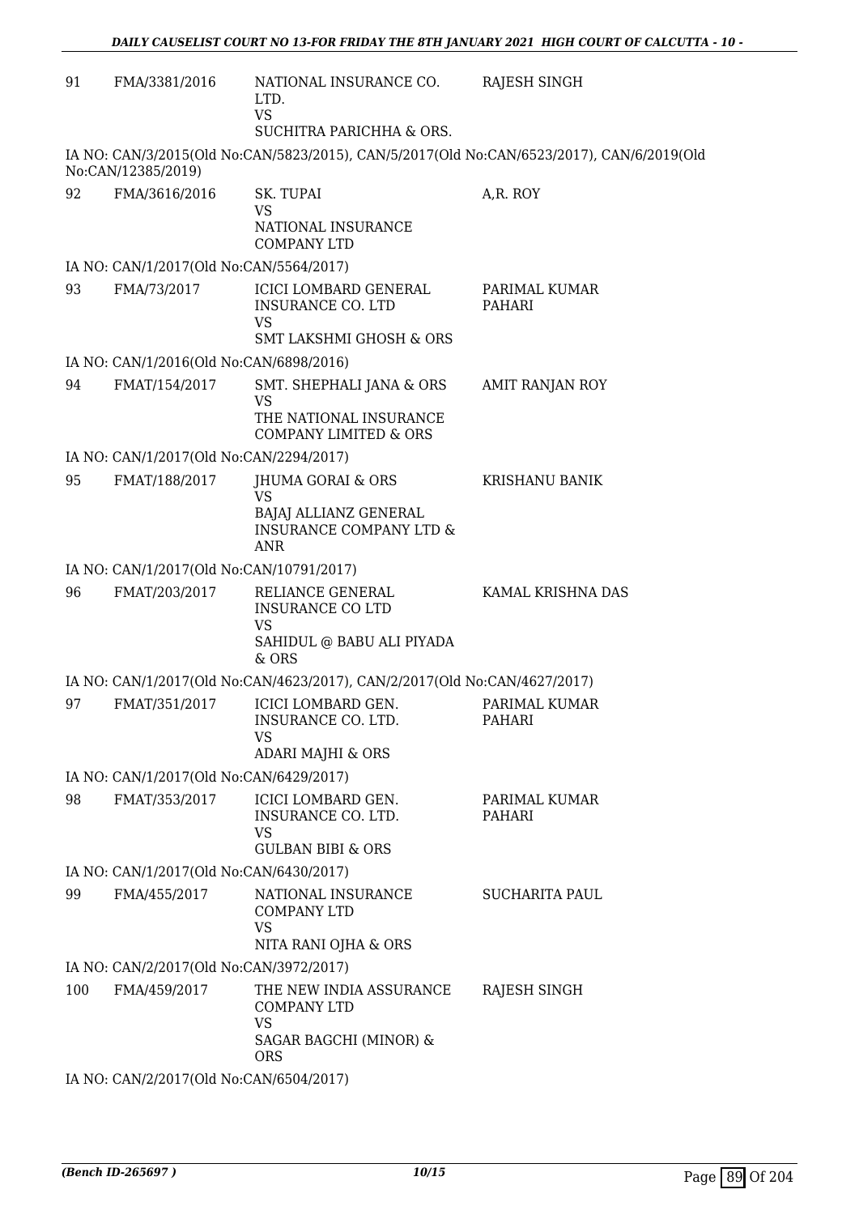| 91 | FMA/3381/2016 | NATIONAL INSURANCE CO. LTD.<br>VS<br>SUCHITRA PARICHHA & ORS. | RAJESH SINGH |
|---|---|---|---|

IA NO: CAN/3/2015(Old No:CAN/5823/2015), CAN/5/2017(Old No:CAN/6523/2017), CAN/6/2019(Old No:CAN/12385/2019)

| 92 | FMA/3616/2016 | SK. TUPAI<br>VS<br>NATIONAL INSURANCE COMPANY LTD | A,R. ROY |
|---|---|---|---|

IA NO: CAN/1/2017(Old No:CAN/5564/2017)

| 93 | FMA/73/2017 | ICICI LOMBARD GENERAL INSURANCE CO. LTD<br>VS<br>SMT LAKSHMI GHOSH & ORS | PARIMAL KUMAR PAHARI |
|---|---|---|---|

IA NO: CAN/1/2016(Old No:CAN/6898/2016)

| 94 | FMAT/154/2017 | SMT. SHEPHALI JANA & ORS<br>VS<br>THE NATIONAL INSURANCE COMPANY LIMITED & ORS | AMIT RANJAN ROY |
|---|---|---|---|

IA NO: CAN/1/2017(Old No:CAN/2294/2017)

| 95 | FMAT/188/2017 | JHUMA GORAI & ORS<br>VS<br>BAJAJ ALLIANZ GENERAL INSURANCE COMPANY LTD & ANR | KRISHANU BANIK |
|---|---|---|---|

IA NO: CAN/1/2017(Old No:CAN/10791/2017)

| 96 | FMAT/203/2017 | RELIANCE GENERAL INSURANCE CO LTD<br>VS<br>SAHIDUL @ BABU ALI PIYADA & ORS | KAMAL KRISHNA DAS |
|---|---|---|---|

IA NO: CAN/1/2017(Old No:CAN/4623/2017), CAN/2/2017(Old No:CAN/4627/2017)

| 97 | FMAT/351/2017 | ICICI LOMBARD GEN. INSURANCE CO. LTD.<br>VS<br>ADARI MAJHI & ORS | PARIMAL KUMAR PAHARI |
|---|---|---|---|

IA NO: CAN/1/2017(Old No:CAN/6429/2017)

| 98 | FMAT/353/2017 | ICICI LOMBARD GEN. INSURANCE CO. LTD.<br>VS<br>GULBAN BIBI & ORS | PARIMAL KUMAR PAHARI |
|---|---|---|---|

IA NO: CAN/1/2017(Old No:CAN/6430/2017)

| 99 | FMA/455/2017 | NATIONAL INSURANCE COMPANY LTD<br>VS<br>NITA RANI OJHA & ORS | SUCHARITA PAUL |
|---|---|---|---|

IA NO: CAN/2/2017(Old No:CAN/3972/2017)

| 100 | FMA/459/2017 | THE NEW INDIA ASSURANCE COMPANY LTD<br>VS<br>SAGAR BAGCHI (MINOR) & ORS | RAJESH SINGH |
|---|---|---|---|

IA NO: CAN/2/2017(Old No:CAN/6504/2017)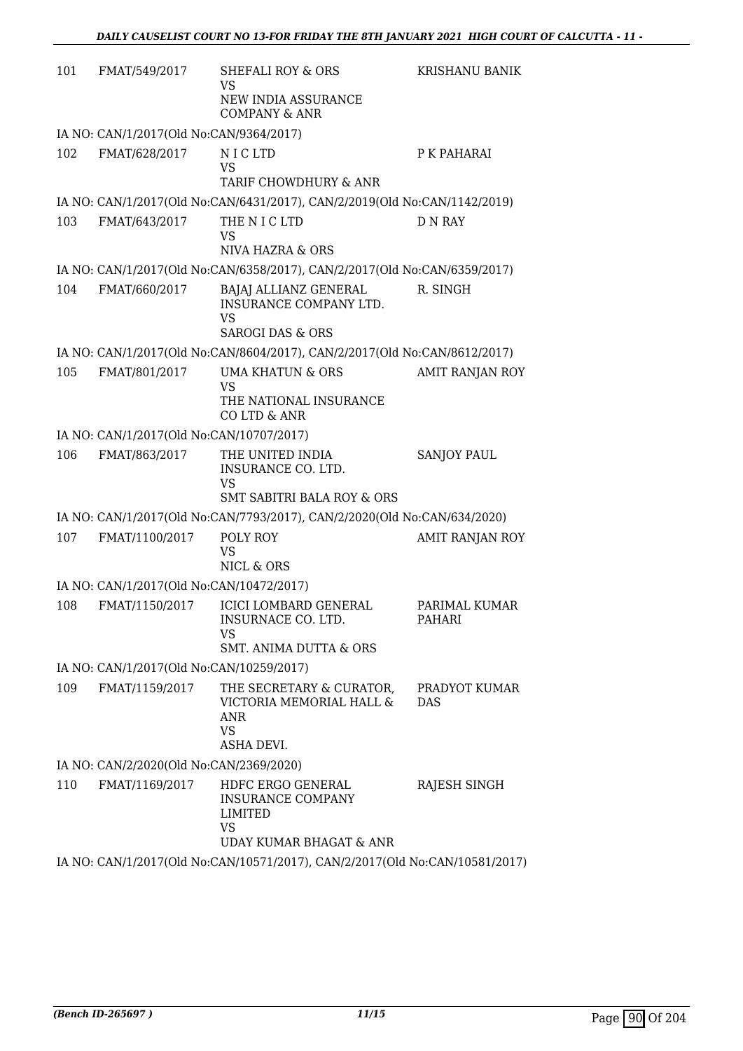| | | | |
|---|---|---|---|
| 101 | FMAT/549/2017 | SHEFALI ROY & ORS<br>VS<br>NEW INDIA ASSURANCE COMPANY & ANR | KRISHANU BANIK |

IA NO: CAN/1/2017(Old No:CAN/9364/2017)

| | | | |
|---|---|---|---|
| 102 | FMAT/628/2017 | N I C LTD<br>VS<br>TARIF CHOWDHURY & ANR | P K PAHARAI |

IA NO: CAN/1/2017(Old No:CAN/6431/2017), CAN/2/2019(Old No:CAN/1142/2019)

| | | | |
|---|---|---|---|
| 103 | FMAT/643/2017 | THE N I C LTD<br>VS<br>NIVA HAZRA & ORS | D N RAY |

IA NO: CAN/1/2017(Old No:CAN/6358/2017), CAN/2/2017(Old No:CAN/6359/2017)

| | | | |
|---|---|---|---|
| 104 | FMAT/660/2017 | BAJAJ ALLIANZ GENERAL INSURANCE COMPANY LTD.<br>VS<br>SAROGI DAS & ORS | R. SINGH |

IA NO: CAN/1/2017(Old No:CAN/8604/2017), CAN/2/2017(Old No:CAN/8612/2017)

| | | | |
|---|---|---|---|
| 105 | FMAT/801/2017 | UMA KHATUN & ORS<br>VS<br>THE NATIONAL INSURANCE CO LTD & ANR | AMIT RANJAN ROY |

IA NO: CAN/1/2017(Old No:CAN/10707/2017)

| | | | |
|---|---|---|---|
| 106 | FMAT/863/2017 | THE UNITED INDIA INSURANCE CO. LTD.<br>VS<br>SMT SABITRI BALA ROY & ORS | SANJOY PAUL |

IA NO: CAN/1/2017(Old No:CAN/7793/2017), CAN/2/2020(Old No:CAN/634/2020)

| | | | |
|---|---|---|---|
| 107 | FMAT/1100/2017 | POLY ROY<br>VS<br>NICL & ORS | AMIT RANJAN ROY |

IA NO: CAN/1/2017(Old No:CAN/10472/2017)

| | | | |
|---|---|---|---|
| 108 | FMAT/1150/2017 | ICICI LOMBARD GENERAL INSURNACE CO. LTD.<br>VS<br>SMT. ANIMA DUTTA & ORS | PARIMAL KUMAR PAHARI |

IA NO: CAN/1/2017(Old No:CAN/10259/2017)

| | | | |
|---|---|---|---|
| 109 | FMAT/1159/2017 | THE SECRETARY & CURATOR, VICTORIA MEMORIAL HALL & ANR<br>VS<br>ASHA DEVI. | PRADYOT KUMAR DAS |

IA NO: CAN/2/2020(Old No:CAN/2369/2020)

| | | | |
|---|---|---|---|
| 110 | FMAT/1169/2017 | HDFC ERGO GENERAL INSURANCE COMPANY LIMITED<br>VS<br>UDAY KUMAR BHAGAT & ANR | RAJESH SINGH |

IA NO: CAN/1/2017(Old No:CAN/10571/2017), CAN/2/2017(Old No:CAN/10581/2017)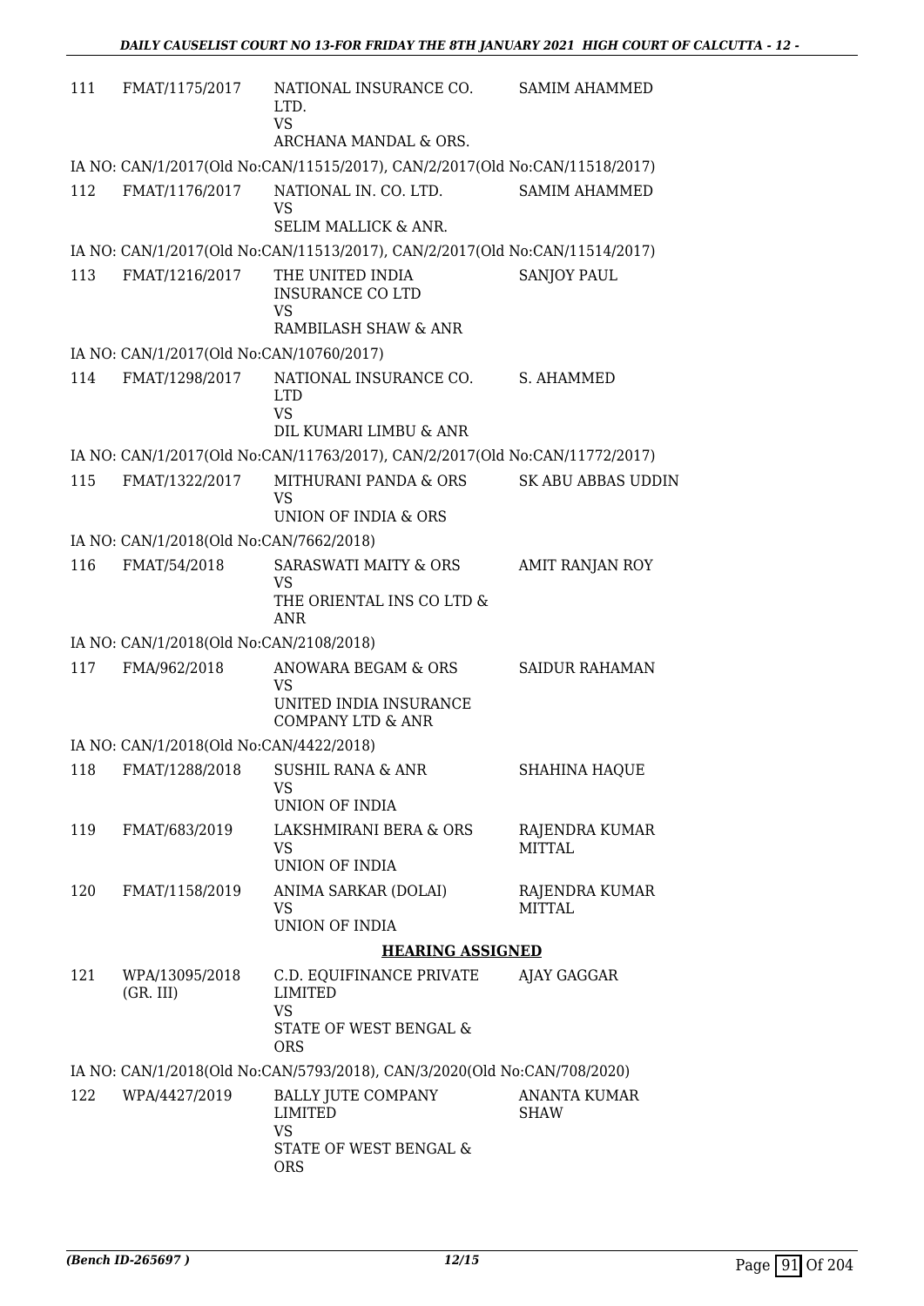| | | | |
|---|---|---|---|
| 111 | FMAT/1175/2017 | NATIONAL INSURANCE CO. LTD.<br>VS<br>ARCHANA MANDAL & ORS. | SAMIM AHAMMED |

IA NO: CAN/1/2017(Old No:CAN/11515/2017), CAN/2/2017(Old No:CAN/11518/2017)

| | | | |
|---|---|---|---|
| 112 | FMAT/1176/2017 | NATIONAL IN. CO. LTD.<br>VS<br>SELIM MALLICK & ANR. | SAMIM AHAMMED |

IA NO: CAN/1/2017(Old No:CAN/11513/2017), CAN/2/2017(Old No:CAN/11514/2017)

| | | | |
|---|---|---|---|
| 113 | FMAT/1216/2017 | THE UNITED INDIA INSURANCE CO LTD<br>VS<br>RAMBILASH SHAW & ANR | SANJOY PAUL |

IA NO: CAN/1/2017(Old No:CAN/10760/2017)

| | | | |
|---|---|---|---|
| 114 | FMAT/1298/2017 | NATIONAL INSURANCE CO. LTD<br>VS<br>DIL KUMARI LIMBU & ANR | S. AHAMMED |

IA NO: CAN/1/2017(Old No:CAN/11763/2017), CAN/2/2017(Old No:CAN/11772/2017)

| | | | |
|---|---|---|---|
| 115 | FMAT/1322/2017 | MITHURANI PANDA & ORS<br>VS<br>UNION OF INDIA & ORS | SK ABU ABBAS UDDIN |

IA NO: CAN/1/2018(Old No:CAN/7662/2018)

| | | | |
|---|---|---|---|
| 116 | FMAT/54/2018 | SARASWATI MAITY & ORS<br>VS<br>THE ORIENTAL INS CO LTD & ANR | AMIT RANJAN ROY |

IA NO: CAN/1/2018(Old No:CAN/2108/2018)

| | | | |
|---|---|---|---|
| 117 | FMA/962/2018 | ANOWARA BEGAM & ORS<br>VS<br>UNITED INDIA INSURANCE COMPANY LTD & ANR | SAIDUR RAHAMAN |

IA NO: CAN/1/2018(Old No:CAN/4422/2018)

| | | | |
|---|---|---|---|
| 118 | FMAT/1288/2018 | SUSHIL RANA & ANR<br>VS<br>UNION OF INDIA | SHAHINA HAQUE |
| 119 | FMAT/683/2019 | LAKSHMIRANI BERA & ORS<br>VS<br>UNION OF INDIA | RAJENDRA KUMAR MITTAL |
| 120 | FMAT/1158/2019 | ANIMA SARKAR (DOLAI)<br>VS<br>UNION OF INDIA | RAJENDRA KUMAR MITTAL |

**HEARING ASSIGNED**

| | | | |
|---|---|---|---|
| 121 | WPA/13095/2018 (GR. III) | C.D. EQUIFINANCE PRIVATE LIMITED<br>VS<br>STATE OF WEST BENGAL & ORS | AJAY GAGGAR |

IA NO: CAN/1/2018(Old No:CAN/5793/2018), CAN/3/2020(Old No:CAN/708/2020)

| | | | |
|---|---|---|---|
| 122 | WPA/4427/2019 | BALLY JUTE COMPANY LIMITED<br>VS<br>STATE OF WEST BENGAL & ORS | ANANTA KUMAR SHAW |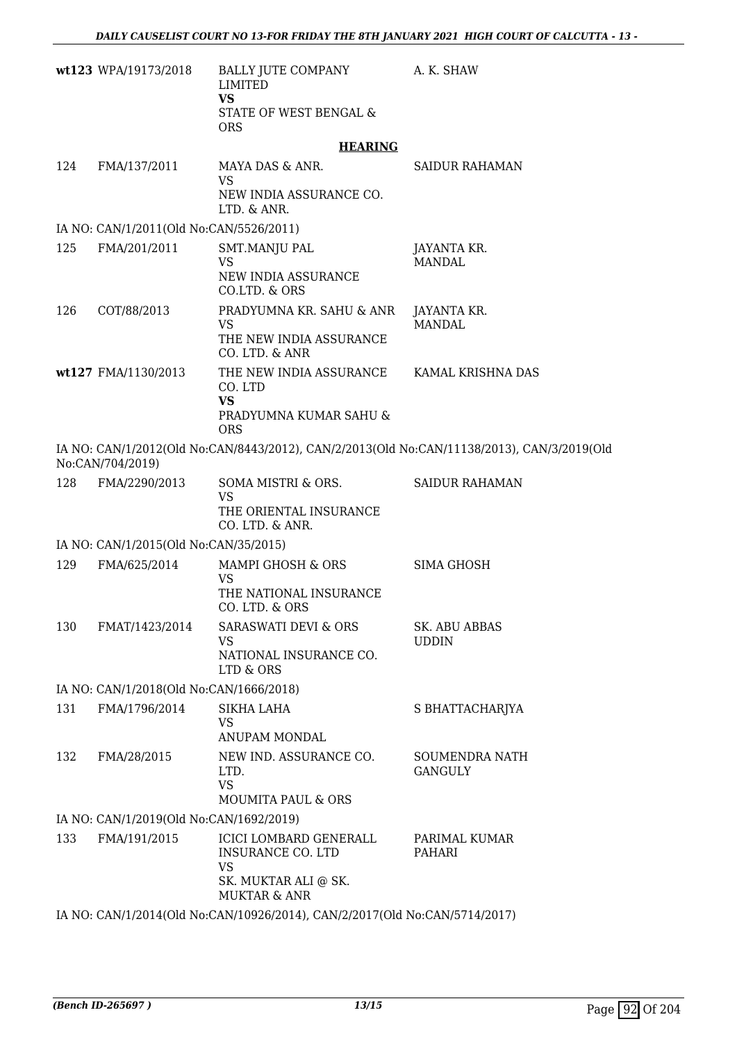| | | | |
|---|---|---|---|
| wt123 | WPA/19173/2018 | BALLY JUTE COMPANY LIMITED<br>**VS**<br>STATE OF WEST BENGAL & ORS | A. K. SHAW |

**HEARING**

| | | | |
|---|---|---|---|
| 124 | FMA/137/2011 | MAYA DAS & ANR.<br>VS<br>NEW INDIA ASSURANCE CO. LTD. & ANR. | SAIDUR RAHAMAN |

IA NO: CAN/1/2011(Old No:CAN/5526/2011)

| | | | |
|---|---|---|---|
| 125 | FMA/201/2011 | SMT.MANJU PAL<br>VS<br>NEW INDIA ASSURANCE CO.LTD. & ORS | JAYANTA KR. MANDAL |
| 126 | COT/88/2013 | PRADYUMNA KR. SAHU & ANR<br>VS<br>THE NEW INDIA ASSURANCE CO. LTD. & ANR | JAYANTA KR. MANDAL |
| wt127 | FMA/1130/2013 | THE NEW INDIA ASSURANCE CO. LTD<br>**VS**<br>PRADYUMNA KUMAR SAHU & ORS | KAMAL KRISHNA DAS |

IA NO: CAN/1/2012(Old No:CAN/8443/2012), CAN/2/2013(Old No:CAN/11138/2013), CAN/3/2019(Old No:CAN/704/2019)

| | | | |
|---|---|---|---|
| 128 | FMA/2290/2013 | SOMA MISTRI & ORS.<br>VS<br>THE ORIENTAL INSURANCE CO. LTD. & ANR. | SAIDUR RAHAMAN |

IA NO: CAN/1/2015(Old No:CAN/35/2015)

| | | | |
|---|---|---|---|
| 129 | FMA/625/2014 | MAMPI GHOSH & ORS<br>VS<br>THE NATIONAL INSURANCE CO. LTD. & ORS | SIMA GHOSH |
| 130 | FMAT/1423/2014 | SARASWATI DEVI & ORS<br>VS<br>NATIONAL INSURANCE CO. LTD & ORS | SK. ABU ABBAS UDDIN |

IA NO: CAN/1/2018(Old No:CAN/1666/2018)

| | | | |
|---|---|---|---|
| 131 | FMA/1796/2014 | SIKHA LAHA<br>VS<br>ANUPAM MONDAL | S BHATTACHARJYA |
| 132 | FMA/28/2015 | NEW IND. ASSURANCE CO. LTD.<br>VS<br>MOUMITA PAUL & ORS | SOUMENDRA NATH GANGULY |

IA NO: CAN/1/2019(Old No:CAN/1692/2019)

| | | | |
|---|---|---|---|
| 133 | FMA/191/2015 | ICICI LOMBARD GENERALL INSURANCE CO. LTD<br>VS<br>SK. MUKTAR ALI @ SK. MUKTAR & ANR | PARIMAL KUMAR PAHARI |

IA NO: CAN/1/2014(Old No:CAN/10926/2014), CAN/2/2017(Old No:CAN/5714/2017)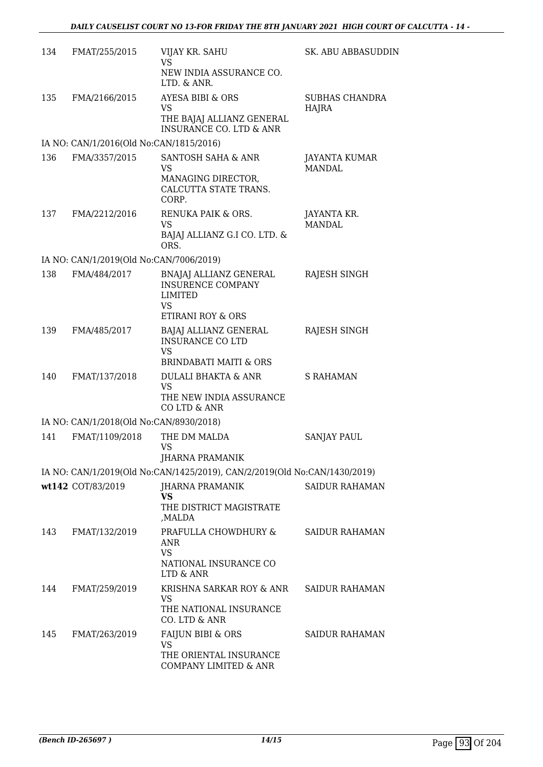| | | | |
|---|---|---|---|
| 134 | FMAT/255/2015 | VIJAY KR. SAHU<br>VS<br>NEW INDIA ASSURANCE CO. LTD. & ANR. | SK. ABU ABBASUDDIN |
| 135 | FMA/2166/2015 | AYESA BIBI & ORS<br>VS<br>THE BAJAJ ALLIANZ GENERAL INSURANCE CO. LTD & ANR | SUBHAS CHANDRA HAJRA |
| IA NO: CAN/1/2016(Old No:CAN/1815/2016) | | | |
| 136 | FMA/3357/2015 | SANTOSH SAHA & ANR<br>VS<br>MANAGING DIRECTOR, CALCUTTA STATE TRANS. CORP. | JAYANTA KUMAR MANDAL |
| 137 | FMA/2212/2016 | RENUKA PAIK & ORS.<br>VS<br>BAJAJ ALLIANZ G.I CO. LTD. & ORS. | JAYANTA KR. MANDAL |
| IA NO: CAN/1/2019(Old No:CAN/7006/2019) | | | |
| 138 | FMA/484/2017 | BNAJAJ ALLIANZ GENERAL INSURENCE COMPANY LIMITED<br>VS<br>ETIRANI ROY & ORS | RAJESH SINGH |
| 139 | FMA/485/2017 | BAJAJ ALLIANZ GENERAL INSURANCE CO LTD<br>VS<br>BRINDABATI MAITI & ORS | RAJESH SINGH |
| 140 | FMAT/137/2018 | DULALI BHAKTA & ANR<br>VS<br>THE NEW INDIA ASSURANCE CO LTD & ANR | S RAHAMAN |
| IA NO: CAN/1/2018(Old No:CAN/8930/2018) | | | |
| 141 | FMAT/1109/2018 | THE DM MALDA<br>VS<br>JHARNA PRAMANIK | SANJAY PAUL |
| IA NO: CAN/1/2019(Old No:CAN/1425/2019), CAN/2/2019(Old No:CAN/1430/2019) | | | |
| wt142 | COT/83/2019 | JHARNA PRAMANIK<br>**VS**<br>THE DISTRICT MAGISTRATE ,MALDA | SAIDUR RAHAMAN |
| 143 | FMAT/132/2019 | PRAFULLA CHOWDHURY & ANR<br>VS<br>NATIONAL INSURANCE CO LTD & ANR | SAIDUR RAHAMAN |
| 144 | FMAT/259/2019 | KRISHNA SARKAR ROY & ANR<br>VS<br>THE NATIONAL INSURANCE CO. LTD & ANR | SAIDUR RAHAMAN |
| 145 | FMAT/263/2019 | FAIJUN BIBI & ORS<br>VS<br>THE ORIENTAL INSURANCE COMPANY LIMITED & ANR | SAIDUR RAHAMAN |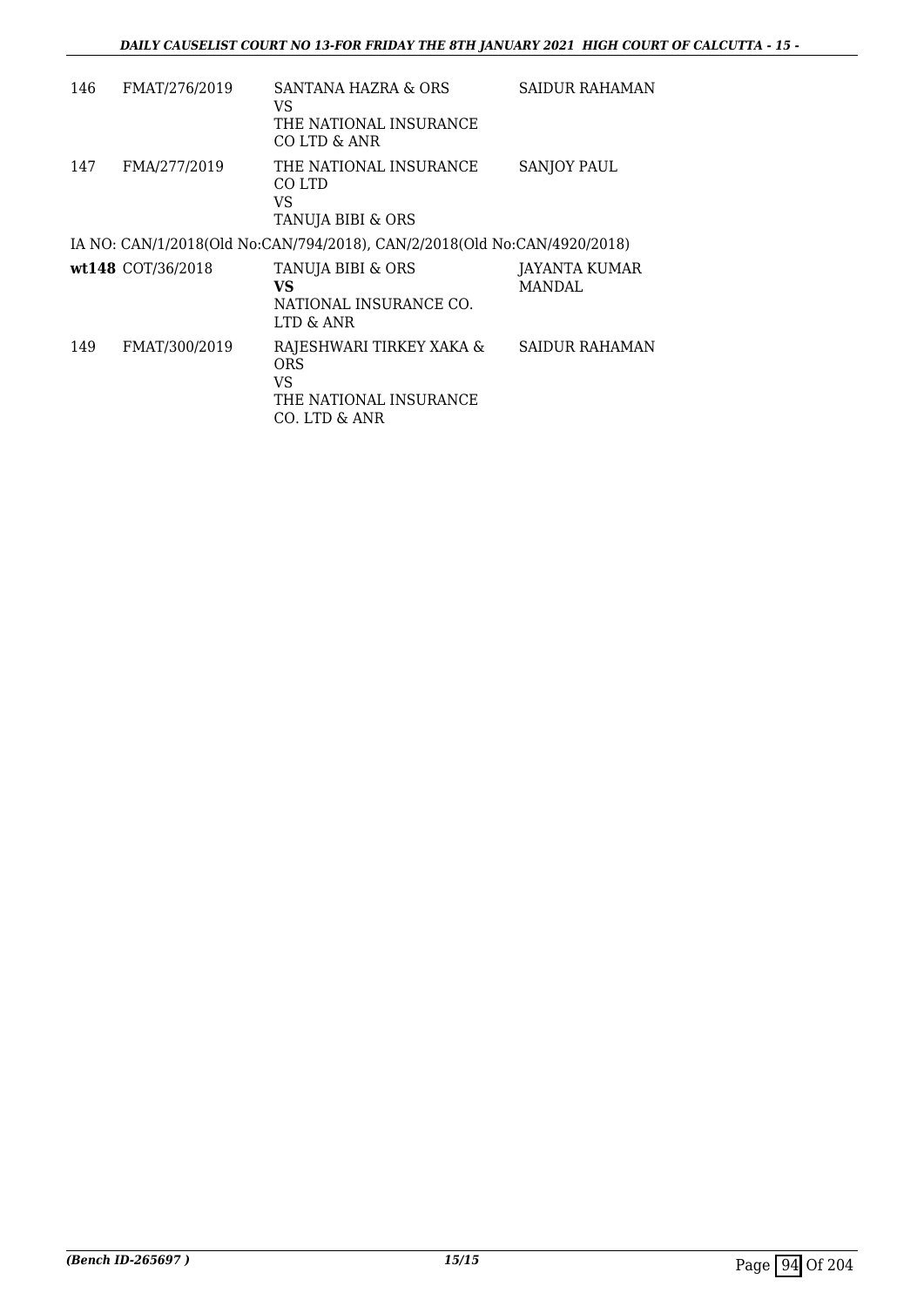| | | | |
|---|---|---|---|
| 146 | FMAT/276/2019 | SANTANA HAZRA & ORS<br>VS<br>THE NATIONAL INSURANCE CO LTD & ANR | SAIDUR RAHAMAN |
| 147 | FMA/277/2019 | THE NATIONAL INSURANCE CO LTD<br>VS<br>TANUJA BIBI & ORS | SANJOY PAUL |

IA NO: CAN/1/2018(Old No:CAN/794/2018), CAN/2/2018(Old No:CAN/4920/2018)

| | | | |
|---|---|---|---|
| **wt148** | COT/36/2018 | TANUJA BIBI & ORS<br>**VS**<br>NATIONAL INSURANCE CO. LTD & ANR | JAYANTA KUMAR MANDAL |
| 149 | FMAT/300/2019 | RAJESHWARI TIRKEY XAKA & ORS<br>VS<br>THE NATIONAL INSURANCE CO. LTD & ANR | SAIDUR RAHAMAN |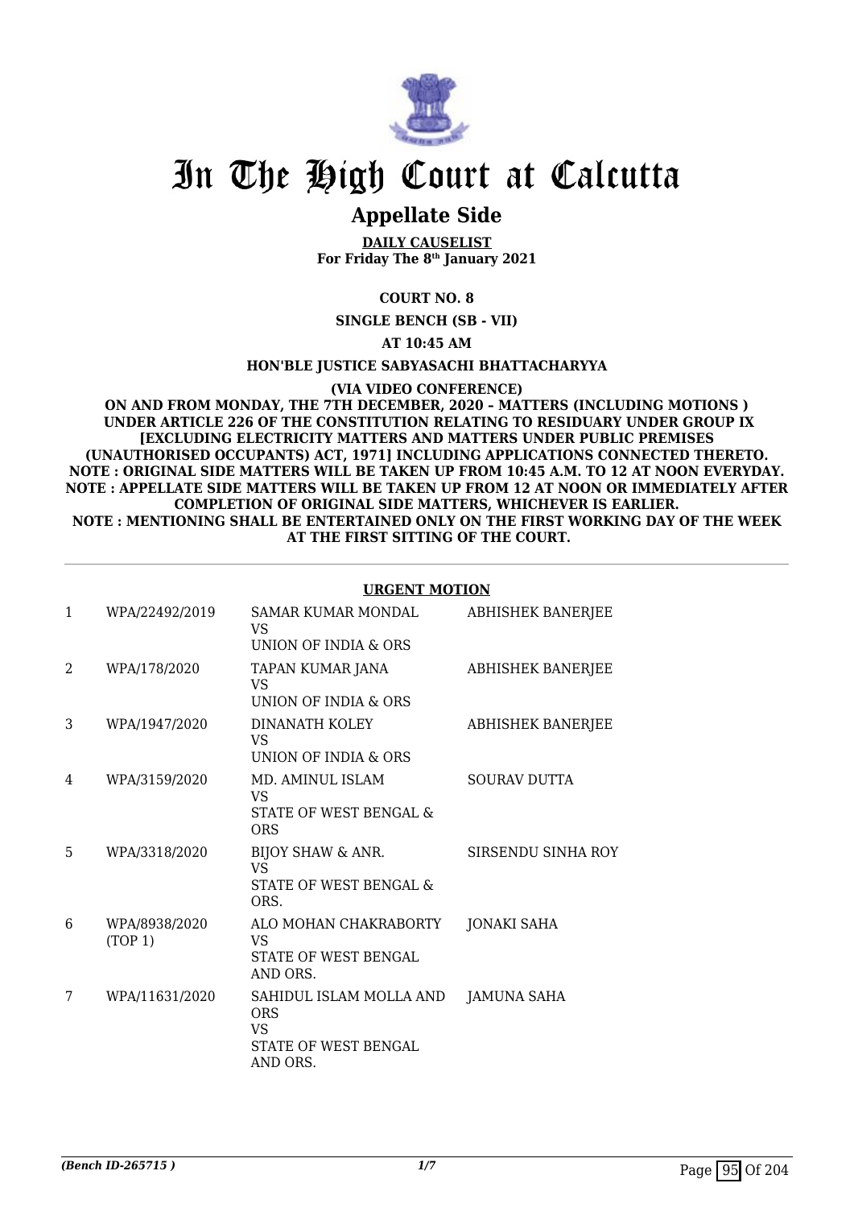# In The High Court at Calcutta

## Appellate Side

**DAILY CAUSELIST**
**For Friday The 8th January 2021**

**COURT NO. 8**

**SINGLE BENCH (SB - VII)**

**AT 10:45 AM**

**HON'BLE JUSTICE SABYASACHI BHATTACHARYYA**

**(VIA VIDEO CONFERENCE)**

**ON AND FROM MONDAY, THE 7TH DECEMBER, 2020 – MATTERS (INCLUDING MOTIONS ) UNDER ARTICLE 226 OF THE CONSTITUTION RELATING TO RESIDUARY UNDER GROUP IX [EXCLUDING ELECTRICITY MATTERS AND MATTERS UNDER PUBLIC PREMISES (UNAUTHORISED OCCUPANTS) ACT, 1971] INCLUDING APPLICATIONS CONNECTED THERETO.**
**NOTE : ORIGINAL SIDE MATTERS WILL BE TAKEN UP FROM 10:45 A.M. TO 12 AT NOON EVERYDAY.**
**NOTE : APPELLATE SIDE MATTERS WILL BE TAKEN UP FROM 12 AT NOON OR IMMEDIATELY AFTER COMPLETION OF ORIGINAL SIDE MATTERS, WHICHEVER IS EARLIER.**
**NOTE : MENTIONING SHALL BE ENTERTAINED ONLY ON THE FIRST WORKING DAY OF THE WEEK AT THE FIRST SITTING OF THE COURT.**

**URGENT MOTION**

| | | | |
|---|---|---|---|
| 1 | WPA/22492/2019 | SAMAR KUMAR MONDAL<br>VS<br>UNION OF INDIA & ORS | ABHISHEK BANERJEE |
| 2 | WPA/178/2020 | TAPAN KUMAR JANA<br>VS<br>UNION OF INDIA & ORS | ABHISHEK BANERJEE |
| 3 | WPA/1947/2020 | DINANATH KOLEY<br>VS<br>UNION OF INDIA & ORS | ABHISHEK BANERJEE |
| 4 | WPA/3159/2020 | MD. AMINUL ISLAM<br>VS<br>STATE OF WEST BENGAL & ORS | SOURAV DUTTA |
| 5 | WPA/3318/2020 | BIJOY SHAW & ANR.<br>VS<br>STATE OF WEST BENGAL & ORS. | SIRSENDU SINHA ROY |
| 6 | WPA/8938/2020 (TOP 1) | ALO MOHAN CHAKRABORTY<br>VS<br>STATE OF WEST BENGAL AND ORS. | JONAKI SAHA |
| 7 | WPA/11631/2020 | SAHIDUL ISLAM MOLLA AND ORS<br>VS<br>STATE OF WEST BENGAL AND ORS. | JAMUNA SAHA |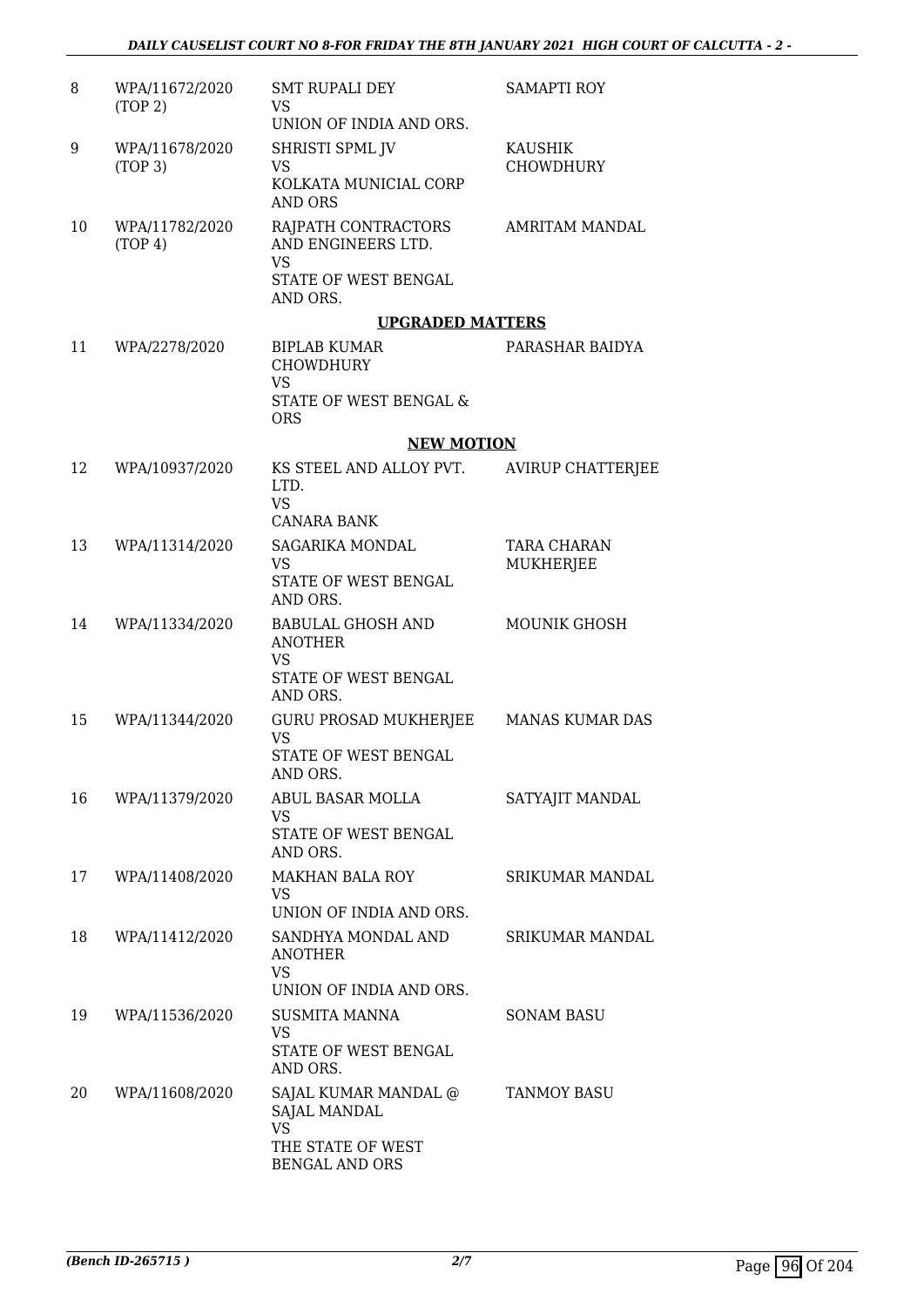| | | | |
|---|---|---|---|
| 8 | WPA/11672/2020 (TOP 2) | SMT RUPALI DEY<br>VS<br>UNION OF INDIA AND ORS. | SAMAPTI ROY |
| 9 | WPA/11678/2020 (TOP 3) | SHRISTI SPML JV<br>VS<br>KOLKATA MUNICIAL CORP AND ORS | KAUSHIK CHOWDHURY |
| 10 | WPA/11782/2020 (TOP 4) | RAJPATH CONTRACTORS AND ENGINEERS LTD.<br>VS<br>STATE OF WEST BENGAL AND ORS. | AMRITAM MANDAL |

**UPGRADED MATTERS**

| | | | |
|---|---|---|---|
| 11 | WPA/2278/2020 | BIPLAB KUMAR CHOWDHURY<br>VS<br>STATE OF WEST BENGAL & ORS | PARASHAR BAIDYA |

**NEW MOTION**

| | | | |
|---|---|---|---|
| 12 | WPA/10937/2020 | KS STEEL AND ALLOY PVT. LTD.<br>VS<br>CANARA BANK | AVIRUP CHATTERJEE |
| 13 | WPA/11314/2020 | SAGARIKA MONDAL<br>VS<br>STATE OF WEST BENGAL AND ORS. | TARA CHARAN MUKHERJEE |
| 14 | WPA/11334/2020 | BABULAL GHOSH AND ANOTHER<br>VS<br>STATE OF WEST BENGAL AND ORS. | MOUNIK GHOSH |
| 15 | WPA/11344/2020 | GURU PROSAD MUKHERJEE<br>VS<br>STATE OF WEST BENGAL AND ORS. | MANAS KUMAR DAS |
| 16 | WPA/11379/2020 | ABUL BASAR MOLLA<br>VS<br>STATE OF WEST BENGAL AND ORS. | SATYAJIT MANDAL |
| 17 | WPA/11408/2020 | MAKHAN BALA ROY<br>VS<br>UNION OF INDIA AND ORS. | SRIKUMAR MANDAL |
| 18 | WPA/11412/2020 | SANDHYA MONDAL AND ANOTHER<br>VS<br>UNION OF INDIA AND ORS. | SRIKUMAR MANDAL |
| 19 | WPA/11536/2020 | SUSMITA MANNA<br>VS<br>STATE OF WEST BENGAL AND ORS. | SONAM BASU |
| 20 | WPA/11608/2020 | SAJAL KUMAR MANDAL @ SAJAL MANDAL<br>VS<br>THE STATE OF WEST BENGAL AND ORS | TANMOY BASU |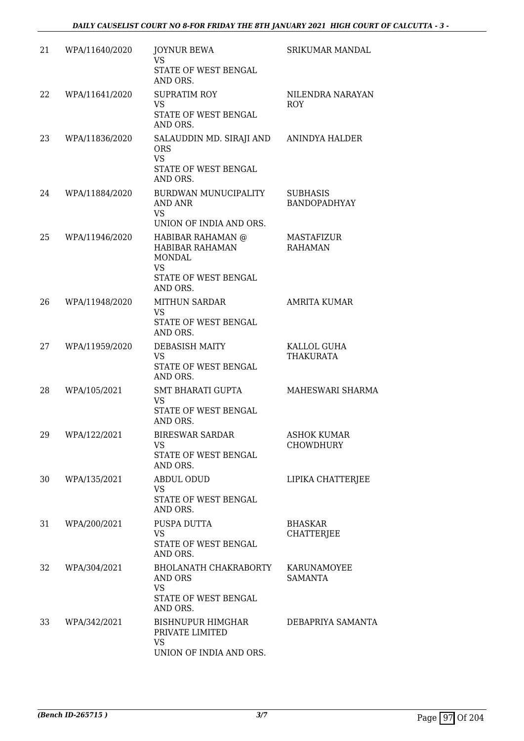| 21 | WPA/11640/2020 | JOYNUR BEWA<br>VS<br>STATE OF WEST BENGAL AND ORS. | SRIKUMAR MANDAL |
|---|---|---|---|
| 22 | WPA/11641/2020 | SUPRATIM ROY<br>VS<br>STATE OF WEST BENGAL AND ORS. | NILENDRA NARAYAN ROY |
| 23 | WPA/11836/2020 | SALAUDDIN MD. SIRAJI AND ORS<br>VS<br>STATE OF WEST BENGAL AND ORS. | ANINDYA HALDER |
| 24 | WPA/11884/2020 | BURDWAN MUNUCIPALITY AND ANR<br>VS<br>UNION OF INDIA AND ORS. | SUBHASIS BANDOPADHYAY |
| 25 | WPA/11946/2020 | HABIBAR RAHAMAN @ HABIBAR RAHAMAN MONDAL<br>VS<br>STATE OF WEST BENGAL AND ORS. | MASTAFIZUR RAHAMAN |
| 26 | WPA/11948/2020 | MITHUN SARDAR<br>VS<br>STATE OF WEST BENGAL AND ORS. | AMRITA KUMAR |
| 27 | WPA/11959/2020 | DEBASISH MAITY<br>VS<br>STATE OF WEST BENGAL AND ORS. | KALLOL GUHA THAKURATA |
| 28 | WPA/105/2021 | SMT BHARATI GUPTA<br>VS<br>STATE OF WEST BENGAL AND ORS. | MAHESWARI SHARMA |
| 29 | WPA/122/2021 | BIRESWAR SARDAR<br>VS<br>STATE OF WEST BENGAL AND ORS. | ASHOK KUMAR CHOWDHURY |
| 30 | WPA/135/2021 | ABDUL ODUD<br>VS<br>STATE OF WEST BENGAL AND ORS. | LIPIKA CHATTERJEE |
| 31 | WPA/200/2021 | PUSPA DUTTA<br>VS<br>STATE OF WEST BENGAL AND ORS. | BHASKAR CHATTERJEE |
| 32 | WPA/304/2021 | BHOLANATH CHAKRABORTY AND ORS<br>VS<br>STATE OF WEST BENGAL AND ORS. | KARUNAMOYEE SAMANTA |
| 33 | WPA/342/2021 | BISHNUPUR HIMGHAR PRIVATE LIMITED<br>VS<br>UNION OF INDIA AND ORS. | DEBAPRIYA SAMANTA |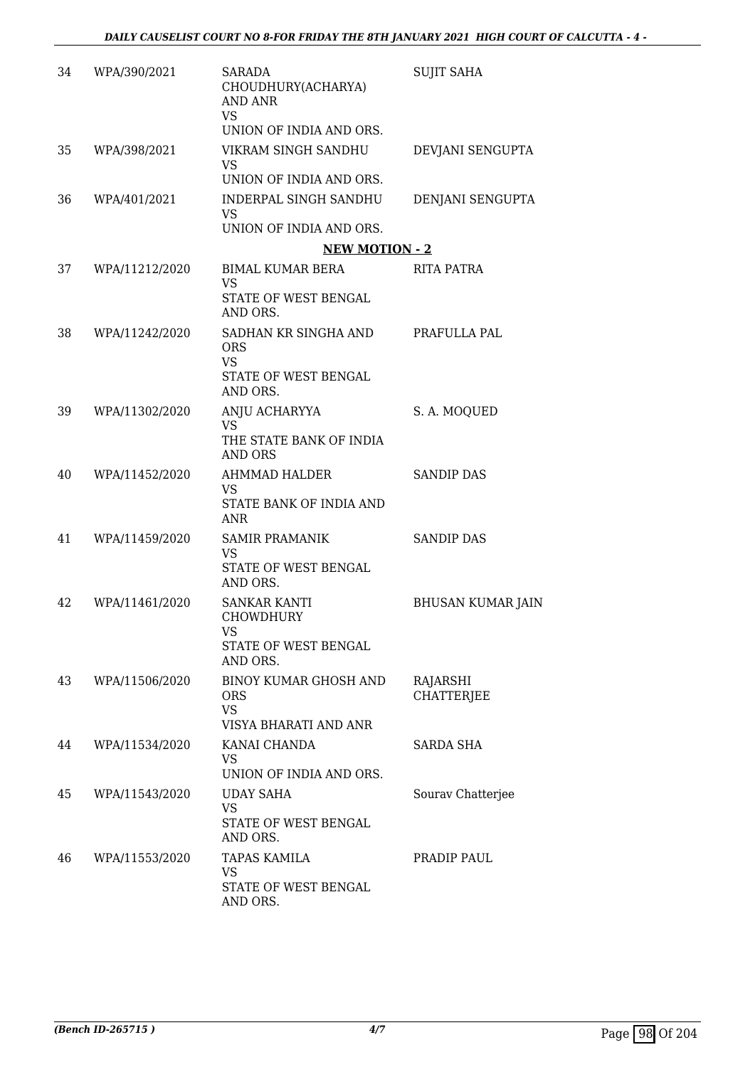| | | | |
|---|---|---|---|
| 34 | WPA/390/2021 | SARADA CHOUDHURY(ACHARYA) AND ANR<br>VS<br>UNION OF INDIA AND ORS. | SUJIT SAHA |
| 35 | WPA/398/2021 | VIKRAM SINGH SANDHU<br>VS<br>UNION OF INDIA AND ORS. | DEVJANI SENGUPTA |
| 36 | WPA/401/2021 | INDERPAL SINGH SANDHU<br>VS<br>UNION OF INDIA AND ORS. | DENJANI SENGUPTA |

**NEW MOTION - 2**

| | | | |
|---|---|---|---|
| 37 | WPA/11212/2020 | BIMAL KUMAR BERA<br>VS<br>STATE OF WEST BENGAL AND ORS. | RITA PATRA |
| 38 | WPA/11242/2020 | SADHAN KR SINGHA AND ORS<br>VS<br>STATE OF WEST BENGAL AND ORS. | PRAFULLA PAL |
| 39 | WPA/11302/2020 | ANJU ACHARYYA<br>VS<br>THE STATE BANK OF INDIA AND ORS | S. A. MOQUED |
| 40 | WPA/11452/2020 | AHMMAD HALDER<br>VS<br>STATE BANK OF INDIA AND ANR | SANDIP DAS |
| 41 | WPA/11459/2020 | SAMIR PRAMANIK<br>VS<br>STATE OF WEST BENGAL AND ORS. | SANDIP DAS |
| 42 | WPA/11461/2020 | SANKAR KANTI CHOWDHURY<br>VS<br>STATE OF WEST BENGAL AND ORS. | BHUSAN KUMAR JAIN |
| 43 | WPA/11506/2020 | BINOY KUMAR GHOSH AND ORS<br>VS<br>VISYA BHARATI AND ANR | RAJARSHI CHATTERJEE |
| 44 | WPA/11534/2020 | KANAI CHANDA<br>VS<br>UNION OF INDIA AND ORS. | SARDA SHA |
| 45 | WPA/11543/2020 | UDAY SAHA<br>VS<br>STATE OF WEST BENGAL AND ORS. | Sourav Chatterjee |
| 46 | WPA/11553/2020 | TAPAS KAMILA<br>VS<br>STATE OF WEST BENGAL AND ORS. | PRADIP PAUL |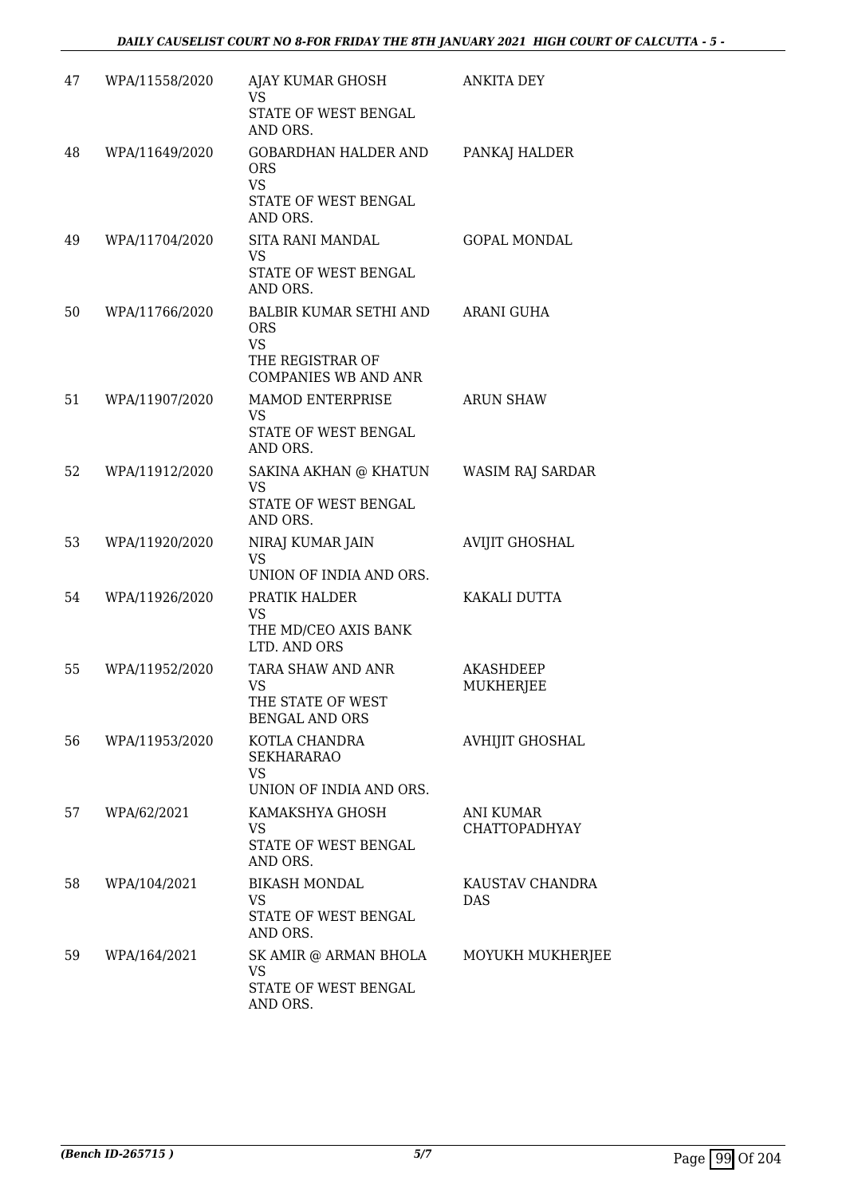| 47 | WPA/11558/2020 | AJAY KUMAR GHOSH<br>VS<br>STATE OF WEST BENGAL AND ORS. | ANKITA DEY |
|---|---|---|---|
| 48 | WPA/11649/2020 | GOBARDHAN HALDER AND ORS<br>VS<br>STATE OF WEST BENGAL AND ORS. | PANKAJ HALDER |
| 49 | WPA/11704/2020 | SITA RANI MANDAL<br>VS<br>STATE OF WEST BENGAL AND ORS. | GOPAL MONDAL |
| 50 | WPA/11766/2020 | BALBIR KUMAR SETHI AND ORS<br>VS<br>THE REGISTRAR OF COMPANIES WB AND ANR | ARANI GUHA |
| 51 | WPA/11907/2020 | MAMOD ENTERPRISE<br>VS<br>STATE OF WEST BENGAL AND ORS. | ARUN SHAW |
| 52 | WPA/11912/2020 | SAKINA AKHAN @ KHATUN<br>VS<br>STATE OF WEST BENGAL AND ORS. | WASIM RAJ SARDAR |
| 53 | WPA/11920/2020 | NIRAJ KUMAR JAIN<br>VS<br>UNION OF INDIA AND ORS. | AVIJIT GHOSHAL |
| 54 | WPA/11926/2020 | PRATIK HALDER<br>VS<br>THE MD/CEO AXIS BANK LTD. AND ORS | KAKALI DUTTA |
| 55 | WPA/11952/2020 | TARA SHAW AND ANR<br>VS<br>THE STATE OF WEST BENGAL AND ORS | AKASHDEEP MUKHERJEE |
| 56 | WPA/11953/2020 | KOTLA CHANDRA SEKHARARAO<br>VS<br>UNION OF INDIA AND ORS. | AVHIJIT GHOSHAL |
| 57 | WPA/62/2021 | KAMAKSHYA GHOSH<br>VS<br>STATE OF WEST BENGAL AND ORS. | ANI KUMAR CHATTOPADHYAY |
| 58 | WPA/104/2021 | BIKASH MONDAL<br>VS<br>STATE OF WEST BENGAL AND ORS. | KAUSTAV CHANDRA DAS |
| 59 | WPA/164/2021 | SK AMIR @ ARMAN BHOLA<br>VS<br>STATE OF WEST BENGAL AND ORS. | MOYUKH MUKHERJEE |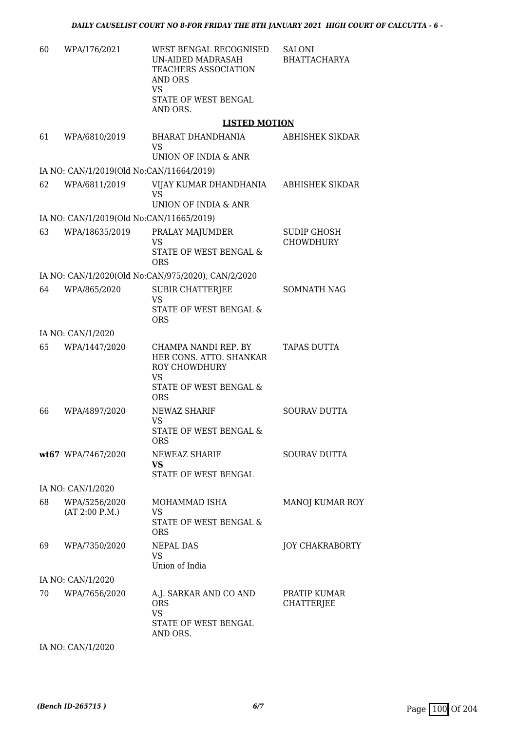| | | | |
|---|---|---|---|
| 60 | WPA/176/2021 | WEST BENGAL RECOGNISED UN-AIDED MADRASAH TEACHERS ASSOCIATION AND ORS<br>VS<br>STATE OF WEST BENGAL AND ORS. | SALONI BHATTACHARYA |

**LISTED MOTION**

| | | | |
|---|---|---|---|
| 61 | WPA/6810/2019 | BHARAT DHANDHANIA<br>VS<br>UNION OF INDIA & ANR | ABHISHEK SIKDAR |
| | IA NO: CAN/1/2019(Old No:CAN/11664/2019) | | |
| 62 | WPA/6811/2019 | VIJAY KUMAR DHANDHANIA<br>VS<br>UNION OF INDIA & ANR | ABHISHEK SIKDAR |
| | IA NO: CAN/1/2019(Old No:CAN/11665/2019) | | |
| 63 | WPA/18635/2019 | PRALAY MAJUMDER<br>VS<br>STATE OF WEST BENGAL & ORS | SUDIP GHOSH CHOWDHURY |
| | IA NO: CAN/1/2020(Old No:CAN/975/2020), CAN/2/2020 | | |
| 64 | WPA/865/2020 | SUBIR CHATTERJEE<br>VS<br>STATE OF WEST BENGAL & ORS | SOMNATH NAG |
| | IA NO: CAN/1/2020 | | |
| 65 | WPA/1447/2020 | CHAMPA NANDI REP. BY HER CONS. ATTO. SHANKAR ROY CHOWDHURY<br>VS<br>STATE OF WEST BENGAL & ORS | TAPAS DUTTA |
| 66 | WPA/4897/2020 | NEWAZ SHARIF<br>VS<br>STATE OF WEST BENGAL & ORS | SOURAV DUTTA |
| **wt67** | WPA/7467/2020 | NEWEAZ SHARIF<br>**VS**<br>STATE OF WEST BENGAL | SOURAV DUTTA |
| | IA NO: CAN/1/2020 | | |
| 68 | WPA/5256/2020 (AT 2:00 P.M.) | MOHAMMAD ISHA<br>VS<br>STATE OF WEST BENGAL & ORS | MANOJ KUMAR ROY |
| 69 | WPA/7350/2020 | NEPAL DAS<br>VS<br>Union of India | JOY CHAKRABORTY |
| | IA NO: CAN/1/2020 | | |
| 70 | WPA/7656/2020 | A.J. SARKAR AND CO AND ORS<br>VS<br>STATE OF WEST BENGAL AND ORS. | PRATIP KUMAR CHATTERJEE |
| | IA NO: CAN/1/2020 | | |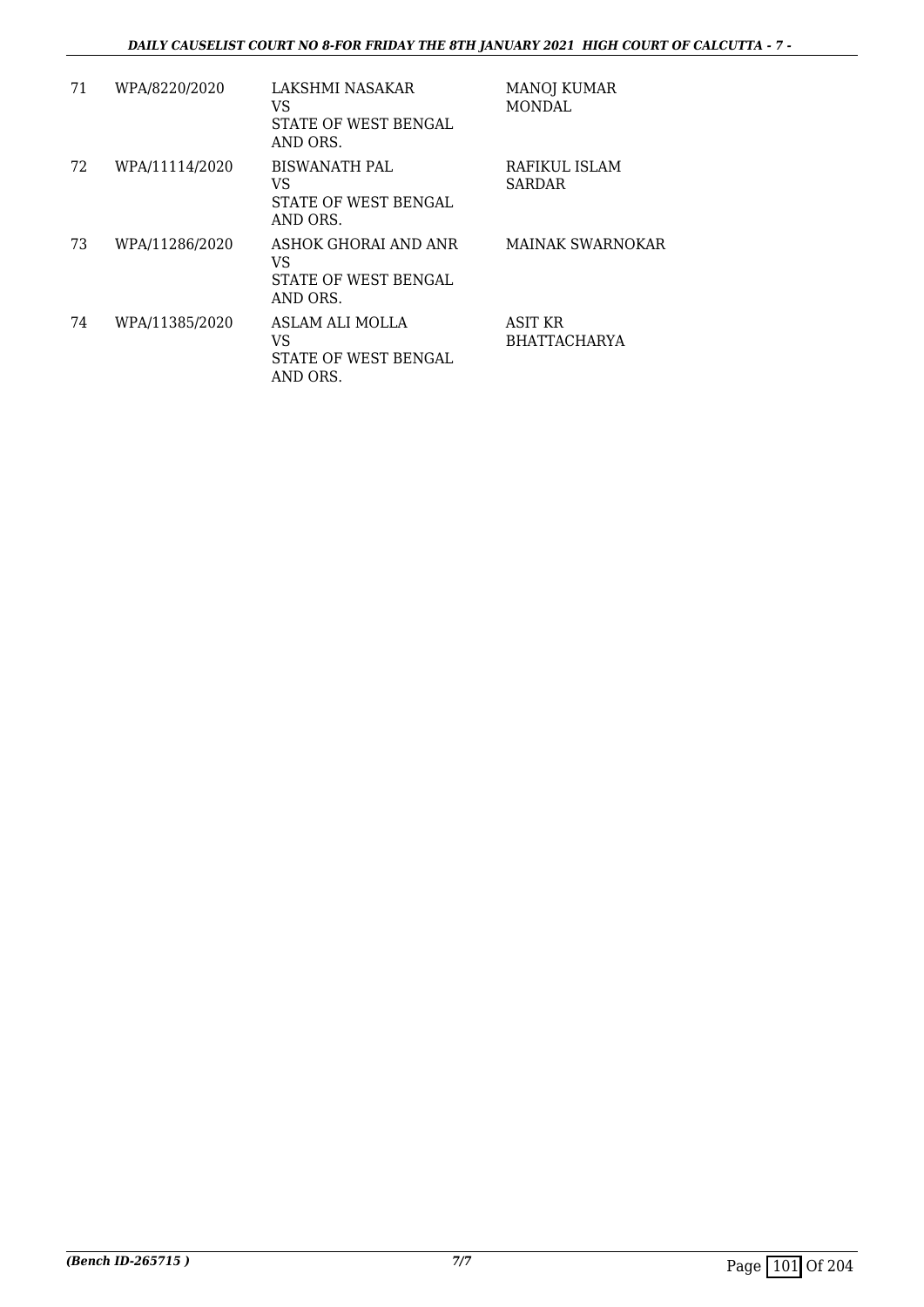| 71 | WPA/8220/2020 | LAKSHMI NASAKAR<br>VS<br>STATE OF WEST BENGAL AND ORS. | MANOJ KUMAR MONDAL |
|---|---|---|---|
| 72 | WPA/11114/2020 | BISWANATH PAL<br>VS<br>STATE OF WEST BENGAL AND ORS. | RAFIKUL ISLAM SARDAR |
| 73 | WPA/11286/2020 | ASHOK GHORAI AND ANR<br>VS<br>STATE OF WEST BENGAL AND ORS. | MAINAK SWARNOKAR |
| 74 | WPA/11385/2020 | ASLAM ALI MOLLA<br>VS<br>STATE OF WEST BENGAL AND ORS. | ASIT KR BHATTACHARYA |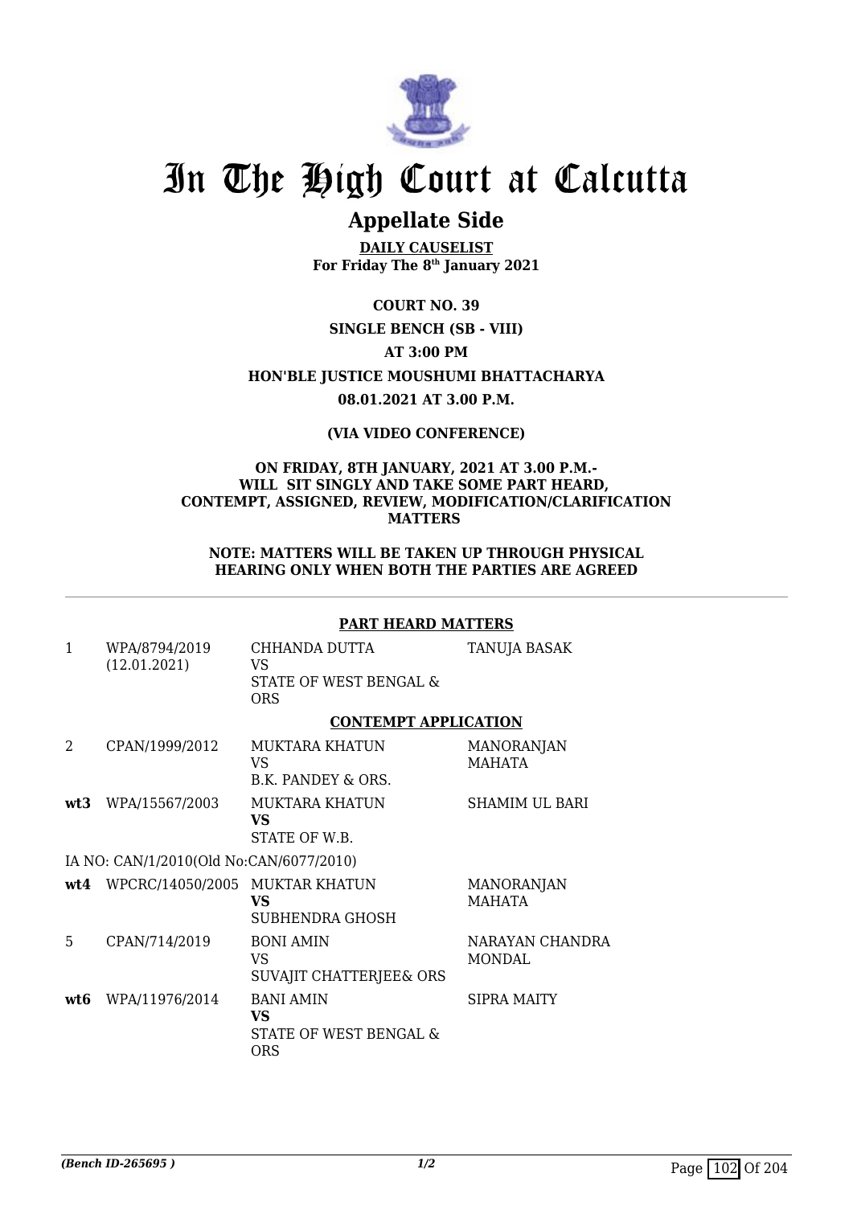# In The High Court at Calcutta

## Appellate Side

**DAILY CAUSELIST**
**For Friday The 8th January 2021**

**COURT NO. 39**

**SINGLE BENCH (SB - VIII)**

**AT 3:00 PM**

**HON'BLE JUSTICE MOUSHUMI BHATTACHARYA**

**08.01.2021 AT 3.00 P.M.**

**(VIA VIDEO CONFERENCE)**

**ON FRIDAY, 8TH JANUARY, 2021 AT 3.00 P.M.- WILL SIT SINGLY AND TAKE SOME PART HEARD, CONTEMPT, ASSIGNED, REVIEW, MODIFICATION/CLARIFICATION MATTERS**

**NOTE: MATTERS WILL BE TAKEN UP THROUGH PHYSICAL HEARING ONLY WHEN BOTH THE PARTIES ARE AGREED**

**PART HEARD MATTERS**

| | | | |
|---|---|---|---|
| 1 | WPA/8794/2019 (12.01.2021) | CHHANDA DUTTA VS STATE OF WEST BENGAL & ORS | TANUJA BASAK |

**CONTEMPT APPLICATION**

| | | | |
|---|---|---|---|
| 2 | CPAN/1999/2012 | MUKTARA KHATUN VS B.K. PANDEY & ORS. | MANORANJAN MAHATA |
| **wt3** | WPA/15567/2003 | MUKTARA KHATUN **VS** STATE OF W.B. | SHAMIM UL BARI |
| IA NO: CAN/1/2010(Old No:CAN/6077/2010) | | | |
| **wt4** | WPCRC/14050/2005 | MUKTAR KHATUN **VS** SUBHENDRA GHOSH | MANORANJAN MAHATA |
| 5 | CPAN/714/2019 | BONI AMIN VS SUVAJIT CHATTERJEE& ORS | NARAYAN CHANDRA MONDAL |
| **wt6** | WPA/11976/2014 | BANI AMIN **VS** STATE OF WEST BENGAL & ORS | SIPRA MAITY |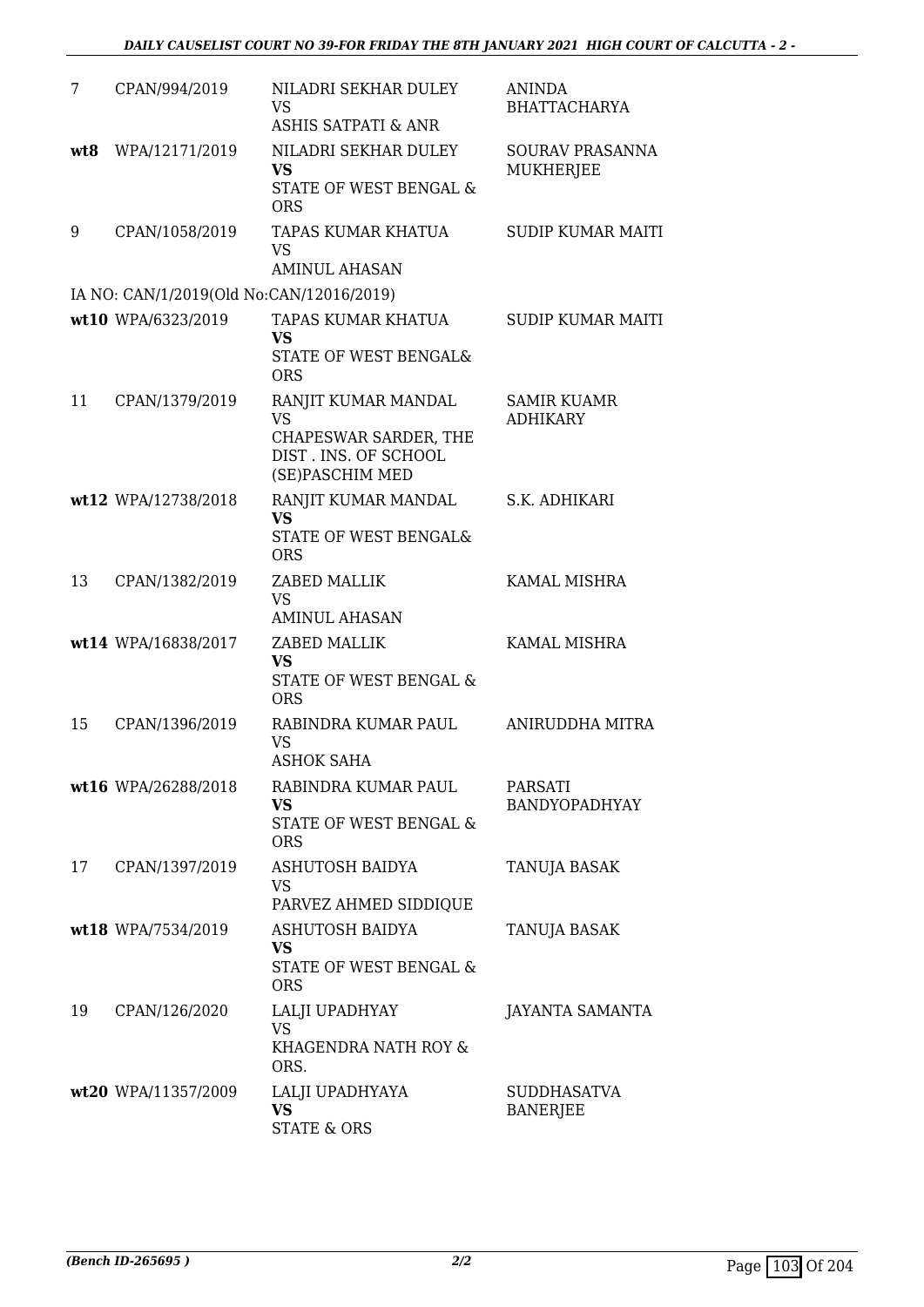| | | | |
|---|---|---|---|
| 7 | CPAN/994/2019 | NILADRI SEKHAR DULEY<br>VS<br>ASHIS SATPATI & ANR | ANINDA BHATTACHARYA |
| **wt8** | WPA/12171/2019 | NILADRI SEKHAR DULEY<br>**VS**<br>STATE OF WEST BENGAL & ORS | SOURAV PRASANNA MUKHERJEE |
| 9 | CPAN/1058/2019 | TAPAS KUMAR KHATUA<br>VS<br>AMINUL AHASAN | SUDIP KUMAR MAITI |
| | IA NO: CAN/1/2019(Old No:CAN/12016/2019) | | |
| **wt10** | WPA/6323/2019 | TAPAS KUMAR KHATUA<br>**VS**<br>STATE OF WEST BENGAL& ORS | SUDIP KUMAR MAITI |
| 11 | CPAN/1379/2019 | RANJIT KUMAR MANDAL<br>VS<br>CHAPESWAR SARDER, THE DIST . INS. OF SCHOOL (SE)PASCHIM MED | SAMIR KUAMR ADHIKARY |
| **wt12** | WPA/12738/2018 | RANJIT KUMAR MANDAL<br>**VS**<br>STATE OF WEST BENGAL& ORS | S.K. ADHIKARI |
| 13 | CPAN/1382/2019 | ZABED MALLIK<br>VS<br>AMINUL AHASAN | KAMAL MISHRA |
| **wt14** | WPA/16838/2017 | ZABED MALLIK<br>**VS**<br>STATE OF WEST BENGAL & ORS | KAMAL MISHRA |
| 15 | CPAN/1396/2019 | RABINDRA KUMAR PAUL<br>VS<br>ASHOK SAHA | ANIRUDDHA MITRA |
| **wt16** | WPA/26288/2018 | RABINDRA KUMAR PAUL<br>**VS**<br>STATE OF WEST BENGAL & ORS | PARSATI BANDYOPADHYAY |
| 17 | CPAN/1397/2019 | ASHUTOSH BAIDYA<br>VS<br>PARVEZ AHMED SIDDIQUE | TANUJA BASAK |
| **wt18** | WPA/7534/2019 | ASHUTOSH BAIDYA<br>**VS**<br>STATE OF WEST BENGAL & ORS | TANUJA BASAK |
| 19 | CPAN/126/2020 | LALJI UPADHYAY<br>VS<br>KHAGENDRA NATH ROY & ORS. | JAYANTA SAMANTA |
| **wt20** | WPA/11357/2009 | LALJI UPADHYAYA<br>**VS**<br>STATE & ORS | SUDDHASATVA BANERJEE |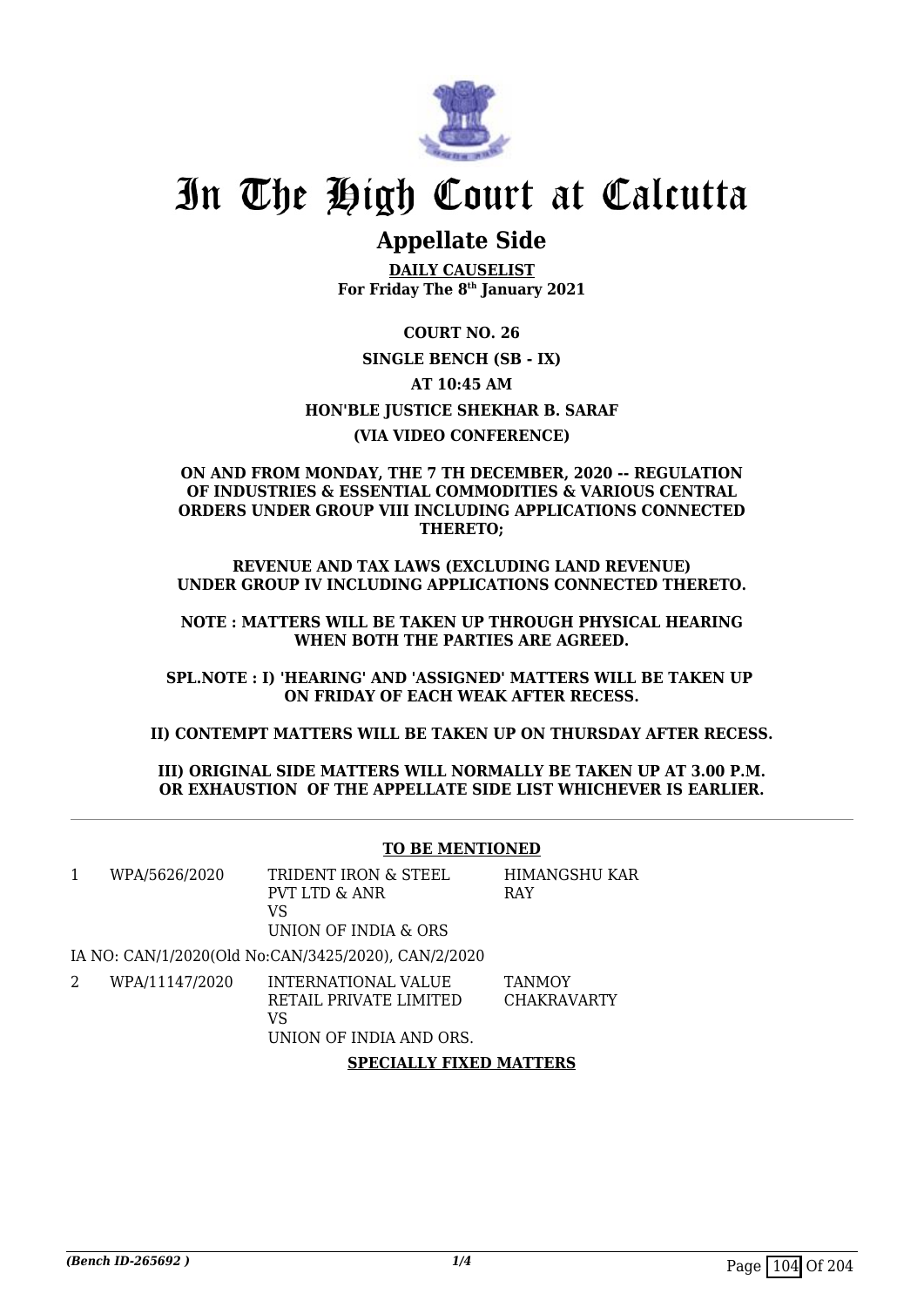# In The High Court at Calcutta

## Appellate Side

**DAILY CAUSELIST**
**For Friday The 8th January 2021**

**COURT NO. 26**

**SINGLE BENCH (SB - IX)**

**AT 10:45 AM**

**HON'BLE JUSTICE SHEKHAR B. SARAF**

**(VIA VIDEO CONFERENCE)**

**ON AND FROM MONDAY, THE 7 TH DECEMBER, 2020 -- REGULATION OF INDUSTRIES & ESSENTIAL COMMODITIES & VARIOUS CENTRAL ORDERS UNDER GROUP VIII INCLUDING APPLICATIONS CONNECTED THERETO;**

**REVENUE AND TAX LAWS (EXCLUDING LAND REVENUE) UNDER GROUP IV INCLUDING APPLICATIONS CONNECTED THERETO.**

**NOTE : MATTERS WILL BE TAKEN UP THROUGH PHYSICAL HEARING WHEN BOTH THE PARTIES ARE AGREED.**

**SPL.NOTE : I) 'HEARING' AND 'ASSIGNED' MATTERS WILL BE TAKEN UP ON FRIDAY OF EACH WEAK AFTER RECESS.**

**II) CONTEMPT MATTERS WILL BE TAKEN UP ON THURSDAY AFTER RECESS.**

**III) ORIGINAL SIDE MATTERS WILL NORMALLY BE TAKEN UP AT 3.00 P.M. OR EXHAUSTION OF THE APPELLATE SIDE LIST WHICHEVER IS EARLIER.**

**TO BE MENTIONED**

| | | | |
|---|---|---|---|
| 1 | WPA/5626/2020 | TRIDENT IRON & STEEL PVT LTD & ANR<br>VS<br>UNION OF INDIA & ORS | HIMANGSHU KAR RAY |

IA NO: CAN/1/2020(Old No:CAN/3425/2020), CAN/2/2020

| | | | |
|---|---|---|---|
| 2 | WPA/11147/2020 | INTERNATIONAL VALUE RETAIL PRIVATE LIMITED<br>VS<br>UNION OF INDIA AND ORS. | TANMOY CHAKRAVARTY |

**SPECIALLY FIXED MATTERS**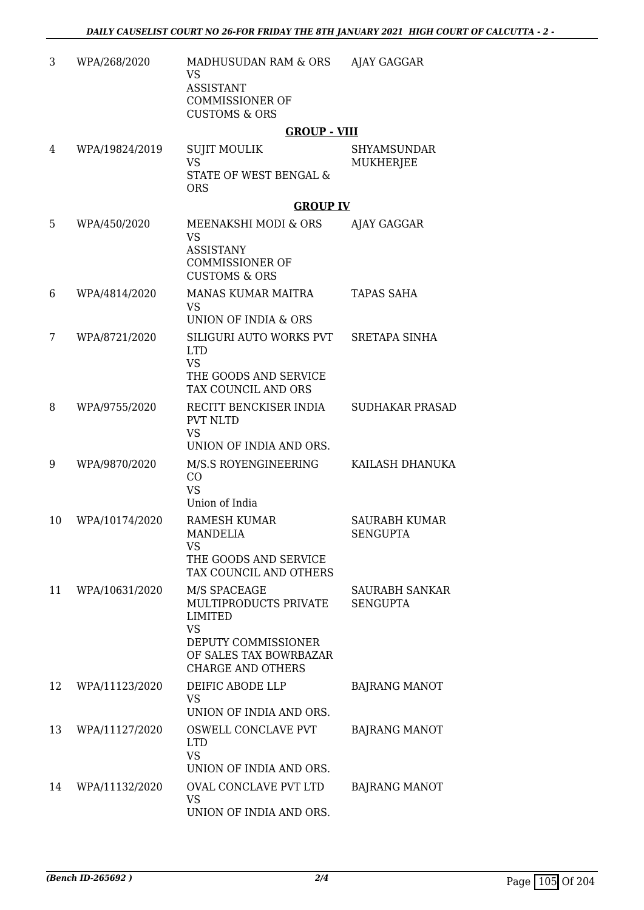| 3 | WPA/268/2020 | MADHUSUDAN RAM & ORS<br>VS<br>ASSISTANT COMMISSIONER OF CUSTOMS & ORS | AJAY GAGGAR |
|---|---|---|---|

**GROUP - VIII**

| 4 | WPA/19824/2019 | SUJIT MOULIK<br>VS<br>STATE OF WEST BENGAL & ORS | SHYAMSUNDAR MUKHERJEE |
|---|---|---|---|

**GROUP IV**

| 5 | WPA/450/2020 | MEENAKSHI MODI & ORS<br>VS<br>ASSISTANY COMMISSIONER OF CUSTOMS & ORS | AJAY GAGGAR |
|---|---|---|---|
| 6 | WPA/4814/2020 | MANAS KUMAR MAITRA<br>VS<br>UNION OF INDIA & ORS | TAPAS SAHA |
| 7 | WPA/8721/2020 | SILIGURI AUTO WORKS PVT LTD<br>VS<br>THE GOODS AND SERVICE TAX COUNCIL AND ORS | SRETAPA SINHA |
| 8 | WPA/9755/2020 | RECITT BENCKISER INDIA PVT NLTD<br>VS<br>UNION OF INDIA AND ORS. | SUDHAKAR PRASAD |
| 9 | WPA/9870/2020 | M/S.S ROYENGINEERING CO<br>VS<br>Union of India | KAILASH DHANUKA |
| 10 | WPA/10174/2020 | RAMESH KUMAR MANDELIA<br>VS<br>THE GOODS AND SERVICE TAX COUNCIL AND OTHERS | SAURABH KUMAR SENGUPTA |
| 11 | WPA/10631/2020 | M/S SPACEAGE MULTIPRODUCTS PRIVATE LIMITED<br>VS<br>DEPUTY COMMISSIONER OF SALES TAX BOWRBAZAR CHARGE AND OTHERS | SAURABH SANKAR SENGUPTA |
| 12 | WPA/11123/2020 | DEIFIC ABODE LLP<br>VS<br>UNION OF INDIA AND ORS. | BAJRANG MANOT |
| 13 | WPA/11127/2020 | OSWELL CONCLAVE PVT LTD<br>VS<br>UNION OF INDIA AND ORS. | BAJRANG MANOT |
| 14 | WPA/11132/2020 | OVAL CONCLAVE PVT LTD<br>VS<br>UNION OF INDIA AND ORS. | BAJRANG MANOT |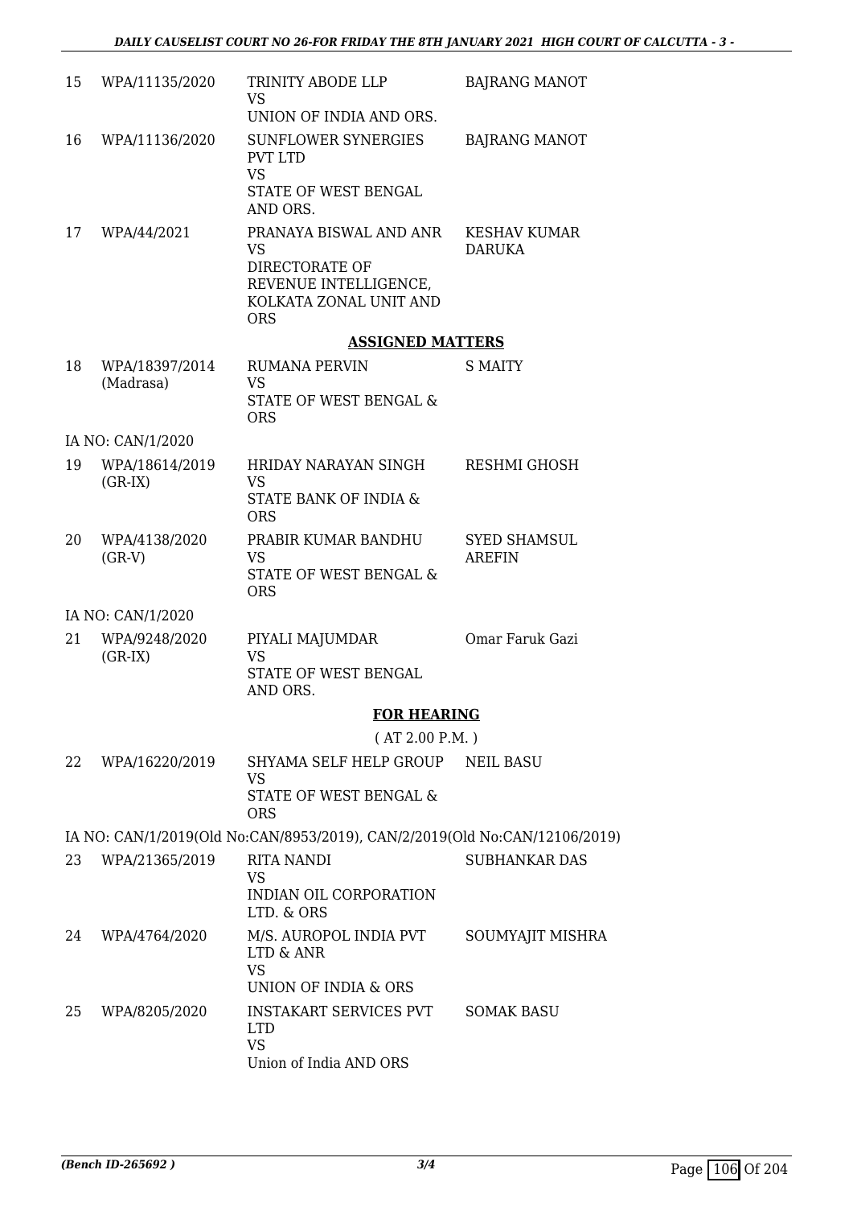| | | | |
|---|---|---|---|
| 15 | WPA/11135/2020 | TRINITY ABODE LLP<br>VS<br>UNION OF INDIA AND ORS. | BAJRANG MANOT |
| 16 | WPA/11136/2020 | SUNFLOWER SYNERGIES PVT LTD<br>VS<br>STATE OF WEST BENGAL AND ORS. | BAJRANG MANOT |
| 17 | WPA/44/2021 | PRANAYA BISWAL AND ANR<br>VS<br>DIRECTORATE OF REVENUE INTELLIGENCE, KOLKATA ZONAL UNIT AND ORS | KESHAV KUMAR DARUKA |

**ASSIGNED MATTERS**

| | | | |
|---|---|---|---|
| 18 | WPA/18397/2014 (Madrasa) | RUMANA PERVIN<br>VS<br>STATE OF WEST BENGAL & ORS | S MAITY |
| | IA NO: CAN/1/2020 | | |
| 19 | WPA/18614/2019 (GR-IX) | HRIDAY NARAYAN SINGH<br>VS<br>STATE BANK OF INDIA & ORS | RESHMI GHOSH |
| 20 | WPA/4138/2020 (GR-V) | PRABIR KUMAR BANDHU<br>VS<br>STATE OF WEST BENGAL & ORS | SYED SHAMSUL AREFIN |
| | IA NO: CAN/1/2020 | | |
| 21 | WPA/9248/2020 (GR-IX) | PIYALI MAJUMDAR<br>VS<br>STATE OF WEST BENGAL AND ORS. | Omar Faruk Gazi |

**FOR HEARING**

( AT 2.00 P.M. )

| | | | |
|---|---|---|---|
| 22 | WPA/16220/2019 | SHYAMA SELF HELP GROUP<br>VS<br>STATE OF WEST BENGAL & ORS | NEIL BASU |
| | IA NO: CAN/1/2019(Old No:CAN/8953/2019), CAN/2/2019(Old No:CAN/12106/2019) | | |
| 23 | WPA/21365/2019 | RITA NANDI<br>VS<br>INDIAN OIL CORPORATION LTD. & ORS | SUBHANKAR DAS |
| 24 | WPA/4764/2020 | M/S. AUROPOL INDIA PVT LTD & ANR<br>VS<br>UNION OF INDIA & ORS | SOUMYAJIT MISHRA |
| 25 | WPA/8205/2020 | INSTAKART SERVICES PVT LTD<br>VS<br>Union of India AND ORS | SOMAK BASU |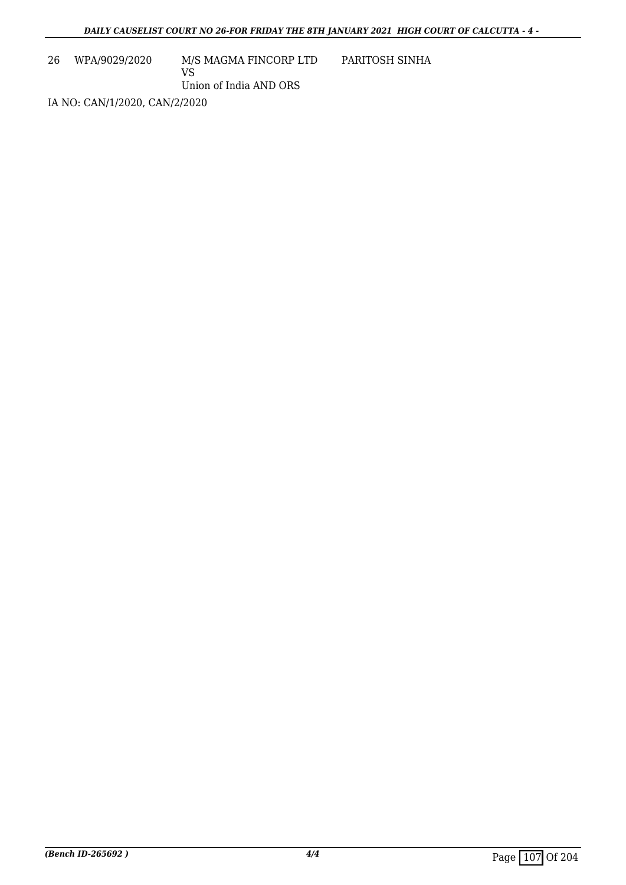| 26 | WPA/9029/2020 | M/S MAGMA FINCORP LTD<br>VS<br>Union of India AND ORS | PARITOSH SINHA |
|---|---|---|---|

IA NO: CAN/1/2020, CAN/2/2020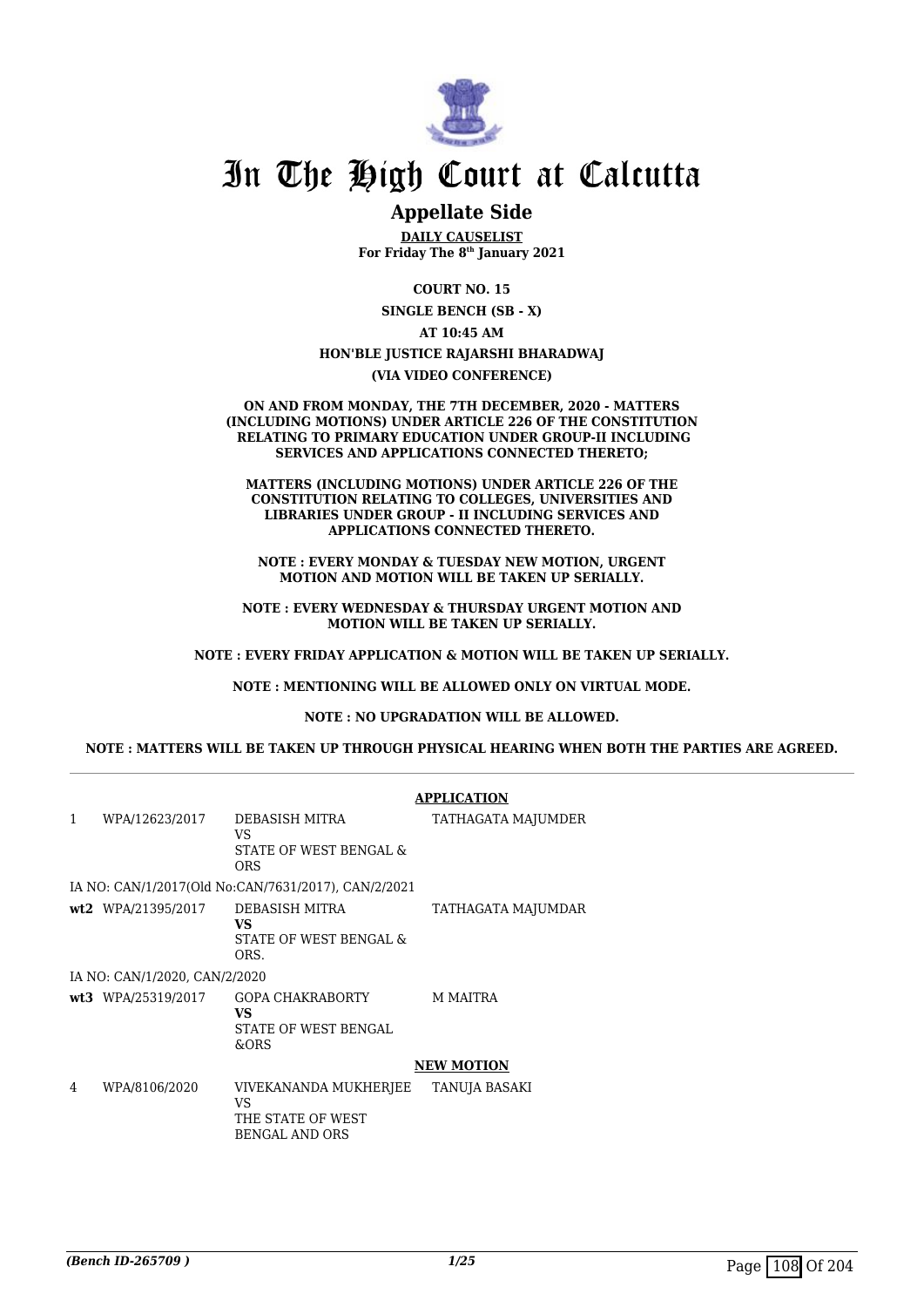# In The High Court at Calcutta

## Appellate Side

**DAILY CAUSELIST**
**For Friday The 8th January 2021**

**COURT NO. 15**

**SINGLE BENCH (SB - X)**

**AT 10:45 AM**

**HON'BLE JUSTICE RAJARSHI BHARADWAJ**

**(VIA VIDEO CONFERENCE)**

**ON AND FROM MONDAY, THE 7TH DECEMBER, 2020 - MATTERS (INCLUDING MOTIONS) UNDER ARTICLE 226 OF THE CONSTITUTION RELATING TO PRIMARY EDUCATION UNDER GROUP-II INCLUDING SERVICES AND APPLICATIONS CONNECTED THERETO;**

**MATTERS (INCLUDING MOTIONS) UNDER ARTICLE 226 OF THE CONSTITUTION RELATING TO COLLEGES, UNIVERSITIES AND LIBRARIES UNDER GROUP - II INCLUDING SERVICES AND APPLICATIONS CONNECTED THERETO.**

**NOTE : EVERY MONDAY & TUESDAY NEW MOTION, URGENT MOTION AND MOTION WILL BE TAKEN UP SERIALLY.**

**NOTE : EVERY WEDNESDAY & THURSDAY URGENT MOTION AND MOTION WILL BE TAKEN UP SERIALLY.**

**NOTE : EVERY FRIDAY APPLICATION & MOTION WILL BE TAKEN UP SERIALLY.**

**NOTE : MENTIONING WILL BE ALLOWED ONLY ON VIRTUAL MODE.**

**NOTE : NO UPGRADATION WILL BE ALLOWED.**

**NOTE : MATTERS WILL BE TAKEN UP THROUGH PHYSICAL HEARING WHEN BOTH THE PARTIES ARE AGREED.**

**APPLICATION**

| | | | |
|---|---|---|---|
| 1 | WPA/12623/2017 | DEBASISH MITRA VS STATE OF WEST BENGAL & ORS | TATHAGATA MAJUMDER |
| | IA NO: CAN/1/2017(Old No:CAN/7631/2017), CAN/2/2021 | | |
| **wt2** | WPA/21395/2017 | DEBASISH MITRA **VS** STATE OF WEST BENGAL & ORS. | TATHAGATA MAJUMDAR |
| | IA NO: CAN/1/2020, CAN/2/2020 | | |
| **wt3** | WPA/25319/2017 | GOPA CHAKRABORTY **VS** STATE OF WEST BENGAL &ORS | M MAITRA |

**NEW MOTION**

| | | | |
|---|---|---|---|
| 4 | WPA/8106/2020 | VIVEKANANDA MUKHERJEE VS THE STATE OF WEST BENGAL AND ORS | TANUJA BASAKI |

*(Bench ID-265709 )*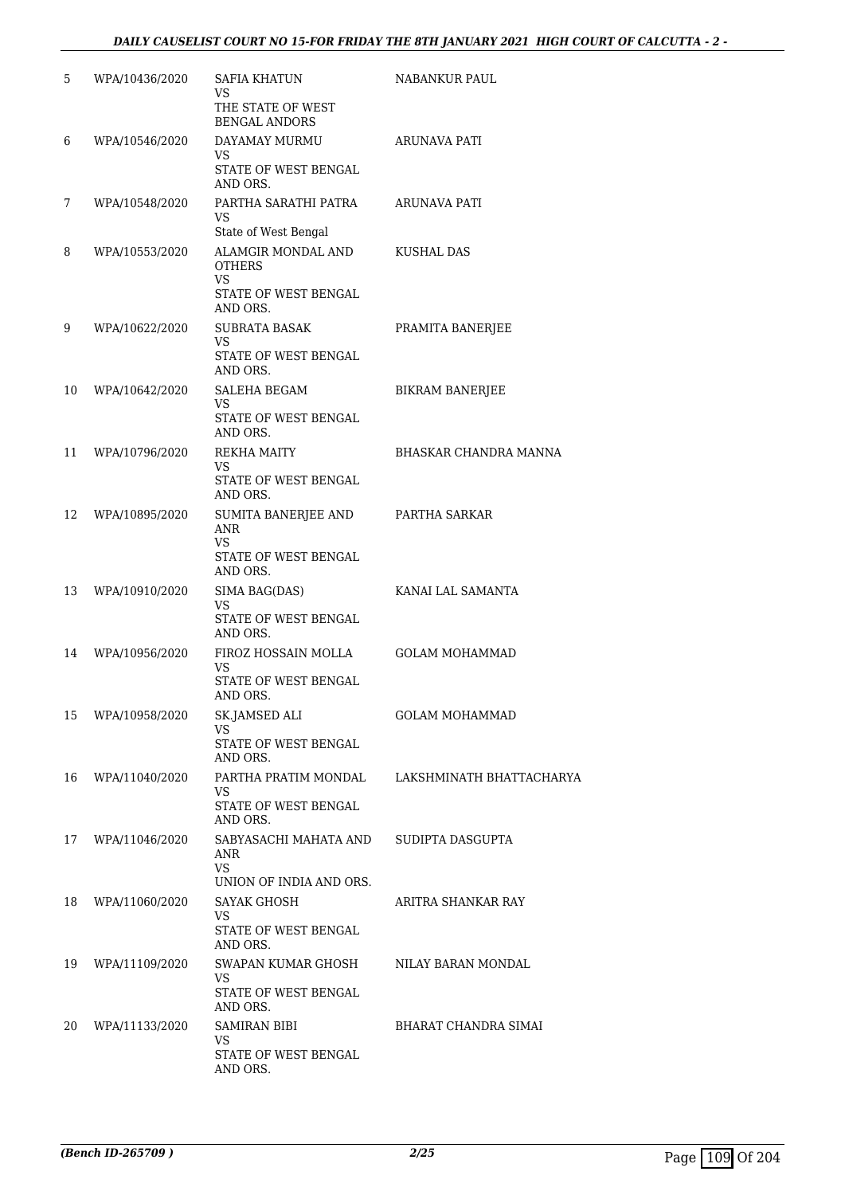| | | | |
|---|---|---|---|
| 5 | WPA/10436/2020 | SAFIA KHATUN<br>VS<br>THE STATE OF WEST BENGAL ANDORS | NABANKUR PAUL |
| 6 | WPA/10546/2020 | DAYAMAY MURMU<br>VS<br>STATE OF WEST BENGAL AND ORS. | ARUNAVA PATI |
| 7 | WPA/10548/2020 | PARTHA SARATHI PATRA<br>VS<br>State of West Bengal | ARUNAVA PATI |
| 8 | WPA/10553/2020 | ALAMGIR MONDAL AND OTHERS<br>VS<br>STATE OF WEST BENGAL AND ORS. | KUSHAL DAS |
| 9 | WPA/10622/2020 | SUBRATA BASAK<br>VS<br>STATE OF WEST BENGAL AND ORS. | PRAMITA BANERJEE |
| 10 | WPA/10642/2020 | SALEHA BEGAM<br>VS<br>STATE OF WEST BENGAL AND ORS. | BIKRAM BANERJEE |
| 11 | WPA/10796/2020 | REKHA MAITY<br>VS<br>STATE OF WEST BENGAL AND ORS. | BHASKAR CHANDRA MANNA |
| 12 | WPA/10895/2020 | SUMITA BANERJEE AND ANR<br>VS<br>STATE OF WEST BENGAL AND ORS. | PARTHA SARKAR |
| 13 | WPA/10910/2020 | SIMA BAG(DAS)<br>VS<br>STATE OF WEST BENGAL AND ORS. | KANAI LAL SAMANTA |
| 14 | WPA/10956/2020 | FIROZ HOSSAIN MOLLA<br>VS<br>STATE OF WEST BENGAL AND ORS. | GOLAM MOHAMMAD |
| 15 | WPA/10958/2020 | SK.JAMSED ALI<br>VS<br>STATE OF WEST BENGAL AND ORS. | GOLAM MOHAMMAD |
| 16 | WPA/11040/2020 | PARTHA PRATIM MONDAL<br>VS<br>STATE OF WEST BENGAL AND ORS. | LAKSHMINATH BHATTACHARYA |
| 17 | WPA/11046/2020 | SABYASACHI MAHATA AND ANR<br>VS<br>UNION OF INDIA AND ORS. | SUDIPTA DASGUPTA |
| 18 | WPA/11060/2020 | SAYAK GHOSH<br>VS<br>STATE OF WEST BENGAL AND ORS. | ARITRA SHANKAR RAY |
| 19 | WPA/11109/2020 | SWAPAN KUMAR GHOSH<br>VS<br>STATE OF WEST BENGAL AND ORS. | NILAY BARAN MONDAL |
| 20 | WPA/11133/2020 | SAMIRAN BIBI<br>VS<br>STATE OF WEST BENGAL AND ORS. | BHARAT CHANDRA SIMAI |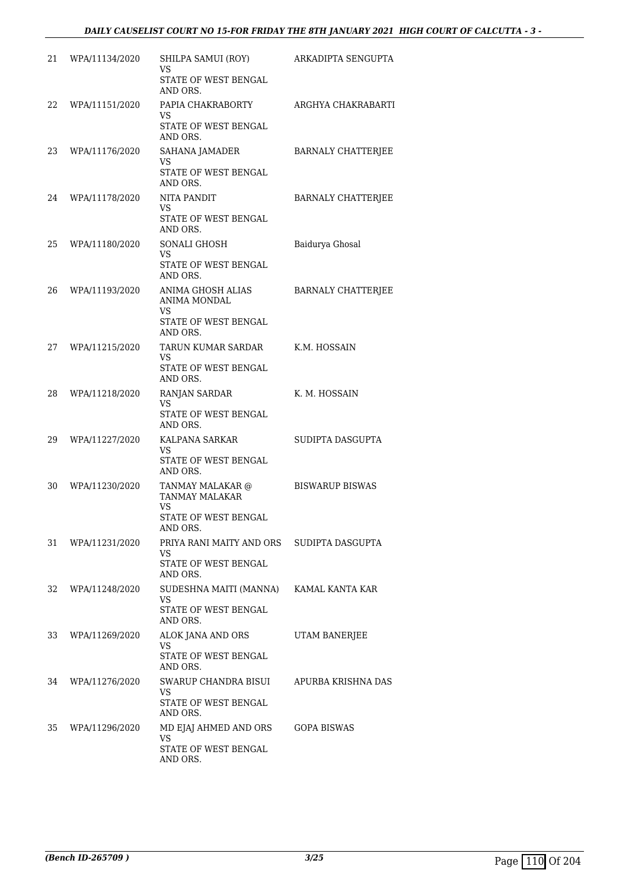| | | | |
|---|---|---|---|
| 21 | WPA/11134/2020 | SHILPA SAMUI (ROY)<br>VS<br>STATE OF WEST BENGAL AND ORS. | ARKADIPTA SENGUPTA |
| 22 | WPA/11151/2020 | PAPIA CHAKRABORTY<br>VS<br>STATE OF WEST BENGAL AND ORS. | ARGHYA CHAKRABARTI |
| 23 | WPA/11176/2020 | SAHANA JAMADER<br>VS<br>STATE OF WEST BENGAL AND ORS. | BARNALY CHATTERJEE |
| 24 | WPA/11178/2020 | NITA PANDIT<br>VS<br>STATE OF WEST BENGAL AND ORS. | BARNALY CHATTERJEE |
| 25 | WPA/11180/2020 | SONALI GHOSH<br>VS<br>STATE OF WEST BENGAL AND ORS. | Baidurya Ghosal |
| 26 | WPA/11193/2020 | ANIMA GHOSH ALIAS ANIMA MONDAL<br>VS<br>STATE OF WEST BENGAL AND ORS. | BARNALY CHATTERJEE |
| 27 | WPA/11215/2020 | TARUN KUMAR SARDAR<br>VS<br>STATE OF WEST BENGAL AND ORS. | K.M. HOSSAIN |
| 28 | WPA/11218/2020 | RANJAN SARDAR<br>VS<br>STATE OF WEST BENGAL AND ORS. | K. M. HOSSAIN |
| 29 | WPA/11227/2020 | KALPANA SARKAR<br>VS<br>STATE OF WEST BENGAL AND ORS. | SUDIPTA DASGUPTA |
| 30 | WPA/11230/2020 | TANMAY MALAKAR @ TANMAY MALAKAR<br>VS<br>STATE OF WEST BENGAL AND ORS. | BISWARUP BISWAS |
| 31 | WPA/11231/2020 | PRIYA RANI MAITY AND ORS<br>VS<br>STATE OF WEST BENGAL AND ORS. | SUDIPTA DASGUPTA |
| 32 | WPA/11248/2020 | SUDESHNA MAITI (MANNA)<br>VS<br>STATE OF WEST BENGAL AND ORS. | KAMAL KANTA KAR |
| 33 | WPA/11269/2020 | ALOK JANA AND ORS<br>VS<br>STATE OF WEST BENGAL AND ORS. | UTAM BANERJEE |
| 34 | WPA/11276/2020 | SWARUP CHANDRA BISUI<br>VS<br>STATE OF WEST BENGAL AND ORS. | APURBA KRISHNA DAS |
| 35 | WPA/11296/2020 | MD EJAJ AHMED AND ORS<br>VS<br>STATE OF WEST BENGAL AND ORS. | GOPA BISWAS |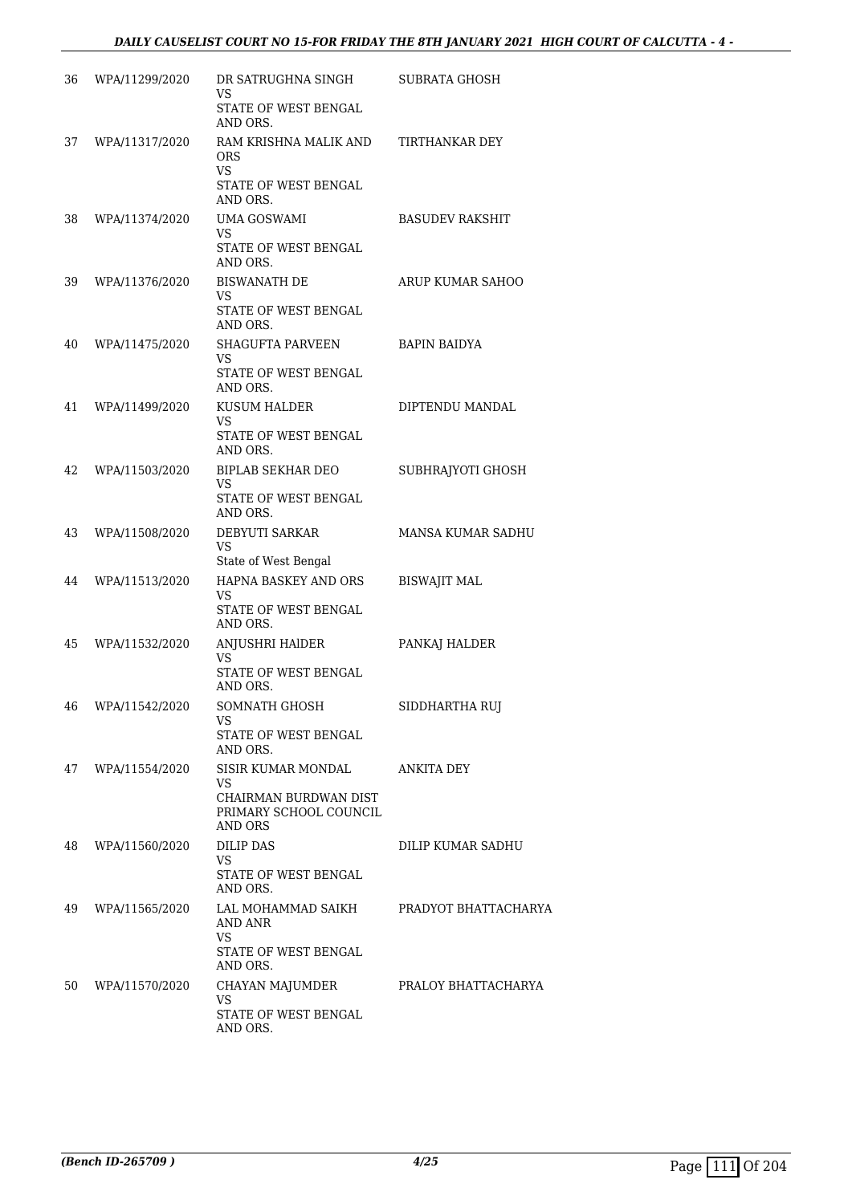| | | | |
|---|---|---|---|
| 36 | WPA/11299/2020 | DR SATRUGHNA SINGH<br>VS<br>STATE OF WEST BENGAL AND ORS. | SUBRATA GHOSH |
| 37 | WPA/11317/2020 | RAM KRISHNA MALIK AND ORS<br>VS<br>STATE OF WEST BENGAL AND ORS. | TIRTHANKAR DEY |
| 38 | WPA/11374/2020 | UMA GOSWAMI<br>VS<br>STATE OF WEST BENGAL AND ORS. | BASUDEV RAKSHIT |
| 39 | WPA/11376/2020 | BISWANATH DE<br>VS<br>STATE OF WEST BENGAL AND ORS. | ARUP KUMAR SAHOO |
| 40 | WPA/11475/2020 | SHAGUFTA PARVEEN<br>VS<br>STATE OF WEST BENGAL AND ORS. | BAPIN BAIDYA |
| 41 | WPA/11499/2020 | KUSUM HALDER<br>VS<br>STATE OF WEST BENGAL AND ORS. | DIPTENDU MANDAL |
| 42 | WPA/11503/2020 | BIPLAB SEKHAR DEO<br>VS<br>STATE OF WEST BENGAL AND ORS. | SUBHRAJYOTI GHOSH |
| 43 | WPA/11508/2020 | DEBYUTI SARKAR<br>VS<br>State of West Bengal | MANSA KUMAR SADHU |
| 44 | WPA/11513/2020 | HAPNA BASKEY AND ORS<br>VS<br>STATE OF WEST BENGAL AND ORS. | BISWAJIT MAL |
| 45 | WPA/11532/2020 | ANJUSHRI HAlDER<br>VS<br>STATE OF WEST BENGAL AND ORS. | PANKAJ HALDER |
| 46 | WPA/11542/2020 | SOMNATH GHOSH<br>VS<br>STATE OF WEST BENGAL AND ORS. | SIDDHARTHA RUJ |
| 47 | WPA/11554/2020 | SISIR KUMAR MONDAL<br>VS<br>CHAIRMAN BURDWAN DIST PRIMARY SCHOOL COUNCIL AND ORS | ANKITA DEY |
| 48 | WPA/11560/2020 | DILIP DAS<br>VS<br>STATE OF WEST BENGAL AND ORS. | DILIP KUMAR SADHU |
| 49 | WPA/11565/2020 | LAL MOHAMMAD SAIKH AND ANR<br>VS<br>STATE OF WEST BENGAL AND ORS. | PRADYOT BHATTACHARYA |
| 50 | WPA/11570/2020 | CHAYAN MAJUMDER<br>VS<br>STATE OF WEST BENGAL AND ORS. | PRALOY BHATTACHARYA |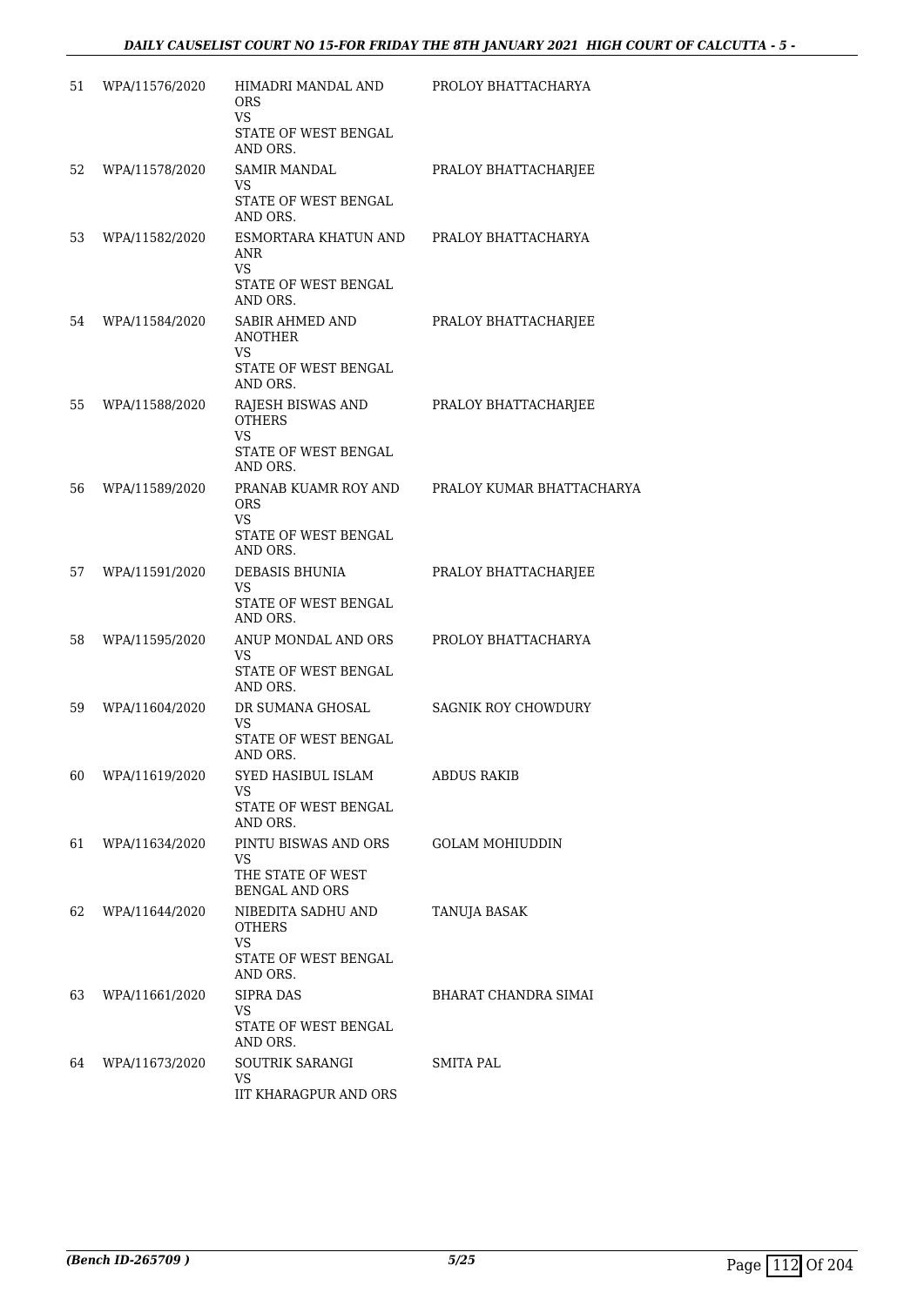| 51 | WPA/11576/2020 | HIMADRI MANDAL AND ORS VS STATE OF WEST BENGAL AND ORS. | PROLOY BHATTACHARYA |
|---|---|---|---|
| 52 | WPA/11578/2020 | SAMIR MANDAL VS STATE OF WEST BENGAL AND ORS. | PRALOY BHATTACHARJEE |
| 53 | WPA/11582/2020 | ESMORTARA KHATUN AND ANR VS STATE OF WEST BENGAL AND ORS. | PRALOY BHATTACHARYA |
| 54 | WPA/11584/2020 | SABIR AHMED AND ANOTHER VS STATE OF WEST BENGAL AND ORS. | PRALOY BHATTACHARJEE |
| 55 | WPA/11588/2020 | RAJESH BISWAS AND OTHERS VS STATE OF WEST BENGAL AND ORS. | PRALOY BHATTACHARJEE |
| 56 | WPA/11589/2020 | PRANAB KUAMR ROY AND ORS VS STATE OF WEST BENGAL AND ORS. | PRALOY KUMAR BHATTACHARYA |
| 57 | WPA/11591/2020 | DEBASIS BHUNIA VS STATE OF WEST BENGAL AND ORS. | PRALOY BHATTACHARJEE |
| 58 | WPA/11595/2020 | ANUP MONDAL AND ORS VS STATE OF WEST BENGAL AND ORS. | PROLOY BHATTACHARYA |
| 59 | WPA/11604/2020 | DR SUMANA GHOSAL VS STATE OF WEST BENGAL AND ORS. | SAGNIK ROY CHOWDURY |
| 60 | WPA/11619/2020 | SYED HASIBUL ISLAM VS STATE OF WEST BENGAL AND ORS. | ABDUS RAKIB |
| 61 | WPA/11634/2020 | PINTU BISWAS AND ORS VS THE STATE OF WEST BENGAL AND ORS | GOLAM MOHIUDDIN |
| 62 | WPA/11644/2020 | NIBEDITA SADHU AND OTHERS VS STATE OF WEST BENGAL AND ORS. | TANUJA BASAK |
| 63 | WPA/11661/2020 | SIPRA DAS VS STATE OF WEST BENGAL AND ORS. | BHARAT CHANDRA SIMAI |
| 64 | WPA/11673/2020 | SOUTRIK SARANGI VS IIT KHARAGPUR AND ORS | SMITA PAL |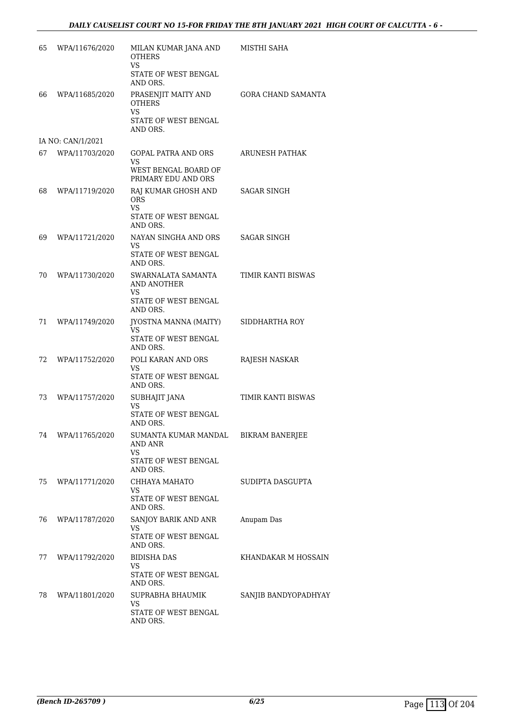| | | | |
|---|---|---|---|
| 65 | WPA/11676/2020 | MILAN KUMAR JANA AND OTHERS<br>VS<br>STATE OF WEST BENGAL AND ORS. | MISTHI SAHA |
| 66 | WPA/11685/2020 | PRASENJIT MAITY AND OTHERS<br>VS<br>STATE OF WEST BENGAL AND ORS. | GORA CHAND SAMANTA |
| | IA NO: CAN/1/2021 | | |
| 67 | WPA/11703/2020 | GOPAL PATRA AND ORS<br>VS<br>WEST BENGAL BOARD OF PRIMARY EDU AND ORS | ARUNESH PATHAK |
| 68 | WPA/11719/2020 | RAJ KUMAR GHOSH AND ORS<br>VS<br>STATE OF WEST BENGAL AND ORS. | SAGAR SINGH |
| 69 | WPA/11721/2020 | NAYAN SINGHA AND ORS<br>VS<br>STATE OF WEST BENGAL AND ORS. | SAGAR SINGH |
| 70 | WPA/11730/2020 | SWARNALATA SAMANTA AND ANOTHER<br>VS<br>STATE OF WEST BENGAL AND ORS. | TIMIR KANTI BISWAS |
| 71 | WPA/11749/2020 | JYOSTNA MANNA (MAITY)<br>VS<br>STATE OF WEST BENGAL AND ORS. | SIDDHARTHA ROY |
| 72 | WPA/11752/2020 | POLI KARAN AND ORS<br>VS<br>STATE OF WEST BENGAL AND ORS. | RAJESH NASKAR |
| 73 | WPA/11757/2020 | SUBHAJIT JANA<br>VS<br>STATE OF WEST BENGAL AND ORS. | TIMIR KANTI BISWAS |
| 74 | WPA/11765/2020 | SUMANTA KUMAR MANDAL AND ANR<br>VS<br>STATE OF WEST BENGAL AND ORS. | BIKRAM BANERJEE |
| 75 | WPA/11771/2020 | CHHAYA MAHATO<br>VS<br>STATE OF WEST BENGAL AND ORS. | SUDIPTA DASGUPTA |
| 76 | WPA/11787/2020 | SANJOY BARIK AND ANR<br>VS<br>STATE OF WEST BENGAL AND ORS. | Anupam Das |
| 77 | WPA/11792/2020 | BIDISHA DAS<br>VS<br>STATE OF WEST BENGAL AND ORS. | KHANDAKAR M HOSSAIN |
| 78 | WPA/11801/2020 | SUPRABHA BHAUMIK<br>VS<br>STATE OF WEST BENGAL AND ORS. | SANJIB BANDYOPADHYAY |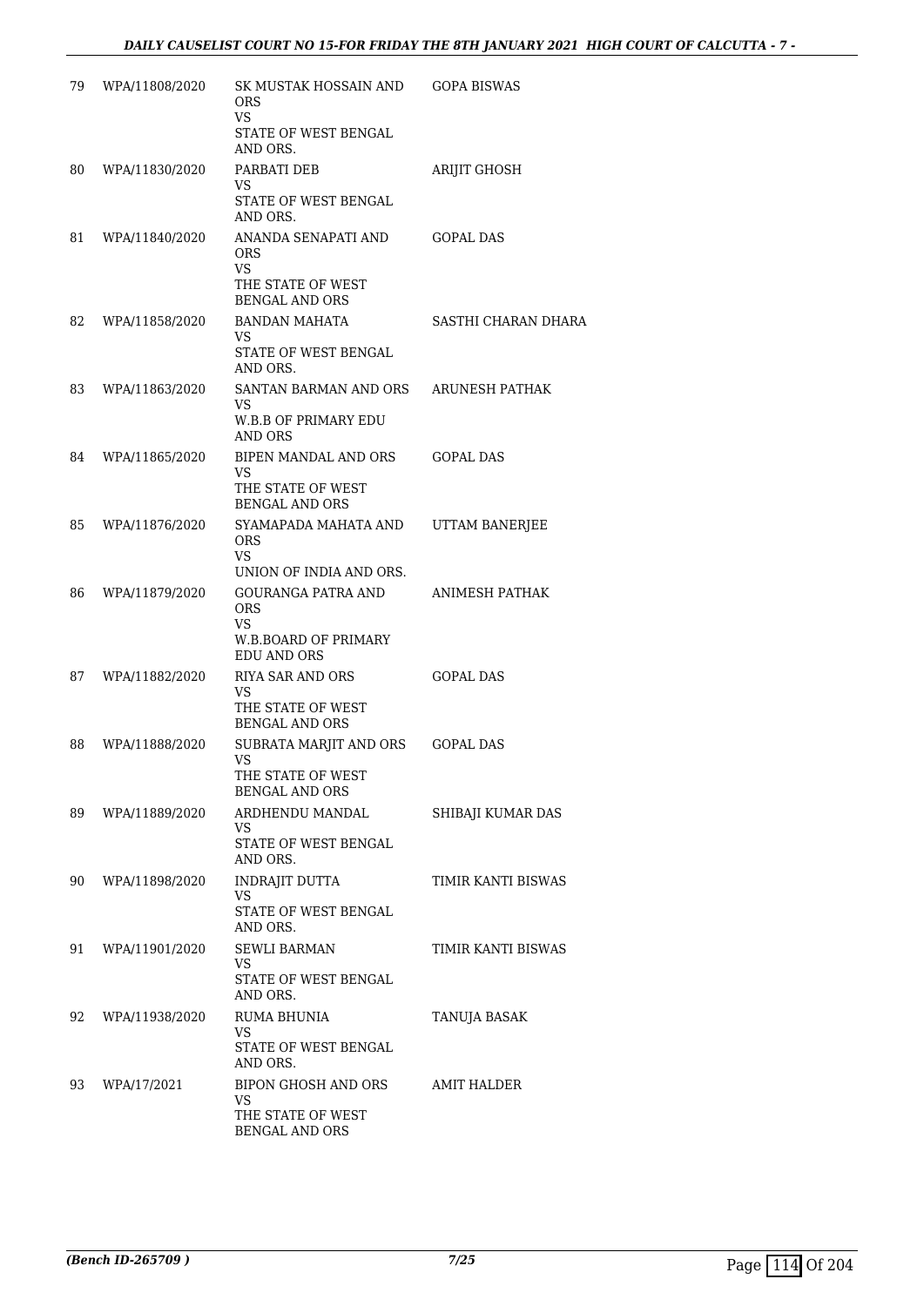| 79 | WPA/11808/2020 | SK MUSTAK HOSSAIN AND ORS<br>VS<br>STATE OF WEST BENGAL AND ORS. | GOPA BISWAS |
|---|---|---|---|
| 80 | WPA/11830/2020 | PARBATI DEB<br>VS<br>STATE OF WEST BENGAL AND ORS. | ARIJIT GHOSH |
| 81 | WPA/11840/2020 | ANANDA SENAPATI AND ORS<br>VS<br>THE STATE OF WEST BENGAL AND ORS | GOPAL DAS |
| 82 | WPA/11858/2020 | BANDAN MAHATA<br>VS<br>STATE OF WEST BENGAL AND ORS. | SASTHI CHARAN DHARA |
| 83 | WPA/11863/2020 | SANTAN BARMAN AND ORS<br>VS<br>W.B.B OF PRIMARY EDU AND ORS | ARUNESH PATHAK |
| 84 | WPA/11865/2020 | BIPEN MANDAL AND ORS<br>VS<br>THE STATE OF WEST BENGAL AND ORS | GOPAL DAS |
| 85 | WPA/11876/2020 | SYAMAPADA MAHATA AND ORS<br>VS<br>UNION OF INDIA AND ORS. | UTTAM BANERJEE |
| 86 | WPA/11879/2020 | GOURANGA PATRA AND ORS<br>VS<br>W.B.BOARD OF PRIMARY EDU AND ORS | ANIMESH PATHAK |
| 87 | WPA/11882/2020 | RIYA SAR AND ORS<br>VS<br>THE STATE OF WEST BENGAL AND ORS | GOPAL DAS |
| 88 | WPA/11888/2020 | SUBRATA MARJIT AND ORS<br>VS<br>THE STATE OF WEST BENGAL AND ORS | GOPAL DAS |
| 89 | WPA/11889/2020 | ARDHENDU MANDAL<br>VS<br>STATE OF WEST BENGAL AND ORS. | SHIBAJI KUMAR DAS |
| 90 | WPA/11898/2020 | INDRAJIT DUTTA<br>VS<br>STATE OF WEST BENGAL AND ORS. | TIMIR KANTI BISWAS |
| 91 | WPA/11901/2020 | SEWLI BARMAN<br>VS<br>STATE OF WEST BENGAL AND ORS. | TIMIR KANTI BISWAS |
| 92 | WPA/11938/2020 | RUMA BHUNIA<br>VS<br>STATE OF WEST BENGAL AND ORS. | TANUJA BASAK |
| 93 | WPA/17/2021 | BIPON GHOSH AND ORS<br>VS<br>THE STATE OF WEST BENGAL AND ORS | AMIT HALDER |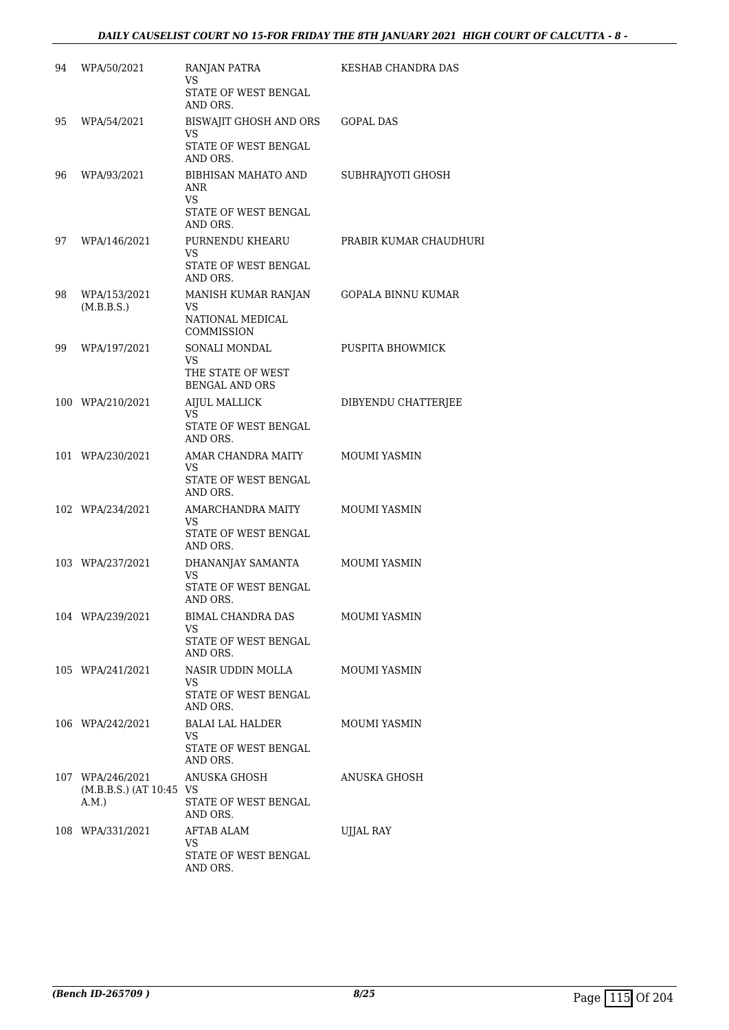| 94 | WPA/50/2021 | RANJAN PATRA<br>VS<br>STATE OF WEST BENGAL AND ORS. | KESHAB CHANDRA DAS |
|---|---|---|---|
| 95 | WPA/54/2021 | BISWAJIT GHOSH AND ORS<br>VS<br>STATE OF WEST BENGAL AND ORS. | GOPAL DAS |
| 96 | WPA/93/2021 | BIBHISAN MAHATO AND ANR<br>VS<br>STATE OF WEST BENGAL AND ORS. | SUBHRAJYOTI GHOSH |
| 97 | WPA/146/2021 | PURNENDU KHEARU<br>VS<br>STATE OF WEST BENGAL AND ORS. | PRABIR KUMAR CHAUDHURI |
| 98 | WPA/153/2021 (M.B.B.S.) | MANISH KUMAR RANJAN<br>VS<br>NATIONAL MEDICAL COMMISSION | GOPALA BINNU KUMAR |
| 99 | WPA/197/2021 | SONALI MONDAL<br>VS<br>THE STATE OF WEST BENGAL AND ORS | PUSPITA BHOWMICK |
| 100 | WPA/210/2021 | AIJUL MALLICK<br>VS<br>STATE OF WEST BENGAL AND ORS. | DIBYENDU CHATTERJEE |
| 101 | WPA/230/2021 | AMAR CHANDRA MAITY<br>VS<br>STATE OF WEST BENGAL AND ORS. | MOUMI YASMIN |
| 102 | WPA/234/2021 | AMARCHANDRA MAITY<br>VS<br>STATE OF WEST BENGAL AND ORS. | MOUMI YASMIN |
| 103 | WPA/237/2021 | DHANANJAY SAMANTA<br>VS<br>STATE OF WEST BENGAL AND ORS. | MOUMI YASMIN |
| 104 | WPA/239/2021 | BIMAL CHANDRA DAS<br>VS<br>STATE OF WEST BENGAL AND ORS. | MOUMI YASMIN |
| 105 | WPA/241/2021 | NASIR UDDIN MOLLA<br>VS<br>STATE OF WEST BENGAL AND ORS. | MOUMI YASMIN |
| 106 | WPA/242/2021 | BALAI LAL HALDER<br>VS<br>STATE OF WEST BENGAL AND ORS. | MOUMI YASMIN |
| 107 | WPA/246/2021 (M.B.B.S.) (AT 10:45 A.M.) | ANUSKA GHOSH<br>VS<br>STATE OF WEST BENGAL AND ORS. | ANUSKA GHOSH |
| 108 | WPA/331/2021 | AFTAB ALAM<br>VS<br>STATE OF WEST BENGAL AND ORS. | UJJAL RAY |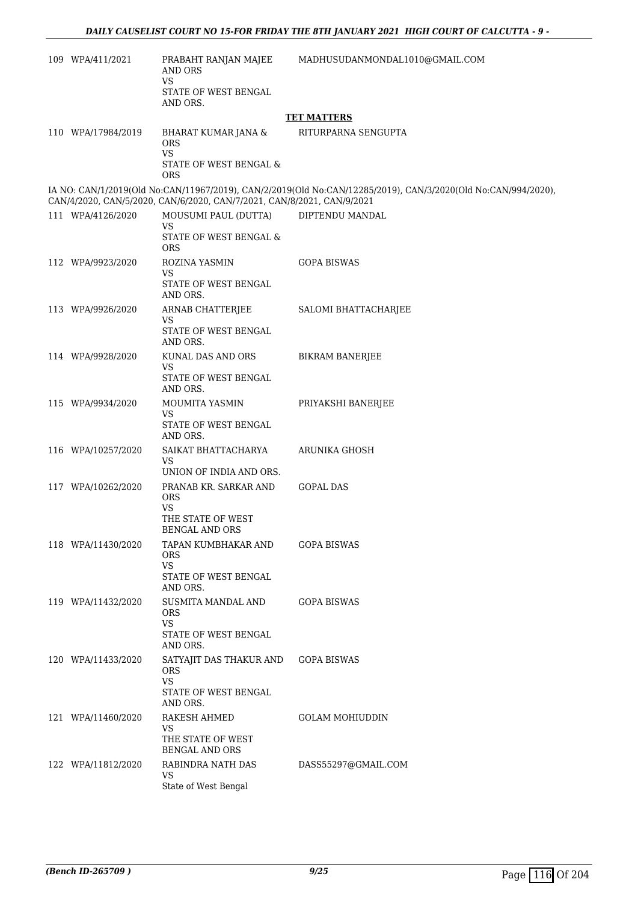| | | | |
|---|---|---|---|
| 109 | WPA/411/2021 | PRABAHT RANJAN MAJEE AND ORS<br>VS<br>STATE OF WEST BENGAL AND ORS. | MADHUSUDANMONDAL1010@GMAIL.COM |

**TET MATTERS**

| | | | |
|---|---|---|---|
| 110 | WPA/17984/2019 | BHARAT KUMAR JANA & ORS<br>VS<br>STATE OF WEST BENGAL & ORS | RITURPARNA SENGUPTA |

IA NO: CAN/1/2019(Old No:CAN/11967/2019), CAN/2/2019(Old No:CAN/12285/2019), CAN/3/2020(Old No:CAN/994/2020), CAN/4/2020, CAN/5/2020, CAN/6/2020, CAN/7/2021, CAN/8/2021, CAN/9/2021

| | | | |
|---|---|---|---|
| 111 | WPA/4126/2020 | MOUSUMI PAUL (DUTTA)<br>VS<br>STATE OF WEST BENGAL & ORS | DIPTENDU MANDAL |
| 112 | WPA/9923/2020 | ROZINA YASMIN<br>VS<br>STATE OF WEST BENGAL AND ORS. | GOPA BISWAS |
| 113 | WPA/9926/2020 | ARNAB CHATTERJEE<br>VS<br>STATE OF WEST BENGAL AND ORS. | SALOMI BHATTACHARJEE |
| 114 | WPA/9928/2020 | KUNAL DAS AND ORS<br>VS<br>STATE OF WEST BENGAL AND ORS. | BIKRAM BANERJEE |
| 115 | WPA/9934/2020 | MOUMITA YASMIN<br>VS<br>STATE OF WEST BENGAL AND ORS. | PRIYAKSHI BANERJEE |
| 116 | WPA/10257/2020 | SAIKAT BHATTACHARYA<br>VS<br>UNION OF INDIA AND ORS. | ARUNIKA GHOSH |
| 117 | WPA/10262/2020 | PRANAB KR. SARKAR AND ORS<br>VS<br>THE STATE OF WEST BENGAL AND ORS | GOPAL DAS |
| 118 | WPA/11430/2020 | TAPAN KUMBHAKAR AND ORS<br>VS<br>STATE OF WEST BENGAL AND ORS. | GOPA BISWAS |
| 119 | WPA/11432/2020 | SUSMITA MANDAL AND ORS<br>VS<br>STATE OF WEST BENGAL AND ORS. | GOPA BISWAS |
| 120 | WPA/11433/2020 | SATYAJIT DAS THAKUR AND ORS<br>VS<br>STATE OF WEST BENGAL AND ORS. | GOPA BISWAS |
| 121 | WPA/11460/2020 | RAKESH AHMED<br>VS<br>THE STATE OF WEST BENGAL AND ORS | GOLAM MOHIUDDIN |
| 122 | WPA/11812/2020 | RABINDRA NATH DAS<br>VS<br>State of West Bengal | DASS55297@GMAIL.COM |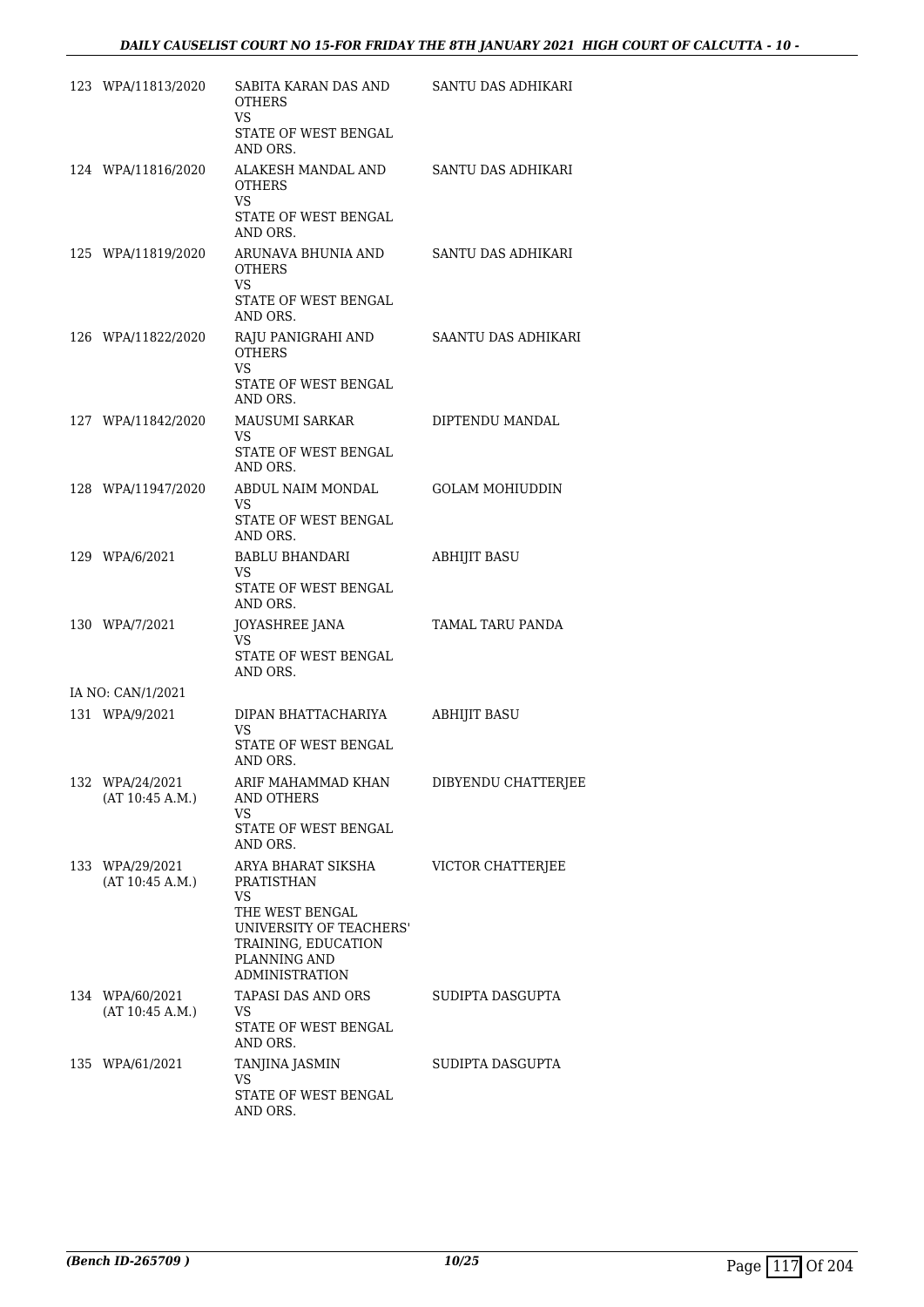| | | | |
|---|---|---|---|
| 123 | WPA/11813/2020 | SABITA KARAN DAS AND OTHERS<br>VS<br>STATE OF WEST BENGAL AND ORS. | SANTU DAS ADHIKARI |
| 124 | WPA/11816/2020 | ALAKESH MANDAL AND OTHERS<br>VS<br>STATE OF WEST BENGAL AND ORS. | SANTU DAS ADHIKARI |
| 125 | WPA/11819/2020 | ARUNAVA BHUNIA AND OTHERS<br>VS<br>STATE OF WEST BENGAL AND ORS. | SANTU DAS ADHIKARI |
| 126 | WPA/11822/2020 | RAJU PANIGRAHI AND OTHERS<br>VS<br>STATE OF WEST BENGAL AND ORS. | SAANTU DAS ADHIKARI |
| 127 | WPA/11842/2020 | MAUSUMI SARKAR<br>VS<br>STATE OF WEST BENGAL AND ORS. | DIPTENDU MANDAL |
| 128 | WPA/11947/2020 | ABDUL NAIM MONDAL<br>VS<br>STATE OF WEST BENGAL AND ORS. | GOLAM MOHIUDDIN |
| 129 | WPA/6/2021 | BABLU BHANDARI<br>VS<br>STATE OF WEST BENGAL AND ORS. | ABHIJIT BASU |
| 130 | WPA/7/2021 | JOYASHREE JANA<br>VS<br>STATE OF WEST BENGAL AND ORS. | TAMAL TARU PANDA |
| | IA NO: CAN/1/2021 | | |
| 131 | WPA/9/2021 | DIPAN BHATTACHARIYA<br>VS<br>STATE OF WEST BENGAL AND ORS. | ABHIJIT BASU |
| 132 | WPA/24/2021<br>(AT 10:45 A.M.) | ARIF MAHAMMAD KHAN AND OTHERS<br>VS<br>STATE OF WEST BENGAL AND ORS. | DIBYENDU CHATTERJEE |
| 133 | WPA/29/2021<br>(AT 10:45 A.M.) | ARYA BHARAT SIKSHA PRATISTHAN<br>VS<br>THE WEST BENGAL UNIVERSITY OF TEACHERS' TRAINING, EDUCATION PLANNING AND ADMINISTRATION | VICTOR CHATTERJEE |
| 134 | WPA/60/2021<br>(AT 10:45 A.M.) | TAPASI DAS AND ORS<br>VS<br>STATE OF WEST BENGAL AND ORS. | SUDIPTA DASGUPTA |
| 135 | WPA/61/2021 | TANJINA JASMIN<br>VS<br>STATE OF WEST BENGAL AND ORS. | SUDIPTA DASGUPTA |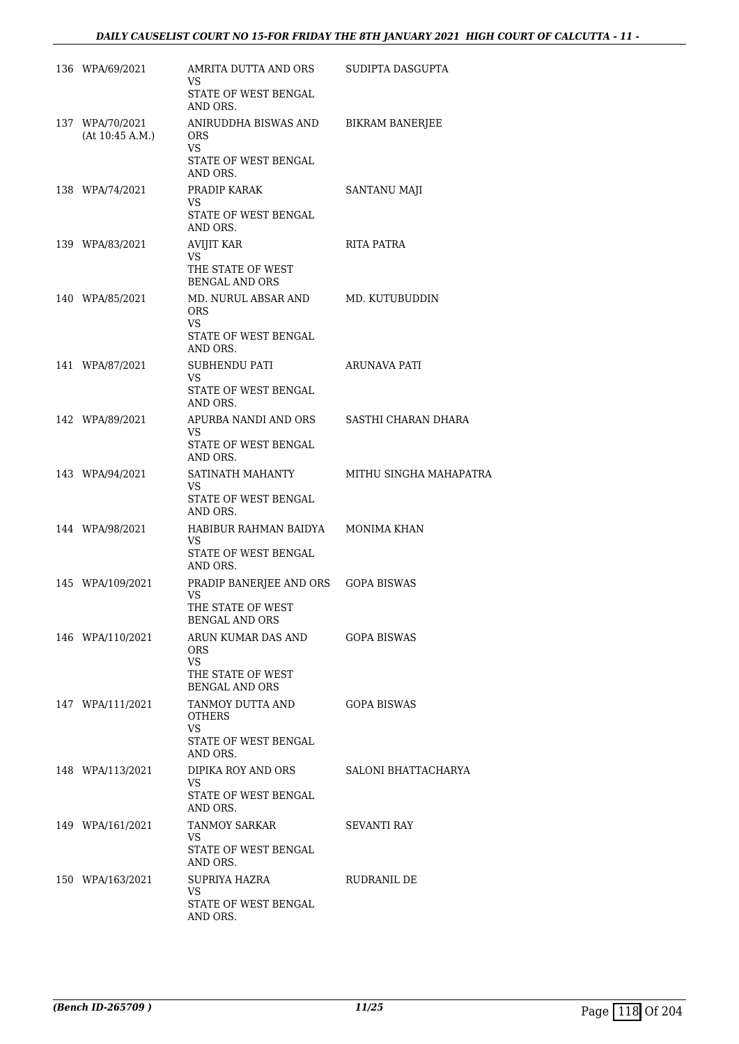| | | | |
|---|---|---|---|
| 136 | WPA/69/2021 | AMRITA DUTTA AND ORS<br>VS<br>STATE OF WEST BENGAL AND ORS. | SUDIPTA DASGUPTA |
| 137 | WPA/70/2021<br>(At 10:45 A.M.) | ANIRUDDHA BISWAS AND ORS<br>VS<br>STATE OF WEST BENGAL AND ORS. | BIKRAM BANERJEE |
| 138 | WPA/74/2021 | PRADIP KARAK<br>VS<br>STATE OF WEST BENGAL AND ORS. | SANTANU MAJI |
| 139 | WPA/83/2021 | AVIJIT KAR<br>VS<br>THE STATE OF WEST BENGAL AND ORS | RITA PATRA |
| 140 | WPA/85/2021 | MD. NURUL ABSAR AND ORS<br>VS<br>STATE OF WEST BENGAL AND ORS. | MD. KUTUBUDDIN |
| 141 | WPA/87/2021 | SUBHENDU PATI<br>VS<br>STATE OF WEST BENGAL AND ORS. | ARUNAVA PATI |
| 142 | WPA/89/2021 | APURBA NANDI AND ORS<br>VS<br>STATE OF WEST BENGAL AND ORS. | SASTHI CHARAN DHARA |
| 143 | WPA/94/2021 | SATINATH MAHANTY<br>VS<br>STATE OF WEST BENGAL AND ORS. | MITHU SINGHA MAHAPATRA |
| 144 | WPA/98/2021 | HABIBUR RAHMAN BAIDYA<br>VS<br>STATE OF WEST BENGAL AND ORS. | MONIMA KHAN |
| 145 | WPA/109/2021 | PRADIP BANERJEE AND ORS<br>VS<br>THE STATE OF WEST BENGAL AND ORS | GOPA BISWAS |
| 146 | WPA/110/2021 | ARUN KUMAR DAS AND ORS<br>VS<br>THE STATE OF WEST BENGAL AND ORS | GOPA BISWAS |
| 147 | WPA/111/2021 | TANMOY DUTTA AND OTHERS<br>VS<br>STATE OF WEST BENGAL AND ORS. | GOPA BISWAS |
| 148 | WPA/113/2021 | DIPIKA ROY AND ORS<br>VS<br>STATE OF WEST BENGAL AND ORS. | SALONI BHATTACHARYA |
| 149 | WPA/161/2021 | TANMOY SARKAR<br>VS<br>STATE OF WEST BENGAL AND ORS. | SEVANTI RAY |
| 150 | WPA/163/2021 | SUPRIYA HAZRA<br>VS<br>STATE OF WEST BENGAL AND ORS. | RUDRANIL DE |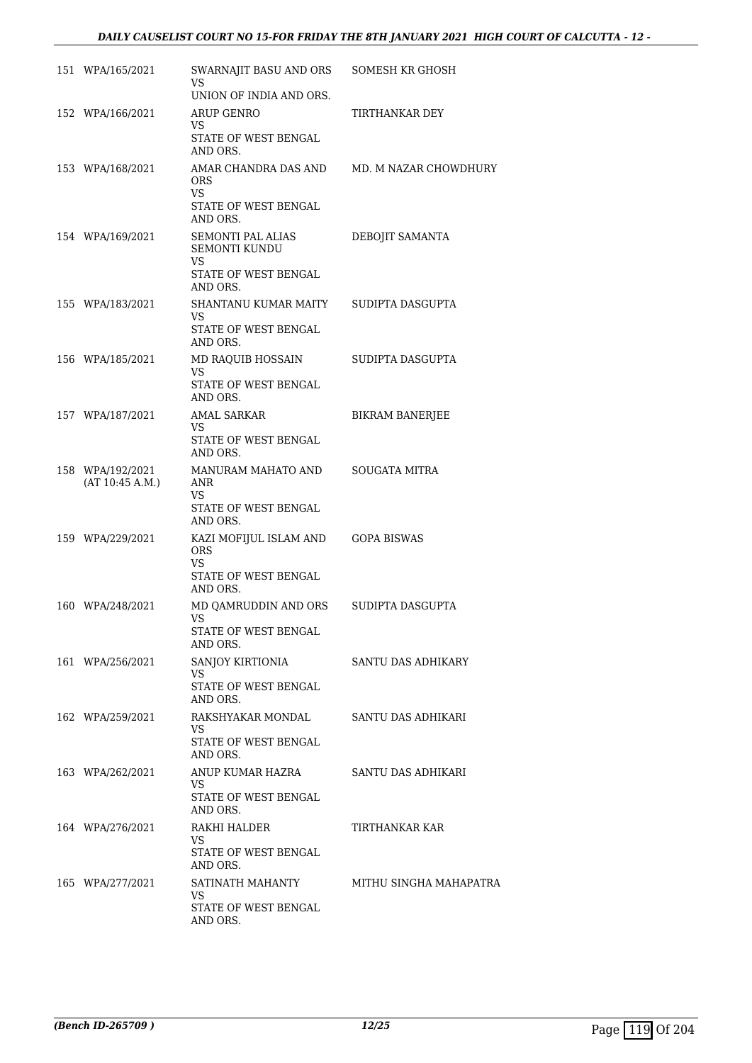| | | | |
|---|---|---|---|
| 151 | WPA/165/2021 | SWARNAJIT BASU AND ORS<br>VS<br>UNION OF INDIA AND ORS. | SOMESH KR GHOSH |
| 152 | WPA/166/2021 | ARUP GENRO<br>VS<br>STATE OF WEST BENGAL AND ORS. | TIRTHANKAR DEY |
| 153 | WPA/168/2021 | AMAR CHANDRA DAS AND ORS<br>VS<br>STATE OF WEST BENGAL AND ORS. | MD. M NAZAR CHOWDHURY |
| 154 | WPA/169/2021 | SEMONTI PAL ALIAS SEMONTI KUNDU<br>VS<br>STATE OF WEST BENGAL AND ORS. | DEBOJIT SAMANTA |
| 155 | WPA/183/2021 | SHANTANU KUMAR MAITY<br>VS<br>STATE OF WEST BENGAL AND ORS. | SUDIPTA DASGUPTA |
| 156 | WPA/185/2021 | MD RAQUIB HOSSAIN<br>VS<br>STATE OF WEST BENGAL AND ORS. | SUDIPTA DASGUPTA |
| 157 | WPA/187/2021 | AMAL SARKAR<br>VS<br>STATE OF WEST BENGAL AND ORS. | BIKRAM BANERJEE |
| 158 | WPA/192/2021<br>(AT 10:45 A.M.) | MANURAM MAHATO AND ANR<br>VS<br>STATE OF WEST BENGAL AND ORS. | SOUGATA MITRA |
| 159 | WPA/229/2021 | KAZI MOFIJUL ISLAM AND ORS<br>VS<br>STATE OF WEST BENGAL AND ORS. | GOPA BISWAS |
| 160 | WPA/248/2021 | MD QAMRUDDIN AND ORS<br>VS<br>STATE OF WEST BENGAL AND ORS. | SUDIPTA DASGUPTA |
| 161 | WPA/256/2021 | SANJOY KIRTIONIA<br>VS<br>STATE OF WEST BENGAL AND ORS. | SANTU DAS ADHIKARY |
| 162 | WPA/259/2021 | RAKSHYAKAR MONDAL<br>VS<br>STATE OF WEST BENGAL AND ORS. | SANTU DAS ADHIKARI |
| 163 | WPA/262/2021 | ANUP KUMAR HAZRA<br>VS<br>STATE OF WEST BENGAL AND ORS. | SANTU DAS ADHIKARI |
| 164 | WPA/276/2021 | RAKHI HALDER<br>VS<br>STATE OF WEST BENGAL AND ORS. | TIRTHANKAR KAR |
| 165 | WPA/277/2021 | SATINATH MAHANTY<br>VS<br>STATE OF WEST BENGAL AND ORS. | MITHU SINGHA MAHAPATRA |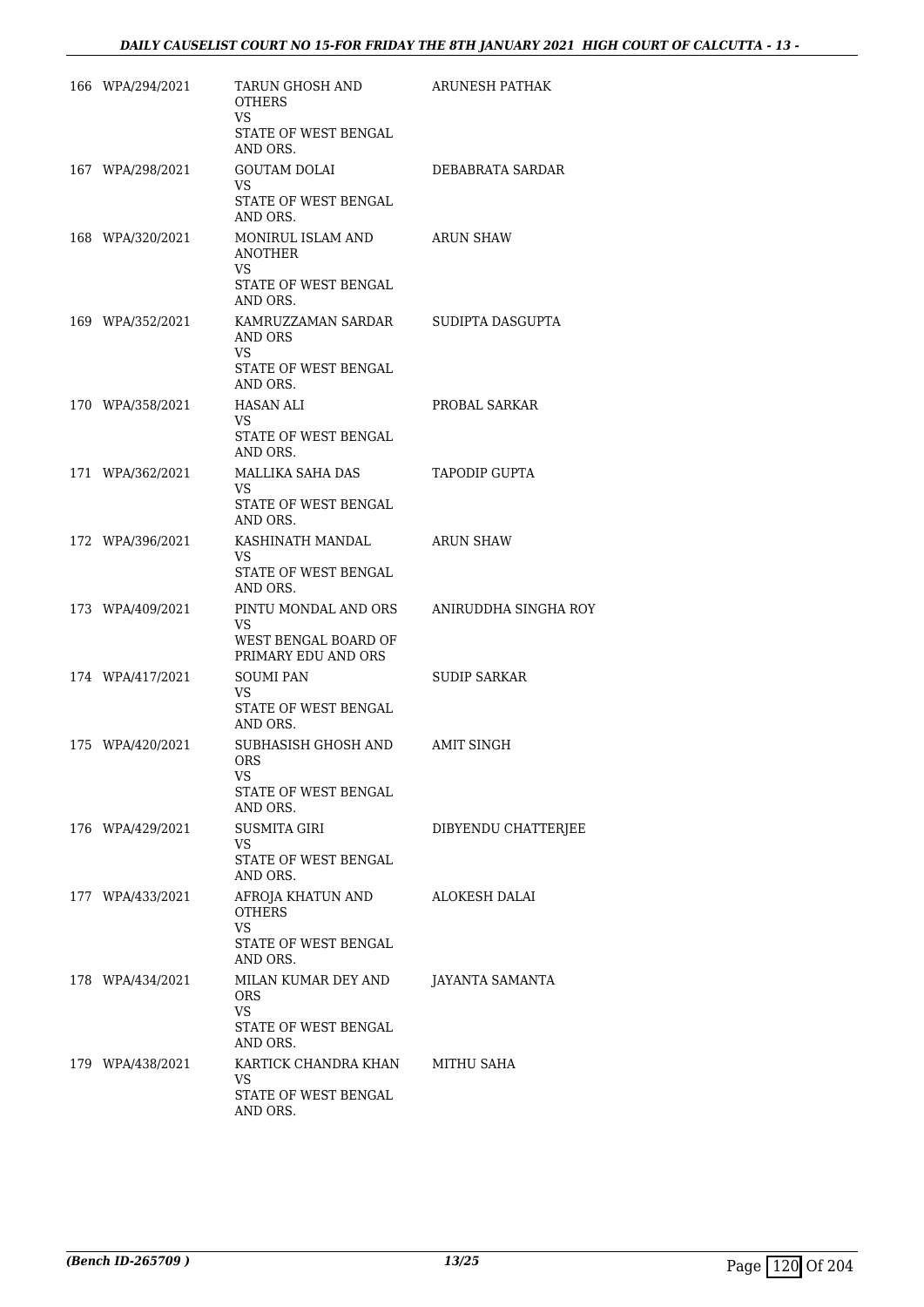| | | | |
|---|---|---|---|
| 166 | WPA/294/2021 | TARUN GHOSH AND OTHERS<br>VS<br>STATE OF WEST BENGAL AND ORS. | ARUNESH PATHAK |
| 167 | WPA/298/2021 | GOUTAM DOLAI<br>VS<br>STATE OF WEST BENGAL AND ORS. | DEBABRATA SARDAR |
| 168 | WPA/320/2021 | MONIRUL ISLAM AND ANOTHER<br>VS<br>STATE OF WEST BENGAL AND ORS. | ARUN SHAW |
| 169 | WPA/352/2021 | KAMRUZZAMAN SARDAR AND ORS<br>VS<br>STATE OF WEST BENGAL AND ORS. | SUDIPTA DASGUPTA |
| 170 | WPA/358/2021 | HASAN ALI<br>VS<br>STATE OF WEST BENGAL AND ORS. | PROBAL SARKAR |
| 171 | WPA/362/2021 | MALLIKA SAHA DAS<br>VS<br>STATE OF WEST BENGAL AND ORS. | TAPODIP GUPTA |
| 172 | WPA/396/2021 | KASHINATH MANDAL<br>VS<br>STATE OF WEST BENGAL AND ORS. | ARUN SHAW |
| 173 | WPA/409/2021 | PINTU MONDAL AND ORS<br>VS<br>WEST BENGAL BOARD OF PRIMARY EDU AND ORS | ANIRUDDHA SINGHA ROY |
| 174 | WPA/417/2021 | SOUMI PAN<br>VS<br>STATE OF WEST BENGAL AND ORS. | SUDIP SARKAR |
| 175 | WPA/420/2021 | SUBHASISH GHOSH AND ORS<br>VS<br>STATE OF WEST BENGAL AND ORS. | AMIT SINGH |
| 176 | WPA/429/2021 | SUSMITA GIRI<br>VS<br>STATE OF WEST BENGAL AND ORS. | DIBYENDU CHATTERJEE |
| 177 | WPA/433/2021 | AFROJA KHATUN AND OTHERS<br>VS<br>STATE OF WEST BENGAL AND ORS. | ALOKESH DALAI |
| 178 | WPA/434/2021 | MILAN KUMAR DEY AND ORS<br>VS<br>STATE OF WEST BENGAL AND ORS. | JAYANTA SAMANTA |
| 179 | WPA/438/2021 | KARTICK CHANDRA KHAN<br>VS<br>STATE OF WEST BENGAL AND ORS. | MITHU SAHA |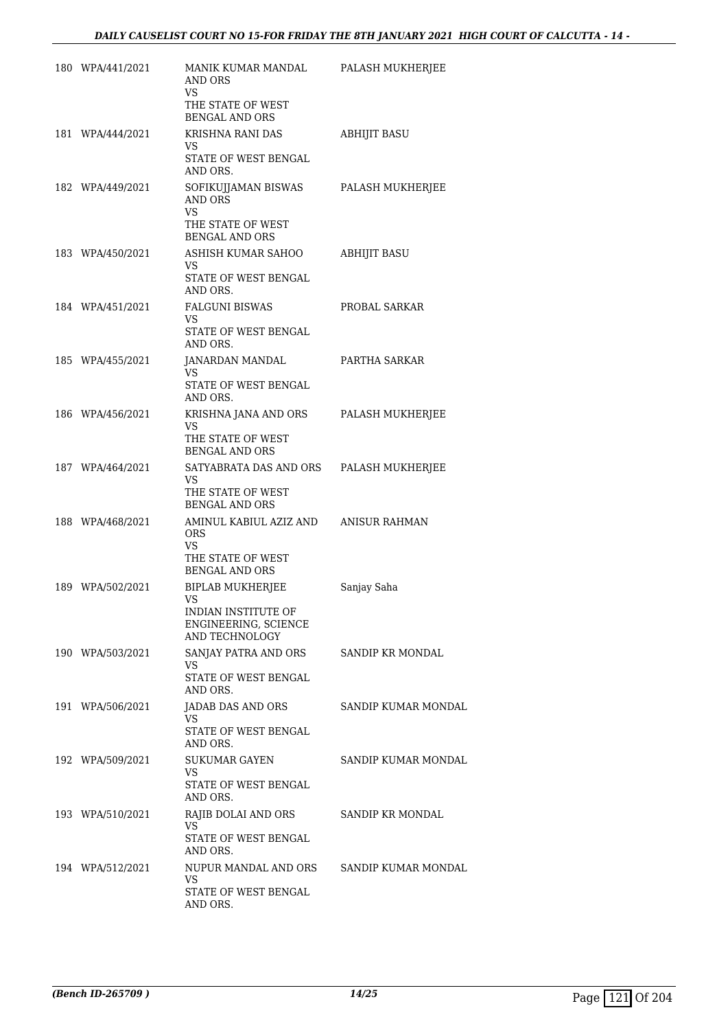| | | | |
|---|---|---|---|
| 180 | WPA/441/2021 | MANIK KUMAR MANDAL AND ORS<br>VS<br>THE STATE OF WEST BENGAL AND ORS | PALASH MUKHERJEE |
| 181 | WPA/444/2021 | KRISHNA RANI DAS<br>VS<br>STATE OF WEST BENGAL AND ORS. | ABHIJIT BASU |
| 182 | WPA/449/2021 | SOFIKUJJAMAN BISWAS AND ORS<br>VS<br>THE STATE OF WEST BENGAL AND ORS | PALASH MUKHERJEE |
| 183 | WPA/450/2021 | ASHISH KUMAR SAHOO<br>VS<br>STATE OF WEST BENGAL AND ORS. | ABHIJIT BASU |
| 184 | WPA/451/2021 | FALGUNI BISWAS<br>VS<br>STATE OF WEST BENGAL AND ORS. | PROBAL SARKAR |
| 185 | WPA/455/2021 | JANARDAN MANDAL<br>VS<br>STATE OF WEST BENGAL AND ORS. | PARTHA SARKAR |
| 186 | WPA/456/2021 | KRISHNA JANA AND ORS<br>VS<br>THE STATE OF WEST BENGAL AND ORS | PALASH MUKHERJEE |
| 187 | WPA/464/2021 | SATYABRATA DAS AND ORS<br>VS<br>THE STATE OF WEST BENGAL AND ORS | PALASH MUKHERJEE |
| 188 | WPA/468/2021 | AMINUL KABIUL AZIZ AND ORS<br>VS<br>THE STATE OF WEST BENGAL AND ORS | ANISUR RAHMAN |
| 189 | WPA/502/2021 | BIPLAB MUKHERJEE<br>VS<br>INDIAN INSTITUTE OF ENGINEERING, SCIENCE AND TECHNOLOGY | Sanjay Saha |
| 190 | WPA/503/2021 | SANJAY PATRA AND ORS<br>VS<br>STATE OF WEST BENGAL AND ORS. | SANDIP KR MONDAL |
| 191 | WPA/506/2021 | JADAB DAS AND ORS<br>VS<br>STATE OF WEST BENGAL AND ORS. | SANDIP KUMAR MONDAL |
| 192 | WPA/509/2021 | SUKUMAR GAYEN<br>VS<br>STATE OF WEST BENGAL AND ORS. | SANDIP KUMAR MONDAL |
| 193 | WPA/510/2021 | RAJIB DOLAI AND ORS<br>VS<br>STATE OF WEST BENGAL AND ORS. | SANDIP KR MONDAL |
| 194 | WPA/512/2021 | NUPUR MANDAL AND ORS<br>VS<br>STATE OF WEST BENGAL AND ORS. | SANDIP KUMAR MONDAL |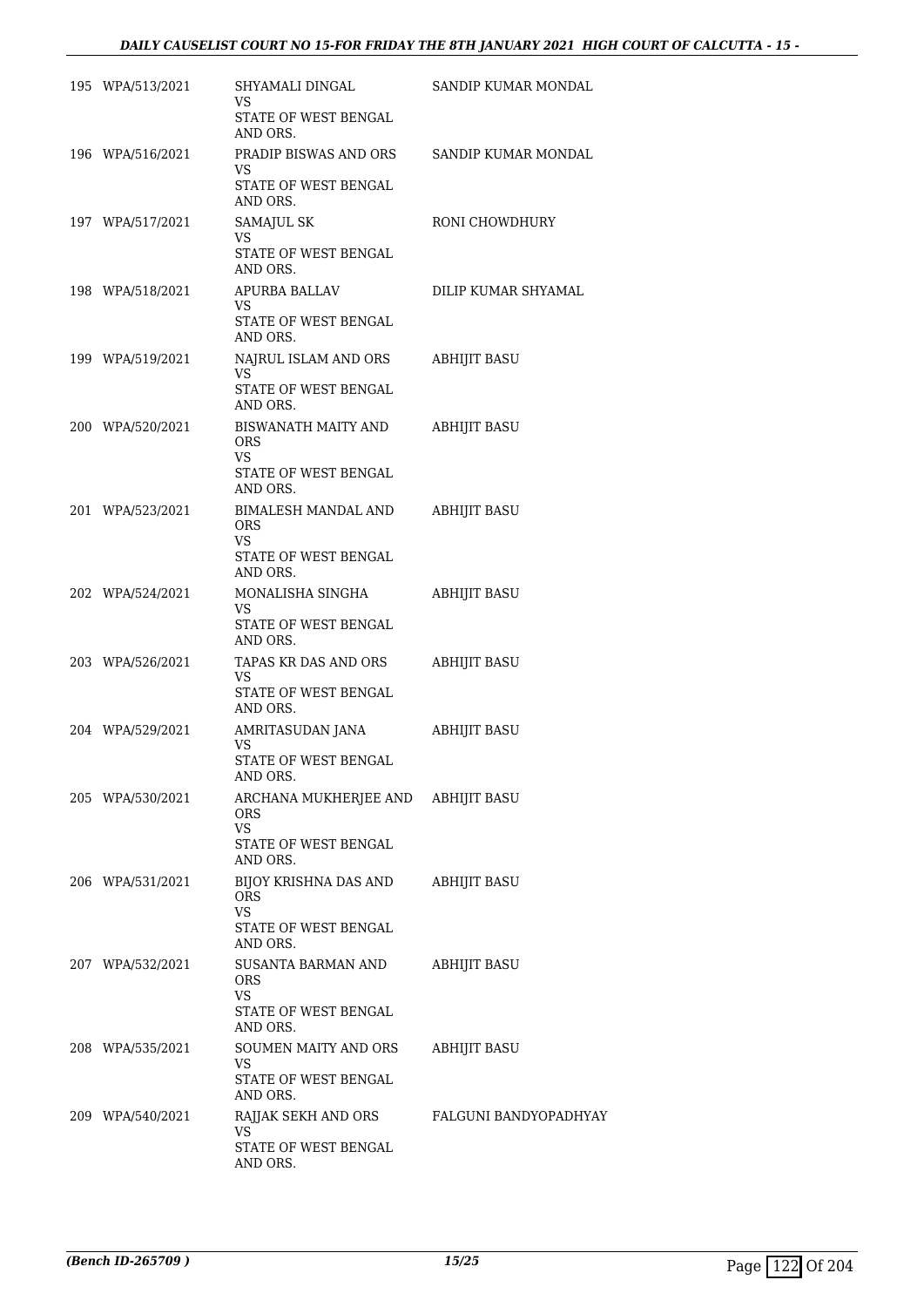| | | | |
|---|---|---|---|
| 195 | WPA/513/2021 | SHYAMALI DINGAL<br>VS<br>STATE OF WEST BENGAL AND ORS. | SANDIP KUMAR MONDAL |
| 196 | WPA/516/2021 | PRADIP BISWAS AND ORS<br>VS<br>STATE OF WEST BENGAL AND ORS. | SANDIP KUMAR MONDAL |
| 197 | WPA/517/2021 | SAMAJUL SK<br>VS<br>STATE OF WEST BENGAL AND ORS. | RONI CHOWDHURY |
| 198 | WPA/518/2021 | APURBA BALLAV<br>VS<br>STATE OF WEST BENGAL AND ORS. | DILIP KUMAR SHYAMAL |
| 199 | WPA/519/2021 | NAJRUL ISLAM AND ORS<br>VS<br>STATE OF WEST BENGAL AND ORS. | ABHIJIT BASU |
| 200 | WPA/520/2021 | BISWANATH MAITY AND ORS<br>VS<br>STATE OF WEST BENGAL AND ORS. | ABHIJIT BASU |
| 201 | WPA/523/2021 | BIMALESH MANDAL AND ORS<br>VS<br>STATE OF WEST BENGAL AND ORS. | ABHIJIT BASU |
| 202 | WPA/524/2021 | MONALISHA SINGHA<br>VS<br>STATE OF WEST BENGAL AND ORS. | ABHIJIT BASU |
| 203 | WPA/526/2021 | TAPAS KR DAS AND ORS<br>VS<br>STATE OF WEST BENGAL AND ORS. | ABHIJIT BASU |
| 204 | WPA/529/2021 | AMRITASUDAN JANA<br>VS<br>STATE OF WEST BENGAL AND ORS. | ABHIJIT BASU |
| 205 | WPA/530/2021 | ARCHANA MUKHERJEE AND ORS<br>VS<br>STATE OF WEST BENGAL AND ORS. | ABHIJIT BASU |
| 206 | WPA/531/2021 | BIJOY KRISHNA DAS AND ORS<br>VS<br>STATE OF WEST BENGAL AND ORS. | ABHIJIT BASU |
| 207 | WPA/532/2021 | SUSANTA BARMAN AND ORS<br>VS<br>STATE OF WEST BENGAL AND ORS. | ABHIJIT BASU |
| 208 | WPA/535/2021 | SOUMEN MAITY AND ORS<br>VS<br>STATE OF WEST BENGAL AND ORS. | ABHIJIT BASU |
| 209 | WPA/540/2021 | RAJJAK SEKH AND ORS<br>VS<br>STATE OF WEST BENGAL AND ORS. | FALGUNI BANDYOPADHYAY |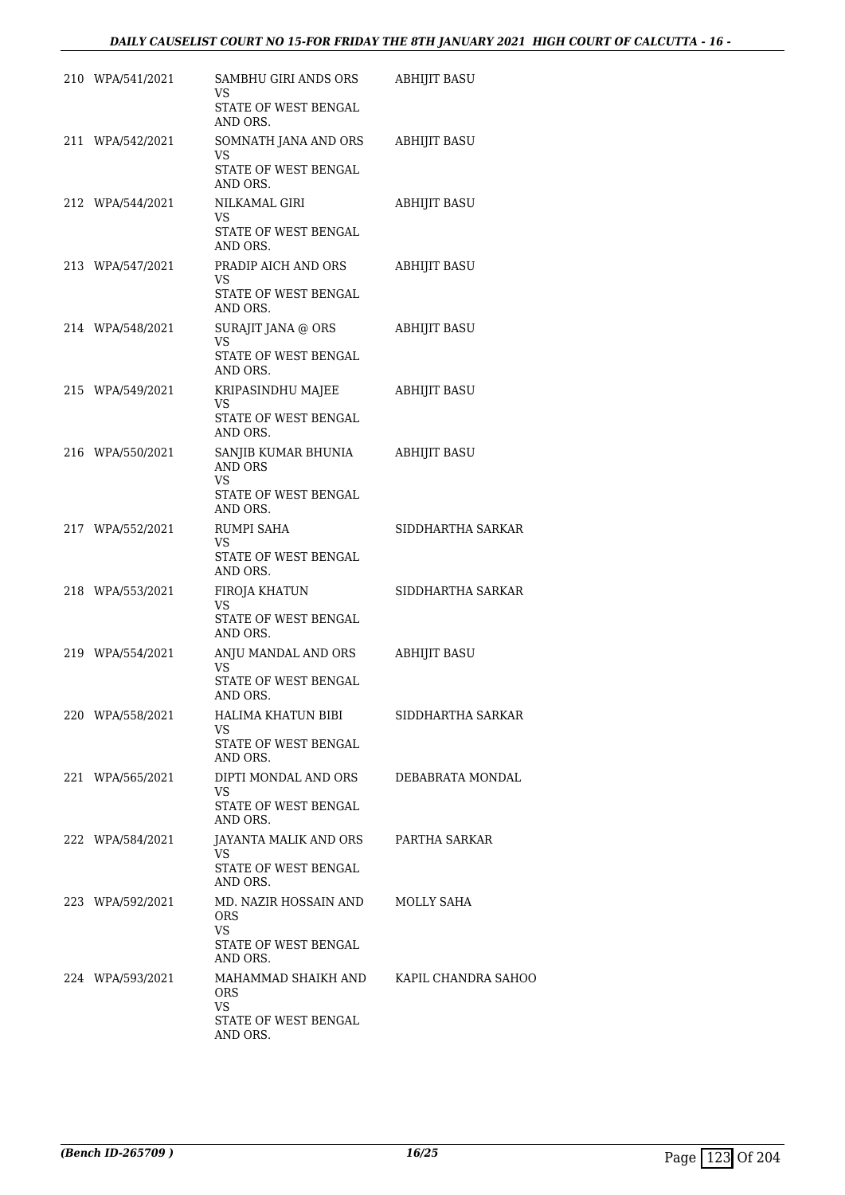| | | | |
|---|---|---|---|
| 210 | WPA/541/2021 | SAMBHU GIRI ANDS ORS<br>VS<br>STATE OF WEST BENGAL AND ORS. | ABHIJIT BASU |
| 211 | WPA/542/2021 | SOMNATH JANA AND ORS<br>VS<br>STATE OF WEST BENGAL AND ORS. | ABHIJIT BASU |
| 212 | WPA/544/2021 | NILKAMAL GIRI<br>VS<br>STATE OF WEST BENGAL AND ORS. | ABHIJIT BASU |
| 213 | WPA/547/2021 | PRADIP AICH AND ORS<br>VS<br>STATE OF WEST BENGAL AND ORS. | ABHIJIT BASU |
| 214 | WPA/548/2021 | SURAJIT JANA @ ORS<br>VS<br>STATE OF WEST BENGAL AND ORS. | ABHIJIT BASU |
| 215 | WPA/549/2021 | KRIPASINDHU MAJEE<br>VS<br>STATE OF WEST BENGAL AND ORS. | ABHIJIT BASU |
| 216 | WPA/550/2021 | SANJIB KUMAR BHUNIA AND ORS<br>VS<br>STATE OF WEST BENGAL AND ORS. | ABHIJIT BASU |
| 217 | WPA/552/2021 | RUMPI SAHA<br>VS<br>STATE OF WEST BENGAL AND ORS. | SIDDHARTHA SARKAR |
| 218 | WPA/553/2021 | FIROJA KHATUN<br>VS<br>STATE OF WEST BENGAL AND ORS. | SIDDHARTHA SARKAR |
| 219 | WPA/554/2021 | ANJU MANDAL AND ORS<br>VS<br>STATE OF WEST BENGAL AND ORS. | ABHIJIT BASU |
| 220 | WPA/558/2021 | HALIMA KHATUN BIBI<br>VS<br>STATE OF WEST BENGAL AND ORS. | SIDDHARTHA SARKAR |
| 221 | WPA/565/2021 | DIPTI MONDAL AND ORS<br>VS<br>STATE OF WEST BENGAL AND ORS. | DEBABRATA MONDAL |
| 222 | WPA/584/2021 | JAYANTA MALIK AND ORS<br>VS<br>STATE OF WEST BENGAL AND ORS. | PARTHA SARKAR |
| 223 | WPA/592/2021 | MD. NAZIR HOSSAIN AND ORS<br>VS<br>STATE OF WEST BENGAL AND ORS. | MOLLY SAHA |
| 224 | WPA/593/2021 | MAHAMMAD SHAIKH AND ORS<br>VS<br>STATE OF WEST BENGAL AND ORS. | KAPIL CHANDRA SAHOO |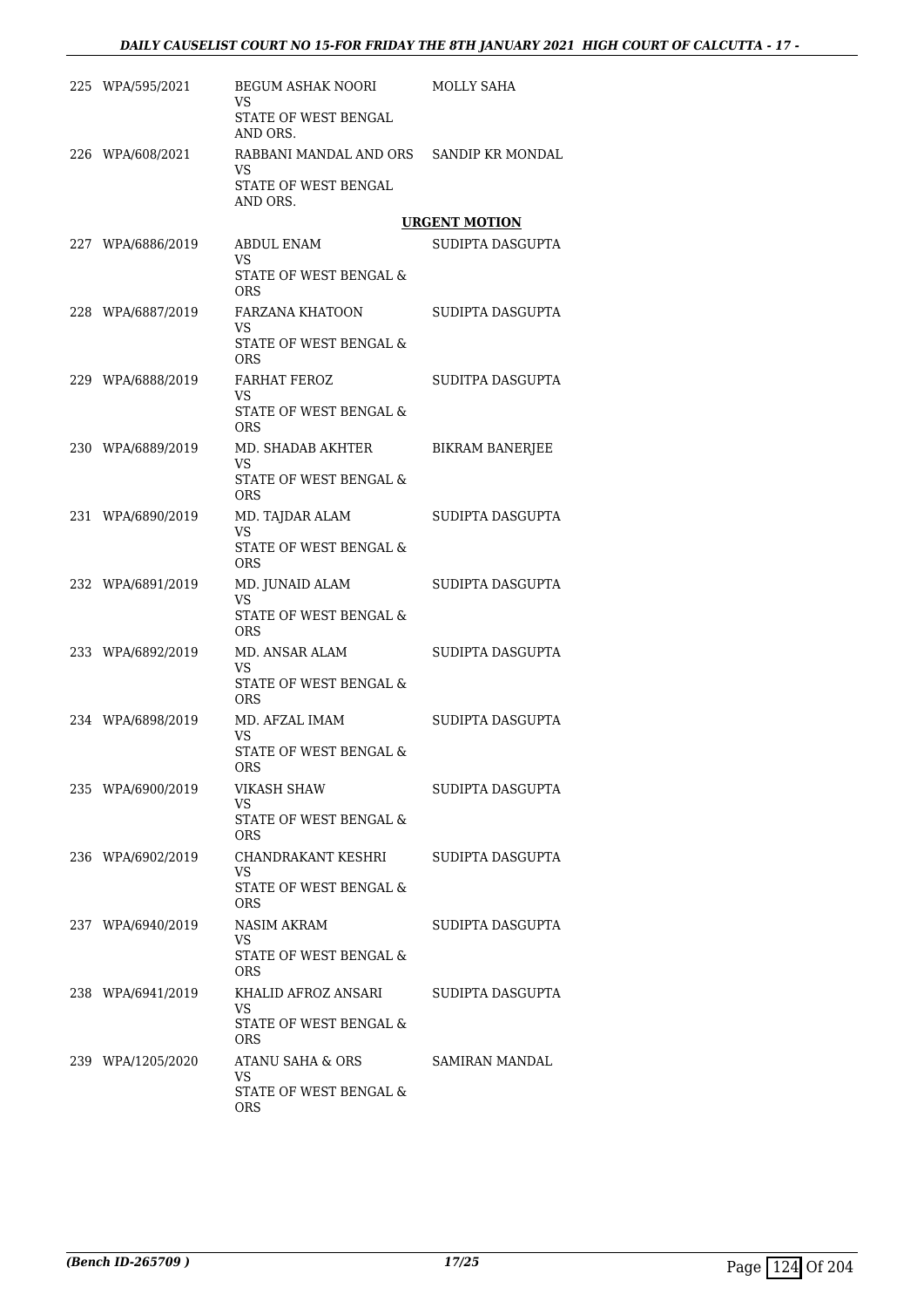| | | | |
|---|---|---|---|
| 225 | WPA/595/2021 | BEGUM ASHAK NOORI<br>VS<br>STATE OF WEST BENGAL AND ORS. | MOLLY SAHA |
| 226 | WPA/608/2021 | RABBANI MANDAL AND ORS<br>VS<br>STATE OF WEST BENGAL AND ORS. | SANDIP KR MONDAL |

**URGENT MOTION**

| | | | |
|---|---|---|---|
| 227 | WPA/6886/2019 | ABDUL ENAM<br>VS<br>STATE OF WEST BENGAL & ORS | SUDIPTA DASGUPTA |
| 228 | WPA/6887/2019 | FARZANA KHATOON<br>VS<br>STATE OF WEST BENGAL & ORS | SUDIPTA DASGUPTA |
| 229 | WPA/6888/2019 | FARHAT FEROZ<br>VS<br>STATE OF WEST BENGAL & ORS | SUDITPA DASGUPTA |
| 230 | WPA/6889/2019 | MD. SHADAB AKHTER<br>VS<br>STATE OF WEST BENGAL & ORS | BIKRAM BANERJEE |
| 231 | WPA/6890/2019 | MD. TAJDAR ALAM<br>VS<br>STATE OF WEST BENGAL & ORS | SUDIPTA DASGUPTA |
| 232 | WPA/6891/2019 | MD. JUNAID ALAM<br>VS<br>STATE OF WEST BENGAL & ORS | SUDIPTA DASGUPTA |
| 233 | WPA/6892/2019 | MD. ANSAR ALAM<br>VS<br>STATE OF WEST BENGAL & ORS | SUDIPTA DASGUPTA |
| 234 | WPA/6898/2019 | MD. AFZAL IMAM<br>VS<br>STATE OF WEST BENGAL & ORS | SUDIPTA DASGUPTA |
| 235 | WPA/6900/2019 | VIKASH SHAW<br>VS<br>STATE OF WEST BENGAL & ORS | SUDIPTA DASGUPTA |
| 236 | WPA/6902/2019 | CHANDRAKANT KESHRI<br>VS<br>STATE OF WEST BENGAL & ORS | SUDIPTA DASGUPTA |
| 237 | WPA/6940/2019 | NASIM AKRAM<br>VS<br>STATE OF WEST BENGAL & ORS | SUDIPTA DASGUPTA |
| 238 | WPA/6941/2019 | KHALID AFROZ ANSARI<br>VS<br>STATE OF WEST BENGAL & ORS | SUDIPTA DASGUPTA |
| 239 | WPA/1205/2020 | ATANU SAHA & ORS<br>VS<br>STATE OF WEST BENGAL & ORS | SAMIRAN MANDAL |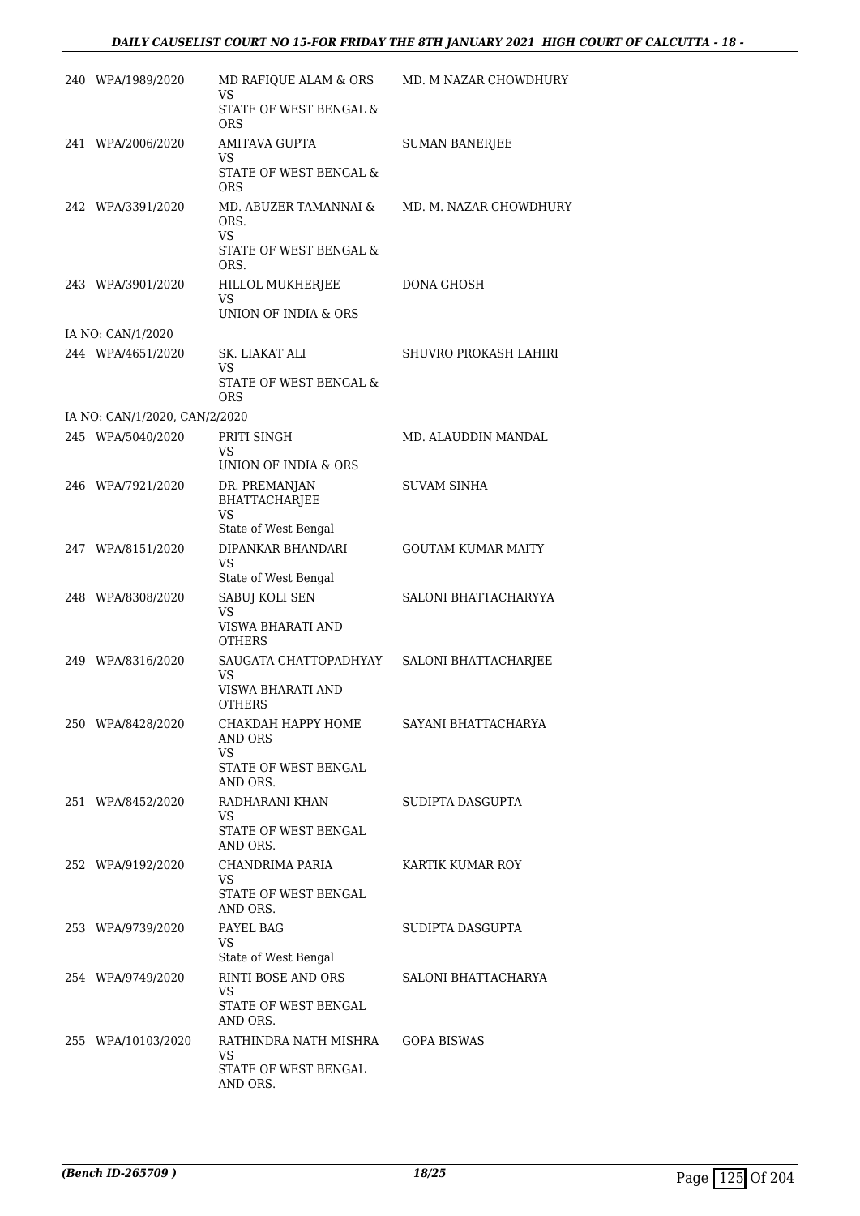| | | | |
|---|---|---|---|
| 240 | WPA/1989/2020 | MD RAFIQUE ALAM & ORS<br>VS<br>STATE OF WEST BENGAL & ORS | MD. M NAZAR CHOWDHURY |
| 241 | WPA/2006/2020 | AMITAVA GUPTA<br>VS<br>STATE OF WEST BENGAL & ORS | SUMAN BANERJEE |
| 242 | WPA/3391/2020 | MD. ABUZER TAMANNAI & ORS.<br>VS<br>STATE OF WEST BENGAL & ORS. | MD. M. NAZAR CHOWDHURY |
| 243 | WPA/3901/2020 | HILLOL MUKHERJEE<br>VS<br>UNION OF INDIA & ORS | DONA GHOSH |
| | IA NO: CAN/1/2020 | | |
| 244 | WPA/4651/2020 | SK. LIAKAT ALI<br>VS<br>STATE OF WEST BENGAL & ORS | SHUVRO PROKASH LAHIRI |
| | IA NO: CAN/1/2020, CAN/2/2020 | | |
| 245 | WPA/5040/2020 | PRITI SINGH<br>VS<br>UNION OF INDIA & ORS | MD. ALAUDDIN MANDAL |
| 246 | WPA/7921/2020 | DR. PREMANJAN BHATTACHARJEE<br>VS<br>State of West Bengal | SUVAM SINHA |
| 247 | WPA/8151/2020 | DIPANKAR BHANDARI<br>VS<br>State of West Bengal | GOUTAM KUMAR MAITY |
| 248 | WPA/8308/2020 | SABUJ KOLI SEN<br>VS<br>VISWA BHARATI AND OTHERS | SALONI BHATTACHARYYA |
| 249 | WPA/8316/2020 | SAUGATA CHATTOPADHYAY<br>VS<br>VISWA BHARATI AND OTHERS | SALONI BHATTACHARJEE |
| 250 | WPA/8428/2020 | CHAKDAH HAPPY HOME AND ORS<br>VS<br>STATE OF WEST BENGAL AND ORS. | SAYANI BHATTACHARYA |
| 251 | WPA/8452/2020 | RADHARANI KHAN<br>VS<br>STATE OF WEST BENGAL AND ORS. | SUDIPTA DASGUPTA |
| 252 | WPA/9192/2020 | CHANDRIMA PARIA<br>VS<br>STATE OF WEST BENGAL AND ORS. | KARTIK KUMAR ROY |
| 253 | WPA/9739/2020 | PAYEL BAG<br>VS<br>State of West Bengal | SUDIPTA DASGUPTA |
| 254 | WPA/9749/2020 | RINTI BOSE AND ORS<br>VS<br>STATE OF WEST BENGAL AND ORS. | SALONI BHATTACHARYA |
| 255 | WPA/10103/2020 | RATHINDRA NATH MISHRA<br>VS<br>STATE OF WEST BENGAL AND ORS. | GOPA BISWAS |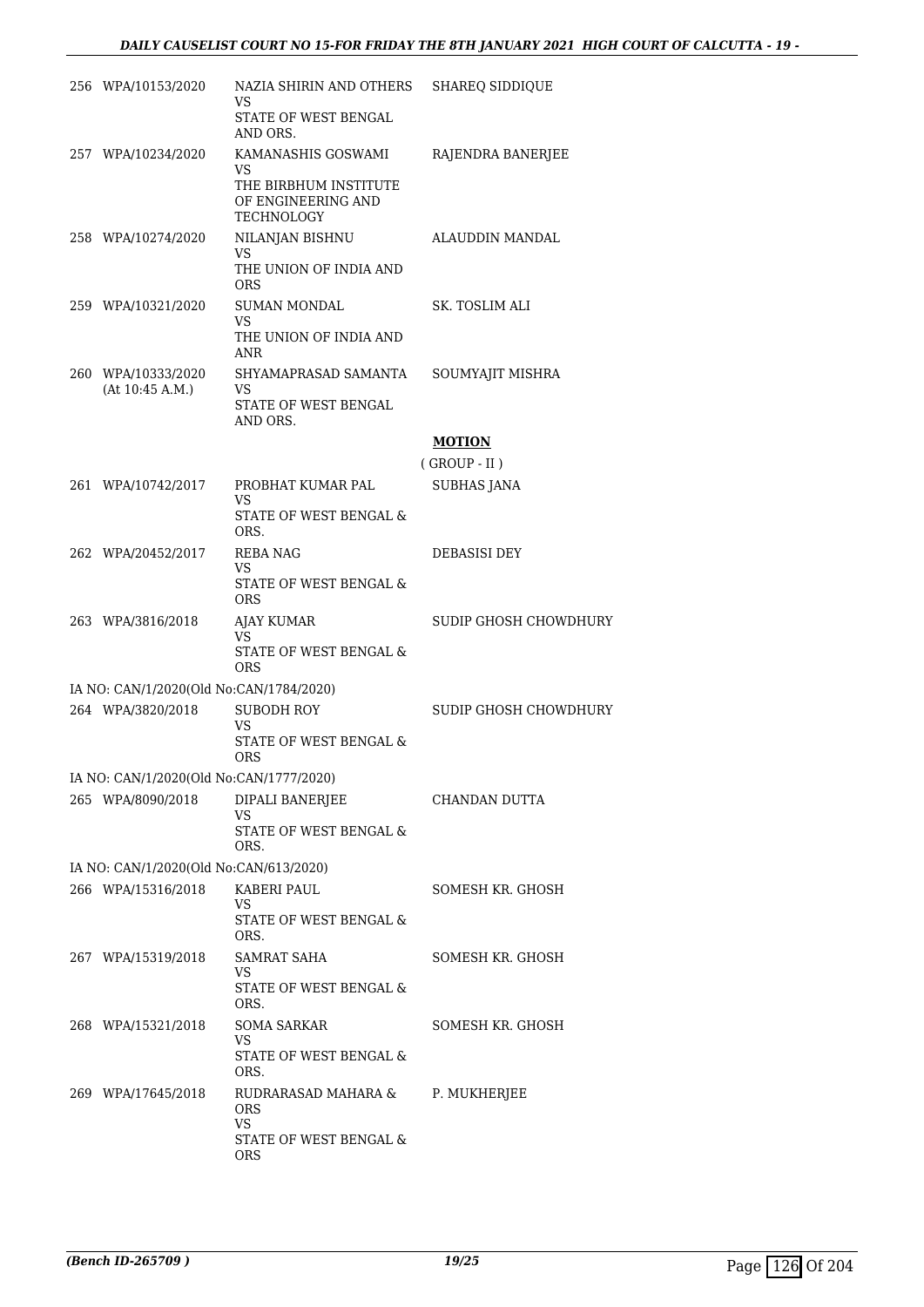| | | | |
|---|---|---|---|
| 256 | WPA/10153/2020 | NAZIA SHIRIN AND OTHERS<br>VS<br>STATE OF WEST BENGAL AND ORS. | SHAREQ SIDDIQUE |
| 257 | WPA/10234/2020 | KAMANASHIS GOSWAMI<br>VS<br>THE BIRBHUM INSTITUTE OF ENGINEERING AND TECHNOLOGY | RAJENDRA BANERJEE |
| 258 | WPA/10274/2020 | NILANJAN BISHNU<br>VS<br>THE UNION OF INDIA AND ORS | ALAUDDIN MANDAL |
| 259 | WPA/10321/2020 | SUMAN MONDAL<br>VS<br>THE UNION OF INDIA AND ANR | SK. TOSLIM ALI |
| 260 | WPA/10333/2020<br>(At 10:45 A.M.) | SHYAMAPRASAD SAMANTA<br>VS<br>STATE OF WEST BENGAL AND ORS. | SOUMYAJIT MISHRA |

**MOTION**

( GROUP - II )

| | | | |
|---|---|---|---|
| 261 | WPA/10742/2017 | PROBHAT KUMAR PAL<br>VS<br>STATE OF WEST BENGAL & ORS. | SUBHAS JANA |
| 262 | WPA/20452/2017 | REBA NAG<br>VS<br>STATE OF WEST BENGAL & ORS | DEBASISI DEY |
| 263 | WPA/3816/2018 | AJAY KUMAR<br>VS<br>STATE OF WEST BENGAL & ORS | SUDIP GHOSH CHOWDHURY |
| | IA NO: CAN/1/2020(Old No:CAN/1784/2020) | | |
| 264 | WPA/3820/2018 | SUBODH ROY<br>VS<br>STATE OF WEST BENGAL & ORS | SUDIP GHOSH CHOWDHURY |
| | IA NO: CAN/1/2020(Old No:CAN/1777/2020) | | |
| 265 | WPA/8090/2018 | DIPALI BANERJEE<br>VS<br>STATE OF WEST BENGAL & ORS. | CHANDAN DUTTA |
| | IA NO: CAN/1/2020(Old No:CAN/613/2020) | | |
| 266 | WPA/15316/2018 | KABERI PAUL<br>VS<br>STATE OF WEST BENGAL & ORS. | SOMESH KR. GHOSH |
| 267 | WPA/15319/2018 | SAMRAT SAHA<br>VS<br>STATE OF WEST BENGAL & ORS. | SOMESH KR. GHOSH |
| 268 | WPA/15321/2018 | SOMA SARKAR<br>VS<br>STATE OF WEST BENGAL & ORS. | SOMESH KR. GHOSH |
| 269 | WPA/17645/2018 | RUDRARASAD MAHARA & ORS<br>VS<br>STATE OF WEST BENGAL & ORS | P. MUKHERJEE |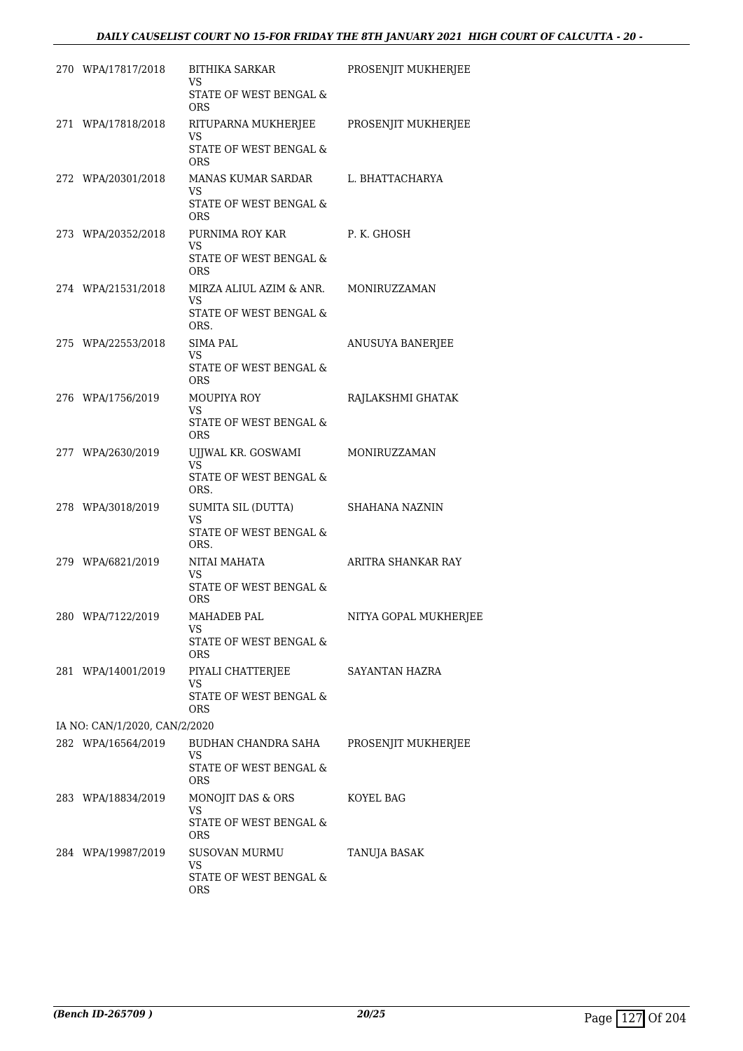| | | | |
|---|---|---|---|
| 270 | WPA/17817/2018 | BITHIKA SARKAR<br>VS<br>STATE OF WEST BENGAL & ORS | PROSENJIT MUKHERJEE |
| 271 | WPA/17818/2018 | RITUPARNA MUKHERJEE<br>VS<br>STATE OF WEST BENGAL & ORS | PROSENJIT MUKHERJEE |
| 272 | WPA/20301/2018 | MANAS KUMAR SARDAR<br>VS<br>STATE OF WEST BENGAL & ORS | L. BHATTACHARYA |
| 273 | WPA/20352/2018 | PURNIMA ROY KAR<br>VS<br>STATE OF WEST BENGAL & ORS | P. K. GHOSH |
| 274 | WPA/21531/2018 | MIRZA ALIUL AZIM & ANR.<br>VS<br>STATE OF WEST BENGAL & ORS. | MONIRUZZAMAN |
| 275 | WPA/22553/2018 | SIMA PAL<br>VS<br>STATE OF WEST BENGAL & ORS | ANUSUYA BANERJEE |
| 276 | WPA/1756/2019 | MOUPIYA ROY<br>VS<br>STATE OF WEST BENGAL & ORS | RAJLAKSHMI GHATAK |
| 277 | WPA/2630/2019 | UJJWAL KR. GOSWAMI<br>VS<br>STATE OF WEST BENGAL & ORS. | MONIRUZZAMAN |
| 278 | WPA/3018/2019 | SUMITA SIL (DUTTA)<br>VS<br>STATE OF WEST BENGAL & ORS. | SHAHANA NAZNIN |
| 279 | WPA/6821/2019 | NITAI MAHATA<br>VS<br>STATE OF WEST BENGAL & ORS | ARITRA SHANKAR RAY |
| 280 | WPA/7122/2019 | MAHADEB PAL<br>VS<br>STATE OF WEST BENGAL & ORS | NITYA GOPAL MUKHERJEE |
| 281 | WPA/14001/2019 | PIYALI CHATTERJEE<br>VS<br>STATE OF WEST BENGAL & ORS | SAYANTAN HAZRA |
| | IA NO: CAN/1/2020, CAN/2/2020 | | |
| 282 | WPA/16564/2019 | BUDHAN CHANDRA SAHA<br>VS<br>STATE OF WEST BENGAL & ORS | PROSENJIT MUKHERJEE |
| 283 | WPA/18834/2019 | MONOJIT DAS & ORS<br>VS<br>STATE OF WEST BENGAL & ORS | KOYEL BAG |
| 284 | WPA/19987/2019 | SUSOVAN MURMU<br>VS<br>STATE OF WEST BENGAL & ORS | TANUJA BASAK |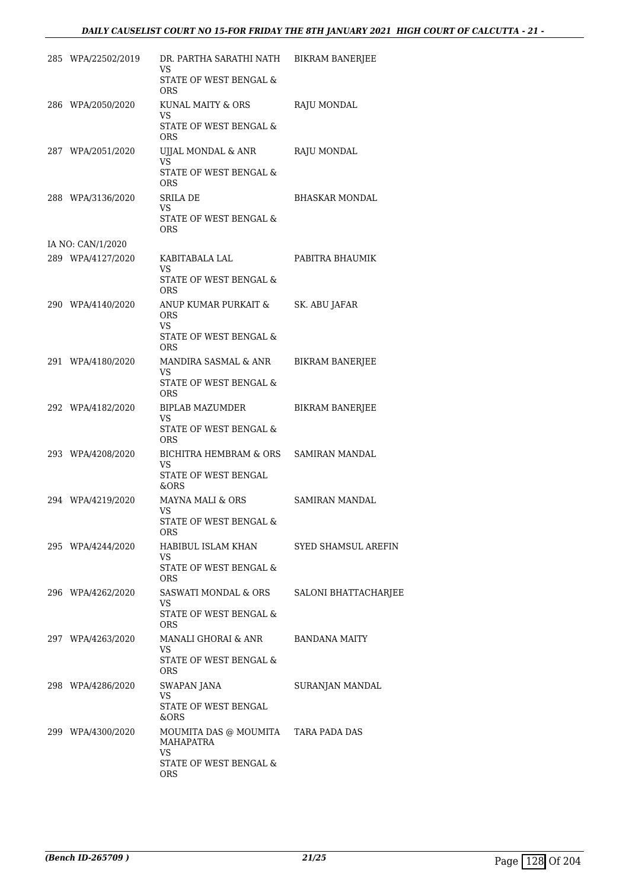| | | | |
|---|---|---|---|
| 285 | WPA/22502/2019 | DR. PARTHA SARATHI NATH<br>VS<br>STATE OF WEST BENGAL & ORS | BIKRAM BANERJEE |
| 286 | WPA/2050/2020 | KUNAL MAITY & ORS<br>VS<br>STATE OF WEST BENGAL & ORS | RAJU MONDAL |
| 287 | WPA/2051/2020 | UJJAL MONDAL & ANR<br>VS<br>STATE OF WEST BENGAL & ORS | RAJU MONDAL |
| 288 | WPA/3136/2020 | SRILA DE<br>VS<br>STATE OF WEST BENGAL & ORS | BHASKAR MONDAL |
| | IA NO: CAN/1/2020 | | |
| 289 | WPA/4127/2020 | KABITABALA LAL<br>VS<br>STATE OF WEST BENGAL & ORS | PABITRA BHAUMIK |
| 290 | WPA/4140/2020 | ANUP KUMAR PURKAIT & ORS<br>VS<br>STATE OF WEST BENGAL & ORS | SK. ABU JAFAR |
| 291 | WPA/4180/2020 | MANDIRA SASMAL & ANR<br>VS<br>STATE OF WEST BENGAL & ORS | BIKRAM BANERJEE |
| 292 | WPA/4182/2020 | BIPLAB MAZUMDER<br>VS<br>STATE OF WEST BENGAL & ORS | BIKRAM BANERJEE |
| 293 | WPA/4208/2020 | BICHITRA HEMBRAM & ORS<br>VS<br>STATE OF WEST BENGAL &ORS | SAMIRAN MANDAL |
| 294 | WPA/4219/2020 | MAYNA MALI & ORS<br>VS<br>STATE OF WEST BENGAL & ORS | SAMIRAN MANDAL |
| 295 | WPA/4244/2020 | HABIBUL ISLAM KHAN<br>VS<br>STATE OF WEST BENGAL & ORS | SYED SHAMSUL AREFIN |
| 296 | WPA/4262/2020 | SASWATI MONDAL & ORS<br>VS<br>STATE OF WEST BENGAL & ORS | SALONI BHATTACHARJEE |
| 297 | WPA/4263/2020 | MANALI GHORAI & ANR<br>VS<br>STATE OF WEST BENGAL & ORS | BANDANA MAITY |
| 298 | WPA/4286/2020 | SWAPAN JANA<br>VS<br>STATE OF WEST BENGAL &ORS | SURANJAN MANDAL |
| 299 | WPA/4300/2020 | MOUMITA DAS @ MOUMITA MAHAPATRA<br>VS<br>STATE OF WEST BENGAL & ORS | TARA PADA DAS |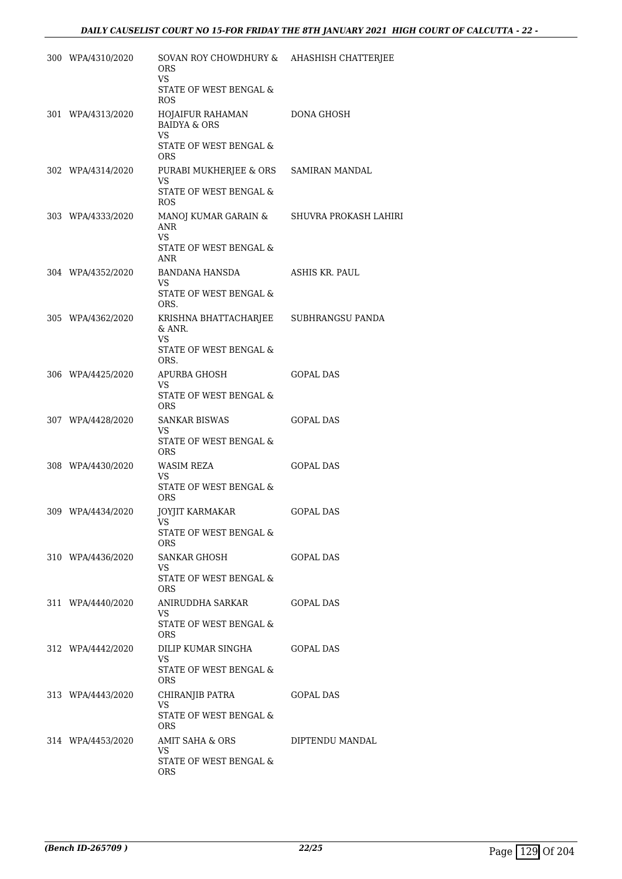| | | | |
|---|---|---|---|
| 300 | WPA/4310/2020 | SOVAN ROY CHOWDHURY & ORS<br>VS<br>STATE OF WEST BENGAL & ROS | AHASHISH CHATTERJEE |
| 301 | WPA/4313/2020 | HOJAIFUR RAHAMAN BAIDYA & ORS<br>VS<br>STATE OF WEST BENGAL & ORS | DONA GHOSH |
| 302 | WPA/4314/2020 | PURABI MUKHERJEE & ORS<br>VS<br>STATE OF WEST BENGAL & ROS | SAMIRAN MANDAL |
| 303 | WPA/4333/2020 | MANOJ KUMAR GARAIN & ANR<br>VS<br>STATE OF WEST BENGAL & ANR | SHUVRA PROKASH LAHIRI |
| 304 | WPA/4352/2020 | BANDANA HANSDA<br>VS<br>STATE OF WEST BENGAL & ORS. | ASHIS KR. PAUL |
| 305 | WPA/4362/2020 | KRISHNA BHATTACHARJEE & ANR.<br>VS<br>STATE OF WEST BENGAL & ORS. | SUBHRANGSU PANDA |
| 306 | WPA/4425/2020 | APURBA GHOSH<br>VS<br>STATE OF WEST BENGAL & ORS | GOPAL DAS |
| 307 | WPA/4428/2020 | SANKAR BISWAS<br>VS<br>STATE OF WEST BENGAL & ORS | GOPAL DAS |
| 308 | WPA/4430/2020 | WASIM REZA<br>VS<br>STATE OF WEST BENGAL & ORS | GOPAL DAS |
| 309 | WPA/4434/2020 | JOYJIT KARMAKAR<br>VS<br>STATE OF WEST BENGAL & ORS | GOPAL DAS |
| 310 | WPA/4436/2020 | SANKAR GHOSH<br>VS<br>STATE OF WEST BENGAL & ORS | GOPAL DAS |
| 311 | WPA/4440/2020 | ANIRUDDHA SARKAR<br>VS<br>STATE OF WEST BENGAL & ORS | GOPAL DAS |
| 312 | WPA/4442/2020 | DILIP KUMAR SINGHA<br>VS<br>STATE OF WEST BENGAL & ORS | GOPAL DAS |
| 313 | WPA/4443/2020 | CHIRANJIB PATRA<br>VS<br>STATE OF WEST BENGAL & ORS | GOPAL DAS |
| 314 | WPA/4453/2020 | AMIT SAHA & ORS<br>VS<br>STATE OF WEST BENGAL & ORS | DIPTENDU MANDAL |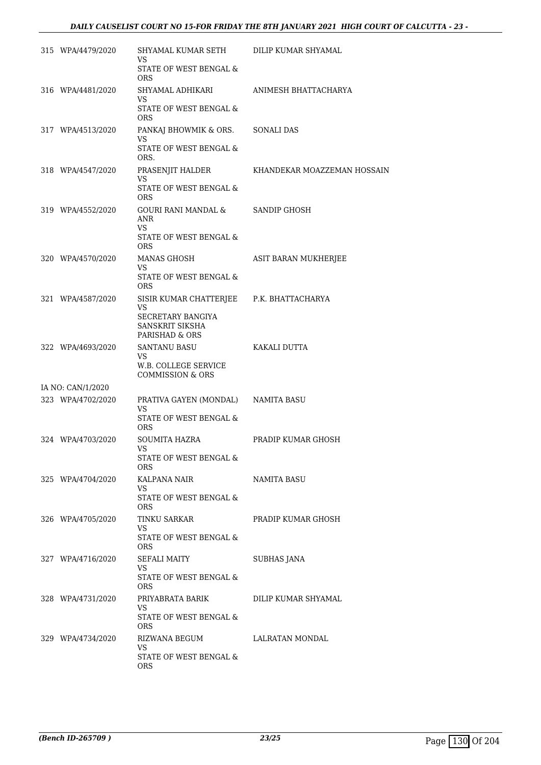| | | | |
|---|---|---|---|
| 315 | WPA/4479/2020 | SHYAMAL KUMAR SETH<br>VS<br>STATE OF WEST BENGAL & ORS | DILIP KUMAR SHYAMAL |
| 316 | WPA/4481/2020 | SHYAMAL ADHIKARI<br>VS<br>STATE OF WEST BENGAL & ORS | ANIMESH BHATTACHARYA |
| 317 | WPA/4513/2020 | PANKAJ BHOWMIK & ORS.<br>VS<br>STATE OF WEST BENGAL & ORS. | SONALI DAS |
| 318 | WPA/4547/2020 | PRASENJIT HALDER<br>VS<br>STATE OF WEST BENGAL & ORS | KHANDEKAR MOAZZEMAN HOSSAIN |
| 319 | WPA/4552/2020 | GOURI RANI MANDAL & ANR<br>VS<br>STATE OF WEST BENGAL & ORS | SANDIP GHOSH |
| 320 | WPA/4570/2020 | MANAS GHOSH<br>VS<br>STATE OF WEST BENGAL & ORS | ASIT BARAN MUKHERJEE |
| 321 | WPA/4587/2020 | SISIR KUMAR CHATTERJEE<br>VS<br>SECRETARY BANGIYA SANSKRIT SIKSHA PARISHAD & ORS | P.K. BHATTACHARYA |
| 322 | WPA/4693/2020 | SANTANU BASU<br>VS<br>W.B. COLLEGE SERVICE COMMISSION & ORS | KAKALI DUTTA |
| | IA NO: CAN/1/2020 | | |
| 323 | WPA/4702/2020 | PRATIVA GAYEN (MONDAL)<br>VS<br>STATE OF WEST BENGAL & ORS | NAMITA BASU |
| 324 | WPA/4703/2020 | SOUMITA HAZRA<br>VS<br>STATE OF WEST BENGAL & ORS | PRADIP KUMAR GHOSH |
| 325 | WPA/4704/2020 | KALPANA NAIR<br>VS<br>STATE OF WEST BENGAL & ORS | NAMITA BASU |
| 326 | WPA/4705/2020 | TINKU SARKAR<br>VS<br>STATE OF WEST BENGAL & ORS | PRADIP KUMAR GHOSH |
| 327 | WPA/4716/2020 | SEFALI MAITY<br>VS<br>STATE OF WEST BENGAL & ORS | SUBHAS JANA |
| 328 | WPA/4731/2020 | PRIYABRATA BARIK<br>VS<br>STATE OF WEST BENGAL & ORS | DILIP KUMAR SHYAMAL |
| 329 | WPA/4734/2020 | RIZWANA BEGUM<br>VS<br>STATE OF WEST BENGAL & ORS | LALRATAN MONDAL |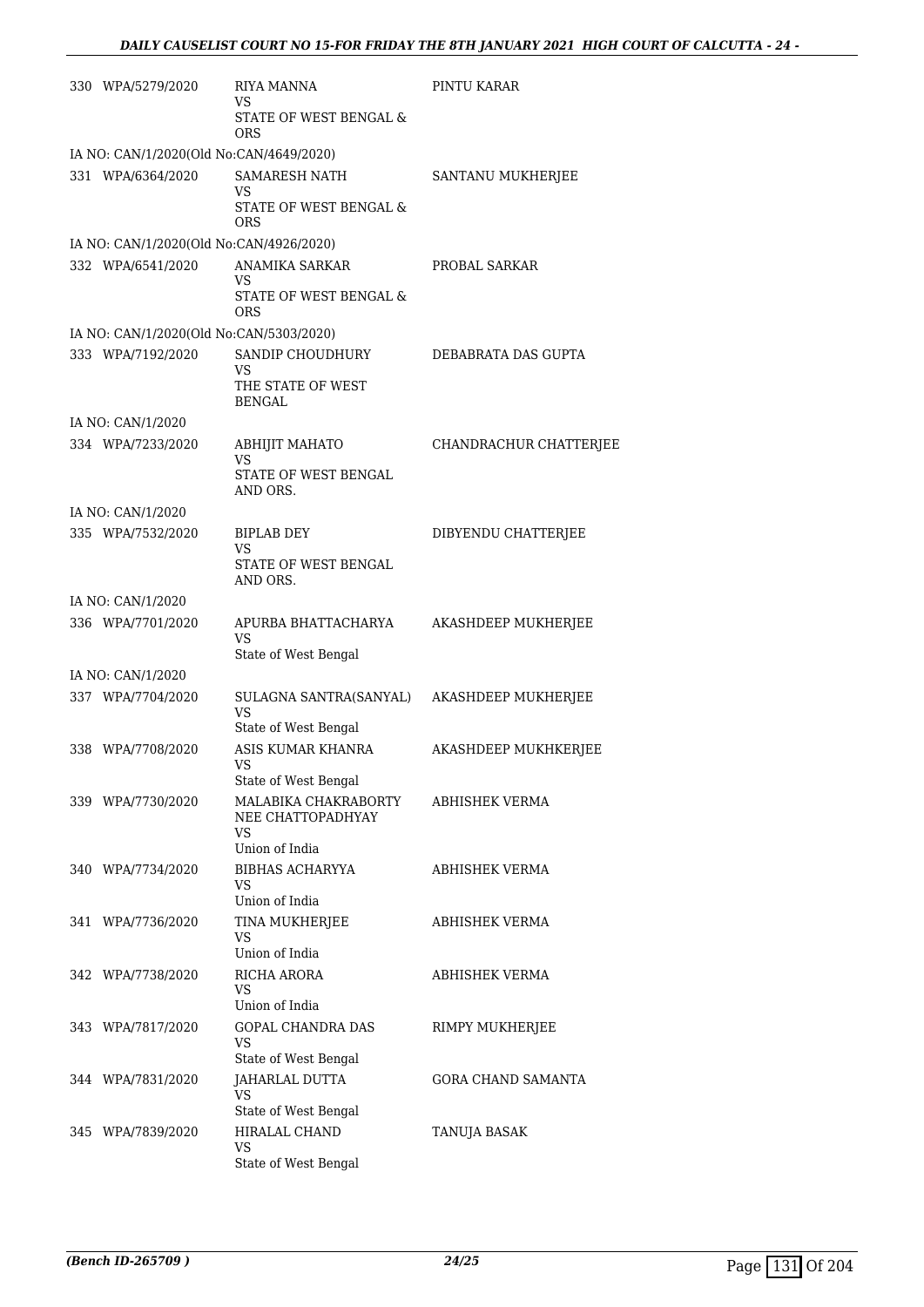| | | | |
|---|---|---|---|
| 330 | WPA/5279/2020 | RIYA MANNA<br>VS<br>STATE OF WEST BENGAL & ORS | PINTU KARAR |
| IA NO: CAN/1/2020(Old No:CAN/4649/2020) | | | |
| 331 | WPA/6364/2020 | SAMARESH NATH<br>VS<br>STATE OF WEST BENGAL & ORS | SANTANU MUKHERJEE |
| IA NO: CAN/1/2020(Old No:CAN/4926/2020) | | | |
| 332 | WPA/6541/2020 | ANAMIKA SARKAR<br>VS<br>STATE OF WEST BENGAL & ORS | PROBAL SARKAR |
| IA NO: CAN/1/2020(Old No:CAN/5303/2020) | | | |
| 333 | WPA/7192/2020 | SANDIP CHOUDHURY<br>VS<br>THE STATE OF WEST BENGAL | DEBABRATA DAS GUPTA |
| IA NO: CAN/1/2020 | | | |
| 334 | WPA/7233/2020 | ABHIJIT MAHATO<br>VS<br>STATE OF WEST BENGAL AND ORS. | CHANDRACHUR CHATTERJEE |
| IA NO: CAN/1/2020 | | | |
| 335 | WPA/7532/2020 | BIPLAB DEY<br>VS<br>STATE OF WEST BENGAL AND ORS. | DIBYENDU CHATTERJEE |
| IA NO: CAN/1/2020 | | | |
| 336 | WPA/7701/2020 | APURBA BHATTACHARYA<br>VS<br>State of West Bengal | AKASHDEEP MUKHERJEE |
| IA NO: CAN/1/2020 | | | |
| 337 | WPA/7704/2020 | SULAGNA SANTRA(SANYAL)<br>VS<br>State of West Bengal | AKASHDEEP MUKHERJEE |
| 338 | WPA/7708/2020 | ASIS KUMAR KHANRA<br>VS<br>State of West Bengal | AKASHDEEP MUKHKERJEE |
| 339 | WPA/7730/2020 | MALABIKA CHAKRABORTY NEE CHATTOPADHYAY<br>VS<br>Union of India | ABHISHEK VERMA |
| 340 | WPA/7734/2020 | BIBHAS ACHARYYA<br>VS<br>Union of India | ABHISHEK VERMA |
| 341 | WPA/7736/2020 | TINA MUKHERJEE<br>VS<br>Union of India | ABHISHEK VERMA |
| 342 | WPA/7738/2020 | RICHA ARORA<br>VS<br>Union of India | ABHISHEK VERMA |
| 343 | WPA/7817/2020 | GOPAL CHANDRA DAS<br>VS<br>State of West Bengal | RIMPY MUKHERJEE |
| 344 | WPA/7831/2020 | JAHARLAL DUTTA<br>VS<br>State of West Bengal | GORA CHAND SAMANTA |
| 345 | WPA/7839/2020 | HIRALAL CHAND<br>VS<br>State of West Bengal | TANUJA BASAK |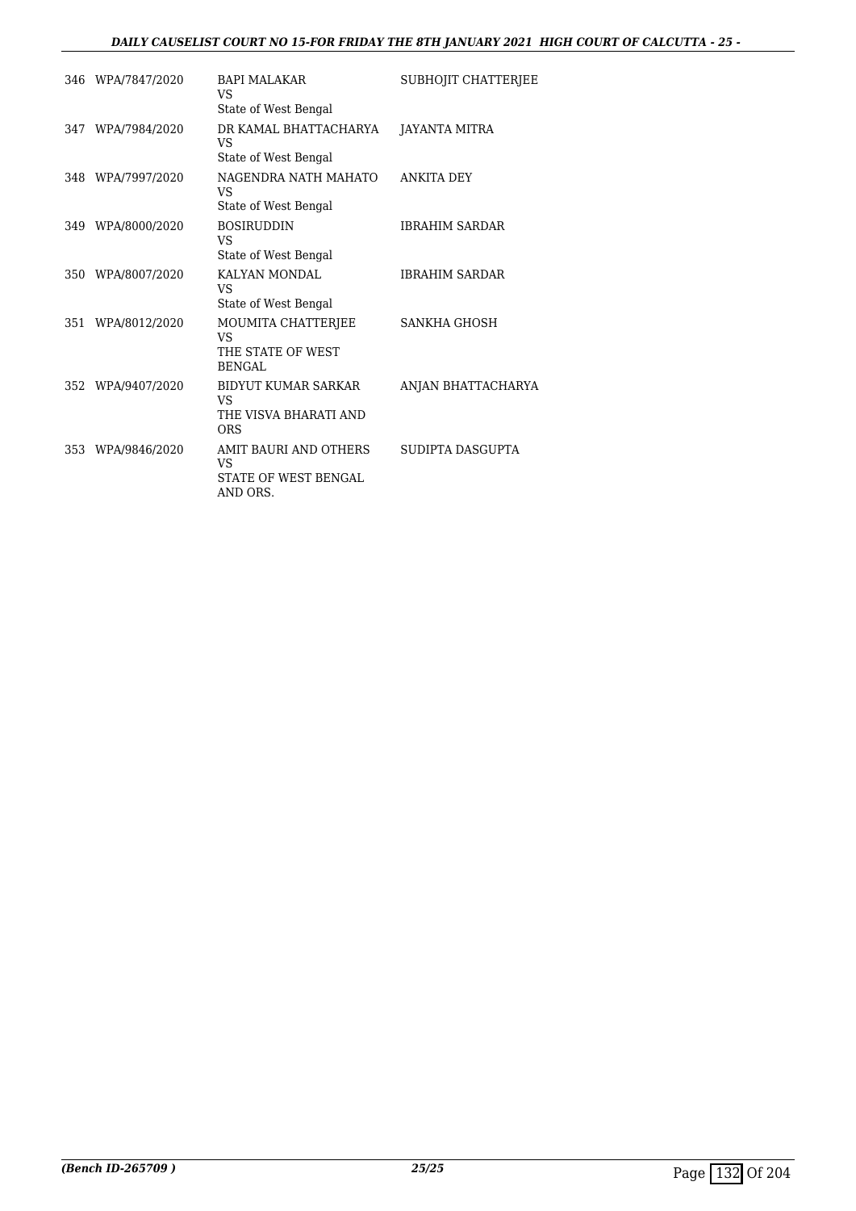| | | | |
|---|---|---|---|
| 346 | WPA/7847/2020 | BAPI MALAKAR<br>VS<br>State of West Bengal | SUBHOJIT CHATTERJEE |
| 347 | WPA/7984/2020 | DR KAMAL BHATTACHARYA<br>VS<br>State of West Bengal | JAYANTA MITRA |
| 348 | WPA/7997/2020 | NAGENDRA NATH MAHATO<br>VS<br>State of West Bengal | ANKITA DEY |
| 349 | WPA/8000/2020 | BOSIRUDDIN<br>VS<br>State of West Bengal | IBRAHIM SARDAR |
| 350 | WPA/8007/2020 | KALYAN MONDAL<br>VS<br>State of West Bengal | IBRAHIM SARDAR |
| 351 | WPA/8012/2020 | MOUMITA CHATTERJEE<br>VS<br>THE STATE OF WEST BENGAL | SANKHA GHOSH |
| 352 | WPA/9407/2020 | BIDYUT KUMAR SARKAR<br>VS<br>THE VISVA BHARATI AND ORS | ANJAN BHATTACHARYA |
| 353 | WPA/9846/2020 | AMIT BAURI AND OTHERS<br>VS<br>STATE OF WEST BENGAL AND ORS. | SUDIPTA DASGUPTA |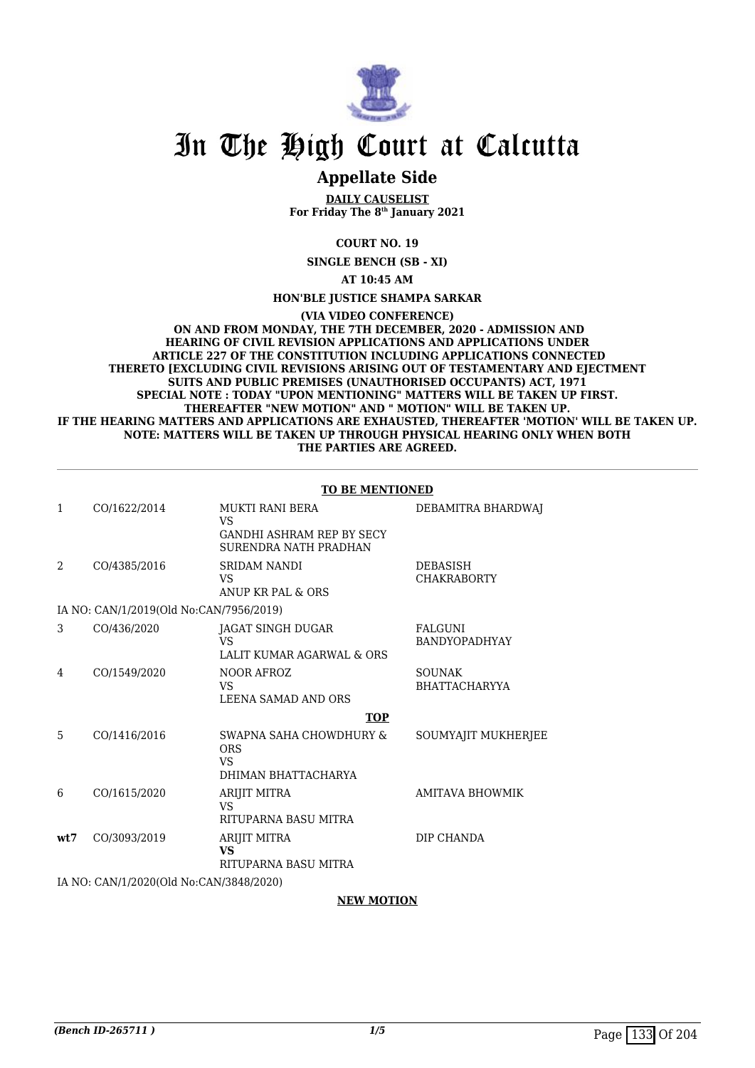# In The High Court at Calcutta

## Appellate Side

**DAILY CAUSELIST**
**For Friday The 8th January 2021**

**COURT NO. 19**

**SINGLE BENCH (SB - XI)**

**AT 10:45 AM**

**HON'BLE JUSTICE SHAMPA SARKAR**

**(VIA VIDEO CONFERENCE)**
**ON AND FROM MONDAY, THE 7TH DECEMBER, 2020 - ADMISSION AND HEARING OF CIVIL REVISION APPLICATIONS AND APPLICATIONS UNDER ARTICLE 227 OF THE CONSTITUTION INCLUDING APPLICATIONS CONNECTED THERETO [EXCLUDING CIVIL REVISIONS ARISING OUT OF TESTAMENTARY AND EJECTMENT SUITS AND PUBLIC PREMISES (UNAUTHORISED OCCUPANTS) ACT, 1971**
**SPECIAL NOTE : TODAY "UPON MENTIONING" MATTERS WILL BE TAKEN UP FIRST. THEREAFTER "NEW MOTION" AND " MOTION" WILL BE TAKEN UP.**
**IF THE HEARING MATTERS AND APPLICATIONS ARE EXHAUSTED, THEREAFTER 'MOTION' WILL BE TAKEN UP.**
**NOTE: MATTERS WILL BE TAKEN UP THROUGH PHYSICAL HEARING ONLY WHEN BOTH THE PARTIES ARE AGREED.**

**TO BE MENTIONED**

| | | | |
|---|---|---|---|
| 1 | CO/1622/2014 | MUKTI RANI BERA<br>VS<br>GANDHI ASHRAM REP BY SECY SURENDRA NATH PRADHAN | DEBAMITRA BHARDWAJ |
| 2 | CO/4385/2016 | SRIDAM NANDI<br>VS<br>ANUP KR PAL & ORS | DEBASISH CHAKRABORTY |
| | IA NO: CAN/1/2019(Old No:CAN/7956/2019) | | |
| 3 | CO/436/2020 | JAGAT SINGH DUGAR<br>VS<br>LALIT KUMAR AGARWAL & ORS | FALGUNI BANDYOPADHYAY |
| 4 | CO/1549/2020 | NOOR AFROZ<br>VS<br>LEENA SAMAD AND ORS | SOUNAK BHATTACHARYYA |

**TOP**

| | | | |
|---|---|---|---|
| 5 | CO/1416/2016 | SWAPNA SAHA CHOWDHURY & ORS<br>VS<br>DHIMAN BHATTACHARYA | SOUMYAJIT MUKHERJEE |
| 6 | CO/1615/2020 | ARIJIT MITRA<br>VS<br>RITUPARNA BASU MITRA | AMITAVA BHOWMIK |
| **wt7** | CO/3093/2019 | ARIJIT MITRA<br>**VS**<br>RITUPARNA BASU MITRA | DIP CHANDA |
| | IA NO: CAN/1/2020(Old No:CAN/3848/2020) | | |

**NEW MOTION**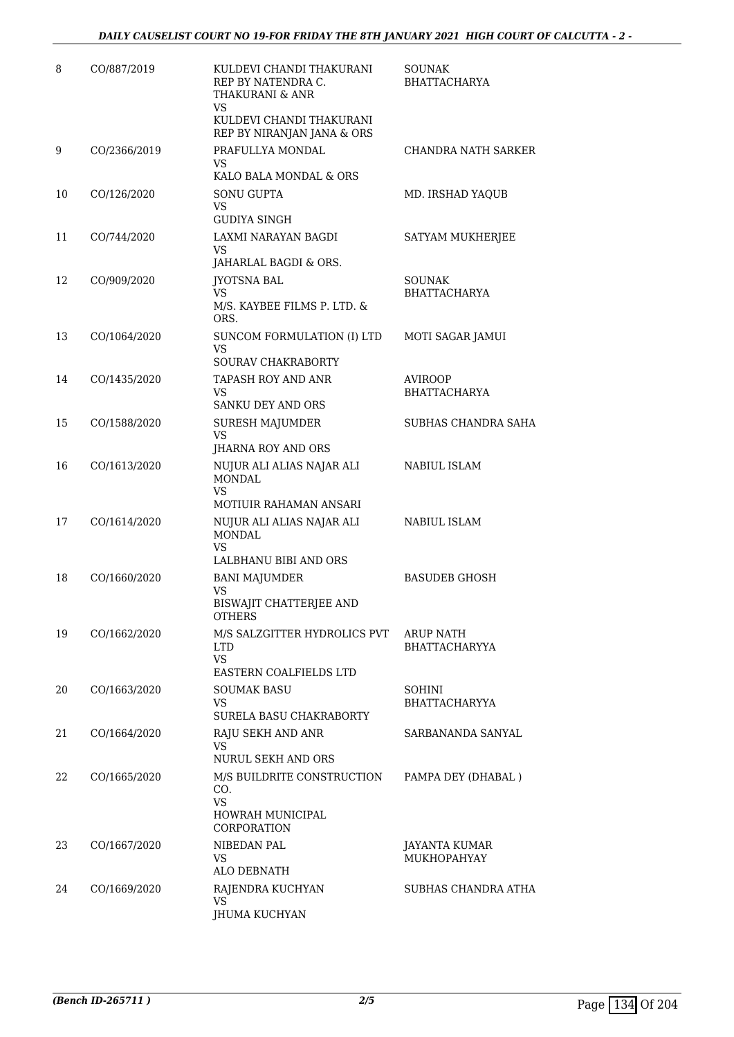| | | | |
|---|---|---|---|
| 8 | CO/887/2019 | KULDEVI CHANDI THAKURANI REP BY NATENDRA C. THAKURANI & ANR<br>VS<br>KULDEVI CHANDI THAKURANI REP BY NIRANJAN JANA & ORS | SOUNAK BHATTACHARYA |
| 9 | CO/2366/2019 | PRAFULLYA MONDAL<br>VS<br>KALO BALA MONDAL & ORS | CHANDRA NATH SARKER |
| 10 | CO/126/2020 | SONU GUPTA<br>VS<br>GUDIYA SINGH | MD. IRSHAD YAQUB |
| 11 | CO/744/2020 | LAXMI NARAYAN BAGDI<br>VS<br>JAHARLAL BAGDI & ORS. | SATYAM MUKHERJEE |
| 12 | CO/909/2020 | JYOTSNA BAL<br>VS<br>M/S. KAYBEE FILMS P. LTD. & ORS. | SOUNAK BHATTACHARYA |
| 13 | CO/1064/2020 | SUNCOM FORMULATION (I) LTD<br>VS<br>SOURAV CHAKRABORTY | MOTI SAGAR JAMUI |
| 14 | CO/1435/2020 | TAPASH ROY AND ANR<br>VS<br>SANKU DEY AND ORS | AVIROOP BHATTACHARYA |
| 15 | CO/1588/2020 | SURESH MAJUMDER<br>VS<br>JHARNA ROY AND ORS | SUBHAS CHANDRA SAHA |
| 16 | CO/1613/2020 | NUJUR ALI ALIAS NAJAR ALI MONDAL<br>VS<br>MOTIUIR RAHAMAN ANSARI | NABIUL ISLAM |
| 17 | CO/1614/2020 | NUJUR ALI ALIAS NAJAR ALI MONDAL<br>VS<br>LALBHANU BIBI AND ORS | NABIUL ISLAM |
| 18 | CO/1660/2020 | BANI MAJUMDER<br>VS<br>BISWAJIT CHATTERJEE AND OTHERS | BASUDEB GHOSH |
| 19 | CO/1662/2020 | M/S SALZGITTER HYDROLICS PVT LTD<br>VS<br>EASTERN COALFIELDS LTD | ARUP NATH BHATTACHARYYA |
| 20 | CO/1663/2020 | SOUMAK BASU<br>VS<br>SURELA BASU CHAKRABORTY | SOHINI BHATTACHARYYA |
| 21 | CO/1664/2020 | RAJU SEKH AND ANR<br>VS<br>NURUL SEKH AND ORS | SARBANANDA SANYAL |
| 22 | CO/1665/2020 | M/S BUILDRITE CONSTRUCTION CO.<br>VS<br>HOWRAH MUNICIPAL CORPORATION | PAMPA DEY (DHABAL ) |
| 23 | CO/1667/2020 | NIBEDAN PAL<br>VS<br>ALO DEBNATH | JAYANTA KUMAR MUKHOPAHYAY |
| 24 | CO/1669/2020 | RAJENDRA KUCHYAN<br>VS<br>JHUMA KUCHYAN | SUBHAS CHANDRA ATHA |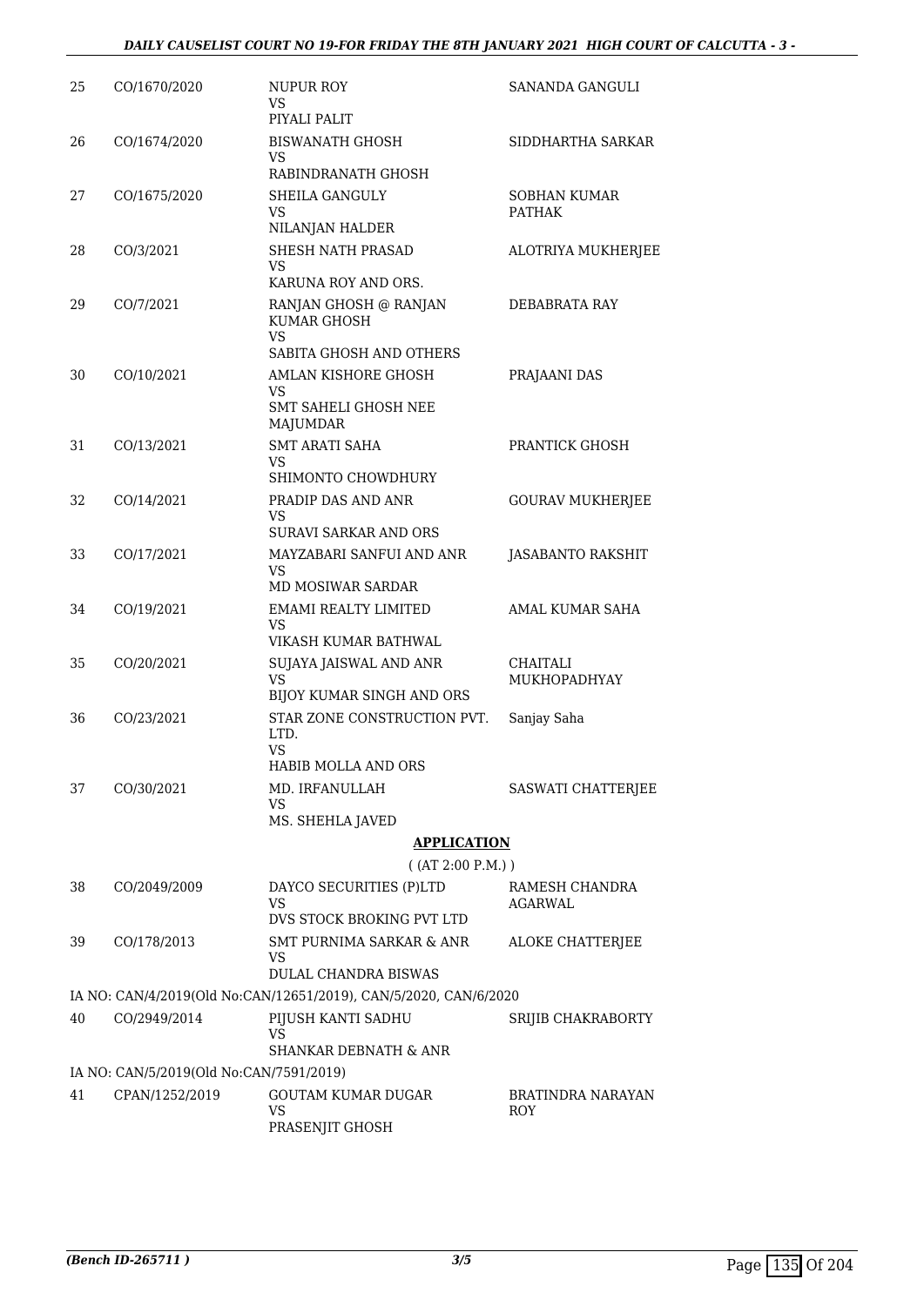| | | | |
|---|---|---|---|
| 25 | CO/1670/2020 | NUPUR ROY<br>VS<br>PIYALI PALIT | SANANDA GANGULI |
| 26 | CO/1674/2020 | BISWANATH GHOSH<br>VS<br>RABINDRANATH GHOSH | SIDDHARTHA SARKAR |
| 27 | CO/1675/2020 | SHEILA GANGULY<br>VS<br>NILANJAN HALDER | SOBHAN KUMAR PATHAK |
| 28 | CO/3/2021 | SHESH NATH PRASAD<br>VS<br>KARUNA ROY AND ORS. | ALOTRIYA MUKHERJEE |
| 29 | CO/7/2021 | RANJAN GHOSH @ RANJAN KUMAR GHOSH<br>VS<br>SABITA GHOSH AND OTHERS | DEBABRATA RAY |
| 30 | CO/10/2021 | AMLAN KISHORE GHOSH<br>VS<br>SMT SAHELI GHOSH NEE MAJUMDAR | PRAJAANI DAS |
| 31 | CO/13/2021 | SMT ARATI SAHA<br>VS<br>SHIMONTO CHOWDHURY | PRANTICK GHOSH |
| 32 | CO/14/2021 | PRADIP DAS AND ANR<br>VS<br>SURAVI SARKAR AND ORS | GOURAV MUKHERJEE |
| 33 | CO/17/2021 | MAYZABARI SANFUI AND ANR<br>VS<br>MD MOSIWAR SARDAR | JASABANTO RAKSHIT |
| 34 | CO/19/2021 | EMAMI REALTY LIMITED<br>VS<br>VIKASH KUMAR BATHWAL | AMAL KUMAR SAHA |
| 35 | CO/20/2021 | SUJAYA JAISWAL AND ANR<br>VS<br>BIJOY KUMAR SINGH AND ORS | CHAITALI MUKHOPADHYAY |
| 36 | CO/23/2021 | STAR ZONE CONSTRUCTION PVT. LTD.<br>VS<br>HABIB MOLLA AND ORS | Sanjay Saha |
| 37 | CO/30/2021 | MD. IRFANULLAH<br>VS<br>MS. SHEHLA JAVED | SASWATI CHATTERJEE |

**APPLICATION**

( (AT 2:00 P.M.) )

| | | | |
|---|---|---|---|
| 38 | CO/2049/2009 | DAYCO SECURITIES (P)LTD<br>VS<br>DVS STOCK BROKING PVT LTD | RAMESH CHANDRA AGARWAL |
| 39 | CO/178/2013 | SMT PURNIMA SARKAR & ANR<br>VS<br>DULAL CHANDRA BISWAS | ALOKE CHATTERJEE |

IA NO: CAN/4/2019(Old No:CAN/12651/2019), CAN/5/2020, CAN/6/2020

| | | | |
|---|---|---|---|
| 40 | CO/2949/2014 | PIJUSH KANTI SADHU<br>VS<br>SHANKAR DEBNATH & ANR | SRIJIB CHAKRABORTY |

IA NO: CAN/5/2019(Old No:CAN/7591/2019)

| | | | |
|---|---|---|---|
| 41 | CPAN/1252/2019 | GOUTAM KUMAR DUGAR<br>VS<br>PRASENJIT GHOSH | BRATINDRA NARAYAN ROY |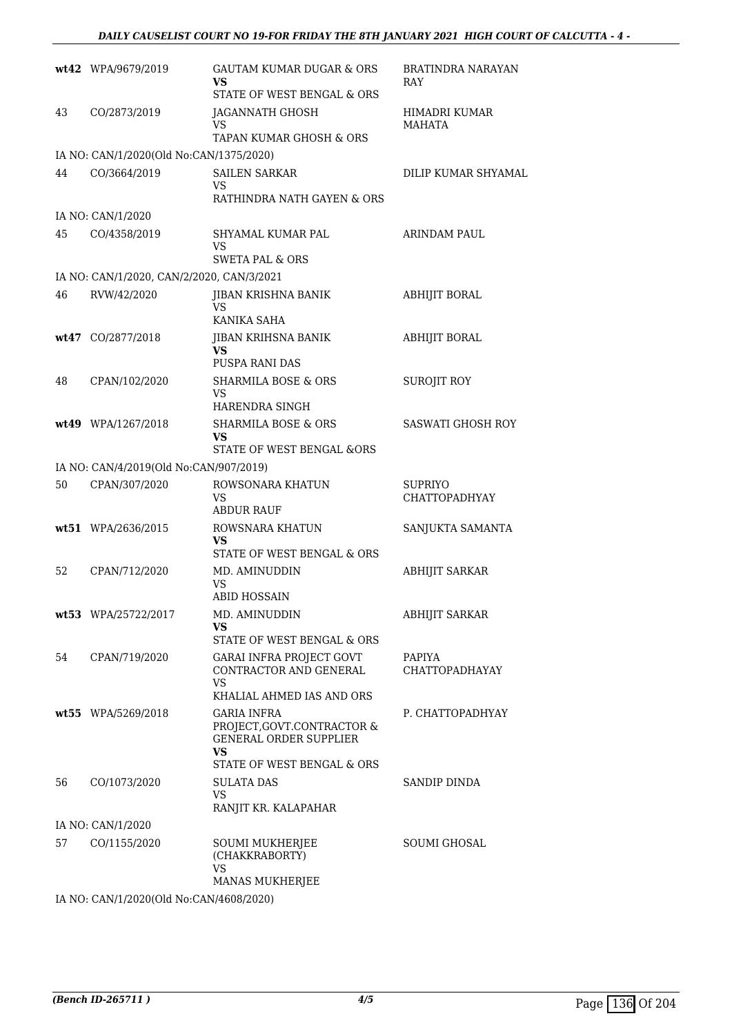| | | | |
|---|---|---|---|
| wt42 | WPA/9679/2019 | GAUTAM KUMAR DUGAR & ORS<br>**VS**<br>STATE OF WEST BENGAL & ORS | BRATINDRA NARAYAN RAY |
| 43 | CO/2873/2019 | JAGANNATH GHOSH<br>VS<br>TAPAN KUMAR GHOSH & ORS | HIMADRI KUMAR MAHATA |
| IA NO: CAN/1/2020(Old No:CAN/1375/2020) | | | |
| 44 | CO/3664/2019 | SAILEN SARKAR<br>VS<br>RATHINDRA NATH GAYEN & ORS | DILIP KUMAR SHYAMAL |
| IA NO: CAN/1/2020 | | | |
| 45 | CO/4358/2019 | SHYAMAL KUMAR PAL<br>VS<br>SWETA PAL & ORS | ARINDAM PAUL |
| IA NO: CAN/1/2020, CAN/2/2020, CAN/3/2021 | | | |
| 46 | RVW/42/2020 | JIBAN KRISHNA BANIK<br>VS<br>KANIKA SAHA | ABHIJIT BORAL |
| wt47 | CO/2877/2018 | JIBAN KRIHSNA BANIK<br>**VS**<br>PUSPA RANI DAS | ABHIJIT BORAL |
| 48 | CPAN/102/2020 | SHARMILA BOSE & ORS<br>VS<br>HARENDRA SINGH | SUROJIT ROY |
| wt49 | WPA/1267/2018 | SHARMILA BOSE & ORS<br>**VS**<br>STATE OF WEST BENGAL &ORS | SASWATI GHOSH ROY |
| IA NO: CAN/4/2019(Old No:CAN/907/2019) | | | |
| 50 | CPAN/307/2020 | ROWSONARA KHATUN<br>VS<br>ABDUR RAUF | SUPRIYO CHATTOPADHYAY |
| wt51 | WPA/2636/2015 | ROWSNARA KHATUN<br>**VS**<br>STATE OF WEST BENGAL & ORS | SANJUKTA SAMANTA |
| 52 | CPAN/712/2020 | MD. AMINUDDIN<br>VS<br>ABID HOSSAIN | ABHIJIT SARKAR |
| wt53 | WPA/25722/2017 | MD. AMINUDDIN<br>**VS**<br>STATE OF WEST BENGAL & ORS | ABHIJIT SARKAR |
| 54 | CPAN/719/2020 | GARAI INFRA PROJECT GOVT CONTRACTOR AND GENERAL<br>VS<br>KHALIAL AHMED IAS AND ORS | PAPIYA CHATTOPADHAYAY |
| wt55 | WPA/5269/2018 | GARIA INFRA PROJECT,GOVT.CONTRACTOR & GENERAL ORDER SUPPLIER<br>**VS**<br>STATE OF WEST BENGAL & ORS | P. CHATTOPADHYAY |
| 56 | CO/1073/2020 | SULATA DAS<br>VS<br>RANJIT KR. KALAPAHAR | SANDIP DINDA |
| IA NO: CAN/1/2020 | | | |
| 57 | CO/1155/2020 | SOUMI MUKHERJEE (CHAKKRABORTY)<br>VS<br>MANAS MUKHERJEE | SOUMI GHOSAL |
| IA NO: CAN/1/2020(Old No:CAN/4608/2020) | | | |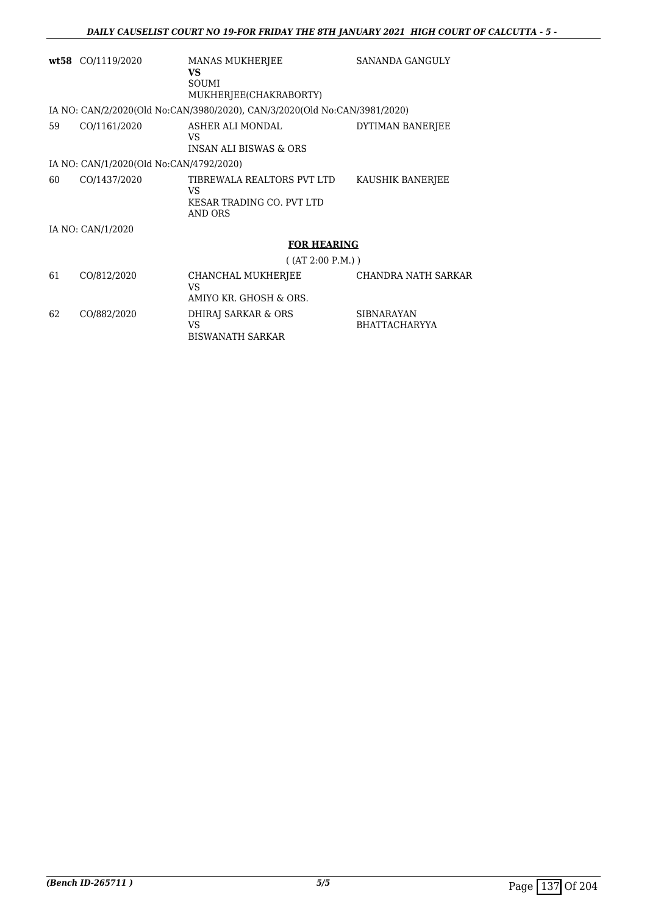| | | | |
|---|---|---|---|
| **wt58** | CO/1119/2020 | MANAS MUKHERJEE<br>**VS**<br>SOUMI<br>MUKHERJEE(CHAKRABORTY) | SANANDA GANGULY |
| IA NO: CAN/2/2020(Old No:CAN/3980/2020), CAN/3/2020(Old No:CAN/3981/2020) | | | |
| 59 | CO/1161/2020 | ASHER ALI MONDAL<br>VS<br>INSAN ALI BISWAS & ORS | DYTIMAN BANERJEE |
| IA NO: CAN/1/2020(Old No:CAN/4792/2020) | | | |
| 60 | CO/1437/2020 | TIBREWALA REALTORS PVT LTD<br>VS<br>KESAR TRADING CO. PVT LTD<br>AND ORS | KAUSHIK BANERJEE |
| IA NO: CAN/1/2020 | | | |

**FOR HEARING**

( (AT 2:00 P.M.) )

| | | | |
|---|---|---|---|
| 61 | CO/812/2020 | CHANCHAL MUKHERJEE<br>VS<br>AMIYO KR. GHOSH & ORS. | CHANDRA NATH SARKAR |
| 62 | CO/882/2020 | DHIRAJ SARKAR & ORS<br>VS<br>BISWANATH SARKAR | SIBNARAYAN<br>BHATTACHARYYA |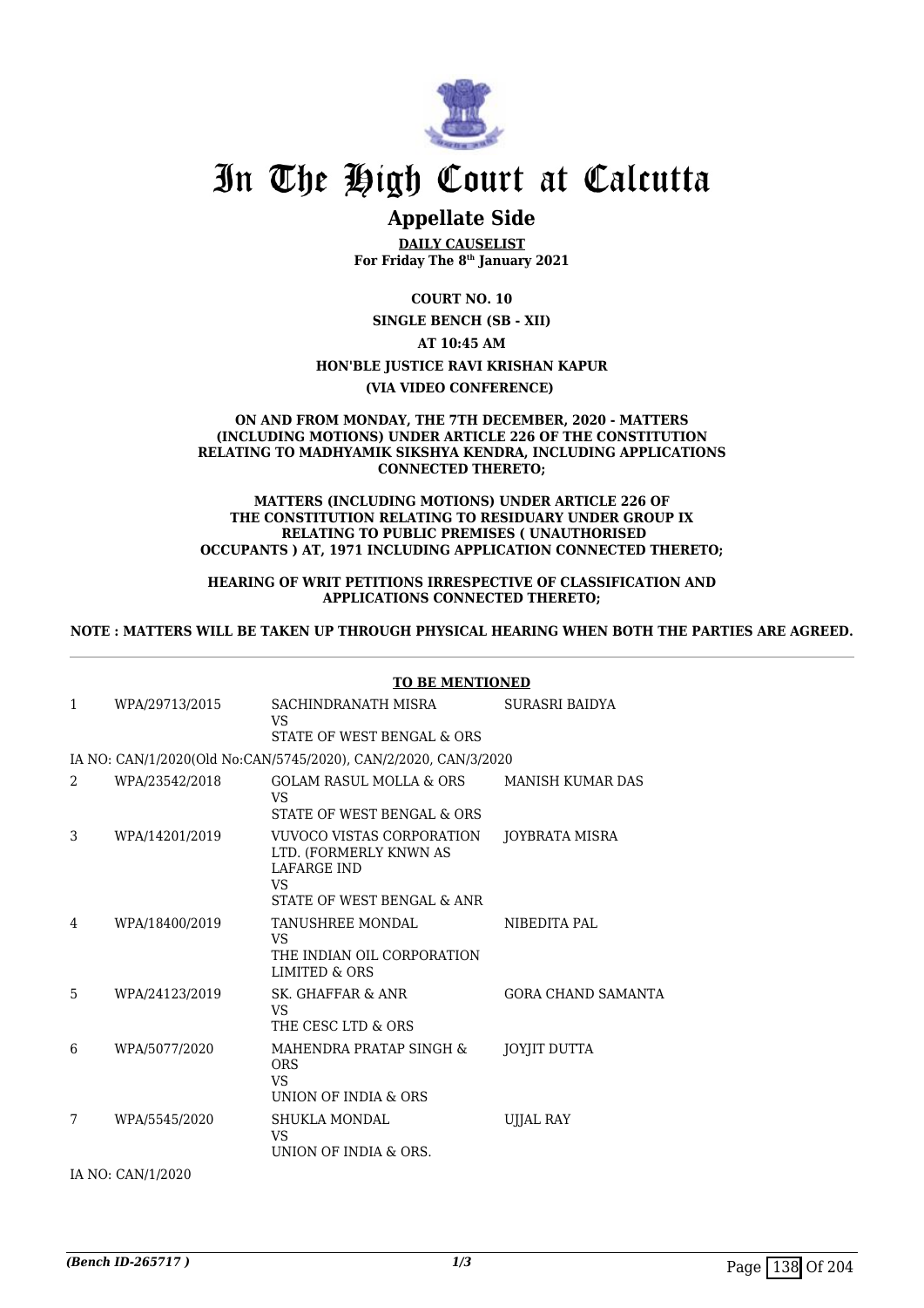# In The High Court at Calcutta

## Appellate Side

**DAILY CAUSELIST**
**For Friday The 8th January 2021**

**COURT NO. 10**

**SINGLE BENCH (SB - XII)**

**AT 10:45 AM**

**HON'BLE JUSTICE RAVI KRISHAN KAPUR**

**(VIA VIDEO CONFERENCE)**

**ON AND FROM MONDAY, THE 7TH DECEMBER, 2020 - MATTERS (INCLUDING MOTIONS) UNDER ARTICLE 226 OF THE CONSTITUTION RELATING TO MADHYAMIK SIKSHYA KENDRA, INCLUDING APPLICATIONS CONNECTED THERETO;**

**MATTERS (INCLUDING MOTIONS) UNDER ARTICLE 226 OF THE CONSTITUTION RELATING TO RESIDUARY UNDER GROUP IX RELATING TO PUBLIC PREMISES ( UNAUTHORISED OCCUPANTS ) AT, 1971 INCLUDING APPLICATION CONNECTED THERETO;**

**HEARING OF WRIT PETITIONS IRRESPECTIVE OF CLASSIFICATION AND APPLICATIONS CONNECTED THERETO;**

**NOTE : MATTERS WILL BE TAKEN UP THROUGH PHYSICAL HEARING WHEN BOTH THE PARTIES ARE AGREED.**

**TO BE MENTIONED**

| | | | |
|---|---|---|---|
| 1 | WPA/29713/2015 | SACHINDRANATH MISRA<br>VS<br>STATE OF WEST BENGAL & ORS | SURASRI BAIDYA |
| IA NO: CAN/1/2020(Old No:CAN/5745/2020), CAN/2/2020, CAN/3/2020 | | | |
| 2 | WPA/23542/2018 | GOLAM RASUL MOLLA & ORS<br>VS<br>STATE OF WEST BENGAL & ORS | MANISH KUMAR DAS |
| 3 | WPA/14201/2019 | VUVOCO VISTAS CORPORATION LTD. (FORMERLY KNWN AS LAFARGE IND<br>VS<br>STATE OF WEST BENGAL & ANR | JOYBRATA MISRA |
| 4 | WPA/18400/2019 | TANUSHREE MONDAL<br>VS<br>THE INDIAN OIL CORPORATION LIMITED & ORS | NIBEDITA PAL |
| 5 | WPA/24123/2019 | SK. GHAFFAR & ANR<br>VS<br>THE CESC LTD & ORS | GORA CHAND SAMANTA |
| 6 | WPA/5077/2020 | MAHENDRA PRATAP SINGH & ORS<br>VS<br>UNION OF INDIA & ORS | JOYJIT DUTTA |
| 7 | WPA/5545/2020 | SHUKLA MONDAL<br>VS<br>UNION OF INDIA & ORS. | UJJAL RAY |
| IA NO: CAN/1/2020 | | | |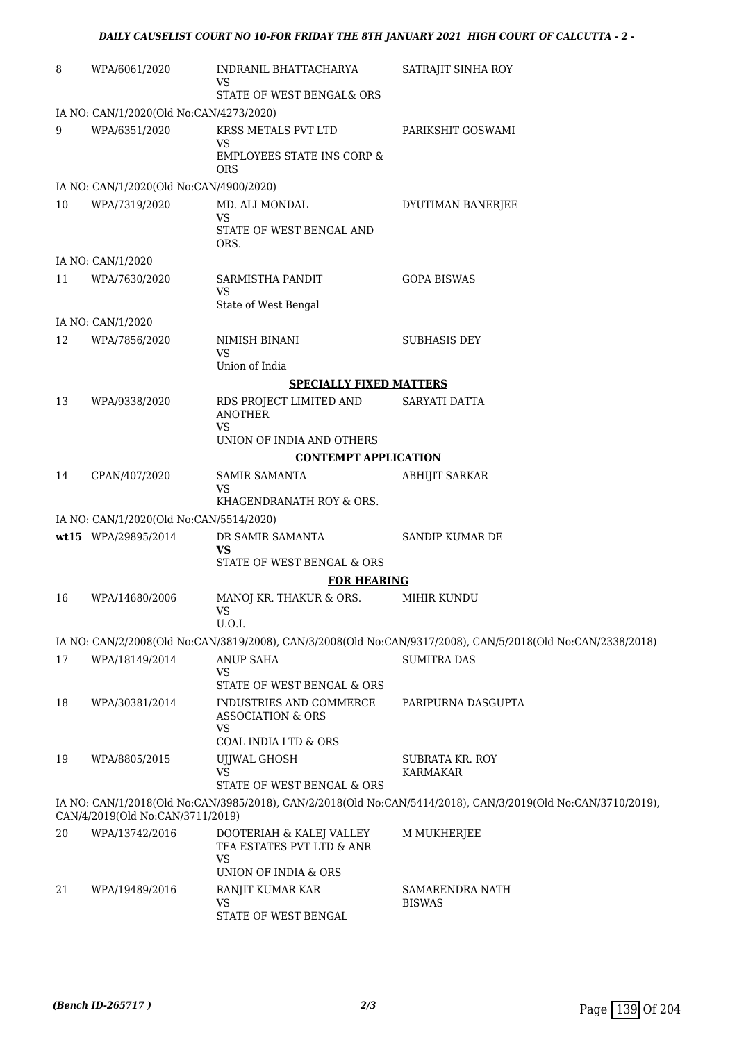| | | | |
|---|---|---|---|
| 8 | WPA/6061/2020 | INDRANIL BHATTACHARYA<br>VS<br>STATE OF WEST BENGAL& ORS | SATRAJIT SINHA ROY |

IA NO: CAN/1/2020(Old No:CAN/4273/2020)

| | | | |
|---|---|---|---|
| 9 | WPA/6351/2020 | KRSS METALS PVT LTD<br>VS<br>EMPLOYEES STATE INS CORP & ORS | PARIKSHIT GOSWAMI |

IA NO: CAN/1/2020(Old No:CAN/4900/2020)

| | | | |
|---|---|---|---|
| 10 | WPA/7319/2020 | MD. ALI MONDAL<br>VS<br>STATE OF WEST BENGAL AND ORS. | DYUTIMAN BANERJEE |

IA NO: CAN/1/2020

| | | | |
|---|---|---|---|
| 11 | WPA/7630/2020 | SARMISTHA PANDIT<br>VS<br>State of West Bengal | GOPA BISWAS |

IA NO: CAN/1/2020

| | | | |
|---|---|---|---|
| 12 | WPA/7856/2020 | NIMISH BINANI<br>VS<br>Union of India | SUBHASIS DEY |

**SPECIALLY FIXED MATTERS**

| | | | |
|---|---|---|---|
| 13 | WPA/9338/2020 | RDS PROJECT LIMITED AND ANOTHER<br>VS<br>UNION OF INDIA AND OTHERS | SARYATI DATTA |

**CONTEMPT APPLICATION**

| | | | |
|---|---|---|---|
| 14 | CPAN/407/2020 | SAMIR SAMANTA<br>VS<br>KHAGENDRANATH ROY & ORS. | ABHIJIT SARKAR |

IA NO: CAN/1/2020(Old No:CAN/5514/2020)

| | | | |
|---|---|---|---|
| **wt15** | WPA/29895/2014 | DR SAMIR SAMANTA<br>**VS**<br>STATE OF WEST BENGAL & ORS | SANDIP KUMAR DE |

**FOR HEARING**

| | | | |
|---|---|---|---|
| 16 | WPA/14680/2006 | MANOJ KR. THAKUR & ORS.<br>VS<br>U.O.I. | MIHIR KUNDU |

IA NO: CAN/2/2008(Old No:CAN/3819/2008), CAN/3/2008(Old No:CAN/9317/2008), CAN/5/2018(Old No:CAN/2338/2018)

| | | | |
|---|---|---|---|
| 17 | WPA/18149/2014 | ANUP SAHA<br>VS<br>STATE OF WEST BENGAL & ORS | SUMITRA DAS |
| 18 | WPA/30381/2014 | INDUSTRIES AND COMMERCE ASSOCIATION & ORS<br>VS<br>COAL INDIA LTD & ORS | PARIPURNA DASGUPTA |
| 19 | WPA/8805/2015 | UJJWAL GHOSH<br>VS<br>STATE OF WEST BENGAL & ORS | SUBRATA KR. ROY KARMAKAR |

IA NO: CAN/1/2018(Old No:CAN/3985/2018), CAN/2/2018(Old No:CAN/5414/2018), CAN/3/2019(Old No:CAN/3710/2019), CAN/4/2019(Old No:CAN/3711/2019)

| | | | |
|---|---|---|---|
| 20 | WPA/13742/2016 | DOOTERIAH & KALEJ VALLEY TEA ESTATES PVT LTD & ANR<br>VS<br>UNION OF INDIA & ORS | M MUKHERJEE |
| 21 | WPA/19489/2016 | RANJIT KUMAR KAR<br>VS<br>STATE OF WEST BENGAL | SAMARENDRA NATH BISWAS |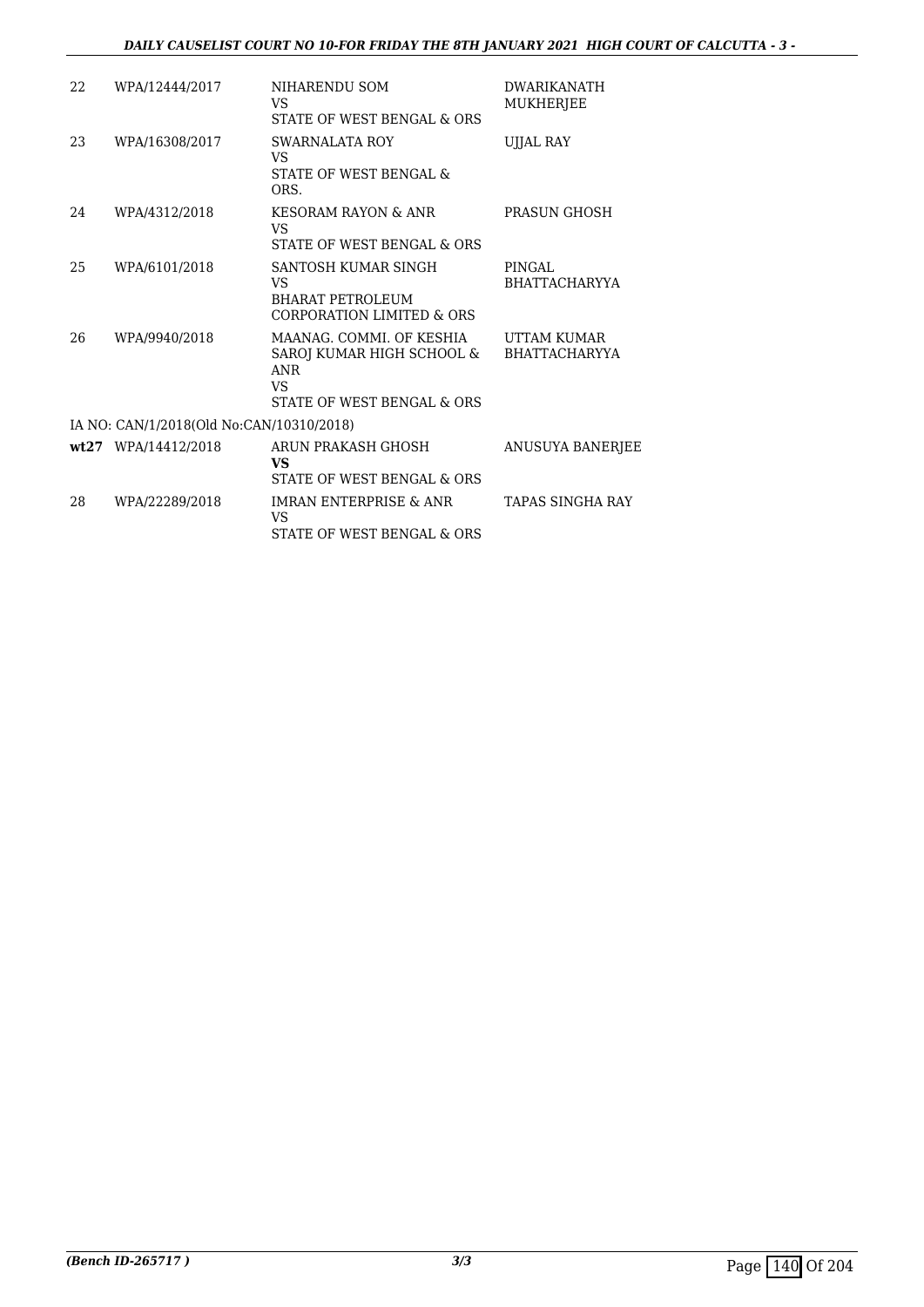| | | | |
|---|---|---|---|
| 22 | WPA/12444/2017 | NIHARENDU SOM<br>VS<br>STATE OF WEST BENGAL & ORS | DWARIKANATH MUKHERJEE |
| 23 | WPA/16308/2017 | SWARNALATA ROY<br>VS<br>STATE OF WEST BENGAL & ORS. | UJJAL RAY |
| 24 | WPA/4312/2018 | KESORAM RAYON & ANR<br>VS<br>STATE OF WEST BENGAL & ORS | PRASUN GHOSH |
| 25 | WPA/6101/2018 | SANTOSH KUMAR SINGH<br>VS<br>BHARAT PETROLEUM CORPORATION LIMITED & ORS | PINGAL BHATTACHARYYA |
| 26 | WPA/9940/2018 | MAANAG. COMMI. OF KESHIA SAROJ KUMAR HIGH SCHOOL & ANR<br>VS<br>STATE OF WEST BENGAL & ORS | UTTAM KUMAR BHATTACHARYYA |
| IA NO: CAN/1/2018(Old No:CAN/10310/2018) | | | |
| **wt27** | WPA/14412/2018 | ARUN PRAKASH GHOSH<br>**VS**<br>STATE OF WEST BENGAL & ORS | ANUSUYA BANERJEE |
| 28 | WPA/22289/2018 | IMRAN ENTERPRISE & ANR<br>VS<br>STATE OF WEST BENGAL & ORS | TAPAS SINGHA RAY |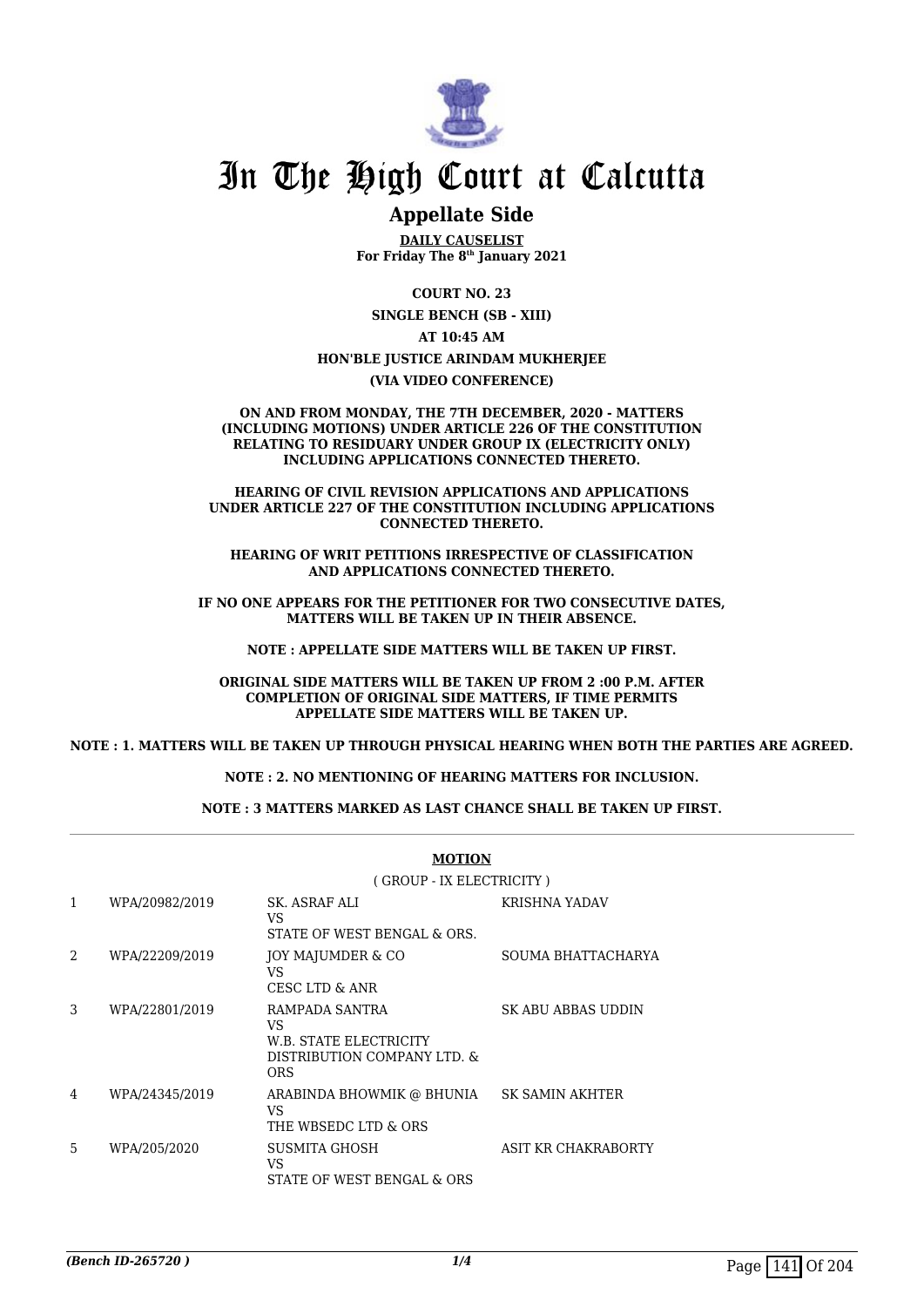# In The High Court at Calcutta

## Appellate Side

**DAILY CAUSELIST**
**For Friday The 8th January 2021**

**COURT NO. 23**

**SINGLE BENCH (SB - XIII)**

**AT 10:45 AM**

**HON'BLE JUSTICE ARINDAM MUKHERJEE**

**(VIA VIDEO CONFERENCE)**

**ON AND FROM MONDAY, THE 7TH DECEMBER, 2020 - MATTERS (INCLUDING MOTIONS) UNDER ARTICLE 226 OF THE CONSTITUTION RELATING TO RESIDUARY UNDER GROUP IX (ELECTRICITY ONLY) INCLUDING APPLICATIONS CONNECTED THERETO.**

**HEARING OF CIVIL REVISION APPLICATIONS AND APPLICATIONS UNDER ARTICLE 227 OF THE CONSTITUTION INCLUDING APPLICATIONS CONNECTED THERETO.**

**HEARING OF WRIT PETITIONS IRRESPECTIVE OF CLASSIFICATION AND APPLICATIONS CONNECTED THERETO.**

**IF NO ONE APPEARS FOR THE PETITIONER FOR TWO CONSECUTIVE DATES, MATTERS WILL BE TAKEN UP IN THEIR ABSENCE.**

**NOTE : APPELLATE SIDE MATTERS WILL BE TAKEN UP FIRST.**

**ORIGINAL SIDE MATTERS WILL BE TAKEN UP FROM 2 :00 P.M. AFTER COMPLETION OF ORIGINAL SIDE MATTERS, IF TIME PERMITS APPELLATE SIDE MATTERS WILL BE TAKEN UP.**

**NOTE : 1. MATTERS WILL BE TAKEN UP THROUGH PHYSICAL HEARING WHEN BOTH THE PARTIES ARE AGREED.**

**NOTE : 2. NO MENTIONING OF HEARING MATTERS FOR INCLUSION.**

**NOTE : 3 MATTERS MARKED AS LAST CHANCE SHALL BE TAKEN UP FIRST.**

**MOTION**

( GROUP - IX ELECTRICITY )

| | | | |
|---|---|---|---|
| 1 | WPA/20982/2019 | SK. ASRAF ALI<br>VS<br>STATE OF WEST BENGAL & ORS. | KRISHNA YADAV |
| 2 | WPA/22209/2019 | JOY MAJUMDER & CO<br>VS<br>CESC LTD & ANR | SOUMA BHATTACHARYA |
| 3 | WPA/22801/2019 | RAMPADA SANTRA<br>VS<br>W.B. STATE ELECTRICITY DISTRIBUTION COMPANY LTD. & ORS | SK ABU ABBAS UDDIN |
| 4 | WPA/24345/2019 | ARABINDA BHOWMIK @ BHUNIA<br>VS<br>THE WBSEDC LTD & ORS | SK SAMIN AKHTER |
| 5 | WPA/205/2020 | SUSMITA GHOSH<br>VS<br>STATE OF WEST BENGAL & ORS | ASIT KR CHAKRABORTY |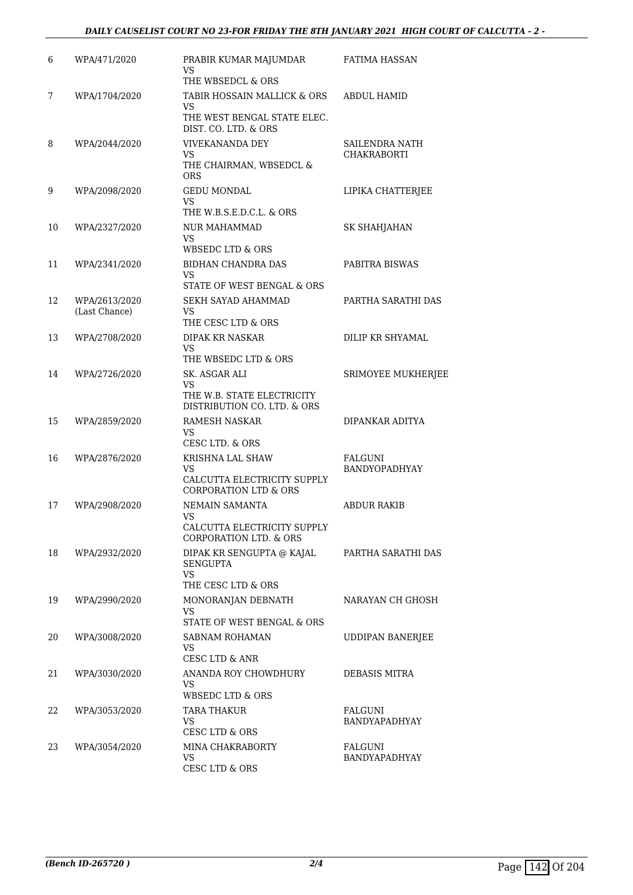| 6 | WPA/471/2020 | PRABIR KUMAR MAJUMDAR<br>VS<br>THE WBSEDCL & ORS | FATIMA HASSAN |
|---|---|---|---|
| 7 | WPA/1704/2020 | TABIR HOSSAIN MALLICK & ORS<br>VS<br>THE WEST BENGAL STATE ELEC. DIST. CO. LTD. & ORS | ABDUL HAMID |
| 8 | WPA/2044/2020 | VIVEKANANDA DEY<br>VS<br>THE CHAIRMAN, WBSEDCL & ORS | SAILENDRA NATH CHAKRABORTI |
| 9 | WPA/2098/2020 | GEDU MONDAL<br>VS<br>THE W.B.S.E.D.C.L. & ORS | LIPIKA CHATTERJEE |
| 10 | WPA/2327/2020 | NUR MAHAMMAD<br>VS<br>WBSEDC LTD & ORS | SK SHAHJAHAN |
| 11 | WPA/2341/2020 | BIDHAN CHANDRA DAS<br>VS<br>STATE OF WEST BENGAL & ORS | PABITRA BISWAS |
| 12 | WPA/2613/2020<br>(Last Chance) | SEKH SAYAD AHAMMAD<br>VS<br>THE CESC LTD & ORS | PARTHA SARATHI DAS |
| 13 | WPA/2708/2020 | DIPAK KR NASKAR<br>VS<br>THE WBSEDC LTD & ORS | DILIP KR SHYAMAL |
| 14 | WPA/2726/2020 | SK. ASGAR ALI<br>VS<br>THE W.B. STATE ELECTRICITY DISTRIBUTION CO. LTD. & ORS | SRIMOYEE MUKHERJEE |
| 15 | WPA/2859/2020 | RAMESH NASKAR<br>VS<br>CESC LTD. & ORS | DIPANKAR ADITYA |
| 16 | WPA/2876/2020 | KRISHNA LAL SHAW<br>VS<br>CALCUTTA ELECTRICITY SUPPLY CORPORATION LTD & ORS | FALGUNI BANDYOPADHYAY |
| 17 | WPA/2908/2020 | NEMAIN SAMANTA<br>VS<br>CALCUTTA ELECTRICITY SUPPLY CORPORATION LTD. & ORS | ABDUR RAKIB |
| 18 | WPA/2932/2020 | DIPAK KR SENGUPTA @ KAJAL SENGUPTA<br>VS<br>THE CESC LTD & ORS | PARTHA SARATHI DAS |
| 19 | WPA/2990/2020 | MONORANJAN DEBNATH<br>VS<br>STATE OF WEST BENGAL & ORS | NARAYAN CH GHOSH |
| 20 | WPA/3008/2020 | SABNAM ROHAMAN<br>VS<br>CESC LTD & ANR | UDDIPAN BANERJEE |
| 21 | WPA/3030/2020 | ANANDA ROY CHOWDHURY<br>VS<br>WBSEDC LTD & ORS | DEBASIS MITRA |
| 22 | WPA/3053/2020 | TARA THAKUR<br>VS<br>CESC LTD & ORS | FALGUNI BANDYAPADHYAY |
| 23 | WPA/3054/2020 | MINA CHAKRABORTY<br>VS<br>CESC LTD & ORS | FALGUNI BANDYAPADHYAY |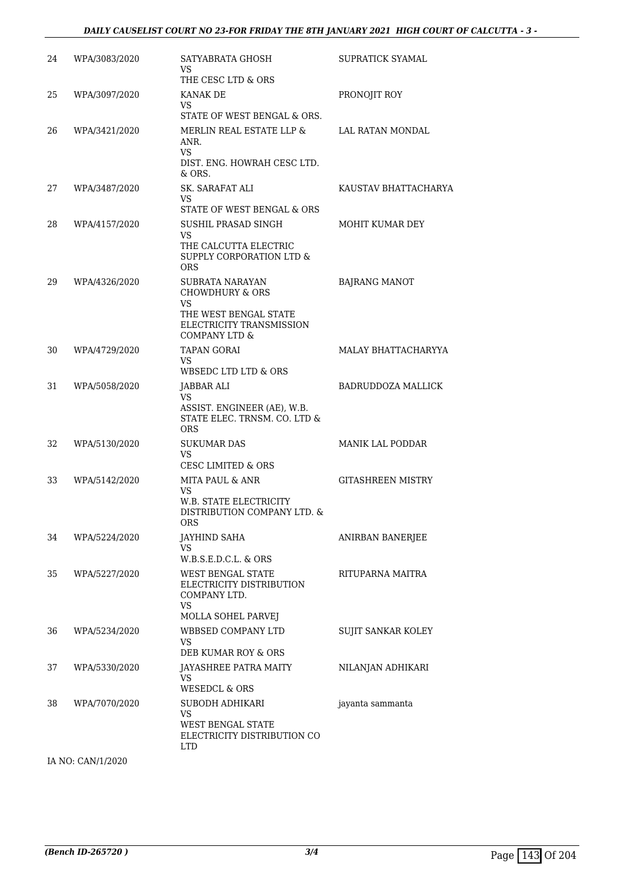| | | | |
|---|---|---|---|
| 24 | WPA/3083/2020 | SATYABRATA GHOSH<br>VS<br>THE CESC LTD & ORS | SUPRATICK SYAMAL |
| 25 | WPA/3097/2020 | KANAK DE<br>VS<br>STATE OF WEST BENGAL & ORS. | PRONOJIT ROY |
| 26 | WPA/3421/2020 | MERLIN REAL ESTATE LLP & ANR.<br>VS<br>DIST. ENG. HOWRAH CESC LTD. & ORS. | LAL RATAN MONDAL |
| 27 | WPA/3487/2020 | SK. SARAFAT ALI<br>VS<br>STATE OF WEST BENGAL & ORS | KAUSTAV BHATTACHARYA |
| 28 | WPA/4157/2020 | SUSHIL PRASAD SINGH<br>VS<br>THE CALCUTTA ELECTRIC SUPPLY CORPORATION LTD & ORS | MOHIT KUMAR DEY |
| 29 | WPA/4326/2020 | SUBRATA NARAYAN CHOWDHURY & ORS<br>VS<br>THE WEST BENGAL STATE ELECTRICITY TRANSMISSION COMPANY LTD & | BAJRANG MANOT |
| 30 | WPA/4729/2020 | TAPAN GORAI<br>VS<br>WBSEDC LTD LTD & ORS | MALAY BHATTACHARYYA |
| 31 | WPA/5058/2020 | JABBAR ALI<br>VS<br>ASSIST. ENGINEER (AE), W.B. STATE ELEC. TRNSM. CO. LTD & ORS | BADRUDDOZA MALLICK |
| 32 | WPA/5130/2020 | SUKUMAR DAS<br>VS<br>CESC LIMITED & ORS | MANIK LAL PODDAR |
| 33 | WPA/5142/2020 | MITA PAUL & ANR<br>VS<br>W.B. STATE ELECTRICITY DISTRIBUTION COMPANY LTD. & ORS | GITASHREEN MISTRY |
| 34 | WPA/5224/2020 | JAYHIND SAHA<br>VS<br>W.B.S.E.D.C.L. & ORS | ANIRBAN BANERJEE |
| 35 | WPA/5227/2020 | WEST BENGAL STATE ELECTRICITY DISTRIBUTION COMPANY LTD.<br>VS<br>MOLLA SOHEL PARVEJ | RITUPARNA MAITRA |
| 36 | WPA/5234/2020 | WBBSED COMPANY LTD<br>VS<br>DEB KUMAR ROY & ORS | SUJIT SANKAR KOLEY |
| 37 | WPA/5330/2020 | JAYASHREE PATRA MAITY<br>VS<br>WESEDCL & ORS | NILANJAN ADHIKARI |
| 38 | WPA/7070/2020 | SUBODH ADHIKARI<br>VS<br>WEST BENGAL STATE ELECTRICITY DISTRIBUTION CO LTD | jayanta sammanta |

IA NO: CAN/1/2020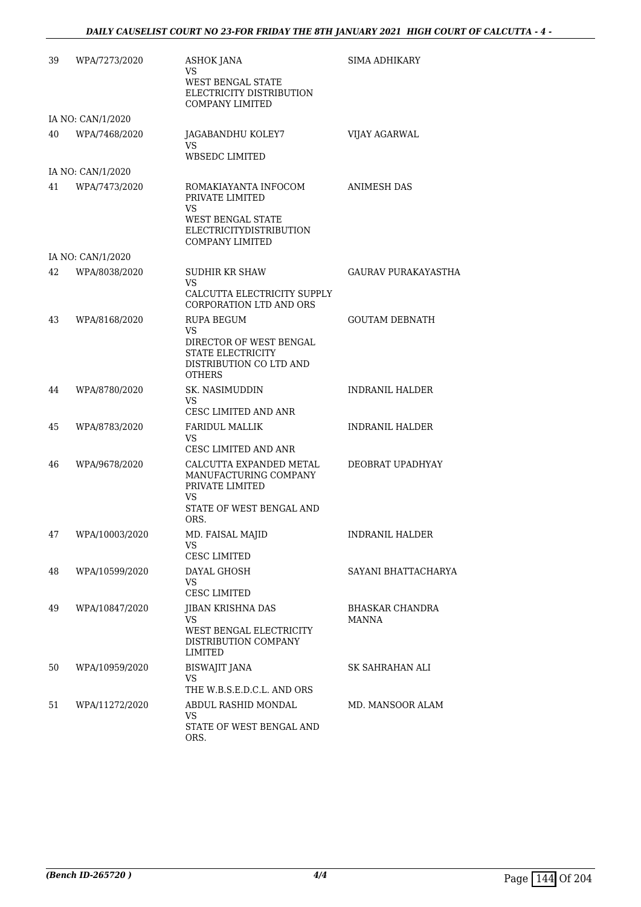| | | | |
|---|---|---|---|
| 39 | WPA/7273/2020 | ASHOK JANA<br>VS<br>WEST BENGAL STATE ELECTRICITY DISTRIBUTION COMPANY LIMITED | SIMA ADHIKARY |
| | IA NO: CAN/1/2020 | | |
| 40 | WPA/7468/2020 | JAGABANDHU KOLEY7<br>VS<br>WBSEDC LIMITED | VIJAY AGARWAL |
| | IA NO: CAN/1/2020 | | |
| 41 | WPA/7473/2020 | ROMAKIAYANTA INFOCOM PRIVATE LIMITED<br>VS<br>WEST BENGAL STATE ELECTRICITYDISTRIBUTION COMPANY LIMITED | ANIMESH DAS |
| | IA NO: CAN/1/2020 | | |
| 42 | WPA/8038/2020 | SUDHIR KR SHAW<br>VS<br>CALCUTTA ELECTRICITY SUPPLY CORPORATION LTD AND ORS | GAURAV PURAKAYASTHA |
| 43 | WPA/8168/2020 | RUPA BEGUM<br>VS<br>DIRECTOR OF WEST BENGAL STATE ELECTRICITY DISTRIBUTION CO LTD AND OTHERS | GOUTAM DEBNATH |
| 44 | WPA/8780/2020 | SK. NASIMUDDIN<br>VS<br>CESC LIMITED AND ANR | INDRANIL HALDER |
| 45 | WPA/8783/2020 | FARIDUL MALLIK<br>VS<br>CESC LIMITED AND ANR | INDRANIL HALDER |
| 46 | WPA/9678/2020 | CALCUTTA EXPANDED METAL MANUFACTURING COMPANY PRIVATE LIMITED<br>VS<br>STATE OF WEST BENGAL AND ORS. | DEOBRAT UPADHYAY |
| 47 | WPA/10003/2020 | MD. FAISAL MAJID<br>VS<br>CESC LIMITED | INDRANIL HALDER |
| 48 | WPA/10599/2020 | DAYAL GHOSH<br>VS<br>CESC LIMITED | SAYANI BHATTACHARYA |
| 49 | WPA/10847/2020 | JIBAN KRISHNA DAS<br>VS<br>WEST BENGAL ELECTRICITY DISTRIBUTION COMPANY LIMITED | BHASKAR CHANDRA MANNA |
| 50 | WPA/10959/2020 | BISWAJIT JANA<br>VS<br>THE W.B.S.E.D.C.L. AND ORS | SK SAHRAHAN ALI |
| 51 | WPA/11272/2020 | ABDUL RASHID MONDAL<br>VS<br>STATE OF WEST BENGAL AND ORS. | MD. MANSOOR ALAM |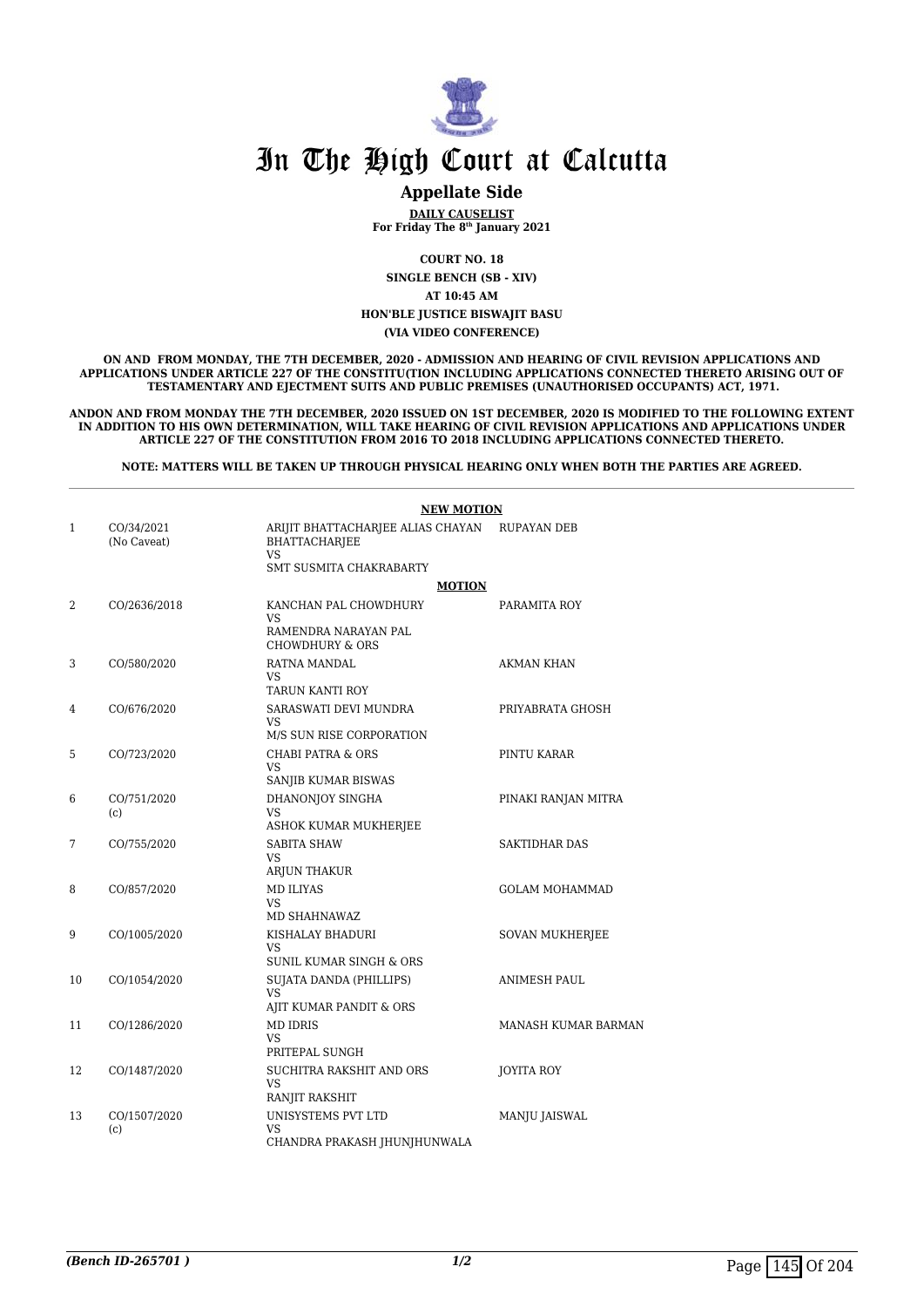# In The High Court at Calcutta

## Appellate Side

**DAILY CAUSELIST**
**For Friday The 8th January 2021**

**COURT NO. 18**
**SINGLE BENCH (SB - XIV)**
**AT 10:45 AM**
**HON'BLE JUSTICE BISWAJIT BASU**
**(VIA VIDEO CONFERENCE)**

**ON AND FROM MONDAY, THE 7TH DECEMBER, 2020 - ADMISSION AND HEARING OF CIVIL REVISION APPLICATIONS AND APPLICATIONS UNDER ARTICLE 227 OF THE CONSTITU(TION INCLUDING APPLICATIONS CONNECTED THERETO ARISING OUT OF TESTAMENTARY AND EJECTMENT SUITS AND PUBLIC PREMISES (UNAUTHORISED OCCUPANTS) ACT, 1971.**

**ANDON AND FROM MONDAY THE 7TH DECEMBER, 2020 ISSUED ON 1ST DECEMBER, 2020 IS MODIFIED TO THE FOLLOWING EXTENT IN ADDITION TO HIS OWN DETERMINATION, WILL TAKE HEARING OF CIVIL REVISION APPLICATIONS AND APPLICATIONS UNDER ARTICLE 227 OF THE CONSTITUTION FROM 2016 TO 2018 INCLUDING APPLICATIONS CONNECTED THERETO.**

**NOTE: MATTERS WILL BE TAKEN UP THROUGH PHYSICAL HEARING ONLY WHEN BOTH THE PARTIES ARE AGREED.**

**NEW MOTION**

| | | | |
|---|---|---|---|
| 1 | CO/34/2021 (No Caveat) | ARIJIT BHATTACHARJEE ALIAS CHAYAN BHATTACHARJEE VS SMT SUSMITA CHAKRABARTY | RUPAYAN DEB |

**MOTION**

| | | | |
|---|---|---|---|
| 2 | CO/2636/2018 | KANCHAN PAL CHOWDHURY VS RAMENDRA NARAYAN PAL CHOWDHURY & ORS | PARAMITA ROY |
| 3 | CO/580/2020 | RATNA MANDAL VS TARUN KANTI ROY | AKMAN KHAN |
| 4 | CO/676/2020 | SARASWATI DEVI MUNDRA VS M/S SUN RISE CORPORATION | PRIYABRATA GHOSH |
| 5 | CO/723/2020 | CHABI PATRA & ORS VS SANJIB KUMAR BISWAS | PINTU KARAR |
| 6 | CO/751/2020 (c) | DHANONJOY SINGHA VS ASHOK KUMAR MUKHERJEE | PINAKI RANJAN MITRA |
| 7 | CO/755/2020 | SABITA SHAW VS ARJUN THAKUR | SAKTIDHAR DAS |
| 8 | CO/857/2020 | MD ILIYAS VS MD SHAHNAWAZ | GOLAM MOHAMMAD |
| 9 | CO/1005/2020 | KISHALAY BHADURI VS SUNIL KUMAR SINGH & ORS | SOVAN MUKHERJEE |
| 10 | CO/1054/2020 | SUJATA DANDA (PHILLIPS) VS AJIT KUMAR PANDIT & ORS | ANIMESH PAUL |
| 11 | CO/1286/2020 | MD IDRIS VS PRITEPAL SUNGH | MANASH KUMAR BARMAN |
| 12 | CO/1487/2020 | SUCHITRA RAKSHIT AND ORS VS RANJIT RAKSHIT | JOYITA ROY |
| 13 | CO/1507/2020 (c) | UNISYSTEMS PVT LTD VS CHANDRA PRAKASH JHUNJHUNWALA | MANJU JAISWAL |

*(Bench ID-265701 )*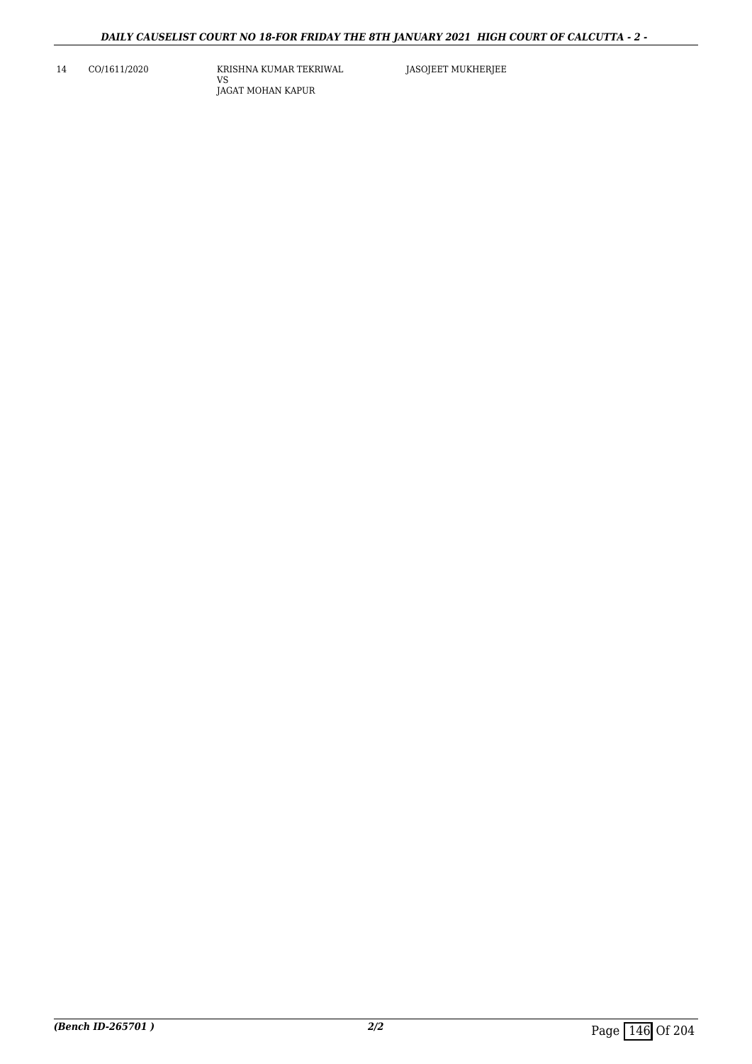| 14 | CO/1611/2020 | KRISHNA KUMAR TEKRIWAL<br>VS<br>JAGAT MOHAN KAPUR | JASOJEET MUKHERJEE |
|---|---|---|---|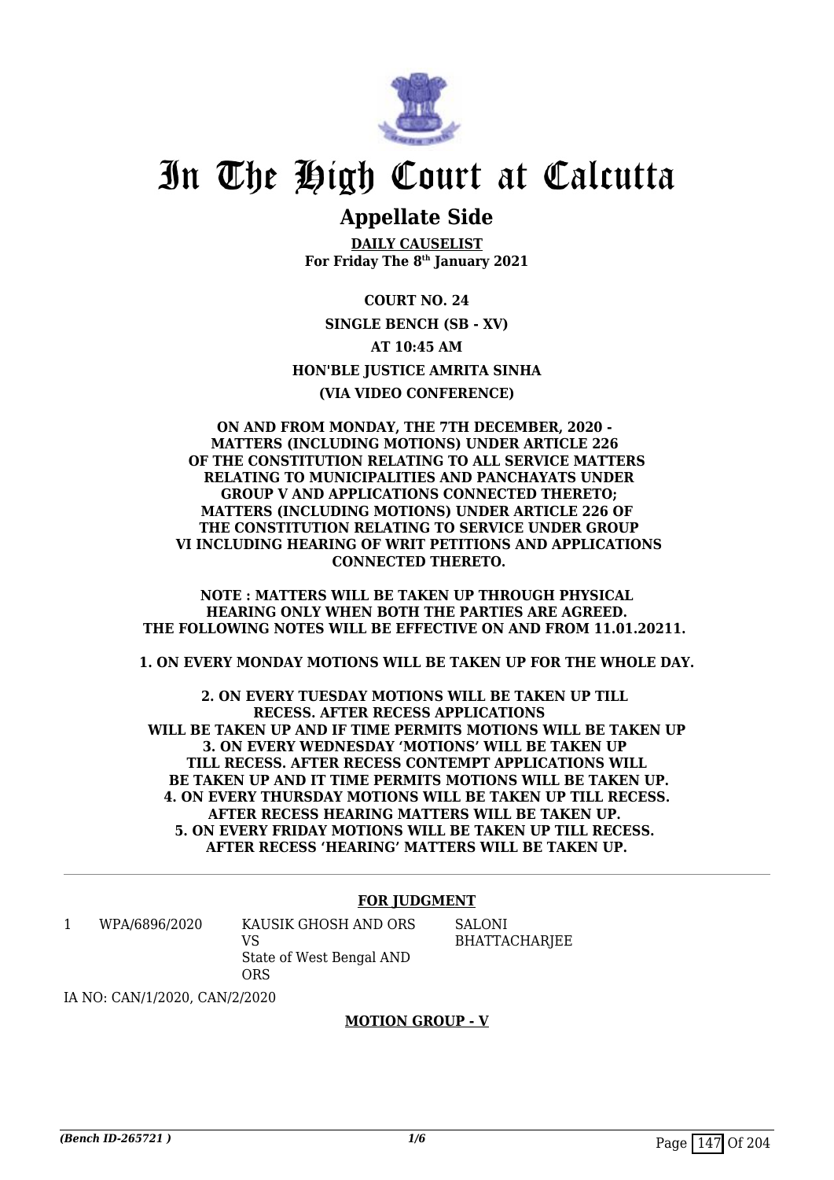# In The High Court at Calcutta

## Appellate Side

**DAILY CAUSELIST**
**For Friday The 8th January 2021**

**COURT NO. 24**

**SINGLE BENCH (SB - XV)**

**AT 10:45 AM**

**HON'BLE JUSTICE AMRITA SINHA**

**(VIA VIDEO CONFERENCE)**

**ON AND FROM MONDAY, THE 7TH DECEMBER, 2020 - MATTERS (INCLUDING MOTIONS) UNDER ARTICLE 226 OF THE CONSTITUTION RELATING TO ALL SERVICE MATTERS RELATING TO MUNICIPALITIES AND PANCHAYATS UNDER GROUP V AND APPLICATIONS CONNECTED THERETO; MATTERS (INCLUDING MOTIONS) UNDER ARTICLE 226 OF THE CONSTITUTION RELATING TO SERVICE UNDER GROUP VI INCLUDING HEARING OF WRIT PETITIONS AND APPLICATIONS CONNECTED THERETO.**

**NOTE : MATTERS WILL BE TAKEN UP THROUGH PHYSICAL HEARING ONLY WHEN BOTH THE PARTIES ARE AGREED. THE FOLLOWING NOTES WILL BE EFFECTIVE ON AND FROM 11.01.20211.**

**1. ON EVERY MONDAY MOTIONS WILL BE TAKEN UP FOR THE WHOLE DAY.**

**2. ON EVERY TUESDAY MOTIONS WILL BE TAKEN UP TILL RECESS. AFTER RECESS APPLICATIONS WILL BE TAKEN UP AND IF TIME PERMITS MOTIONS WILL BE TAKEN UP**
**3. ON EVERY WEDNESDAY 'MOTIONS' WILL BE TAKEN UP TILL RECESS. AFTER RECESS CONTEMPT APPLICATIONS WILL BE TAKEN UP AND IT TIME PERMITS MOTIONS WILL BE TAKEN UP.**
**4. ON EVERY THURSDAY MOTIONS WILL BE TAKEN UP TILL RECESS. AFTER RECESS HEARING MATTERS WILL BE TAKEN UP.**
**5. ON EVERY FRIDAY MOTIONS WILL BE TAKEN UP TILL RECESS. AFTER RECESS 'HEARING' MATTERS WILL BE TAKEN UP.**

**FOR JUDGMENT**

| | | | |
|---|---|---|---|
| 1 | WPA/6896/2020 | KAUSIK GHOSH AND ORS<br>VS<br>State of West Bengal AND ORS | SALONI BHATTACHARJEE |

IA NO: CAN/1/2020, CAN/2/2020

**MOTION GROUP - V**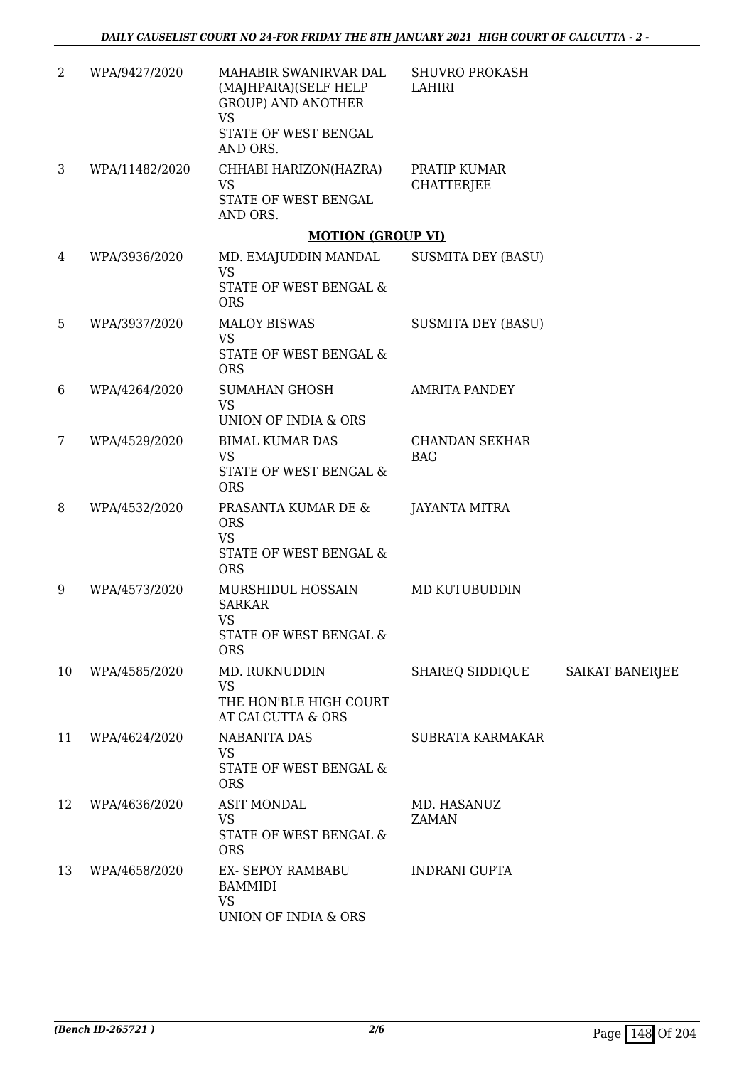| | | | | |
|---|---|---|---|---|
| 2 | WPA/9427/2020 | MAHABIR SWANIRVAR DAL (MAJHPARA)(SELF HELP GROUP) AND ANOTHER VS STATE OF WEST BENGAL AND ORS. | SHUVRO PROKASH LAHIRI | |
| 3 | WPA/11482/2020 | CHHABI HARIZON(HAZRA) VS STATE OF WEST BENGAL AND ORS. | PRATIP KUMAR CHATTERJEE | |

**MOTION (GROUP VI)**

| | | | | |
|---|---|---|---|---|
| 4 | WPA/3936/2020 | MD. EMAJUDDIN MANDAL VS STATE OF WEST BENGAL & ORS | SUSMITA DEY (BASU) | |
| 5 | WPA/3937/2020 | MALOY BISWAS VS STATE OF WEST BENGAL & ORS | SUSMITA DEY (BASU) | |
| 6 | WPA/4264/2020 | SUMAHAN GHOSH VS UNION OF INDIA & ORS | AMRITA PANDEY | |
| 7 | WPA/4529/2020 | BIMAL KUMAR DAS VS STATE OF WEST BENGAL & ORS | CHANDAN SEKHAR BAG | |
| 8 | WPA/4532/2020 | PRASANTA KUMAR DE & ORS VS STATE OF WEST BENGAL & ORS | JAYANTA MITRA | |
| 9 | WPA/4573/2020 | MURSHIDUL HOSSAIN SARKAR VS STATE OF WEST BENGAL & ORS | MD KUTUBUDDIN | |
| 10 | WPA/4585/2020 | MD. RUKNUDDIN VS THE HON'BLE HIGH COURT AT CALCUTTA & ORS | SHAREQ SIDDIQUE | SAIKAT BANERJEE |
| 11 | WPA/4624/2020 | NABANITA DAS VS STATE OF WEST BENGAL & ORS | SUBRATA KARMAKAR | |
| 12 | WPA/4636/2020 | ASIT MONDAL VS STATE OF WEST BENGAL & ORS | MD. HASANUZ ZAMAN | |
| 13 | WPA/4658/2020 | EX- SEPOY RAMBABU BAMMIDI VS UNION OF INDIA & ORS | INDRANI GUPTA | |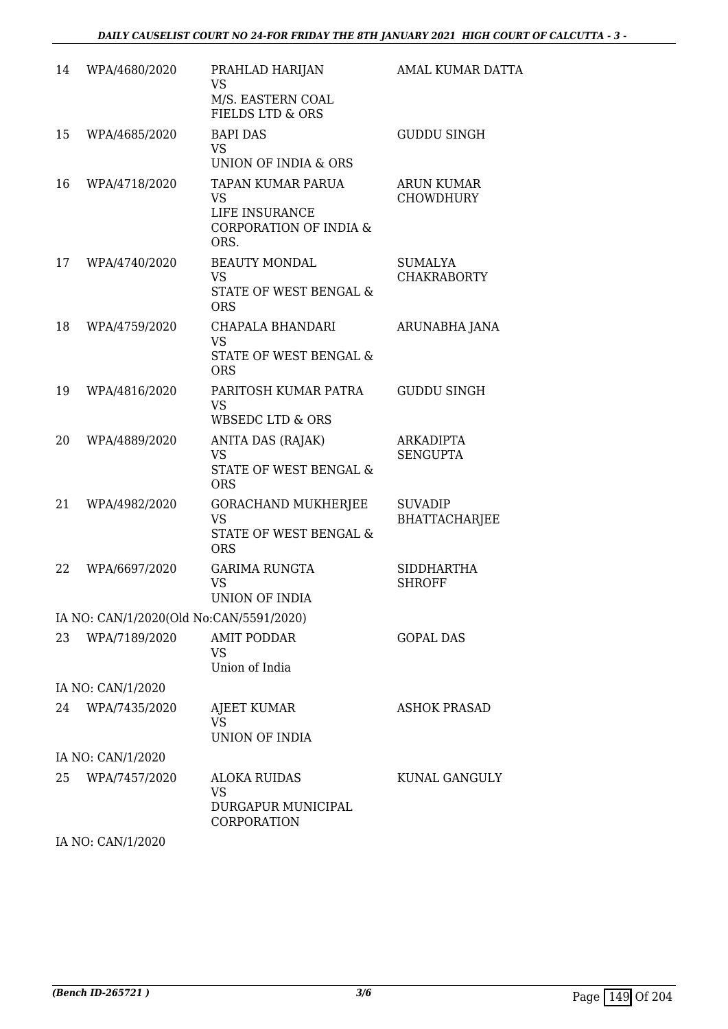| | | | |
|---|---|---|---|
| 14 | WPA/4680/2020 | PRAHLAD HARIJAN<br>VS<br>M/S. EASTERN COAL FIELDS LTD & ORS | AMAL KUMAR DATTA |
| 15 | WPA/4685/2020 | BAPI DAS<br>VS<br>UNION OF INDIA & ORS | GUDDU SINGH |
| 16 | WPA/4718/2020 | TAPAN KUMAR PARUA<br>VS<br>LIFE INSURANCE CORPORATION OF INDIA & ORS. | ARUN KUMAR CHOWDHURY |
| 17 | WPA/4740/2020 | BEAUTY MONDAL<br>VS<br>STATE OF WEST BENGAL & ORS | SUMALYA CHAKRABORTY |
| 18 | WPA/4759/2020 | CHAPALA BHANDARI<br>VS<br>STATE OF WEST BENGAL & ORS | ARUNABHA JANA |
| 19 | WPA/4816/2020 | PARITOSH KUMAR PATRA<br>VS<br>WBSEDC LTD & ORS | GUDDU SINGH |
| 20 | WPA/4889/2020 | ANITA DAS (RAJAK)<br>VS<br>STATE OF WEST BENGAL & ORS | ARKADIPTA SENGUPTA |
| 21 | WPA/4982/2020 | GORACHAND MUKHERJEE<br>VS<br>STATE OF WEST BENGAL & ORS | SUVADIP BHATTACHARJEE |
| 22 | WPA/6697/2020 | GARIMA RUNGTA<br>VS<br>UNION OF INDIA | SIDDHARTHA SHROFF |
| | IA NO: CAN/1/2020(Old No:CAN/5591/2020) | | |
| 23 | WPA/7189/2020 | AMIT PODDAR<br>VS<br>Union of India | GOPAL DAS |
| | IA NO: CAN/1/2020 | | |
| 24 | WPA/7435/2020 | AJEET KUMAR<br>VS<br>UNION OF INDIA | ASHOK PRASAD |
| | IA NO: CAN/1/2020 | | |
| 25 | WPA/7457/2020 | ALOKA RUIDAS<br>VS<br>DURGAPUR MUNICIPAL CORPORATION | KUNAL GANGULY |
| | IA NO: CAN/1/2020 | | |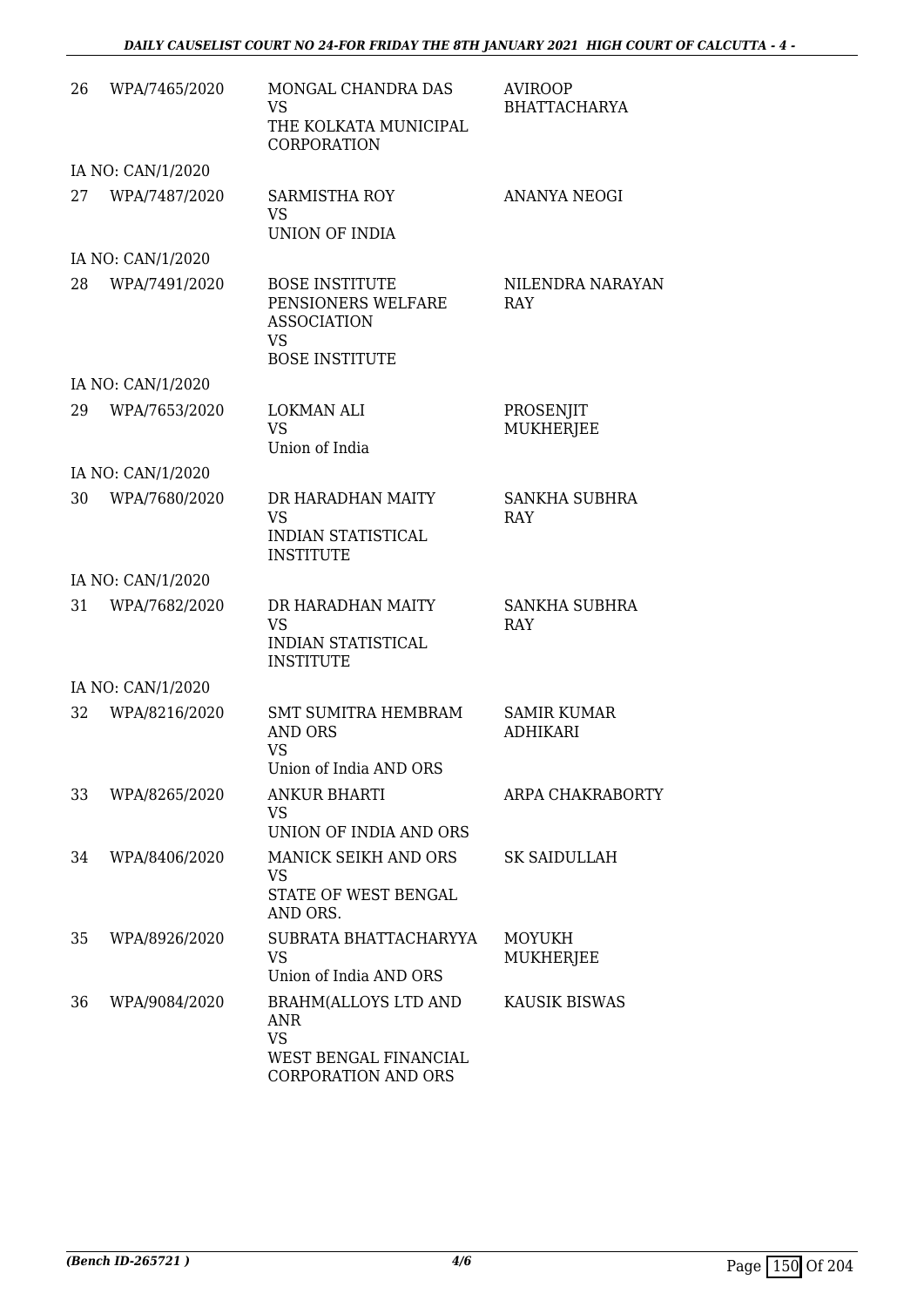| | | | |
|---|---|---|---|
| 26 | WPA/7465/2020 | MONGAL CHANDRA DAS<br>VS<br>THE KOLKATA MUNICIPAL CORPORATION | AVIROOP BHATTACHARYA |
| | IA NO: CAN/1/2020 | | |
| 27 | WPA/7487/2020 | SARMISTHA ROY<br>VS<br>UNION OF INDIA | ANANYA NEOGI |
| | IA NO: CAN/1/2020 | | |
| 28 | WPA/7491/2020 | BOSE INSTITUTE PENSIONERS WELFARE ASSOCIATION<br>VS<br>BOSE INSTITUTE | NILENDRA NARAYAN RAY |
| | IA NO: CAN/1/2020 | | |
| 29 | WPA/7653/2020 | LOKMAN ALI<br>VS<br>Union of India | PROSENJIT MUKHERJEE |
| | IA NO: CAN/1/2020 | | |
| 30 | WPA/7680/2020 | DR HARADHAN MAITY<br>VS<br>INDIAN STATISTICAL INSTITUTE | SANKHA SUBHRA RAY |
| | IA NO: CAN/1/2020 | | |
| 31 | WPA/7682/2020 | DR HARADHAN MAITY<br>VS<br>INDIAN STATISTICAL INSTITUTE | SANKHA SUBHRA RAY |
| | IA NO: CAN/1/2020 | | |
| 32 | WPA/8216/2020 | SMT SUMITRA HEMBRAM AND ORS<br>VS<br>Union of India AND ORS | SAMIR KUMAR ADHIKARI |
| 33 | WPA/8265/2020 | ANKUR BHARTI<br>VS<br>UNION OF INDIA AND ORS | ARPA CHAKRABORTY |
| 34 | WPA/8406/2020 | MANICK SEIKH AND ORS<br>VS<br>STATE OF WEST BENGAL AND ORS. | SK SAIDULLAH |
| 35 | WPA/8926/2020 | SUBRATA BHATTACHARYYA<br>VS<br>Union of India AND ORS | MOYUKH MUKHERJEE |
| 36 | WPA/9084/2020 | BRAHM(ALLOYS LTD AND ANR<br>VS<br>WEST BENGAL FINANCIAL CORPORATION AND ORS | KAUSIK BISWAS |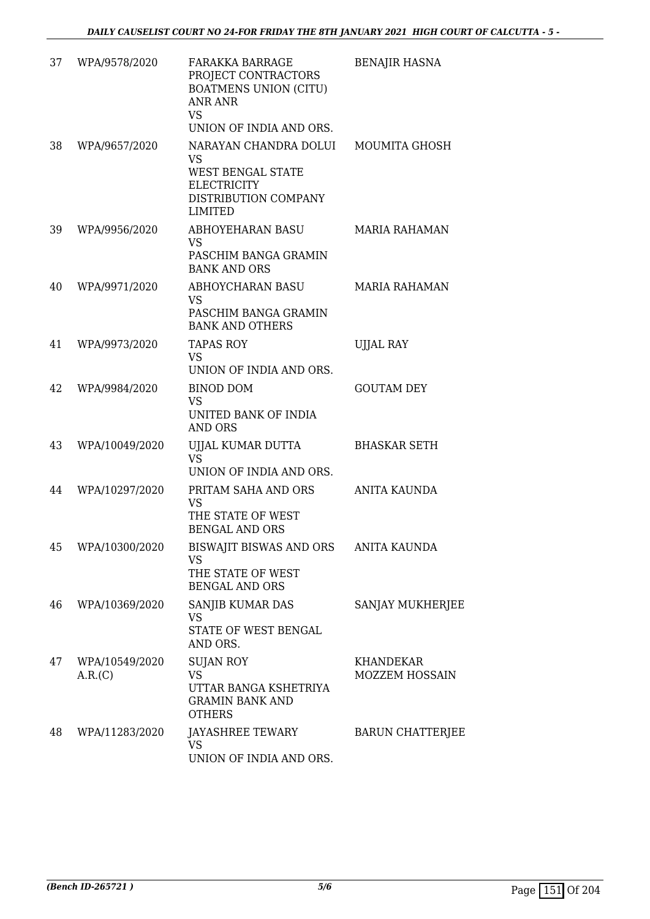| | | | |
|---|---|---|---|
| 37 | WPA/9578/2020 | FARAKKA BARRAGE PROJECT CONTRACTORS BOATMENS UNION (CITU) ANR ANR<br>VS<br>UNION OF INDIA AND ORS. | BENAJIR HASNA |
| 38 | WPA/9657/2020 | NARAYAN CHANDRA DOLUI<br>VS<br>WEST BENGAL STATE ELECTRICITY DISTRIBUTION COMPANY LIMITED | MOUMITA GHOSH |
| 39 | WPA/9956/2020 | ABHOYEHARAN BASU<br>VS<br>PASCHIM BANGA GRAMIN BANK AND ORS | MARIA RAHAMAN |
| 40 | WPA/9971/2020 | ABHOYCHARAN BASU<br>VS<br>PASCHIM BANGA GRAMIN BANK AND OTHERS | MARIA RAHAMAN |
| 41 | WPA/9973/2020 | TAPAS ROY<br>VS<br>UNION OF INDIA AND ORS. | UJJAL RAY |
| 42 | WPA/9984/2020 | BINOD DOM<br>VS<br>UNITED BANK OF INDIA AND ORS | GOUTAM DEY |
| 43 | WPA/10049/2020 | UJJAL KUMAR DUTTA<br>VS<br>UNION OF INDIA AND ORS. | BHASKAR SETH |
| 44 | WPA/10297/2020 | PRITAM SAHA AND ORS<br>VS<br>THE STATE OF WEST BENGAL AND ORS | ANITA KAUNDA |
| 45 | WPA/10300/2020 | BISWAJIT BISWAS AND ORS<br>VS<br>THE STATE OF WEST BENGAL AND ORS | ANITA KAUNDA |
| 46 | WPA/10369/2020 | SANJIB KUMAR DAS<br>VS<br>STATE OF WEST BENGAL AND ORS. | SANJAY MUKHERJEE |
| 47 | WPA/10549/2020<br>A.R.(C) | SUJAN ROY<br>VS<br>UTTAR BANGA KSHETRIYA GRAMIN BANK AND OTHERS | KHANDEKAR MOZZEM HOSSAIN |
| 48 | WPA/11283/2020 | JAYASHREE TEWARY<br>VS<br>UNION OF INDIA AND ORS. | BARUN CHATTERJEE |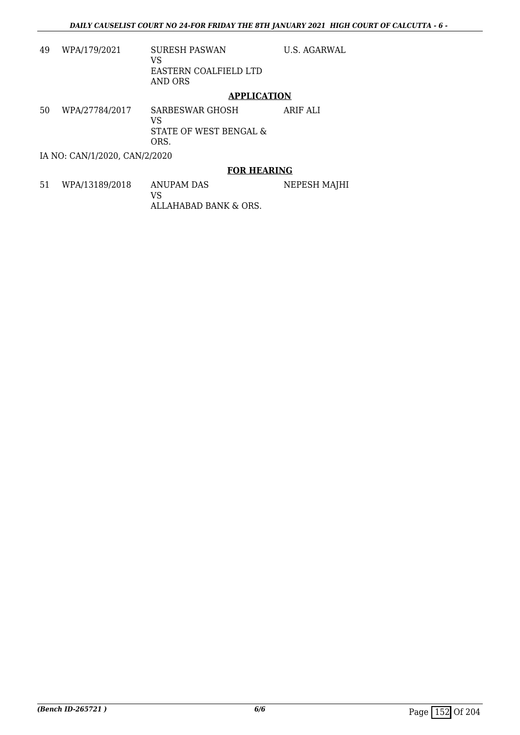| | | | |
|---|---|---|---|
| 49 | WPA/179/2021 | SURESH PASWAN<br>VS<br>EASTERN COALFIELD LTD AND ORS | U.S. AGARWAL |

**APPLICATION**

| | | | |
|---|---|---|---|
| 50 | WPA/27784/2017 | SARBESWAR GHOSH<br>VS<br>STATE OF WEST BENGAL & ORS. | ARIF ALI |

IA NO: CAN/1/2020, CAN/2/2020

**FOR HEARING**

| | | | |
|---|---|---|---|
| 51 | WPA/13189/2018 | ANUPAM DAS<br>VS<br>ALLAHABAD BANK & ORS. | NEPESH MAJHI |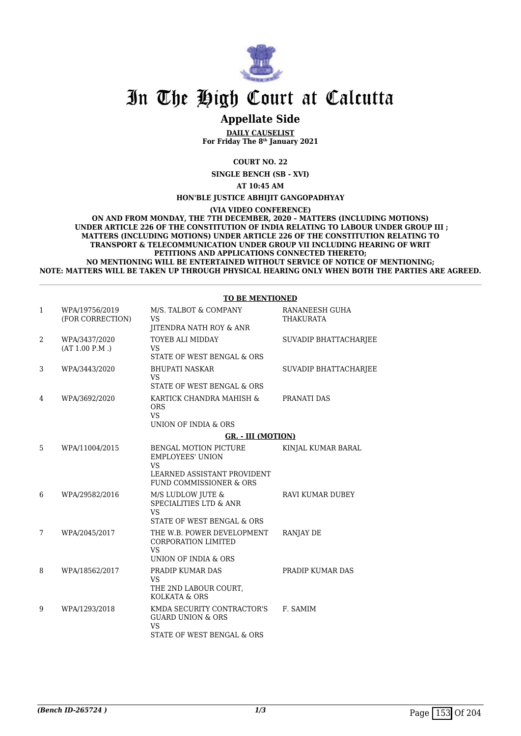# In The High Court at Calcutta

## Appellate Side

**DAILY CAUSELIST**
**For Friday The 8th January 2021**

**COURT NO. 22**

**SINGLE BENCH (SB - XVI)**

**AT 10:45 AM**

**HON'BLE JUSTICE ABHIJIT GANGOPADHYAY**

**(VIA VIDEO CONFERENCE)**

**ON AND FROM MONDAY, THE 7TH DECEMBER, 2020 – MATTERS (INCLUDING MOTIONS) UNDER ARTICLE 226 OF THE CONSTITUTION OF INDIA RELATING TO LABOUR UNDER GROUP III ; MATTERS (INCLUDING MOTIONS) UNDER ARTICLE 226 OF THE CONSTITUTION RELATING TO TRANSPORT & TELECOMMUNICATION UNDER GROUP VII INCLUDING HEARING OF WRIT PETITIONS AND APPLICATIONS CONNECTED THERETO;**
**NO MENTIONING WILL BE ENTERTAINED WITHOUT SERVICE OF NOTICE OF MENTIONING;**
**NOTE: MATTERS WILL BE TAKEN UP THROUGH PHYSICAL HEARING ONLY WHEN BOTH THE PARTIES ARE AGREED.**

**TO BE MENTIONED**

| | | | |
|---|---|---|---|
| 1 | WPA/19756/2019 (FOR CORRECTION) | M/S. TALBOT & COMPANY VS JITENDRA NATH ROY & ANR | RANANEESH GUHA THAKURATA |
| 2 | WPA/3437/2020 (AT 1.00 P.M .) | TOYEB ALI MIDDAY VS STATE OF WEST BENGAL & ORS | SUVADIP BHATTACHARJEE |
| 3 | WPA/3443/2020 | BHUPATI NASKAR VS STATE OF WEST BENGAL & ORS | SUVADIP BHATTACHARJEE |
| 4 | WPA/3692/2020 | KARTICK CHANDRA MAHISH & ORS VS UNION OF INDIA & ORS | PRANATI DAS |

**GR. - III (MOTION)**

| | | | |
|---|---|---|---|
| 5 | WPA/11004/2015 | BENGAL MOTION PICTURE EMPLOYEES' UNION VS LEARNED ASSISTANT PROVIDENT FUND COMMISSIONER & ORS | KINJAL KUMAR BARAL |
| 6 | WPA/29582/2016 | M/S LUDLOW JUTE & SPECIALITIES LTD & ANR VS STATE OF WEST BENGAL & ORS | RAVI KUMAR DUBEY |
| 7 | WPA/2045/2017 | THE W.B. POWER DEVELOPMENT CORPORATION LIMITED VS UNION OF INDIA & ORS | RANJAY DE |
| 8 | WPA/18562/2017 | PRADIP KUMAR DAS VS THE 2ND LABOUR COURT, KOLKATA & ORS | PRADIP KUMAR DAS |
| 9 | WPA/1293/2018 | KMDA SECURITY CONTRACTOR'S GUARD UNION & ORS VS STATE OF WEST BENGAL & ORS | F. SAMIM |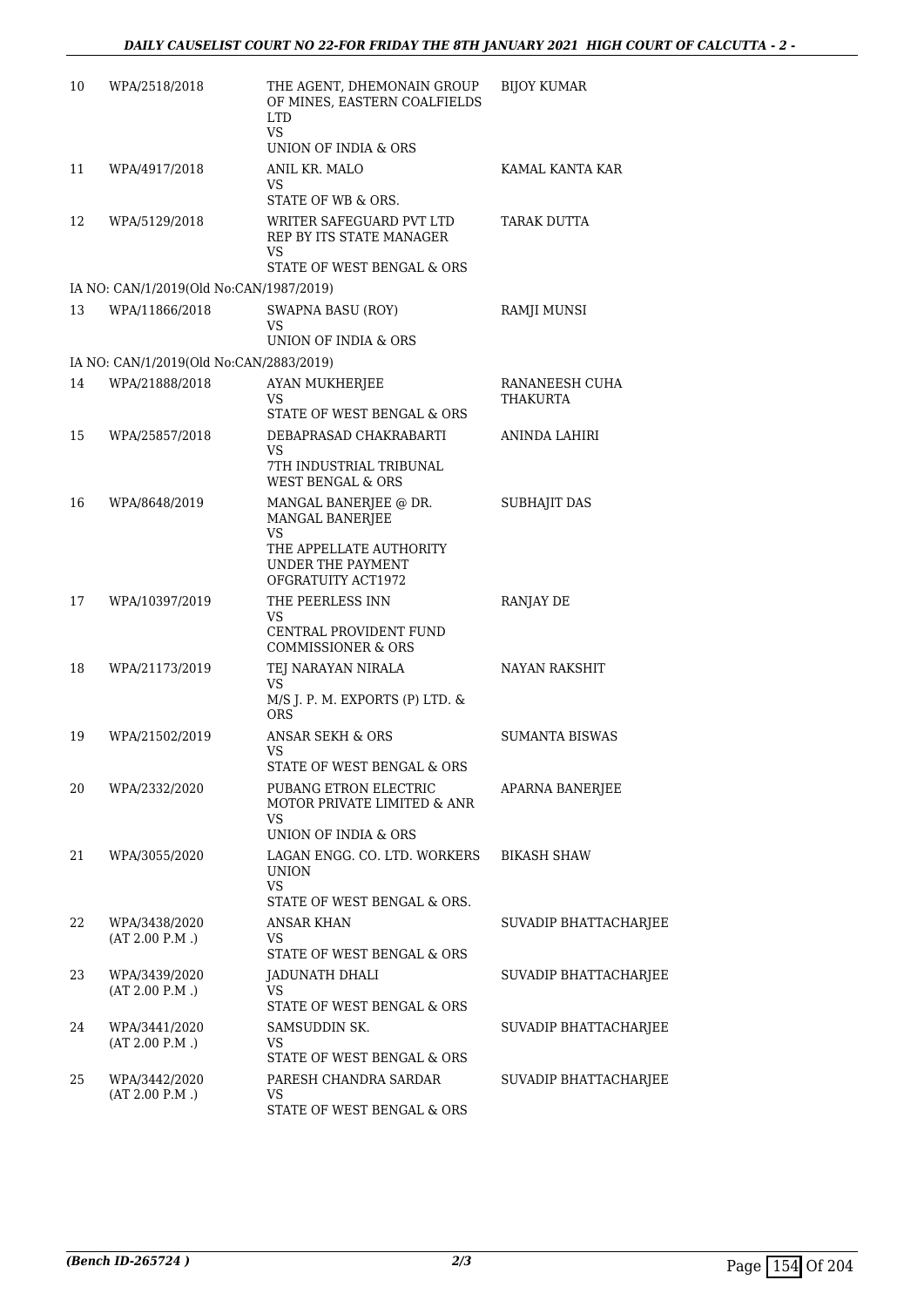| | | | |
|---|---|---|---|
| 10 | WPA/2518/2018 | THE AGENT, DHEMONAIN GROUP OF MINES, EASTERN COALFIELDS LTD<br>VS<br>UNION OF INDIA & ORS | BIJOY KUMAR |
| 11 | WPA/4917/2018 | ANIL KR. MALO<br>VS<br>STATE OF WB & ORS. | KAMAL KANTA KAR |
| 12 | WPA/5129/2018 | WRITER SAFEGUARD PVT LTD REP BY ITS STATE MANAGER<br>VS<br>STATE OF WEST BENGAL & ORS | TARAK DUTTA |
| IA NO: CAN/1/2019(Old No:CAN/1987/2019) | | | |
| 13 | WPA/11866/2018 | SWAPNA BASU (ROY)<br>VS<br>UNION OF INDIA & ORS | RAMJI MUNSI |
| IA NO: CAN/1/2019(Old No:CAN/2883/2019) | | | |
| 14 | WPA/21888/2018 | AYAN MUKHERJEE<br>VS<br>STATE OF WEST BENGAL & ORS | RANANEESH CUHA THAKURTA |
| 15 | WPA/25857/2018 | DEBAPRASAD CHAKRABARTI<br>VS<br>7TH INDUSTRIAL TRIBUNAL WEST BENGAL & ORS | ANINDA LAHIRI |
| 16 | WPA/8648/2019 | MANGAL BANERJEE @ DR. MANGAL BANERJEE<br>VS<br>THE APPELLATE AUTHORITY UNDER THE PAYMENT OFGRATUITY ACT1972 | SUBHAJIT DAS |
| 17 | WPA/10397/2019 | THE PEERLESS INN<br>VS<br>CENTRAL PROVIDENT FUND COMMISSIONER & ORS | RANJAY DE |
| 18 | WPA/21173/2019 | TEJ NARAYAN NIRALA<br>VS<br>M/S J. P. M. EXPORTS (P) LTD. & ORS | NAYAN RAKSHIT |
| 19 | WPA/21502/2019 | ANSAR SEKH & ORS<br>VS<br>STATE OF WEST BENGAL & ORS | SUMANTA BISWAS |
| 20 | WPA/2332/2020 | PUBANG ETRON ELECTRIC MOTOR PRIVATE LIMITED & ANR<br>VS<br>UNION OF INDIA & ORS | APARNA BANERJEE |
| 21 | WPA/3055/2020 | LAGAN ENGG. CO. LTD. WORKERS UNION<br>VS<br>STATE OF WEST BENGAL & ORS. | BIKASH SHAW |
| 22 | WPA/3438/2020<br>(AT 2.00 P.M .) | ANSAR KHAN<br>VS<br>STATE OF WEST BENGAL & ORS | SUVADIP BHATTACHARJEE |
| 23 | WPA/3439/2020<br>(AT 2.00 P.M .) | JADUNATH DHALI<br>VS<br>STATE OF WEST BENGAL & ORS | SUVADIP BHATTACHARJEE |
| 24 | WPA/3441/2020<br>(AT 2.00 P.M .) | SAMSUDDIN SK.<br>VS<br>STATE OF WEST BENGAL & ORS | SUVADIP BHATTACHARJEE |
| 25 | WPA/3442/2020<br>(AT 2.00 P.M .) | PARESH CHANDRA SARDAR<br>VS<br>STATE OF WEST BENGAL & ORS | SUVADIP BHATTACHARJEE |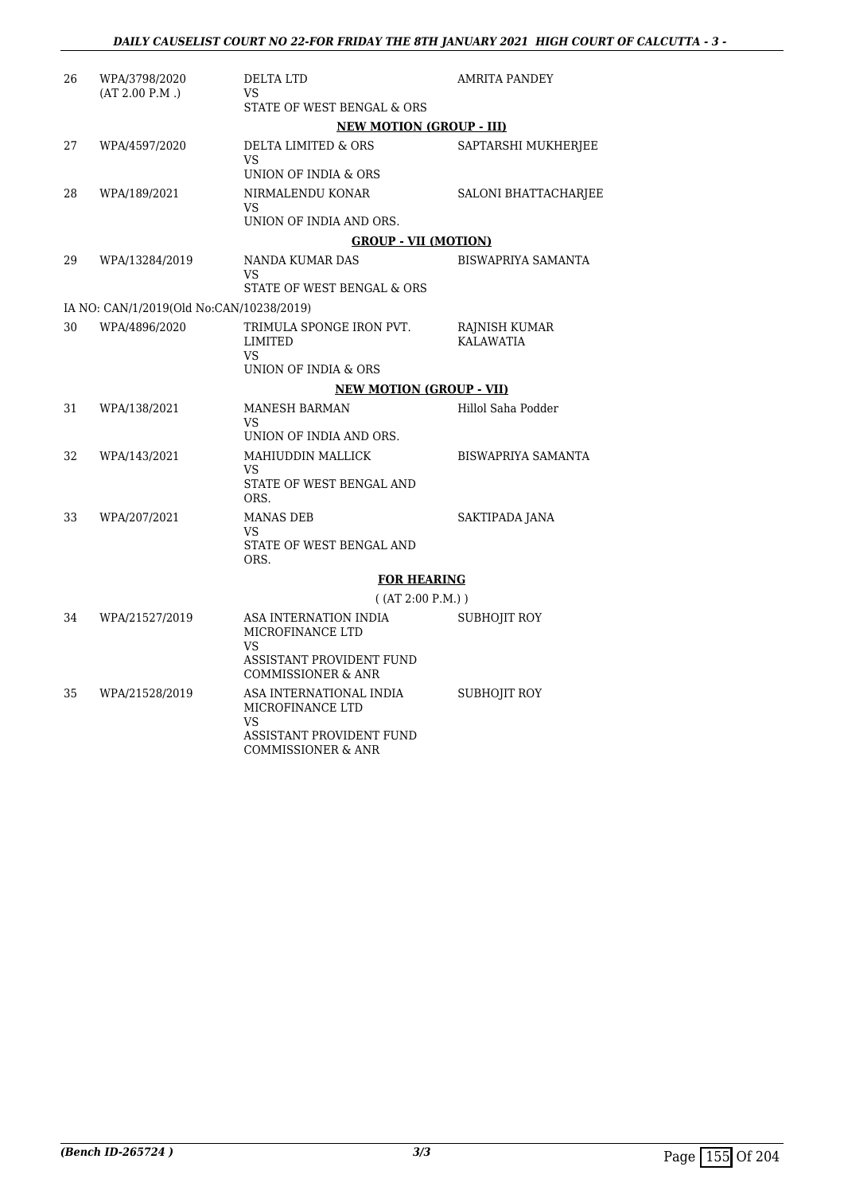| 26 | WPA/3798/2020 (AT 2.00 P.M .) | DELTA LTD VS STATE OF WEST BENGAL & ORS | AMRITA PANDEY |
|---|---|---|---|
| | | **NEW MOTION (GROUP - III)** | |
| 27 | WPA/4597/2020 | DELTA LIMITED & ORS VS UNION OF INDIA & ORS | SAPTARSHI MUKHERJEE |
| 28 | WPA/189/2021 | NIRMALENDU KONAR VS UNION OF INDIA AND ORS. | SALONI BHATTACHARJEE |
| | | **GROUP - VII (MOTION)** | |
| 29 | WPA/13284/2019 | NANDA KUMAR DAS VS STATE OF WEST BENGAL & ORS | BISWAPRIYA SAMANTA |
| | IA NO: CAN/1/2019(Old No:CAN/10238/2019) | | |
| 30 | WPA/4896/2020 | TRIMULA SPONGE IRON PVT. LIMITED VS UNION OF INDIA & ORS | RAJNISH KUMAR KALAWATIA |
| | | **NEW MOTION (GROUP - VII)** | |
| 31 | WPA/138/2021 | MANESH BARMAN VS UNION OF INDIA AND ORS. | Hillol Saha Podder |
| 32 | WPA/143/2021 | MAHIUDDIN MALLICK VS STATE OF WEST BENGAL AND ORS. | BISWAPRIYA SAMANTA |
| 33 | WPA/207/2021 | MANAS DEB VS STATE OF WEST BENGAL AND ORS. | SAKTIPADA JANA |
| | | **FOR HEARING** ( (AT 2:00 P.M.) ) | |
| 34 | WPA/21527/2019 | ASA INTERNATION INDIA MICROFINANCE LTD VS ASSISTANT PROVIDENT FUND COMMISSIONER & ANR | SUBHOJIT ROY |
| 35 | WPA/21528/2019 | ASA INTERNATIONAL INDIA MICROFINANCE LTD VS ASSISTANT PROVIDENT FUND COMMISSIONER & ANR | SUBHOJIT ROY |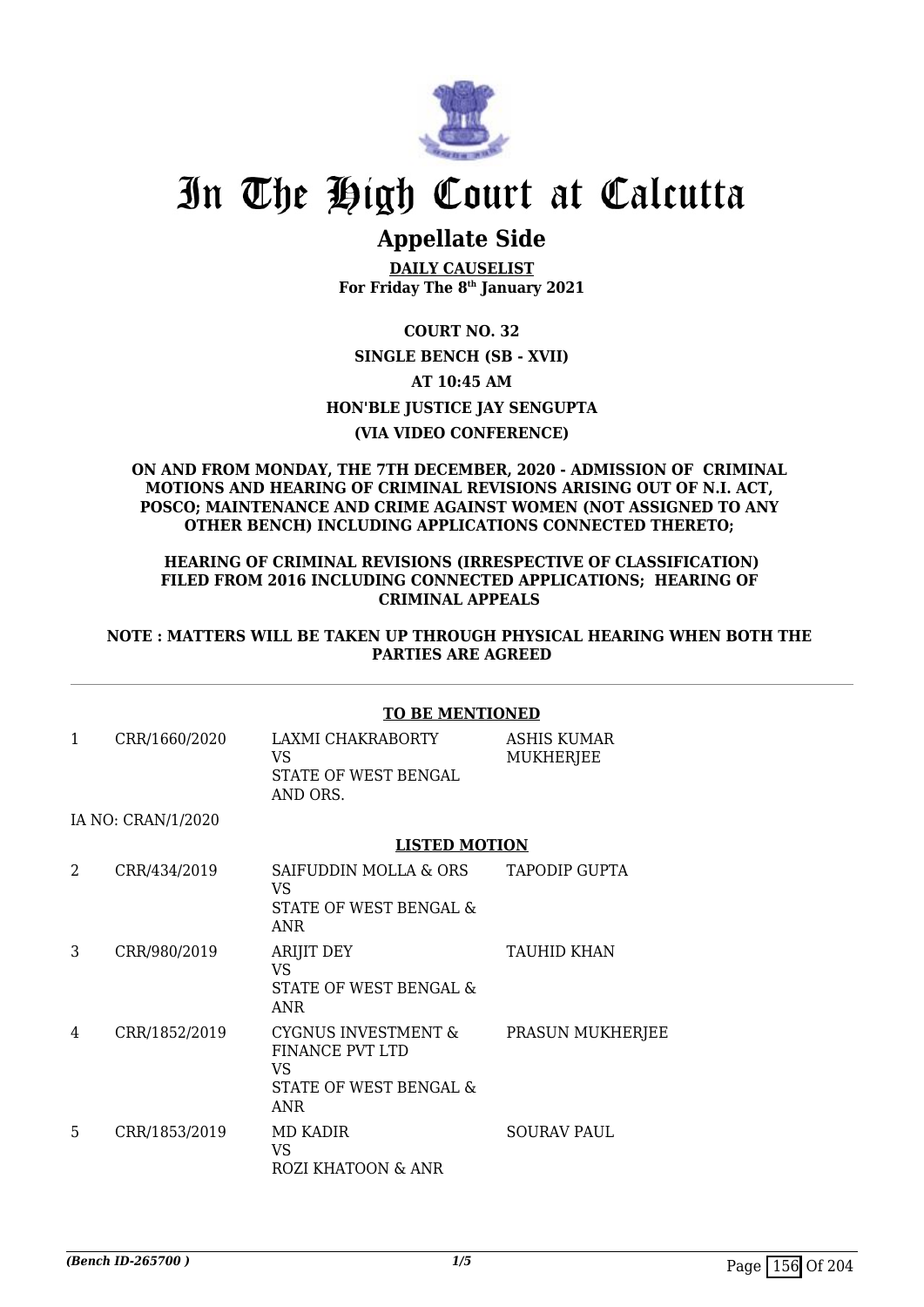# In The High Court at Calcutta

## Appellate Side

**DAILY CAUSELIST**
**For Friday The 8th January 2021**

**COURT NO. 32**

**SINGLE BENCH (SB - XVII)**

**AT 10:45 AM**

**HON'BLE JUSTICE JAY SENGUPTA**

**(VIA VIDEO CONFERENCE)**

**ON AND FROM MONDAY, THE 7TH DECEMBER, 2020 - ADMISSION OF CRIMINAL MOTIONS AND HEARING OF CRIMINAL REVISIONS ARISING OUT OF N.I. ACT, POSCO; MAINTENANCE AND CRIME AGAINST WOMEN (NOT ASSIGNED TO ANY OTHER BENCH) INCLUDING APPLICATIONS CONNECTED THERETO;**

**HEARING OF CRIMINAL REVISIONS (IRRESPECTIVE OF CLASSIFICATION) FILED FROM 2016 INCLUDING CONNECTED APPLICATIONS; HEARING OF CRIMINAL APPEALS**

**NOTE : MATTERS WILL BE TAKEN UP THROUGH PHYSICAL HEARING WHEN BOTH THE PARTIES ARE AGREED**

**TO BE MENTIONED**

| | | | |
|---|---|---|---|
| 1 | CRR/1660/2020 | LAXMI CHAKRABORTY<br>VS<br>STATE OF WEST BENGAL AND ORS. | ASHIS KUMAR MUKHERJEE |
| | IA NO: CRAN/1/2020 | | |

**LISTED MOTION**

| | | | |
|---|---|---|---|
| 2 | CRR/434/2019 | SAIFUDDIN MOLLA & ORS<br>VS<br>STATE OF WEST BENGAL & ANR | TAPODIP GUPTA |
| 3 | CRR/980/2019 | ARIJIT DEY<br>VS<br>STATE OF WEST BENGAL & ANR | TAUHID KHAN |
| 4 | CRR/1852/2019 | CYGNUS INVESTMENT & FINANCE PVT LTD<br>VS<br>STATE OF WEST BENGAL & ANR | PRASUN MUKHERJEE |
| 5 | CRR/1853/2019 | MD KADIR<br>VS<br>ROZI KHATOON & ANR | SOURAV PAUL |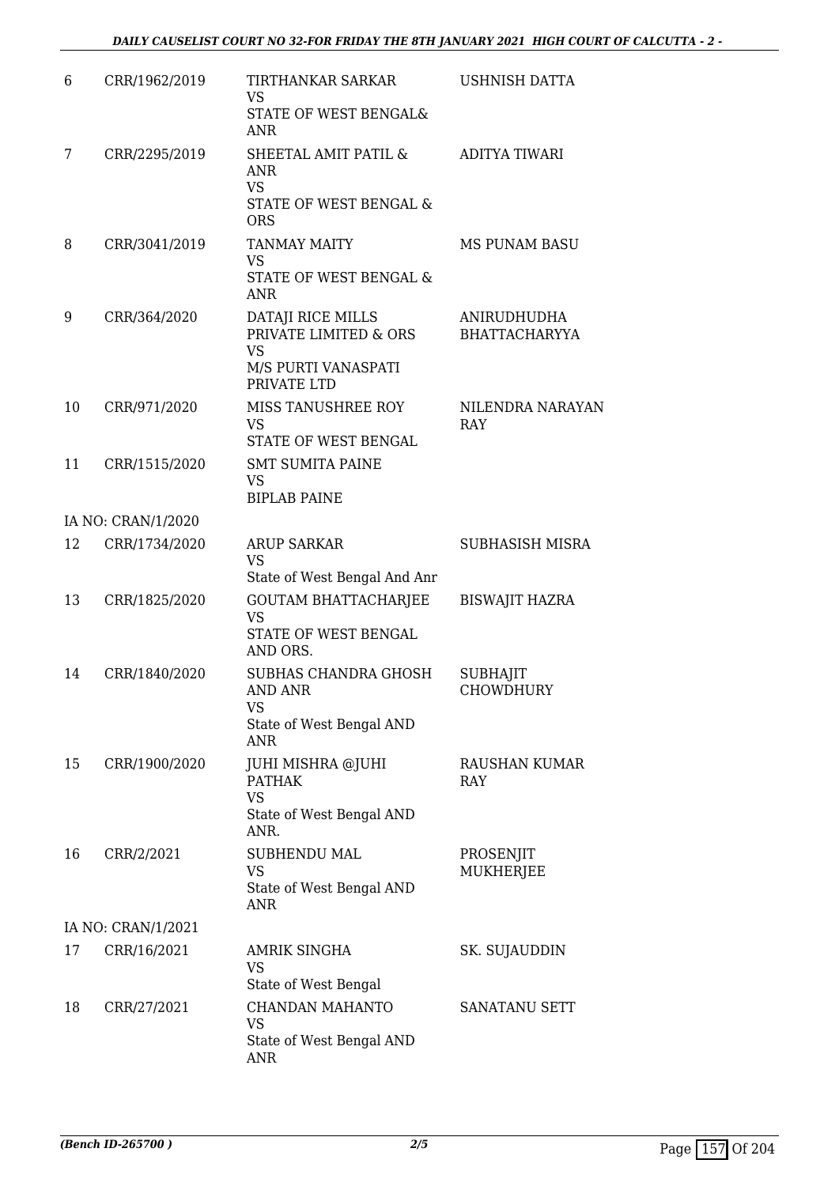| 6 | CRR/1962/2019 | TIRTHANKAR SARKAR<br>VS<br>STATE OF WEST BENGAL& ANR | USHNISH DATTA |
|---|---|---|---|
| 7 | CRR/2295/2019 | SHEETAL AMIT PATIL & ANR<br>VS<br>STATE OF WEST BENGAL & ORS | ADITYA TIWARI |
| 8 | CRR/3041/2019 | TANMAY MAITY<br>VS<br>STATE OF WEST BENGAL & ANR | MS PUNAM BASU |
| 9 | CRR/364/2020 | DATAJI RICE MILLS PRIVATE LIMITED & ORS<br>VS<br>M/S PURTI VANASPATI PRIVATE LTD | ANIRUDHUDHA BHATTACHARYYA |
| 10 | CRR/971/2020 | MISS TANUSHREE ROY<br>VS<br>STATE OF WEST BENGAL | NILENDRA NARAYAN RAY |
| 11 | CRR/1515/2020 | SMT SUMITA PAINE<br>VS<br>BIPLAB PAINE | |
| IA NO: CRAN/1/2020 | | | |
| 12 | CRR/1734/2020 | ARUP SARKAR<br>VS<br>State of West Bengal And Anr | SUBHASISH MISRA |
| 13 | CRR/1825/2020 | GOUTAM BHATTACHARJEE<br>VS<br>STATE OF WEST BENGAL AND ORS. | BISWAJIT HAZRA |
| 14 | CRR/1840/2020 | SUBHAS CHANDRA GHOSH AND ANR<br>VS<br>State of West Bengal AND ANR | SUBHAJIT CHOWDHURY |
| 15 | CRR/1900/2020 | JUHI MISHRA @JUHI PATHAK<br>VS<br>State of West Bengal AND ANR. | RAUSHAN KUMAR RAY |
| 16 | CRR/2/2021 | SUBHENDU MAL<br>VS<br>State of West Bengal AND ANR | PROSENJIT MUKHERJEE |
| IA NO: CRAN/1/2021 | | | |
| 17 | CRR/16/2021 | AMRIK SINGHA<br>VS<br>State of West Bengal | SK. SUJAUDDIN |
| 18 | CRR/27/2021 | CHANDAN MAHANTO<br>VS<br>State of West Bengal AND ANR | SANATANU SETT |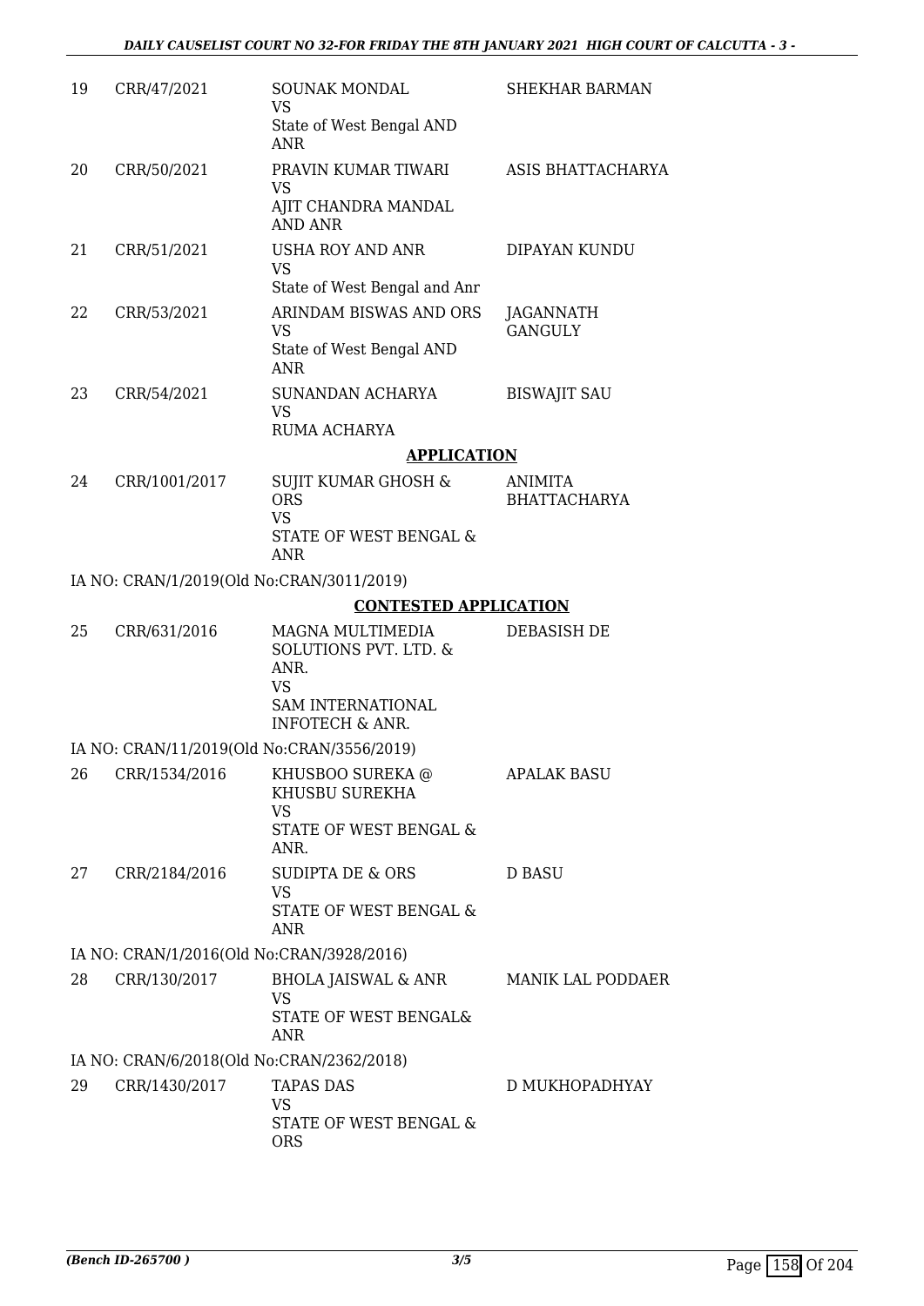| | | | |
|---|---|---|---|
| 19 | CRR/47/2021 | SOUNAK MONDAL<br>VS<br>State of West Bengal AND ANR | SHEKHAR BARMAN |
| 20 | CRR/50/2021 | PRAVIN KUMAR TIWARI<br>VS<br>AJIT CHANDRA MANDAL AND ANR | ASIS BHATTACHARYA |
| 21 | CRR/51/2021 | USHA ROY AND ANR<br>VS<br>State of West Bengal and Anr | DIPAYAN KUNDU |
| 22 | CRR/53/2021 | ARINDAM BISWAS AND ORS<br>VS<br>State of West Bengal AND ANR | JAGANNATH GANGULY |
| 23 | CRR/54/2021 | SUNANDAN ACHARYA<br>VS<br>RUMA ACHARYA | BISWAJIT SAU |

**APPLICATION**

| | | | |
|---|---|---|---|
| 24 | CRR/1001/2017 | SUJIT KUMAR GHOSH & ORS<br>VS<br>STATE OF WEST BENGAL & ANR | ANIMITA BHATTACHARYA |

IA NO: CRAN/1/2019(Old No:CRAN/3011/2019)

**CONTESTED APPLICATION**

| | | | |
|---|---|---|---|
| 25 | CRR/631/2016 | MAGNA MULTIMEDIA SOLUTIONS PVT. LTD. & ANR.<br>VS<br>SAM INTERNATIONAL INFOTECH & ANR. | DEBASISH DE |

IA NO: CRAN/11/2019(Old No:CRAN/3556/2019)

| | | | |
|---|---|---|---|
| 26 | CRR/1534/2016 | KHUSBOO SUREKA @ KHUSBU SUREKHA<br>VS<br>STATE OF WEST BENGAL & ANR. | APALAK BASU |
| 27 | CRR/2184/2016 | SUDIPTA DE & ORS<br>VS<br>STATE OF WEST BENGAL & ANR | D BASU |

IA NO: CRAN/1/2016(Old No:CRAN/3928/2016)

| | | | |
|---|---|---|---|
| 28 | CRR/130/2017 | BHOLA JAISWAL & ANR<br>VS<br>STATE OF WEST BENGAL& ANR | MANIK LAL PODDAER |

IA NO: CRAN/6/2018(Old No:CRAN/2362/2018)

| | | | |
|---|---|---|---|
| 29 | CRR/1430/2017 | TAPAS DAS<br>VS<br>STATE OF WEST BENGAL & ORS | D MUKHOPADHYAY |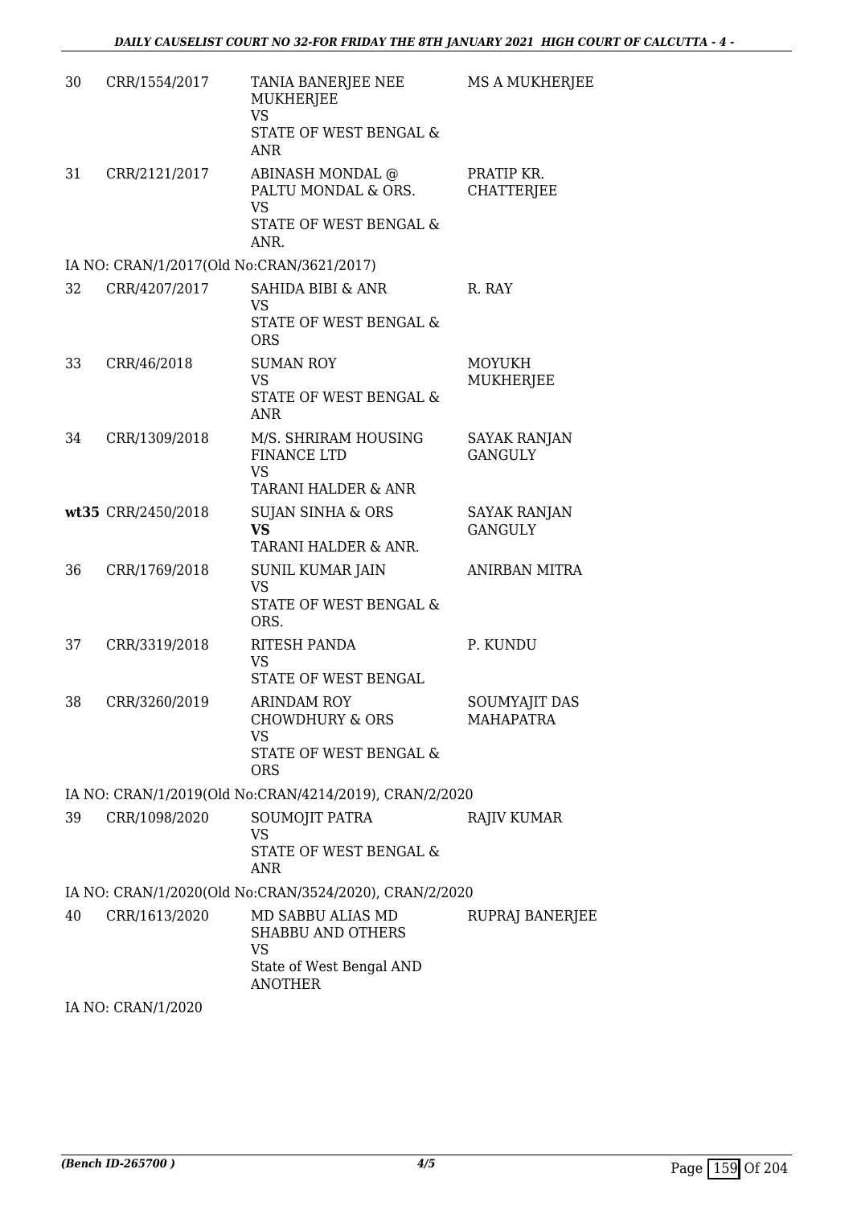| | | | |
|---|---|---|---|
| 30 | CRR/1554/2017 | TANIA BANERJEE NEE MUKHERJEE<br>VS<br>STATE OF WEST BENGAL & ANR | MS A MUKHERJEE |
| 31 | CRR/2121/2017 | ABINASH MONDAL @ PALTU MONDAL & ORS.<br>VS<br>STATE OF WEST BENGAL & ANR. | PRATIP KR. CHATTERJEE |

IA NO: CRAN/1/2017(Old No:CRAN/3621/2017)

| | | | |
|---|---|---|---|
| 32 | CRR/4207/2017 | SAHIDA BIBI & ANR<br>VS<br>STATE OF WEST BENGAL & ORS | R. RAY |
| 33 | CRR/46/2018 | SUMAN ROY<br>VS<br>STATE OF WEST BENGAL & ANR | MOYUKH MUKHERJEE |
| 34 | CRR/1309/2018 | M/S. SHRIRAM HOUSING FINANCE LTD<br>VS<br>TARANI HALDER & ANR | SAYAK RANJAN GANGULY |
| **wt35** | CRR/2450/2018 | SUJAN SINHA & ORS<br>**VS**<br>TARANI HALDER & ANR. | SAYAK RANJAN GANGULY |
| 36 | CRR/1769/2018 | SUNIL KUMAR JAIN<br>VS<br>STATE OF WEST BENGAL & ORS. | ANIRBAN MITRA |
| 37 | CRR/3319/2018 | RITESH PANDA<br>VS<br>STATE OF WEST BENGAL | P. KUNDU |
| 38 | CRR/3260/2019 | ARINDAM ROY CHOWDHURY & ORS<br>VS<br>STATE OF WEST BENGAL & ORS | SOUMYAJIT DAS MAHAPATRA |

IA NO: CRAN/1/2019(Old No:CRAN/4214/2019), CRAN/2/2020

| | | | |
|---|---|---|---|
| 39 | CRR/1098/2020 | SOUMOJIT PATRA<br>VS<br>STATE OF WEST BENGAL & ANR | RAJIV KUMAR |

IA NO: CRAN/1/2020(Old No:CRAN/3524/2020), CRAN/2/2020

| | | | |
|---|---|---|---|
| 40 | CRR/1613/2020 | MD SABBU ALIAS MD SHABBU AND OTHERS<br>VS<br>State of West Bengal AND ANOTHER | RUPRAJ BANERJEE |

IA NO: CRAN/1/2020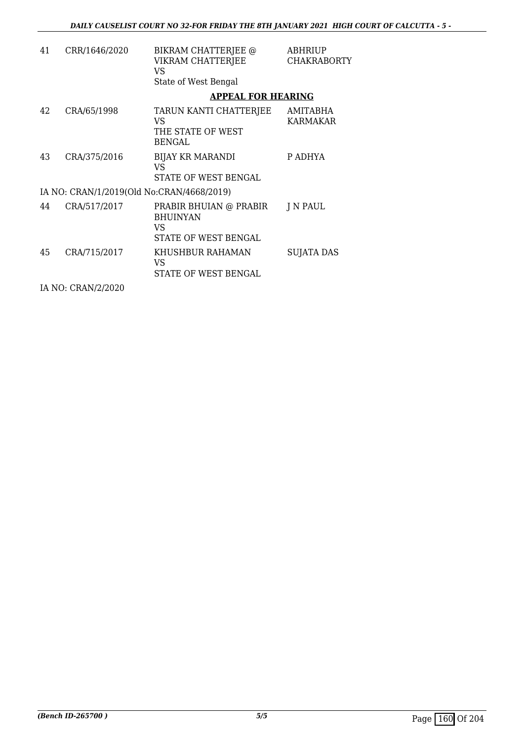| 41 | CRR/1646/2020 | BIKRAM CHATTERJEE @ VIKRAM CHATTERJEE<br>VS<br>State of West Bengal | ABHRIUP CHAKRABORTY |
|---|---|---|---|

## APPEAL FOR HEARING

| 42 | CRA/65/1998 | TARUN KANTI CHATTERJEE<br>VS<br>THE STATE OF WEST BENGAL | AMITABHA KARMAKAR |
|---|---|---|---|
| 43 | CRA/375/2016 | BIJAY KR MARANDI<br>VS<br>STATE OF WEST BENGAL | P ADHYA |

IA NO: CRAN/1/2019(Old No:CRAN/4668/2019)

| 44 | CRA/517/2017 | PRABIR BHUIAN @ PRABIR BHUINYAN<br>VS<br>STATE OF WEST BENGAL | J N PAUL |
|---|---|---|---|
| 45 | CRA/715/2017 | KHUSHBUR RAHAMAN<br>VS<br>STATE OF WEST BENGAL | SUJATA DAS |

IA NO: CRAN/2/2020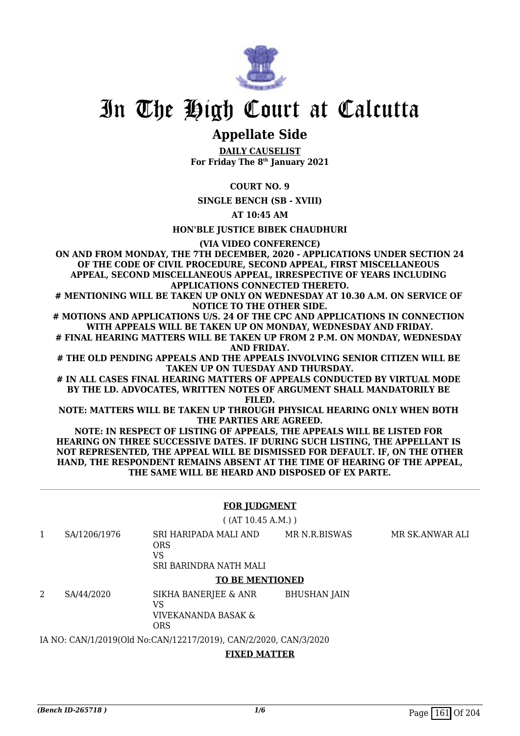# In The High Court at Calcutta

## Appellate Side

**DAILY CAUSELIST**
**For Friday The 8th January 2021**

**COURT NO. 9**

**SINGLE BENCH (SB - XVIII)**

**AT 10:45 AM**

**HON'BLE JUSTICE BIBEK CHAUDHURI**

**(VIA VIDEO CONFERENCE)**

**ON AND FROM MONDAY, THE 7TH DECEMBER, 2020 - APPLICATIONS UNDER SECTION 24 OF THE CODE OF CIVIL PROCEDURE, SECOND APPEAL, FIRST MISCELLANEOUS APPEAL, SECOND MISCELLANEOUS APPEAL, IRRESPECTIVE OF YEARS INCLUDING APPLICATIONS CONNECTED THERETO.**

**# MENTIONING WILL BE TAKEN UP ONLY ON WEDNESDAY AT 10.30 A.M. ON SERVICE OF NOTICE TO THE OTHER SIDE.**

**# MOTIONS AND APPLICATIONS U/S. 24 OF THE CPC AND APPLICATIONS IN CONNECTION WITH APPEALS WILL BE TAKEN UP ON MONDAY, WEDNESDAY AND FRIDAY.**

**# FINAL HEARING MATTERS WILL BE TAKEN UP FROM 2 P.M. ON MONDAY, WEDNESDAY AND FRIDAY.**

**# THE OLD PENDING APPEALS AND THE APPEALS INVOLVING SENIOR CITIZEN WILL BE TAKEN UP ON TUESDAY AND THURSDAY.**

**# IN ALL CASES FINAL HEARING MATTERS OF APPEALS CONDUCTED BY VIRTUAL MODE BY THE LD. ADVOCATES, WRITTEN NOTES OF ARGUMENT SHALL MANDATORILY BE FILED.**

**NOTE: MATTERS WILL BE TAKEN UP THROUGH PHYSICAL HEARING ONLY WHEN BOTH THE PARTIES ARE AGREED.**

**NOTE: IN RESPECT OF LISTING OF APPEALS, THE APPEALS WILL BE LISTED FOR HEARING ON THREE SUCCESSIVE DATES. IF DURING SUCH LISTING, THE APPELLANT IS NOT REPRESENTED, THE APPEAL WILL BE DISMISSED FOR DEFAULT. IF, ON THE OTHER HAND, THE RESPONDENT REMAINS ABSENT AT THE TIME OF HEARING OF THE APPEAL, THE SAME WILL BE HEARD AND DISPOSED OF EX PARTE.**

---

**FOR JUDGMENT**

( (AT 10.45 A.M.) )

| | | | | |
|---|---|---|---|---|
| 1 | SA/1206/1976 | SRI HARIPADA MALI AND ORS<br>VS<br>SRI BARINDRA NATH MALI | MR N.R.BISWAS | MR SK.ANWAR ALI |

**TO BE MENTIONED**

| | | | | |
|---|---|---|---|---|
| 2 | SA/44/2020 | SIKHA BANERJEE & ANR<br>VS<br>VIVEKANANDA BASAK & ORS | BHUSHAN JAIN | |

IA NO: CAN/1/2019(Old No:CAN/12217/2019), CAN/2/2020, CAN/3/2020

**FIXED MATTER**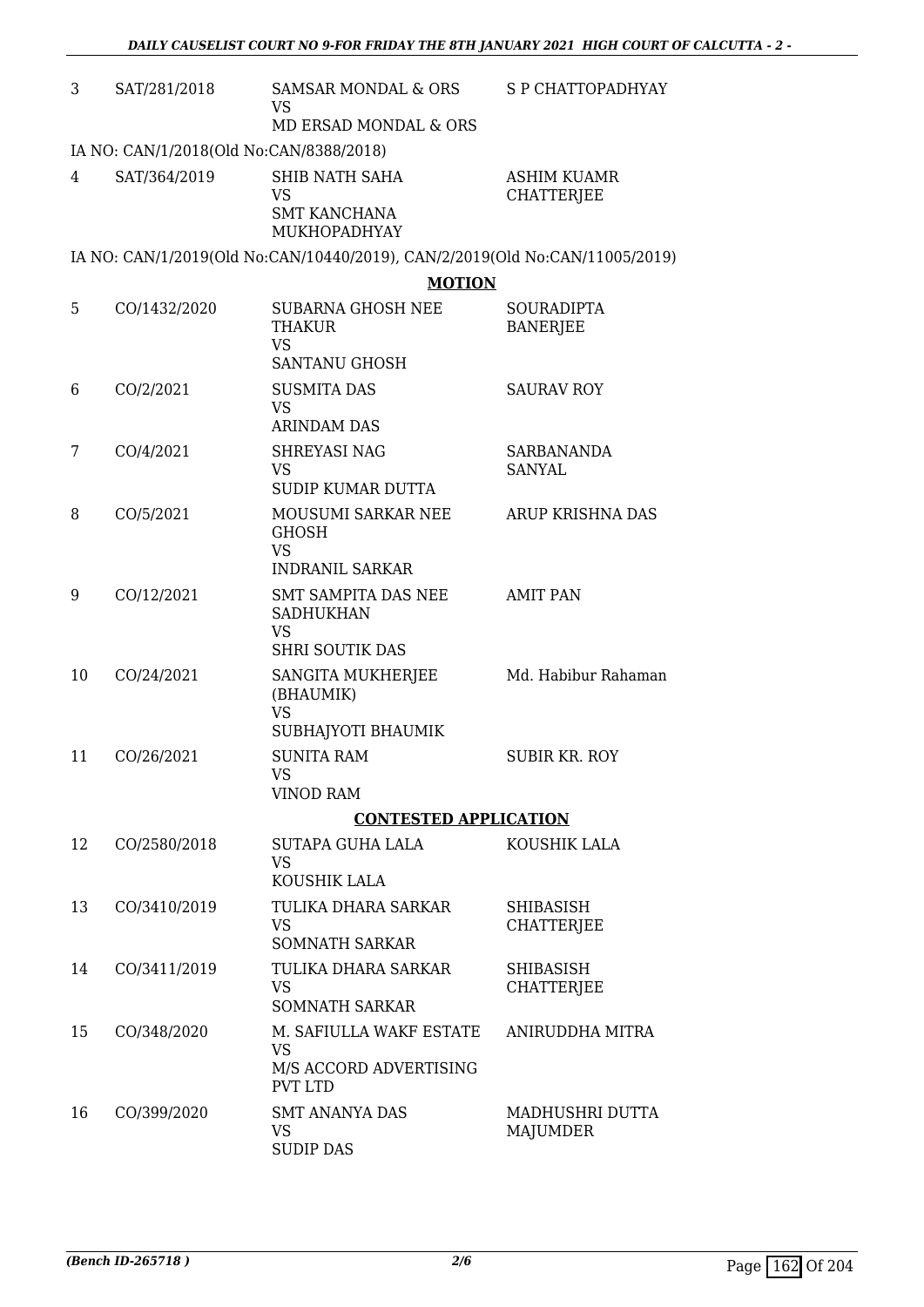| | | | |
|---|---|---|---|
| 3 | SAT/281/2018 | SAMSAR MONDAL & ORS<br>VS<br>MD ERSAD MONDAL & ORS | S P CHATTOPADHYAY |

IA NO: CAN/1/2018(Old No:CAN/8388/2018)

| | | | |
|---|---|---|---|
| 4 | SAT/364/2019 | SHIB NATH SAHA<br>VS<br>SMT KANCHANA MUKHOPADHYAY | ASHIM KUAMR CHATTERJEE |

IA NO: CAN/1/2019(Old No:CAN/10440/2019), CAN/2/2019(Old No:CAN/11005/2019)

**MOTION**

| | | | |
|---|---|---|---|
| 5 | CO/1432/2020 | SUBARNA GHOSH NEE THAKUR<br>VS<br>SANTANU GHOSH | SOURADIPTA BANERJEE |
| 6 | CO/2/2021 | SUSMITA DAS<br>VS<br>ARINDAM DAS | SAURAV ROY |
| 7 | CO/4/2021 | SHREYASI NAG<br>VS<br>SUDIP KUMAR DUTTA | SARBANANDA SANYAL |
| 8 | CO/5/2021 | MOUSUMI SARKAR NEE GHOSH<br>VS<br>INDRANIL SARKAR | ARUP KRISHNA DAS |
| 9 | CO/12/2021 | SMT SAMPITA DAS NEE SADHUKHAN<br>VS<br>SHRI SOUTIK DAS | AMIT PAN |
| 10 | CO/24/2021 | SANGITA MUKHERJEE (BHAUMIK)<br>VS<br>SUBHAJYOTI BHAUMIK | Md. Habibur Rahaman |
| 11 | CO/26/2021 | SUNITA RAM<br>VS<br>VINOD RAM | SUBIR KR. ROY |

**CONTESTED APPLICATION**

| | | | |
|---|---|---|---|
| 12 | CO/2580/2018 | SUTAPA GUHA LALA<br>VS<br>KOUSHIK LALA | KOUSHIK LALA |
| 13 | CO/3410/2019 | TULIKA DHARA SARKAR<br>VS<br>SOMNATH SARKAR | SHIBASISH CHATTERJEE |
| 14 | CO/3411/2019 | TULIKA DHARA SARKAR<br>VS<br>SOMNATH SARKAR | SHIBASISH CHATTERJEE |
| 15 | CO/348/2020 | M. SAFIULLA WAKF ESTATE<br>VS<br>M/S ACCORD ADVERTISING PVT LTD | ANIRUDDHA MITRA |
| 16 | CO/399/2020 | SMT ANANYA DAS<br>VS<br>SUDIP DAS | MADHUSHRI DUTTA MAJUMDER |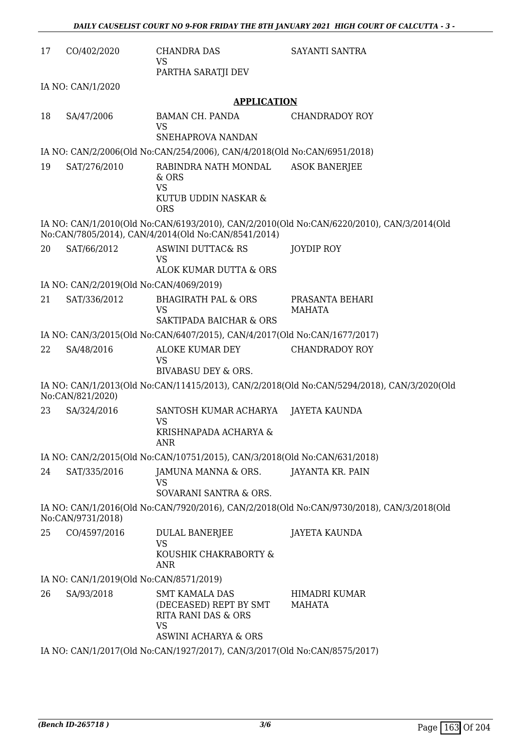| | | | |
|---|---|---|---|
| 17 | CO/402/2020 | CHANDRA DAS<br>VS<br>PARTHA SARATJI DEV | SAYANTI SANTRA |

IA NO: CAN/1/2020

## APPLICATION

| | | | |
|---|---|---|---|
| 18 | SA/47/2006 | BAMAN CH. PANDA<br>VS<br>SNEHAPROVA NANDAN | CHANDRADOY ROY |

IA NO: CAN/2/2006(Old No:CAN/254/2006), CAN/4/2018(Old No:CAN/6951/2018)

| | | | |
|---|---|---|---|
| 19 | SAT/276/2010 | RABINDRA NATH MONDAL & ORS<br>VS<br>KUTUB UDDIN NASKAR & ORS | ASOK BANERJEE |

IA NO: CAN/1/2010(Old No:CAN/6193/2010), CAN/2/2010(Old No:CAN/6220/2010), CAN/3/2014(Old No:CAN/7805/2014), CAN/4/2014(Old No:CAN/8541/2014)

| | | | |
|---|---|---|---|
| 20 | SAT/66/2012 | ASWINI DUTTAC& RS<br>VS<br>ALOK KUMAR DUTTA & ORS | JOYDIP ROY |

IA NO: CAN/2/2019(Old No:CAN/4069/2019)

| | | | |
|---|---|---|---|
| 21 | SAT/336/2012 | BHAGIRATH PAL & ORS<br>VS<br>SAKTIPADA BAICHAR & ORS | PRASANTA BEHARI MAHATA |

IA NO: CAN/3/2015(Old No:CAN/6407/2015), CAN/4/2017(Old No:CAN/1677/2017)

| | | | |
|---|---|---|---|
| 22 | SA/48/2016 | ALOKE KUMAR DEY<br>VS<br>BIVABASU DEY & ORS. | CHANDRADOY ROY |

IA NO: CAN/1/2013(Old No:CAN/11415/2013), CAN/2/2018(Old No:CAN/5294/2018), CAN/3/2020(Old No:CAN/821/2020)

| | | | |
|---|---|---|---|
| 23 | SA/324/2016 | SANTOSH KUMAR ACHARYA<br>VS<br>KRISHNAPADA ACHARYA & ANR | JAYETA KAUNDA |

IA NO: CAN/2/2015(Old No:CAN/10751/2015), CAN/3/2018(Old No:CAN/631/2018)

| | | | |
|---|---|---|---|
| 24 | SAT/335/2016 | JAMUNA MANNA & ORS.<br>VS<br>SOVARANI SANTRA & ORS. | JAYANTA KR. PAIN |

IA NO: CAN/1/2016(Old No:CAN/7920/2016), CAN/2/2018(Old No:CAN/9730/2018), CAN/3/2018(Old No:CAN/9731/2018)

| | | | |
|---|---|---|---|
| 25 | CO/4597/2016 | DULAL BANERJEE<br>VS<br>KOUSHIK CHAKRABORTY & ANR | JAYETA KAUNDA |

IA NO: CAN/1/2019(Old No:CAN/8571/2019)

| | | | |
|---|---|---|---|
| 26 | SA/93/2018 | SMT KAMALA DAS (DECEASED) REPT BY SMT RITA RANI DAS & ORS<br>VS<br>ASWINI ACHARYA & ORS | HIMADRI KUMAR MAHATA |

IA NO: CAN/1/2017(Old No:CAN/1927/2017), CAN/3/2017(Old No:CAN/8575/2017)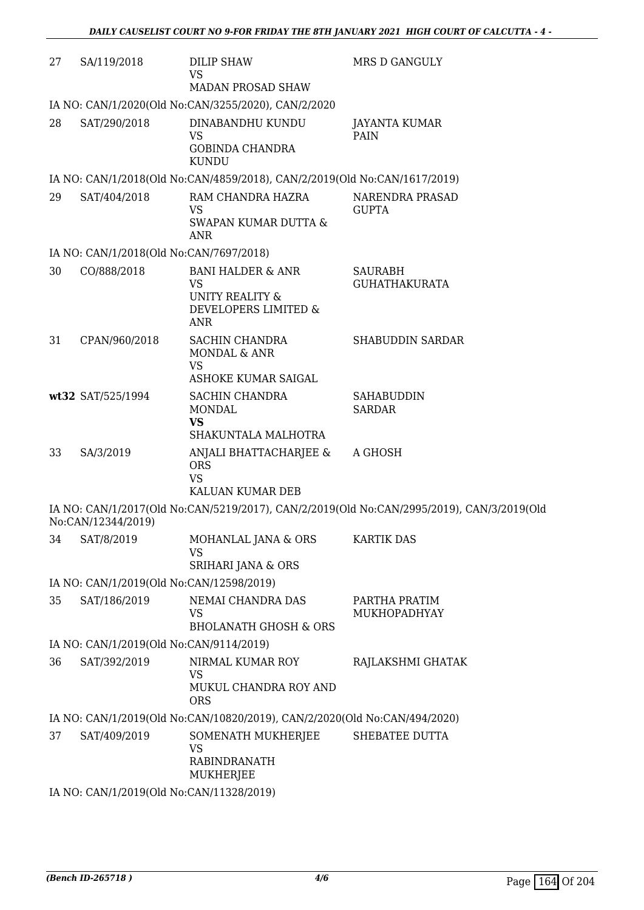| | | | |
|---|---|---|---|
| 27 | SA/119/2018 | DILIP SHAW<br>VS<br>MADAN PROSAD SHAW | MRS D GANGULY |

IA NO: CAN/1/2020(Old No:CAN/3255/2020), CAN/2/2020

| | | | |
|---|---|---|---|
| 28 | SAT/290/2018 | DINABANDHU KUNDU<br>VS<br>GOBINDA CHANDRA KUNDU | JAYANTA KUMAR PAIN |

IA NO: CAN/1/2018(Old No:CAN/4859/2018), CAN/2/2019(Old No:CAN/1617/2019)

| | | | |
|---|---|---|---|
| 29 | SAT/404/2018 | RAM CHANDRA HAZRA<br>VS<br>SWAPAN KUMAR DUTTA & ANR | NARENDRA PRASAD GUPTA |

IA NO: CAN/1/2018(Old No:CAN/7697/2018)

| | | | |
|---|---|---|---|
| 30 | CO/888/2018 | BANI HALDER & ANR<br>VS<br>UNITY REALITY & DEVELOPERS LIMITED & ANR | SAURABH GUHATHAKURATA |
| 31 | CPAN/960/2018 | SACHIN CHANDRA MONDAL & ANR<br>VS<br>ASHOKE KUMAR SAIGAL | SHABUDDIN SARDAR |
| **wt32** | SAT/525/1994 | SACHIN CHANDRA MONDAL<br>**VS**<br>SHAKUNTALA MALHOTRA | SAHABUDDIN SARDAR |
| 33 | SA/3/2019 | ANJALI BHATTACHARJEE & ORS<br>VS<br>KALUAN KUMAR DEB | A GHOSH |

IA NO: CAN/1/2017(Old No:CAN/5219/2017), CAN/2/2019(Old No:CAN/2995/2019), CAN/3/2019(Old No:CAN/12344/2019)

| | | | |
|---|---|---|---|
| 34 | SAT/8/2019 | MOHANLAL JANA & ORS<br>VS<br>SRIHARI JANA & ORS | KARTIK DAS |

IA NO: CAN/1/2019(Old No:CAN/12598/2019)

| | | | |
|---|---|---|---|
| 35 | SAT/186/2019 | NEMAI CHANDRA DAS<br>VS<br>BHOLANATH GHOSH & ORS | PARTHA PRATIM MUKHOPADHYAY |

IA NO: CAN/1/2019(Old No:CAN/9114/2019)

| | | | |
|---|---|---|---|
| 36 | SAT/392/2019 | NIRMAL KUMAR ROY<br>VS<br>MUKUL CHANDRA ROY AND ORS | RAJLAKSHMI GHATAK |

IA NO: CAN/1/2019(Old No:CAN/10820/2019), CAN/2/2020(Old No:CAN/494/2020)

| | | | |
|---|---|---|---|
| 37 | SAT/409/2019 | SOMENATH MUKHERJEE<br>VS<br>RABINDRANATH MUKHERJEE | SHEBATEE DUTTA |

IA NO: CAN/1/2019(Old No:CAN/11328/2019)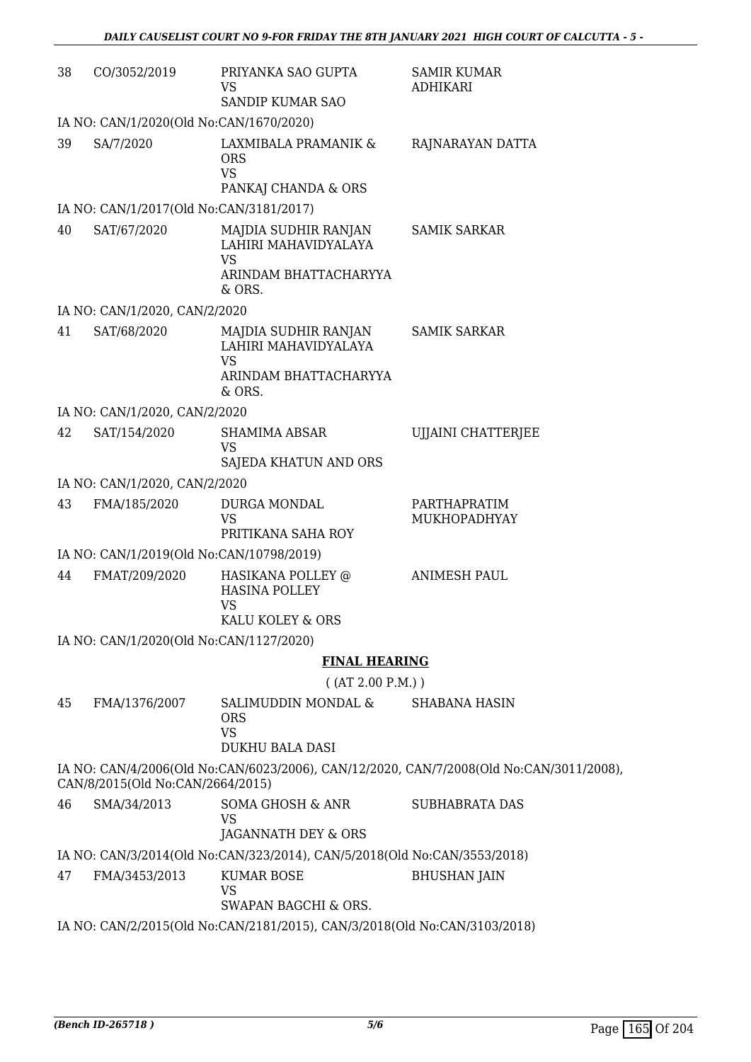| | | | |
|---|---|---|---|
| 38 | CO/3052/2019 | PRIYANKA SAO GUPTA<br>VS<br>SANDIP KUMAR SAO | SAMIR KUMAR ADHIKARI |

IA NO: CAN/1/2020(Old No:CAN/1670/2020)

| | | | |
|---|---|---|---|
| 39 | SA/7/2020 | LAXMIBALA PRAMANIK & ORS<br>VS<br>PANKAJ CHANDA & ORS | RAJNARAYAN DATTA |

IA NO: CAN/1/2017(Old No:CAN/3181/2017)

| | | | |
|---|---|---|---|
| 40 | SAT/67/2020 | MAJDIA SUDHIR RANJAN LAHIRI MAHAVIDYALAYA<br>VS<br>ARINDAM BHATTACHARYYA & ORS. | SAMIK SARKAR |

IA NO: CAN/1/2020, CAN/2/2020

| | | | |
|---|---|---|---|
| 41 | SAT/68/2020 | MAJDIA SUDHIR RANJAN LAHIRI MAHAVIDYALAYA<br>VS<br>ARINDAM BHATTACHARYYA & ORS. | SAMIK SARKAR |

IA NO: CAN/1/2020, CAN/2/2020

| | | | |
|---|---|---|---|
| 42 | SAT/154/2020 | SHAMIMA ABSAR<br>VS<br>SAJEDA KHATUN AND ORS | UJJAINI CHATTERJEE |

IA NO: CAN/1/2020, CAN/2/2020

| | | | |
|---|---|---|---|
| 43 | FMA/185/2020 | DURGA MONDAL<br>VS<br>PRITIKANA SAHA ROY | PARTHAPRATIM MUKHOPADHYAY |

IA NO: CAN/1/2019(Old No:CAN/10798/2019)

| | | | |
|---|---|---|---|
| 44 | FMAT/209/2020 | HASIKANA POLLEY @ HASINA POLLEY<br>VS<br>KALU KOLEY & ORS | ANIMESH PAUL |

IA NO: CAN/1/2020(Old No:CAN/1127/2020)

## FINAL HEARING

( (AT 2.00 P.M.) )

| | | | |
|---|---|---|---|
| 45 | FMA/1376/2007 | SALIMUDDIN MONDAL & ORS<br>VS<br>DUKHU BALA DASI | SHABANA HASIN |

IA NO: CAN/4/2006(Old No:CAN/6023/2006), CAN/12/2020, CAN/7/2008(Old No:CAN/3011/2008), CAN/8/2015(Old No:CAN/2664/2015)

| | | | |
|---|---|---|---|
| 46 | SMA/34/2013 | SOMA GHOSH & ANR<br>VS<br>JAGANNATH DEY & ORS | SUBHABRATA DAS |

IA NO: CAN/3/2014(Old No:CAN/323/2014), CAN/5/2018(Old No:CAN/3553/2018)

| | | | |
|---|---|---|---|
| 47 | FMA/3453/2013 | KUMAR BOSE<br>VS<br>SWAPAN BAGCHI & ORS. | BHUSHAN JAIN |

IA NO: CAN/2/2015(Old No:CAN/2181/2015), CAN/3/2018(Old No:CAN/3103/2018)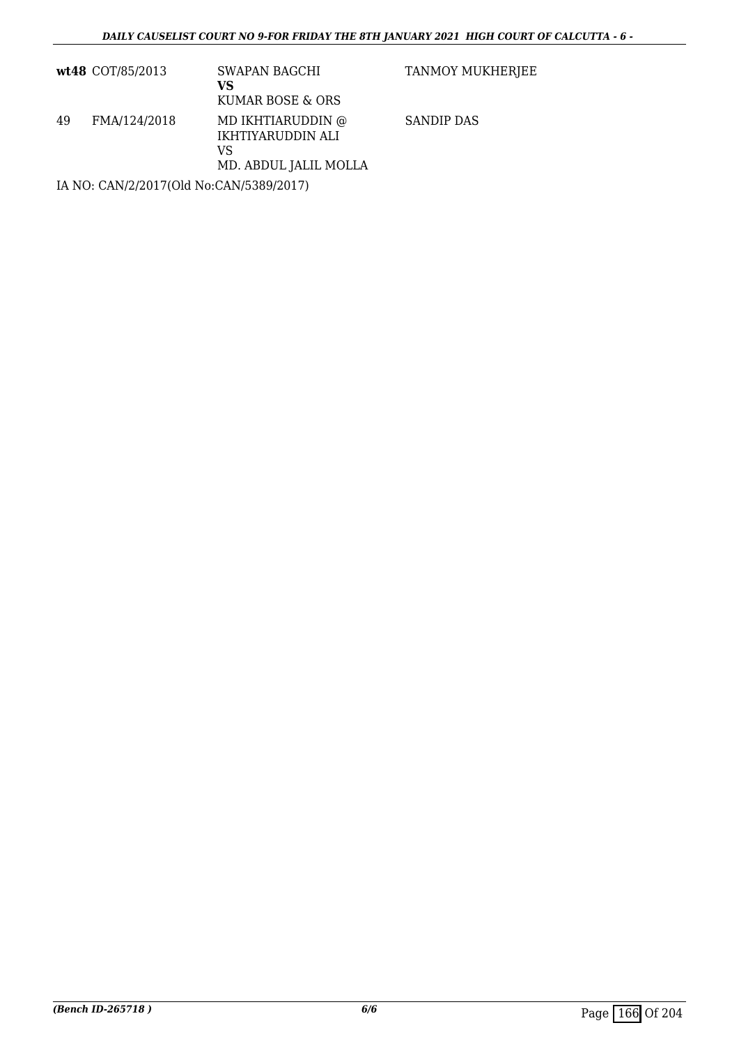| | | | |
|---|---|---|---|
| **wt48** | COT/85/2013 | SWAPAN BAGCHI<br>**VS**<br>KUMAR BOSE & ORS | TANMOY MUKHERJEE |
| 49 | FMA/124/2018 | MD IKHTIARUDDIN @ IKHTIYARUDDIN ALI<br>VS<br>MD. ABDUL JALIL MOLLA | SANDIP DAS |

IA NO: CAN/2/2017(Old No:CAN/5389/2017)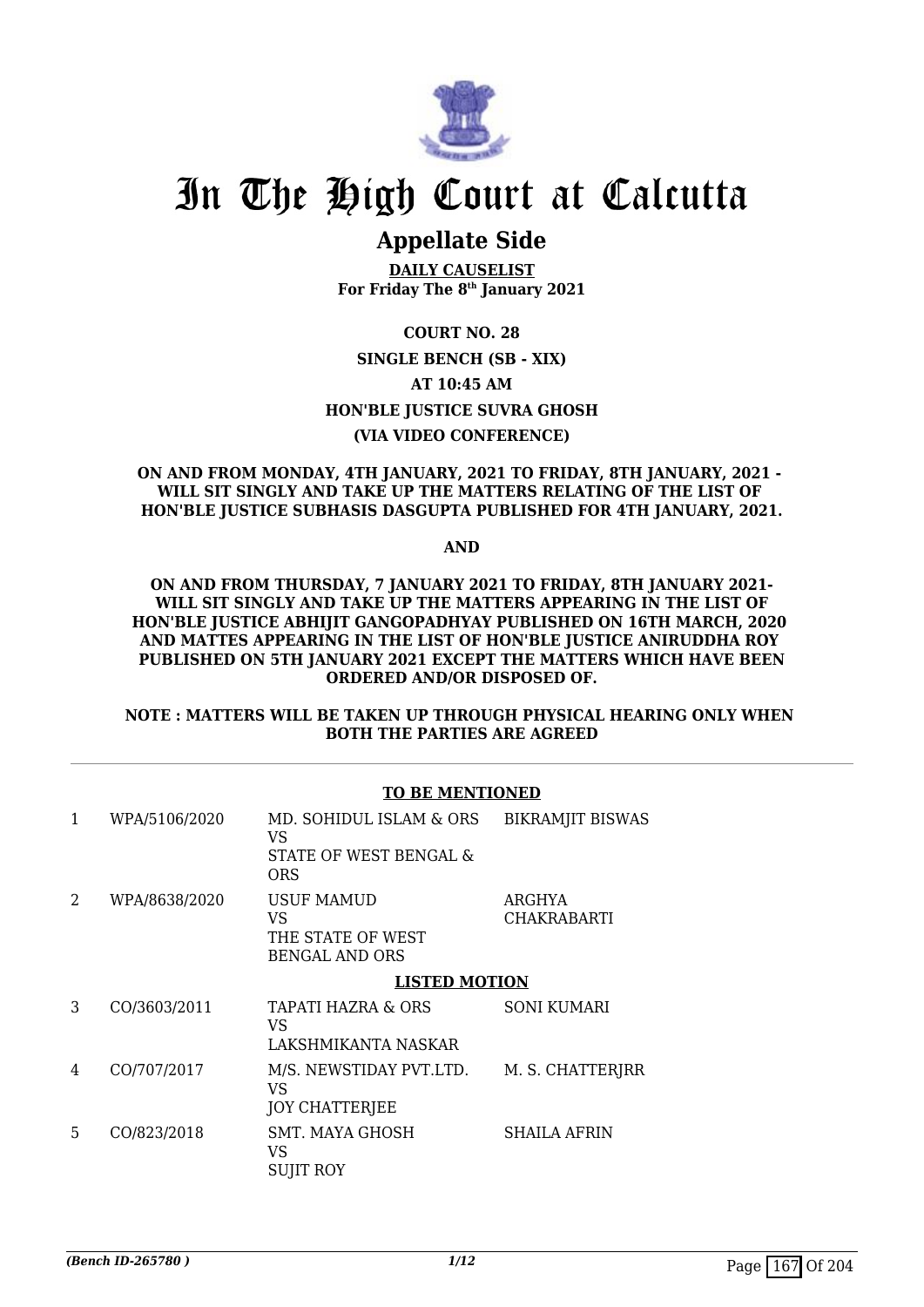# In The High Court at Calcutta

## Appellate Side

**DAILY CAUSELIST**
**For Friday The 8th January 2021**

**COURT NO. 28**

**SINGLE BENCH (SB - XIX)**

**AT 10:45 AM**

**HON'BLE JUSTICE SUVRA GHOSH**

**(VIA VIDEO CONFERENCE)**

**ON AND FROM MONDAY, 4TH JANUARY, 2021 TO FRIDAY, 8TH JANUARY, 2021 - WILL SIT SINGLY AND TAKE UP THE MATTERS RELATING OF THE LIST OF HON'BLE JUSTICE SUBHASIS DASGUPTA PUBLISHED FOR 4TH JANUARY, 2021.**

**AND**

**ON AND FROM THURSDAY, 7 JANUARY 2021 TO FRIDAY, 8TH JANUARY 2021- WILL SIT SINGLY AND TAKE UP THE MATTERS APPEARING IN THE LIST OF HON'BLE JUSTICE ABHIJIT GANGOPADHYAY PUBLISHED ON 16TH MARCH, 2020 AND MATTES APPEARING IN THE LIST OF HON'BLE JUSTICE ANIRUDDHA ROY PUBLISHED ON 5TH JANUARY 2021 EXCEPT THE MATTERS WHICH HAVE BEEN ORDERED AND/OR DISPOSED OF.**

**NOTE : MATTERS WILL BE TAKEN UP THROUGH PHYSICAL HEARING ONLY WHEN BOTH THE PARTIES ARE AGREED**

**TO BE MENTIONED**

| | | | |
|---|---|---|---|
| 1 | WPA/5106/2020 | MD. SOHIDUL ISLAM & ORS<br>VS<br>STATE OF WEST BENGAL & ORS | BIKRAMJIT BISWAS |
| 2 | WPA/8638/2020 | USUF MAMUD<br>VS<br>THE STATE OF WEST BENGAL AND ORS | ARGHYA CHAKRABARTI |

**LISTED MOTION**

| | | | |
|---|---|---|---|
| 3 | CO/3603/2011 | TAPATI HAZRA & ORS<br>VS<br>LAKSHMIKANTA NASKAR | SONI KUMARI |
| 4 | CO/707/2017 | M/S. NEWSTIDAY PVT.LTD.<br>VS<br>JOY CHATTERJEE | M. S. CHATTERJRR |
| 5 | CO/823/2018 | SMT. MAYA GHOSH<br>VS<br>SUJIT ROY | SHAILA AFRIN |

*(Bench ID-265780 )*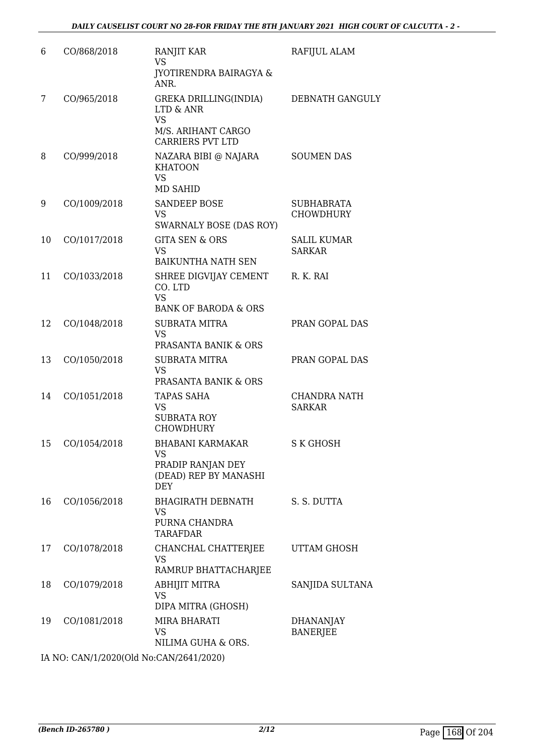| 6 | CO/868/2018 | RANJIT KAR<br>VS<br>JYOTIRENDRA BAIRAGYA & ANR. | RAFIJUL ALAM |
|---|---|---|---|
| 7 | CO/965/2018 | GREKA DRILLING(INDIA) LTD & ANR<br>VS<br>M/S. ARIHANT CARGO CARRIERS PVT LTD | DEBNATH GANGULY |
| 8 | CO/999/2018 | NAZARA BIBI @ NAJARA KHATOON<br>VS<br>MD SAHID | SOUMEN DAS |
| 9 | CO/1009/2018 | SANDEEP BOSE<br>VS<br>SWARNALY BOSE (DAS ROY) | SUBHABRATA CHOWDHURY |
| 10 | CO/1017/2018 | GITA SEN & ORS<br>VS<br>BAIKUNTHA NATH SEN | SALIL KUMAR SARKAR |
| 11 | CO/1033/2018 | SHREE DIGVIJAY CEMENT CO. LTD<br>VS<br>BANK OF BARODA & ORS | R. K. RAI |
| 12 | CO/1048/2018 | SUBRATA MITRA<br>VS<br>PRASANTA BANIK & ORS | PRAN GOPAL DAS |
| 13 | CO/1050/2018 | SUBRATA MITRA<br>VS<br>PRASANTA BANIK & ORS | PRAN GOPAL DAS |
| 14 | CO/1051/2018 | TAPAS SAHA<br>VS<br>SUBRATA ROY CHOWDHURY | CHANDRA NATH SARKAR |
| 15 | CO/1054/2018 | BHABANI KARMAKAR<br>VS<br>PRADIP RANJAN DEY (DEAD) REP BY MANASHI DEY | S K GHOSH |
| 16 | CO/1056/2018 | BHAGIRATH DEBNATH<br>VS<br>PURNA CHANDRA TARAFDAR | S. S. DUTTA |
| 17 | CO/1078/2018 | CHANCHAL CHATTERJEE<br>VS<br>RAMRUP BHATTACHARJEE | UTTAM GHOSH |
| 18 | CO/1079/2018 | ABHIJIT MITRA<br>VS<br>DIPA MITRA (GHOSH) | SANJIDA SULTANA |
| 19 | CO/1081/2018 | MIRA BHARATI<br>VS<br>NILIMA GUHA & ORS. | DHANANJAY BANERJEE |

IA NO: CAN/1/2020(Old No:CAN/2641/2020)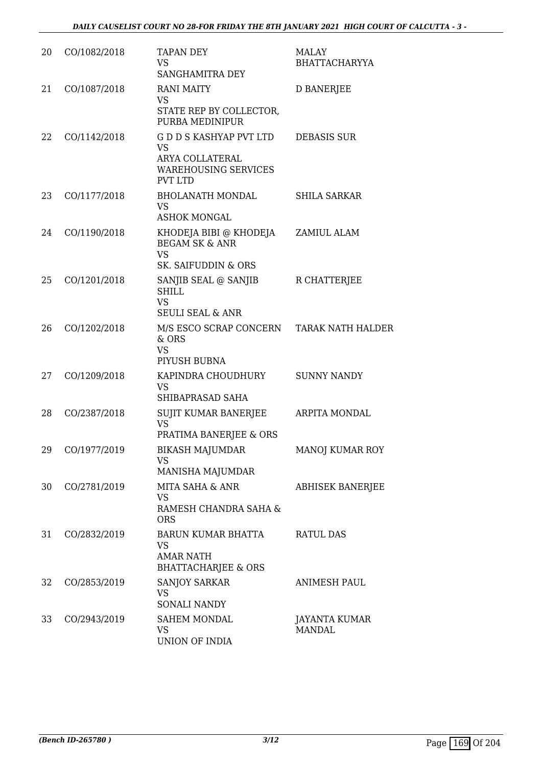| 20 | CO/1082/2018 | TAPAN DEY<br>VS<br>SANGHAMITRA DEY | MALAY BHATTACHARYYA |
|---|---|---|---|
| 21 | CO/1087/2018 | RANI MAITY<br>VS<br>STATE REP BY COLLECTOR, PURBA MEDINIPUR | D BANERJEE |
| 22 | CO/1142/2018 | G D D S KASHYAP PVT LTD<br>VS<br>ARYA COLLATERAL WAREHOUSING SERVICES PVT LTD | DEBASIS SUR |
| 23 | CO/1177/2018 | BHOLANATH MONDAL<br>VS<br>ASHOK MONGAL | SHILA SARKAR |
| 24 | CO/1190/2018 | KHODEJA BIBI @ KHODEJA BEGAM SK & ANR<br>VS<br>SK. SAIFUDDIN & ORS | ZAMIUL ALAM |
| 25 | CO/1201/2018 | SANJIB SEAL @ SANJIB SHILL<br>VS<br>SEULI SEAL & ANR | R CHATTERJEE |
| 26 | CO/1202/2018 | M/S ESCO SCRAP CONCERN & ORS<br>VS<br>PIYUSH BUBNA | TARAK NATH HALDER |
| 27 | CO/1209/2018 | KAPINDRA CHOUDHURY<br>VS<br>SHIBAPRASAD SAHA | SUNNY NANDY |
| 28 | CO/2387/2018 | SUJIT KUMAR BANERJEE<br>VS<br>PRATIMA BANERJEE & ORS | ARPITA MONDAL |
| 29 | CO/1977/2019 | BIKASH MAJUMDAR<br>VS<br>MANISHA MAJUMDAR | MANOJ KUMAR ROY |
| 30 | CO/2781/2019 | MITA SAHA & ANR<br>VS<br>RAMESH CHANDRA SAHA & ORS | ABHISEK BANERJEE |
| 31 | CO/2832/2019 | BARUN KUMAR BHATTA<br>VS<br>AMAR NATH BHATTACHARJEE & ORS | RATUL DAS |
| 32 | CO/2853/2019 | SANJOY SARKAR<br>VS<br>SONALI NANDY | ANIMESH PAUL |
| 33 | CO/2943/2019 | SAHEM MONDAL<br>VS<br>UNION OF INDIA | JAYANTA KUMAR MANDAL |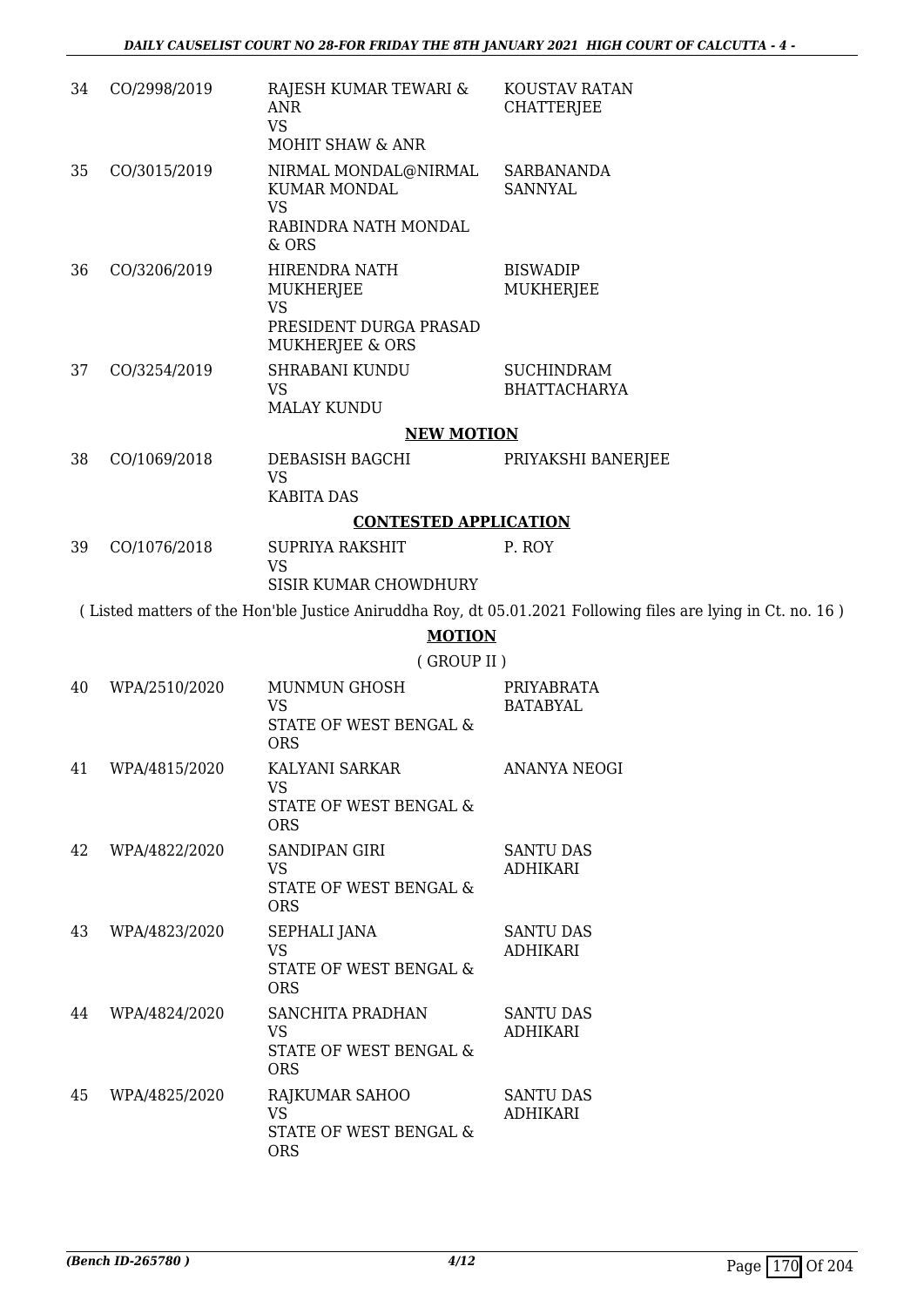| | | | |
|---|---|---|---|
| 34 | CO/2998/2019 | RAJESH KUMAR TEWARI & ANR<br>VS<br>MOHIT SHAW & ANR | KOUSTAV RATAN CHATTERJEE |
| 35 | CO/3015/2019 | NIRMAL MONDAL@NIRMAL KUMAR MONDAL<br>VS<br>RABINDRA NATH MONDAL & ORS | SARBANANDA SANNYAL |
| 36 | CO/3206/2019 | HIRENDRA NATH MUKHERJEE<br>VS<br>PRESIDENT DURGA PRASAD MUKHERJEE & ORS | BISWADIP MUKHERJEE |
| 37 | CO/3254/2019 | SHRABANI KUNDU<br>VS<br>MALAY KUNDU | SUCHINDRAM BHATTACHARYA |

**NEW MOTION**

| | | | |
|---|---|---|---|
| 38 | CO/1069/2018 | DEBASISH BAGCHI<br>VS<br>KABITA DAS | PRIYAKSHI BANERJEE |

**CONTESTED APPLICATION**

| | | | |
|---|---|---|---|
| 39 | CO/1076/2018 | SUPRIYA RAKSHIT<br>VS<br>SISIR KUMAR CHOWDHURY | P. ROY |

( Listed matters of the Hon'ble Justice Aniruddha Roy, dt 05.01.2021 Following files are lying in Ct. no. 16 )

**MOTION**

( GROUP II )

| | | | |
|---|---|---|---|
| 40 | WPA/2510/2020 | MUNMUN GHOSH<br>VS<br>STATE OF WEST BENGAL & ORS | PRIYABRATA BATABYAL |
| 41 | WPA/4815/2020 | KALYANI SARKAR<br>VS<br>STATE OF WEST BENGAL & ORS | ANANYA NEOGI |
| 42 | WPA/4822/2020 | SANDIPAN GIRI<br>VS<br>STATE OF WEST BENGAL & ORS | SANTU DAS ADHIKARI |
| 43 | WPA/4823/2020 | SEPHALI JANA<br>VS<br>STATE OF WEST BENGAL & ORS | SANTU DAS ADHIKARI |
| 44 | WPA/4824/2020 | SANCHITA PRADHAN<br>VS<br>STATE OF WEST BENGAL & ORS | SANTU DAS ADHIKARI |
| 45 | WPA/4825/2020 | RAJKUMAR SAHOO<br>VS<br>STATE OF WEST BENGAL & ORS | SANTU DAS ADHIKARI |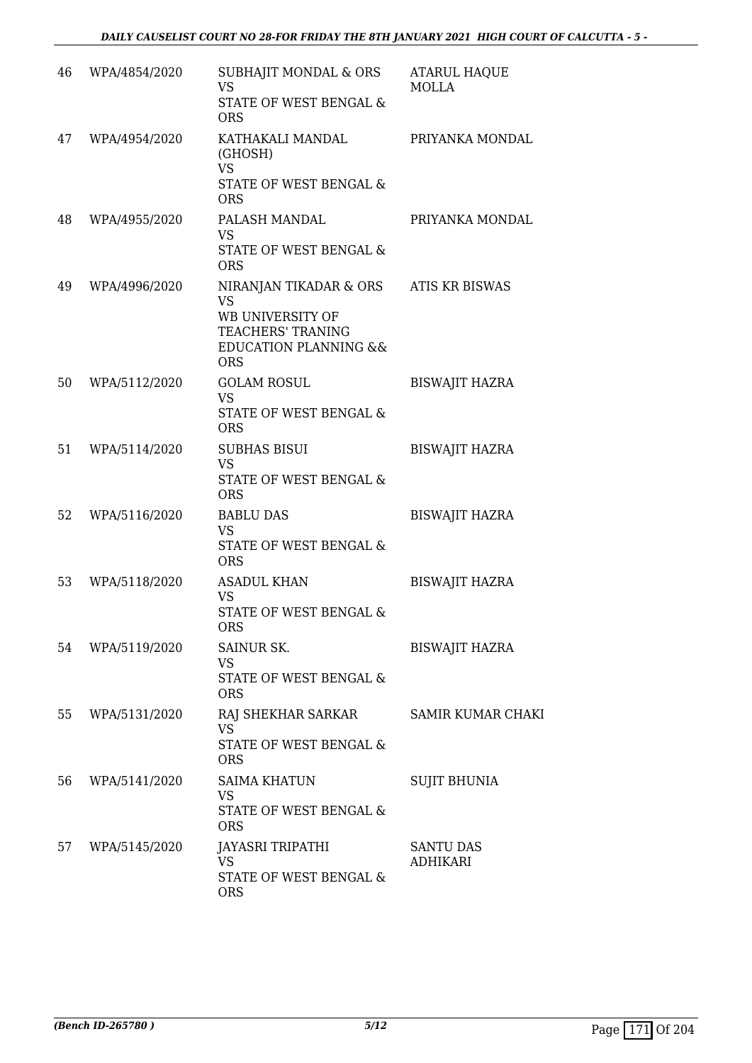| 46 | WPA/4854/2020 | SUBHAJIT MONDAL & ORS<br>VS<br>STATE OF WEST BENGAL & ORS | ATARUL HAQUE MOLLA |
|---|---|---|---|
| 47 | WPA/4954/2020 | KATHAKALI MANDAL (GHOSH)<br>VS<br>STATE OF WEST BENGAL & ORS | PRIYANKA MONDAL |
| 48 | WPA/4955/2020 | PALASH MANDAL<br>VS<br>STATE OF WEST BENGAL & ORS | PRIYANKA MONDAL |
| 49 | WPA/4996/2020 | NIRANJAN TIKADAR & ORS<br>VS<br>WB UNIVERSITY OF TEACHERS' TRANING EDUCATION PLANNING && ORS | ATIS KR BISWAS |
| 50 | WPA/5112/2020 | GOLAM ROSUL<br>VS<br>STATE OF WEST BENGAL & ORS | BISWAJIT HAZRA |
| 51 | WPA/5114/2020 | SUBHAS BISUI<br>VS<br>STATE OF WEST BENGAL & ORS | BISWAJIT HAZRA |
| 52 | WPA/5116/2020 | BABLU DAS<br>VS<br>STATE OF WEST BENGAL & ORS | BISWAJIT HAZRA |
| 53 | WPA/5118/2020 | ASADUL KHAN<br>VS<br>STATE OF WEST BENGAL & ORS | BISWAJIT HAZRA |
| 54 | WPA/5119/2020 | SAINUR SK.<br>VS<br>STATE OF WEST BENGAL & ORS | BISWAJIT HAZRA |
| 55 | WPA/5131/2020 | RAJ SHEKHAR SARKAR<br>VS<br>STATE OF WEST BENGAL & ORS | SAMIR KUMAR CHAKI |
| 56 | WPA/5141/2020 | SAIMA KHATUN<br>VS<br>STATE OF WEST BENGAL & ORS | SUJIT BHUNIA |
| 57 | WPA/5145/2020 | JAYASRI TRIPATHI<br>VS<br>STATE OF WEST BENGAL & ORS | SANTU DAS ADHIKARI |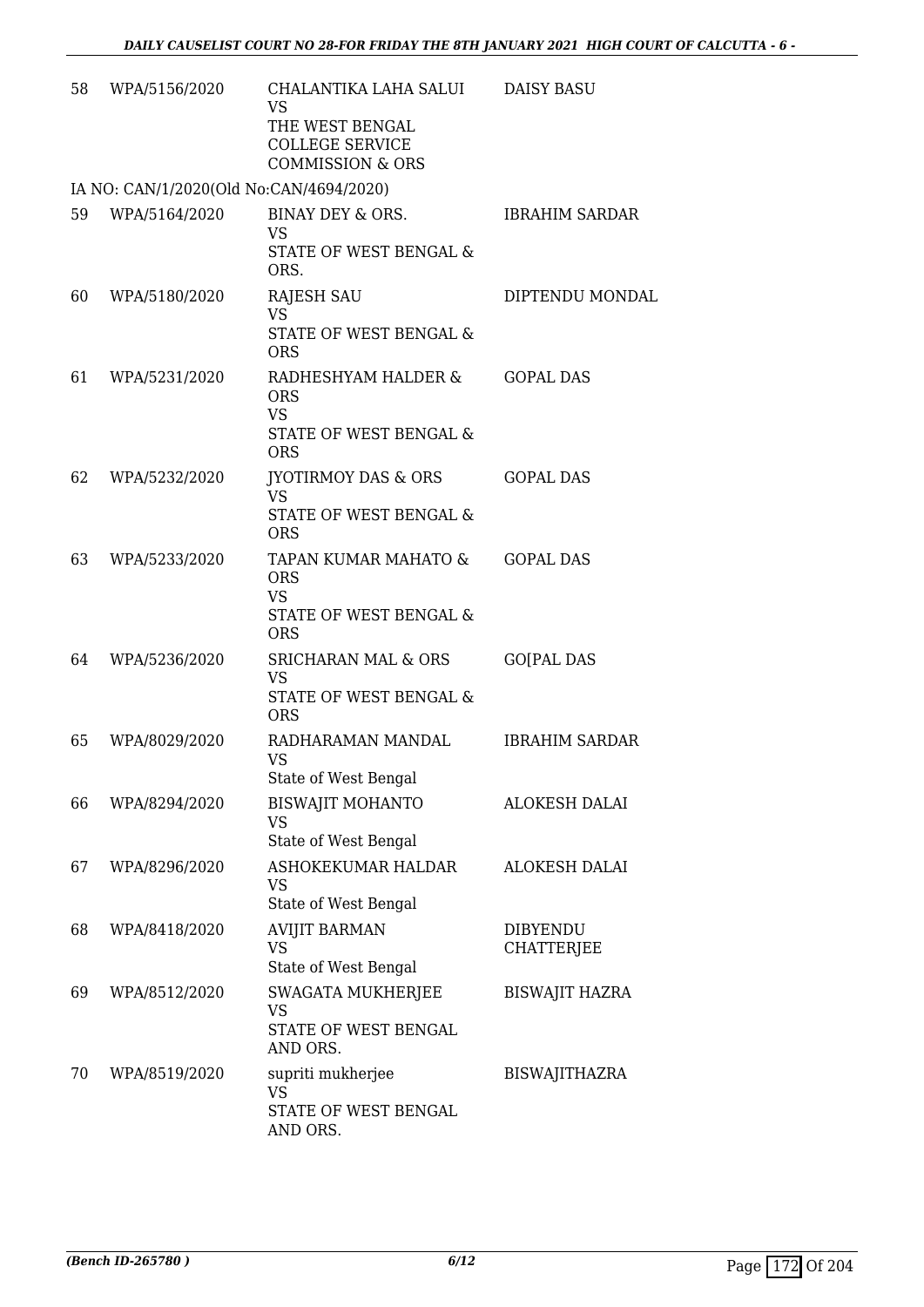| | | | |
|---|---|---|---|
| 58 | WPA/5156/2020 | CHALANTIKA LAHA SALUI<br>VS<br>THE WEST BENGAL COLLEGE SERVICE COMMISSION & ORS | DAISY BASU |
| IA NO: CAN/1/2020(Old No:CAN/4694/2020) | | | |
| 59 | WPA/5164/2020 | BINAY DEY & ORS.<br>VS<br>STATE OF WEST BENGAL & ORS. | IBRAHIM SARDAR |
| 60 | WPA/5180/2020 | RAJESH SAU<br>VS<br>STATE OF WEST BENGAL & ORS | DIPTENDU MONDAL |
| 61 | WPA/5231/2020 | RADHESHYAM HALDER & ORS<br>VS<br>STATE OF WEST BENGAL & ORS | GOPAL DAS |
| 62 | WPA/5232/2020 | JYOTIRMOY DAS & ORS<br>VS<br>STATE OF WEST BENGAL & ORS | GOPAL DAS |
| 63 | WPA/5233/2020 | TAPAN KUMAR MAHATO & ORS<br>VS<br>STATE OF WEST BENGAL & ORS | GOPAL DAS |
| 64 | WPA/5236/2020 | SRICHARAN MAL & ORS<br>VS<br>STATE OF WEST BENGAL & ORS | GO[PAL DAS |
| 65 | WPA/8029/2020 | RADHARAMAN MANDAL<br>VS<br>State of West Bengal | IBRAHIM SARDAR |
| 66 | WPA/8294/2020 | BISWAJIT MOHANTO<br>VS<br>State of West Bengal | ALOKESH DALAI |
| 67 | WPA/8296/2020 | ASHOKEKUMAR HALDAR<br>VS<br>State of West Bengal | ALOKESH DALAI |
| 68 | WPA/8418/2020 | AVIJIT BARMAN<br>VS<br>State of West Bengal | DIBYENDU CHATTERJEE |
| 69 | WPA/8512/2020 | SWAGATA MUKHERJEE<br>VS<br>STATE OF WEST BENGAL AND ORS. | BISWAJIT HAZRA |
| 70 | WPA/8519/2020 | supriti mukherjee<br>VS<br>STATE OF WEST BENGAL AND ORS. | BISWAJITHAZRA |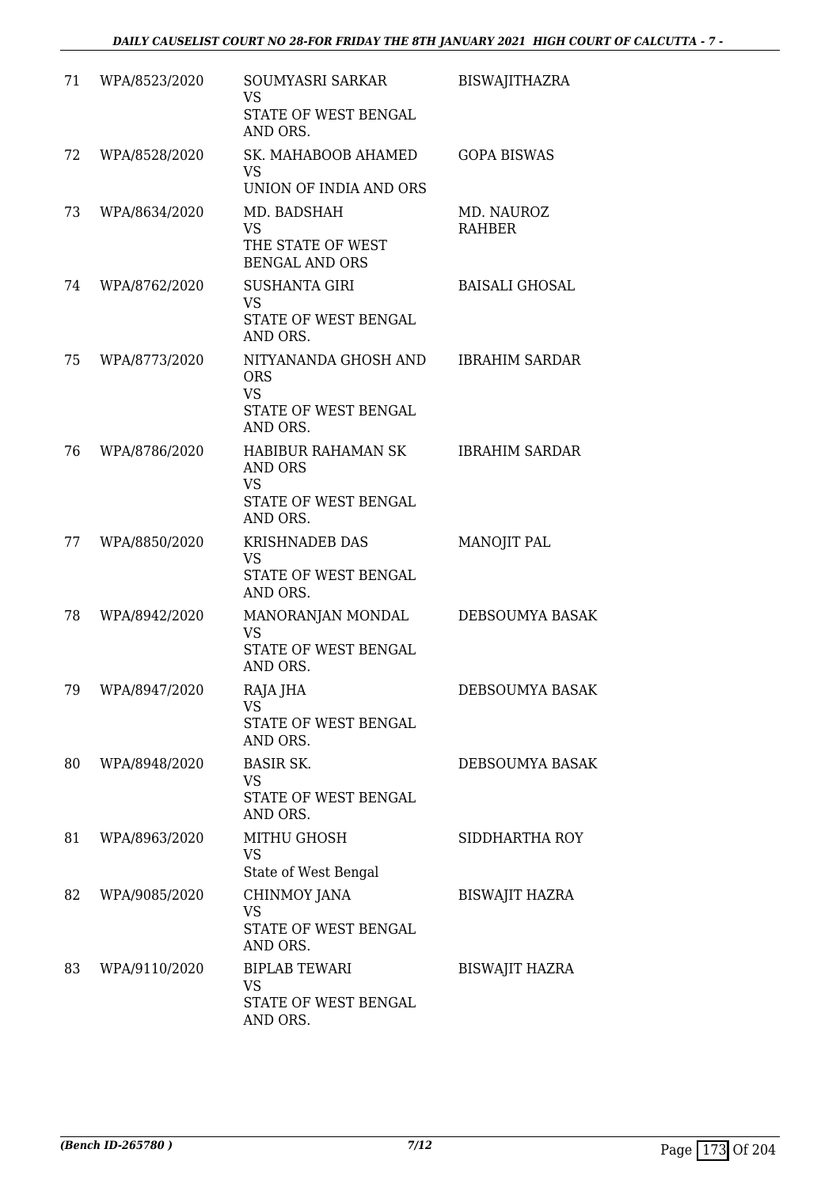| | | | |
|---|---|---|---|
| 71 | WPA/8523/2020 | SOUMYASRI SARKAR<br>VS<br>STATE OF WEST BENGAL AND ORS. | BISWAJITHAZRA |
| 72 | WPA/8528/2020 | SK. MAHABOOB AHAMED<br>VS<br>UNION OF INDIA AND ORS | GOPA BISWAS |
| 73 | WPA/8634/2020 | MD. BADSHAH<br>VS<br>THE STATE OF WEST BENGAL AND ORS | MD. NAUROZ RAHBER |
| 74 | WPA/8762/2020 | SUSHANTA GIRI<br>VS<br>STATE OF WEST BENGAL AND ORS. | BAISALI GHOSAL |
| 75 | WPA/8773/2020 | NITYANANDA GHOSH AND ORS<br>VS<br>STATE OF WEST BENGAL AND ORS. | IBRAHIM SARDAR |
| 76 | WPA/8786/2020 | HABIBUR RAHAMAN SK AND ORS<br>VS<br>STATE OF WEST BENGAL AND ORS. | IBRAHIM SARDAR |
| 77 | WPA/8850/2020 | KRISHNADEB DAS<br>VS<br>STATE OF WEST BENGAL AND ORS. | MANOJIT PAL |
| 78 | WPA/8942/2020 | MANORANJAN MONDAL<br>VS<br>STATE OF WEST BENGAL AND ORS. | DEBSOUMYA BASAK |
| 79 | WPA/8947/2020 | RAJA JHA<br>VS<br>STATE OF WEST BENGAL AND ORS. | DEBSOUMYA BASAK |
| 80 | WPA/8948/2020 | BASIR SK.<br>VS<br>STATE OF WEST BENGAL AND ORS. | DEBSOUMYA BASAK |
| 81 | WPA/8963/2020 | MITHU GHOSH<br>VS<br>State of West Bengal | SIDDHARTHA ROY |
| 82 | WPA/9085/2020 | CHINMOY JANA<br>VS<br>STATE OF WEST BENGAL AND ORS. | BISWAJIT HAZRA |
| 83 | WPA/9110/2020 | BIPLAB TEWARI<br>VS<br>STATE OF WEST BENGAL AND ORS. | BISWAJIT HAZRA |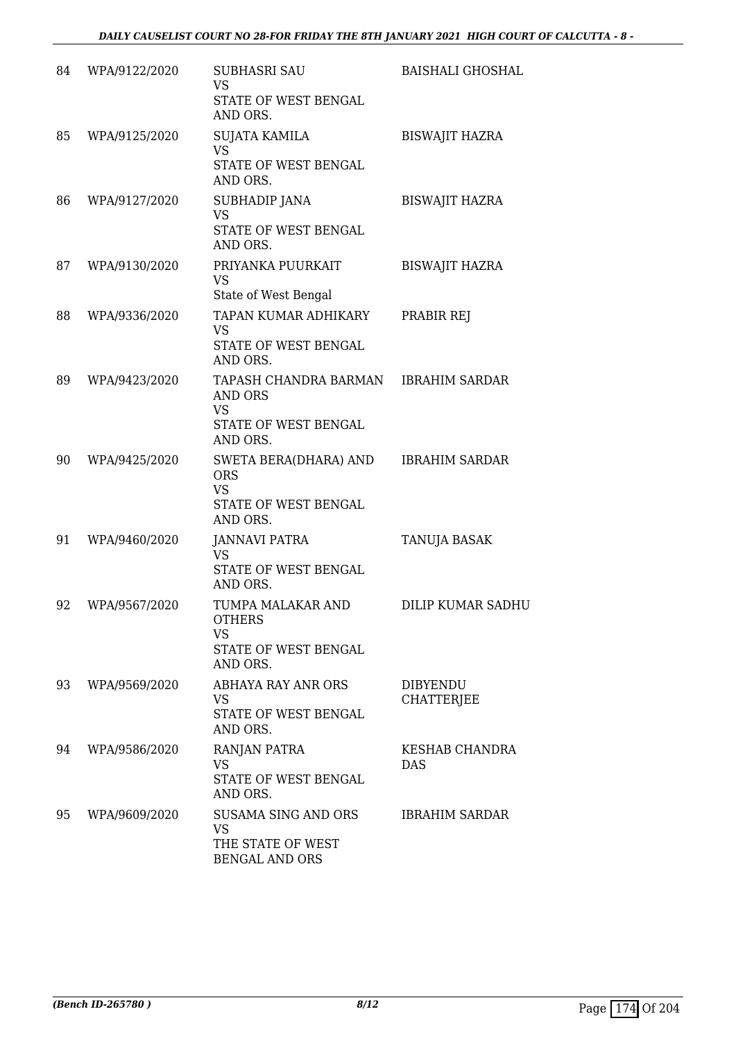| | | | |
|---|---|---|---|
| 84 | WPA/9122/2020 | SUBHASRI SAU<br>VS<br>STATE OF WEST BENGAL AND ORS. | BAISHALI GHOSHAL |
| 85 | WPA/9125/2020 | SUJATA KAMILA<br>VS<br>STATE OF WEST BENGAL AND ORS. | BISWAJIT HAZRA |
| 86 | WPA/9127/2020 | SUBHADIP JANA<br>VS<br>STATE OF WEST BENGAL AND ORS. | BISWAJIT HAZRA |
| 87 | WPA/9130/2020 | PRIYANKA PUURKAIT<br>VS<br>State of West Bengal | BISWAJIT HAZRA |
| 88 | WPA/9336/2020 | TAPAN KUMAR ADHIKARY<br>VS<br>STATE OF WEST BENGAL AND ORS. | PRABIR REJ |
| 89 | WPA/9423/2020 | TAPASH CHANDRA BARMAN AND ORS<br>VS<br>STATE OF WEST BENGAL AND ORS. | IBRAHIM SARDAR |
| 90 | WPA/9425/2020 | SWETA BERA(DHARA) AND ORS<br>VS<br>STATE OF WEST BENGAL AND ORS. | IBRAHIM SARDAR |
| 91 | WPA/9460/2020 | JANNAVI PATRA<br>VS<br>STATE OF WEST BENGAL AND ORS. | TANUJA BASAK |
| 92 | WPA/9567/2020 | TUMPA MALAKAR AND OTHERS<br>VS<br>STATE OF WEST BENGAL AND ORS. | DILIP KUMAR SADHU |
| 93 | WPA/9569/2020 | ABHAYA RAY ANR ORS<br>VS<br>STATE OF WEST BENGAL AND ORS. | DIBYENDU CHATTERJEE |
| 94 | WPA/9586/2020 | RANJAN PATRA<br>VS<br>STATE OF WEST BENGAL AND ORS. | KESHAB CHANDRA DAS |
| 95 | WPA/9609/2020 | SUSAMA SING AND ORS<br>VS<br>THE STATE OF WEST BENGAL AND ORS | IBRAHIM SARDAR |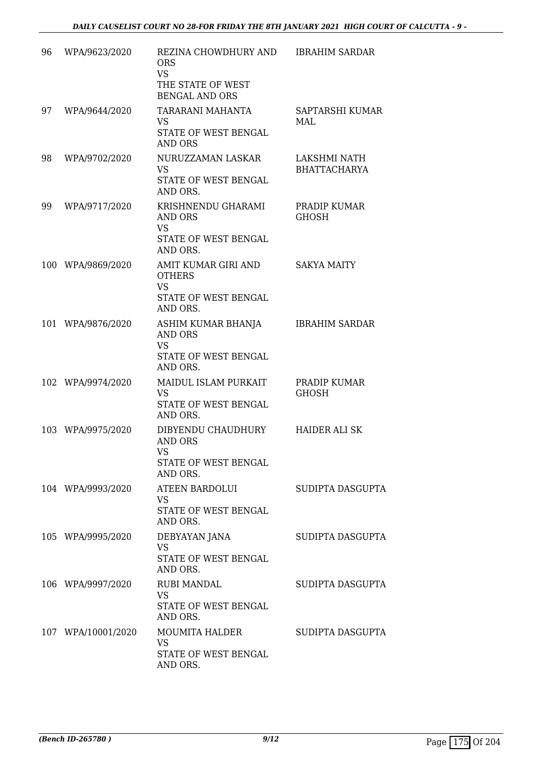| 96 | WPA/9623/2020 | REZINA CHOWDHURY AND ORS<br>VS<br>THE STATE OF WEST BENGAL AND ORS | IBRAHIM SARDAR |
|---|---|---|---|
| 97 | WPA/9644/2020 | TARARANI MAHANTA<br>VS<br>STATE OF WEST BENGAL AND ORS | SAPTARSHI KUMAR MAL |
| 98 | WPA/9702/2020 | NURUZZAMAN LASKAR<br>VS<br>STATE OF WEST BENGAL AND ORS. | LAKSHMI NATH BHATTACHARYA |
| 99 | WPA/9717/2020 | KRISHNENDU GHARAMI AND ORS<br>VS<br>STATE OF WEST BENGAL AND ORS. | PRADIP KUMAR GHOSH |
| 100 | WPA/9869/2020 | AMIT KUMAR GIRI AND OTHERS<br>VS<br>STATE OF WEST BENGAL AND ORS. | SAKYA MAITY |
| 101 | WPA/9876/2020 | ASHIM KUMAR BHANJA AND ORS<br>VS<br>STATE OF WEST BENGAL AND ORS. | IBRAHIM SARDAR |
| 102 | WPA/9974/2020 | MAIDUL ISLAM PURKAIT<br>VS<br>STATE OF WEST BENGAL AND ORS. | PRADIP KUMAR GHOSH |
| 103 | WPA/9975/2020 | DIBYENDU CHAUDHURY AND ORS<br>VS<br>STATE OF WEST BENGAL AND ORS. | HAIDER ALI SK |
| 104 | WPA/9993/2020 | ATEEN BARDOLUI<br>VS<br>STATE OF WEST BENGAL AND ORS. | SUDIPTA DASGUPTA |
| 105 | WPA/9995/2020 | DEBYAYAN JANA<br>VS<br>STATE OF WEST BENGAL AND ORS. | SUDIPTA DASGUPTA |
| 106 | WPA/9997/2020 | RUBI MANDAL<br>VS<br>STATE OF WEST BENGAL AND ORS. | SUDIPTA DASGUPTA |
| 107 | WPA/10001/2020 | MOUMITA HALDER<br>VS<br>STATE OF WEST BENGAL AND ORS. | SUDIPTA DASGUPTA |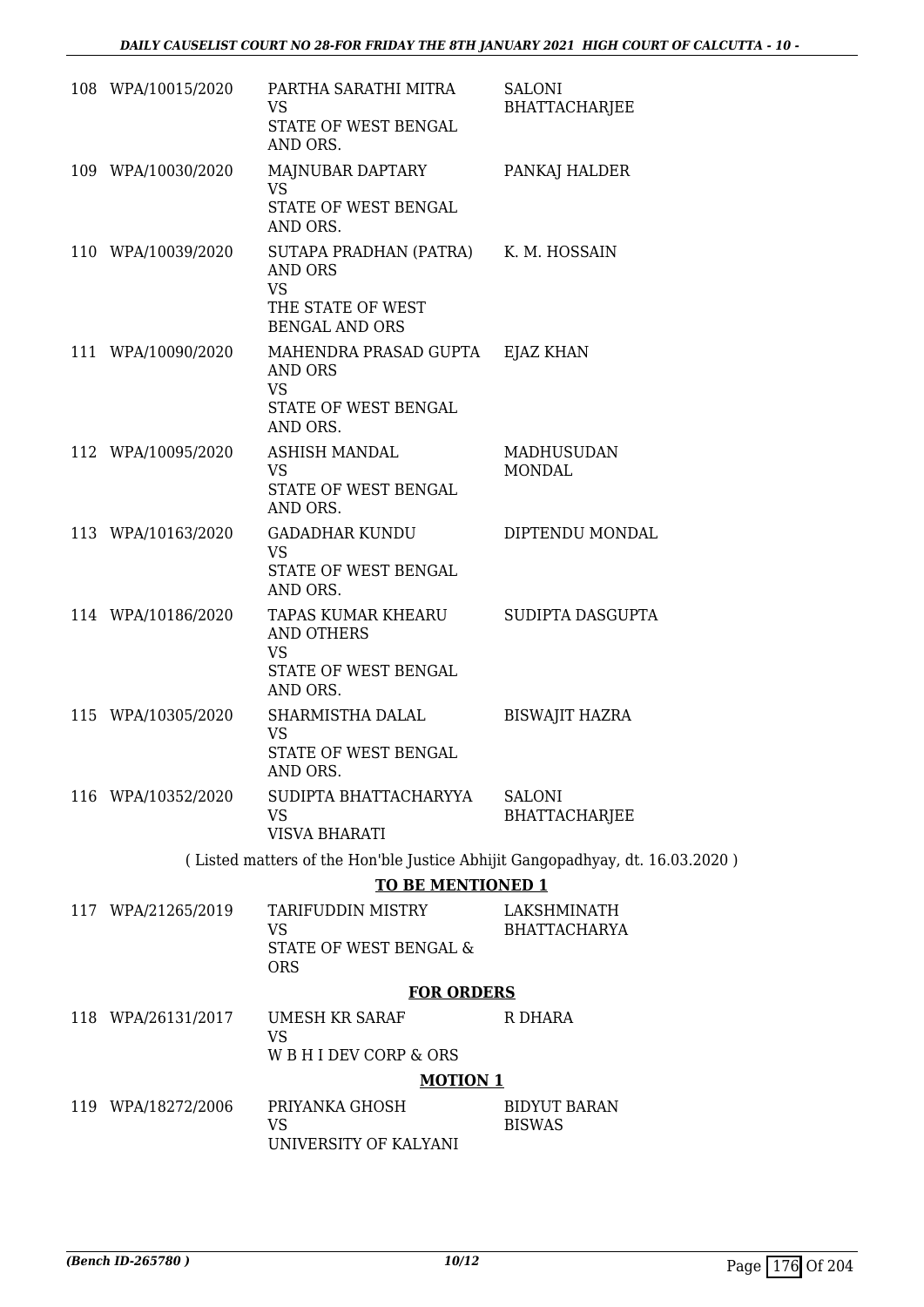| | | | |
|---|---|---|---|
| 108 | WPA/10015/2020 | PARTHA SARATHI MITRA<br>VS<br>STATE OF WEST BENGAL AND ORS. | SALONI BHATTACHARJEE |
| 109 | WPA/10030/2020 | MAJNUBAR DAPTARY<br>VS<br>STATE OF WEST BENGAL AND ORS. | PANKAJ HALDER |
| 110 | WPA/10039/2020 | SUTAPA PRADHAN (PATRA) AND ORS<br>VS<br>THE STATE OF WEST BENGAL AND ORS | K. M. HOSSAIN |
| 111 | WPA/10090/2020 | MAHENDRA PRASAD GUPTA AND ORS<br>VS<br>STATE OF WEST BENGAL AND ORS. | EJAZ KHAN |
| 112 | WPA/10095/2020 | ASHISH MANDAL<br>VS<br>STATE OF WEST BENGAL AND ORS. | MADHUSUDAN MONDAL |
| 113 | WPA/10163/2020 | GADADHAR KUNDU<br>VS<br>STATE OF WEST BENGAL AND ORS. | DIPTENDU MONDAL |
| 114 | WPA/10186/2020 | TAPAS KUMAR KHEARU AND OTHERS<br>VS<br>STATE OF WEST BENGAL AND ORS. | SUDIPTA DASGUPTA |
| 115 | WPA/10305/2020 | SHARMISTHA DALAL<br>VS<br>STATE OF WEST BENGAL AND ORS. | BISWAJIT HAZRA |
| 116 | WPA/10352/2020 | SUDIPTA BHATTACHARYYA<br>VS<br>VISVA BHARATI | SALONI BHATTACHARJEE |

( Listed matters of the Hon'ble Justice Abhijit Gangopadhyay, dt. 16.03.2020 )

**TO BE MENTIONED 1**

| | | | |
|---|---|---|---|
| 117 | WPA/21265/2019 | TARIFUDDIN MISTRY<br>VS<br>STATE OF WEST BENGAL & ORS | LAKSHMINATH BHATTACHARYA |

**FOR ORDERS**

| | | | |
|---|---|---|---|
| 118 | WPA/26131/2017 | UMESH KR SARAF<br>VS<br>W B H I DEV CORP & ORS | R DHARA |

**MOTION 1**

| | | | |
|---|---|---|---|
| 119 | WPA/18272/2006 | PRIYANKA GHOSH<br>VS<br>UNIVERSITY OF KALYANI | BIDYUT BARAN BISWAS |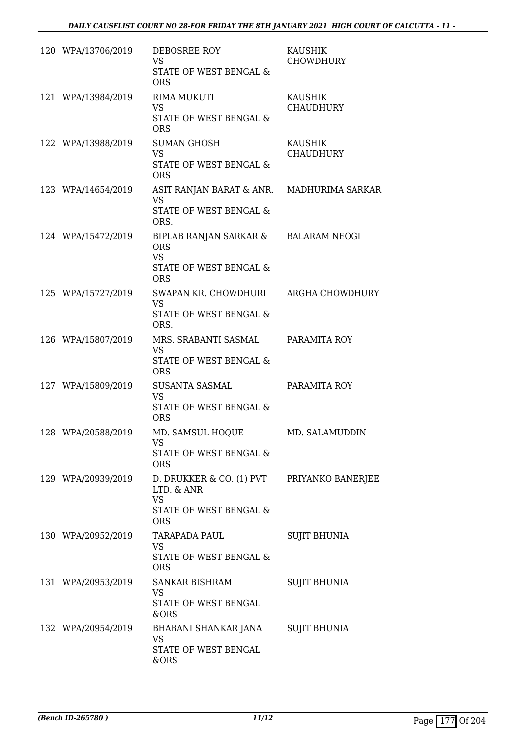| | | | |
|---|---|---|---|
| 120 | WPA/13706/2019 | DEBOSREE ROY<br>VS<br>STATE OF WEST BENGAL & ORS | KAUSHIK CHOWDHURY |
| 121 | WPA/13984/2019 | RIMA MUKUTI<br>VS<br>STATE OF WEST BENGAL & ORS | KAUSHIK CHAUDHURY |
| 122 | WPA/13988/2019 | SUMAN GHOSH<br>VS<br>STATE OF WEST BENGAL & ORS | KAUSHIK CHAUDHURY |
| 123 | WPA/14654/2019 | ASIT RANJAN BARAT & ANR.<br>VS<br>STATE OF WEST BENGAL & ORS. | MADHURIMA SARKAR |
| 124 | WPA/15472/2019 | BIPLAB RANJAN SARKAR & ORS<br>VS<br>STATE OF WEST BENGAL & ORS | BALARAM NEOGI |
| 125 | WPA/15727/2019 | SWAPAN KR. CHOWDHURI<br>VS<br>STATE OF WEST BENGAL & ORS. | ARGHA CHOWDHURY |
| 126 | WPA/15807/2019 | MRS. SRABANTI SASMAL<br>VS<br>STATE OF WEST BENGAL & ORS | PARAMITA ROY |
| 127 | WPA/15809/2019 | SUSANTA SASMAL<br>VS<br>STATE OF WEST BENGAL & ORS | PARAMITA ROY |
| 128 | WPA/20588/2019 | MD. SAMSUL HOQUE<br>VS<br>STATE OF WEST BENGAL & ORS | MD. SALAMUDDIN |
| 129 | WPA/20939/2019 | D. DRUKKER & CO. (1) PVT LTD. & ANR<br>VS<br>STATE OF WEST BENGAL & ORS | PRIYANKO BANERJEE |
| 130 | WPA/20952/2019 | TARAPADA PAUL<br>VS<br>STATE OF WEST BENGAL & ORS | SUJIT BHUNIA |
| 131 | WPA/20953/2019 | SANKAR BISHRAM<br>VS<br>STATE OF WEST BENGAL &ORS | SUJIT BHUNIA |
| 132 | WPA/20954/2019 | BHABANI SHANKAR JANA<br>VS<br>STATE OF WEST BENGAL &ORS | SUJIT BHUNIA |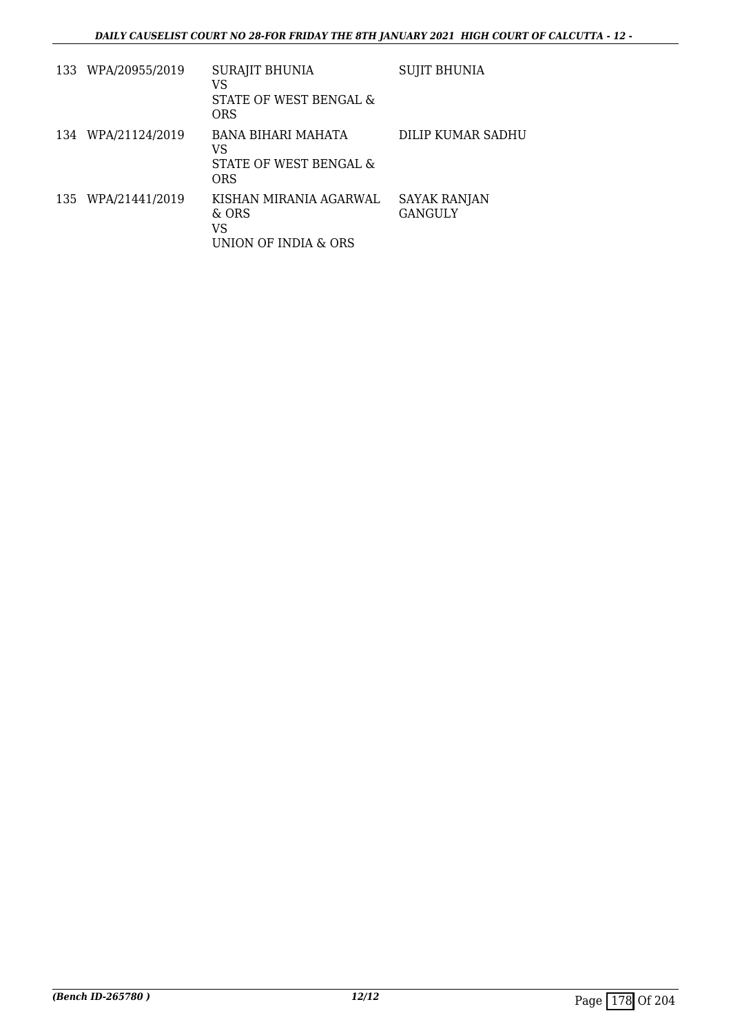| | | | |
|---|---|---|---|
| 133 | WPA/20955/2019 | SURAJIT BHUNIA<br>VS<br>STATE OF WEST BENGAL & ORS | SUJIT BHUNIA |
| 134 | WPA/21124/2019 | BANA BIHARI MAHATA<br>VS<br>STATE OF WEST BENGAL & ORS | DILIP KUMAR SADHU |
| 135 | WPA/21441/2019 | KISHAN MIRANIA AGARWAL & ORS<br>VS<br>UNION OF INDIA & ORS | SAYAK RANJAN GANGULY |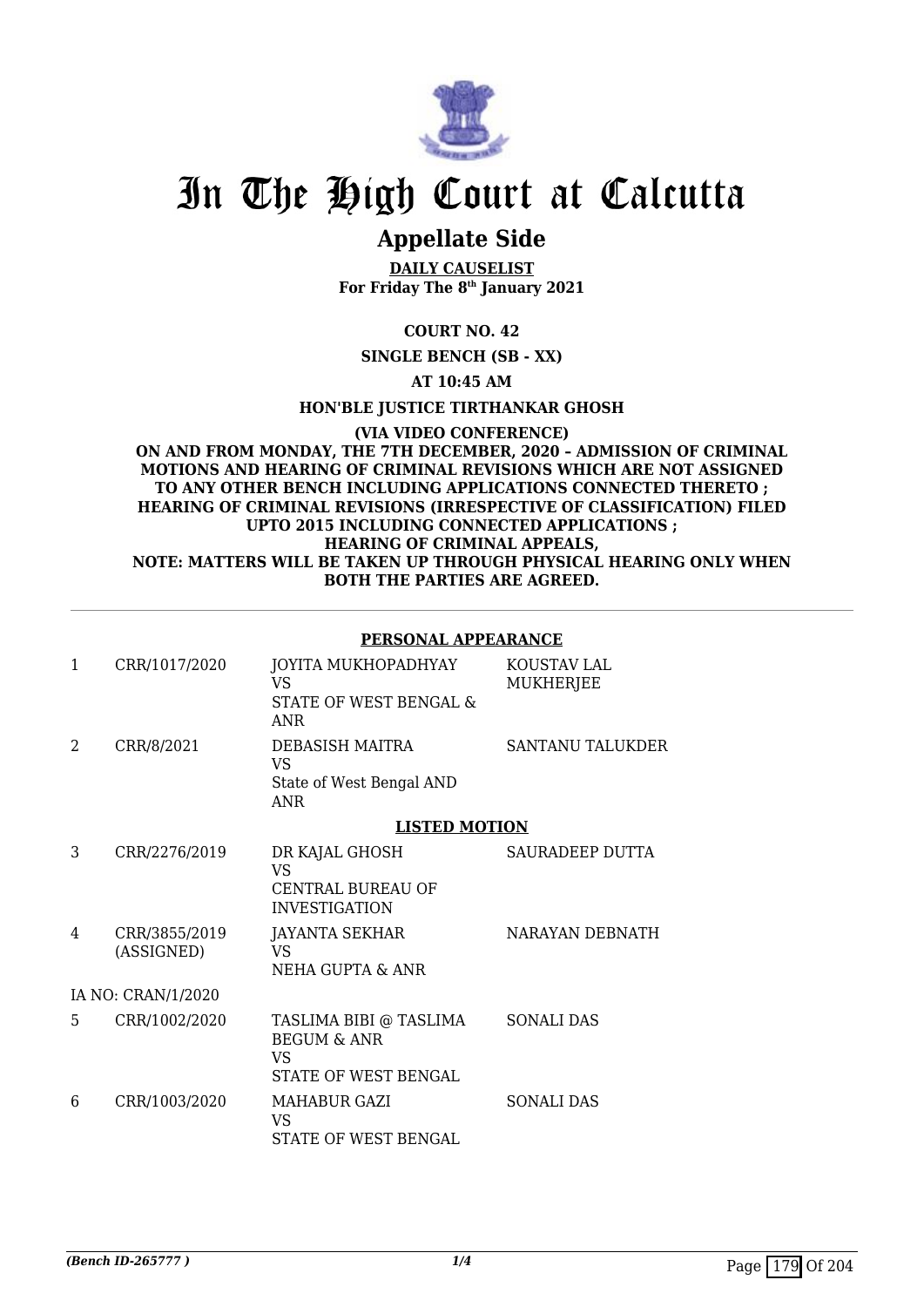# In The High Court at Calcutta

## Appellate Side

**DAILY CAUSELIST**
**For Friday The 8th January 2021**

**COURT NO. 42**

**SINGLE BENCH (SB - XX)**

**AT 10:45 AM**

**HON'BLE JUSTICE TIRTHANKAR GHOSH**

**(VIA VIDEO CONFERENCE)**
**ON AND FROM MONDAY, THE 7TH DECEMBER, 2020 – ADMISSION OF CRIMINAL MOTIONS AND HEARING OF CRIMINAL REVISIONS WHICH ARE NOT ASSIGNED TO ANY OTHER BENCH INCLUDING APPLICATIONS CONNECTED THERETO ; HEARING OF CRIMINAL REVISIONS (IRRESPECTIVE OF CLASSIFICATION) FILED UPTO 2015 INCLUDING CONNECTED APPLICATIONS ; HEARING OF CRIMINAL APPEALS, NOTE: MATTERS WILL BE TAKEN UP THROUGH PHYSICAL HEARING ONLY WHEN BOTH THE PARTIES ARE AGREED.**

**PERSONAL APPEARANCE**

| | | | |
|---|---|---|---|
| 1 | CRR/1017/2020 | JOYITA MUKHOPADHYAY<br>VS<br>STATE OF WEST BENGAL & ANR | KOUSTAV LAL MUKHERJEE |
| 2 | CRR/8/2021 | DEBASISH MAITRA<br>VS<br>State of West Bengal AND ANR | SANTANU TALUKDER |

**LISTED MOTION**

| | | | |
|---|---|---|---|
| 3 | CRR/2276/2019 | DR KAJAL GHOSH<br>VS<br>CENTRAL BUREAU OF INVESTIGATION | SAURADEEP DUTTA |
| 4 | CRR/3855/2019 (ASSIGNED) | JAYANTA SEKHAR<br>VS<br>NEHA GUPTA & ANR | NARAYAN DEBNATH |
| | IA NO: CRAN/1/2020 | | |
| 5 | CRR/1002/2020 | TASLIMA BIBI @ TASLIMA BEGUM & ANR<br>VS<br>STATE OF WEST BENGAL | SONALI DAS |
| 6 | CRR/1003/2020 | MAHABUR GAZI<br>VS<br>STATE OF WEST BENGAL | SONALI DAS |

*(Bench ID-265777 )*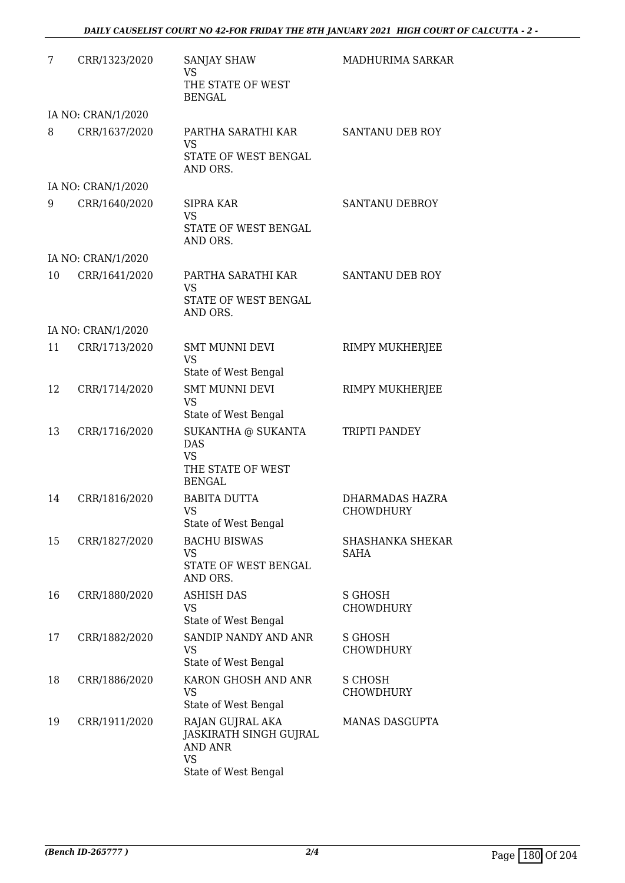| | | | |
|---|---|---|---|
| 7 | CRR/1323/2020 | SANJAY SHAW<br>VS<br>THE STATE OF WEST BENGAL | MADHURIMA SARKAR |
| | IA NO: CRAN/1/2020 | | |
| 8 | CRR/1637/2020 | PARTHA SARATHI KAR<br>VS<br>STATE OF WEST BENGAL AND ORS. | SANTANU DEB ROY |
| | IA NO: CRAN/1/2020 | | |
| 9 | CRR/1640/2020 | SIPRA KAR<br>VS<br>STATE OF WEST BENGAL AND ORS. | SANTANU DEBROY |
| | IA NO: CRAN/1/2020 | | |
| 10 | CRR/1641/2020 | PARTHA SARATHI KAR<br>VS<br>STATE OF WEST BENGAL AND ORS. | SANTANU DEB ROY |
| | IA NO: CRAN/1/2020 | | |
| 11 | CRR/1713/2020 | SMT MUNNI DEVI<br>VS<br>State of West Bengal | RIMPY MUKHERJEE |
| 12 | CRR/1714/2020 | SMT MUNNI DEVI<br>VS<br>State of West Bengal | RIMPY MUKHERJEE |
| 13 | CRR/1716/2020 | SUKANTHA @ SUKANTA DAS<br>VS<br>THE STATE OF WEST BENGAL | TRIPTI PANDEY |
| 14 | CRR/1816/2020 | BABITA DUTTA<br>VS<br>State of West Bengal | DHARMADAS HAZRA CHOWDHURY |
| 15 | CRR/1827/2020 | BACHU BISWAS<br>VS<br>STATE OF WEST BENGAL AND ORS. | SHASHANKA SHEKAR SAHA |
| 16 | CRR/1880/2020 | ASHISH DAS<br>VS<br>State of West Bengal | S GHOSH CHOWDHURY |
| 17 | CRR/1882/2020 | SANDIP NANDY AND ANR<br>VS<br>State of West Bengal | S GHOSH CHOWDHURY |
| 18 | CRR/1886/2020 | KARON GHOSH AND ANR<br>VS<br>State of West Bengal | S CHOSH CHOWDHURY |
| 19 | CRR/1911/2020 | RAJAN GUJRAL AKA JASKIRATH SINGH GUJRAL AND ANR<br>VS<br>State of West Bengal | MANAS DASGUPTA |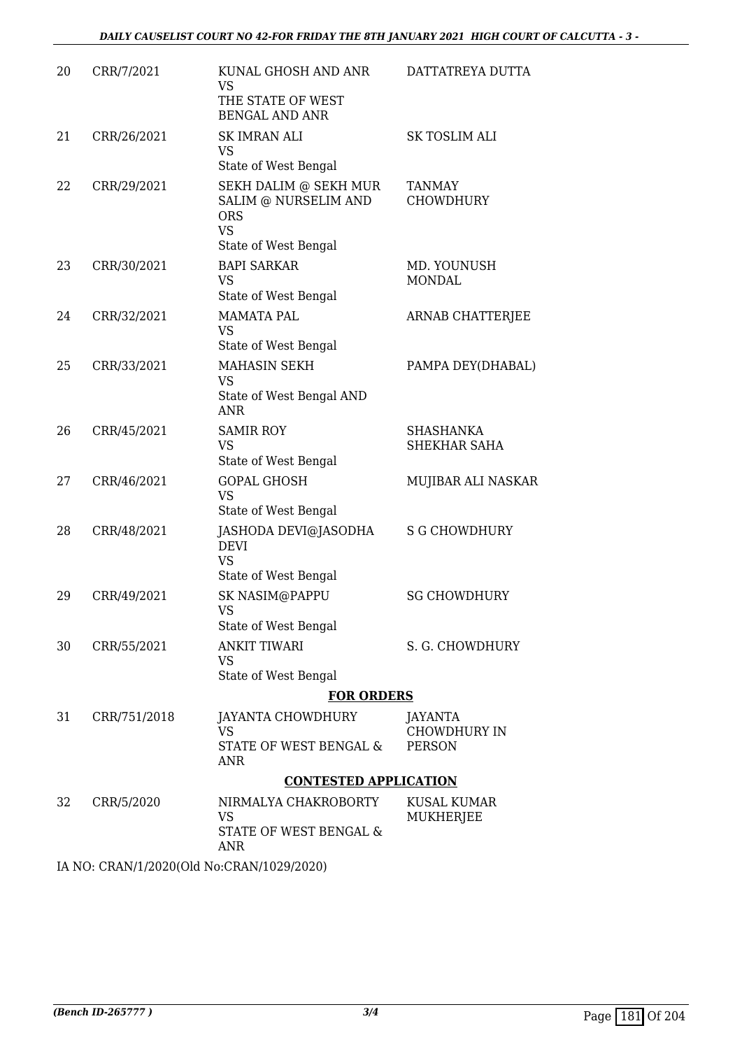| 20 | CRR/7/2021 | KUNAL GHOSH AND ANR<br>VS<br>THE STATE OF WEST BENGAL AND ANR | DATTATREYA DUTTA |
|---|---|---|---|
| 21 | CRR/26/2021 | SK IMRAN ALI<br>VS<br>State of West Bengal | SK TOSLIM ALI |
| 22 | CRR/29/2021 | SEKH DALIM @ SEKH MUR SALIM @ NURSELIM AND ORS<br>VS<br>State of West Bengal | TANMAY CHOWDHURY |
| 23 | CRR/30/2021 | BAPI SARKAR<br>VS<br>State of West Bengal | MD. YOUNUSH MONDAL |
| 24 | CRR/32/2021 | MAMATA PAL<br>VS<br>State of West Bengal | ARNAB CHATTERJEE |
| 25 | CRR/33/2021 | MAHASIN SEKH<br>VS<br>State of West Bengal AND ANR | PAMPA DEY(DHABAL) |
| 26 | CRR/45/2021 | SAMIR ROY<br>VS<br>State of West Bengal | SHASHANKA SHEKHAR SAHA |
| 27 | CRR/46/2021 | GOPAL GHOSH<br>VS<br>State of West Bengal | MUJIBAR ALI NASKAR |
| 28 | CRR/48/2021 | JASHODA DEVI@JASODHA DEVI<br>VS<br>State of West Bengal | S G CHOWDHURY |
| 29 | CRR/49/2021 | SK NASIM@PAPPU<br>VS<br>State of West Bengal | SG CHOWDHURY |
| 30 | CRR/55/2021 | ANKIT TIWARI<br>VS<br>State of West Bengal | S. G. CHOWDHURY |

**FOR ORDERS**

| 31 | CRR/751/2018 | JAYANTA CHOWDHURY<br>VS<br>STATE OF WEST BENGAL & ANR | JAYANTA CHOWDHURY IN PERSON |
|---|---|---|---|

**CONTESTED APPLICATION**

| 32 | CRR/5/2020 | NIRMALYA CHAKROBORTY<br>VS<br>STATE OF WEST BENGAL & ANR | KUSAL KUMAR MUKHERJEE |
|---|---|---|---|

IA NO: CRAN/1/2020(Old No:CRAN/1029/2020)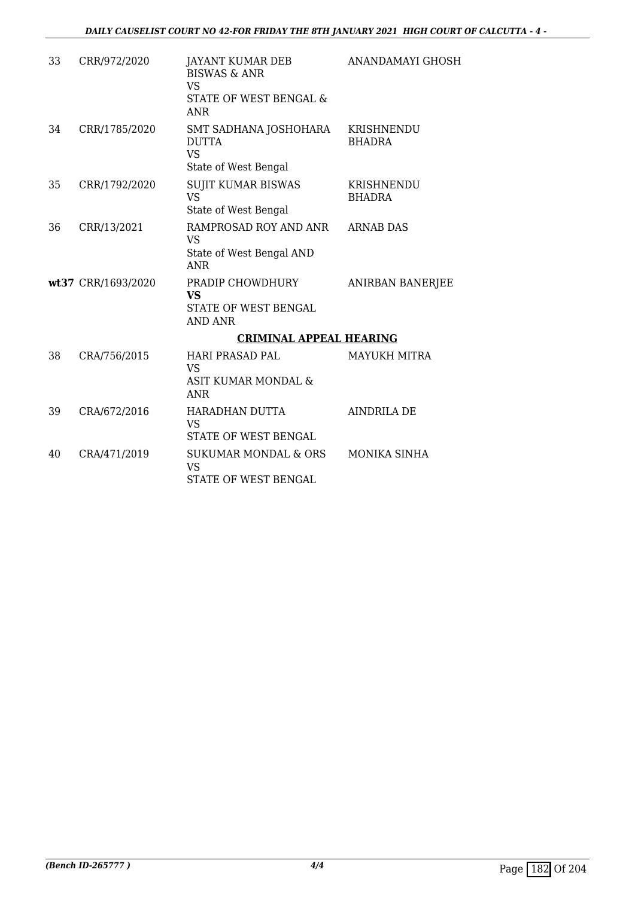| | | | |
|---|---|---|---|
| 33 | CRR/972/2020 | JAYANT KUMAR DEB BISWAS & ANR<br>VS<br>STATE OF WEST BENGAL & ANR | ANANDAMAYI GHOSH |
| 34 | CRR/1785/2020 | SMT SADHANA JOSHOHARA DUTTA<br>VS<br>State of West Bengal | KRISHNENDU BHADRA |
| 35 | CRR/1792/2020 | SUJIT KUMAR BISWAS<br>VS<br>State of West Bengal | KRISHNENDU BHADRA |
| 36 | CRR/13/2021 | RAMPROSAD ROY AND ANR<br>VS<br>State of West Bengal AND ANR | ARNAB DAS |
| **wt37** | CRR/1693/2020 | PRADIP CHOWDHURY<br>**VS**<br>STATE OF WEST BENGAL AND ANR | ANIRBAN BANERJEE |

**CRIMINAL APPEAL HEARING**

| | | | |
|---|---|---|---|
| 38 | CRA/756/2015 | HARI PRASAD PAL<br>VS<br>ASIT KUMAR MONDAL & ANR | MAYUKH MITRA |
| 39 | CRA/672/2016 | HARADHAN DUTTA<br>VS<br>STATE OF WEST BENGAL | AINDRILA DE |
| 40 | CRA/471/2019 | SUKUMAR MONDAL & ORS<br>VS<br>STATE OF WEST BENGAL | MONIKA SINHA |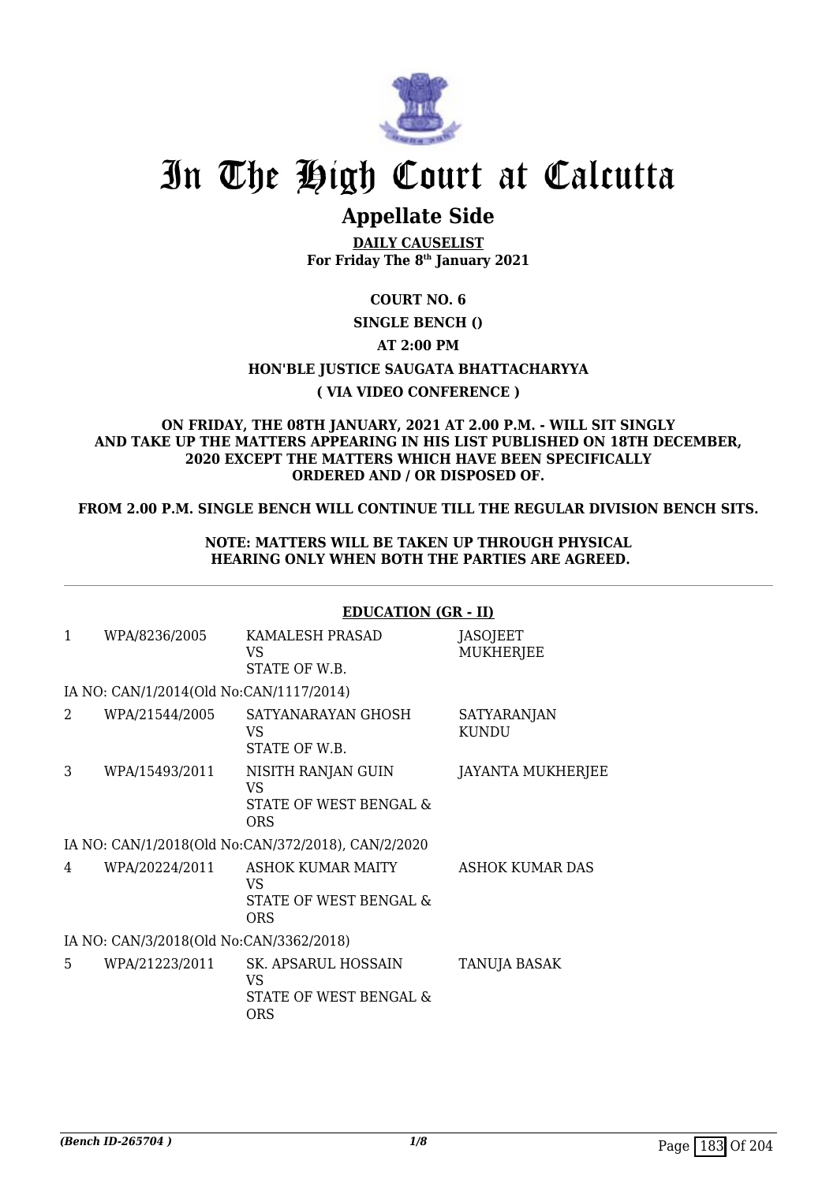# In The High Court at Calcutta

## Appellate Side

**DAILY CAUSELIST**
**For Friday The 8th January 2021**

**COURT NO. 6**

**SINGLE BENCH ()**

**AT 2:00 PM**

**HON'BLE JUSTICE SAUGATA BHATTACHARYYA**

**( VIA VIDEO CONFERENCE )**

**ON FRIDAY, THE 08TH JANUARY, 2021 AT 2.00 P.M. - WILL SIT SINGLY AND TAKE UP THE MATTERS APPEARING IN HIS LIST PUBLISHED ON 18TH DECEMBER, 2020 EXCEPT THE MATTERS WHICH HAVE BEEN SPECIFICALLY ORDERED AND / OR DISPOSED OF.**

**FROM 2.00 P.M. SINGLE BENCH WILL CONTINUE TILL THE REGULAR DIVISION BENCH SITS.**

**NOTE: MATTERS WILL BE TAKEN UP THROUGH PHYSICAL HEARING ONLY WHEN BOTH THE PARTIES ARE AGREED.**

---

**EDUCATION (GR - II)**

| | | | |
|---|---|---|---|
| 1 | WPA/8236/2005 | KAMALESH PRASAD VS STATE OF W.B. | JASOJEET MUKHERJEE |
| | IA NO: CAN/1/2014(Old No:CAN/1117/2014) | | |
| 2 | WPA/21544/2005 | SATYANARAYAN GHOSH VS STATE OF W.B. | SATYARANJAN KUNDU |
| 3 | WPA/15493/2011 | NISITH RANJAN GUIN VS STATE OF WEST BENGAL & ORS | JAYANTA MUKHERJEE |
| | IA NO: CAN/1/2018(Old No:CAN/372/2018), CAN/2/2020 | | |
| 4 | WPA/20224/2011 | ASHOK KUMAR MAITY VS STATE OF WEST BENGAL & ORS | ASHOK KUMAR DAS |
| | IA NO: CAN/3/2018(Old No:CAN/3362/2018) | | |
| 5 | WPA/21223/2011 | SK. APSARUL HOSSAIN VS STATE OF WEST BENGAL & ORS | TANUJA BASAK |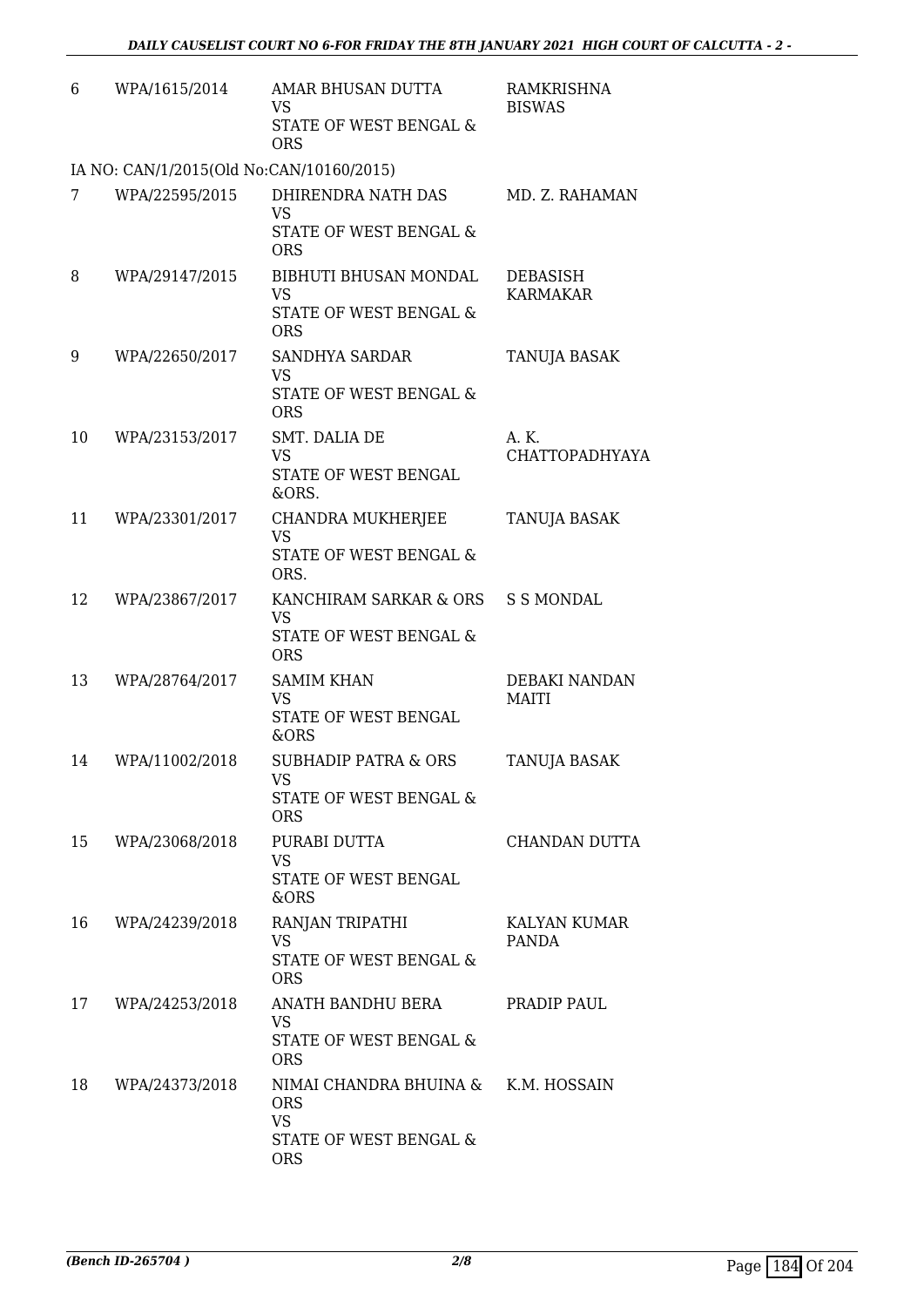| | | | |
|---|---|---|---|
| 6 | WPA/1615/2014 | AMAR BHUSAN DUTTA<br>VS<br>STATE OF WEST BENGAL & ORS | RAMKRISHNA BISWAS |
| IA NO: CAN/1/2015(Old No:CAN/10160/2015) | | | |
| 7 | WPA/22595/2015 | DHIRENDRA NATH DAS<br>VS<br>STATE OF WEST BENGAL & ORS | MD. Z. RAHAMAN |
| 8 | WPA/29147/2015 | BIBHUTI BHUSAN MONDAL<br>VS<br>STATE OF WEST BENGAL & ORS | DEBASISH KARMAKAR |
| 9 | WPA/22650/2017 | SANDHYA SARDAR<br>VS<br>STATE OF WEST BENGAL & ORS | TANUJA BASAK |
| 10 | WPA/23153/2017 | SMT. DALIA DE<br>VS<br>STATE OF WEST BENGAL &ORS. | A. K. CHATTOPADHYAYA |
| 11 | WPA/23301/2017 | CHANDRA MUKHERJEE<br>VS<br>STATE OF WEST BENGAL & ORS. | TANUJA BASAK |
| 12 | WPA/23867/2017 | KANCHIRAM SARKAR & ORS<br>VS<br>STATE OF WEST BENGAL & ORS | S S MONDAL |
| 13 | WPA/28764/2017 | SAMIM KHAN<br>VS<br>STATE OF WEST BENGAL &ORS | DEBAKI NANDAN MAITI |
| 14 | WPA/11002/2018 | SUBHADIP PATRA & ORS<br>VS<br>STATE OF WEST BENGAL & ORS | TANUJA BASAK |
| 15 | WPA/23068/2018 | PURABI DUTTA<br>VS<br>STATE OF WEST BENGAL &ORS | CHANDAN DUTTA |
| 16 | WPA/24239/2018 | RANJAN TRIPATHI<br>VS<br>STATE OF WEST BENGAL & ORS | KALYAN KUMAR PANDA |
| 17 | WPA/24253/2018 | ANATH BANDHU BERA<br>VS<br>STATE OF WEST BENGAL & ORS | PRADIP PAUL |
| 18 | WPA/24373/2018 | NIMAI CHANDRA BHUINA & ORS<br>VS<br>STATE OF WEST BENGAL & ORS | K.M. HOSSAIN |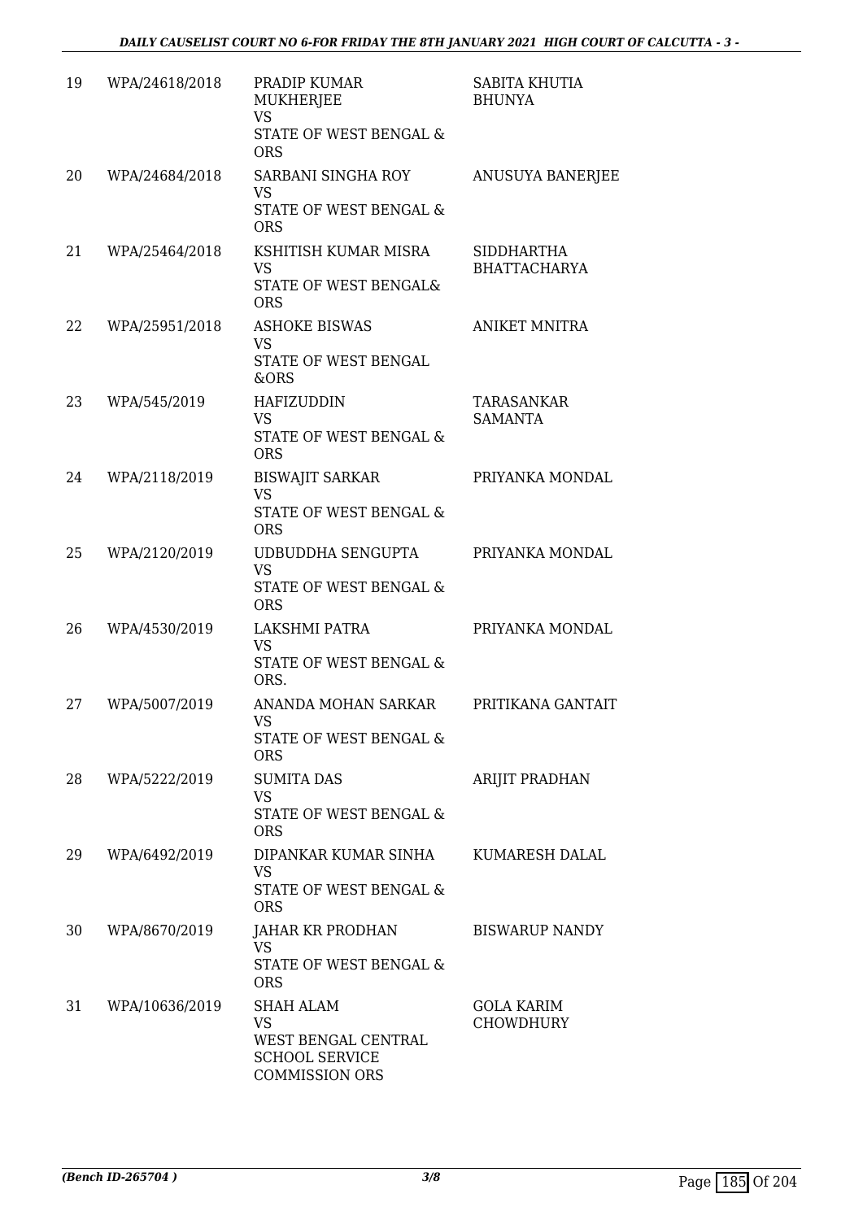| 19 | WPA/24618/2018 | PRADIP KUMAR MUKHERJEE<br>VS<br>STATE OF WEST BENGAL & ORS | SABITA KHUTIA BHUNYA |
|---|---|---|---|
| 20 | WPA/24684/2018 | SARBANI SINGHA ROY<br>VS<br>STATE OF WEST BENGAL & ORS | ANUSUYA BANERJEE |
| 21 | WPA/25464/2018 | KSHITISH KUMAR MISRA<br>VS<br>STATE OF WEST BENGAL& ORS | SIDDHARTHA BHATTACHARYA |
| 22 | WPA/25951/2018 | ASHOKE BISWAS<br>VS<br>STATE OF WEST BENGAL &ORS | ANIKET MNITRA |
| 23 | WPA/545/2019 | HAFIZUDDIN<br>VS<br>STATE OF WEST BENGAL & ORS | TARASANKAR SAMANTA |
| 24 | WPA/2118/2019 | BISWAJIT SARKAR<br>VS<br>STATE OF WEST BENGAL & ORS | PRIYANKA MONDAL |
| 25 | WPA/2120/2019 | UDBUDDHA SENGUPTA<br>VS<br>STATE OF WEST BENGAL & ORS | PRIYANKA MONDAL |
| 26 | WPA/4530/2019 | LAKSHMI PATRA<br>VS<br>STATE OF WEST BENGAL & ORS. | PRIYANKA MONDAL |
| 27 | WPA/5007/2019 | ANANDA MOHAN SARKAR<br>VS<br>STATE OF WEST BENGAL & ORS | PRITIKANA GANTAIT |
| 28 | WPA/5222/2019 | SUMITA DAS<br>VS<br>STATE OF WEST BENGAL & ORS | ARIJIT PRADHAN |
| 29 | WPA/6492/2019 | DIPANKAR KUMAR SINHA<br>VS<br>STATE OF WEST BENGAL & ORS | KUMARESH DALAL |
| 30 | WPA/8670/2019 | JAHAR KR PRODHAN<br>VS<br>STATE OF WEST BENGAL & ORS | BISWARUP NANDY |
| 31 | WPA/10636/2019 | SHAH ALAM<br>VS<br>WEST BENGAL CENTRAL SCHOOL SERVICE COMMISSION ORS | GOLA KARIM CHOWDHURY |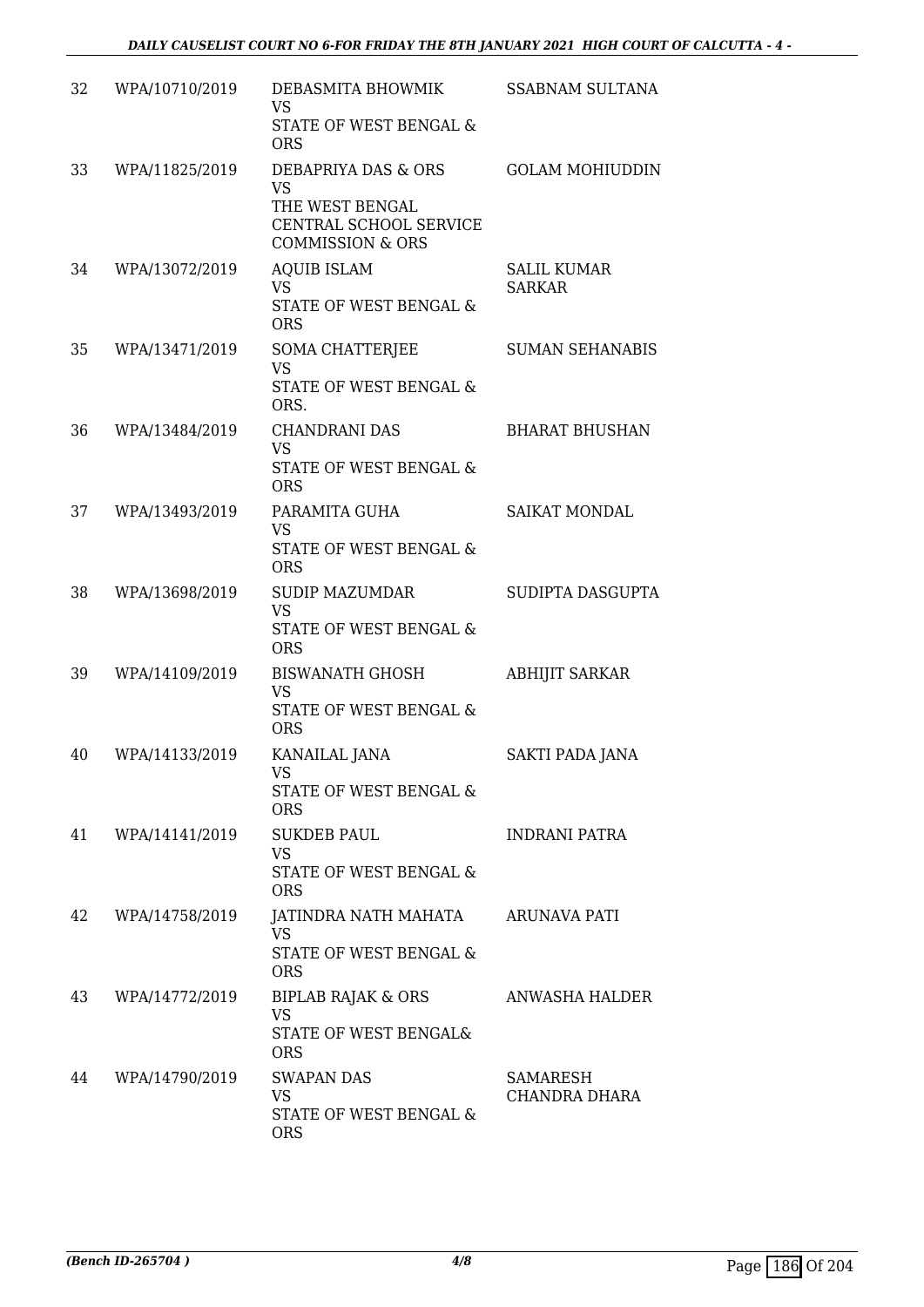| 32 | WPA/10710/2019 | DEBASMITA BHOWMIK VS STATE OF WEST BENGAL & ORS | SSABNAM SULTANA |
|---|---|---|---|
| 33 | WPA/11825/2019 | DEBAPRIYA DAS & ORS VS THE WEST BENGAL CENTRAL SCHOOL SERVICE COMMISSION & ORS | GOLAM MOHIUDDIN |
| 34 | WPA/13072/2019 | AQUIB ISLAM VS STATE OF WEST BENGAL & ORS | SALIL KUMAR SARKAR |
| 35 | WPA/13471/2019 | SOMA CHATTERJEE VS STATE OF WEST BENGAL & ORS. | SUMAN SEHANABIS |
| 36 | WPA/13484/2019 | CHANDRANI DAS VS STATE OF WEST BENGAL & ORS | BHARAT BHUSHAN |
| 37 | WPA/13493/2019 | PARAMITA GUHA VS STATE OF WEST BENGAL & ORS | SAIKAT MONDAL |
| 38 | WPA/13698/2019 | SUDIP MAZUMDAR VS STATE OF WEST BENGAL & ORS | SUDIPTA DASGUPTA |
| 39 | WPA/14109/2019 | BISWANATH GHOSH VS STATE OF WEST BENGAL & ORS | ABHIJIT SARKAR |
| 40 | WPA/14133/2019 | KANAILAL JANA VS STATE OF WEST BENGAL & ORS | SAKTI PADA JANA |
| 41 | WPA/14141/2019 | SUKDEB PAUL VS STATE OF WEST BENGAL & ORS | INDRANI PATRA |
| 42 | WPA/14758/2019 | JATINDRA NATH MAHATA VS STATE OF WEST BENGAL & ORS | ARUNAVA PATI |
| 43 | WPA/14772/2019 | BIPLAB RAJAK & ORS VS STATE OF WEST BENGAL& ORS | ANWASHA HALDER |
| 44 | WPA/14790/2019 | SWAPAN DAS VS STATE OF WEST BENGAL & ORS | SAMARESH CHANDRA DHARA |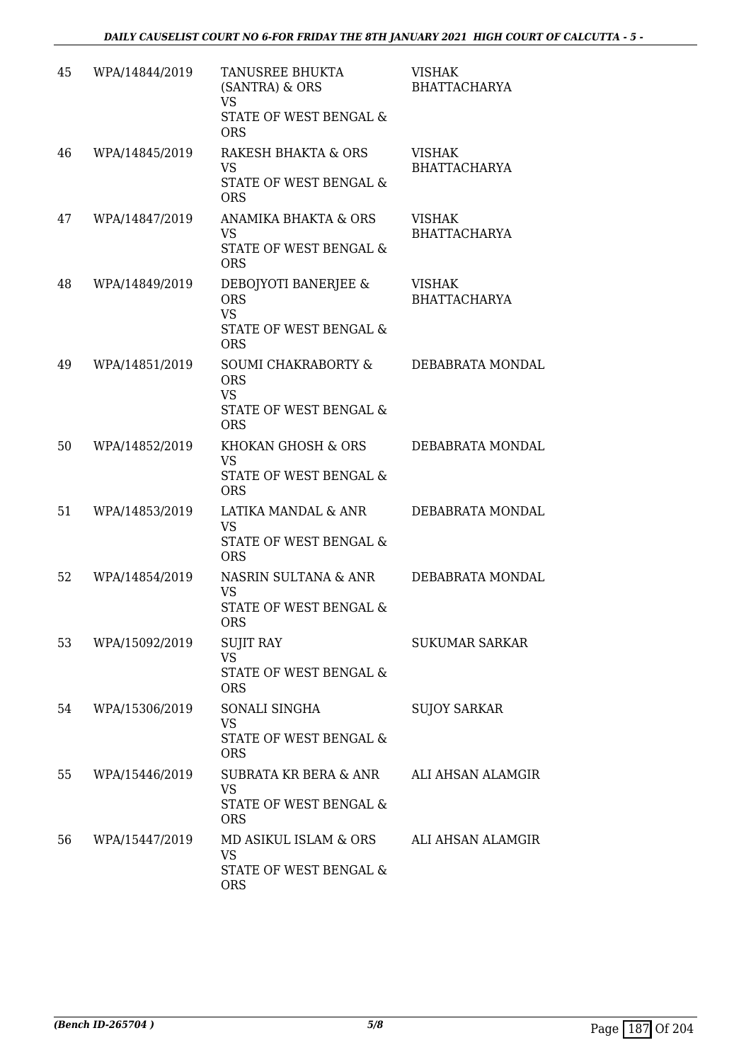| | | | |
|---|---|---|---|
| 45 | WPA/14844/2019 | TANUSREE BHUKTA (SANTRA) & ORS<br>VS<br>STATE OF WEST BENGAL & ORS | VISHAK BHATTACHARYA |
| 46 | WPA/14845/2019 | RAKESH BHAKTA & ORS<br>VS<br>STATE OF WEST BENGAL & ORS | VISHAK BHATTACHARYA |
| 47 | WPA/14847/2019 | ANAMIKA BHAKTA & ORS<br>VS<br>STATE OF WEST BENGAL & ORS | VISHAK BHATTACHARYA |
| 48 | WPA/14849/2019 | DEBOJYOTI BANERJEE & ORS<br>VS<br>STATE OF WEST BENGAL & ORS | VISHAK BHATTACHARYA |
| 49 | WPA/14851/2019 | SOUMI CHAKRABORTY & ORS<br>VS<br>STATE OF WEST BENGAL & ORS | DEBABRATA MONDAL |
| 50 | WPA/14852/2019 | KHOKAN GHOSH & ORS<br>VS<br>STATE OF WEST BENGAL & ORS | DEBABRATA MONDAL |
| 51 | WPA/14853/2019 | LATIKA MANDAL & ANR<br>VS<br>STATE OF WEST BENGAL & ORS | DEBABRATA MONDAL |
| 52 | WPA/14854/2019 | NASRIN SULTANA & ANR<br>VS<br>STATE OF WEST BENGAL & ORS | DEBABRATA MONDAL |
| 53 | WPA/15092/2019 | SUJIT RAY<br>VS<br>STATE OF WEST BENGAL & ORS | SUKUMAR SARKAR |
| 54 | WPA/15306/2019 | SONALI SINGHA<br>VS<br>STATE OF WEST BENGAL & ORS | SUJOY SARKAR |
| 55 | WPA/15446/2019 | SUBRATA KR BERA & ANR<br>VS<br>STATE OF WEST BENGAL & ORS | ALI AHSAN ALAMGIR |
| 56 | WPA/15447/2019 | MD ASIKUL ISLAM & ORS<br>VS<br>STATE OF WEST BENGAL & ORS | ALI AHSAN ALAMGIR |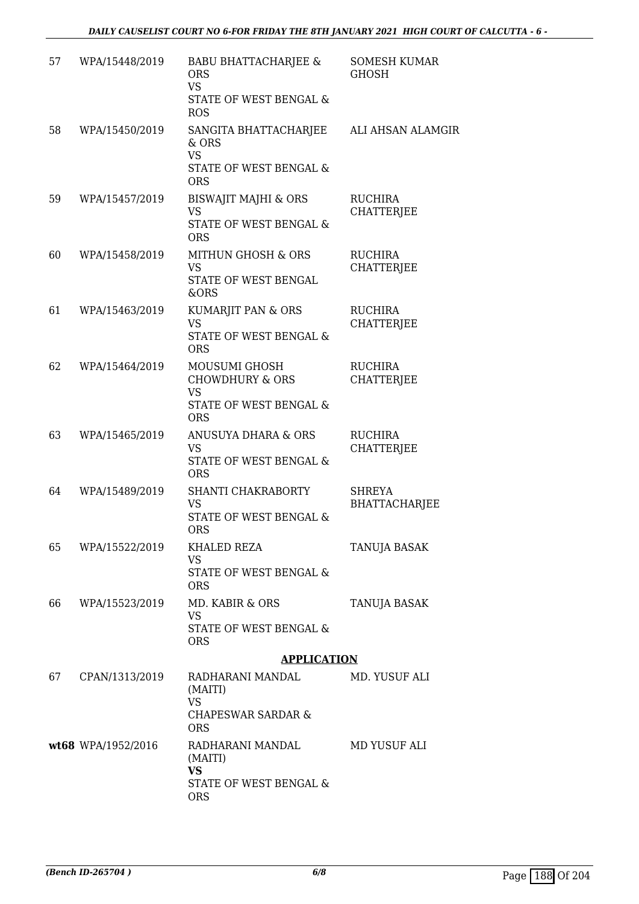| | | | |
|---|---|---|---|
| 57 | WPA/15448/2019 | BABU BHATTACHARJEE & ORS<br>VS<br>STATE OF WEST BENGAL & ROS | SOMESH KUMAR GHOSH |
| 58 | WPA/15450/2019 | SANGITA BHATTACHARJEE & ORS<br>VS<br>STATE OF WEST BENGAL & ORS | ALI AHSAN ALAMGIR |
| 59 | WPA/15457/2019 | BISWAJIT MAJHI & ORS<br>VS<br>STATE OF WEST BENGAL & ORS | RUCHIRA CHATTERJEE |
| 60 | WPA/15458/2019 | MITHUN GHOSH & ORS<br>VS<br>STATE OF WEST BENGAL &ORS | RUCHIRA CHATTERJEE |
| 61 | WPA/15463/2019 | KUMARJIT PAN & ORS<br>VS<br>STATE OF WEST BENGAL & ORS | RUCHIRA CHATTERJEE |
| 62 | WPA/15464/2019 | MOUSUMI GHOSH CHOWDHURY & ORS<br>VS<br>STATE OF WEST BENGAL & ORS | RUCHIRA CHATTERJEE |
| 63 | WPA/15465/2019 | ANUSUYA DHARA & ORS<br>VS<br>STATE OF WEST BENGAL & ORS | RUCHIRA CHATTERJEE |
| 64 | WPA/15489/2019 | SHANTI CHAKRABORTY<br>VS<br>STATE OF WEST BENGAL & ORS | SHREYA BHATTACHARJEE |
| 65 | WPA/15522/2019 | KHALED REZA<br>VS<br>STATE OF WEST BENGAL & ORS | TANUJA BASAK |
| 66 | WPA/15523/2019 | MD. KABIR & ORS<br>VS<br>STATE OF WEST BENGAL & ORS | TANUJA BASAK |

**APPLICATION**

| | | | |
|---|---|---|---|
| 67 | CPAN/1313/2019 | RADHARANI MANDAL (MAITI)<br>VS<br>CHAPESWAR SARDAR & ORS | MD. YUSUF ALI |
| **wt68** | WPA/1952/2016 | RADHARANI MANDAL (MAITI)<br>**VS**<br>STATE OF WEST BENGAL & ORS | MD YUSUF ALI |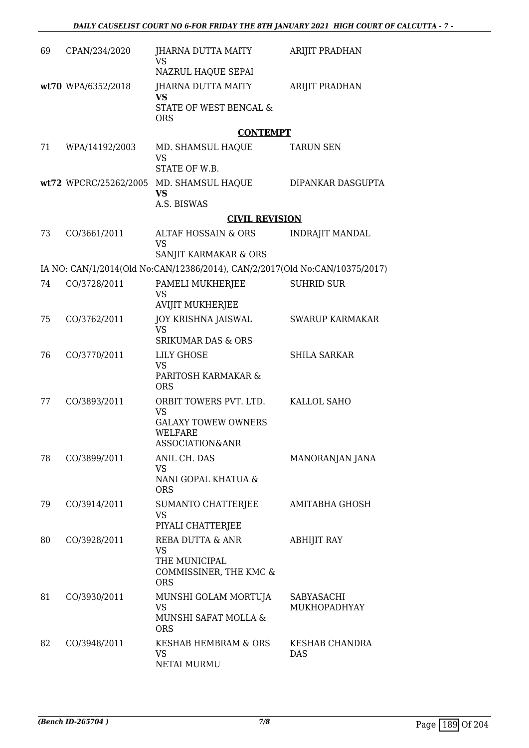| | | | |
|---|---|---|---|
| 69 | CPAN/234/2020 | JHARNA DUTTA MAITY<br>VS<br>NAZRUL HAQUE SEPAI | ARIJIT PRADHAN |
| wt70 | WPA/6352/2018 | JHARNA DUTTA MAITY<br>**VS**<br>STATE OF WEST BENGAL & ORS | ARIJIT PRADHAN |

**CONTEMPT**

| | | | |
|---|---|---|---|
| 71 | WPA/14192/2003 | MD. SHAMSUL HAQUE<br>VS<br>STATE OF W.B. | TARUN SEN |
| wt72 | WPCRC/25262/2005 | MD. SHAMSUL HAQUE<br>**VS**<br>A.S. BISWAS | DIPANKAR DASGUPTA |

**CIVIL REVISION**

| | | | |
|---|---|---|---|
| 73 | CO/3661/2011 | ALTAF HOSSAIN & ORS<br>VS<br>SANJIT KARMAKAR & ORS | INDRAJIT MANDAL |
| | IA NO: CAN/1/2014(Old No:CAN/12386/2014), CAN/2/2017(Old No:CAN/10375/2017) | | |
| 74 | CO/3728/2011 | PAMELI MUKHERJEE<br>VS<br>AVIJIT MUKHERJEE | SUHRID SUR |
| 75 | CO/3762/2011 | JOY KRISHNA JAISWAL<br>VS<br>SRIKUMAR DAS & ORS | SWARUP KARMAKAR |
| 76 | CO/3770/2011 | LILY GHOSE<br>VS<br>PARITOSH KARMAKAR & ORS | SHILA SARKAR |
| 77 | CO/3893/2011 | ORBIT TOWERS PVT. LTD.<br>VS<br>GALAXY TOWEW OWNERS WELFARE ASSOCIATION&ANR | KALLOL SAHO |
| 78 | CO/3899/2011 | ANIL CH. DAS<br>VS<br>NANI GOPAL KHATUA & ORS | MANORANJAN JANA |
| 79 | CO/3914/2011 | SUMANTO CHATTERJEE<br>VS<br>PIYALI CHATTERJEE | AMITABHA GHOSH |
| 80 | CO/3928/2011 | REBA DUTTA & ANR<br>VS<br>THE MUNICIPAL COMMISSINER, THE KMC & ORS | ABHIJIT RAY |
| 81 | CO/3930/2011 | MUNSHI GOLAM MORTUJA<br>VS<br>MUNSHI SAFAT MOLLA & ORS | SABYASACHI MUKHOPADHYAY |
| 82 | CO/3948/2011 | KESHAB HEMBRAM & ORS<br>VS<br>NETAI MURMU | KESHAB CHANDRA DAS |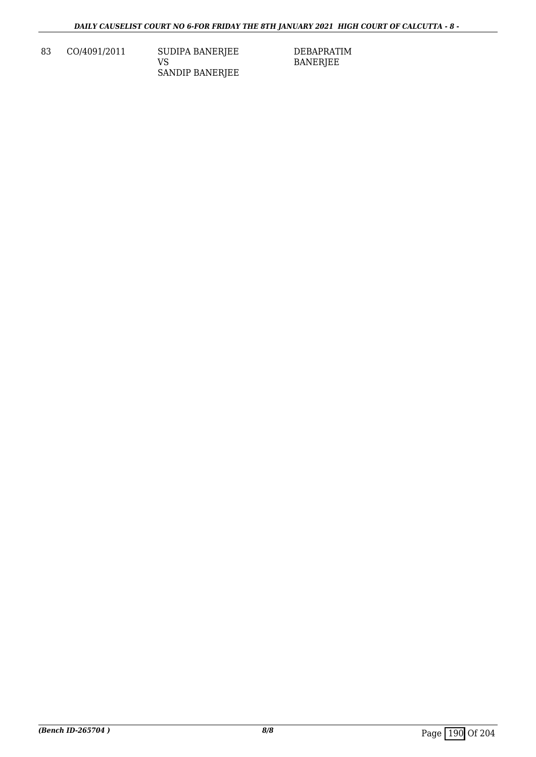| 83 | CO/4091/2011 | SUDIPA BANERJEE<br>VS<br>SANDIP BANERJEE | DEBAPRATIM<br>BANERJEE |
|---|---|---|---|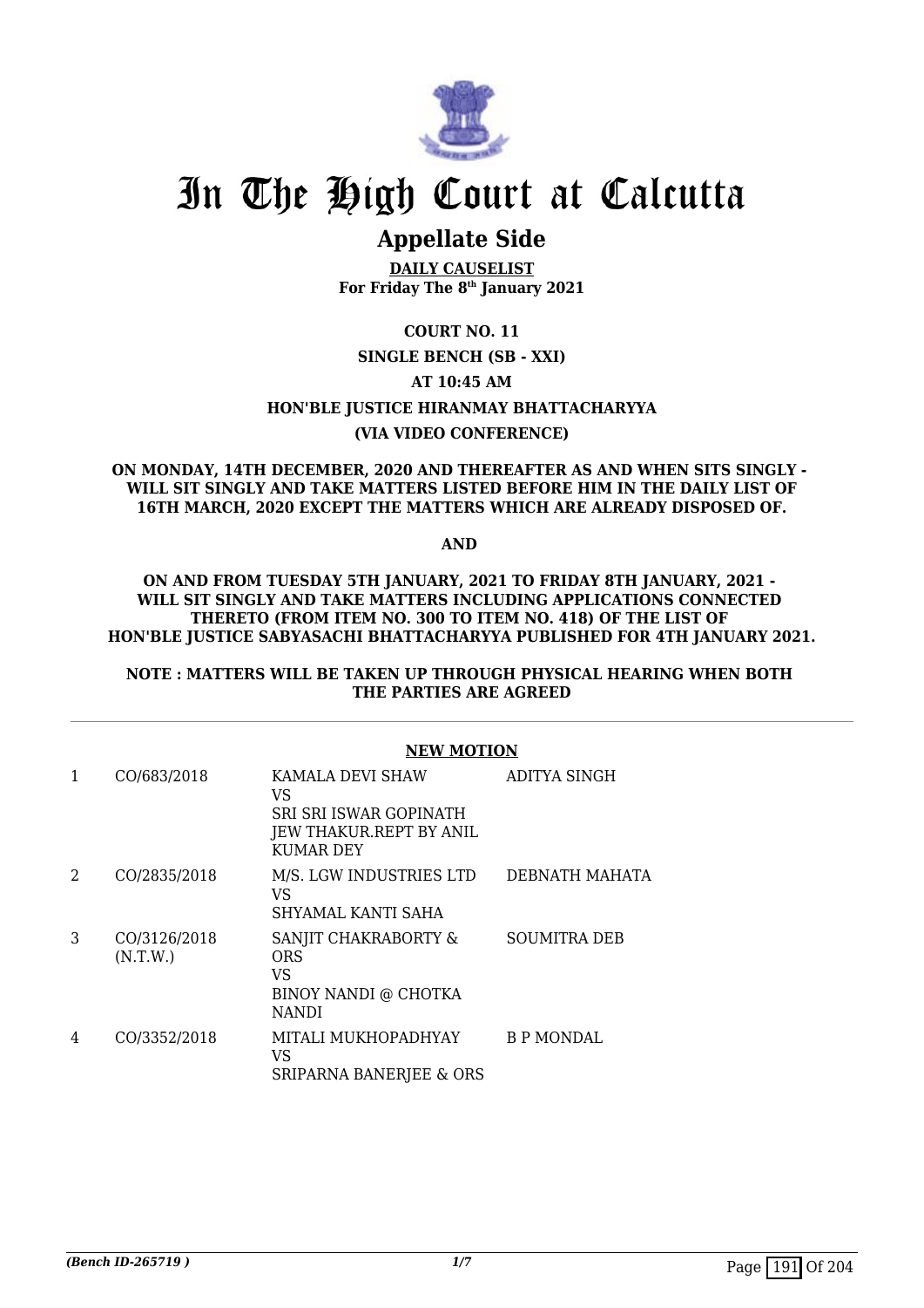# In The High Court at Calcutta

## Appellate Side

**DAILY CAUSELIST**
**For Friday The 8th January 2021**

**COURT NO. 11**

**SINGLE BENCH (SB - XXI)**

**AT 10:45 AM**

**HON'BLE JUSTICE HIRANMAY BHATTACHARYYA**

**(VIA VIDEO CONFERENCE)**

**ON MONDAY, 14TH DECEMBER, 2020 AND THEREAFTER AS AND WHEN SITS SINGLY - WILL SIT SINGLY AND TAKE MATTERS LISTED BEFORE HIM IN THE DAILY LIST OF 16TH MARCH, 2020 EXCEPT THE MATTERS WHICH ARE ALREADY DISPOSED OF.**

**AND**

**ON AND FROM TUESDAY 5TH JANUARY, 2021 TO FRIDAY 8TH JANUARY, 2021 - WILL SIT SINGLY AND TAKE MATTERS INCLUDING APPLICATIONS CONNECTED THERETO (FROM ITEM NO. 300 TO ITEM NO. 418) OF THE LIST OF HON'BLE JUSTICE SABYASACHI BHATTACHARYYA PUBLISHED FOR 4TH JANUARY 2021.**

**NOTE : MATTERS WILL BE TAKEN UP THROUGH PHYSICAL HEARING WHEN BOTH THE PARTIES ARE AGREED**

**NEW MOTION**

| | | | |
|---|---|---|---|
| 1 | CO/683/2018 | KAMALA DEVI SHAW<br>VS<br>SRI SRI ISWAR GOPINATH JEW THAKUR.REPT BY ANIL KUMAR DEY | ADITYA SINGH |
| 2 | CO/2835/2018 | M/S. LGW INDUSTRIES LTD<br>VS<br>SHYAMAL KANTI SAHA | DEBNATH MAHATA |
| 3 | CO/3126/2018 (N.T.W.) | SANJIT CHAKRABORTY & ORS<br>VS<br>BINOY NANDI @ CHOTKA NANDI | SOUMITRA DEB |
| 4 | CO/3352/2018 | MITALI MUKHOPADHYAY<br>VS<br>SRIPARNA BANERJEE & ORS | B P MONDAL |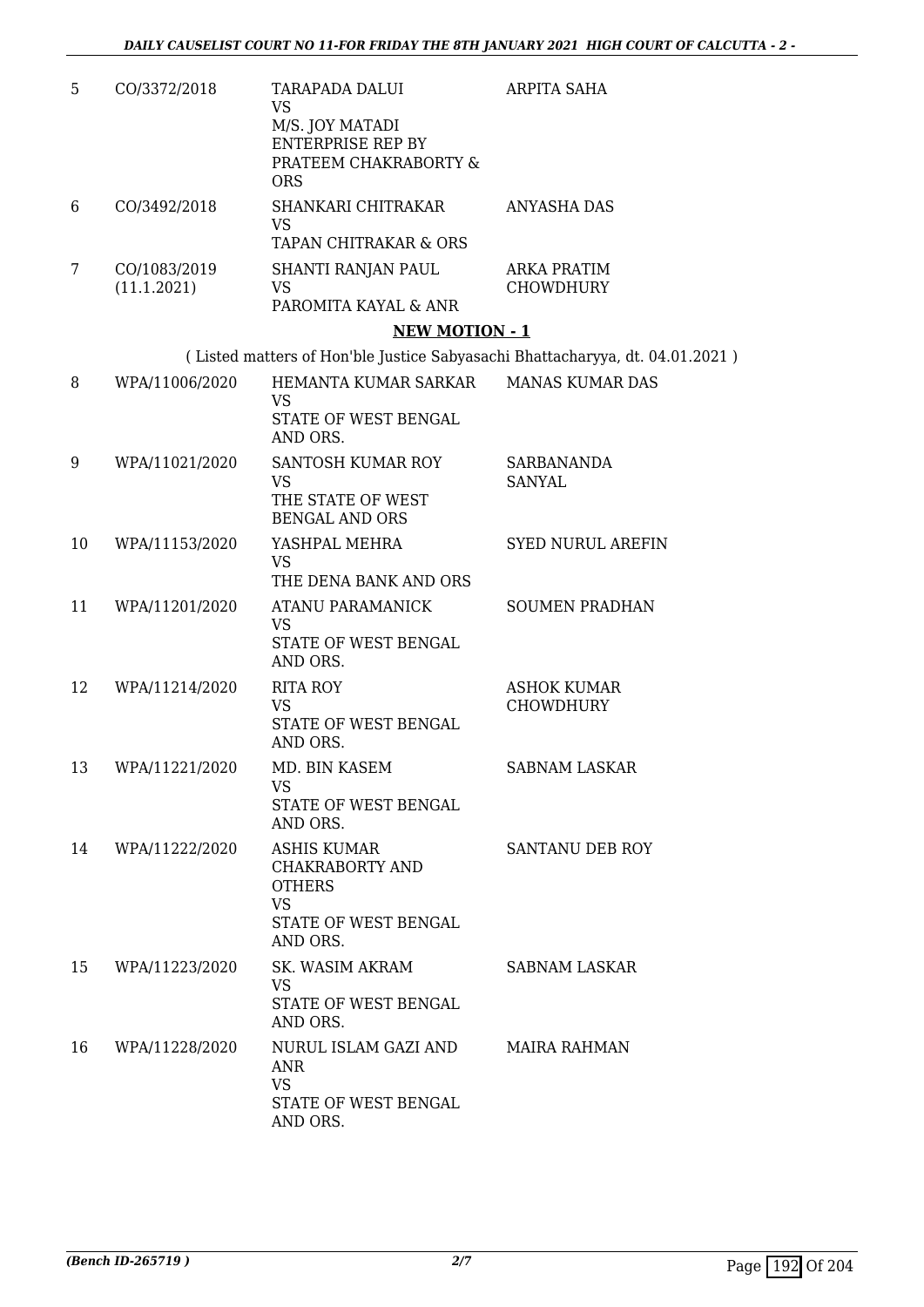| | | | |
|---|---|---|---|
| 5 | CO/3372/2018 | TARAPADA DALUI<br>VS<br>M/S. JOY MATADI ENTERPRISE REP BY PRATEEM CHAKRABORTY & ORS | ARPITA SAHA |
| 6 | CO/3492/2018 | SHANKARI CHITRAKAR<br>VS<br>TAPAN CHITRAKAR & ORS | ANYASHA DAS |
| 7 | CO/1083/2019<br>(11.1.2021) | SHANTI RANJAN PAUL<br>VS<br>PAROMITA KAYAL & ANR | ARKA PRATIM CHOWDHURY |

**NEW MOTION - 1**

( Listed matters of Hon'ble Justice Sabyasachi Bhattacharyya, dt. 04.01.2021 )

| | | | |
|---|---|---|---|
| 8 | WPA/11006/2020 | HEMANTA KUMAR SARKAR<br>VS<br>STATE OF WEST BENGAL AND ORS. | MANAS KUMAR DAS |
| 9 | WPA/11021/2020 | SANTOSH KUMAR ROY<br>VS<br>THE STATE OF WEST BENGAL AND ORS | SARBANANDA SANYAL |
| 10 | WPA/11153/2020 | YASHPAL MEHRA<br>VS<br>THE DENA BANK AND ORS | SYED NURUL AREFIN |
| 11 | WPA/11201/2020 | ATANU PARAMANICK<br>VS<br>STATE OF WEST BENGAL AND ORS. | SOUMEN PRADHAN |
| 12 | WPA/11214/2020 | RITA ROY<br>VS<br>STATE OF WEST BENGAL AND ORS. | ASHOK KUMAR CHOWDHURY |
| 13 | WPA/11221/2020 | MD. BIN KASEM<br>VS<br>STATE OF WEST BENGAL AND ORS. | SABNAM LASKAR |
| 14 | WPA/11222/2020 | ASHIS KUMAR CHAKRABORTY AND OTHERS<br>VS<br>STATE OF WEST BENGAL AND ORS. | SANTANU DEB ROY |
| 15 | WPA/11223/2020 | SK. WASIM AKRAM<br>VS<br>STATE OF WEST BENGAL AND ORS. | SABNAM LASKAR |
| 16 | WPA/11228/2020 | NURUL ISLAM GAZI AND ANR<br>VS<br>STATE OF WEST BENGAL AND ORS. | MAIRA RAHMAN |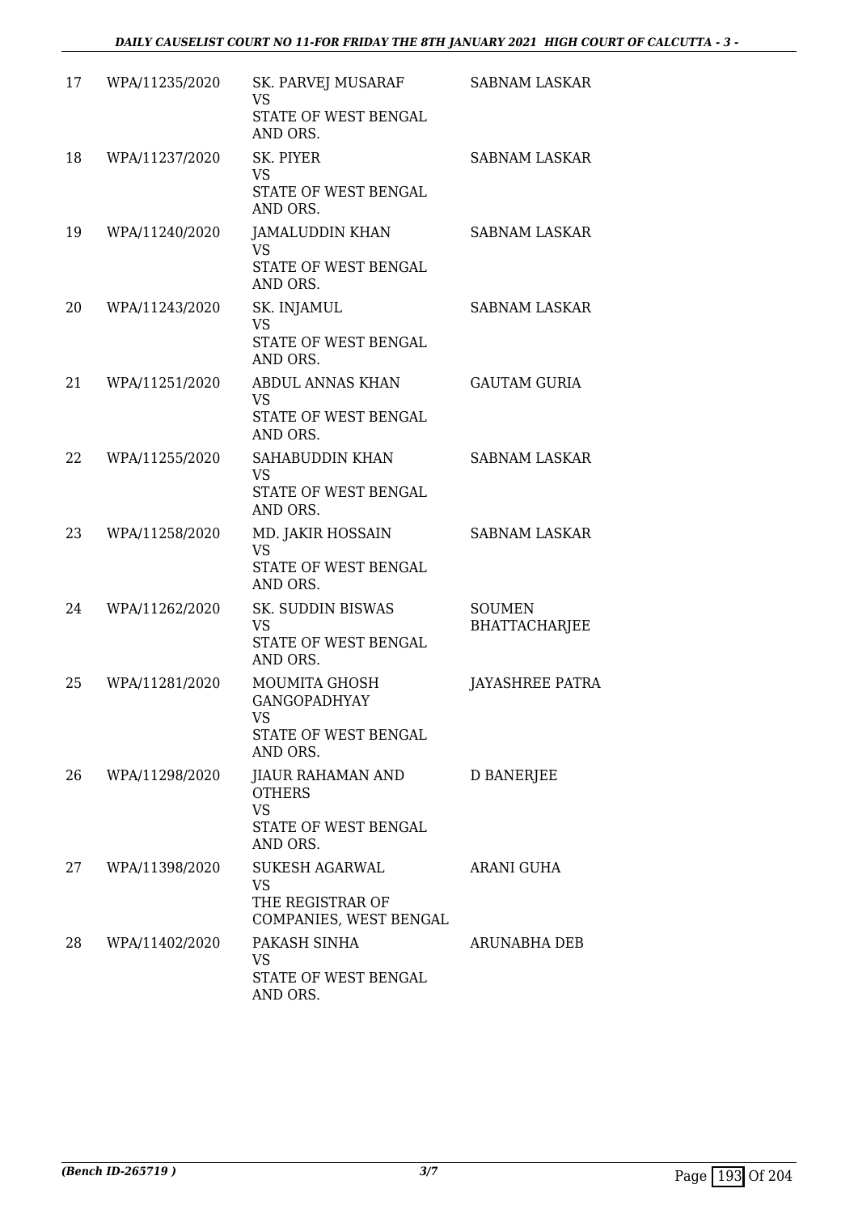| | | | |
|---|---|---|---|
| 17 | WPA/11235/2020 | SK. PARVEJ MUSARAF<br>VS<br>STATE OF WEST BENGAL AND ORS. | SABNAM LASKAR |
| 18 | WPA/11237/2020 | SK. PIYER<br>VS<br>STATE OF WEST BENGAL AND ORS. | SABNAM LASKAR |
| 19 | WPA/11240/2020 | JAMALUDDIN KHAN<br>VS<br>STATE OF WEST BENGAL AND ORS. | SABNAM LASKAR |
| 20 | WPA/11243/2020 | SK. INJAMUL<br>VS<br>STATE OF WEST BENGAL AND ORS. | SABNAM LASKAR |
| 21 | WPA/11251/2020 | ABDUL ANNAS KHAN<br>VS<br>STATE OF WEST BENGAL AND ORS. | GAUTAM GURIA |
| 22 | WPA/11255/2020 | SAHABUDDIN KHAN<br>VS<br>STATE OF WEST BENGAL AND ORS. | SABNAM LASKAR |
| 23 | WPA/11258/2020 | MD. JAKIR HOSSAIN<br>VS<br>STATE OF WEST BENGAL AND ORS. | SABNAM LASKAR |
| 24 | WPA/11262/2020 | SK. SUDDIN BISWAS<br>VS<br>STATE OF WEST BENGAL AND ORS. | SOUMEN BHATTACHARJEE |
| 25 | WPA/11281/2020 | MOUMITA GHOSH GANGOPADHYAY<br>VS<br>STATE OF WEST BENGAL AND ORS. | JAYASHREE PATRA |
| 26 | WPA/11298/2020 | JIAUR RAHAMAN AND OTHERS<br>VS<br>STATE OF WEST BENGAL AND ORS. | D BANERJEE |
| 27 | WPA/11398/2020 | SUKESH AGARWAL<br>VS<br>THE REGISTRAR OF COMPANIES, WEST BENGAL | ARANI GUHA |
| 28 | WPA/11402/2020 | PAKASH SINHA<br>VS<br>STATE OF WEST BENGAL AND ORS. | ARUNABHA DEB |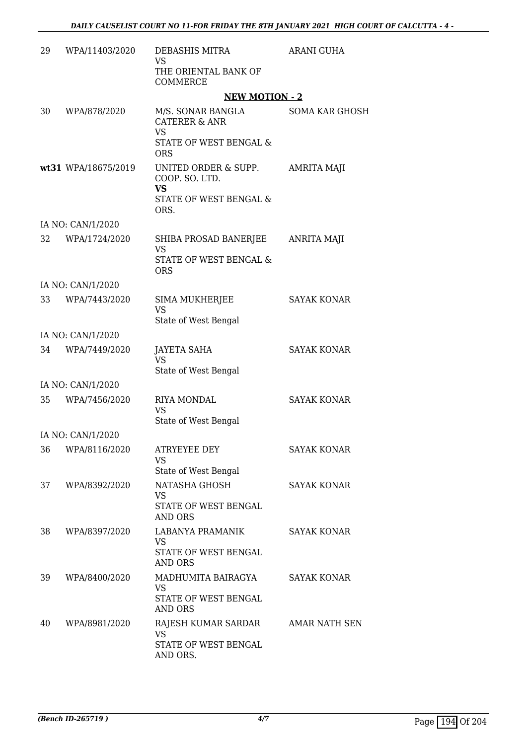| 29 | WPA/11403/2020 | DEBASHIS MITRA<br>VS<br>THE ORIENTAL BANK OF COMMERCE | ARANI GUHA |
|---|---|---|---|

**NEW MOTION - 2**

| | | | |
|---|---|---|---|
| 30 | WPA/878/2020 | M/S. SONAR BANGLA CATERER & ANR<br>VS<br>STATE OF WEST BENGAL & ORS | SOMA KAR GHOSH |
| **wt31** | WPA/18675/2019 | UNITED ORDER & SUPP. COOP. SO. LTD.<br>**VS**<br>STATE OF WEST BENGAL & ORS. | AMRITA MAJI |
| IA NO: CAN/1/2020 | | | |
| 32 | WPA/1724/2020 | SHIBA PROSAD BANERJEE<br>VS<br>STATE OF WEST BENGAL & ORS | ANRITA MAJI |
| IA NO: CAN/1/2020 | | | |
| 33 | WPA/7443/2020 | SIMA MUKHERJEE<br>VS<br>State of West Bengal | SAYAK KONAR |
| IA NO: CAN/1/2020 | | | |
| 34 | WPA/7449/2020 | JAYETA SAHA<br>VS<br>State of West Bengal | SAYAK KONAR |
| IA NO: CAN/1/2020 | | | |
| 35 | WPA/7456/2020 | RIYA MONDAL<br>VS<br>State of West Bengal | SAYAK KONAR |
| IA NO: CAN/1/2020 | | | |
| 36 | WPA/8116/2020 | ATRYEYEE DEY<br>VS<br>State of West Bengal | SAYAK KONAR |
| 37 | WPA/8392/2020 | NATASHA GHOSH<br>VS<br>STATE OF WEST BENGAL AND ORS | SAYAK KONAR |
| 38 | WPA/8397/2020 | LABANYA PRAMANIK<br>VS<br>STATE OF WEST BENGAL AND ORS | SAYAK KONAR |
| 39 | WPA/8400/2020 | MADHUMITA BAIRAGYA<br>VS<br>STATE OF WEST BENGAL AND ORS | SAYAK KONAR |
| 40 | WPA/8981/2020 | RAJESH KUMAR SARDAR<br>VS<br>STATE OF WEST BENGAL AND ORS. | AMAR NATH SEN |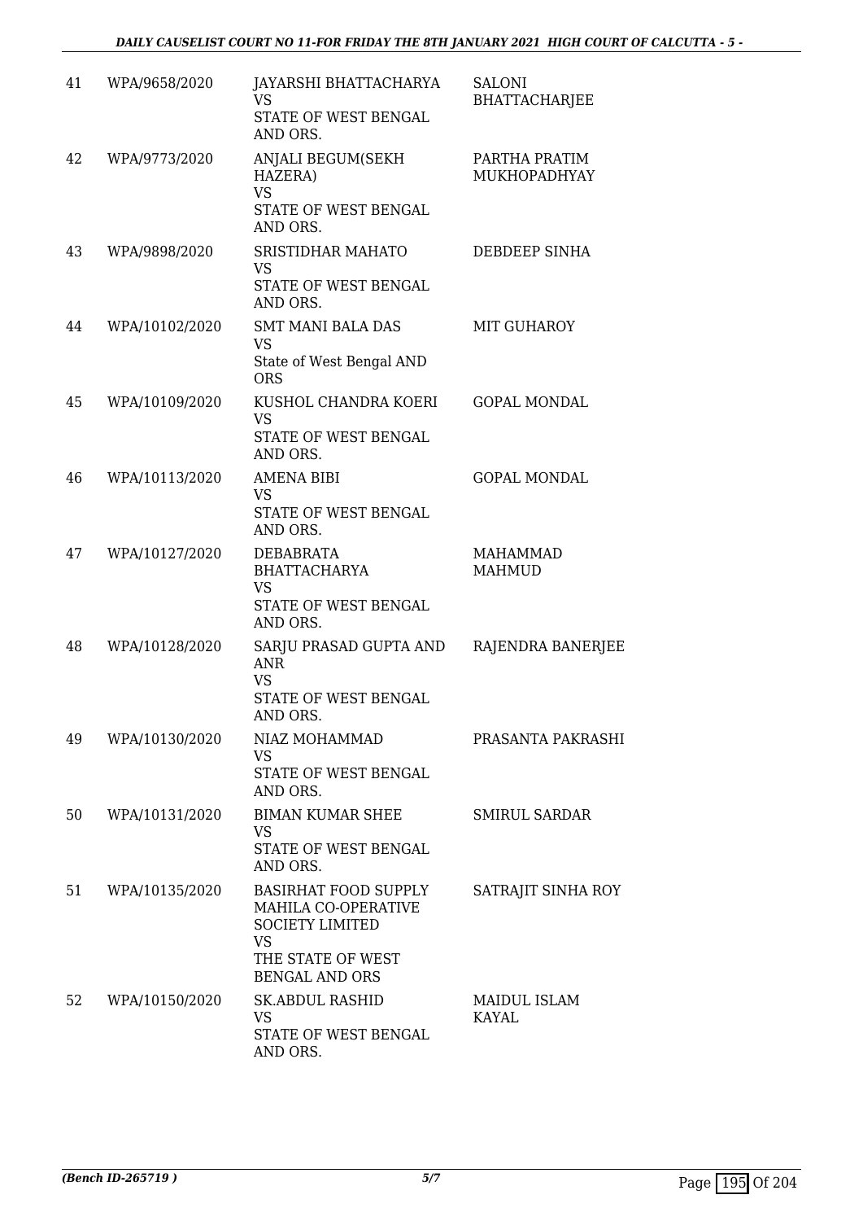| 41 | WPA/9658/2020 | JAYARSHI BHATTACHARYA VS STATE OF WEST BENGAL AND ORS. | SALONI BHATTACHARJEE |
|---|---|---|---|
| 42 | WPA/9773/2020 | ANJALI BEGUM(SEKH HAZERA) VS STATE OF WEST BENGAL AND ORS. | PARTHA PRATIM MUKHOPADHYAY |
| 43 | WPA/9898/2020 | SRISTIDHAR MAHATO VS STATE OF WEST BENGAL AND ORS. | DEBDEEP SINHA |
| 44 | WPA/10102/2020 | SMT MANI BALA DAS VS State of West Bengal AND ORS | MIT GUHAROY |
| 45 | WPA/10109/2020 | KUSHOL CHANDRA KOERI VS STATE OF WEST BENGAL AND ORS. | GOPAL MONDAL |
| 46 | WPA/10113/2020 | AMENA BIBI VS STATE OF WEST BENGAL AND ORS. | GOPAL MONDAL |
| 47 | WPA/10127/2020 | DEBABRATA BHATTACHARYA VS STATE OF WEST BENGAL AND ORS. | MAHAMMAD MAHMUD |
| 48 | WPA/10128/2020 | SARJU PRASAD GUPTA AND ANR VS STATE OF WEST BENGAL AND ORS. | RAJENDRA BANERJEE |
| 49 | WPA/10130/2020 | NIAZ MOHAMMAD VS STATE OF WEST BENGAL AND ORS. | PRASANTA PAKRASHI |
| 50 | WPA/10131/2020 | BIMAN KUMAR SHEE VS STATE OF WEST BENGAL AND ORS. | SMIRUL SARDAR |
| 51 | WPA/10135/2020 | BASIRHAT FOOD SUPPLY MAHILA CO-OPERATIVE SOCIETY LIMITED VS THE STATE OF WEST BENGAL AND ORS | SATRAJIT SINHA ROY |
| 52 | WPA/10150/2020 | SK.ABDUL RASHID VS STATE OF WEST BENGAL AND ORS. | MAIDUL ISLAM KAYAL |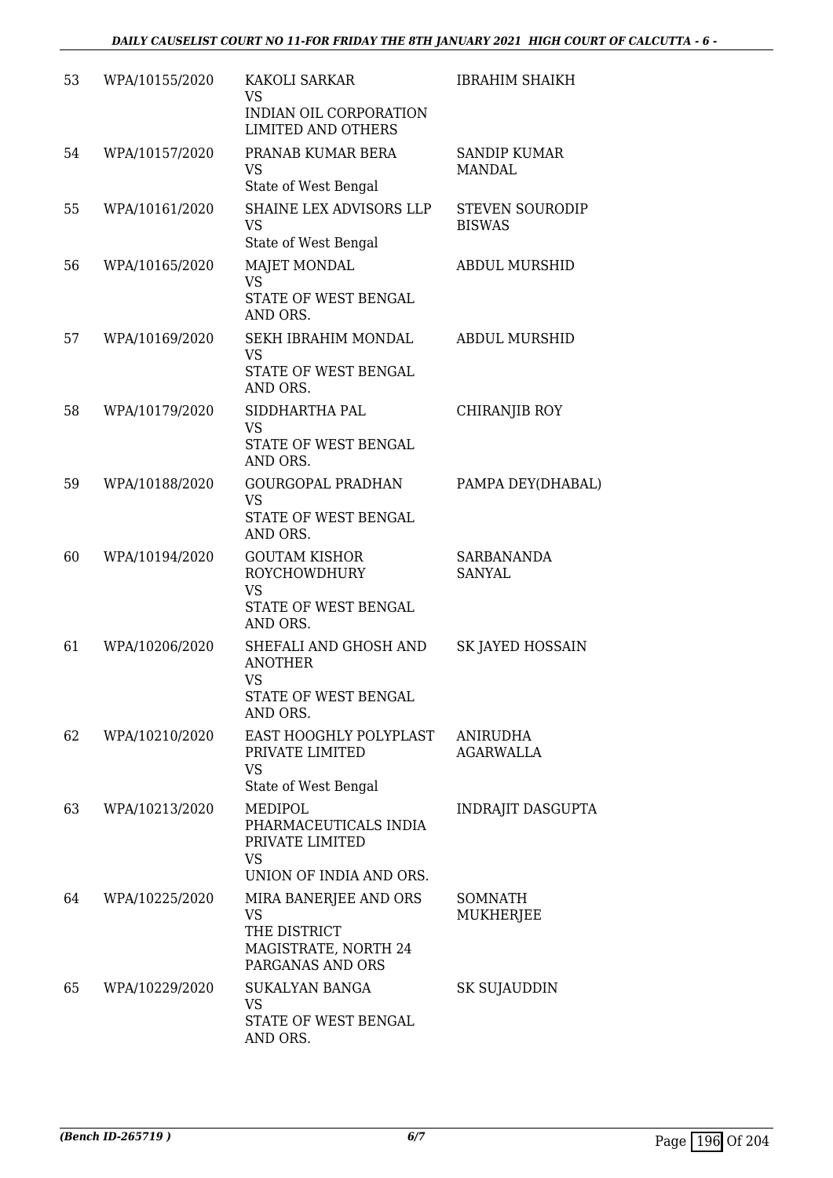| 53 | WPA/10155/2020 | KAKOLI SARKAR<br>VS<br>INDIAN OIL CORPORATION LIMITED AND OTHERS | IBRAHIM SHAIKH |
|---|---|---|---|
| 54 | WPA/10157/2020 | PRANAB KUMAR BERA<br>VS<br>State of West Bengal | SANDIP KUMAR MANDAL |
| 55 | WPA/10161/2020 | SHAINE LEX ADVISORS LLP<br>VS<br>State of West Bengal | STEVEN SOURODIP BISWAS |
| 56 | WPA/10165/2020 | MAJET MONDAL<br>VS<br>STATE OF WEST BENGAL AND ORS. | ABDUL MURSHID |
| 57 | WPA/10169/2020 | SEKH IBRAHIM MONDAL<br>VS<br>STATE OF WEST BENGAL AND ORS. | ABDUL MURSHID |
| 58 | WPA/10179/2020 | SIDDHARTHA PAL<br>VS<br>STATE OF WEST BENGAL AND ORS. | CHIRANJIB ROY |
| 59 | WPA/10188/2020 | GOURGOPAL PRADHAN<br>VS<br>STATE OF WEST BENGAL AND ORS. | PAMPA DEY(DHABAL) |
| 60 | WPA/10194/2020 | GOUTAM KISHOR ROYCHOWDHURY<br>VS<br>STATE OF WEST BENGAL AND ORS. | SARBANANDA SANYAL |
| 61 | WPA/10206/2020 | SHEFALI AND GHOSH AND ANOTHER<br>VS<br>STATE OF WEST BENGAL AND ORS. | SK JAYED HOSSAIN |
| 62 | WPA/10210/2020 | EAST HOOGHLY POLYPLAST PRIVATE LIMITED<br>VS<br>State of West Bengal | ANIRUDHA AGARWALLA |
| 63 | WPA/10213/2020 | MEDIPOL PHARMACEUTICALS INDIA PRIVATE LIMITED<br>VS<br>UNION OF INDIA AND ORS. | INDRAJIT DASGUPTA |
| 64 | WPA/10225/2020 | MIRA BANERJEE AND ORS<br>VS<br>THE DISTRICT MAGISTRATE, NORTH 24 PARGANAS AND ORS | SOMNATH MUKHERJEE |
| 65 | WPA/10229/2020 | SUKALYAN BANGA<br>VS<br>STATE OF WEST BENGAL AND ORS. | SK SUJAUDDIN |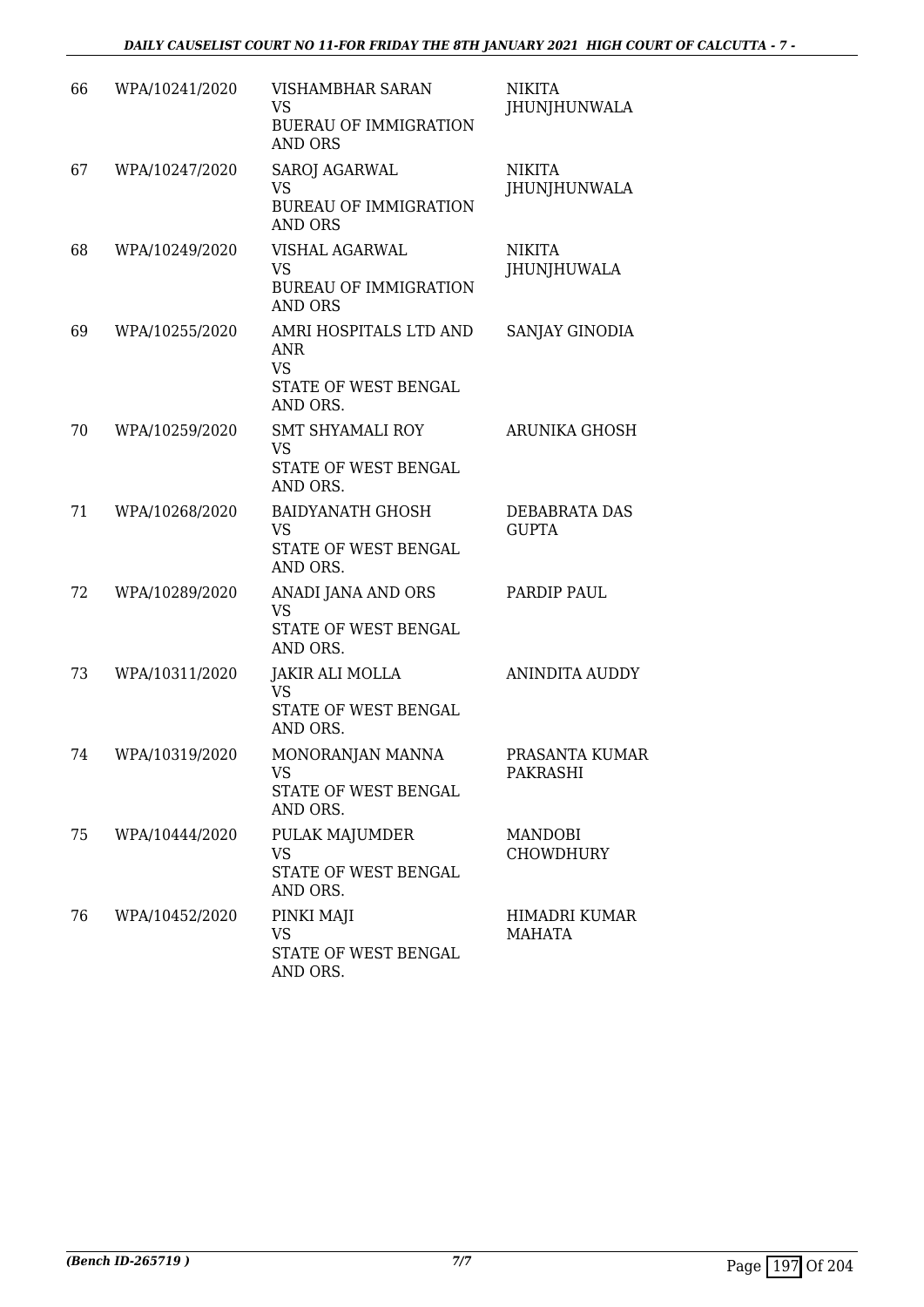| 66 | WPA/10241/2020 | VISHAMBHAR SARAN<br>VS<br>BUERAU OF IMMIGRATION AND ORS | NIKITA JHUNJHUNWALA |
|---|---|---|---|
| 67 | WPA/10247/2020 | SAROJ AGARWAL<br>VS<br>BUREAU OF IMMIGRATION AND ORS | NIKITA JHUNJHUNWALA |
| 68 | WPA/10249/2020 | VISHAL AGARWAL<br>VS<br>BUREAU OF IMMIGRATION AND ORS | NIKITA JHUNJHUWALA |
| 69 | WPA/10255/2020 | AMRI HOSPITALS LTD AND ANR<br>VS<br>STATE OF WEST BENGAL AND ORS. | SANJAY GINODIA |
| 70 | WPA/10259/2020 | SMT SHYAMALI ROY<br>VS<br>STATE OF WEST BENGAL AND ORS. | ARUNIKA GHOSH |
| 71 | WPA/10268/2020 | BAIDYANATH GHOSH<br>VS<br>STATE OF WEST BENGAL AND ORS. | DEBABRATA DAS GUPTA |
| 72 | WPA/10289/2020 | ANADI JANA AND ORS<br>VS<br>STATE OF WEST BENGAL AND ORS. | PARDIP PAUL |
| 73 | WPA/10311/2020 | JAKIR ALI MOLLA<br>VS<br>STATE OF WEST BENGAL AND ORS. | ANINDITA AUDDY |
| 74 | WPA/10319/2020 | MONORANJAN MANNA<br>VS<br>STATE OF WEST BENGAL AND ORS. | PRASANTA KUMAR PAKRASHI |
| 75 | WPA/10444/2020 | PULAK MAJUMDER<br>VS<br>STATE OF WEST BENGAL AND ORS. | MANDOBI CHOWDHURY |
| 76 | WPA/10452/2020 | PINKI MAJI<br>VS<br>STATE OF WEST BENGAL AND ORS. | HIMADRI KUMAR MAHATA |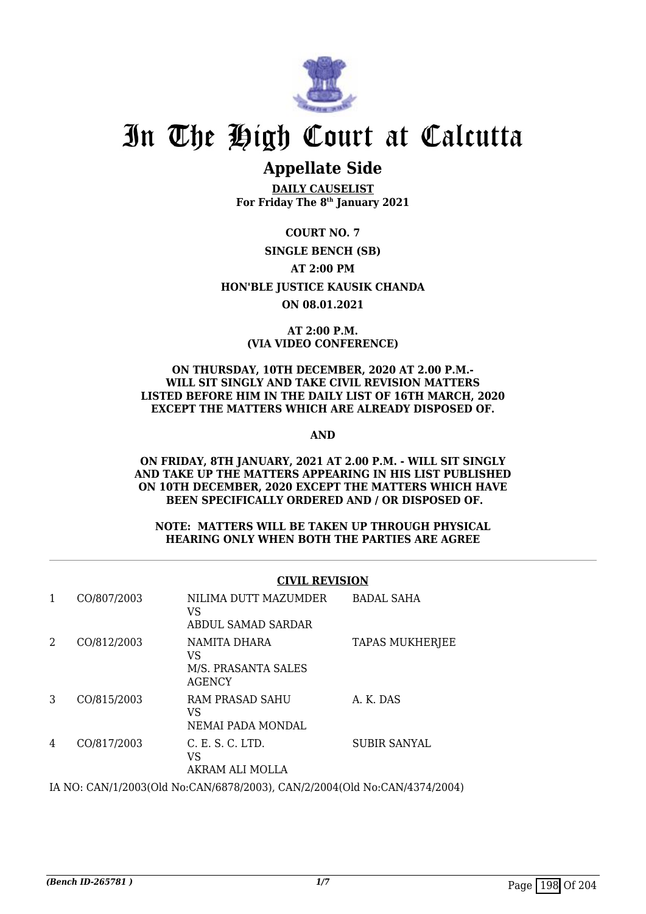# In The High Court at Calcutta

## Appellate Side

**DAILY CAUSELIST**
**For Friday The 8th January 2021**

**COURT NO. 7**

**SINGLE BENCH (SB)**

**AT 2:00 PM**

**HON'BLE JUSTICE KAUSIK CHANDA**

**ON 08.01.2021**

**AT 2:00 P.M.**
**(VIA VIDEO CONFERENCE)**

**ON THURSDAY, 10TH DECEMBER, 2020 AT 2.00 P.M.- WILL SIT SINGLY AND TAKE CIVIL REVISION MATTERS LISTED BEFORE HIM IN THE DAILY LIST OF 16TH MARCH, 2020 EXCEPT THE MATTERS WHICH ARE ALREADY DISPOSED OF.**

**AND**

**ON FRIDAY, 8TH JANUARY, 2021 AT 2.00 P.M. - WILL SIT SINGLY AND TAKE UP THE MATTERS APPEARING IN HIS LIST PUBLISHED ON 10TH DECEMBER, 2020 EXCEPT THE MATTERS WHICH HAVE BEEN SPECIFICALLY ORDERED AND / OR DISPOSED OF.**

**NOTE: MATTERS WILL BE TAKEN UP THROUGH PHYSICAL HEARING ONLY WHEN BOTH THE PARTIES ARE AGREE**

**CIVIL REVISION**

| | | | |
|---|---|---|---|
| 1 | CO/807/2003 | NILIMA DUTT MAZUMDER VS ABDUL SAMAD SARDAR | BADAL SAHA |
| 2 | CO/812/2003 | NAMITA DHARA VS M/S. PRASANTA SALES AGENCY | TAPAS MUKHERJEE |
| 3 | CO/815/2003 | RAM PRASAD SAHU VS NEMAI PADA MONDAL | A. K. DAS |
| 4 | CO/817/2003 | C. E. S. C. LTD. VS AKRAM ALI MOLLA | SUBIR SANYAL |

IA NO: CAN/1/2003(Old No:CAN/6878/2003), CAN/2/2004(Old No:CAN/4374/2004)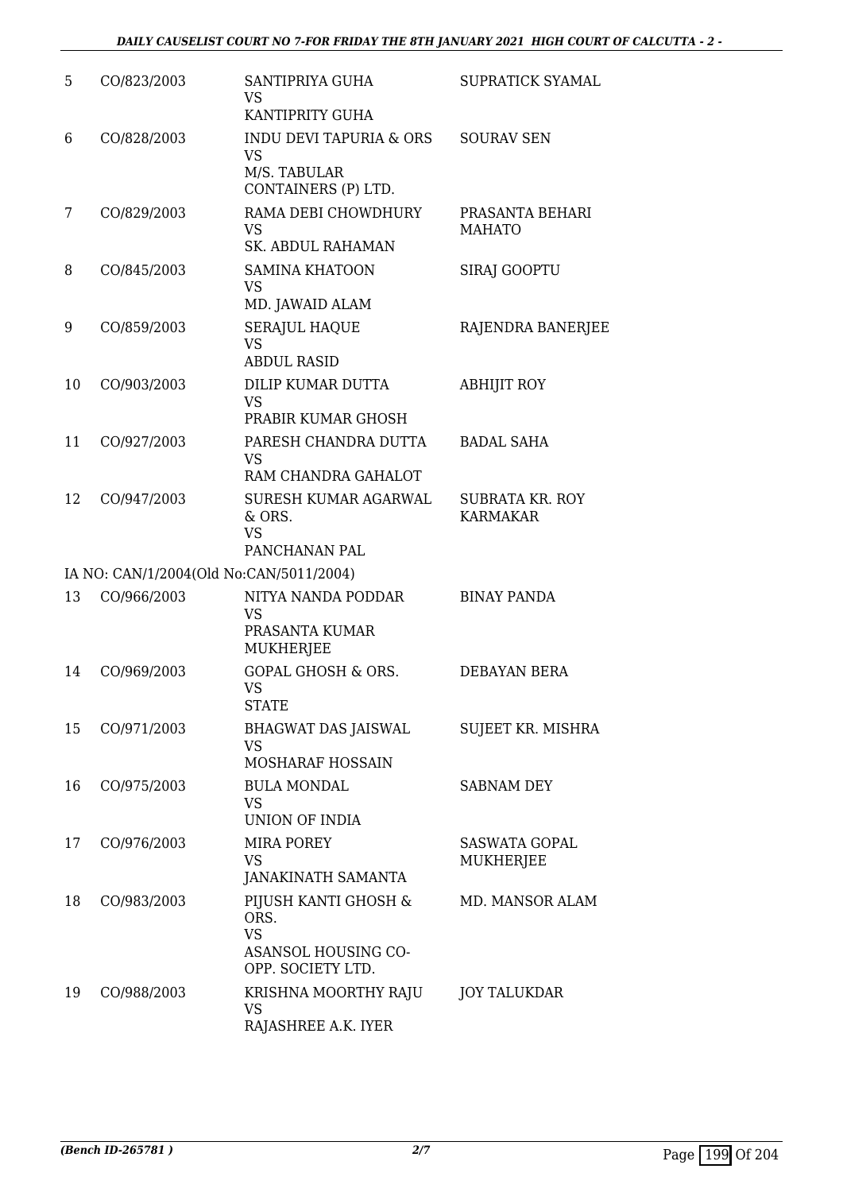| | | | |
|---|---|---|---|
| 5 | CO/823/2003 | SANTIPRIYA GUHA<br>VS<br>KANTIPRITY GUHA | SUPRATICK SYAMAL |
| 6 | CO/828/2003 | INDU DEVI TAPURIA & ORS<br>VS<br>M/S. TABULAR CONTAINERS (P) LTD. | SOURAV SEN |
| 7 | CO/829/2003 | RAMA DEBI CHOWDHURY<br>VS<br>SK. ABDUL RAHAMAN | PRASANTA BEHARI MAHATO |
| 8 | CO/845/2003 | SAMINA KHATOON<br>VS<br>MD. JAWAID ALAM | SIRAJ GOOPTU |
| 9 | CO/859/2003 | SERAJUL HAQUE<br>VS<br>ABDUL RASID | RAJENDRA BANERJEE |
| 10 | CO/903/2003 | DILIP KUMAR DUTTA<br>VS<br>PRABIR KUMAR GHOSH | ABHIJIT ROY |
| 11 | CO/927/2003 | PARESH CHANDRA DUTTA<br>VS<br>RAM CHANDRA GAHALOT | BADAL SAHA |
| 12 | CO/947/2003 | SURESH KUMAR AGARWAL & ORS.<br>VS<br>PANCHANAN PAL | SUBRATA KR. ROY KARMAKAR |
| | IA NO: CAN/1/2004(Old No:CAN/5011/2004) | | |
| 13 | CO/966/2003 | NITYA NANDA PODDAR<br>VS<br>PRASANTA KUMAR MUKHERJEE | BINAY PANDA |
| 14 | CO/969/2003 | GOPAL GHOSH & ORS.<br>VS<br>STATE | DEBAYAN BERA |
| 15 | CO/971/2003 | BHAGWAT DAS JAISWAL<br>VS<br>MOSHARAF HOSSAIN | SUJEET KR. MISHRA |
| 16 | CO/975/2003 | BULA MONDAL<br>VS<br>UNION OF INDIA | SABNAM DEY |
| 17 | CO/976/2003 | MIRA POREY<br>VS<br>JANAKINATH SAMANTA | SASWATA GOPAL MUKHERJEE |
| 18 | CO/983/2003 | PIJUSH KANTI GHOSH & ORS.<br>VS<br>ASANSOL HOUSING CO-OPP. SOCIETY LTD. | MD. MANSOR ALAM |
| 19 | CO/988/2003 | KRISHNA MOORTHY RAJU<br>VS<br>RAJASHREE A.K. IYER | JOY TALUKDAR |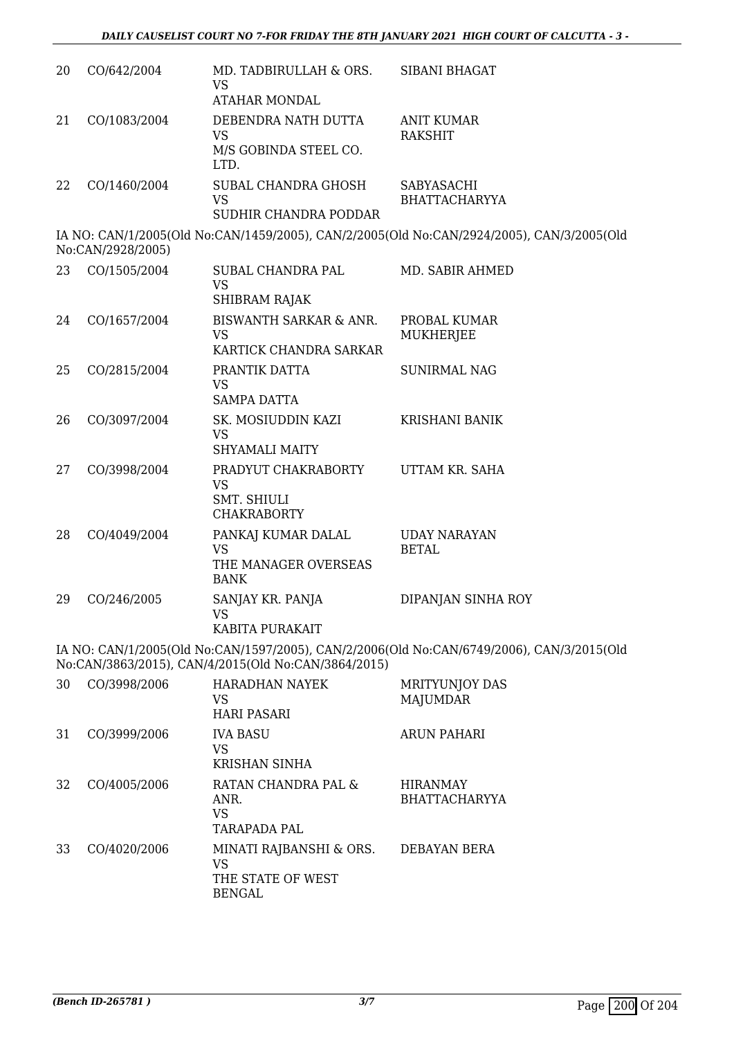| | | | |
|---|---|---|---|
| 20 | CO/642/2004 | MD. TADBIRULLAH & ORS.<br>VS<br>ATAHAR MONDAL | SIBANI BHAGAT |
| 21 | CO/1083/2004 | DEBENDRA NATH DUTTA<br>VS<br>M/S GOBINDA STEEL CO. LTD. | ANIT KUMAR RAKSHIT |
| 22 | CO/1460/2004 | SUBAL CHANDRA GHOSH<br>VS<br>SUDHIR CHANDRA PODDAR | SABYASACHI BHATTACHARYYA |

IA NO: CAN/1/2005(Old No:CAN/1459/2005), CAN/2/2005(Old No:CAN/2924/2005), CAN/3/2005(Old No:CAN/2928/2005)

| | | | |
|---|---|---|---|
| 23 | CO/1505/2004 | SUBAL CHANDRA PAL<br>VS<br>SHIBRAM RAJAK | MD. SABIR AHMED |
| 24 | CO/1657/2004 | BISWANTH SARKAR & ANR.<br>VS<br>KARTICK CHANDRA SARKAR | PROBAL KUMAR MUKHERJEE |
| 25 | CO/2815/2004 | PRANTIK DATTA<br>VS<br>SAMPA DATTA | SUNIRMAL NAG |
| 26 | CO/3097/2004 | SK. MOSIUDDIN KAZI<br>VS<br>SHYAMALI MAITY | KRISHANI BANIK |
| 27 | CO/3998/2004 | PRADYUT CHAKRABORTY<br>VS<br>SMT. SHIULI CHAKRABORTY | UTTAM KR. SAHA |
| 28 | CO/4049/2004 | PANKAJ KUMAR DALAL<br>VS<br>THE MANAGER OVERSEAS BANK | UDAY NARAYAN BETAL |
| 29 | CO/246/2005 | SANJAY KR. PANJA<br>VS<br>KABITA PURAKAIT | DIPANJAN SINHA ROY |

IA NO: CAN/1/2005(Old No:CAN/1597/2005), CAN/2/2006(Old No:CAN/6749/2006), CAN/3/2015(Old No:CAN/3863/2015), CAN/4/2015(Old No:CAN/3864/2015)

| | | | |
|---|---|---|---|
| 30 | CO/3998/2006 | HARADHAN NAYEK<br>VS<br>HARI PASARI | MRITYUNJOY DAS MAJUMDAR |
| 31 | CO/3999/2006 | IVA BASU<br>VS<br>KRISHAN SINHA | ARUN PAHARI |
| 32 | CO/4005/2006 | RATAN CHANDRA PAL & ANR.<br>VS<br>TARAPADA PAL | HIRANMAY BHATTACHARYYA |
| 33 | CO/4020/2006 | MINATI RAJBANSHI & ORS.<br>VS<br>THE STATE OF WEST BENGAL | DEBAYAN BERA |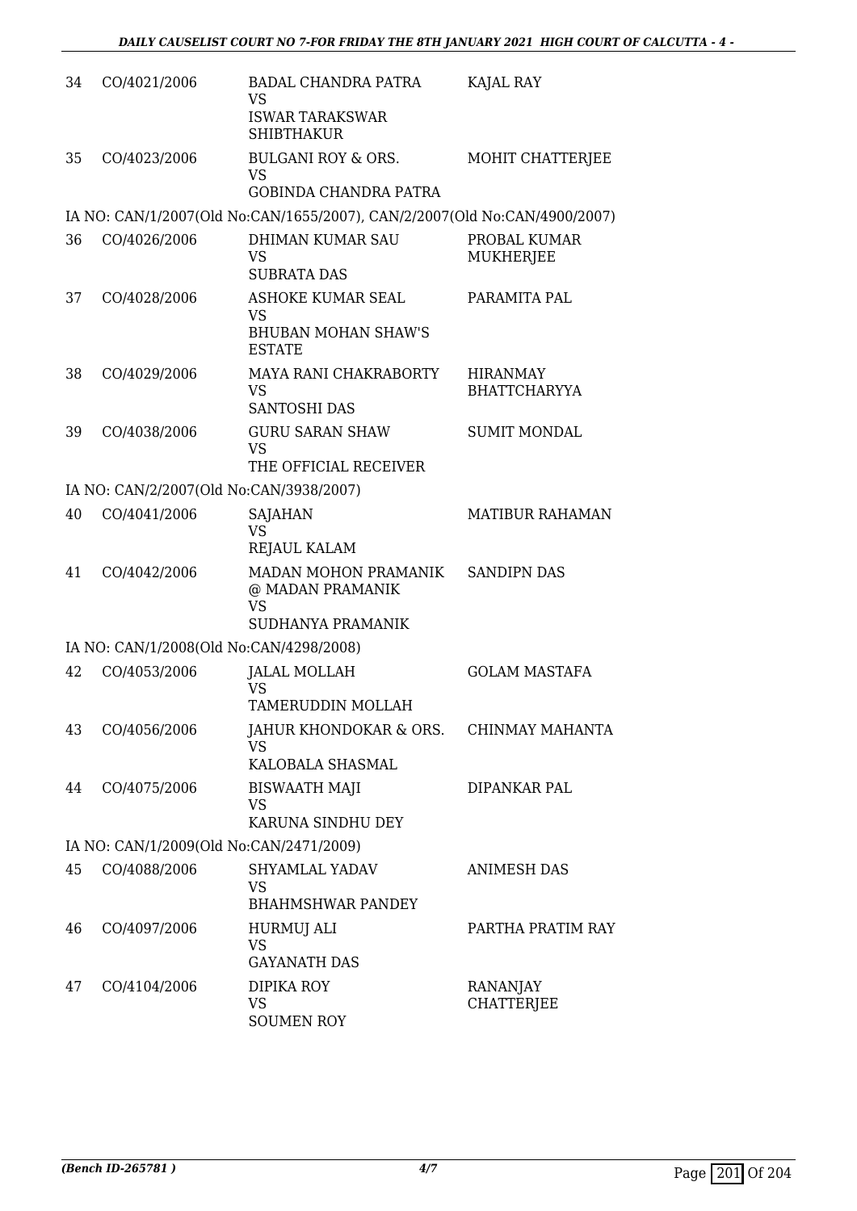| | | | |
|---|---|---|---|
| 34 | CO/4021/2006 | BADAL CHANDRA PATRA<br>VS<br>ISWAR TARAKSWAR SHIBTHAKUR | KAJAL RAY |
| 35 | CO/4023/2006 | BULGANI ROY & ORS.<br>VS<br>GOBINDA CHANDRA PATRA | MOHIT CHATTERJEE |
| | IA NO: CAN/1/2007(Old No:CAN/1655/2007), CAN/2/2007(Old No:CAN/4900/2007) | | |
| 36 | CO/4026/2006 | DHIMAN KUMAR SAU<br>VS<br>SUBRATA DAS | PROBAL KUMAR MUKHERJEE |
| 37 | CO/4028/2006 | ASHOKE KUMAR SEAL<br>VS<br>BHUBAN MOHAN SHAW'S ESTATE | PARAMITA PAL |
| 38 | CO/4029/2006 | MAYA RANI CHAKRABORTY<br>VS<br>SANTOSHI DAS | HIRANMAY BHATTCHARYYA |
| 39 | CO/4038/2006 | GURU SARAN SHAW<br>VS<br>THE OFFICIAL RECEIVER | SUMIT MONDAL |
| | IA NO: CAN/2/2007(Old No:CAN/3938/2007) | | |
| 40 | CO/4041/2006 | SAJAHAN<br>VS<br>REJAUL KALAM | MATIBUR RAHAMAN |
| 41 | CO/4042/2006 | MADAN MOHON PRAMANIK @ MADAN PRAMANIK<br>VS<br>SUDHANYA PRAMANIK | SANDIPN DAS |
| | IA NO: CAN/1/2008(Old No:CAN/4298/2008) | | |
| 42 | CO/4053/2006 | JALAL MOLLAH<br>VS<br>TAMERUDDIN MOLLAH | GOLAM MASTAFA |
| 43 | CO/4056/2006 | JAHUR KHONDOKAR & ORS.<br>VS<br>KALOBALA SHASMAL | CHINMAY MAHANTA |
| 44 | CO/4075/2006 | BISWAATH MAJI<br>VS<br>KARUNA SINDHU DEY | DIPANKAR PAL |
| | IA NO: CAN/1/2009(Old No:CAN/2471/2009) | | |
| 45 | CO/4088/2006 | SHYAMLAL YADAV<br>VS<br>BHAHMSHWAR PANDEY | ANIMESH DAS |
| 46 | CO/4097/2006 | HURMUJ ALI<br>VS<br>GAYANATH DAS | PARTHA PRATIM RAY |
| 47 | CO/4104/2006 | DIPIKA ROY<br>VS<br>SOUMEN ROY | RANANJAY CHATTERJEE |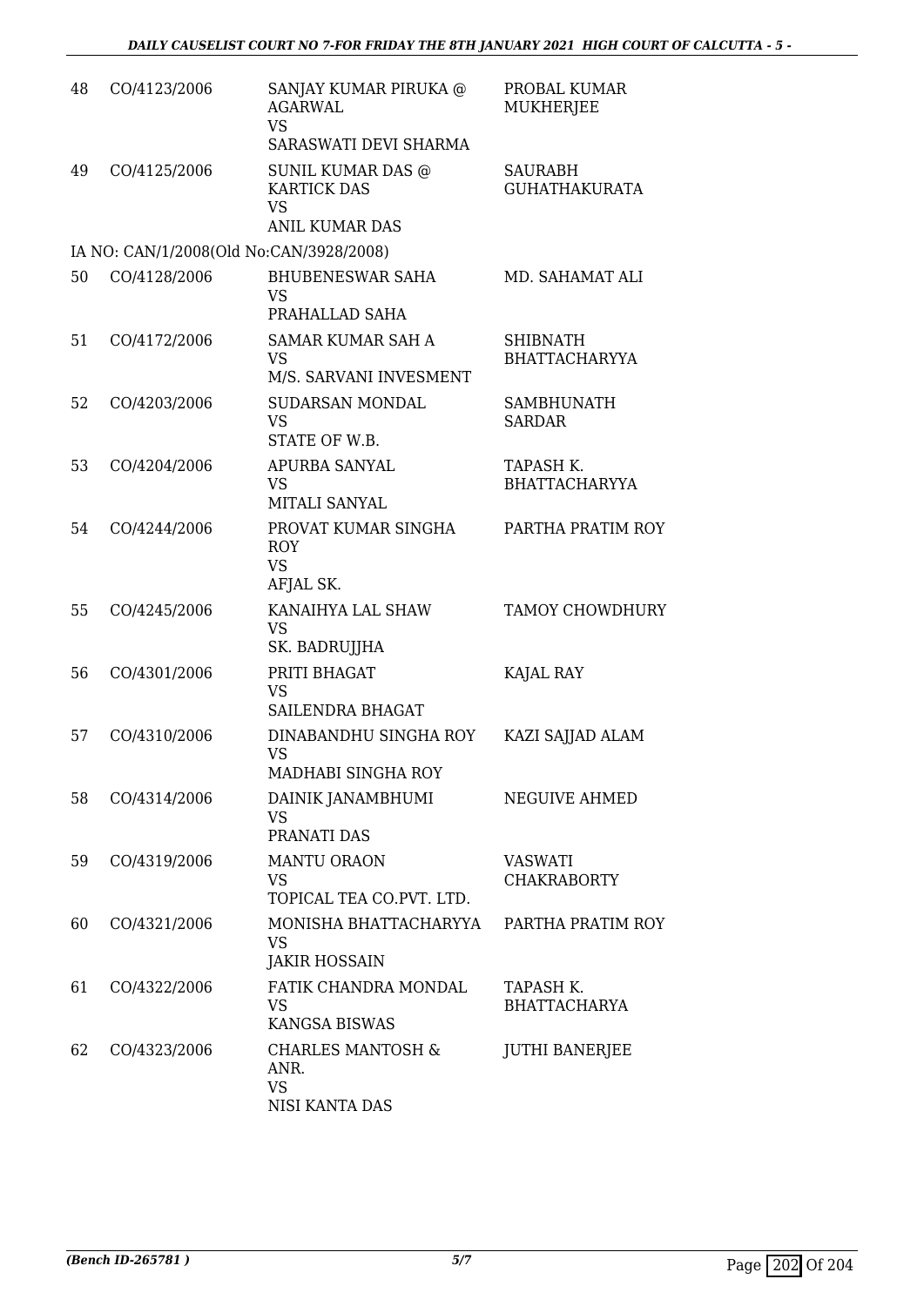| | | | |
|---|---|---|---|
| 48 | CO/4123/2006 | SANJAY KUMAR PIRUKA @ AGARWAL<br>VS<br>SARASWATI DEVI SHARMA | PROBAL KUMAR MUKHERJEE |
| 49 | CO/4125/2006 | SUNIL KUMAR DAS @ KARTICK DAS<br>VS<br>ANIL KUMAR DAS | SAURABH GUHATHAKURATA |
| | IA NO: CAN/1/2008(Old No:CAN/3928/2008) | | |
| 50 | CO/4128/2006 | BHUBENESWAR SAHA<br>VS<br>PRAHALLAD SAHA | MD. SAHAMAT ALI |
| 51 | CO/4172/2006 | SAMAR KUMAR SAH A<br>VS<br>M/S. SARVANI INVESMENT | SHIBNATH BHATTACHARYYA |
| 52 | CO/4203/2006 | SUDARSAN MONDAL<br>VS<br>STATE OF W.B. | SAMBHUNATH SARDAR |
| 53 | CO/4204/2006 | APURBA SANYAL<br>VS<br>MITALI SANYAL | TAPASH K. BHATTACHARYYA |
| 54 | CO/4244/2006 | PROVAT KUMAR SINGHA ROY<br>VS<br>AFJAL SK. | PARTHA PRATIM ROY |
| 55 | CO/4245/2006 | KANAIHYA LAL SHAW<br>VS<br>SK. BADRUJJHA | TAMOY CHOWDHURY |
| 56 | CO/4301/2006 | PRITI BHAGAT<br>VS<br>SAILENDRA BHAGAT | KAJAL RAY |
| 57 | CO/4310/2006 | DINABANDHU SINGHA ROY<br>VS<br>MADHABI SINGHA ROY | KAZI SAJJAD ALAM |
| 58 | CO/4314/2006 | DAINIK JANAMBHUMI<br>VS<br>PRANATI DAS | NEGUIVE AHMED |
| 59 | CO/4319/2006 | MANTU ORAON<br>VS<br>TOPICAL TEA CO.PVT. LTD. | VASWATI CHAKRABORTY |
| 60 | CO/4321/2006 | MONISHA BHATTACHARYYA<br>VS<br>JAKIR HOSSAIN | PARTHA PRATIM ROY |
| 61 | CO/4322/2006 | FATIK CHANDRA MONDAL<br>VS<br>KANGSA BISWAS | TAPASH K. BHATTACHARYA |
| 62 | CO/4323/2006 | CHARLES MANTOSH & ANR.<br>VS<br>NISI KANTA DAS | JUTHI BANERJEE |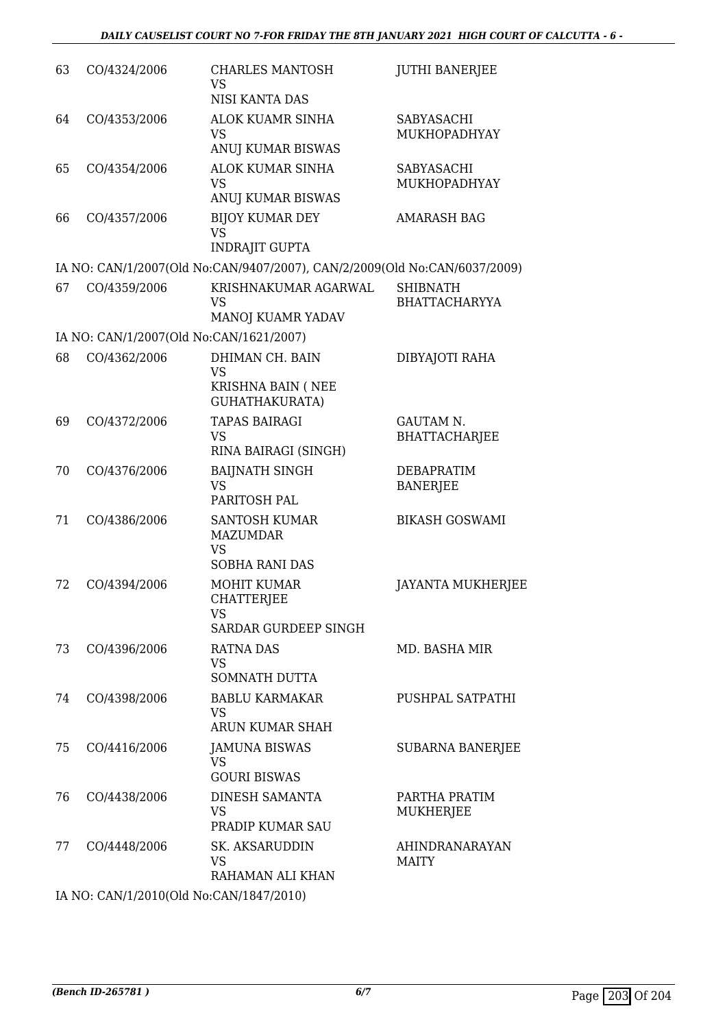| | | | |
|---|---|---|---|
| 63 | CO/4324/2006 | CHARLES MANTOSH VS NISI KANTA DAS | JUTHI BANERJEE |
| 64 | CO/4353/2006 | ALOK KUAMR SINHA VS ANUJ KUMAR BISWAS | SABYASACHI MUKHOPADHYAY |
| 65 | CO/4354/2006 | ALOK KUMAR SINHA VS ANUJ KUMAR BISWAS | SABYASACHI MUKHOPADHYAY |
| 66 | CO/4357/2006 | BIJOY KUMAR DEY VS INDRAJIT GUPTA | AMARASH BAG |

IA NO: CAN/1/2007(Old No:CAN/9407/2007), CAN/2/2009(Old No:CAN/6037/2009)

| | | | |
|---|---|---|---|
| 67 | CO/4359/2006 | KRISHNAKUMAR AGARWAL VS MANOJ KUAMR YADAV | SHIBNATH BHATTACHARYYA |

IA NO: CAN/1/2007(Old No:CAN/1621/2007)

| | | | |
|---|---|---|---|
| 68 | CO/4362/2006 | DHIMAN CH. BAIN VS KRISHNA BAIN ( NEE GUHATHAKURATA) | DIBYAJOTI RAHA |
| 69 | CO/4372/2006 | TAPAS BAIRAGI VS RINA BAIRAGI (SINGH) | GAUTAM N. BHATTACHARJEE |
| 70 | CO/4376/2006 | BAIJNATH SINGH VS PARITOSH PAL | DEBAPRATIM BANERJEE |
| 71 | CO/4386/2006 | SANTOSH KUMAR MAZUMDAR VS SOBHA RANI DAS | BIKASH GOSWAMI |
| 72 | CO/4394/2006 | MOHIT KUMAR CHATTERJEE VS SARDAR GURDEEP SINGH | JAYANTA MUKHERJEE |
| 73 | CO/4396/2006 | RATNA DAS VS SOMNATH DUTTA | MD. BASHA MIR |
| 74 | CO/4398/2006 | BABLU KARMAKAR VS ARUN KUMAR SHAH | PUSHPAL SATPATHI |
| 75 | CO/4416/2006 | JAMUNA BISWAS VS GOURI BISWAS | SUBARNA BANERJEE |
| 76 | CO/4438/2006 | DINESH SAMANTA VS PRADIP KUMAR SAU | PARTHA PRATIM MUKHERJEE |
| 77 | CO/4448/2006 | SK. AKSARUDDIN VS RAHAMAN ALI KHAN | AHINDRANARAYAN MAITY |

IA NO: CAN/1/2010(Old No:CAN/1847/2010)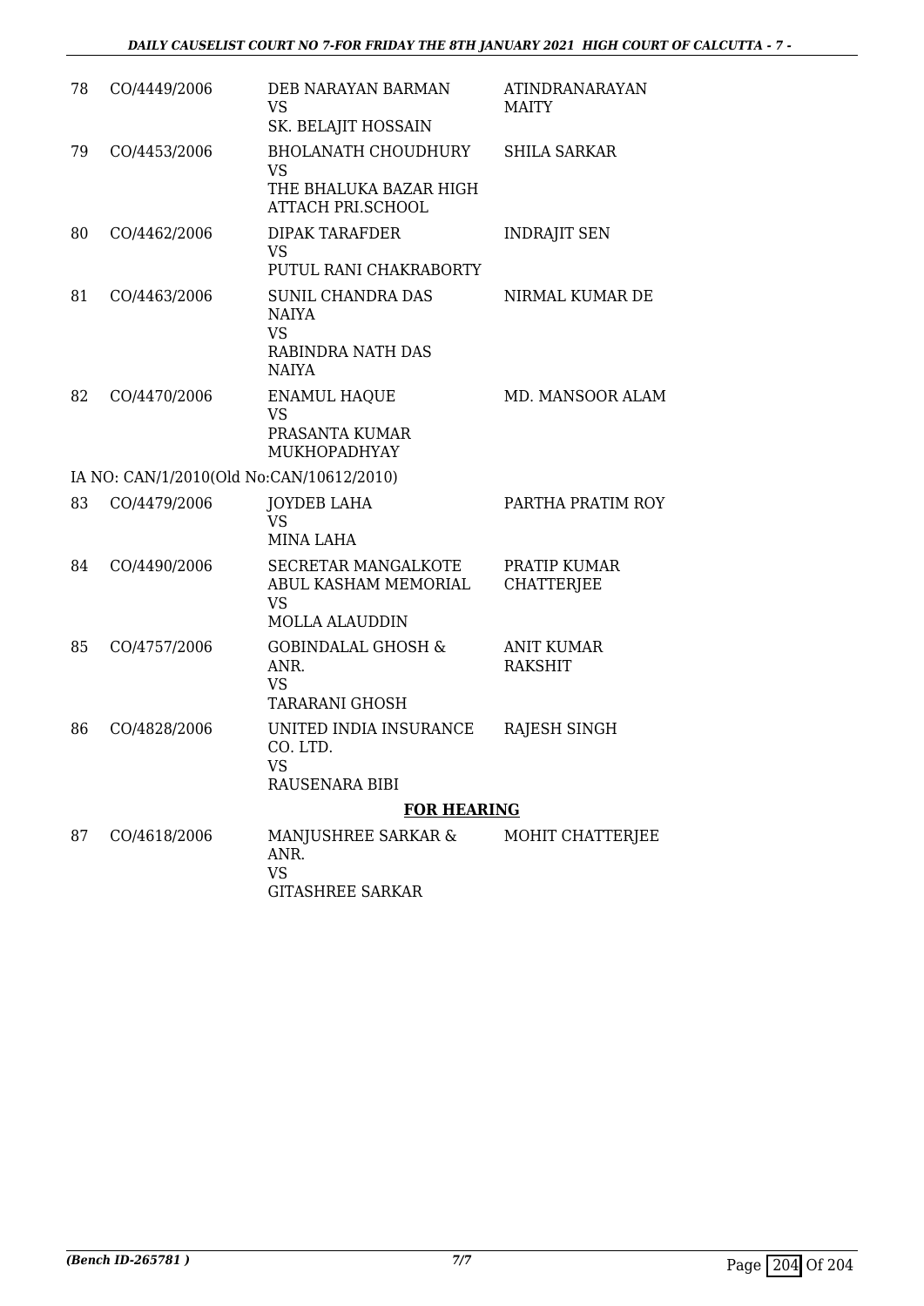| | | | |
|---|---|---|---|
| 78 | CO/4449/2006 | DEB NARAYAN BARMAN<br>VS<br>SK. BELAJIT HOSSAIN | ATINDRANARAYAN MAITY |
| 79 | CO/4453/2006 | BHOLANATH CHOUDHURY<br>VS<br>THE BHALUKA BAZAR HIGH ATTACH PRI.SCHOOL | SHILA SARKAR |
| 80 | CO/4462/2006 | DIPAK TARAFDER<br>VS<br>PUTUL RANI CHAKRABORTY | INDRAJIT SEN |
| 81 | CO/4463/2006 | SUNIL CHANDRA DAS NAIYA<br>VS<br>RABINDRA NATH DAS NAIYA | NIRMAL KUMAR DE |
| 82 | CO/4470/2006 | ENAMUL HAQUE<br>VS<br>PRASANTA KUMAR MUKHOPADHYAY | MD. MANSOOR ALAM |

IA NO: CAN/1/2010(Old No:CAN/10612/2010)

| | | | |
|---|---|---|---|
| 83 | CO/4479/2006 | JOYDEB LAHA<br>VS<br>MINA LAHA | PARTHA PRATIM ROY |
| 84 | CO/4490/2006 | SECRETAR MANGALKOTE ABUL KASHAM MEMORIAL<br>VS<br>MOLLA ALAUDDIN | PRATIP KUMAR CHATTERJEE |
| 85 | CO/4757/2006 | GOBINDALAL GHOSH & ANR.<br>VS<br>TARARANI GHOSH | ANIT KUMAR RAKSHIT |
| 86 | CO/4828/2006 | UNITED INDIA INSURANCE CO. LTD.<br>VS<br>RAUSENARA BIBI | RAJESH SINGH |

**FOR HEARING**

| | | | |
|---|---|---|---|
| 87 | CO/4618/2006 | MANJUSHREE SARKAR & ANR.<br>VS<br>GITASHREE SARKAR | MOHIT CHATTERJEE |